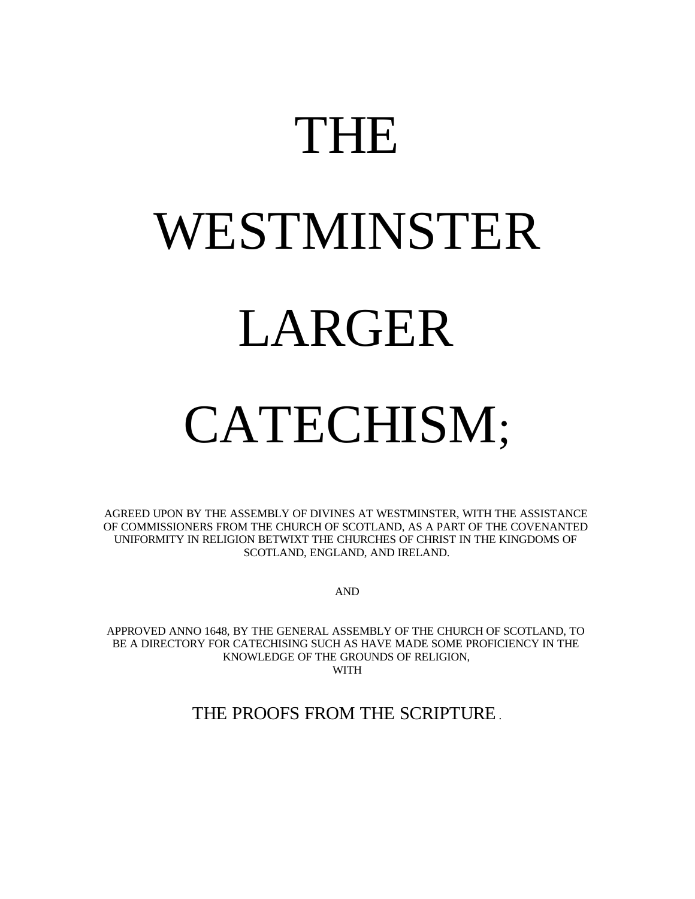# THE WESTMINSTER LARGER CATECHISM;

AGREED UPON BY THE ASSEMBLY OF DIVINES AT WESTMINSTER, WITH THE ASSISTANCE OF COMMISSIONERS FROM THE CHURCH OF SCOTLAND, AS A PART OF THE COVENANTED UNIFORMITY IN RELIGION BETWIXT THE CHURCHES OF CHRIST IN THE KINGDOMS OF SCOTLAND, ENGLAND, AND IRELAND.

AND

APPROVED ANNO 1648, BY THE GENERAL ASSEMBLY OF THE CHURCH OF SCOTLAND, TO BE A DIRECTORY FOR CATECHISING SUCH AS HAVE MADE SOME PROFICIENCY IN THE KNOWLEDGE OF THE GROUNDS OF RELIGION,

WITH

## THE PROOFS FROM THE SCRIPTURE.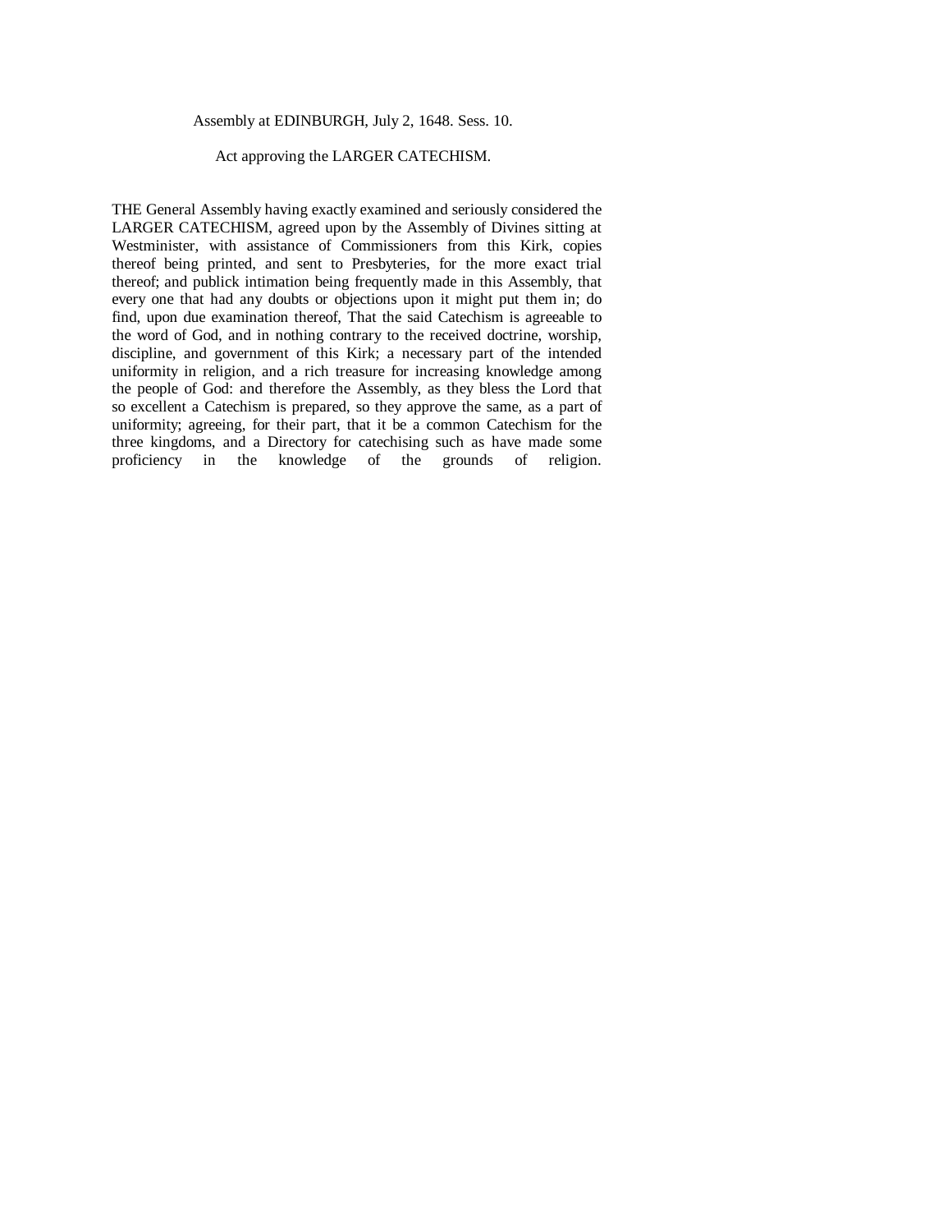Assembly at EDINBURGH, July 2, 1648. Sess. 10.

Act approving the LARGER CATECHISM.

THE General Assembly having exactly examined and seriously considered the LARGER CATECHISM, agreed upon by the Assembly of Divines sitting at Westminister, with assistance of Commissioners from this Kirk, copies thereof being printed, and sent to Presbyteries, for the more exact trial thereof; and publick intimation being frequently made in this Assembly, that every one that had any doubts or objections upon it might put them in; do find, upon due examination thereof, That the said Catechism is agreeable to the word of God, and in nothing contrary to the received doctrine, worship, discipline, and government of this Kirk; a necessary part of the intended uniformity in religion, and a rich treasure for increasing knowledge among the people of God: and therefore the Assembly, as they bless the Lord that so excellent a Catechism is prepared, so they approve the same, as a part of uniformity; agreeing, for their part, that it be a common Catechism for the three kingdoms, and a Directory for catechising such as have made some proficiency in the knowledge of the grounds of religion.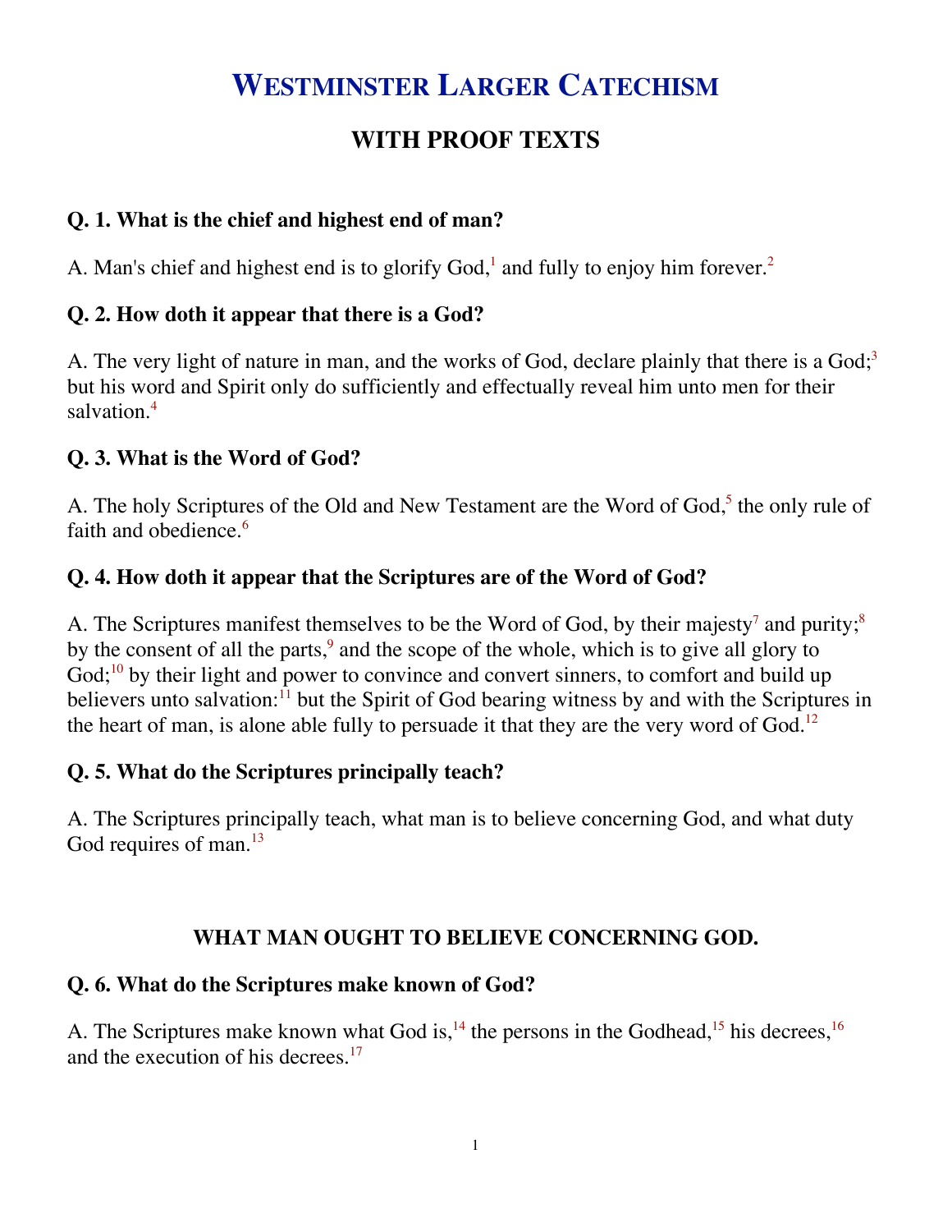# Westminster Larger Catechism

## WITH PROOF TEXTS

### Q. 1. What is the chief and highest end of man?

A. Man's chief and highest end is to glorify God,[1] and fully to enjoy him forever.[2]

### Q. 2. How doth it appear that there is a God?

A. The very light of nature in man, and the works of God, declare plainly that there is a God;[3] but his word and Spirit only do sufficiently and effectually reveal him unto men for their salvation.[4]

### Q. 3. What is the Word of God?

A. The holy Scriptures of the Old and New Testament are the Word of God,[5] the only rule of faith and obedience.[6]

### Q. 4. How doth it appear that the Scriptures are of the Word of God?

A. The Scriptures manifest themselves to be the Word of God, by their majesty[7] and purity;[8] by the consent of all the parts,[9] and the scope of the whole, which is to give all glory to God;[10] by their light and power to convince and convert sinners, to comfort and build up believers unto salvation:[11] but the Spirit of God bearing witness by and with the Scriptures in the heart of man, is alone able fully to persuade it that they are the very word of God.[12]

### Q. 5. What do the Scriptures principally teach?

A. The Scriptures principally teach, what man is to believe concerning God, and what duty God requires of man.[13]

## WHAT MAN OUGHT TO BELIEVE CONCERNING GOD.

### Q. 6. What do the Scriptures make known of God?

A. The Scriptures make known what God is,[14] the persons in the Godhead,[15] his decrees,[16] and the execution of his decrees.[17]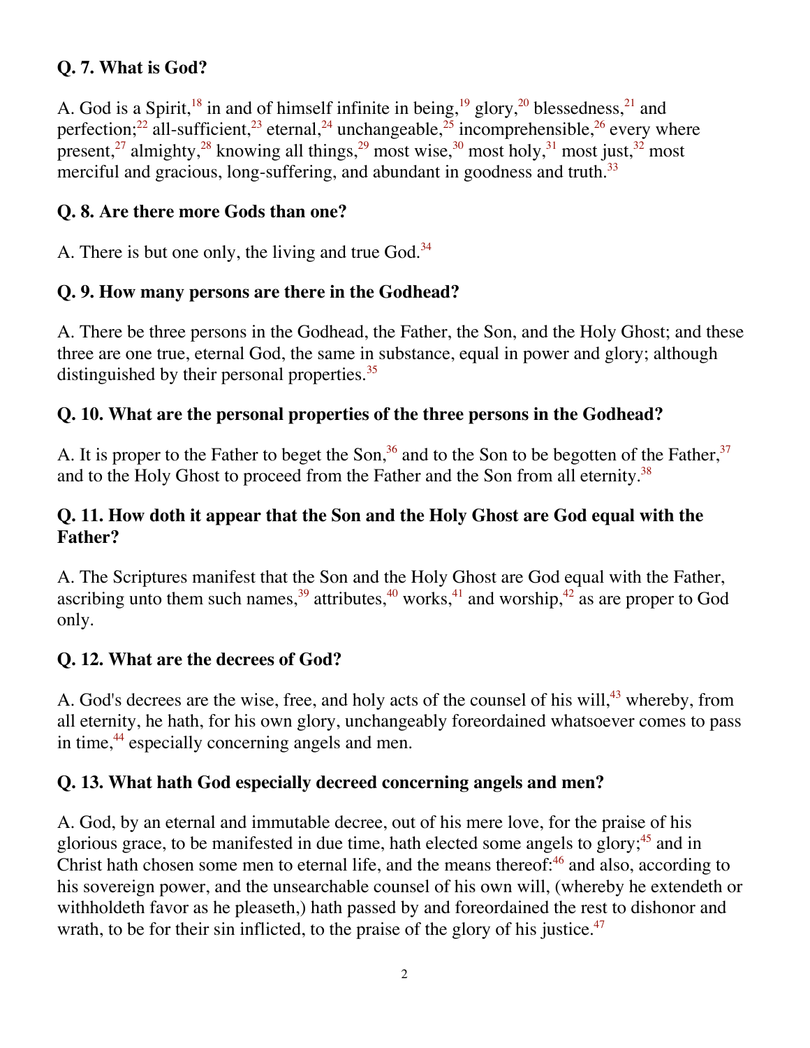### Q. 7. What is God?

A. God is a Spirit,[18] in and of himself infinite in being,[19] glory,[20] blessedness,[21] and perfection;[22] all-sufficient,[23] eternal,[24] unchangeable,[25] incomprehensible,[26] every where present,[27] almighty,[28] knowing all things,[29] most wise,[30] most holy,[31] most just,[32] most merciful and gracious, long-suffering, and abundant in goodness and truth.[33]

### Q. 8. Are there more Gods than one?

A. There is but one only, the living and true God.[34]

### Q. 9. How many persons are there in the Godhead?

A. There be three persons in the Godhead, the Father, the Son, and the Holy Ghost; and these three are one true, eternal God, the same in substance, equal in power and glory; although distinguished by their personal properties.[35]

### Q. 10. What are the personal properties of the three persons in the Godhead?

A. It is proper to the Father to beget the Son,[36] and to the Son to be begotten of the Father,[37] and to the Holy Ghost to proceed from the Father and the Son from all eternity.[38]

### Q. 11. How doth it appear that the Son and the Holy Ghost are God equal with the Father?

A. The Scriptures manifest that the Son and the Holy Ghost are God equal with the Father, ascribing unto them such names,[39] attributes,[40] works,[41] and worship,[42] as are proper to God only.

### Q. 12. What are the decrees of God?

A. God's decrees are the wise, free, and holy acts of the counsel of his will,[43] whereby, from all eternity, he hath, for his own glory, unchangeably foreordained whatsoever comes to pass in time,[44] especially concerning angels and men.

### Q. 13. What hath God especially decreed concerning angels and men?

A. God, by an eternal and immutable decree, out of his mere love, for the praise of his glorious grace, to be manifested in due time, hath elected some angels to glory;[45] and in Christ hath chosen some men to eternal life, and the means thereof:[46] and also, according to his sovereign power, and the unsearchable counsel of his own will, (whereby he extendeth or withholdeth favor as he pleaseth,) hath passed by and foreordained the rest to dishonor and wrath, to be for their sin inflicted, to the praise of the glory of his justice.[47]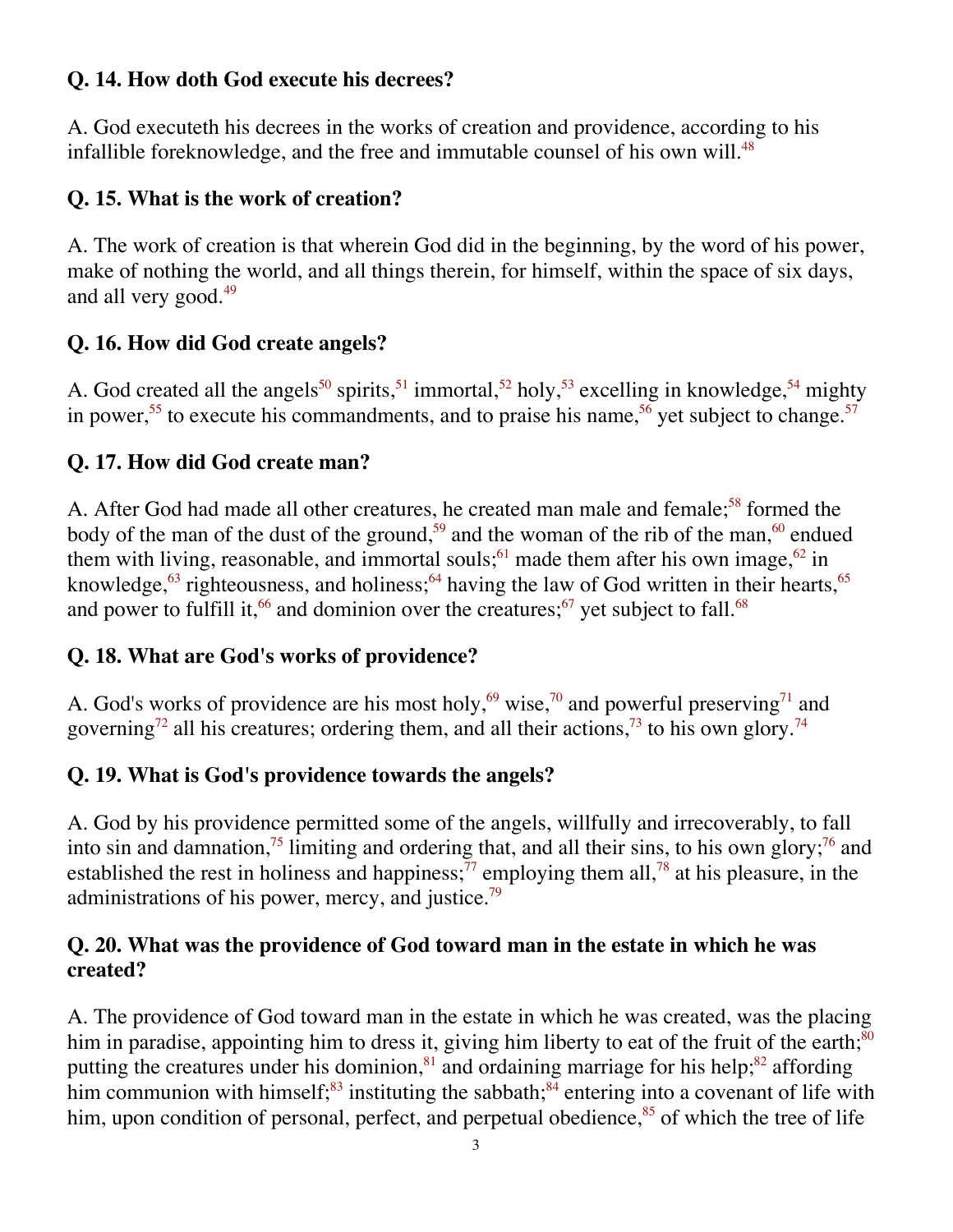**Q. 14. How doth God execute his decrees?**

A. God executeth his decrees in the works of creation and providence, according to his infallible foreknowledge, and the free and immutable counsel of his own will.[48]

**Q. 15. What is the work of creation?**

A. The work of creation is that wherein God did in the beginning, by the word of his power, make of nothing the world, and all things therein, for himself, within the space of six days, and all very good.[49]

**Q. 16. How did God create angels?**

A. God created all the angels[50] spirits,[51] immortal,[52] holy,[53] excelling in knowledge,[54] mighty in power,[55] to execute his commandments, and to praise his name,[56] yet subject to change.[57]

**Q. 17. How did God create man?**

A. After God had made all other creatures, he created man male and female;[58] formed the body of the man of the dust of the ground,[59] and the woman of the rib of the man,[60] endued them with living, reasonable, and immortal souls;[61] made them after his own image,[62] in knowledge,[63] righteousness, and holiness;[64] having the law of God written in their hearts,[65] and power to fulfill it,[66] and dominion over the creatures;[67] yet subject to fall.[68]

**Q. 18. What are God's works of providence?**

A. God's works of providence are his most holy,[69] wise,[70] and powerful preserving[71] and governing[72] all his creatures; ordering them, and all their actions,[73] to his own glory.[74]

**Q. 19. What is God's providence towards the angels?**

A. God by his providence permitted some of the angels, willfully and irrecoverably, to fall into sin and damnation,[75] limiting and ordering that, and all their sins, to his own glory;[76] and established the rest in holiness and happiness;[77] employing them all,[78] at his pleasure, in the administrations of his power, mercy, and justice.[79]

**Q. 20. What was the providence of God toward man in the estate in which he was created?**

A. The providence of God toward man in the estate in which he was created, was the placing him in paradise, appointing him to dress it, giving him liberty to eat of the fruit of the earth;[80] putting the creatures under his dominion,[81] and ordaining marriage for his help;[82] affording him communion with himself;[83] instituting the sabbath;[84] entering into a covenant of life with him, upon condition of personal, perfect, and perpetual obedience,[85] of which the tree of life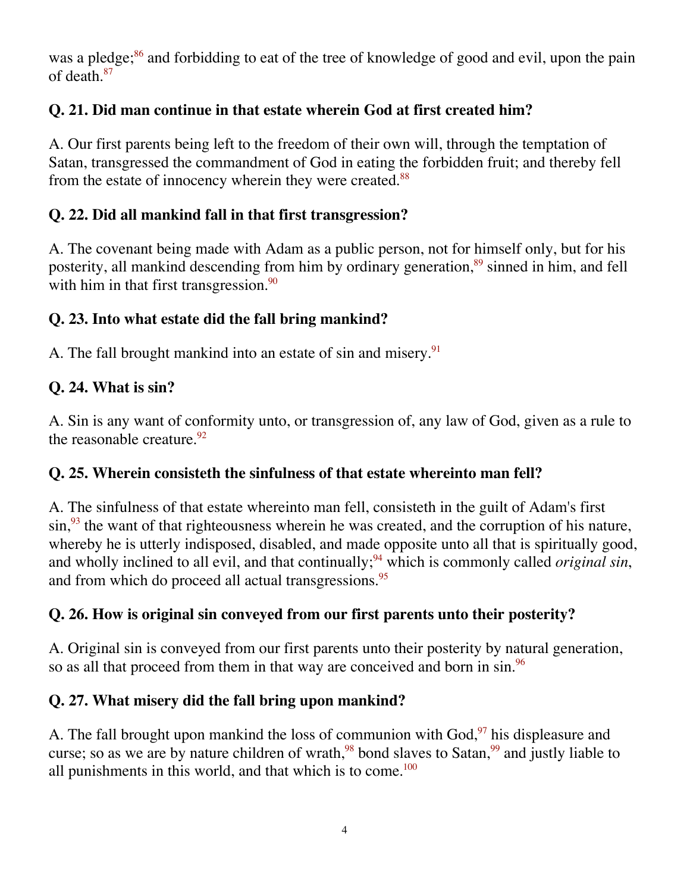was a pledge;[86] and forbidding to eat of the tree of knowledge of good and evil, upon the pain of death.[87]

### Q. 21. Did man continue in that estate wherein God at first created him?

A. Our first parents being left to the freedom of their own will, through the temptation of Satan, transgressed the commandment of God in eating the forbidden fruit; and thereby fell from the estate of innocency wherein they were created.[88]

### Q. 22. Did all mankind fall in that first transgression?

A. The covenant being made with Adam as a public person, not for himself only, but for his posterity, all mankind descending from him by ordinary generation,[89] sinned in him, and fell with him in that first transgression.[90]

### Q. 23. Into what estate did the fall bring mankind?

A. The fall brought mankind into an estate of sin and misery.[91]

### Q. 24. What is sin?

A. Sin is any want of conformity unto, or transgression of, any law of God, given as a rule to the reasonable creature.[92]

### Q. 25. Wherein consisteth the sinfulness of that estate whereinto man fell?

A. The sinfulness of that estate whereinto man fell, consisteth in the guilt of Adam's first sin,[93] the want of that righteousness wherein he was created, and the corruption of his nature, whereby he is utterly indisposed, disabled, and made opposite unto all that is spiritually good, and wholly inclined to all evil, and that continually;[94] which is commonly called *original sin*, and from which do proceed all actual transgressions.[95]

### Q. 26. How is original sin conveyed from our first parents unto their posterity?

A. Original sin is conveyed from our first parents unto their posterity by natural generation, so as all that proceed from them in that way are conceived and born in sin.[96]

### Q. 27. What misery did the fall bring upon mankind?

A. The fall brought upon mankind the loss of communion with God,[97] his displeasure and curse; so as we are by nature children of wrath,[98] bond slaves to Satan,[99] and justly liable to all punishments in this world, and that which is to come.[100]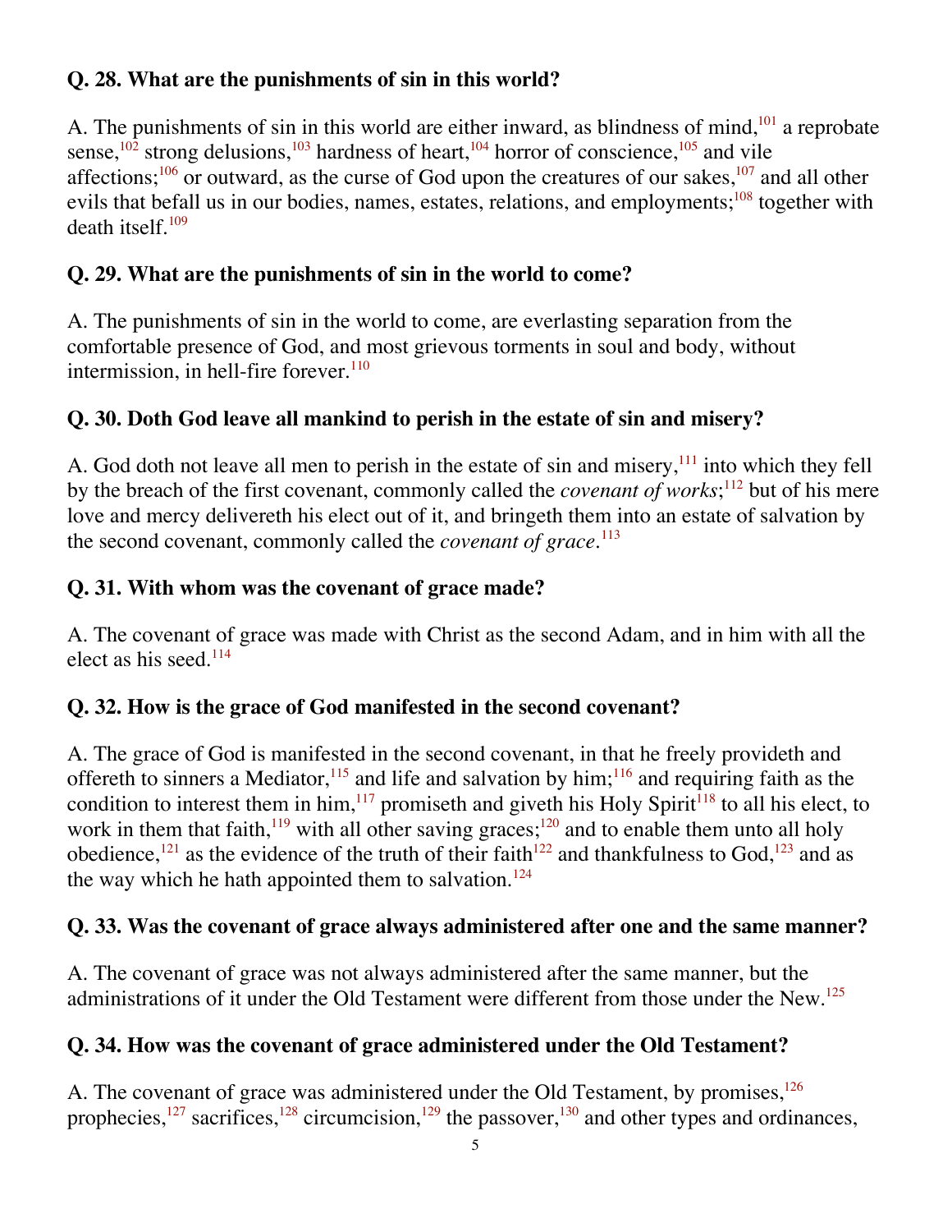**Q. 28. What are the punishments of sin in this world?**

A. The punishments of sin in this world are either inward, as blindness of mind,[101] a reprobate sense,[102] strong delusions,[103] hardness of heart,[104] horror of conscience,[105] and vile affections;[106] or outward, as the curse of God upon the creatures of our sakes,[107] and all other evils that befall us in our bodies, names, estates, relations, and employments;[108] together with death itself.[109]

**Q. 29. What are the punishments of sin in the world to come?**

A. The punishments of sin in the world to come, are everlasting separation from the comfortable presence of God, and most grievous torments in soul and body, without intermission, in hell-fire forever.[110]

**Q. 30. Doth God leave all mankind to perish in the estate of sin and misery?**

A. God doth not leave all men to perish in the estate of sin and misery,[111] into which they fell by the breach of the first covenant, commonly called the *covenant of works*;[112] but of his mere love and mercy delivereth his elect out of it, and bringeth them into an estate of salvation by the second covenant, commonly called the *covenant of grace*.[113]

**Q. 31. With whom was the covenant of grace made?**

A. The covenant of grace was made with Christ as the second Adam, and in him with all the elect as his seed.[114]

**Q. 32. How is the grace of God manifested in the second covenant?**

A. The grace of God is manifested in the second covenant, in that he freely provideth and offereth to sinners a Mediator,[115] and life and salvation by him;[116] and requiring faith as the condition to interest them in him,[117] promiseth and giveth his Holy Spirit[118] to all his elect, to work in them that faith,[119] with all other saving graces;[120] and to enable them unto all holy obedience,[121] as the evidence of the truth of their faith[122] and thankfulness to God,[123] and as the way which he hath appointed them to salvation.[124]

**Q. 33. Was the covenant of grace always administered after one and the same manner?**

A. The covenant of grace was not always administered after the same manner, but the administrations of it under the Old Testament were different from those under the New.[125]

**Q. 34. How was the covenant of grace administered under the Old Testament?**

A. The covenant of grace was administered under the Old Testament, by promises,[126] prophecies,[127] sacrifices,[128] circumcision,[129] the passover,[130] and other types and ordinances,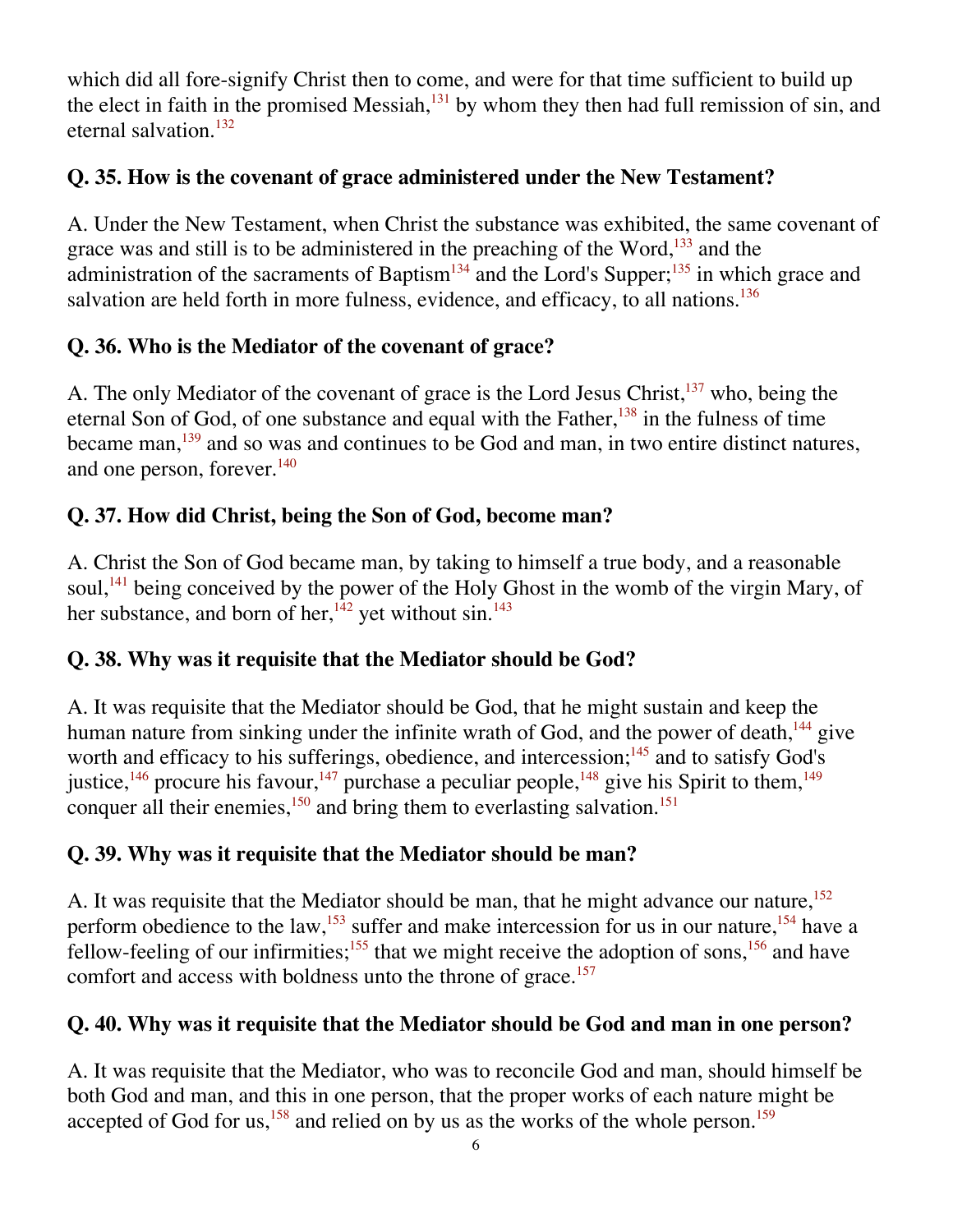which did all fore-signify Christ then to come, and were for that time sufficient to build up the elect in faith in the promised Messiah,[131] by whom they then had full remission of sin, and eternal salvation.[132]

### Q. 35. How is the covenant of grace administered under the New Testament?

A. Under the New Testament, when Christ the substance was exhibited, the same covenant of grace was and still is to be administered in the preaching of the Word,[133] and the administration of the sacraments of Baptism[134] and the Lord's Supper;[135] in which grace and salvation are held forth in more fulness, evidence, and efficacy, to all nations.[136]

### Q. 36. Who is the Mediator of the covenant of grace?

A. The only Mediator of the covenant of grace is the Lord Jesus Christ,[137] who, being the eternal Son of God, of one substance and equal with the Father,[138] in the fulness of time became man,[139] and so was and continues to be God and man, in two entire distinct natures, and one person, forever.[140]

### Q. 37. How did Christ, being the Son of God, become man?

A. Christ the Son of God became man, by taking to himself a true body, and a reasonable soul,[141] being conceived by the power of the Holy Ghost in the womb of the virgin Mary, of her substance, and born of her,[142] yet without sin.[143]

### Q. 38. Why was it requisite that the Mediator should be God?

A. It was requisite that the Mediator should be God, that he might sustain and keep the human nature from sinking under the infinite wrath of God, and the power of death,[144] give worth and efficacy to his sufferings, obedience, and intercession;[145] and to satisfy God's justice,[146] procure his favour,[147] purchase a peculiar people,[148] give his Spirit to them,[149] conquer all their enemies,[150] and bring them to everlasting salvation.[151]

### Q. 39. Why was it requisite that the Mediator should be man?

A. It was requisite that the Mediator should be man, that he might advance our nature,[152] perform obedience to the law,[153] suffer and make intercession for us in our nature,[154] have a fellow-feeling of our infirmities;[155] that we might receive the adoption of sons,[156] and have comfort and access with boldness unto the throne of grace.[157]

### Q. 40. Why was it requisite that the Mediator should be God and man in one person?

A. It was requisite that the Mediator, who was to reconcile God and man, should himself be both God and man, and this in one person, that the proper works of each nature might be accepted of God for us,[158] and relied on by us as the works of the whole person.[159]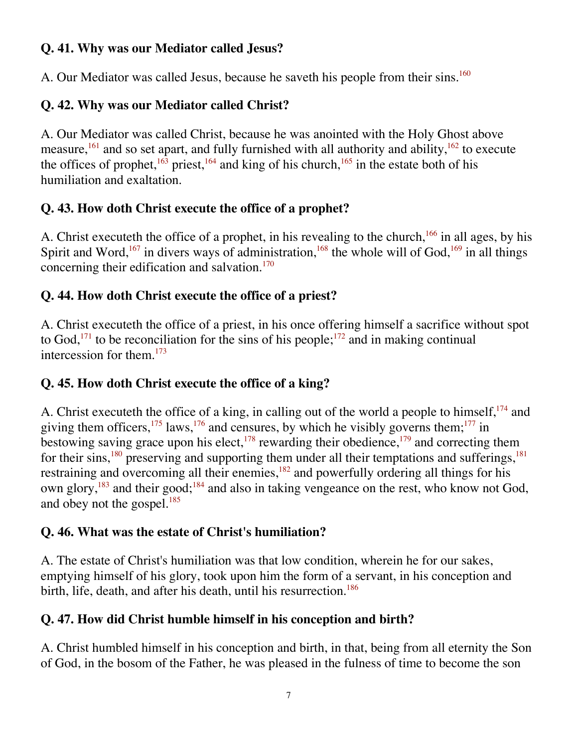**Q. 41. Why was our Mediator called Jesus?**

A. Our Mediator was called Jesus, because he saveth his people from their sins.[160]

**Q. 42. Why was our Mediator called Christ?**

A. Our Mediator was called Christ, because he was anointed with the Holy Ghost above measure,[161] and so set apart, and fully furnished with all authority and ability,[162] to execute the offices of prophet,[163] priest,[164] and king of his church,[165] in the estate both of his humiliation and exaltation.

**Q. 43. How doth Christ execute the office of a prophet?**

A. Christ executeth the office of a prophet, in his revealing to the church,[166] in all ages, by his Spirit and Word,[167] in divers ways of administration,[168] the whole will of God,[169] in all things concerning their edification and salvation.[170]

**Q. 44. How doth Christ execute the office of a priest?**

A. Christ executeth the office of a priest, in his once offering himself a sacrifice without spot to God,[171] to be reconciliation for the sins of his people;[172] and in making continual intercession for them.[173]

**Q. 45. How doth Christ execute the office of a king?**

A. Christ executeth the office of a king, in calling out of the world a people to himself,[174] and giving them officers,[175] laws,[176] and censures, by which he visibly governs them;[177] in bestowing saving grace upon his elect,[178] rewarding their obedience,[179] and correcting them for their sins,[180] preserving and supporting them under all their temptations and sufferings,[181] restraining and overcoming all their enemies,[182] and powerfully ordering all things for his own glory,[183] and their good;[184] and also in taking vengeance on the rest, who know not God, and obey not the gospel.[185]

**Q. 46. What was the estate of Christ's humiliation?**

A. The estate of Christ's humiliation was that low condition, wherein he for our sakes, emptying himself of his glory, took upon him the form of a servant, in his conception and birth, life, death, and after his death, until his resurrection.[186]

**Q. 47. How did Christ humble himself in his conception and birth?**

A. Christ humbled himself in his conception and birth, in that, being from all eternity the Son of God, in the bosom of the Father, he was pleased in the fulness of time to become the son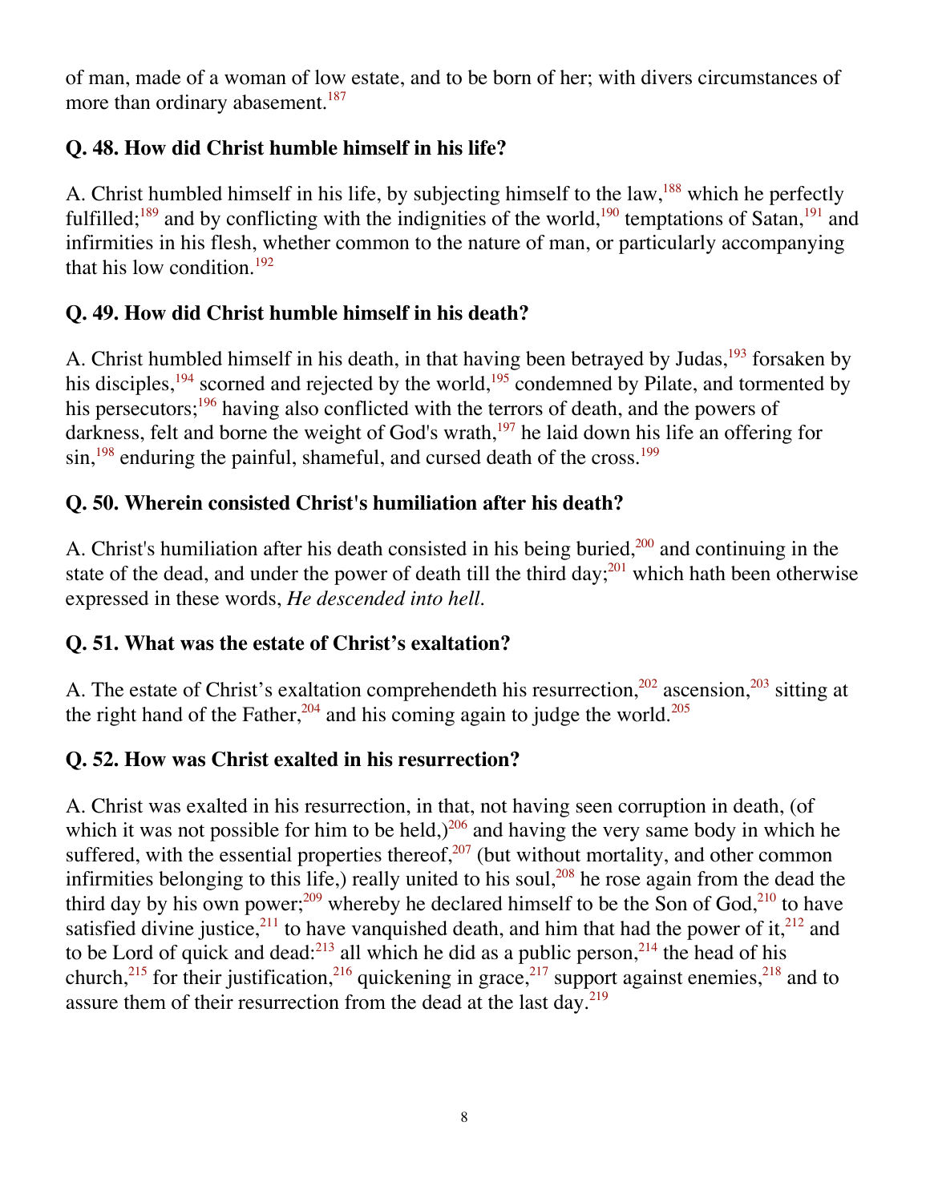of man, made of a woman of low estate, and to be born of her; with divers circumstances of more than ordinary abasement.[187]

### Q. 48. How did Christ humble himself in his life?

A. Christ humbled himself in his life, by subjecting himself to the law,[188] which he perfectly fulfilled;[189] and by conflicting with the indignities of the world,[190] temptations of Satan,[191] and infirmities in his flesh, whether common to the nature of man, or particularly accompanying that his low condition.[192]

### Q. 49. How did Christ humble himself in his death?

A. Christ humbled himself in his death, in that having been betrayed by Judas,[193] forsaken by his disciples,[194] scorned and rejected by the world,[195] condemned by Pilate, and tormented by his persecutors;[196] having also conflicted with the terrors of death, and the powers of darkness, felt and borne the weight of God's wrath,[197] he laid down his life an offering for sin,[198] enduring the painful, shameful, and cursed death of the cross.[199]

### Q. 50. Wherein consisted Christ's humiliation after his death?

A. Christ's humiliation after his death consisted in his being buried,[200] and continuing in the state of the dead, and under the power of death till the third day;[201] which hath been otherwise expressed in these words, *He descended into hell*.

### Q. 51. What was the estate of Christ's exaltation?

A. The estate of Christ's exaltation comprehendeth his resurrection,[202] ascension,[203] sitting at the right hand of the Father,[204] and his coming again to judge the world.[205]

### Q. 52. How was Christ exalted in his resurrection?

A. Christ was exalted in his resurrection, in that, not having seen corruption in death, (of which it was not possible for him to be held,)[206] and having the very same body in which he suffered, with the essential properties thereof,[207] (but without mortality, and other common infirmities belonging to this life,) really united to his soul,[208] he rose again from the dead the third day by his own power;[209] whereby he declared himself to be the Son of God,[210] to have satisfied divine justice,[211] to have vanquished death, and him that had the power of it,[212] and to be Lord of quick and dead:[213] all which he did as a public person,[214] the head of his church,[215] for their justification,[216] quickening in grace,[217] support against enemies,[218] and to assure them of their resurrection from the dead at the last day.[219]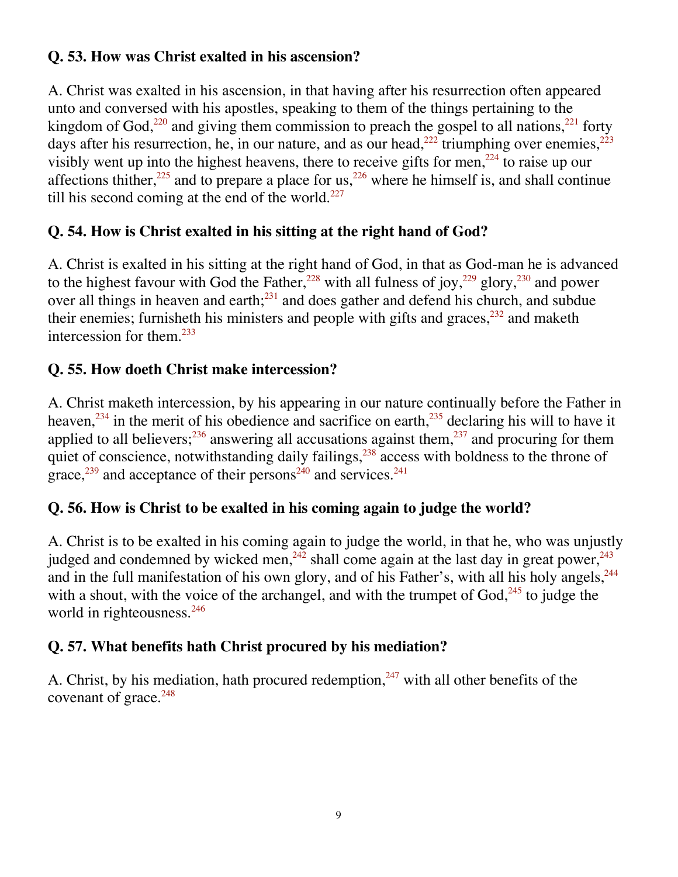**Q. 53. How was Christ exalted in his ascension?**

A. Christ was exalted in his ascension, in that having after his resurrection often appeared unto and conversed with his apostles, speaking to them of the things pertaining to the kingdom of God,[220] and giving them commission to preach the gospel to all nations,[221] forty days after his resurrection, he, in our nature, and as our head,[222] triumphing over enemies,[223] visibly went up into the highest heavens, there to receive gifts for men,[224] to raise up our affections thither,[225] and to prepare a place for us,[226] where he himself is, and shall continue till his second coming at the end of the world.[227]

**Q. 54. How is Christ exalted in his sitting at the right hand of God?**

A. Christ is exalted in his sitting at the right hand of God, in that as God-man he is advanced to the highest favour with God the Father,[228] with all fulness of joy,[229] glory,[230] and power over all things in heaven and earth;[231] and does gather and defend his church, and subdue their enemies; furnisheth his ministers and people with gifts and graces,[232] and maketh intercession for them.[233]

**Q. 55. How doeth Christ make intercession?**

A. Christ maketh intercession, by his appearing in our nature continually before the Father in heaven,[234] in the merit of his obedience and sacrifice on earth,[235] declaring his will to have it applied to all believers;[236] answering all accusations against them,[237] and procuring for them quiet of conscience, notwithstanding daily failings,[238] access with boldness to the throne of grace,[239] and acceptance of their persons[240] and services.[241]

**Q. 56. How is Christ to be exalted in his coming again to judge the world?**

A. Christ is to be exalted in his coming again to judge the world, in that he, who was unjustly judged and condemned by wicked men,[242] shall come again at the last day in great power,[243] and in the full manifestation of his own glory, and of his Father's, with all his holy angels,[244] with a shout, with the voice of the archangel, and with the trumpet of God,[245] to judge the world in righteousness.[246]

**Q. 57. What benefits hath Christ procured by his mediation?**

A. Christ, by his mediation, hath procured redemption,[247] with all other benefits of the covenant of grace.[248]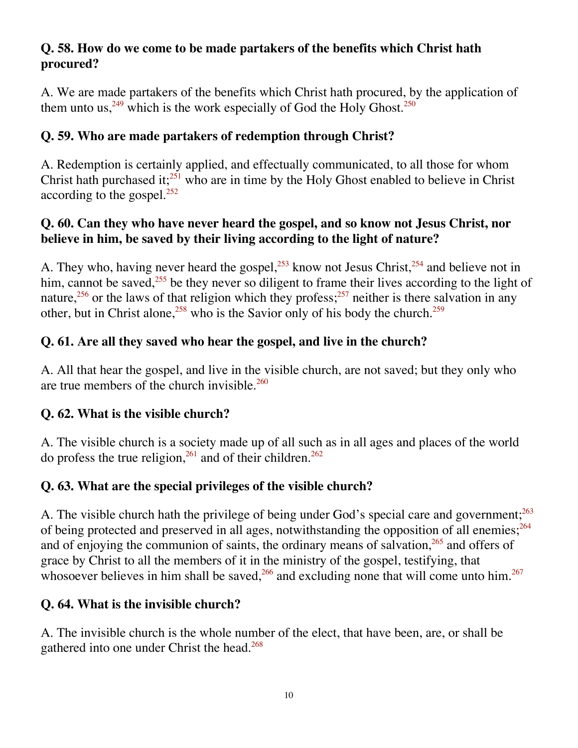**Q. 58. How do we come to be made partakers of the benefits which Christ hath procured?**

A. We are made partakers of the benefits which Christ hath procured, by the application of them unto us,[249] which is the work especially of God the Holy Ghost.[250]

**Q. 59. Who are made partakers of redemption through Christ?**

A. Redemption is certainly applied, and effectually communicated, to all those for whom Christ hath purchased it;[251] who are in time by the Holy Ghost enabled to believe in Christ according to the gospel.[252]

**Q. 60. Can they who have never heard the gospel, and so know not Jesus Christ, nor believe in him, be saved by their living according to the light of nature?**

A. They who, having never heard the gospel,[253] know not Jesus Christ,[254] and believe not in him, cannot be saved,[255] be they never so diligent to frame their lives according to the light of nature,[256] or the laws of that religion which they profess;[257] neither is there salvation in any other, but in Christ alone,[258] who is the Savior only of his body the church.[259]

**Q. 61. Are all they saved who hear the gospel, and live in the church?**

A. All that hear the gospel, and live in the visible church, are not saved; but they only who are true members of the church invisible.[260]

**Q. 62. What is the visible church?**

A. The visible church is a society made up of all such as in all ages and places of the world do profess the true religion,[261] and of their children.[262]

**Q. 63. What are the special privileges of the visible church?**

A. The visible church hath the privilege of being under God's special care and government;[263] of being protected and preserved in all ages, notwithstanding the opposition of all enemies;[264] and of enjoying the communion of saints, the ordinary means of salvation,[265] and offers of grace by Christ to all the members of it in the ministry of the gospel, testifying, that whosoever believes in him shall be saved,[266] and excluding none that will come unto him.[267]

**Q. 64. What is the invisible church?**

A. The invisible church is the whole number of the elect, that have been, are, or shall be gathered into one under Christ the head.[268]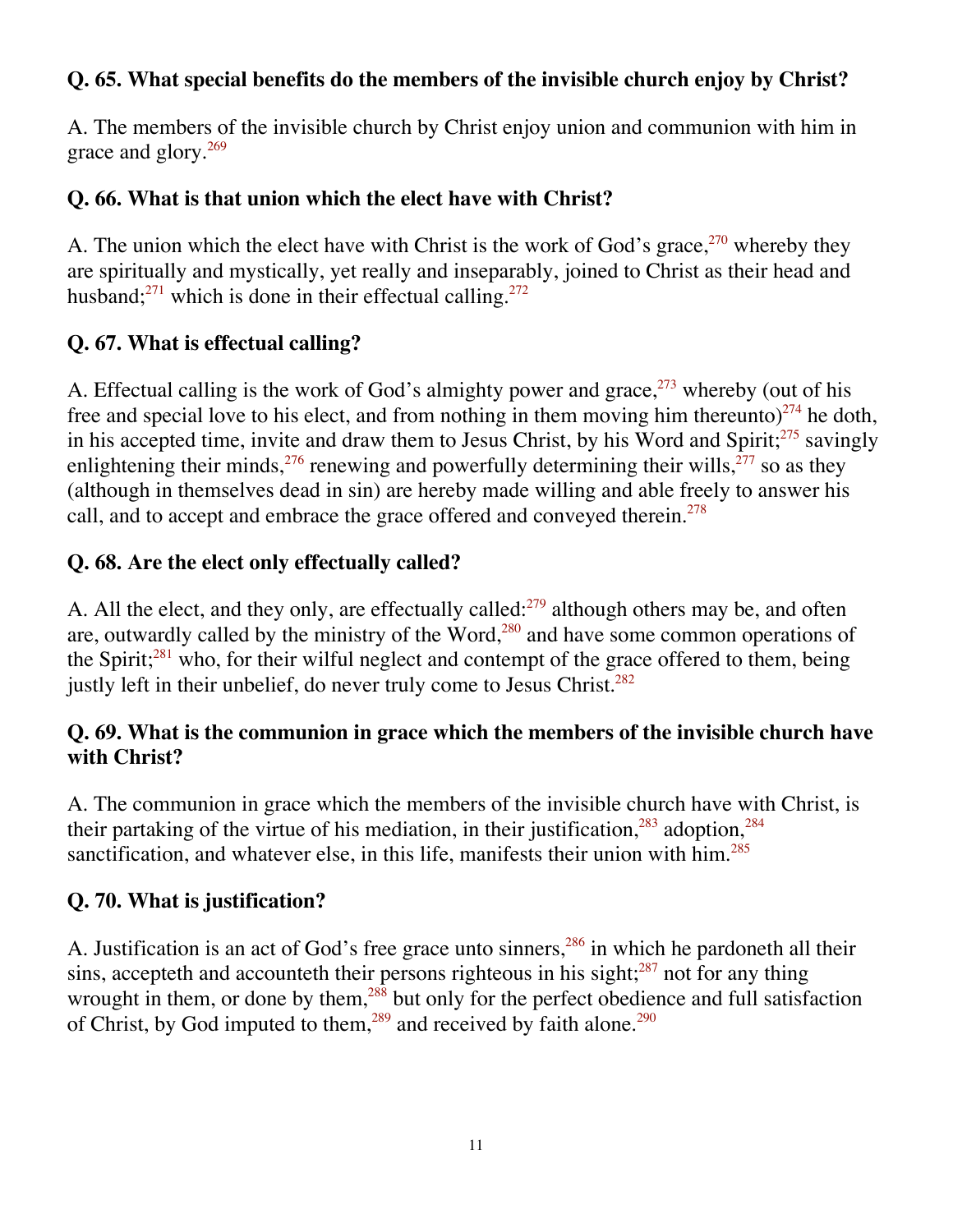**Q. 65. What special benefits do the members of the invisible church enjoy by Christ?**

A. The members of the invisible church by Christ enjoy union and communion with him in grace and glory.[269]

**Q. 66. What is that union which the elect have with Christ?**

A. The union which the elect have with Christ is the work of God's grace,[270] whereby they are spiritually and mystically, yet really and inseparably, joined to Christ as their head and husband;[271] which is done in their effectual calling.[272]

**Q. 67. What is effectual calling?**

A. Effectual calling is the work of God's almighty power and grace,[273] whereby (out of his free and special love to his elect, and from nothing in them moving him thereunto)[274] he doth, in his accepted time, invite and draw them to Jesus Christ, by his Word and Spirit;[275] savingly enlightening their minds,[276] renewing and powerfully determining their wills,[277] so as they (although in themselves dead in sin) are hereby made willing and able freely to answer his call, and to accept and embrace the grace offered and conveyed therein.[278]

**Q. 68. Are the elect only effectually called?**

A. All the elect, and they only, are effectually called:[279] although others may be, and often are, outwardly called by the ministry of the Word,[280] and have some common operations of the Spirit;[281] who, for their wilful neglect and contempt of the grace offered to them, being justly left in their unbelief, do never truly come to Jesus Christ.[282]

**Q. 69. What is the communion in grace which the members of the invisible church have with Christ?**

A. The communion in grace which the members of the invisible church have with Christ, is their partaking of the virtue of his mediation, in their justification,[283] adoption,[284] sanctification, and whatever else, in this life, manifests their union with him.[285]

**Q. 70. What is justification?**

A. Justification is an act of God's free grace unto sinners,[286] in which he pardoneth all their sins, accepteth and accounteth their persons righteous in his sight;[287] not for any thing wrought in them, or done by them,[288] but only for the perfect obedience and full satisfaction of Christ, by God imputed to them,[289] and received by faith alone.[290]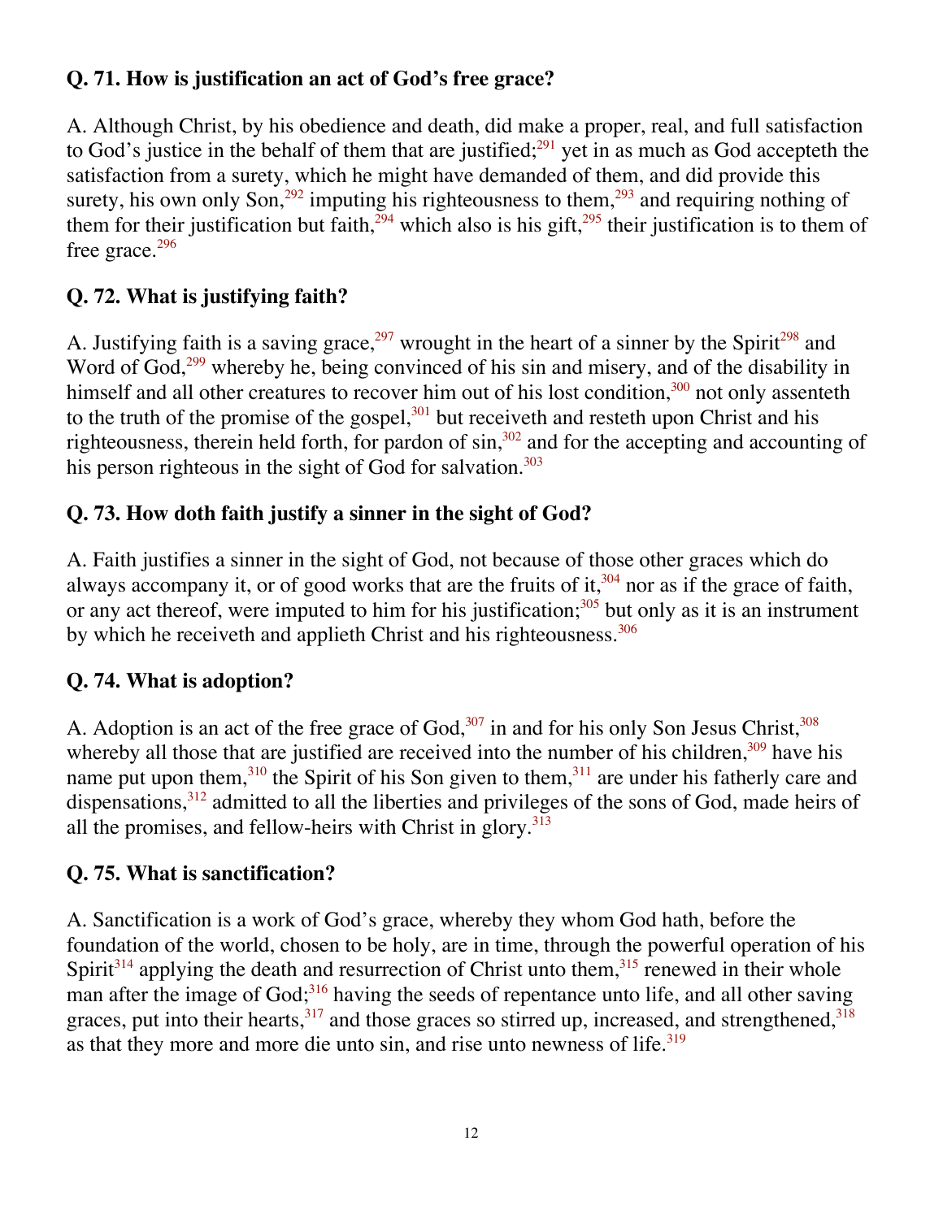**Q. 71. How is justification an act of God's free grace?**

A. Although Christ, by his obedience and death, did make a proper, real, and full satisfaction to God's justice in the behalf of them that are justified;[291] yet in as much as God accepteth the satisfaction from a surety, which he might have demanded of them, and did provide this surety, his own only Son,[292] imputing his righteousness to them,[293] and requiring nothing of them for their justification but faith,[294] which also is his gift,[295] their justification is to them of free grace.[296]

**Q. 72. What is justifying faith?**

A. Justifying faith is a saving grace,[297] wrought in the heart of a sinner by the Spirit[298] and Word of God,[299] whereby he, being convinced of his sin and misery, and of the disability in himself and all other creatures to recover him out of his lost condition,[300] not only assenteth to the truth of the promise of the gospel,[301] but receiveth and resteth upon Christ and his righteousness, therein held forth, for pardon of sin,[302] and for the accepting and accounting of his person righteous in the sight of God for salvation.[303]

**Q. 73. How doth faith justify a sinner in the sight of God?**

A. Faith justifies a sinner in the sight of God, not because of those other graces which do always accompany it, or of good works that are the fruits of it,[304] nor as if the grace of faith, or any act thereof, were imputed to him for his justification;[305] but only as it is an instrument by which he receiveth and applieth Christ and his righteousness.[306]

**Q. 74. What is adoption?**

A. Adoption is an act of the free grace of God,[307] in and for his only Son Jesus Christ,[308] whereby all those that are justified are received into the number of his children,[309] have his name put upon them,[310] the Spirit of his Son given to them,[311] are under his fatherly care and dispensations,[312] admitted to all the liberties and privileges of the sons of God, made heirs of all the promises, and fellow-heirs with Christ in glory.[313]

**Q. 75. What is sanctification?**

A. Sanctification is a work of God's grace, whereby they whom God hath, before the foundation of the world, chosen to be holy, are in time, through the powerful operation of his Spirit[314] applying the death and resurrection of Christ unto them,[315] renewed in their whole man after the image of God;[316] having the seeds of repentance unto life, and all other saving graces, put into their hearts,[317] and those graces so stirred up, increased, and strengthened,[318] as that they more and more die unto sin, and rise unto newness of life.[319]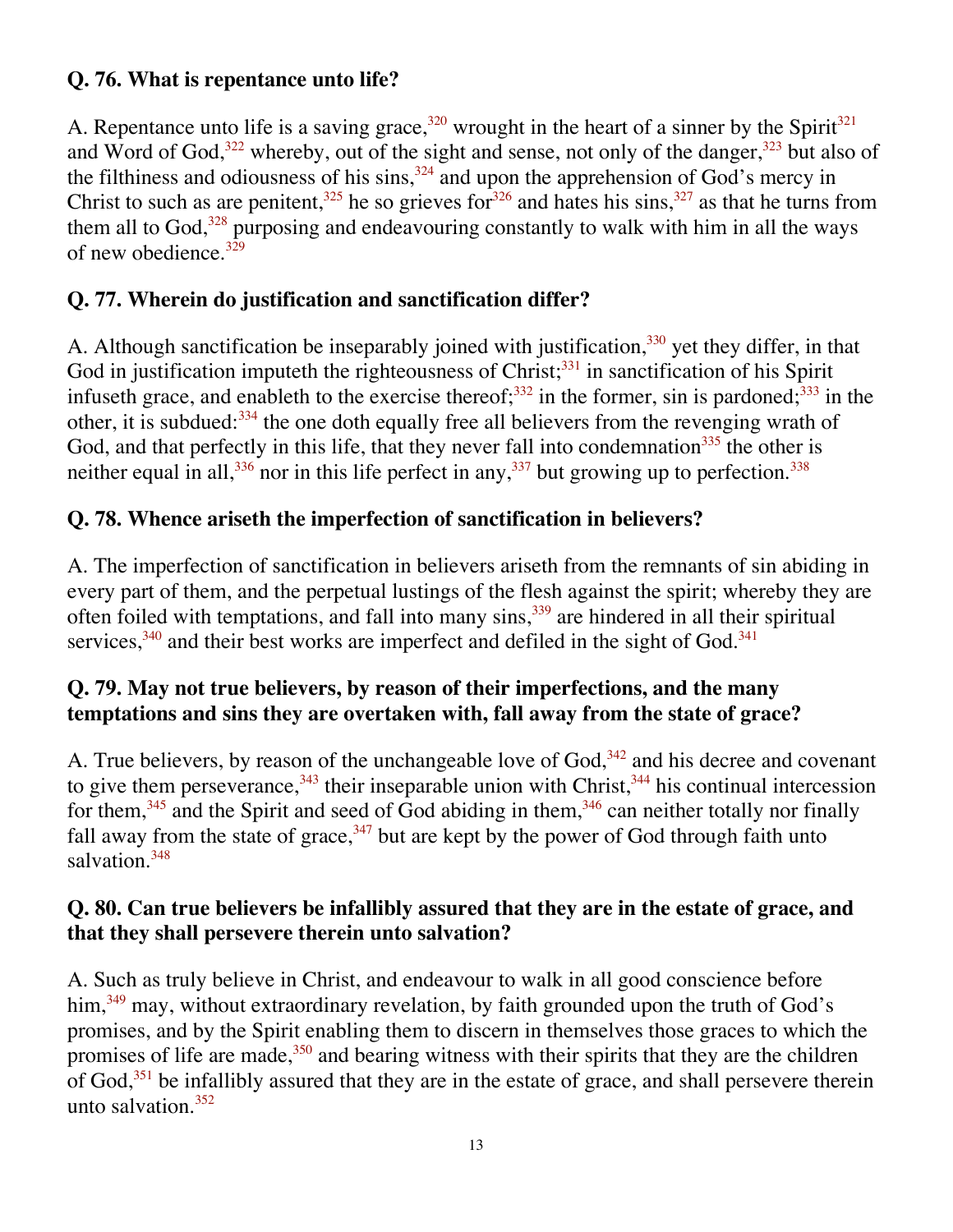**Q. 76. What is repentance unto life?**

A. Repentance unto life is a saving grace,[320] wrought in the heart of a sinner by the Spirit[321] and Word of God,[322] whereby, out of the sight and sense, not only of the danger,[323] but also of the filthiness and odiousness of his sins,[324] and upon the apprehension of God's mercy in Christ to such as are penitent,[325] he so grieves for[326] and hates his sins,[327] as that he turns from them all to God,[328] purposing and endeavouring constantly to walk with him in all the ways of new obedience.[329]

**Q. 77. Wherein do justification and sanctification differ?**

A. Although sanctification be inseparably joined with justification,[330] yet they differ, in that God in justification imputeth the righteousness of Christ;[331] in sanctification of his Spirit infuseth grace, and enableth to the exercise thereof;[332] in the former, sin is pardoned;[333] in the other, it is subdued:[334] the one doth equally free all believers from the revenging wrath of God, and that perfectly in this life, that they never fall into condemnation[335] the other is neither equal in all,[336] nor in this life perfect in any,[337] but growing up to perfection.[338]

**Q. 78. Whence ariseth the imperfection of sanctification in believers?**

A. The imperfection of sanctification in believers ariseth from the remnants of sin abiding in every part of them, and the perpetual lustings of the flesh against the spirit; whereby they are often foiled with temptations, and fall into many sins,[339] are hindered in all their spiritual services,[340] and their best works are imperfect and defiled in the sight of God.[341]

**Q. 79. May not true believers, by reason of their imperfections, and the many temptations and sins they are overtaken with, fall away from the state of grace?**

A. True believers, by reason of the unchangeable love of God,[342] and his decree and covenant to give them perseverance,[343] their inseparable union with Christ,[344] his continual intercession for them,[345] and the Spirit and seed of God abiding in them,[346] can neither totally nor finally fall away from the state of grace,[347] but are kept by the power of God through faith unto salvation.[348]

**Q. 80. Can true believers be infallibly assured that they are in the estate of grace, and that they shall persevere therein unto salvation?**

A. Such as truly believe in Christ, and endeavour to walk in all good conscience before him,[349] may, without extraordinary revelation, by faith grounded upon the truth of God's promises, and by the Spirit enabling them to discern in themselves those graces to which the promises of life are made,[350] and bearing witness with their spirits that they are the children of God,[351] be infallibly assured that they are in the estate of grace, and shall persevere therein unto salvation.[352]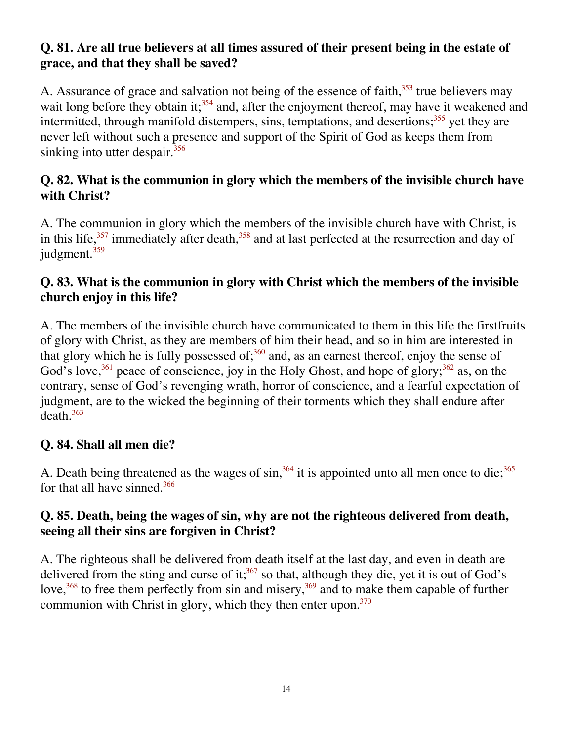**Q. 81. Are all true believers at all times assured of their present being in the estate of grace, and that they shall be saved?**

A. Assurance of grace and salvation not being of the essence of faith,[353] true believers may wait long before they obtain it;[354] and, after the enjoyment thereof, may have it weakened and intermitted, through manifold distempers, sins, temptations, and desertions;[355] yet they are never left without such a presence and support of the Spirit of God as keeps them from sinking into utter despair.[356]

**Q. 82. What is the communion in glory which the members of the invisible church have with Christ?**

A. The communion in glory which the members of the invisible church have with Christ, is in this life,[357] immediately after death,[358] and at last perfected at the resurrection and day of judgment.[359]

**Q. 83. What is the communion in glory with Christ which the members of the invisible church enjoy in this life?**

A. The members of the invisible church have communicated to them in this life the firstfruits of glory with Christ, as they are members of him their head, and so in him are interested in that glory which he is fully possessed of;[360] and, as an earnest thereof, enjoy the sense of God's love,[361] peace of conscience, joy in the Holy Ghost, and hope of glory;[362] as, on the contrary, sense of God's revenging wrath, horror of conscience, and a fearful expectation of judgment, are to the wicked the beginning of their torments which they shall endure after death.[363]

**Q. 84. Shall all men die?**

A. Death being threatened as the wages of sin,[364] it is appointed unto all men once to die;[365] for that all have sinned.[366]

**Q. 85. Death, being the wages of sin, why are not the righteous delivered from death, seeing all their sins are forgiven in Christ?**

A. The righteous shall be delivered from death itself at the last day, and even in death are delivered from the sting and curse of it;[367] so that, although they die, yet it is out of God's love,[368] to free them perfectly from sin and misery,[369] and to make them capable of further communion with Christ in glory, which they then enter upon.[370]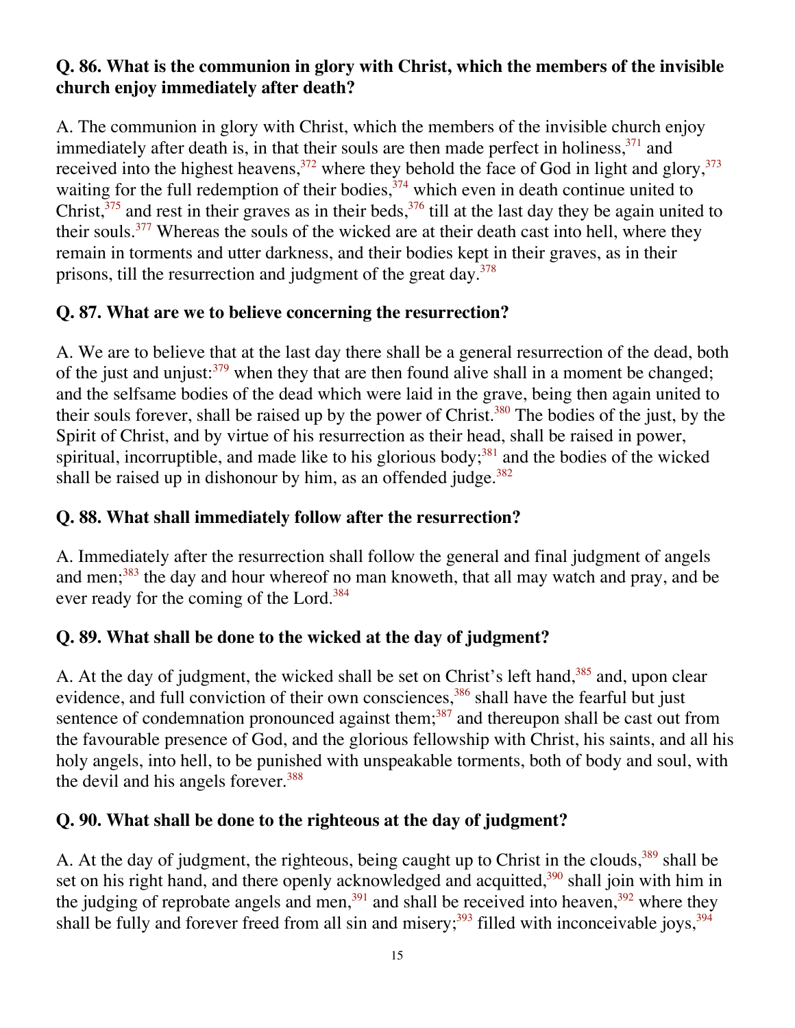**Q. 86. What is the communion in glory with Christ, which the members of the invisible church enjoy immediately after death?**

A. The communion in glory with Christ, which the members of the invisible church enjoy immediately after death is, in that their souls are then made perfect in holiness,[371] and received into the highest heavens,[372] where they behold the face of God in light and glory,[373] waiting for the full redemption of their bodies,[374] which even in death continue united to Christ,[375] and rest in their graves as in their beds,[376] till at the last day they be again united to their souls.[377] Whereas the souls of the wicked are at their death cast into hell, where they remain in torments and utter darkness, and their bodies kept in their graves, as in their prisons, till the resurrection and judgment of the great day.[378]

**Q. 87. What are we to believe concerning the resurrection?**

A. We are to believe that at the last day there shall be a general resurrection of the dead, both of the just and unjust:[379] when they that are then found alive shall in a moment be changed; and the selfsame bodies of the dead which were laid in the grave, being then again united to their souls forever, shall be raised up by the power of Christ.[380] The bodies of the just, by the Spirit of Christ, and by virtue of his resurrection as their head, shall be raised in power, spiritual, incorruptible, and made like to his glorious body;[381] and the bodies of the wicked shall be raised up in dishonour by him, as an offended judge.[382]

**Q. 88. What shall immediately follow after the resurrection?**

A. Immediately after the resurrection shall follow the general and final judgment of angels and men;[383] the day and hour whereof no man knoweth, that all may watch and pray, and be ever ready for the coming of the Lord.[384]

**Q. 89. What shall be done to the wicked at the day of judgment?**

A. At the day of judgment, the wicked shall be set on Christ's left hand,[385] and, upon clear evidence, and full conviction of their own consciences,[386] shall have the fearful but just sentence of condemnation pronounced against them;[387] and thereupon shall be cast out from the favourable presence of God, and the glorious fellowship with Christ, his saints, and all his holy angels, into hell, to be punished with unspeakable torments, both of body and soul, with the devil and his angels forever.[388]

**Q. 90. What shall be done to the righteous at the day of judgment?**

A. At the day of judgment, the righteous, being caught up to Christ in the clouds,[389] shall be set on his right hand, and there openly acknowledged and acquitted,[390] shall join with him in the judging of reprobate angels and men,[391] and shall be received into heaven,[392] where they shall be fully and forever freed from all sin and misery;[393] filled with inconceivable joys,[394]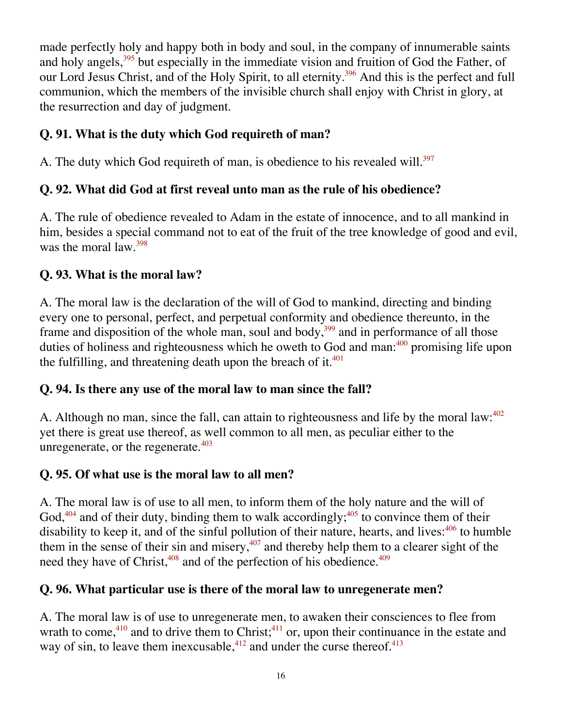made perfectly holy and happy both in body and soul, in the company of innumerable saints and holy angels,[395] but especially in the immediate vision and fruition of God the Father, of our Lord Jesus Christ, and of the Holy Spirit, to all eternity.[396] And this is the perfect and full communion, which the members of the invisible church shall enjoy with Christ in glory, at the resurrection and day of judgment.

**Q. 91. What is the duty which God requireth of man?**

A. The duty which God requireth of man, is obedience to his revealed will.[397]

**Q. 92. What did God at first reveal unto man as the rule of his obedience?**

A. The rule of obedience revealed to Adam in the estate of innocence, and to all mankind in him, besides a special command not to eat of the fruit of the tree knowledge of good and evil, was the moral law.[398]

**Q. 93. What is the moral law?**

A. The moral law is the declaration of the will of God to mankind, directing and binding every one to personal, perfect, and perpetual conformity and obedience thereunto, in the frame and disposition of the whole man, soul and body,[399] and in performance of all those duties of holiness and righteousness which he oweth to God and man:[400] promising life upon the fulfilling, and threatening death upon the breach of it.[401]

**Q. 94. Is there any use of the moral law to man since the fall?**

A. Although no man, since the fall, can attain to righteousness and life by the moral law:[402] yet there is great use thereof, as well common to all men, as peculiar either to the unregenerate, or the regenerate.[403]

**Q. 95. Of what use is the moral law to all men?**

A. The moral law is of use to all men, to inform them of the holy nature and the will of God,[404] and of their duty, binding them to walk accordingly;[405] to convince them of their disability to keep it, and of the sinful pollution of their nature, hearts, and lives:[406] to humble them in the sense of their sin and misery,[407] and thereby help them to a clearer sight of the need they have of Christ,[408] and of the perfection of his obedience.[409]

**Q. 96. What particular use is there of the moral law to unregenerate men?**

A. The moral law is of use to unregenerate men, to awaken their consciences to flee from wrath to come,[410] and to drive them to Christ;[411] or, upon their continuance in the estate and way of sin, to leave them inexcusable,[412] and under the curse thereof.[413]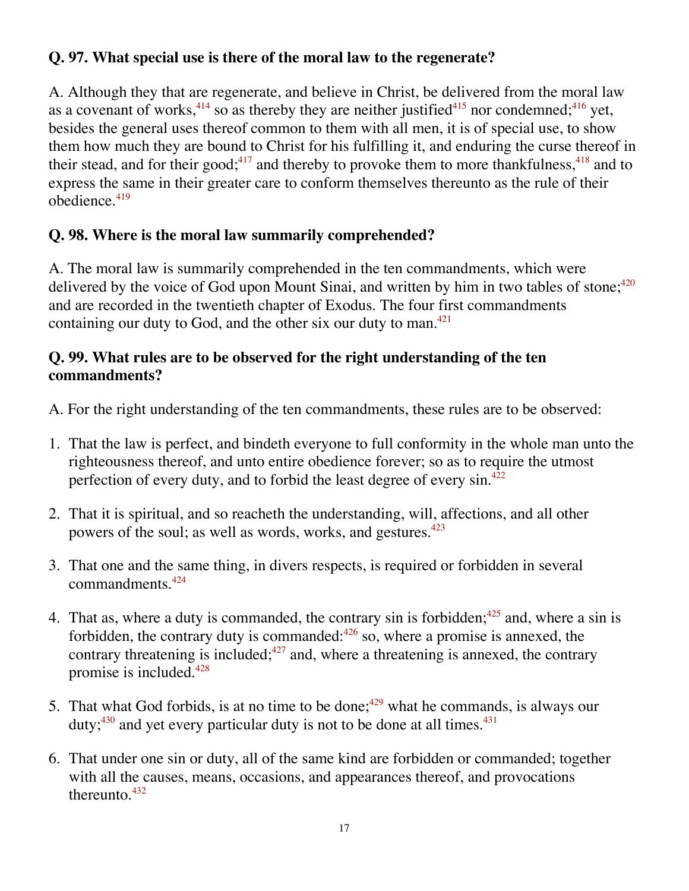### Q. 97. What special use is there of the moral law to the regenerate?

A. Although they that are regenerate, and believe in Christ, be delivered from the moral law as a covenant of works,[414] so as thereby they are neither justified[415] nor condemned;[416] yet, besides the general uses thereof common to them with all men, it is of special use, to show them how much they are bound to Christ for his fulfilling it, and enduring the curse thereof in their stead, and for their good;[417] and thereby to provoke them to more thankfulness,[418] and to express the same in their greater care to conform themselves thereunto as the rule of their obedience.[419]

### Q. 98. Where is the moral law summarily comprehended?

A. The moral law is summarily comprehended in the ten commandments, which were delivered by the voice of God upon Mount Sinai, and written by him in two tables of stone;[420] and are recorded in the twentieth chapter of Exodus. The four first commandments containing our duty to God, and the other six our duty to man.[421]

### Q. 99. What rules are to be observed for the right understanding of the ten commandments?

A. For the right understanding of the ten commandments, these rules are to be observed:

1. That the law is perfect, and bindeth everyone to full conformity in the whole man unto the righteousness thereof, and unto entire obedience forever; so as to require the utmost perfection of every duty, and to forbid the least degree of every sin.[422]

2. That it is spiritual, and so reacheth the understanding, will, affections, and all other powers of the soul; as well as words, works, and gestures.[423]

3. That one and the same thing, in divers respects, is required or forbidden in several commandments.[424]

4. That as, where a duty is commanded, the contrary sin is forbidden;[425] and, where a sin is forbidden, the contrary duty is commanded:[426] so, where a promise is annexed, the contrary threatening is included;[427] and, where a threatening is annexed, the contrary promise is included.[428]

5. That what God forbids, is at no time to be done;[429] what he commands, is always our duty;[430] and yet every particular duty is not to be done at all times.[431]

6. That under one sin or duty, all of the same kind are forbidden or commanded; together with all the causes, means, occasions, and appearances thereof, and provocations thereunto.[432]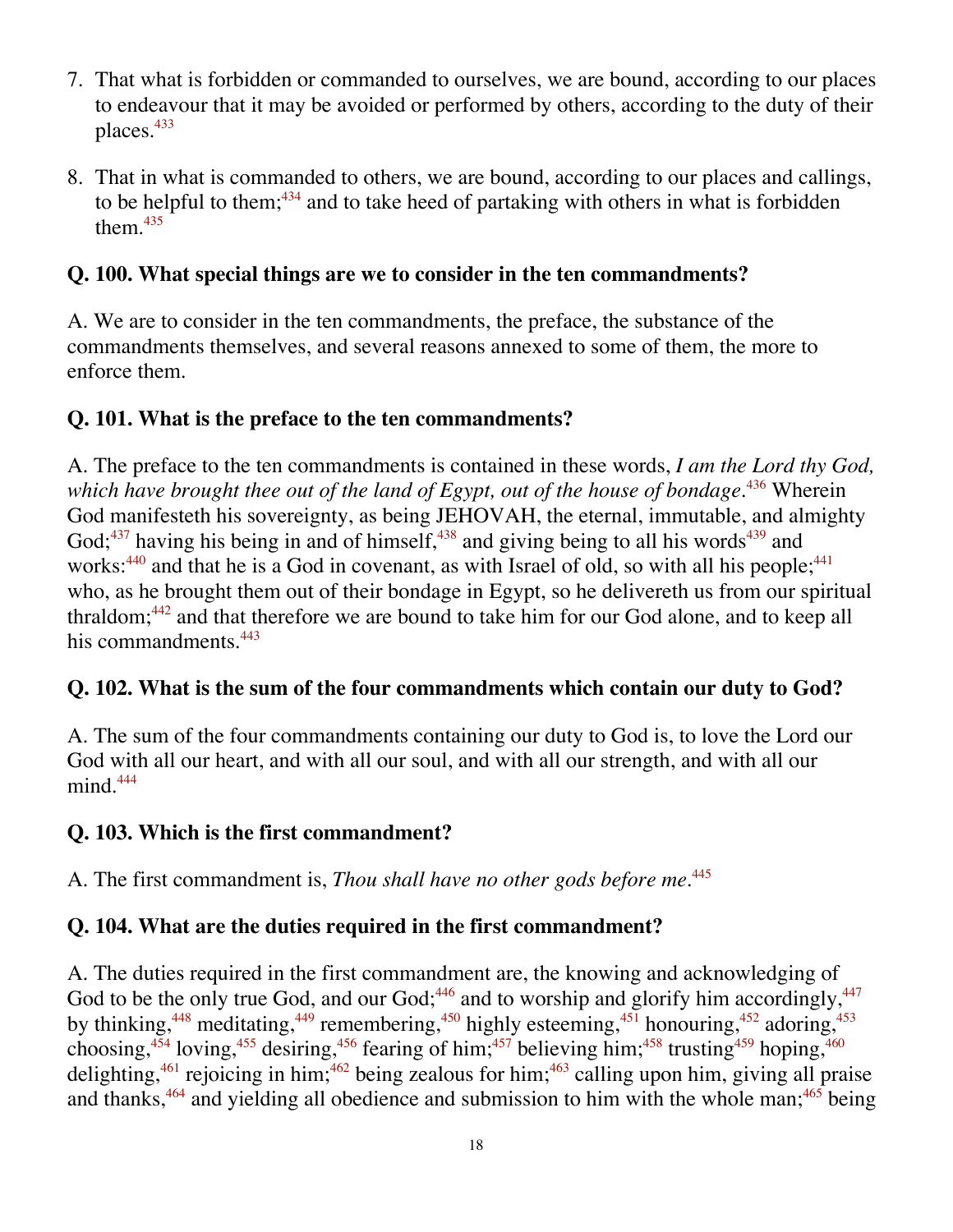7. That what is forbidden or commanded to ourselves, we are bound, according to our places to endeavour that it may be avoided or performed by others, according to the duty of their places.[433]

8. That in what is commanded to others, we are bound, according to our places and callings, to be helpful to them;[434] and to take heed of partaking with others in what is forbidden them.[435]

**Q. 100. What special things are we to consider in the ten commandments?**

A. We are to consider in the ten commandments, the preface, the substance of the commandments themselves, and several reasons annexed to some of them, the more to enforce them.

**Q. 101. What is the preface to the ten commandments?**

A. The preface to the ten commandments is contained in these words, *I am the Lord thy God, which have brought thee out of the land of Egypt, out of the house of bondage*.[436] Wherein God manifesteth his sovereignty, as being JEHOVAH, the eternal, immutable, and almighty God;[437] having his being in and of himself,[438] and giving being to all his words[439] and works:[440] and that he is a God in covenant, as with Israel of old, so with all his people;[441] who, as he brought them out of their bondage in Egypt, so he delivereth us from our spiritual thraldom;[442] and that therefore we are bound to take him for our God alone, and to keep all his commandments.[443]

**Q. 102. What is the sum of the four commandments which contain our duty to God?**

A. The sum of the four commandments containing our duty to God is, to love the Lord our God with all our heart, and with all our soul, and with all our strength, and with all our mind.[444]

**Q. 103. Which is the first commandment?**

A. The first commandment is, *Thou shall have no other gods before me*.[445]

**Q. 104. What are the duties required in the first commandment?**

A. The duties required in the first commandment are, the knowing and acknowledging of God to be the only true God, and our God;[446] and to worship and glorify him accordingly,[447] by thinking,[448] meditating,[449] remembering,[450] highly esteeming,[451] honouring,[452] adoring,[453] choosing,[454] loving,[455] desiring,[456] fearing of him;[457] believing him;[458] trusting[459] hoping,[460] delighting,[461] rejoicing in him;[462] being zealous for him;[463] calling upon him, giving all praise and thanks,[464] and yielding all obedience and submission to him with the whole man;[465] being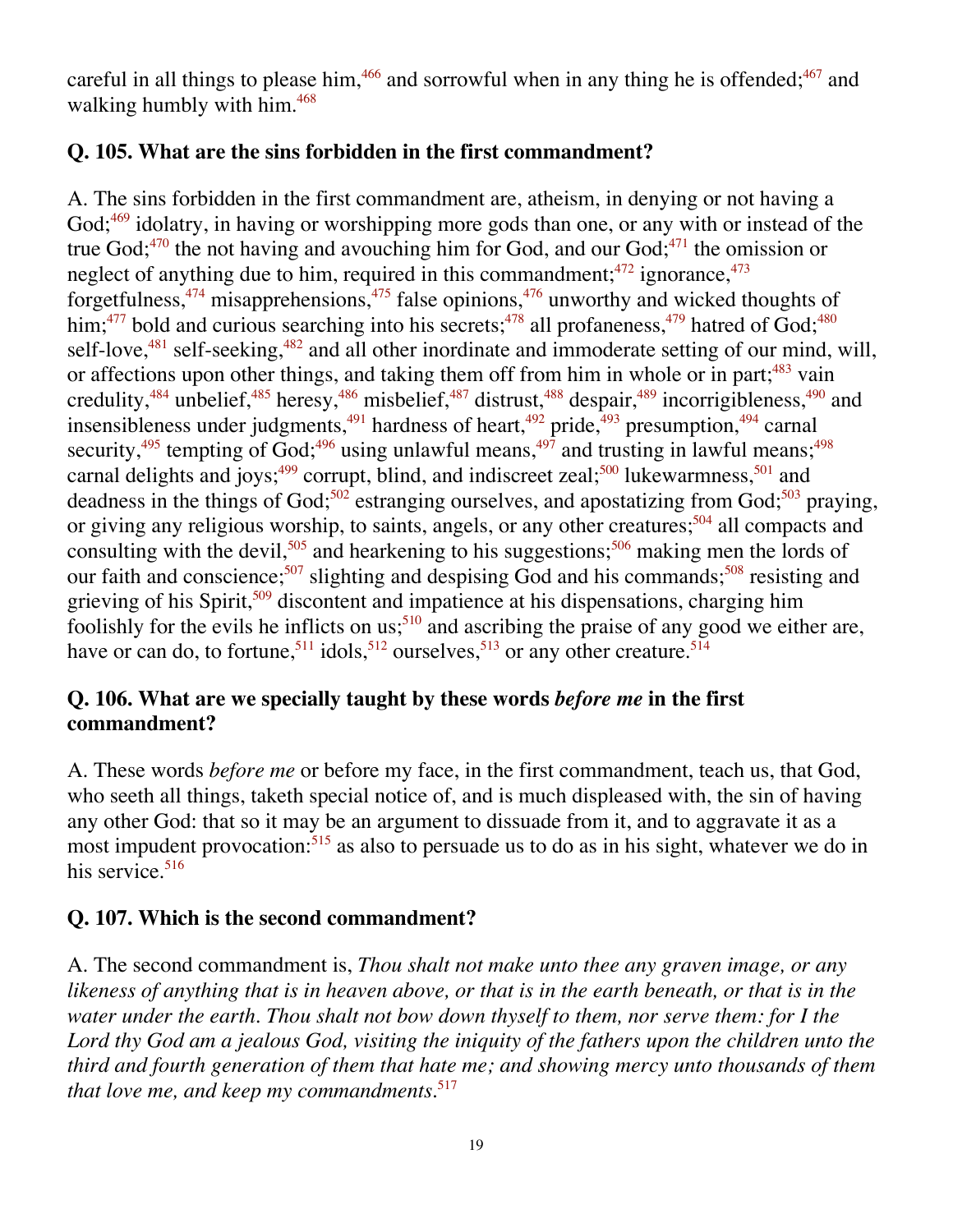careful in all things to please him,[466] and sorrowful when in any thing he is offended;[467] and walking humbly with him.[468]

### Q. 105. What are the sins forbidden in the first commandment?

A. The sins forbidden in the first commandment are, atheism, in denying or not having a God;[469] idolatry, in having or worshipping more gods than one, or any with or instead of the true God;[470] the not having and avouching him for God, and our God;[471] the omission or neglect of anything due to him, required in this commandment;[472] ignorance,[473] forgetfulness,[474] misapprehensions,[475] false opinions,[476] unworthy and wicked thoughts of him;[477] bold and curious searching into his secrets;[478] all profaneness,[479] hatred of God;[480] self-love,[481] self-seeking,[482] and all other inordinate and immoderate setting of our mind, will, or affections upon other things, and taking them off from him in whole or in part;[483] vain credulity,[484] unbelief,[485] heresy,[486] misbelief,[487] distrust,[488] despair,[489] incorrigibleness,[490] and insensibleness under judgments,[491] hardness of heart,[492] pride,[493] presumption,[494] carnal security,[495] tempting of God;[496] using unlawful means,[497] and trusting in lawful means;[498] carnal delights and joys;[499] corrupt, blind, and indiscreet zeal;[500] lukewarmness,[501] and deadness in the things of God;[502] estranging ourselves, and apostatizing from God;[503] praying, or giving any religious worship, to saints, angels, or any other creatures;[504] all compacts and consulting with the devil,[505] and hearkening to his suggestions;[506] making men the lords of our faith and conscience;[507] slighting and despising God and his commands;[508] resisting and grieving of his Spirit,[509] discontent and impatience at his dispensations, charging him foolishly for the evils he inflicts on us;[510] and ascribing the praise of any good we either are, have or can do, to fortune,[511] idols,[512] ourselves,[513] or any other creature.[514]

### Q. 106. What are we specially taught by these words *before me* in the first commandment?

A. These words *before me* or before my face, in the first commandment, teach us, that God, who seeth all things, taketh special notice of, and is much displeased with, the sin of having any other God: that so it may be an argument to dissuade from it, and to aggravate it as a most impudent provocation:[515] as also to persuade us to do as in his sight, whatever we do in his service.[516]

### Q. 107. Which is the second commandment?

A. The second commandment is, *Thou shalt not make unto thee any graven image, or any likeness of anything that is in heaven above, or that is in the earth beneath, or that is in the water under the earth. Thou shalt not bow down thyself to them, nor serve them: for I the Lord thy God am a jealous God, visiting the iniquity of the fathers upon the children unto the third and fourth generation of them that hate me; and showing mercy unto thousands of them that love me, and keep my commandments.*[517]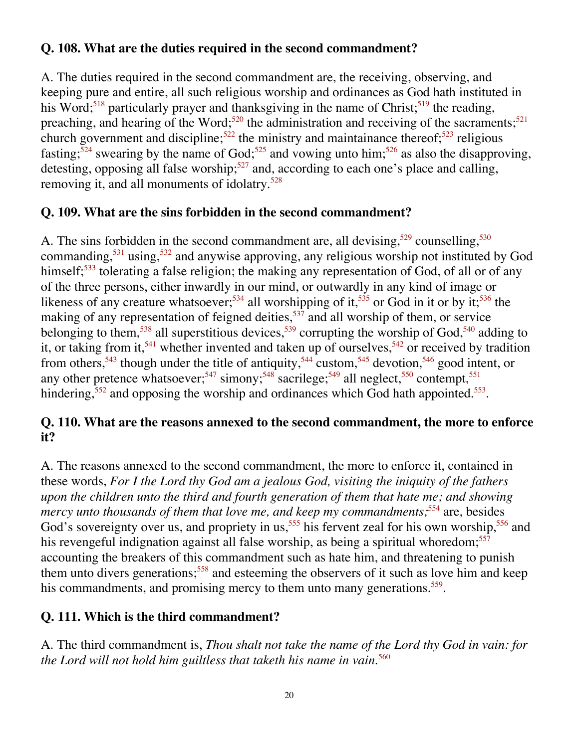**Q. 108. What are the duties required in the second commandment?**

A. The duties required in the second commandment are, the receiving, observing, and keeping pure and entire, all such religious worship and ordinances as God hath instituted in his Word;[518] particularly prayer and thanksgiving in the name of Christ;[519] the reading, preaching, and hearing of the Word;[520] the administration and receiving of the sacraments;[521] church government and discipline;[522] the ministry and maintainance thereof;[523] religious fasting;[524] swearing by the name of God;[525] and vowing unto him;[526] as also the disapproving, detesting, opposing all false worship;[527] and, according to each one's place and calling, removing it, and all monuments of idolatry.[528]

**Q. 109. What are the sins forbidden in the second commandment?**

A. The sins forbidden in the second commandment are, all devising,[529] counselling,[530] commanding,[531] using,[532] and anywise approving, any religious worship not instituted by God himself;[533] tolerating a false religion; the making any representation of God, of all or of any of the three persons, either inwardly in our mind, or outwardly in any kind of image or likeness of any creature whatsoever;[534] all worshipping of it,[535] or God in it or by it;[536] the making of any representation of feigned deities,[537] and all worship of them, or service belonging to them,[538] all superstitious devices,[539] corrupting the worship of God,[540] adding to it, or taking from it,[541] whether invented and taken up of ourselves,[542] or received by tradition from others,[543] though under the title of antiquity,[544] custom,[545] devotion,[546] good intent, or any other pretence whatsoever;[547] simony;[548] sacrilege;[549] all neglect,[550] contempt,[551] hindering,[552] and opposing the worship and ordinances which God hath appointed.[553].

**Q. 110. What are the reasons annexed to the second commandment, the more to enforce it?**

A. The reasons annexed to the second commandment, the more to enforce it, contained in these words, *For I the Lord thy God am a jealous God, visiting the iniquity of the fathers upon the children unto the third and fourth generation of them that hate me; and showing mercy unto thousands of them that love me, and keep my commandments;*[554] are, besides God's sovereignty over us, and propriety in us,[555] his fervent zeal for his own worship,[556] and his revengeful indignation against all false worship, as being a spiritual whoredom;[557] accounting the breakers of this commandment such as hate him, and threatening to punish them unto divers generations;[558] and esteeming the observers of it such as love him and keep his commandments, and promising mercy to them unto many generations.[559].

**Q. 111. Which is the third commandment?**

A. The third commandment is, *Thou shalt not take the name of the Lord thy God in vain: for the Lord will not hold him guiltless that taketh his name in vain.*[560]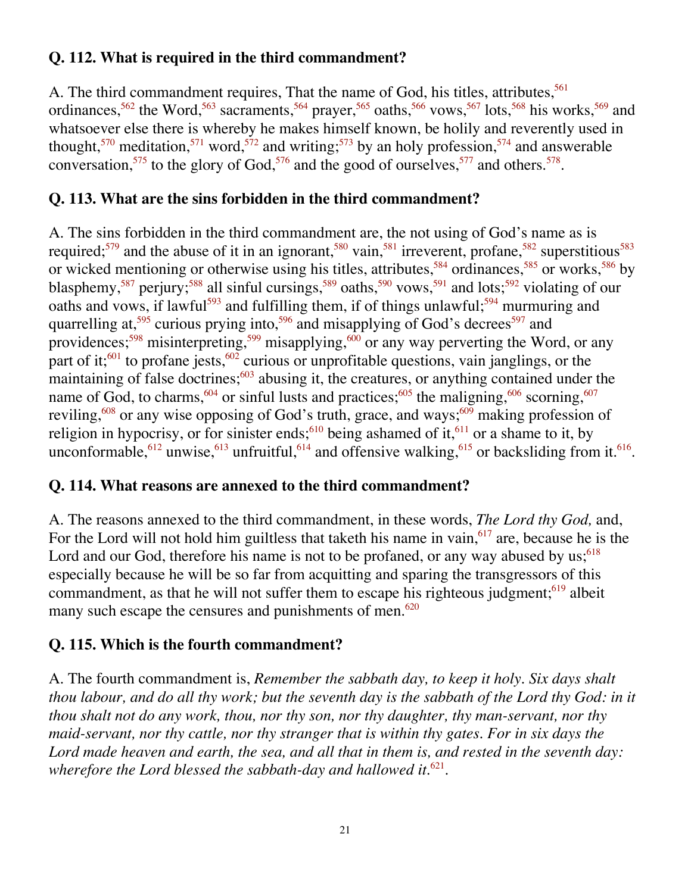**Q. 112. What is required in the third commandment?**

A. The third commandment requires, That the name of God, his titles, attributes,[561] ordinances,[562] the Word,[563] sacraments,[564] prayer,[565] oaths,[566] vows,[567] lots,[568] his works,[569] and whatsoever else there is whereby he makes himself known, be holily and reverently used in thought,[570] meditation,[571] word,[572] and writing;[573] by an holy profession,[574] and answerable conversation,[575] to the glory of God,[576] and the good of ourselves,[577] and others.[578].

**Q. 113. What are the sins forbidden in the third commandment?**

A. The sins forbidden in the third commandment are, the not using of God's name as is required;[579] and the abuse of it in an ignorant,[580] vain,[581] irreverent, profane,[582] superstitious[583] or wicked mentioning or otherwise using his titles, attributes,[584] ordinances,[585] or works,[586] by blasphemy,[587] perjury;[588] all sinful cursings,[589] oaths,[590] vows,[591] and lots;[592] violating of our oaths and vows, if lawful[593] and fulfilling them, if of things unlawful;[594] murmuring and quarrelling at,[595] curious prying into,[596] and misapplying of God's decrees[597] and providences;[598] misinterpreting,[599] misapplying,[600] or any way perverting the Word, or any part of it;[601] to profane jests,[602] curious or unprofitable questions, vain janglings, or the maintaining of false doctrines;[603] abusing it, the creatures, or anything contained under the name of God, to charms,[604] or sinful lusts and practices;[605] the maligning,[606] scorning,[607] reviling,[608] or any wise opposing of God's truth, grace, and ways;[609] making profession of religion in hypocrisy, or for sinister ends;[610] being ashamed of it,[611] or a shame to it, by unconformable,[612] unwise,[613] unfruitful,[614] and offensive walking,[615] or backsliding from it.[616].

**Q. 114. What reasons are annexed to the third commandment?**

A. The reasons annexed to the third commandment, in these words, *The Lord thy God,* and, For the Lord will not hold him guiltless that taketh his name in vain,[617] are, because he is the Lord and our God, therefore his name is not to be profaned, or any way abused by us;[618] especially because he will be so far from acquitting and sparing the transgressors of this commandment, as that he will not suffer them to escape his righteous judgment;[619] albeit many such escape the censures and punishments of men.[620]

**Q. 115. Which is the fourth commandment?**

A. The fourth commandment is, *Remember the sabbath day, to keep it holy. Six days shalt thou labour, and do all thy work; but the seventh day is the sabbath of the Lord thy God: in it thou shalt not do any work, thou, nor thy son, nor thy daughter, thy man-servant, nor thy maid-servant, nor thy cattle, nor thy stranger that is within thy gates. For in six days the Lord made heaven and earth, the sea, and all that in them is, and rested in the seventh day: wherefore the Lord blessed the sabbath-day and hallowed it.*[621].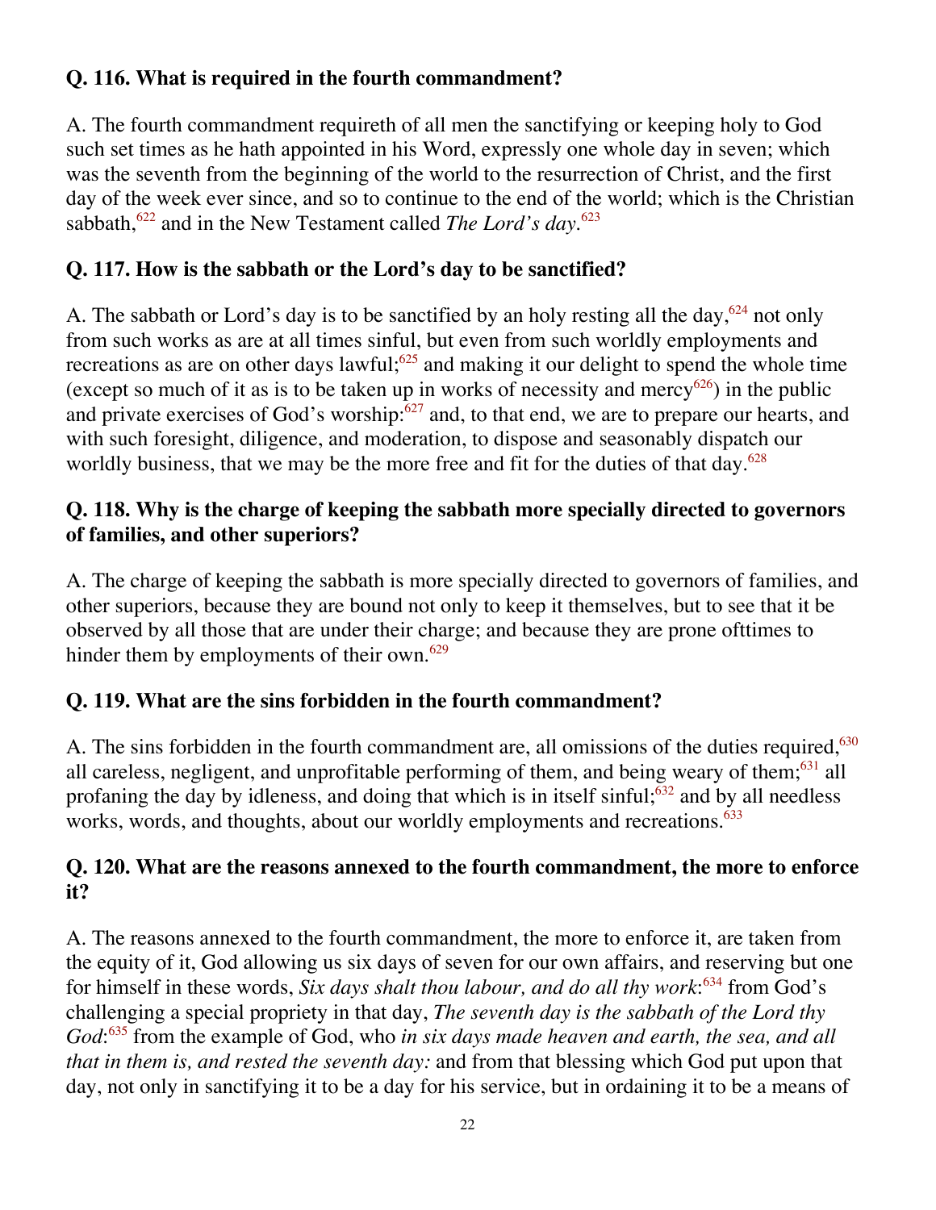**Q. 116. What is required in the fourth commandment?**

A. The fourth commandment requireth of all men the sanctifying or keeping holy to God such set times as he hath appointed in his Word, expressly one whole day in seven; which was the seventh from the beginning of the world to the resurrection of Christ, and the first day of the week ever since, and so to continue to the end of the world; which is the Christian sabbath,[622] and in the New Testament called *The Lord's day*.[623]

**Q. 117. How is the sabbath or the Lord's day to be sanctified?**

A. The sabbath or Lord's day is to be sanctified by an holy resting all the day,[624] not only from such works as are at all times sinful, but even from such worldly employments and recreations as are on other days lawful;[625] and making it our delight to spend the whole time (except so much of it as is to be taken up in works of necessity and mercy[626]) in the public and private exercises of God's worship:[627] and, to that end, we are to prepare our hearts, and with such foresight, diligence, and moderation, to dispose and seasonably dispatch our worldly business, that we may be the more free and fit for the duties of that day.[628]

**Q. 118. Why is the charge of keeping the sabbath more specially directed to governors of families, and other superiors?**

A. The charge of keeping the sabbath is more specially directed to governors of families, and other superiors, because they are bound not only to keep it themselves, but to see that it be observed by all those that are under their charge; and because they are prone ofttimes to hinder them by employments of their own.[629]

**Q. 119. What are the sins forbidden in the fourth commandment?**

A. The sins forbidden in the fourth commandment are, all omissions of the duties required,[630] all careless, negligent, and unprofitable performing of them, and being weary of them;[631] all profaning the day by idleness, and doing that which is in itself sinful;[632] and by all needless works, words, and thoughts, about our worldly employments and recreations.[633]

**Q. 120. What are the reasons annexed to the fourth commandment, the more to enforce it?**

A. The reasons annexed to the fourth commandment, the more to enforce it, are taken from the equity of it, God allowing us six days of seven for our own affairs, and reserving but one for himself in these words, *Six days shalt thou labour, and do all thy work*:[634] from God's challenging a special propriety in that day, *The seventh day is the sabbath of the Lord thy God*:[635] from the example of God, who *in six days made heaven and earth, the sea, and all that in them is, and rested the seventh day:* and from that blessing which God put upon that day, not only in sanctifying it to be a day for his service, but in ordaining it to be a means of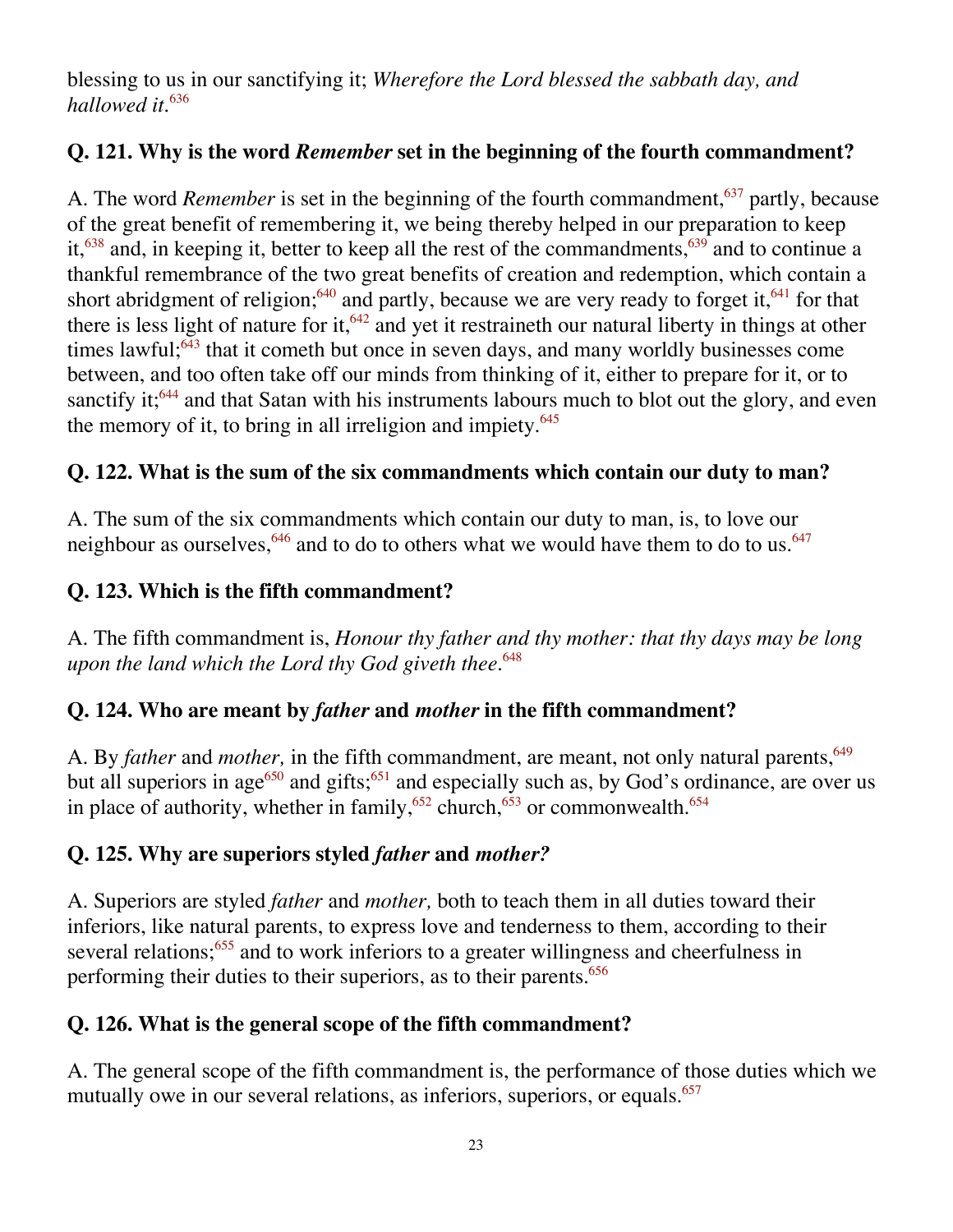blessing to us in our sanctifying it; *Wherefore the Lord blessed the sabbath day, and hallowed it*.[636]

### Q. 121. Why is the word *Remember* set in the beginning of the fourth commandment?

A. The word *Remember* is set in the beginning of the fourth commandment,[637] partly, because of the great benefit of remembering it, we being thereby helped in our preparation to keep it,[638] and, in keeping it, better to keep all the rest of the commandments,[639] and to continue a thankful remembrance of the two great benefits of creation and redemption, which contain a short abridgment of religion;[640] and partly, because we are very ready to forget it,[641] for that there is less light of nature for it,[642] and yet it restraineth our natural liberty in things at other times lawful;[643] that it cometh but once in seven days, and many worldly businesses come between, and too often take off our minds from thinking of it, either to prepare for it, or to sanctify it;[644] and that Satan with his instruments labours much to blot out the glory, and even the memory of it, to bring in all irreligion and impiety.[645]

### Q. 122. What is the sum of the six commandments which contain our duty to man?

A. The sum of the six commandments which contain our duty to man, is, to love our neighbour as ourselves,[646] and to do to others what we would have them to do to us.[647]

### Q. 123. Which is the fifth commandment?

A. The fifth commandment is, *Honour thy father and thy mother: that thy days may be long upon the land which the Lord thy God giveth thee*.[648]

### Q. 124. Who are meant by *father* and *mother* in the fifth commandment?

A. By *father* and *mother,* in the fifth commandment, are meant, not only natural parents,[649] but all superiors in age[650] and gifts;[651] and especially such as, by God's ordinance, are over us in place of authority, whether in family,[652] church,[653] or commonwealth.[654]

### Q. 125. Why are superiors styled *father* and *mother?*

A. Superiors are styled *father* and *mother,* both to teach them in all duties toward their inferiors, like natural parents, to express love and tenderness to them, according to their several relations;[655] and to work inferiors to a greater willingness and cheerfulness in performing their duties to their superiors, as to their parents.[656]

### Q. 126. What is the general scope of the fifth commandment?

A. The general scope of the fifth commandment is, the performance of those duties which we mutually owe in our several relations, as inferiors, superiors, or equals.[657]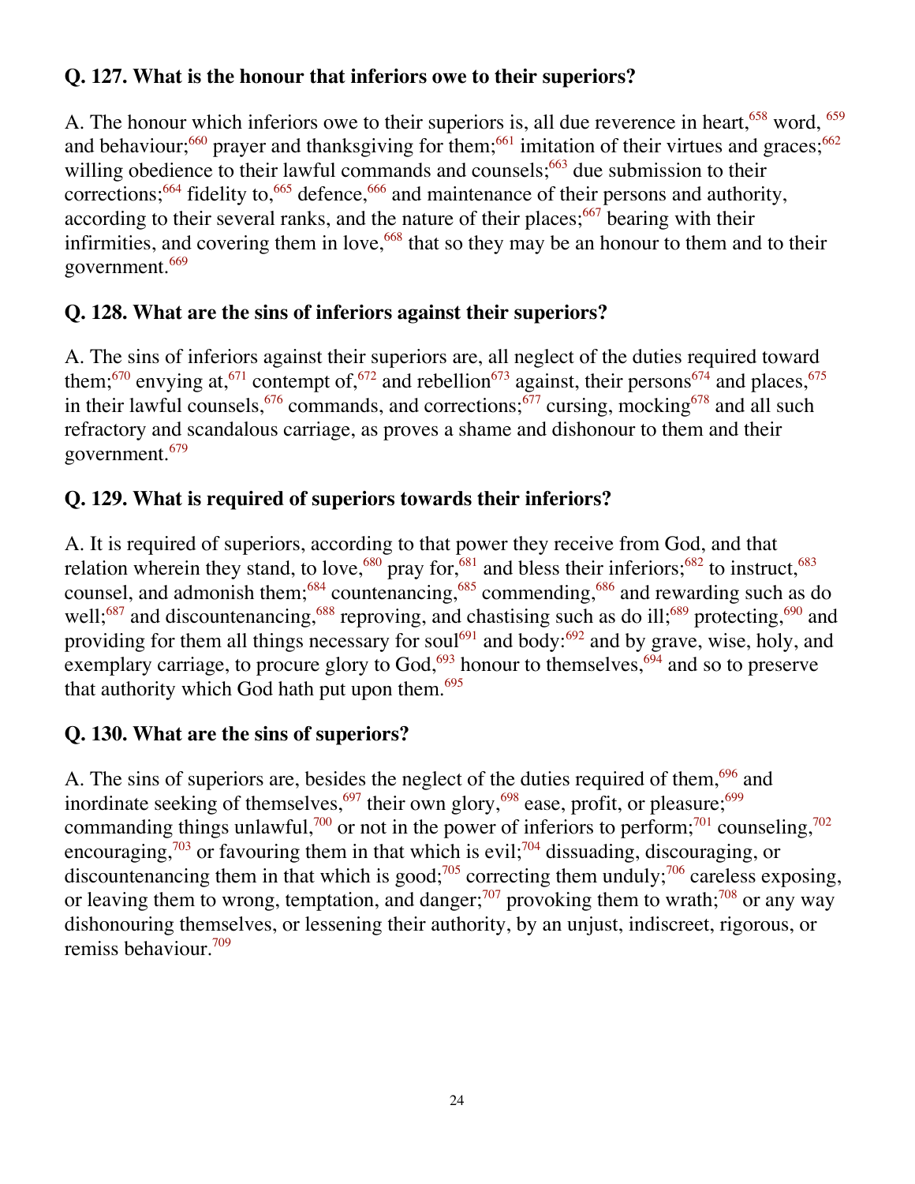### Q. 127. What is the honour that inferiors owe to their superiors?

A. The honour which inferiors owe to their superiors is, all due reverence in heart,[658] word, [659] and behaviour;[660] prayer and thanksgiving for them;[661] imitation of their virtues and graces;[662] willing obedience to their lawful commands and counsels;[663] due submission to their corrections;[664] fidelity to,[665] defence,[666] and maintenance of their persons and authority, according to their several ranks, and the nature of their places;[667] bearing with their infirmities, and covering them in love,[668] that so they may be an honour to them and to their government.[669]

### Q. 128. What are the sins of inferiors against their superiors?

A. The sins of inferiors against their superiors are, all neglect of the duties required toward them;[670] envying at,[671] contempt of,[672] and rebellion[673] against, their persons[674] and places,[675] in their lawful counsels,[676] commands, and corrections;[677] cursing, mocking[678] and all such refractory and scandalous carriage, as proves a shame and dishonour to them and their government.[679]

### Q. 129. What is required of superiors towards their inferiors?

A. It is required of superiors, according to that power they receive from God, and that relation wherein they stand, to love,[680] pray for,[681] and bless their inferiors;[682] to instruct,[683] counsel, and admonish them;[684] countenancing,[685] commending,[686] and rewarding such as do well;[687] and discountenancing,[688] reproving, and chastising such as do ill;[689] protecting,[690] and providing for them all things necessary for soul[691] and body:[692] and by grave, wise, holy, and exemplary carriage, to procure glory to God,[693] honour to themselves,[694] and so to preserve that authority which God hath put upon them.[695]

### Q. 130. What are the sins of superiors?

A. The sins of superiors are, besides the neglect of the duties required of them,[696] and inordinate seeking of themselves,[697] their own glory,[698] ease, profit, or pleasure;[699] commanding things unlawful,[700] or not in the power of inferiors to perform;[701] counseling,[702] encouraging,[703] or favouring them in that which is evil;[704] dissuading, discouraging, or discountenancing them in that which is good;[705] correcting them unduly;[706] careless exposing, or leaving them to wrong, temptation, and danger;[707] provoking them to wrath;[708] or any way dishonouring themselves, or lessening their authority, by an unjust, indiscreet, rigorous, or remiss behaviour.[709]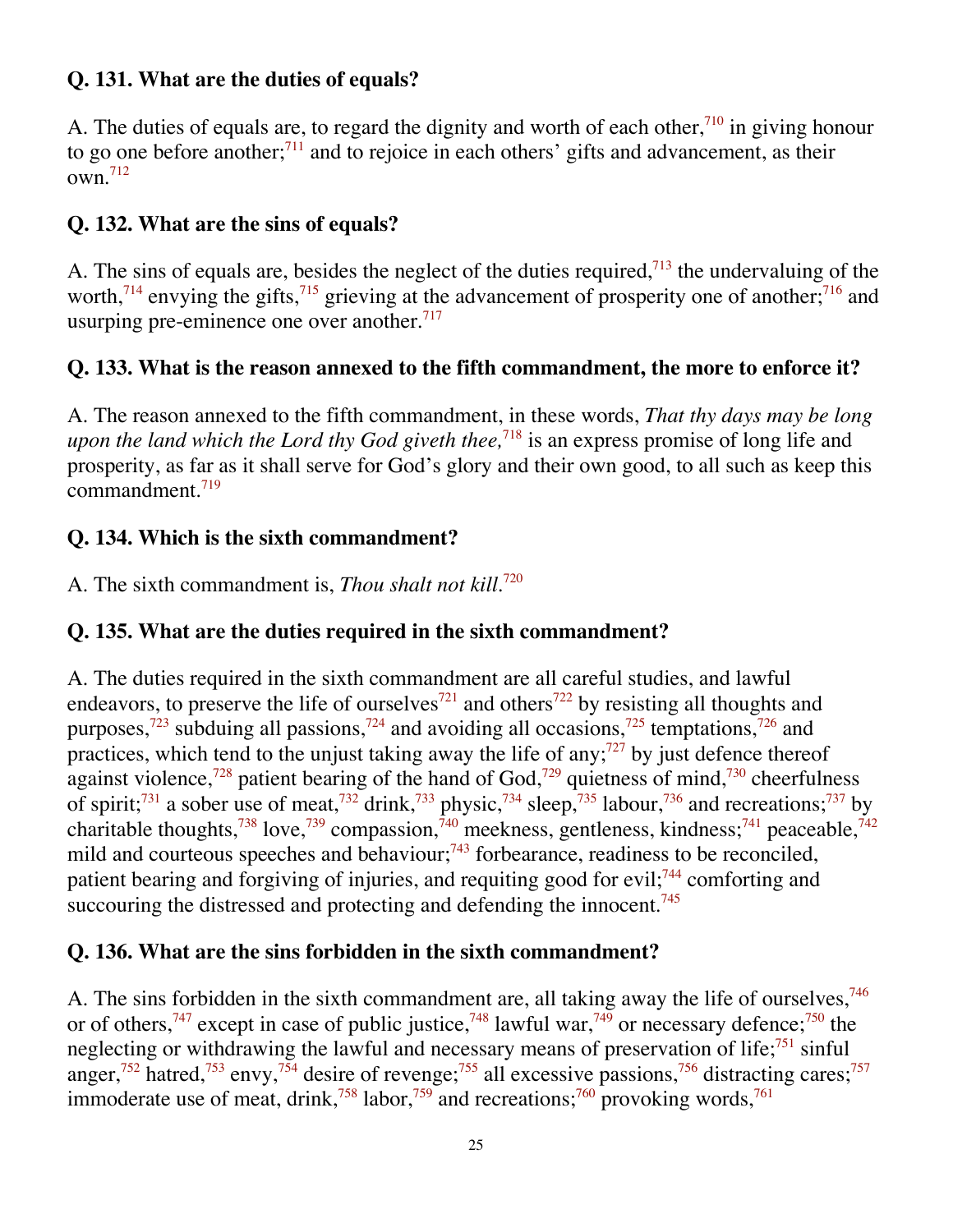**Q. 131. What are the duties of equals?**

A. The duties of equals are, to regard the dignity and worth of each other,[710] in giving honour to go one before another;[711] and to rejoice in each others' gifts and advancement, as their own.[712]

**Q. 132. What are the sins of equals?**

A. The sins of equals are, besides the neglect of the duties required,[713] the undervaluing of the worth,[714] envying the gifts,[715] grieving at the advancement of prosperity one of another;[716] and usurping pre-eminence one over another.[717]

**Q. 133. What is the reason annexed to the fifth commandment, the more to enforce it?**

A. The reason annexed to the fifth commandment, in these words, *That thy days may be long upon the land which the Lord thy God giveth thee,*[718] is an express promise of long life and prosperity, as far as it shall serve for God's glory and their own good, to all such as keep this commandment.[719]

**Q. 134. Which is the sixth commandment?**

A. The sixth commandment is, *Thou shalt not kill.*[720]

**Q. 135. What are the duties required in the sixth commandment?**

A. The duties required in the sixth commandment are all careful studies, and lawful endeavors, to preserve the life of ourselves[721] and others[722] by resisting all thoughts and purposes,[723] subduing all passions,[724] and avoiding all occasions,[725] temptations,[726] and practices, which tend to the unjust taking away the life of any;[727] by just defence thereof against violence,[728] patient bearing of the hand of God,[729] quietness of mind,[730] cheerfulness of spirit;[731] a sober use of meat,[732] drink,[733] physic,[734] sleep,[735] labour,[736] and recreations;[737] by charitable thoughts,[738] love,[739] compassion,[740] meekness, gentleness, kindness;[741] peaceable,[742] mild and courteous speeches and behaviour;[743] forbearance, readiness to be reconciled, patient bearing and forgiving of injuries, and requiting good for evil;[744] comforting and succouring the distressed and protecting and defending the innocent.[745]

**Q. 136. What are the sins forbidden in the sixth commandment?**

A. The sins forbidden in the sixth commandment are, all taking away the life of ourselves,[746] or of others,[747] except in case of public justice,[748] lawful war,[749] or necessary defence;[750] the neglecting or withdrawing the lawful and necessary means of preservation of life;[751] sinful anger,[752] hatred,[753] envy,[754] desire of revenge;[755] all excessive passions,[756] distracting cares;[757] immoderate use of meat, drink,[758] labor,[759] and recreations;[760] provoking words,[761]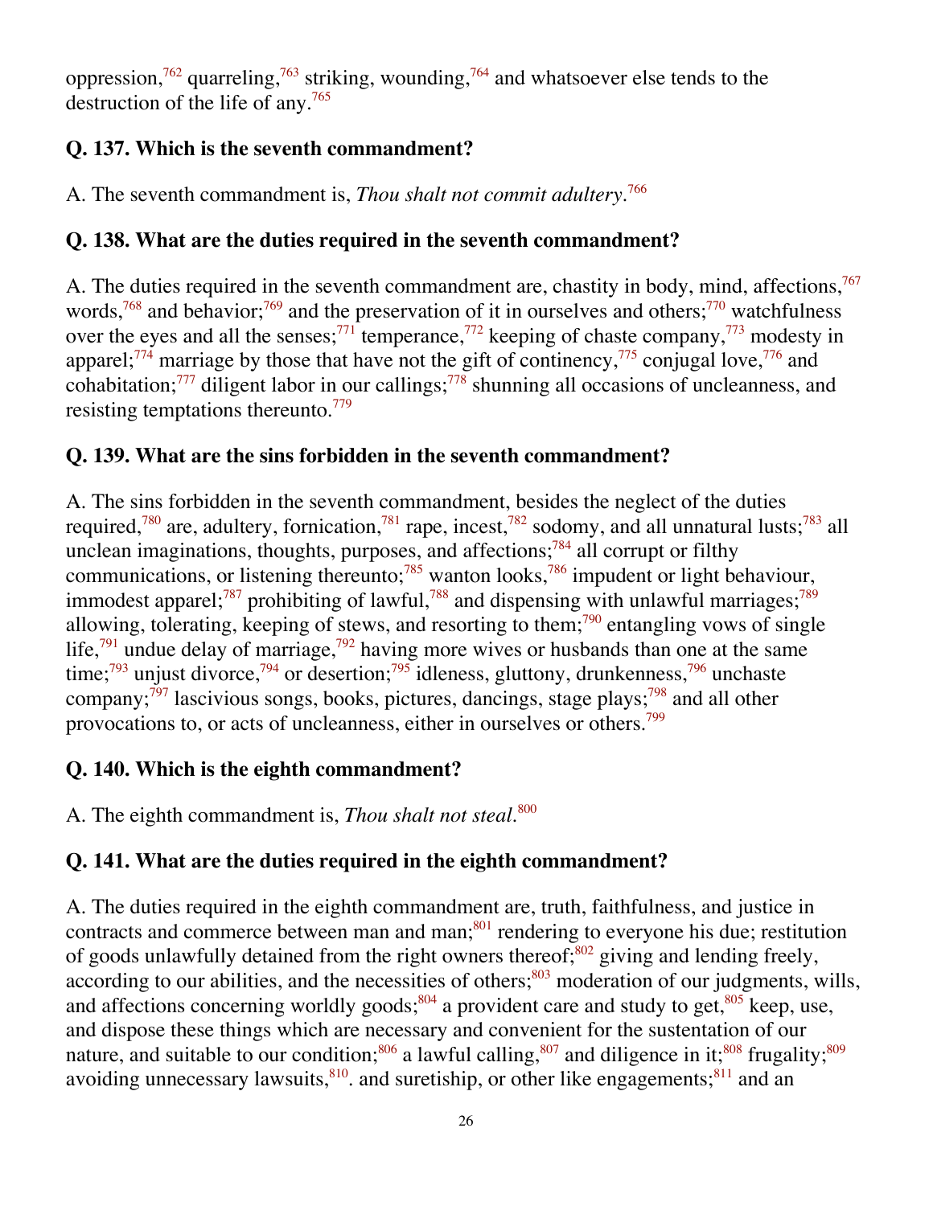oppression,[762] quarreling,[763] striking, wounding,[764] and whatsoever else tends to the destruction of the life of any.[765]

**Q. 137. Which is the seventh commandment?**

A. The seventh commandment is, *Thou shalt not commit adultery*.[766]

**Q. 138. What are the duties required in the seventh commandment?**

A. The duties required in the seventh commandment are, chastity in body, mind, affections,[767] words,[768] and behavior;[769] and the preservation of it in ourselves and others;[770] watchfulness over the eyes and all the senses;[771] temperance,[772] keeping of chaste company,[773] modesty in apparel;[774] marriage by those that have not the gift of continency,[775] conjugal love,[776] and cohabitation;[777] diligent labor in our callings;[778] shunning all occasions of uncleanness, and resisting temptations thereunto.[779]

**Q. 139. What are the sins forbidden in the seventh commandment?**

A. The sins forbidden in the seventh commandment, besides the neglect of the duties required,[780] are, adultery, fornication,[781] rape, incest,[782] sodomy, and all unnatural lusts;[783] all unclean imaginations, thoughts, purposes, and affections;[784] all corrupt or filthy communications, or listening thereunto;[785] wanton looks,[786] impudent or light behaviour, immodest apparel;[787] prohibiting of lawful,[788] and dispensing with unlawful marriages;[789] allowing, tolerating, keeping of stews, and resorting to them;[790] entangling vows of single life,[791] undue delay of marriage,[792] having more wives or husbands than one at the same time;[793] unjust divorce,[794] or desertion;[795] idleness, gluttony, drunkenness,[796] unchaste company;[797] lascivious songs, books, pictures, dancings, stage plays;[798] and all other provocations to, or acts of uncleanness, either in ourselves or others.[799]

**Q. 140. Which is the eighth commandment?**

A. The eighth commandment is, *Thou shalt not steal*.[800]

**Q. 141. What are the duties required in the eighth commandment?**

A. The duties required in the eighth commandment are, truth, faithfulness, and justice in contracts and commerce between man and man;[801] rendering to everyone his due; restitution of goods unlawfully detained from the right owners thereof;[802] giving and lending freely, according to our abilities, and the necessities of others;[803] moderation of our judgments, wills, and affections concerning worldly goods;[804] a provident care and study to get,[805] keep, use, and dispose these things which are necessary and convenient for the sustentation of our nature, and suitable to our condition;[806] a lawful calling,[807] and diligence in it;[808] frugality;[809] avoiding unnecessary lawsuits,[810]. and suretiship, or other like engagements;[811] and an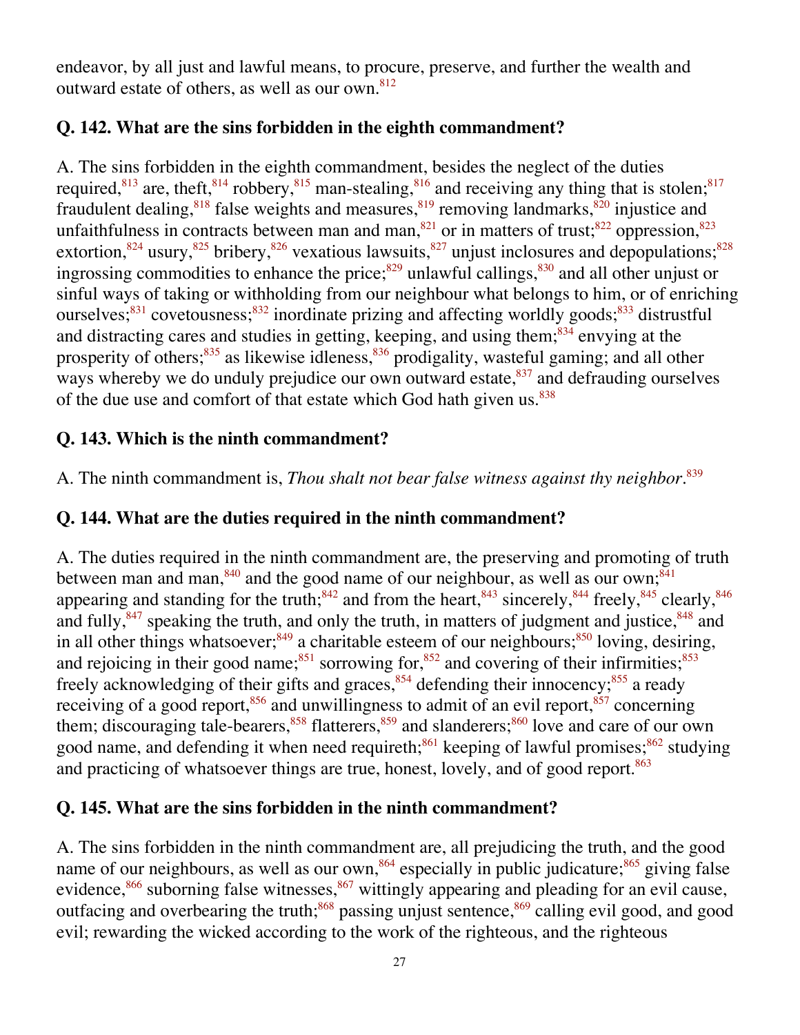endeavor, by all just and lawful means, to procure, preserve, and further the wealth and outward estate of others, as well as our own.[812]

### Q. 142. What are the sins forbidden in the eighth commandment?

A. The sins forbidden in the eighth commandment, besides the neglect of the duties required,[813] are, theft,[814] robbery,[815] man-stealing,[816] and receiving any thing that is stolen;[817] fraudulent dealing,[818] false weights and measures,[819] removing landmarks,[820] injustice and unfaithfulness in contracts between man and man,[821] or in matters of trust;[822] oppression,[823] extortion,[824] usury,[825] bribery,[826] vexatious lawsuits,[827] unjust inclosures and depopulations;[828] ingrossing commodities to enhance the price;[829] unlawful callings,[830] and all other unjust or sinful ways of taking or withholding from our neighbour what belongs to him, or of enriching ourselves;[831] covetousness;[832] inordinate prizing and affecting worldly goods;[833] distrustful and distracting cares and studies in getting, keeping, and using them;[834] envying at the prosperity of others;[835] as likewise idleness,[836] prodigality, wasteful gaming; and all other ways whereby we do unduly prejudice our own outward estate,[837] and defrauding ourselves of the due use and comfort of that estate which God hath given us.[838]

### Q. 143. Which is the ninth commandment?

A. The ninth commandment is, *Thou shalt not bear false witness against thy neighbor*.[839]

### Q. 144. What are the duties required in the ninth commandment?

A. The duties required in the ninth commandment are, the preserving and promoting of truth between man and man,[840] and the good name of our neighbour, as well as our own;[841] appearing and standing for the truth;[842] and from the heart,[843] sincerely,[844] freely,[845] clearly,[846] and fully,[847] speaking the truth, and only the truth, in matters of judgment and justice,[848] and in all other things whatsoever;[849] a charitable esteem of our neighbours;[850] loving, desiring, and rejoicing in their good name;[851] sorrowing for,[852] and covering of their infirmities;[853] freely acknowledging of their gifts and graces,[854] defending their innocency;[855] a ready receiving of a good report,[856] and unwillingness to admit of an evil report,[857] concerning them; discouraging tale-bearers,[858] flatterers,[859] and slanderers;[860] love and care of our own good name, and defending it when need requireth;[861] keeping of lawful promises;[862] studying and practicing of whatsoever things are true, honest, lovely, and of good report.[863]

### Q. 145. What are the sins forbidden in the ninth commandment?

A. The sins forbidden in the ninth commandment are, all prejudicing the truth, and the good name of our neighbours, as well as our own,[864] especially in public judicature;[865] giving false evidence,[866] suborning false witnesses,[867] wittingly appearing and pleading for an evil cause, outfacing and overbearing the truth;[868] passing unjust sentence,[869] calling evil good, and good evil; rewarding the wicked according to the work of the righteous, and the righteous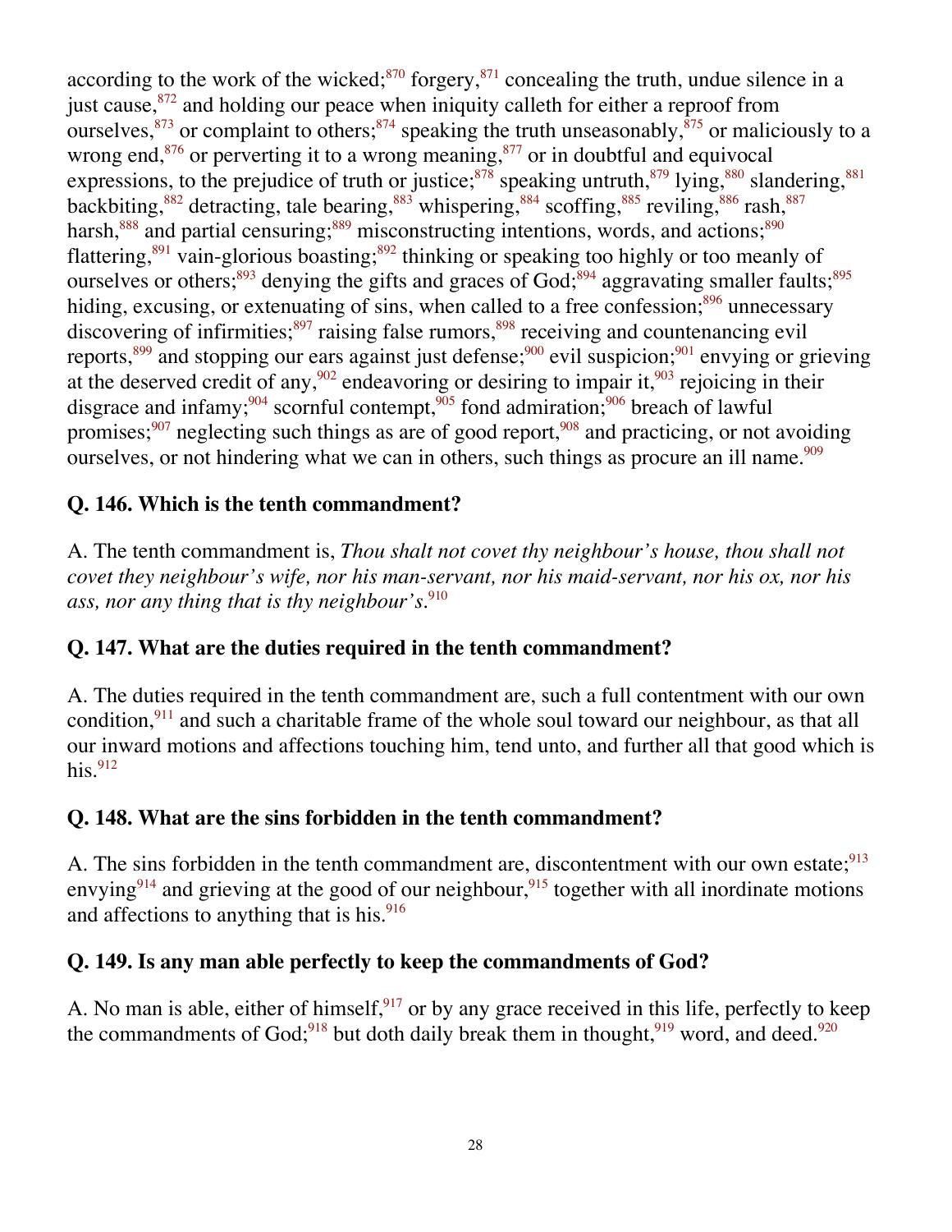according to the work of the wicked;[870] forgery,[871] concealing the truth, undue silence in a just cause,[872] and holding our peace when iniquity calleth for either a reproof from ourselves,[873] or complaint to others;[874] speaking the truth unseasonably,[875] or maliciously to a wrong end,[876] or perverting it to a wrong meaning,[877] or in doubtful and equivocal expressions, to the prejudice of truth or justice;[878] speaking untruth,[879] lying,[880] slandering,[881] backbiting,[882] detracting, tale bearing,[883] whispering,[884] scoffing,[885] reviling,[886] rash,[887] harsh,[888] and partial censuring;[889] misconstructing intentions, words, and actions;[890] flattering,[891] vain-glorious boasting;[892] thinking or speaking too highly or too meanly of ourselves or others;[893] denying the gifts and graces of God;[894] aggravating smaller faults;[895] hiding, excusing, or extenuating of sins, when called to a free confession;[896] unnecessary discovering of infirmities;[897] raising false rumors,[898] receiving and countenancing evil reports,[899] and stopping our ears against just defense;[900] evil suspicion;[901] envying or grieving at the deserved credit of any,[902] endeavoring or desiring to impair it,[903] rejoicing in their disgrace and infamy;[904] scornful contempt,[905] fond admiration;[906] breach of lawful promises;[907] neglecting such things as are of good report,[908] and practicing, or not avoiding ourselves, or not hindering what we can in others, such things as procure an ill name.[909]

### Q. 146. Which is the tenth commandment?

A. The tenth commandment is, *Thou shalt not covet thy neighbour's house, thou shall not covet they neighbour's wife, nor his man-servant, nor his maid-servant, nor his ox, nor his ass, nor any thing that is thy neighbour's*.[910]

### Q. 147. What are the duties required in the tenth commandment?

A. The duties required in the tenth commandment are, such a full contentment with our own condition,[911] and such a charitable frame of the whole soul toward our neighbour, as that all our inward motions and affections touching him, tend unto, and further all that good which is his.[912]

### Q. 148. What are the sins forbidden in the tenth commandment?

A. The sins forbidden in the tenth commandment are, discontentment with our own estate;[913] envying[914] and grieving at the good of our neighbour,[915] together with all inordinate motions and affections to anything that is his.[916]

### Q. 149. Is any man able perfectly to keep the commandments of God?

A. No man is able, either of himself,[917] or by any grace received in this life, perfectly to keep the commandments of God;[918] but doth daily break them in thought,[919] word, and deed.[920]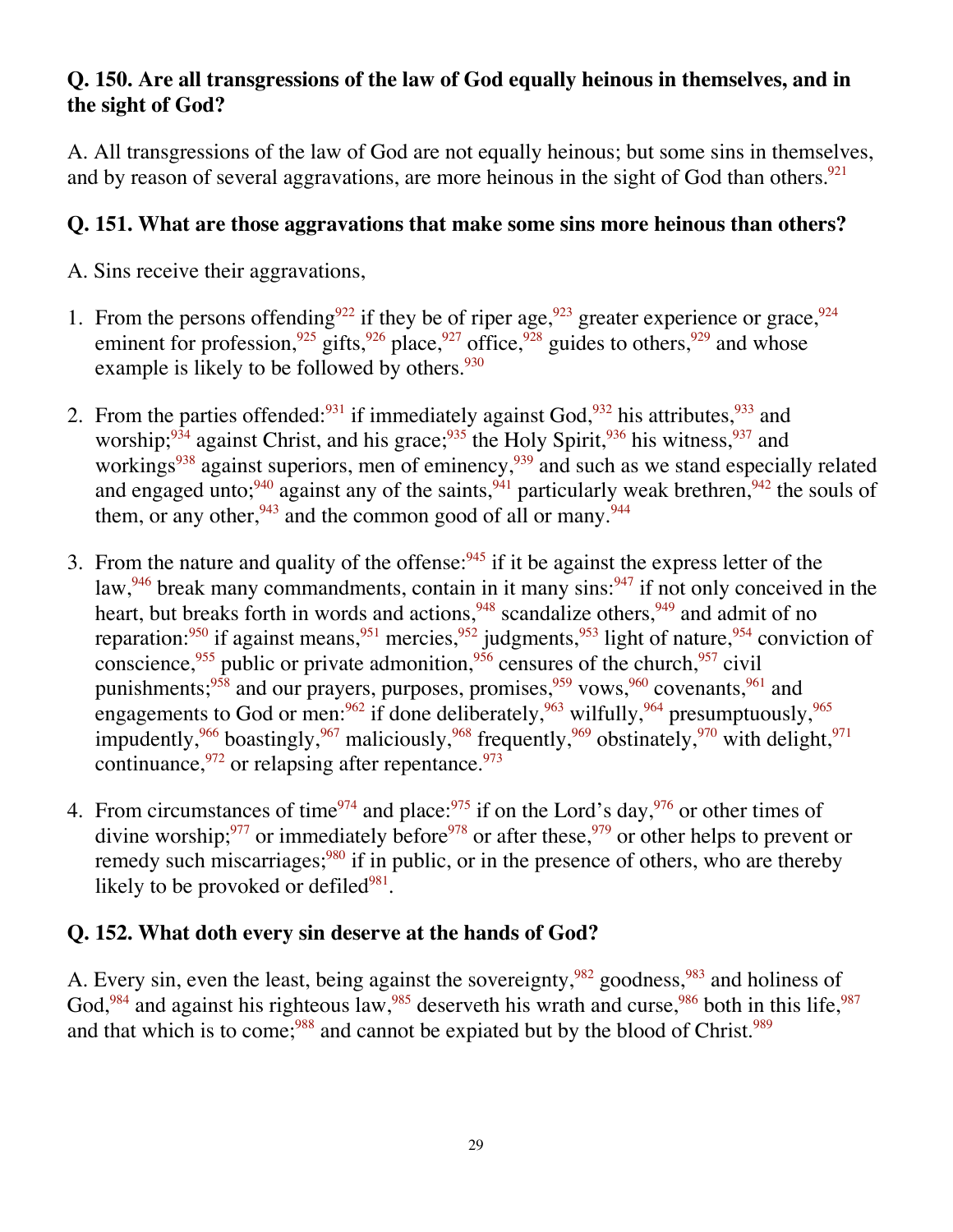**Q. 150. Are all transgressions of the law of God equally heinous in themselves, and in the sight of God?**

A. All transgressions of the law of God are not equally heinous; but some sins in themselves, and by reason of several aggravations, are more heinous in the sight of God than others.[921]

**Q. 151. What are those aggravations that make some sins more heinous than others?**

A. Sins receive their aggravations,

1. From the persons offending[922] if they be of riper age,[923] greater experience or grace,[924] eminent for profession,[925] gifts,[926] place,[927] office,[928] guides to others,[929] and whose example is likely to be followed by others.[930]

2. From the parties offended:[931] if immediately against God,[932] his attributes,[933] and worship;[934] against Christ, and his grace;[935] the Holy Spirit,[936] his witness,[937] and workings[938] against superiors, men of eminency,[939] and such as we stand especially related and engaged unto;[940] against any of the saints,[941] particularly weak brethren,[942] the souls of them, or any other,[943] and the common good of all or many.[944]

3. From the nature and quality of the offense:[945] if it be against the express letter of the law,[946] break many commandments, contain in it many sins:[947] if not only conceived in the heart, but breaks forth in words and actions,[948] scandalize others,[949] and admit of no reparation:[950] if against means,[951] mercies,[952] judgments,[953] light of nature,[954] conviction of conscience,[955] public or private admonition,[956] censures of the church,[957] civil punishments;[958] and our prayers, purposes, promises,[959] vows,[960] covenants,[961] and engagements to God or men:[962] if done deliberately,[963] wilfully,[964] presumptuously,[965] impudently,[966] boastingly,[967] maliciously,[968] frequently,[969] obstinately,[970] with delight,[971] continuance,[972] or relapsing after repentance.[973]

4. From circumstances of time[974] and place:[975] if on the Lord's day,[976] or other times of divine worship;[977] or immediately before[978] or after these,[979] or other helps to prevent or remedy such miscarriages;[980] if in public, or in the presence of others, who are thereby likely to be provoked or defiled[981].

**Q. 152. What doth every sin deserve at the hands of God?**

A. Every sin, even the least, being against the sovereignty,[982] goodness,[983] and holiness of God,[984] and against his righteous law,[985] deserveth his wrath and curse,[986] both in this life,[987] and that which is to come;[988] and cannot be expiated but by the blood of Christ.[989]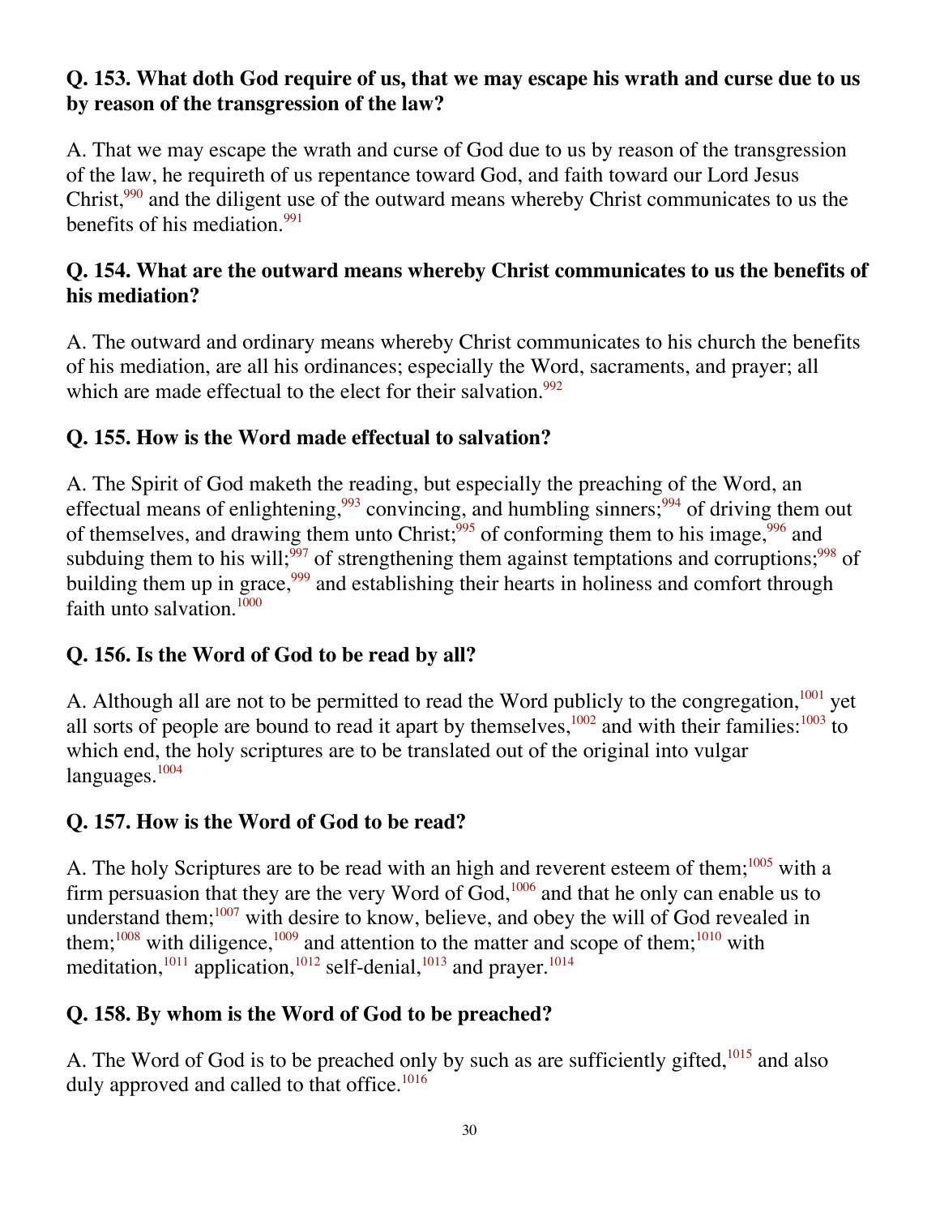### Q. 153. What doth God require of us, that we may escape his wrath and curse due to us by reason of the transgression of the law?

A. That we may escape the wrath and curse of God due to us by reason of the transgression of the law, he requireth of us repentance toward God, and faith toward our Lord Jesus Christ,[990] and the diligent use of the outward means whereby Christ communicates to us the benefits of his mediation.[991]

### Q. 154. What are the outward means whereby Christ communicates to us the benefits of his mediation?

A. The outward and ordinary means whereby Christ communicates to his church the benefits of his mediation, are all his ordinances; especially the Word, sacraments, and prayer; all which are made effectual to the elect for their salvation.[992]

### Q. 155. How is the Word made effectual to salvation?

A. The Spirit of God maketh the reading, but especially the preaching of the Word, an effectual means of enlightening,[993] convincing, and humbling sinners;[994] of driving them out of themselves, and drawing them unto Christ;[995] of conforming them to his image,[996] and subduing them to his will;[997] of strengthening them against temptations and corruptions;[998] of building them up in grace,[999] and establishing their hearts in holiness and comfort through faith unto salvation.[1000]

### Q. 156. Is the Word of God to be read by all?

A. Although all are not to be permitted to read the Word publicly to the congregation,[1001] yet all sorts of people are bound to read it apart by themselves,[1002] and with their families:[1003] to which end, the holy scriptures are to be translated out of the original into vulgar languages.[1004]

### Q. 157. How is the Word of God to be read?

A. The holy Scriptures are to be read with an high and reverent esteem of them;[1005] with a firm persuasion that they are the very Word of God,[1006] and that he only can enable us to understand them;[1007] with desire to know, believe, and obey the will of God revealed in them;[1008] with diligence,[1009] and attention to the matter and scope of them;[1010] with meditation,[1011] application,[1012] self-denial,[1013] and prayer.[1014]

### Q. 158. By whom is the Word of God to be preached?

A. The Word of God is to be preached only by such as are sufficiently gifted,[1015] and also duly approved and called to that office.[1016]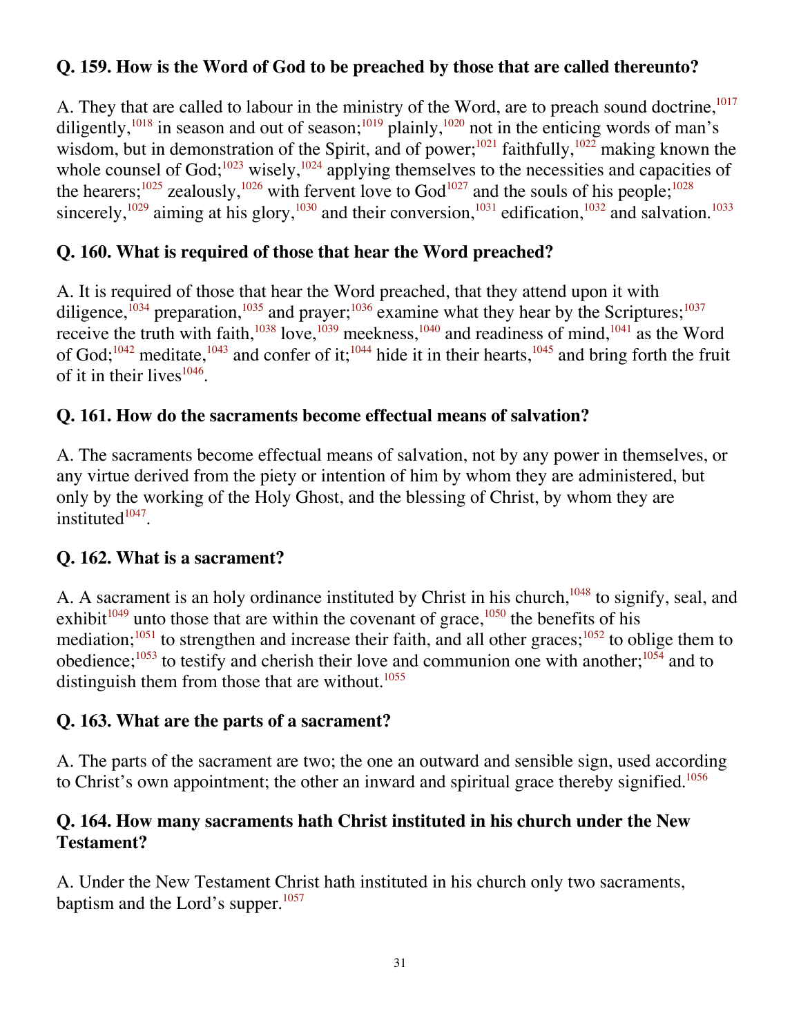### Q. 159. How is the Word of God to be preached by those that are called thereunto?

A. They that are called to labour in the ministry of the Word, are to preach sound doctrine,[1017] diligently,[1018] in season and out of season;[1019] plainly,[1020] not in the enticing words of man's wisdom, but in demonstration of the Spirit, and of power;[1021] faithfully,[1022] making known the whole counsel of God;[1023] wisely,[1024] applying themselves to the necessities and capacities of the hearers;[1025] zealously,[1026] with fervent love to God[1027] and the souls of his people;[1028] sincerely,[1029] aiming at his glory,[1030] and their conversion,[1031] edification,[1032] and salvation.[1033]

### Q. 160. What is required of those that hear the Word preached?

A. It is required of those that hear the Word preached, that they attend upon it with diligence,[1034] preparation,[1035] and prayer;[1036] examine what they hear by the Scriptures;[1037] receive the truth with faith,[1038] love,[1039] meekness,[1040] and readiness of mind,[1041] as the Word of God;[1042] meditate,[1043] and confer of it;[1044] hide it in their hearts,[1045] and bring forth the fruit of it in their lives[1046].

### Q. 161. How do the sacraments become effectual means of salvation?

A. The sacraments become effectual means of salvation, not by any power in themselves, or any virtue derived from the piety or intention of him by whom they are administered, but only by the working of the Holy Ghost, and the blessing of Christ, by whom they are instituted[1047].

### Q. 162. What is a sacrament?

A. A sacrament is an holy ordinance instituted by Christ in his church,[1048] to signify, seal, and exhibit[1049] unto those that are within the covenant of grace,[1050] the benefits of his mediation;[1051] to strengthen and increase their faith, and all other graces;[1052] to oblige them to obedience;[1053] to testify and cherish their love and communion one with another;[1054] and to distinguish them from those that are without.[1055]

### Q. 163. What are the parts of a sacrament?

A. The parts of the sacrament are two; the one an outward and sensible sign, used according to Christ's own appointment; the other an inward and spiritual grace thereby signified.[1056]

### Q. 164. How many sacraments hath Christ instituted in his church under the New Testament?

A. Under the New Testament Christ hath instituted in his church only two sacraments, baptism and the Lord's supper.[1057]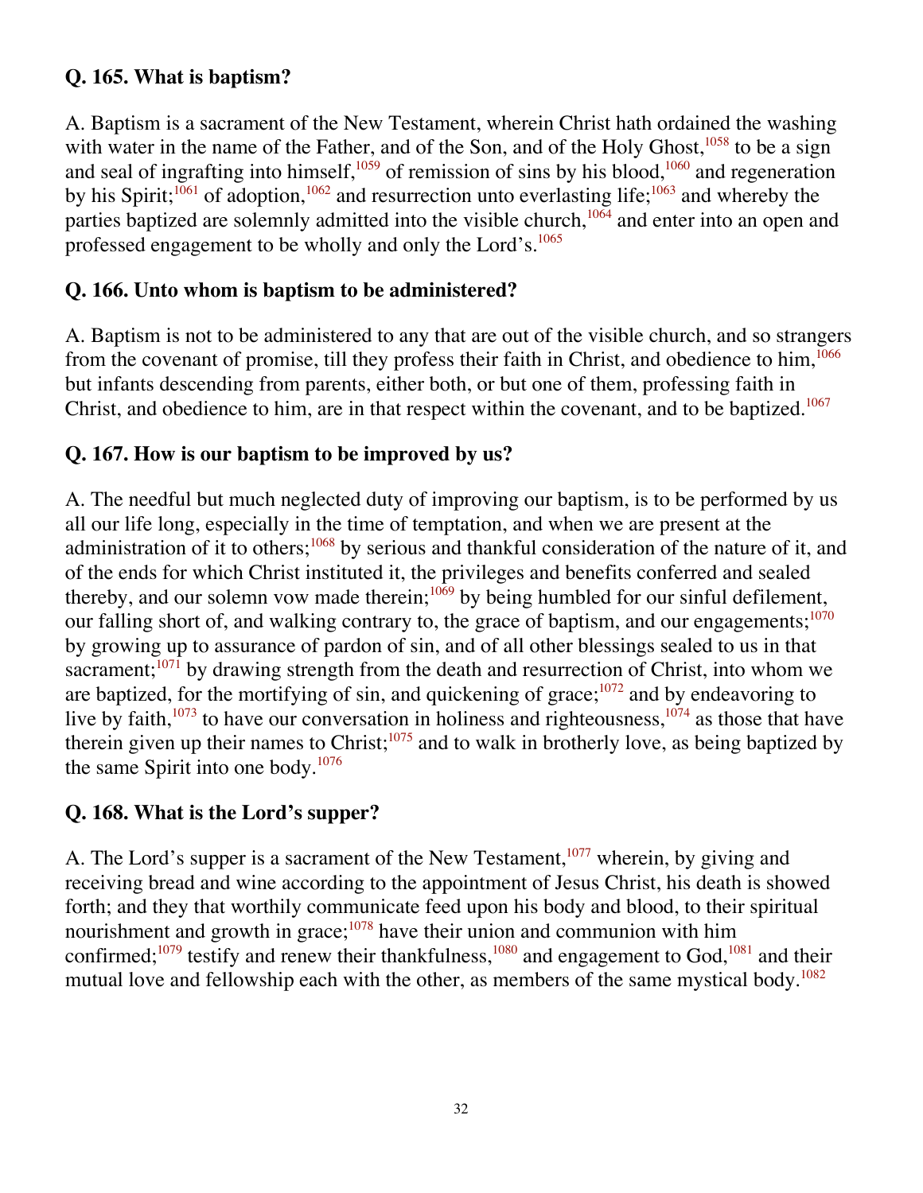**Q. 165. What is baptism?**

A. Baptism is a sacrament of the New Testament, wherein Christ hath ordained the washing with water in the name of the Father, and of the Son, and of the Holy Ghost,[1058] to be a sign and seal of ingrafting into himself,[1059] of remission of sins by his blood,[1060] and regeneration by his Spirit;[1061] of adoption,[1062] and resurrection unto everlasting life;[1063] and whereby the parties baptized are solemnly admitted into the visible church,[1064] and enter into an open and professed engagement to be wholly and only the Lord's.[1065]

**Q. 166. Unto whom is baptism to be administered?**

A. Baptism is not to be administered to any that are out of the visible church, and so strangers from the covenant of promise, till they profess their faith in Christ, and obedience to him,[1066] but infants descending from parents, either both, or but one of them, professing faith in Christ, and obedience to him, are in that respect within the covenant, and to be baptized.[1067]

**Q. 167. How is our baptism to be improved by us?**

A. The needful but much neglected duty of improving our baptism, is to be performed by us all our life long, especially in the time of temptation, and when we are present at the administration of it to others;[1068] by serious and thankful consideration of the nature of it, and of the ends for which Christ instituted it, the privileges and benefits conferred and sealed thereby, and our solemn vow made therein;[1069] by being humbled for our sinful defilement, our falling short of, and walking contrary to, the grace of baptism, and our engagements;[1070] by growing up to assurance of pardon of sin, and of all other blessings sealed to us in that sacrament;[1071] by drawing strength from the death and resurrection of Christ, into whom we are baptized, for the mortifying of sin, and quickening of grace;[1072] and by endeavoring to live by faith,[1073] to have our conversation in holiness and righteousness,[1074] as those that have therein given up their names to Christ;[1075] and to walk in brotherly love, as being baptized by the same Spirit into one body.[1076]

**Q. 168. What is the Lord's supper?**

A. The Lord's supper is a sacrament of the New Testament,[1077] wherein, by giving and receiving bread and wine according to the appointment of Jesus Christ, his death is showed forth; and they that worthily communicate feed upon his body and blood, to their spiritual nourishment and growth in grace;[1078] have their union and communion with him confirmed;[1079] testify and renew their thankfulness,[1080] and engagement to God,[1081] and their mutual love and fellowship each with the other, as members of the same mystical body.[1082]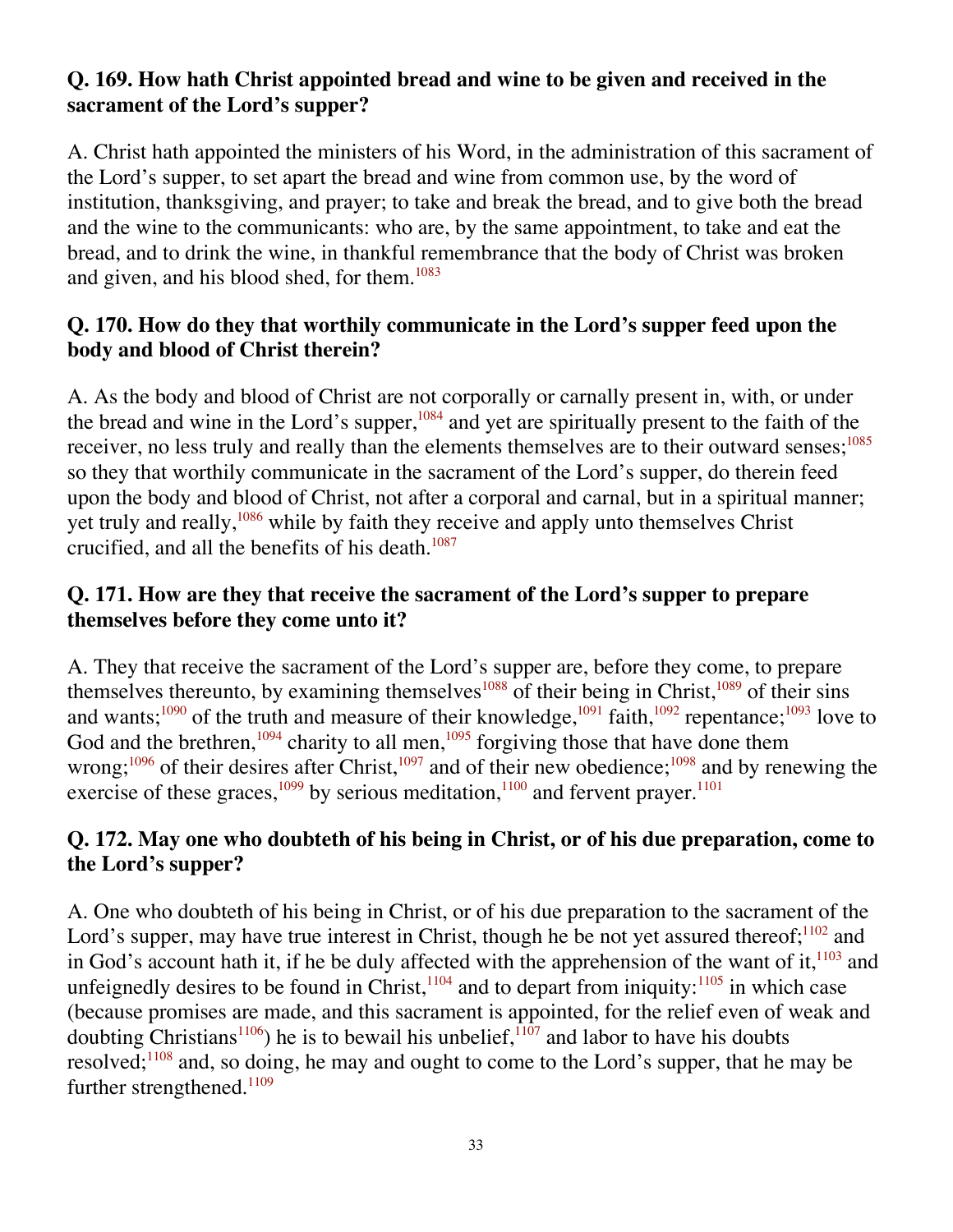**Q. 169. How hath Christ appointed bread and wine to be given and received in the sacrament of the Lord's supper?**

A. Christ hath appointed the ministers of his Word, in the administration of this sacrament of the Lord's supper, to set apart the bread and wine from common use, by the word of institution, thanksgiving, and prayer; to take and break the bread, and to give both the bread and the wine to the communicants: who are, by the same appointment, to take and eat the bread, and to drink the wine, in thankful remembrance that the body of Christ was broken and given, and his blood shed, for them.[1083]

**Q. 170. How do they that worthily communicate in the Lord's supper feed upon the body and blood of Christ therein?**

A. As the body and blood of Christ are not corporally or carnally present in, with, or under the bread and wine in the Lord's supper,[1084] and yet are spiritually present to the faith of the receiver, no less truly and really than the elements themselves are to their outward senses;[1085] so they that worthily communicate in the sacrament of the Lord's supper, do therein feed upon the body and blood of Christ, not after a corporal and carnal, but in a spiritual manner; yet truly and really,[1086] while by faith they receive and apply unto themselves Christ crucified, and all the benefits of his death.[1087]

**Q. 171. How are they that receive the sacrament of the Lord's supper to prepare themselves before they come unto it?**

A. They that receive the sacrament of the Lord's supper are, before they come, to prepare themselves thereunto, by examining themselves[1088] of their being in Christ,[1089] of their sins and wants;[1090] of the truth and measure of their knowledge,[1091] faith,[1092] repentance;[1093] love to God and the brethren,[1094] charity to all men,[1095] forgiving those that have done them wrong;[1096] of their desires after Christ,[1097] and of their new obedience;[1098] and by renewing the exercise of these graces,[1099] by serious meditation,[1100] and fervent prayer.[1101]

**Q. 172. May one who doubteth of his being in Christ, or of his due preparation, come to the Lord's supper?**

A. One who doubteth of his being in Christ, or of his due preparation to the sacrament of the Lord's supper, may have true interest in Christ, though he be not yet assured thereof;[1102] and in God's account hath it, if he be duly affected with the apprehension of the want of it,[1103] and unfeignedly desires to be found in Christ,[1104] and to depart from iniquity:[1105] in which case (because promises are made, and this sacrament is appointed, for the relief even of weak and doubting Christians[1106]) he is to bewail his unbelief,[1107] and labor to have his doubts resolved;[1108] and, so doing, he may and ought to come to the Lord's supper, that he may be further strengthened.[1109]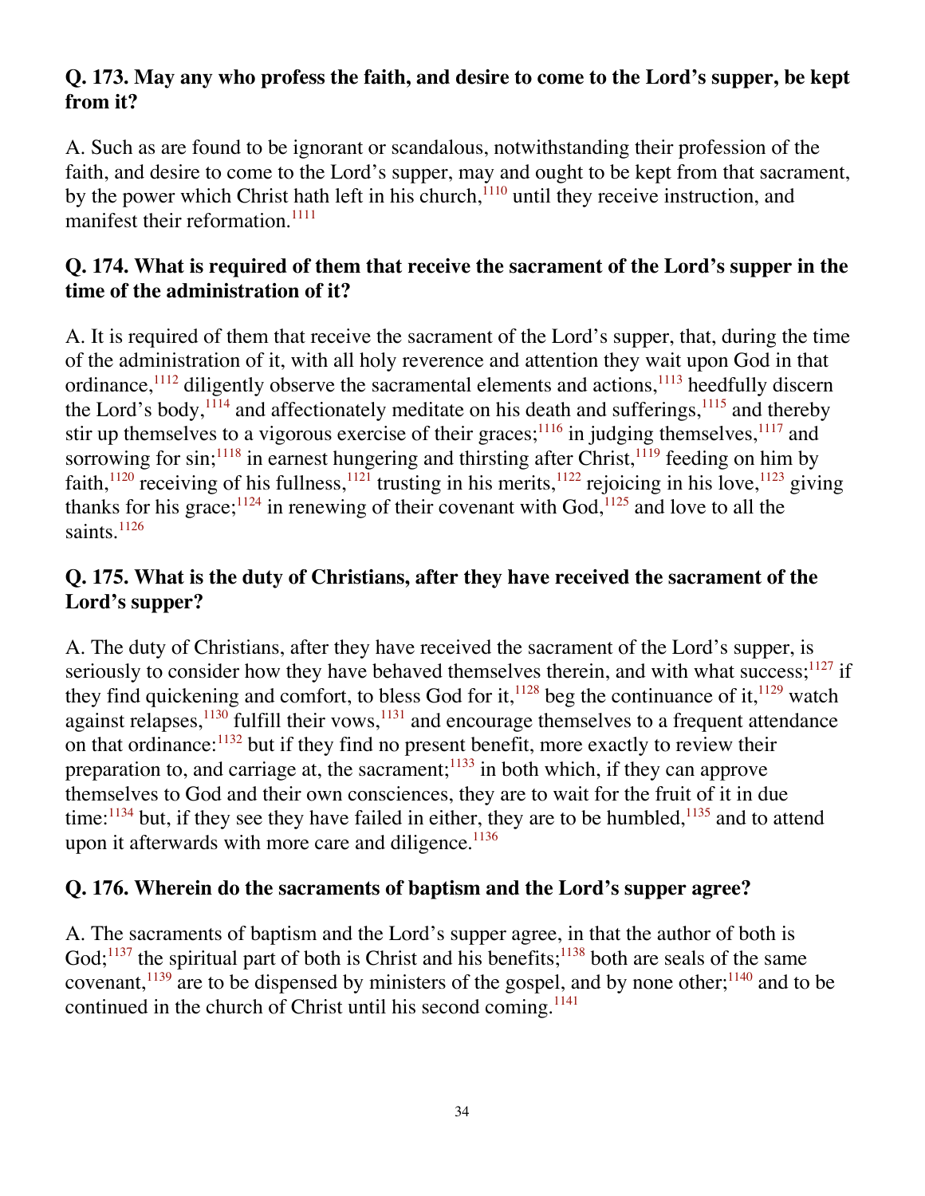### Q. 173. May any who profess the faith, and desire to come to the Lord's supper, be kept from it?

A. Such as are found to be ignorant or scandalous, notwithstanding their profession of the faith, and desire to come to the Lord's supper, may and ought to be kept from that sacrament, by the power which Christ hath left in his church,[1110] until they receive instruction, and manifest their reformation.[1111]

### Q. 174. What is required of them that receive the sacrament of the Lord's supper in the time of the administration of it?

A. It is required of them that receive the sacrament of the Lord's supper, that, during the time of the administration of it, with all holy reverence and attention they wait upon God in that ordinance,[1112] diligently observe the sacramental elements and actions,[1113] heedfully discern the Lord's body,[1114] and affectionately meditate on his death and sufferings,[1115] and thereby stir up themselves to a vigorous exercise of their graces;[1116] in judging themselves,[1117] and sorrowing for sin;[1118] in earnest hungering and thirsting after Christ,[1119] feeding on him by faith,[1120] receiving of his fullness,[1121] trusting in his merits,[1122] rejoicing in his love,[1123] giving thanks for his grace;[1124] in renewing of their covenant with God,[1125] and love to all the saints.[1126]

### Q. 175. What is the duty of Christians, after they have received the sacrament of the Lord's supper?

A. The duty of Christians, after they have received the sacrament of the Lord's supper, is seriously to consider how they have behaved themselves therein, and with what success;[1127] if they find quickening and comfort, to bless God for it,[1128] beg the continuance of it,[1129] watch against relapses,[1130] fulfill their vows,[1131] and encourage themselves to a frequent attendance on that ordinance:[1132] but if they find no present benefit, more exactly to review their preparation to, and carriage at, the sacrament;[1133] in both which, if they can approve themselves to God and their own consciences, they are to wait for the fruit of it in due time:[1134] but, if they see they have failed in either, they are to be humbled,[1135] and to attend upon it afterwards with more care and diligence.[1136]

### Q. 176. Wherein do the sacraments of baptism and the Lord's supper agree?

A. The sacraments of baptism and the Lord's supper agree, in that the author of both is God;[1137] the spiritual part of both is Christ and his benefits;[1138] both are seals of the same covenant,[1139] are to be dispensed by ministers of the gospel, and by none other;[1140] and to be continued in the church of Christ until his second coming.[1141]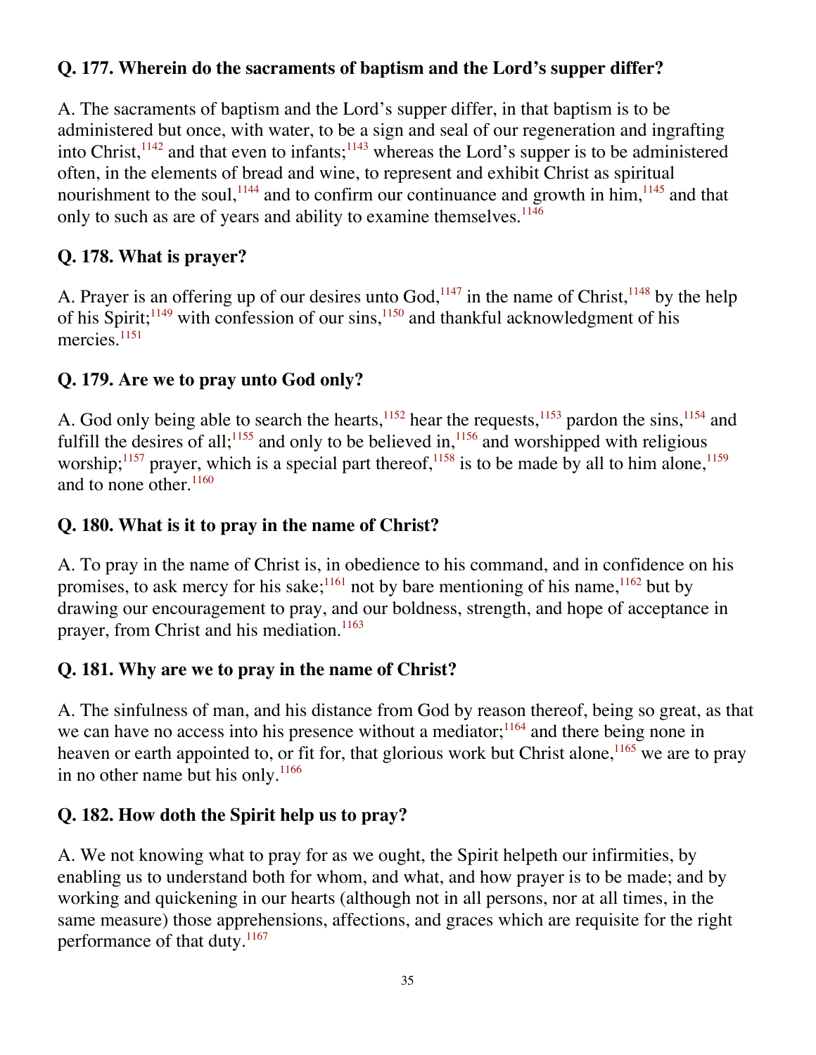**Q. 177. Wherein do the sacraments of baptism and the Lord's supper differ?**

A. The sacraments of baptism and the Lord's supper differ, in that baptism is to be administered but once, with water, to be a sign and seal of our regeneration and ingrafting into Christ,[1142] and that even to infants;[1143] whereas the Lord's supper is to be administered often, in the elements of bread and wine, to represent and exhibit Christ as spiritual nourishment to the soul,[1144] and to confirm our continuance and growth in him,[1145] and that only to such as are of years and ability to examine themselves.[1146]

**Q. 178. What is prayer?**

A. Prayer is an offering up of our desires unto God,[1147] in the name of Christ,[1148] by the help of his Spirit;[1149] with confession of our sins,[1150] and thankful acknowledgment of his mercies.[1151]

**Q. 179. Are we to pray unto God only?**

A. God only being able to search the hearts,[1152] hear the requests,[1153] pardon the sins,[1154] and fulfill the desires of all;[1155] and only to be believed in,[1156] and worshipped with religious worship;[1157] prayer, which is a special part thereof,[1158] is to be made by all to him alone,[1159] and to none other.[1160]

**Q. 180. What is it to pray in the name of Christ?**

A. To pray in the name of Christ is, in obedience to his command, and in confidence on his promises, to ask mercy for his sake;[1161] not by bare mentioning of his name,[1162] but by drawing our encouragement to pray, and our boldness, strength, and hope of acceptance in prayer, from Christ and his mediation.[1163]

**Q. 181. Why are we to pray in the name of Christ?**

A. The sinfulness of man, and his distance from God by reason thereof, being so great, as that we can have no access into his presence without a mediator;[1164] and there being none in heaven or earth appointed to, or fit for, that glorious work but Christ alone,[1165] we are to pray in no other name but his only.[1166]

**Q. 182. How doth the Spirit help us to pray?**

A. We not knowing what to pray for as we ought, the Spirit helpeth our infirmities, by enabling us to understand both for whom, and what, and how prayer is to be made; and by working and quickening in our hearts (although not in all persons, nor at all times, in the same measure) those apprehensions, affections, and graces which are requisite for the right performance of that duty.[1167]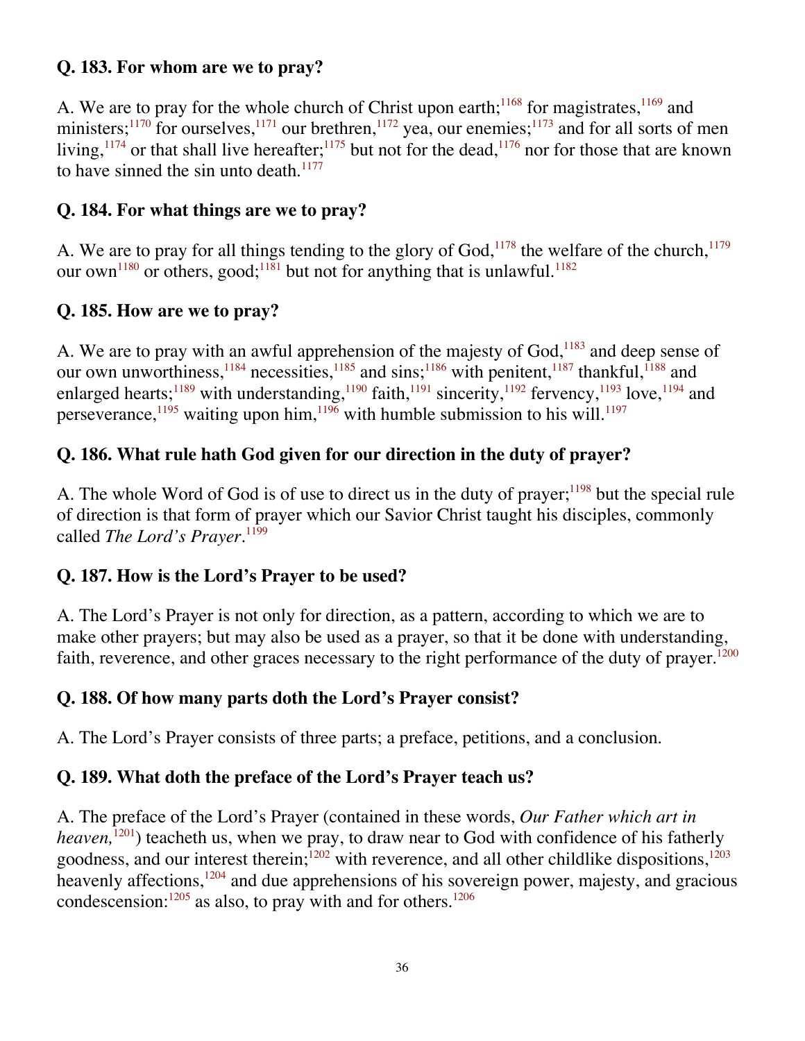**Q. 183. For whom are we to pray?**

A. We are to pray for the whole church of Christ upon earth;[1168] for magistrates,[1169] and ministers;[1170] for ourselves,[1171] our brethren,[1172] yea, our enemies;[1173] and for all sorts of men living,[1174] or that shall live hereafter;[1175] but not for the dead,[1176] nor for those that are known to have sinned the sin unto death.[1177]

**Q. 184. For what things are we to pray?**

A. We are to pray for all things tending to the glory of God,[1178] the welfare of the church,[1179] our own[1180] or others, good;[1181] but not for anything that is unlawful.[1182]

**Q. 185. How are we to pray?**

A. We are to pray with an awful apprehension of the majesty of God,[1183] and deep sense of our own unworthiness,[1184] necessities,[1185] and sins;[1186] with penitent,[1187] thankful,[1188] and enlarged hearts;[1189] with understanding,[1190] faith,[1191] sincerity,[1192] fervency,[1193] love,[1194] and perseverance,[1195] waiting upon him,[1196] with humble submission to his will.[1197]

**Q. 186. What rule hath God given for our direction in the duty of prayer?**

A. The whole Word of God is of use to direct us in the duty of prayer;[1198] but the special rule of direction is that form of prayer which our Savior Christ taught his disciples, commonly called *The Lord's Prayer*.[1199]

**Q. 187. How is the Lord's Prayer to be used?**

A. The Lord's Prayer is not only for direction, as a pattern, according to which we are to make other prayers; but may also be used as a prayer, so that it be done with understanding, faith, reverence, and other graces necessary to the right performance of the duty of prayer.[1200]

**Q. 188. Of how many parts doth the Lord's Prayer consist?**

A. The Lord's Prayer consists of three parts; a preface, petitions, and a conclusion.

**Q. 189. What doth the preface of the Lord's Prayer teach us?**

A. The preface of the Lord's Prayer (contained in these words, *Our Father which art in heaven,*[1201]) teacheth us, when we pray, to draw near to God with confidence of his fatherly goodness, and our interest therein;[1202] with reverence, and all other childlike dispositions,[1203] heavenly affections,[1204] and due apprehensions of his sovereign power, majesty, and gracious condescension:[1205] as also, to pray with and for others.[1206]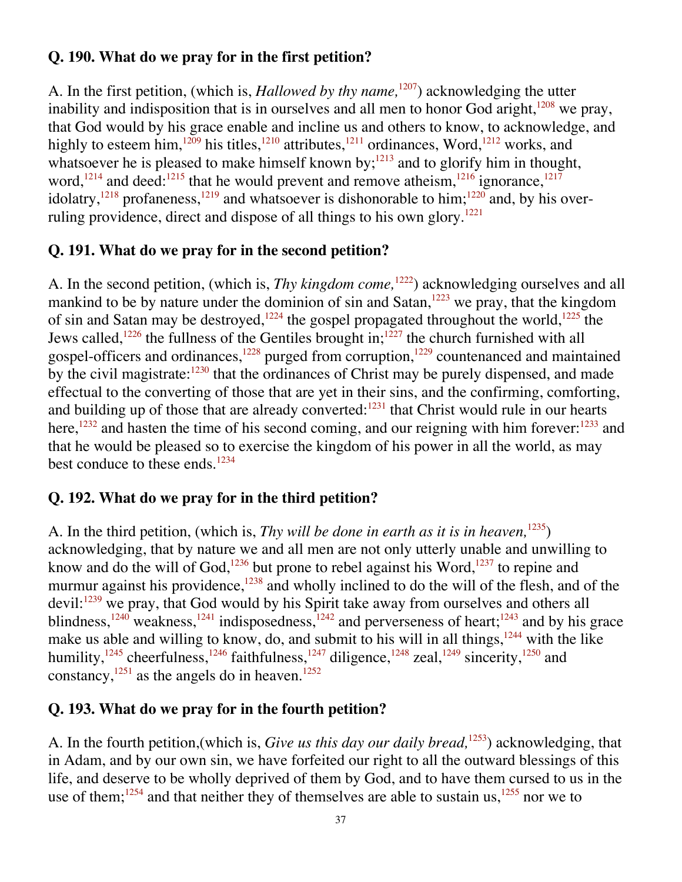**Q. 190. What do we pray for in the first petition?**

A. In the first petition, (which is, *Hallowed by thy name,*[1207]) acknowledging the utter inability and indisposition that is in ourselves and all men to honor God aright,[1208] we pray, that God would by his grace enable and incline us and others to know, to acknowledge, and highly to esteem him,[1209] his titles,[1210] attributes,[1211] ordinances, Word,[1212] works, and whatsoever he is pleased to make himself known by;[1213] and to glorify him in thought, word,[1214] and deed:[1215] that he would prevent and remove atheism,[1216] ignorance,[1217] idolatry,[1218] profaneness,[1219] and whatsoever is dishonorable to him;[1220] and, by his over-ruling providence, direct and dispose of all things to his own glory.[1221]

**Q. 191. What do we pray for in the second petition?**

A. In the second petition, (which is, *Thy kingdom come,*[1222]) acknowledging ourselves and all mankind to be by nature under the dominion of sin and Satan,[1223] we pray, that the kingdom of sin and Satan may be destroyed,[1224] the gospel propagated throughout the world,[1225] the Jews called,[1226] the fullness of the Gentiles brought in;[1227] the church furnished with all gospel-officers and ordinances,[1228] purged from corruption,[1229] countenanced and maintained by the civil magistrate:[1230] that the ordinances of Christ may be purely dispensed, and made effectual to the converting of those that are yet in their sins, and the confirming, comforting, and building up of those that are already converted:[1231] that Christ would rule in our hearts here,[1232] and hasten the time of his second coming, and our reigning with him forever:[1233] and that he would be pleased so to exercise the kingdom of his power in all the world, as may best conduce to these ends.[1234]

**Q. 192. What do we pray for in the third petition?**

A. In the third petition, (which is, *Thy will be done in earth as it is in heaven,*[1235]) acknowledging, that by nature we and all men are not only utterly unable and unwilling to know and do the will of God,[1236] but prone to rebel against his Word,[1237] to repine and murmur against his providence,[1238] and wholly inclined to do the will of the flesh, and of the devil:[1239] we pray, that God would by his Spirit take away from ourselves and others all blindness,[1240] weakness,[1241] indisposedness,[1242] and perverseness of heart;[1243] and by his grace make us able and willing to know, do, and submit to his will in all things,[1244] with the like humility,[1245] cheerfulness,[1246] faithfulness,[1247] diligence,[1248] zeal,[1249] sincerity,[1250] and constancy,[1251] as the angels do in heaven.[1252]

**Q. 193. What do we pray for in the fourth petition?**

A. In the fourth petition,(which is, *Give us this day our daily bread,*[1253]) acknowledging, that in Adam, and by our own sin, we have forfeited our right to all the outward blessings of this life, and deserve to be wholly deprived of them by God, and to have them cursed to us in the use of them;[1254] and that neither they of themselves are able to sustain us,[1255] nor we to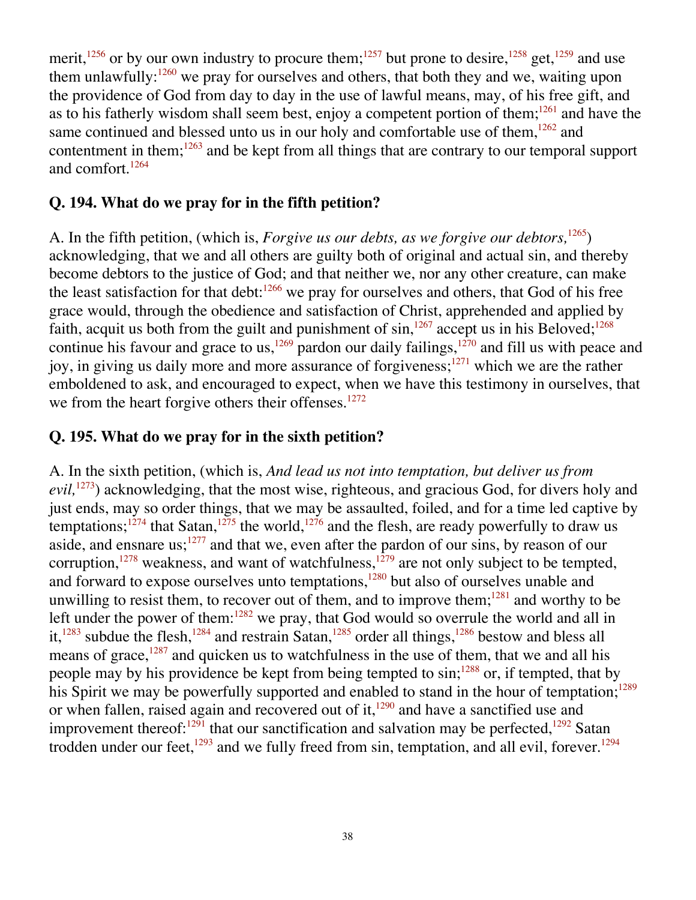merit,[1256] or by our own industry to procure them;[1257] but prone to desire,[1258] get,[1259] and use them unlawfully:[1260] we pray for ourselves and others, that both they and we, waiting upon the providence of God from day to day in the use of lawful means, may, of his free gift, and as to his fatherly wisdom shall seem best, enjoy a competent portion of them;[1261] and have the same continued and blessed unto us in our holy and comfortable use of them,[1262] and contentment in them;[1263] and be kept from all things that are contrary to our temporal support and comfort.[1264]

### Q. 194. What do we pray for in the fifth petition?

A. In the fifth petition, (which is, *Forgive us our debts, as we forgive our debtors,*[1265]) acknowledging, that we and all others are guilty both of original and actual sin, and thereby become debtors to the justice of God; and that neither we, nor any other creature, can make the least satisfaction for that debt:[1266] we pray for ourselves and others, that God of his free grace would, through the obedience and satisfaction of Christ, apprehended and applied by faith, acquit us both from the guilt and punishment of sin,[1267] accept us in his Beloved;[1268] continue his favour and grace to us,[1269] pardon our daily failings,[1270] and fill us with peace and joy, in giving us daily more and more assurance of forgiveness;[1271] which we are the rather emboldened to ask, and encouraged to expect, when we have this testimony in ourselves, that we from the heart forgive others their offenses.[1272]

### Q. 195. What do we pray for in the sixth petition?

A. In the sixth petition, (which is, *And lead us not into temptation, but deliver us from evil,*[1273]) acknowledging, that the most wise, righteous, and gracious God, for divers holy and just ends, may so order things, that we may be assaulted, foiled, and for a time led captive by temptations;[1274] that Satan,[1275] the world,[1276] and the flesh, are ready powerfully to draw us aside, and ensnare us;[1277] and that we, even after the pardon of our sins, by reason of our corruption,[1278] weakness, and want of watchfulness,[1279] are not only subject to be tempted, and forward to expose ourselves unto temptations,[1280] but also of ourselves unable and unwilling to resist them, to recover out of them, and to improve them;[1281] and worthy to be left under the power of them:[1282] we pray, that God would so overrule the world and all in it,[1283] subdue the flesh,[1284] and restrain Satan,[1285] order all things,[1286] bestow and bless all means of grace,[1287] and quicken us to watchfulness in the use of them, that we and all his people may by his providence be kept from being tempted to sin;[1288] or, if tempted, that by his Spirit we may be powerfully supported and enabled to stand in the hour of temptation;[1289] or when fallen, raised again and recovered out of it,[1290] and have a sanctified use and improvement thereof:[1291] that our sanctification and salvation may be perfected,[1292] Satan trodden under our feet,[1293] and we fully freed from sin, temptation, and all evil, forever.[1294]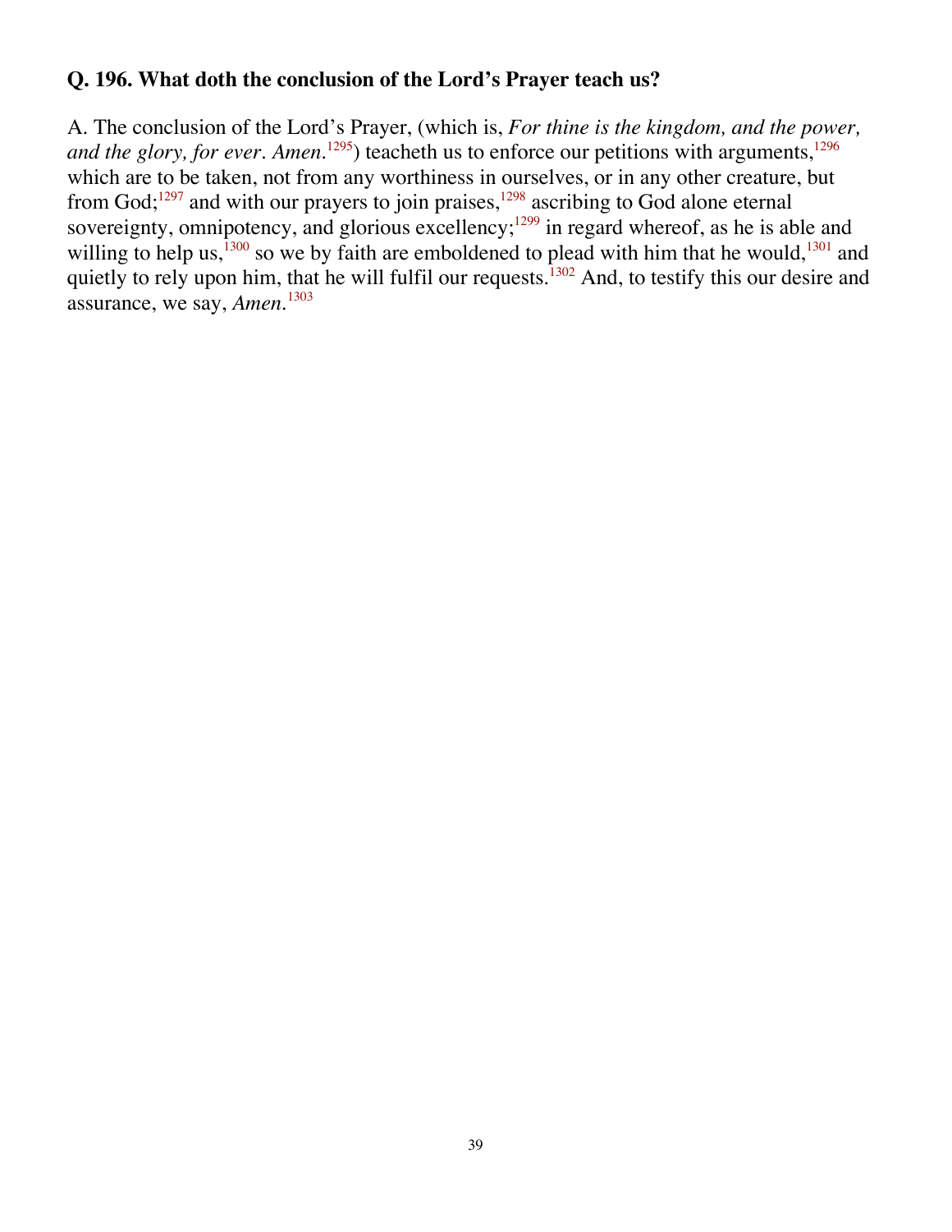**Q. 196. What doth the conclusion of the Lord's Prayer teach us?**

A. The conclusion of the Lord's Prayer, (which is, *For thine is the kingdom, and the power, and the glory, for ever. Amen.*[1295]) teacheth us to enforce our petitions with arguments,[1296] which are to be taken, not from any worthiness in ourselves, or in any other creature, but from God;[1297] and with our prayers to join praises,[1298] ascribing to God alone eternal sovereignty, omnipotency, and glorious excellency;[1299] in regard whereof, as he is able and willing to help us,[1300] so we by faith are emboldened to plead with him that he would,[1301] and quietly to rely upon him, that he will fulfil our requests.[1302] And, to testify this our desire and assurance, we say, *Amen.*[1303]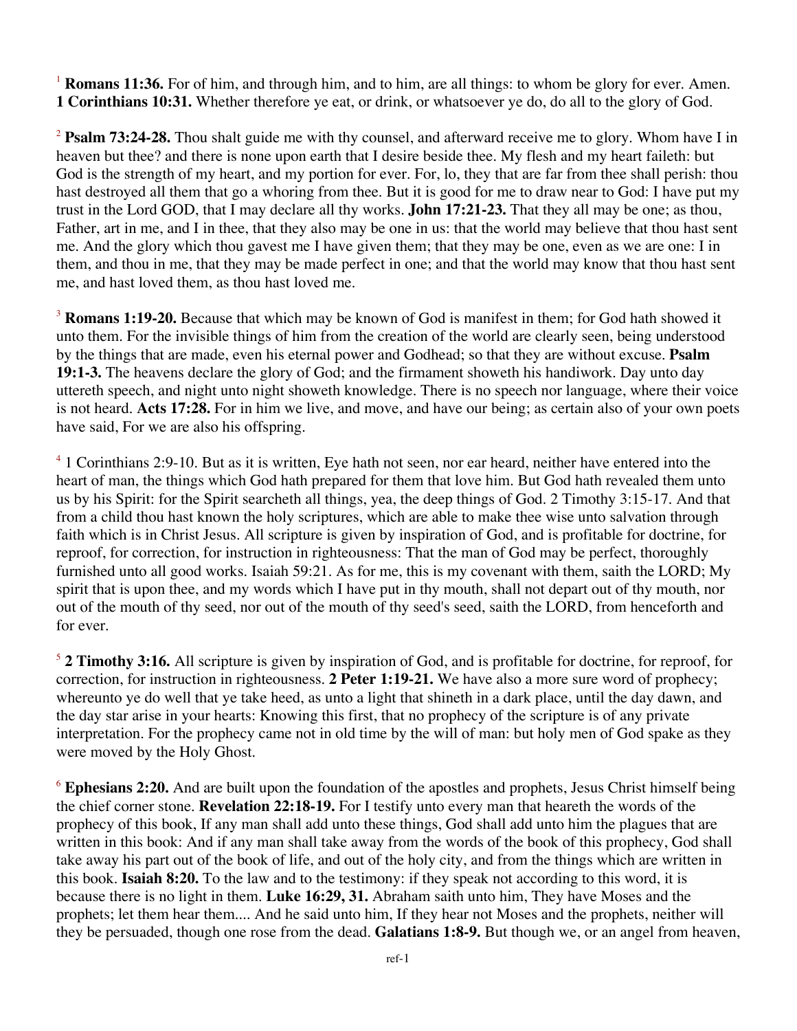[1] **Romans 11:36.** For of him, and through him, and to him, are all things: to whom be glory for ever. Amen. **1 Corinthians 10:31.** Whether therefore ye eat, or drink, or whatsoever ye do, do all to the glory of God.

[2] **Psalm 73:24-28.** Thou shalt guide me with thy counsel, and afterward receive me to glory. Whom have I in heaven but thee? and there is none upon earth that I desire beside thee. My flesh and my heart faileth: but God is the strength of my heart, and my portion for ever. For, lo, they that are far from thee shall perish: thou hast destroyed all them that go a whoring from thee. But it is good for me to draw near to God: I have put my trust in the Lord GOD, that I may declare all thy works. **John 17:21-23.** That they all may be one; as thou, Father, art in me, and I in thee, that they also may be one in us: that the world may believe that thou hast sent me. And the glory which thou gavest me I have given them; that they may be one, even as we are one: I in them, and thou in me, that they may be made perfect in one; and that the world may know that thou hast sent me, and hast loved them, as thou hast loved me.

[3] **Romans 1:19-20.** Because that which may be known of God is manifest in them; for God hath showed it unto them. For the invisible things of him from the creation of the world are clearly seen, being understood by the things that are made, even his eternal power and Godhead; so that they are without excuse. **Psalm 19:1-3.** The heavens declare the glory of God; and the firmament showeth his handiwork. Day unto day uttereth speech, and night unto night showeth knowledge. There is no speech nor language, where their voice is not heard. **Acts 17:28.** For in him we live, and move, and have our being; as certain also of your own poets have said, For we are also his offspring.

[4] 1 Corinthians 2:9-10. But as it is written, Eye hath not seen, nor ear heard, neither have entered into the heart of man, the things which God hath prepared for them that love him. But God hath revealed them unto us by his Spirit: for the Spirit searcheth all things, yea, the deep things of God. 2 Timothy 3:15-17. And that from a child thou hast known the holy scriptures, which are able to make thee wise unto salvation through faith which is in Christ Jesus. All scripture is given by inspiration of God, and is profitable for doctrine, for reproof, for correction, for instruction in righteousness: That the man of God may be perfect, thoroughly furnished unto all good works. Isaiah 59:21. As for me, this is my covenant with them, saith the LORD; My spirit that is upon thee, and my words which I have put in thy mouth, shall not depart out of thy mouth, nor out of the mouth of thy seed, nor out of the mouth of thy seed's seed, saith the LORD, from henceforth and for ever.

[5] **2 Timothy 3:16.** All scripture is given by inspiration of God, and is profitable for doctrine, for reproof, for correction, for instruction in righteousness. **2 Peter 1:19-21.** We have also a more sure word of prophecy; whereunto ye do well that ye take heed, as unto a light that shineth in a dark place, until the day dawn, and the day star arise in your hearts: Knowing this first, that no prophecy of the scripture is of any private interpretation. For the prophecy came not in old time by the will of man: but holy men of God spake as they were moved by the Holy Ghost.

[6] **Ephesians 2:20.** And are built upon the foundation of the apostles and prophets, Jesus Christ himself being the chief corner stone. **Revelation 22:18-19.** For I testify unto every man that heareth the words of the prophecy of this book, If any man shall add unto these things, God shall add unto him the plagues that are written in this book: And if any man shall take away from the words of the book of this prophecy, God shall take away his part out of the book of life, and out of the holy city, and from the things which are written in this book. **Isaiah 8:20.** To the law and to the testimony: if they speak not according to this word, it is because there is no light in them. **Luke 16:29, 31.** Abraham saith unto him, They have Moses and the prophets; let them hear them.... And he said unto him, If they hear not Moses and the prophets, neither will they be persuaded, though one rose from the dead. **Galatians 1:8-9.** But though we, or an angel from heaven,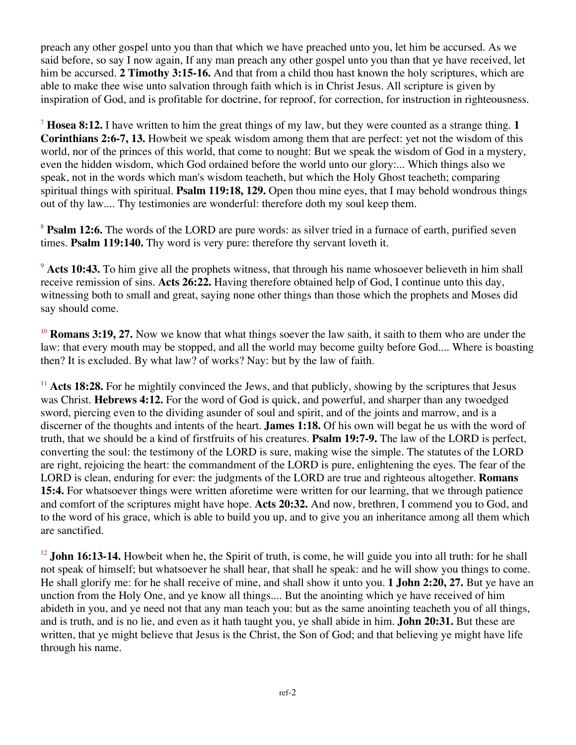preach any other gospel unto you than that which we have preached unto you, let him be accursed. As we said before, so say I now again, If any man preach any other gospel unto you than that ye have received, let him be accursed. **2 Timothy 3:15-16.** And that from a child thou hast known the holy scriptures, which are able to make thee wise unto salvation through faith which is in Christ Jesus. All scripture is given by inspiration of God, and is profitable for doctrine, for reproof, for correction, for instruction in righteousness.

[7] **Hosea 8:12.** I have written to him the great things of my law, but they were counted as a strange thing. **1 Corinthians 2:6-7, 13.** Howbeit we speak wisdom among them that are perfect: yet not the wisdom of this world, nor of the princes of this world, that come to nought: But we speak the wisdom of God in a mystery, even the hidden wisdom, which God ordained before the world unto our glory:... Which things also we speak, not in the words which man's wisdom teacheth, but which the Holy Ghost teacheth; comparing spiritual things with spiritual. **Psalm 119:18, 129.** Open thou mine eyes, that I may behold wondrous things out of thy law.... Thy testimonies are wonderful: therefore doth my soul keep them.

[8] **Psalm 12:6.** The words of the LORD are pure words: as silver tried in a furnace of earth, purified seven times. **Psalm 119:140.** Thy word is very pure: therefore thy servant loveth it.

[9] **Acts 10:43.** To him give all the prophets witness, that through his name whosoever believeth in him shall receive remission of sins. **Acts 26:22.** Having therefore obtained help of God, I continue unto this day, witnessing both to small and great, saying none other things than those which the prophets and Moses did say should come.

[10] **Romans 3:19, 27.** Now we know that what things soever the law saith, it saith to them who are under the law: that every mouth may be stopped, and all the world may become guilty before God.... Where is boasting then? It is excluded. By what law? of works? Nay: but by the law of faith.

[11] **Acts 18:28.** For he mightily convinced the Jews, and that publicly, showing by the scriptures that Jesus was Christ. **Hebrews 4:12.** For the word of God is quick, and powerful, and sharper than any twoedged sword, piercing even to the dividing asunder of soul and spirit, and of the joints and marrow, and is a discerner of the thoughts and intents of the heart. **James 1:18.** Of his own will begat he us with the word of truth, that we should be a kind of firstfruits of his creatures. **Psalm 19:7-9.** The law of the LORD is perfect, converting the soul: the testimony of the LORD is sure, making wise the simple. The statutes of the LORD are right, rejoicing the heart: the commandment of the LORD is pure, enlightening the eyes. The fear of the LORD is clean, enduring for ever: the judgments of the LORD are true and righteous altogether. **Romans 15:4.** For whatsoever things were written aforetime were written for our learning, that we through patience and comfort of the scriptures might have hope. **Acts 20:32.** And now, brethren, I commend you to God, and to the word of his grace, which is able to build you up, and to give you an inheritance among all them which are sanctified.

[12] **John 16:13-14.** Howbeit when he, the Spirit of truth, is come, he will guide you into all truth: for he shall not speak of himself; but whatsoever he shall hear, that shall he speak: and he will show you things to come. He shall glorify me: for he shall receive of mine, and shall show it unto you. **1 John 2:20, 27.** But ye have an unction from the Holy One, and ye know all things.... But the anointing which ye have received of him abideth in you, and ye need not that any man teach you: but as the same anointing teacheth you of all things, and is truth, and is no lie, and even as it hath taught you, ye shall abide in him. **John 20:31.** But these are written, that ye might believe that Jesus is the Christ, the Son of God; and that believing ye might have life through his name.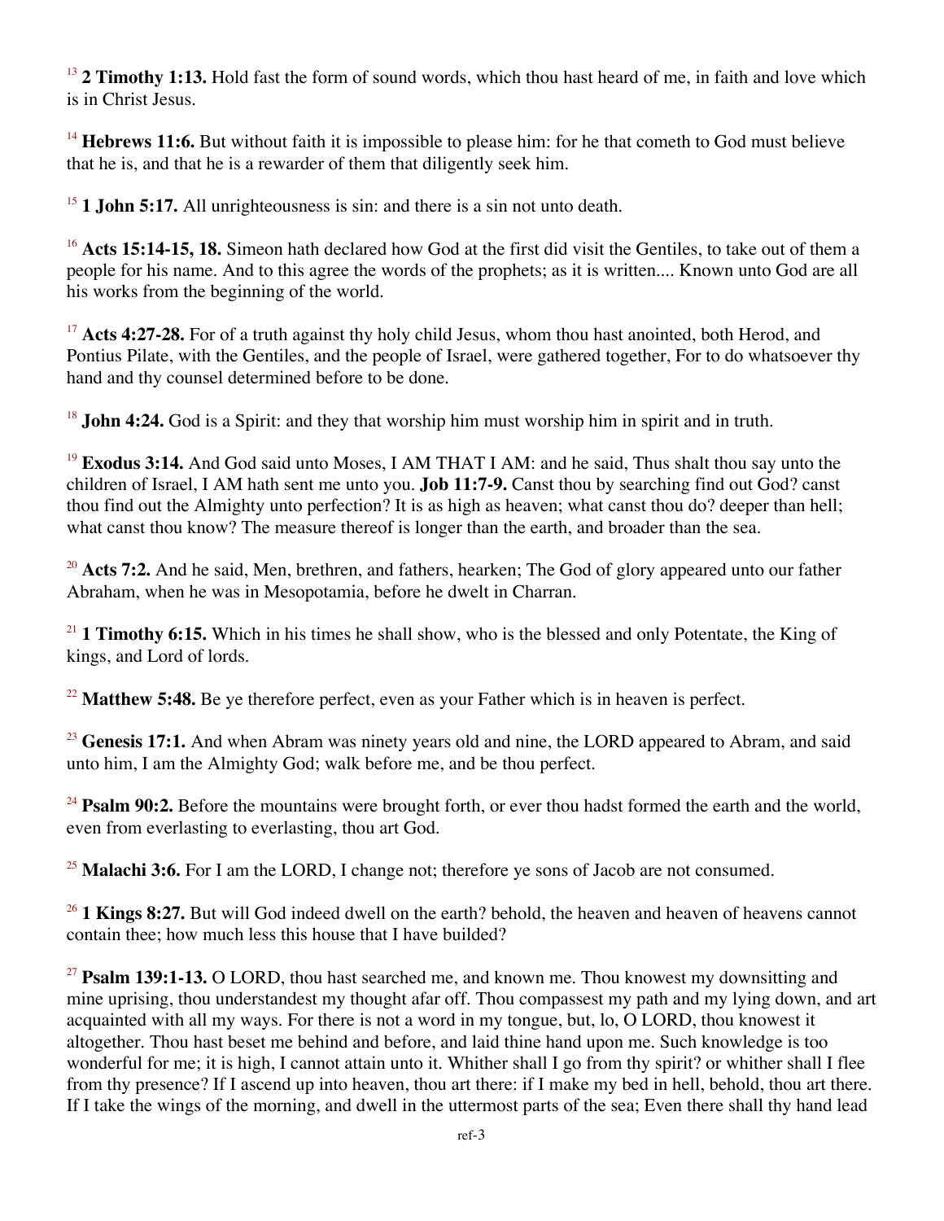[13] **2 Timothy 1:13.** Hold fast the form of sound words, which thou hast heard of me, in faith and love which is in Christ Jesus.

[14] **Hebrews 11:6.** But without faith it is impossible to please him: for he that cometh to God must believe that he is, and that he is a rewarder of them that diligently seek him.

[15] **1 John 5:17.** All unrighteousness is sin: and there is a sin not unto death.

[16] **Acts 15:14-15, 18.** Simeon hath declared how God at the first did visit the Gentiles, to take out of them a people for his name. And to this agree the words of the prophets; as it is written.... Known unto God are all his works from the beginning of the world.

[17] **Acts 4:27-28.** For of a truth against thy holy child Jesus, whom thou hast anointed, both Herod, and Pontius Pilate, with the Gentiles, and the people of Israel, were gathered together, For to do whatsoever thy hand and thy counsel determined before to be done.

[18] **John 4:24.** God is a Spirit: and they that worship him must worship him in spirit and in truth.

[19] **Exodus 3:14.** And God said unto Moses, I AM THAT I AM: and he said, Thus shalt thou say unto the children of Israel, I AM hath sent me unto you. **Job 11:7-9.** Canst thou by searching find out God? canst thou find out the Almighty unto perfection? It is as high as heaven; what canst thou do? deeper than hell; what canst thou know? The measure thereof is longer than the earth, and broader than the sea.

[20] **Acts 7:2.** And he said, Men, brethren, and fathers, hearken; The God of glory appeared unto our father Abraham, when he was in Mesopotamia, before he dwelt in Charran.

[21] **1 Timothy 6:15.** Which in his times he shall show, who is the blessed and only Potentate, the King of kings, and Lord of lords.

[22] **Matthew 5:48.** Be ye therefore perfect, even as your Father which is in heaven is perfect.

[23] **Genesis 17:1.** And when Abram was ninety years old and nine, the LORD appeared to Abram, and said unto him, I am the Almighty God; walk before me, and be thou perfect.

[24] **Psalm 90:2.** Before the mountains were brought forth, or ever thou hadst formed the earth and the world, even from everlasting to everlasting, thou art God.

[25] **Malachi 3:6.** For I am the LORD, I change not; therefore ye sons of Jacob are not consumed.

[26] **1 Kings 8:27.** But will God indeed dwell on the earth? behold, the heaven and heaven of heavens cannot contain thee; how much less this house that I have builded?

[27] **Psalm 139:1-13.** O LORD, thou hast searched me, and known me. Thou knowest my downsitting and mine uprising, thou understandest my thought afar off. Thou compassest my path and my lying down, and art acquainted with all my ways. For there is not a word in my tongue, but, lo, O LORD, thou knowest it altogether. Thou hast beset me behind and before, and laid thine hand upon me. Such knowledge is too wonderful for me; it is high, I cannot attain unto it. Whither shall I go from thy spirit? or whither shall I flee from thy presence? If I ascend up into heaven, thou art there: if I make my bed in hell, behold, thou art there. If I take the wings of the morning, and dwell in the uttermost parts of the sea; Even there shall thy hand lead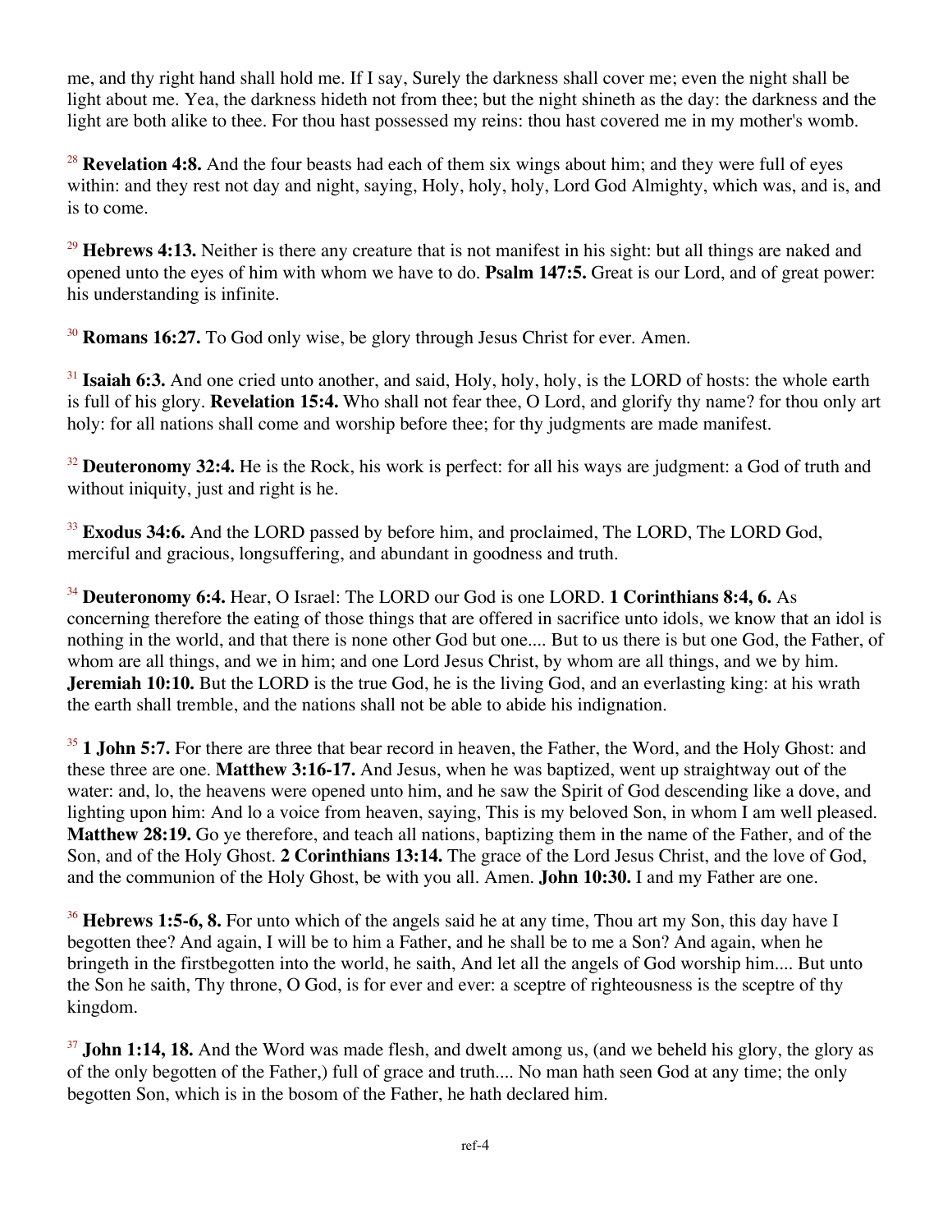me, and thy right hand shall hold me. If I say, Surely the darkness shall cover me; even the night shall be light about me. Yea, the darkness hideth not from thee; but the night shineth as the day: the darkness and the light are both alike to thee. For thou hast possessed my reins: thou hast covered me in my mother's womb.

[28] **Revelation 4:8.** And the four beasts had each of them six wings about him; and they were full of eyes within: and they rest not day and night, saying, Holy, holy, holy, Lord God Almighty, which was, and is, and is to come.

[29] **Hebrews 4:13.** Neither is there any creature that is not manifest in his sight: but all things are naked and opened unto the eyes of him with whom we have to do. **Psalm 147:5.** Great is our Lord, and of great power: his understanding is infinite.

[30] **Romans 16:27.** To God only wise, be glory through Jesus Christ for ever. Amen.

[31] **Isaiah 6:3.** And one cried unto another, and said, Holy, holy, holy, is the LORD of hosts: the whole earth is full of his glory. **Revelation 15:4.** Who shall not fear thee, O Lord, and glorify thy name? for thou only art holy: for all nations shall come and worship before thee; for thy judgments are made manifest.

[32] **Deuteronomy 32:4.** He is the Rock, his work is perfect: for all his ways are judgment: a God of truth and without iniquity, just and right is he.

[33] **Exodus 34:6.** And the LORD passed by before him, and proclaimed, The LORD, The LORD God, merciful and gracious, longsuffering, and abundant in goodness and truth.

[34] **Deuteronomy 6:4.** Hear, O Israel: The LORD our God is one LORD. **1 Corinthians 8:4, 6.** As concerning therefore the eating of those things that are offered in sacrifice unto idols, we know that an idol is nothing in the world, and that there is none other God but one.... But to us there is but one God, the Father, of whom are all things, and we in him; and one Lord Jesus Christ, by whom are all things, and we by him. **Jeremiah 10:10.** But the LORD is the true God, he is the living God, and an everlasting king: at his wrath the earth shall tremble, and the nations shall not be able to abide his indignation.

[35] **1 John 5:7.** For there are three that bear record in heaven, the Father, the Word, and the Holy Ghost: and these three are one. **Matthew 3:16-17.** And Jesus, when he was baptized, went up straightway out of the water: and, lo, the heavens were opened unto him, and he saw the Spirit of God descending like a dove, and lighting upon him: And lo a voice from heaven, saying, This is my beloved Son, in whom I am well pleased. **Matthew 28:19.** Go ye therefore, and teach all nations, baptizing them in the name of the Father, and of the Son, and of the Holy Ghost. **2 Corinthians 13:14.** The grace of the Lord Jesus Christ, and the love of God, and the communion of the Holy Ghost, be with you all. Amen. **John 10:30.** I and my Father are one.

[36] **Hebrews 1:5-6, 8.** For unto which of the angels said he at any time, Thou art my Son, this day have I begotten thee? And again, I will be to him a Father, and he shall be to me a Son? And again, when he bringeth in the firstbegotten into the world, he saith, And let all the angels of God worship him.... But unto the Son he saith, Thy throne, O God, is for ever and ever: a sceptre of righteousness is the sceptre of thy kingdom.

[37] **John 1:14, 18.** And the Word was made flesh, and dwelt among us, (and we beheld his glory, the glory as of the only begotten of the Father,) full of grace and truth.... No man hath seen God at any time; the only begotten Son, which is in the bosom of the Father, he hath declared him.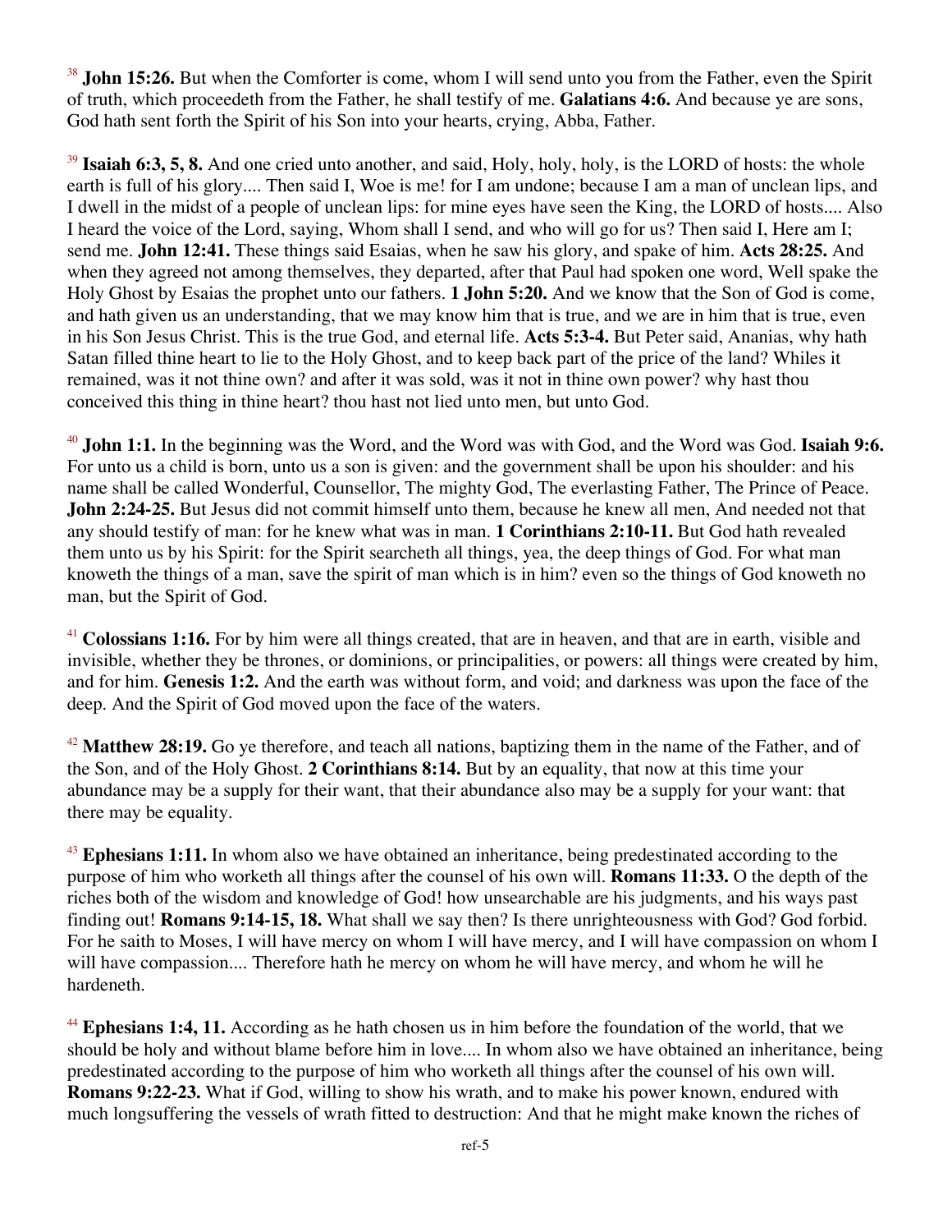[38] **John 15:26.** But when the Comforter is come, whom I will send unto you from the Father, even the Spirit of truth, which proceedeth from the Father, he shall testify of me. **Galatians 4:6.** And because ye are sons, God hath sent forth the Spirit of his Son into your hearts, crying, Abba, Father.

[39] **Isaiah 6:3, 5, 8.** And one cried unto another, and said, Holy, holy, holy, is the LORD of hosts: the whole earth is full of his glory.... Then said I, Woe is me! for I am undone; because I am a man of unclean lips, and I dwell in the midst of a people of unclean lips: for mine eyes have seen the King, the LORD of hosts.... Also I heard the voice of the Lord, saying, Whom shall I send, and who will go for us? Then said I, Here am I; send me. **John 12:41.** These things said Esaias, when he saw his glory, and spake of him. **Acts 28:25.** And when they agreed not among themselves, they departed, after that Paul had spoken one word, Well spake the Holy Ghost by Esaias the prophet unto our fathers. **1 John 5:20.** And we know that the Son of God is come, and hath given us an understanding, that we may know him that is true, and we are in him that is true, even in his Son Jesus Christ. This is the true God, and eternal life. **Acts 5:3-4.** But Peter said, Ananias, why hath Satan filled thine heart to lie to the Holy Ghost, and to keep back part of the price of the land? Whiles it remained, was it not thine own? and after it was sold, was it not in thine own power? why hast thou conceived this thing in thine heart? thou hast not lied unto men, but unto God.

[40] **John 1:1.** In the beginning was the Word, and the Word was with God, and the Word was God. **Isaiah 9:6.** For unto us a child is born, unto us a son is given: and the government shall be upon his shoulder: and his name shall be called Wonderful, Counsellor, The mighty God, The everlasting Father, The Prince of Peace. **John 2:24-25.** But Jesus did not commit himself unto them, because he knew all men, And needed not that any should testify of man: for he knew what was in man. **1 Corinthians 2:10-11.** But God hath revealed them unto us by his Spirit: for the Spirit searcheth all things, yea, the deep things of God. For what man knoweth the things of a man, save the spirit of man which is in him? even so the things of God knoweth no man, but the Spirit of God.

[41] **Colossians 1:16.** For by him were all things created, that are in heaven, and that are in earth, visible and invisible, whether they be thrones, or dominions, or principalities, or powers: all things were created by him, and for him. **Genesis 1:2.** And the earth was without form, and void; and darkness was upon the face of the deep. And the Spirit of God moved upon the face of the waters.

[42] **Matthew 28:19.** Go ye therefore, and teach all nations, baptizing them in the name of the Father, and of the Son, and of the Holy Ghost. **2 Corinthians 8:14.** But by an equality, that now at this time your abundance may be a supply for their want, that their abundance also may be a supply for your want: that there may be equality.

[43] **Ephesians 1:11.** In whom also we have obtained an inheritance, being predestinated according to the purpose of him who worketh all things after the counsel of his own will. **Romans 11:33.** O the depth of the riches both of the wisdom and knowledge of God! how unsearchable are his judgments, and his ways past finding out! **Romans 9:14-15, 18.** What shall we say then? Is there unrighteousness with God? God forbid. For he saith to Moses, I will have mercy on whom I will have mercy, and I will have compassion on whom I will have compassion.... Therefore hath he mercy on whom he will have mercy, and whom he will he hardeneth.

[44] **Ephesians 1:4, 11.** According as he hath chosen us in him before the foundation of the world, that we should be holy and without blame before him in love.... In whom also we have obtained an inheritance, being predestinated according to the purpose of him who worketh all things after the counsel of his own will. **Romans 9:22-23.** What if God, willing to show his wrath, and to make his power known, endured with much longsuffering the vessels of wrath fitted to destruction: And that he might make known the riches of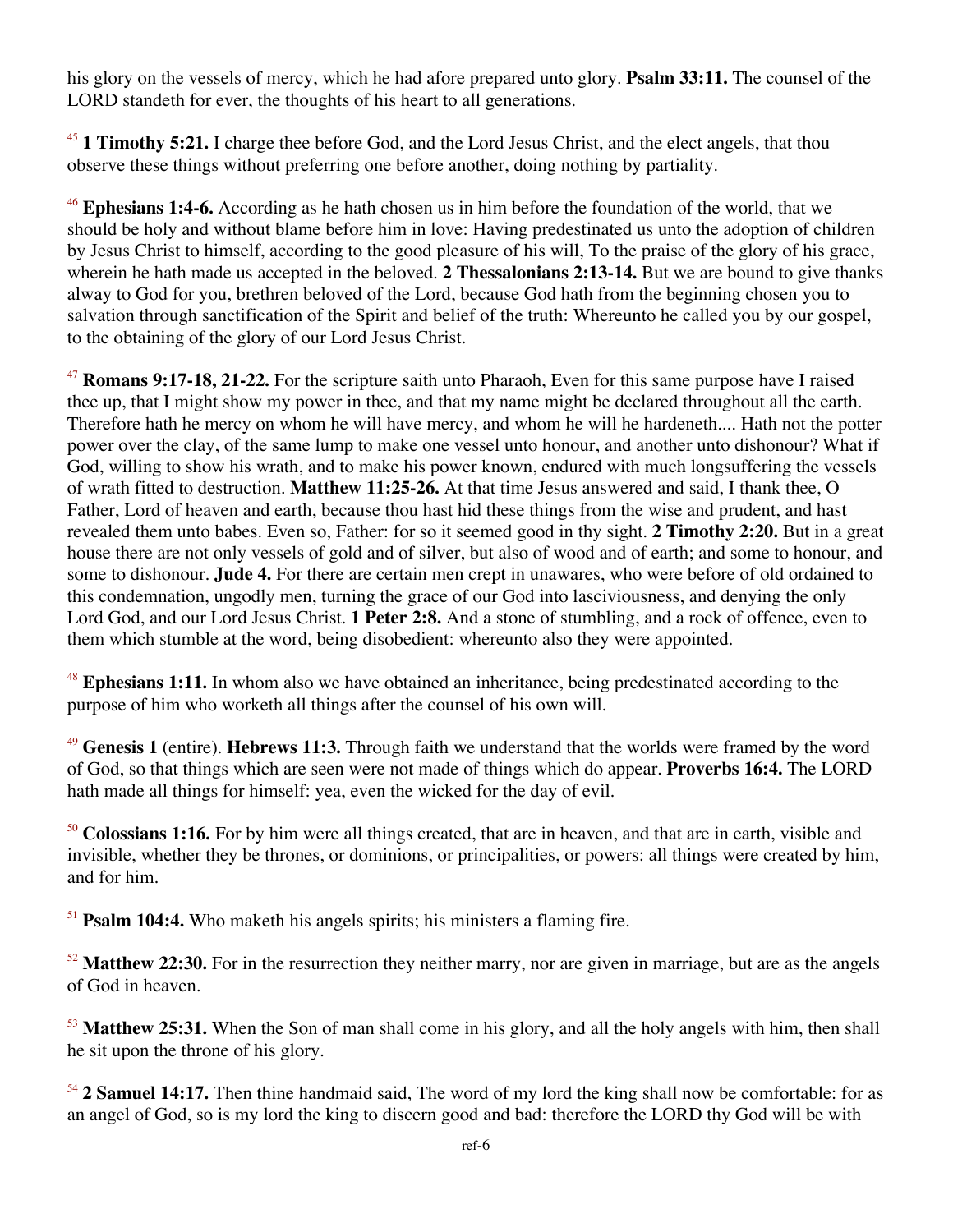his glory on the vessels of mercy, which he had afore prepared unto glory. **Psalm 33:11.** The counsel of the LORD standeth for ever, the thoughts of his heart to all generations.

[45] **1 Timothy 5:21.** I charge thee before God, and the Lord Jesus Christ, and the elect angels, that thou observe these things without preferring one before another, doing nothing by partiality.

[46] **Ephesians 1:4-6.** According as he hath chosen us in him before the foundation of the world, that we should be holy and without blame before him in love: Having predestinated us unto the adoption of children by Jesus Christ to himself, according to the good pleasure of his will, To the praise of the glory of his grace, wherein he hath made us accepted in the beloved. **2 Thessalonians 2:13-14.** But we are bound to give thanks alway to God for you, brethren beloved of the Lord, because God hath from the beginning chosen you to salvation through sanctification of the Spirit and belief of the truth: Whereunto he called you by our gospel, to the obtaining of the glory of our Lord Jesus Christ.

[47] **Romans 9:17-18, 21-22.** For the scripture saith unto Pharaoh, Even for this same purpose have I raised thee up, that I might show my power in thee, and that my name might be declared throughout all the earth. Therefore hath he mercy on whom he will have mercy, and whom he will he hardeneth.... Hath not the potter power over the clay, of the same lump to make one vessel unto honour, and another unto dishonour? What if God, willing to show his wrath, and to make his power known, endured with much longsuffering the vessels of wrath fitted to destruction. **Matthew 11:25-26.** At that time Jesus answered and said, I thank thee, O Father, Lord of heaven and earth, because thou hast hid these things from the wise and prudent, and hast revealed them unto babes. Even so, Father: for so it seemed good in thy sight. **2 Timothy 2:20.** But in a great house there are not only vessels of gold and of silver, but also of wood and of earth; and some to honour, and some to dishonour. **Jude 4.** For there are certain men crept in unawares, who were before of old ordained to this condemnation, ungodly men, turning the grace of our God into lasciviousness, and denying the only Lord God, and our Lord Jesus Christ. **1 Peter 2:8.** And a stone of stumbling, and a rock of offence, even to them which stumble at the word, being disobedient: whereunto also they were appointed.

[48] **Ephesians 1:11.** In whom also we have obtained an inheritance, being predestinated according to the purpose of him who worketh all things after the counsel of his own will.

[49] **Genesis 1** (entire). **Hebrews 11:3.** Through faith we understand that the worlds were framed by the word of God, so that things which are seen were not made of things which do appear. **Proverbs 16:4.** The LORD hath made all things for himself: yea, even the wicked for the day of evil.

[50] **Colossians 1:16.** For by him were all things created, that are in heaven, and that are in earth, visible and invisible, whether they be thrones, or dominions, or principalities, or powers: all things were created by him, and for him.

[51] **Psalm 104:4.** Who maketh his angels spirits; his ministers a flaming fire.

[52] **Matthew 22:30.** For in the resurrection they neither marry, nor are given in marriage, but are as the angels of God in heaven.

[53] **Matthew 25:31.** When the Son of man shall come in his glory, and all the holy angels with him, then shall he sit upon the throne of his glory.

[54] **2 Samuel 14:17.** Then thine handmaid said, The word of my lord the king shall now be comfortable: for as an angel of God, so is my lord the king to discern good and bad: therefore the LORD thy God will be with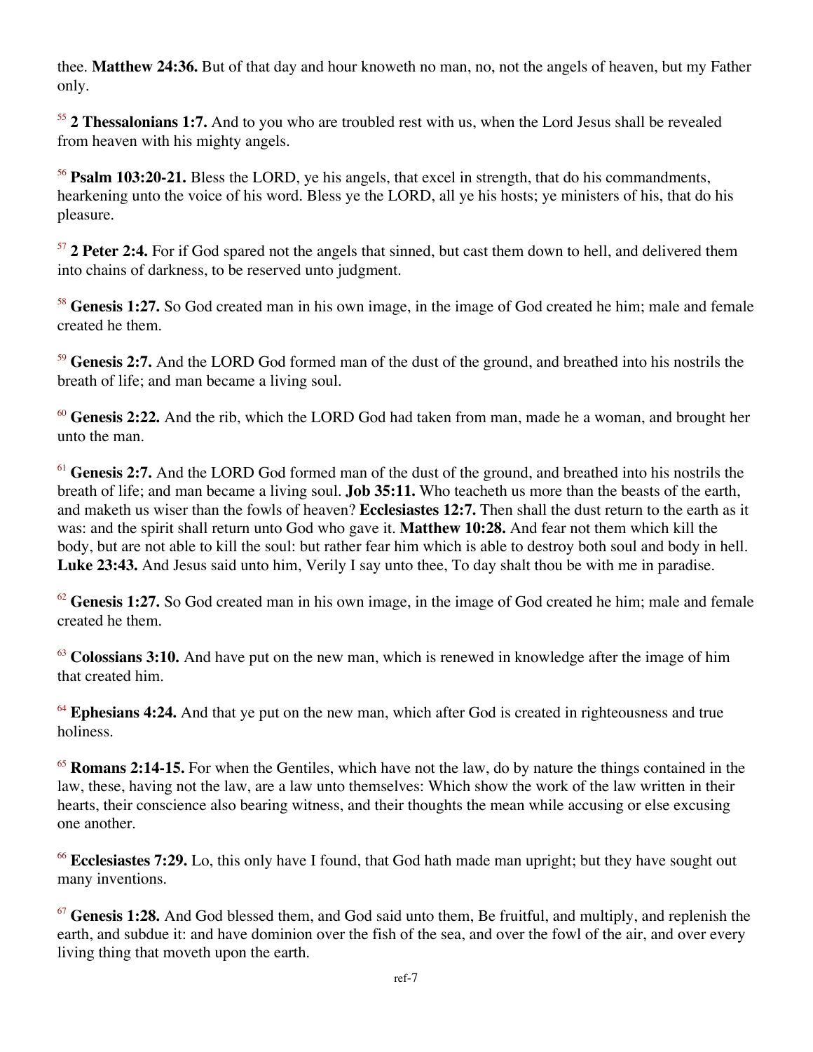thee. **Matthew 24:36.** But of that day and hour knoweth no man, no, not the angels of heaven, but my Father only.

[55] **2 Thessalonians 1:7.** And to you who are troubled rest with us, when the Lord Jesus shall be revealed from heaven with his mighty angels.

[56] **Psalm 103:20-21.** Bless the LORD, ye his angels, that excel in strength, that do his commandments, hearkening unto the voice of his word. Bless ye the LORD, all ye his hosts; ye ministers of his, that do his pleasure.

[57] **2 Peter 2:4.** For if God spared not the angels that sinned, but cast them down to hell, and delivered them into chains of darkness, to be reserved unto judgment.

[58] **Genesis 1:27.** So God created man in his own image, in the image of God created he him; male and female created he them.

[59] **Genesis 2:7.** And the LORD God formed man of the dust of the ground, and breathed into his nostrils the breath of life; and man became a living soul.

[60] **Genesis 2:22.** And the rib, which the LORD God had taken from man, made he a woman, and brought her unto the man.

[61] **Genesis 2:7.** And the LORD God formed man of the dust of the ground, and breathed into his nostrils the breath of life; and man became a living soul. **Job 35:11.** Who teacheth us more than the beasts of the earth, and maketh us wiser than the fowls of heaven? **Ecclesiastes 12:7.** Then shall the dust return to the earth as it was: and the spirit shall return unto God who gave it. **Matthew 10:28.** And fear not them which kill the body, but are not able to kill the soul: but rather fear him which is able to destroy both soul and body in hell. **Luke 23:43.** And Jesus said unto him, Verily I say unto thee, To day shalt thou be with me in paradise.

[62] **Genesis 1:27.** So God created man in his own image, in the image of God created he him; male and female created he them.

[63] **Colossians 3:10.** And have put on the new man, which is renewed in knowledge after the image of him that created him.

[64] **Ephesians 4:24.** And that ye put on the new man, which after God is created in righteousness and true holiness.

[65] **Romans 2:14-15.** For when the Gentiles, which have not the law, do by nature the things contained in the law, these, having not the law, are a law unto themselves: Which show the work of the law written in their hearts, their conscience also bearing witness, and their thoughts the mean while accusing or else excusing one another.

[66] **Ecclesiastes 7:29.** Lo, this only have I found, that God hath made man upright; but they have sought out many inventions.

[67] **Genesis 1:28.** And God blessed them, and God said unto them, Be fruitful, and multiply, and replenish the earth, and subdue it: and have dominion over the fish of the sea, and over the fowl of the air, and over every living thing that moveth upon the earth.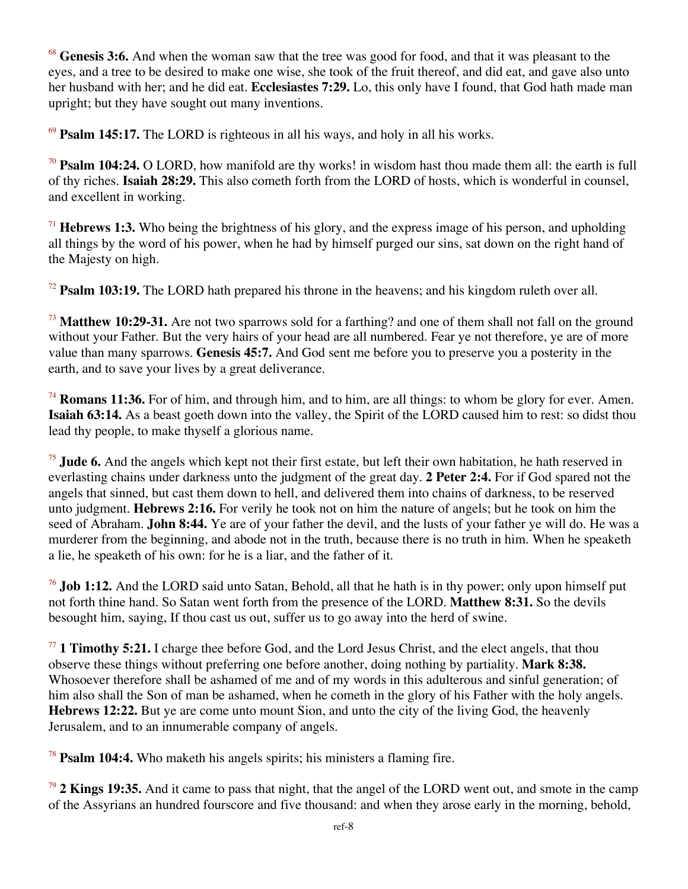[68] **Genesis 3:6.** And when the woman saw that the tree was good for food, and that it was pleasant to the eyes, and a tree to be desired to make one wise, she took of the fruit thereof, and did eat, and gave also unto her husband with her; and he did eat. **Ecclesiastes 7:29.** Lo, this only have I found, that God hath made man upright; but they have sought out many inventions.

[69] **Psalm 145:17.** The LORD is righteous in all his ways, and holy in all his works.

[70] **Psalm 104:24.** O LORD, how manifold are thy works! in wisdom hast thou made them all: the earth is full of thy riches. **Isaiah 28:29.** This also cometh forth from the LORD of hosts, which is wonderful in counsel, and excellent in working.

[71] **Hebrews 1:3.** Who being the brightness of his glory, and the express image of his person, and upholding all things by the word of his power, when he had by himself purged our sins, sat down on the right hand of the Majesty on high.

[72] **Psalm 103:19.** The LORD hath prepared his throne in the heavens; and his kingdom ruleth over all.

[73] **Matthew 10:29-31.** Are not two sparrows sold for a farthing? and one of them shall not fall on the ground without your Father. But the very hairs of your head are all numbered. Fear ye not therefore, ye are of more value than many sparrows. **Genesis 45:7.** And God sent me before you to preserve you a posterity in the earth, and to save your lives by a great deliverance.

[74] **Romans 11:36.** For of him, and through him, and to him, are all things: to whom be glory for ever. Amen. **Isaiah 63:14.** As a beast goeth down into the valley, the Spirit of the LORD caused him to rest: so didst thou lead thy people, to make thyself a glorious name.

[75] **Jude 6.** And the angels which kept not their first estate, but left their own habitation, he hath reserved in everlasting chains under darkness unto the judgment of the great day. **2 Peter 2:4.** For if God spared not the angels that sinned, but cast them down to hell, and delivered them into chains of darkness, to be reserved unto judgment. **Hebrews 2:16.** For verily he took not on him the nature of angels; but he took on him the seed of Abraham. **John 8:44.** Ye are of your father the devil, and the lusts of your father ye will do. He was a murderer from the beginning, and abode not in the truth, because there is no truth in him. When he speaketh a lie, he speaketh of his own: for he is a liar, and the father of it.

[76] **Job 1:12.** And the LORD said unto Satan, Behold, all that he hath is in thy power; only upon himself put not forth thine hand. So Satan went forth from the presence of the LORD. **Matthew 8:31.** So the devils besought him, saying, If thou cast us out, suffer us to go away into the herd of swine.

[77] **1 Timothy 5:21.** I charge thee before God, and the Lord Jesus Christ, and the elect angels, that thou observe these things without preferring one before another, doing nothing by partiality. **Mark 8:38.** Whosoever therefore shall be ashamed of me and of my words in this adulterous and sinful generation; of him also shall the Son of man be ashamed, when he cometh in the glory of his Father with the holy angels. **Hebrews 12:22.** But ye are come unto mount Sion, and unto the city of the living God, the heavenly Jerusalem, and to an innumerable company of angels.

[78] **Psalm 104:4.** Who maketh his angels spirits; his ministers a flaming fire.

[79] **2 Kings 19:35.** And it came to pass that night, that the angel of the LORD went out, and smote in the camp of the Assyrians an hundred fourscore and five thousand: and when they arose early in the morning, behold,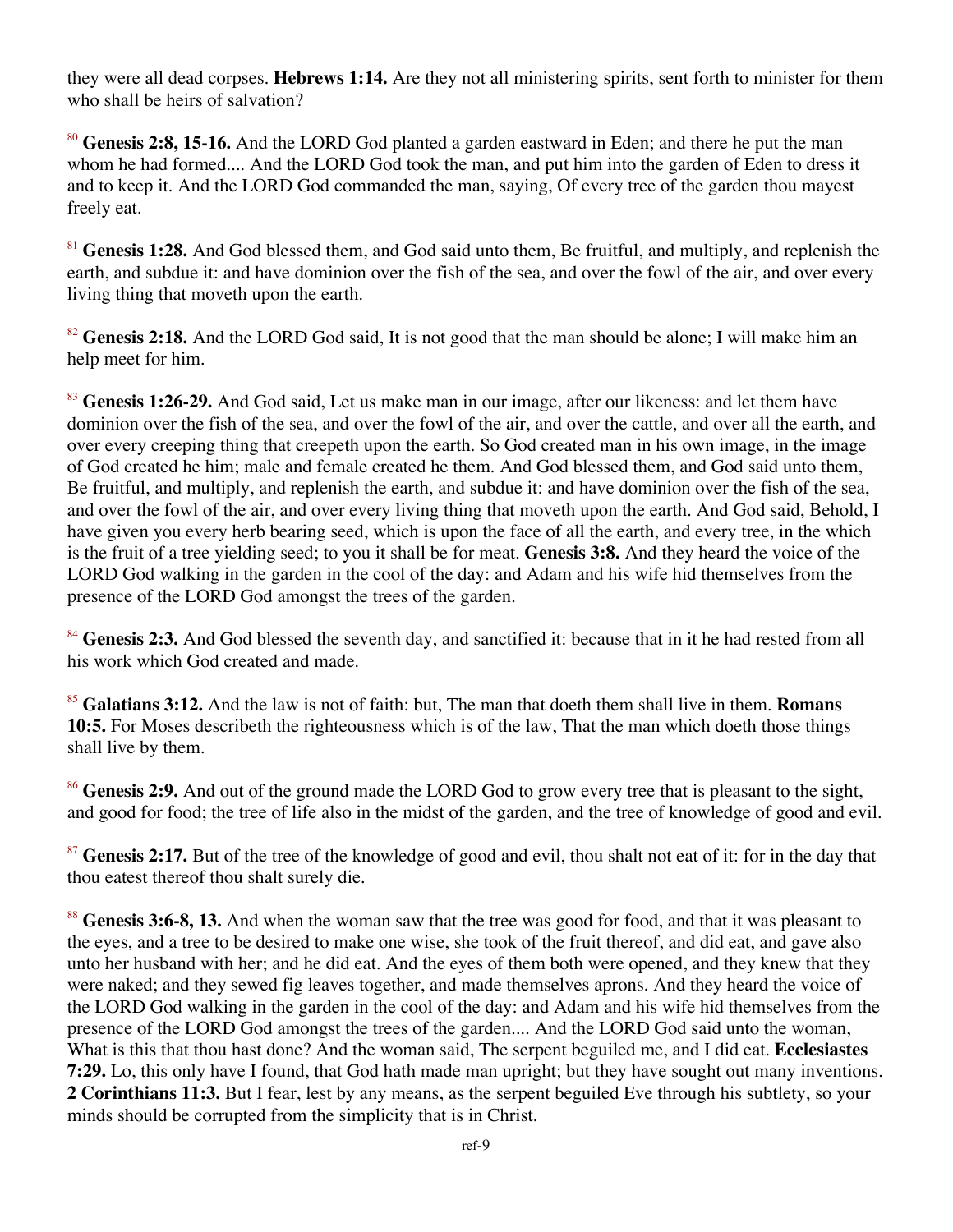they were all dead corpses. **Hebrews 1:14.** Are they not all ministering spirits, sent forth to minister for them who shall be heirs of salvation?

[80] **Genesis 2:8, 15-16.** And the LORD God planted a garden eastward in Eden; and there he put the man whom he had formed.... And the LORD God took the man, and put him into the garden of Eden to dress it and to keep it. And the LORD God commanded the man, saying, Of every tree of the garden thou mayest freely eat.

[81] **Genesis 1:28.** And God blessed them, and God said unto them, Be fruitful, and multiply, and replenish the earth, and subdue it: and have dominion over the fish of the sea, and over the fowl of the air, and over every living thing that moveth upon the earth.

[82] **Genesis 2:18.** And the LORD God said, It is not good that the man should be alone; I will make him an help meet for him.

[83] **Genesis 1:26-29.** And God said, Let us make man in our image, after our likeness: and let them have dominion over the fish of the sea, and over the fowl of the air, and over the cattle, and over all the earth, and over every creeping thing that creepeth upon the earth. So God created man in his own image, in the image of God created he him; male and female created he them. And God blessed them, and God said unto them, Be fruitful, and multiply, and replenish the earth, and subdue it: and have dominion over the fish of the sea, and over the fowl of the air, and over every living thing that moveth upon the earth. And God said, Behold, I have given you every herb bearing seed, which is upon the face of all the earth, and every tree, in the which is the fruit of a tree yielding seed; to you it shall be for meat. **Genesis 3:8.** And they heard the voice of the LORD God walking in the garden in the cool of the day: and Adam and his wife hid themselves from the presence of the LORD God amongst the trees of the garden.

[84] **Genesis 2:3.** And God blessed the seventh day, and sanctified it: because that in it he had rested from all his work which God created and made.

[85] **Galatians 3:12.** And the law is not of faith: but, The man that doeth them shall live in them. **Romans 10:5.** For Moses describeth the righteousness which is of the law, That the man which doeth those things shall live by them.

[86] **Genesis 2:9.** And out of the ground made the LORD God to grow every tree that is pleasant to the sight, and good for food; the tree of life also in the midst of the garden, and the tree of knowledge of good and evil.

[87] **Genesis 2:17.** But of the tree of the knowledge of good and evil, thou shalt not eat of it: for in the day that thou eatest thereof thou shalt surely die.

[88] **Genesis 3:6-8, 13.** And when the woman saw that the tree was good for food, and that it was pleasant to the eyes, and a tree to be desired to make one wise, she took of the fruit thereof, and did eat, and gave also unto her husband with her; and he did eat. And the eyes of them both were opened, and they knew that they were naked; and they sewed fig leaves together, and made themselves aprons. And they heard the voice of the LORD God walking in the garden in the cool of the day: and Adam and his wife hid themselves from the presence of the LORD God amongst the trees of the garden.... And the LORD God said unto the woman, What is this that thou hast done? And the woman said, The serpent beguiled me, and I did eat. **Ecclesiastes 7:29.** Lo, this only have I found, that God hath made man upright; but they have sought out many inventions. **2 Corinthians 11:3.** But I fear, lest by any means, as the serpent beguiled Eve through his subtlety, so your minds should be corrupted from the simplicity that is in Christ.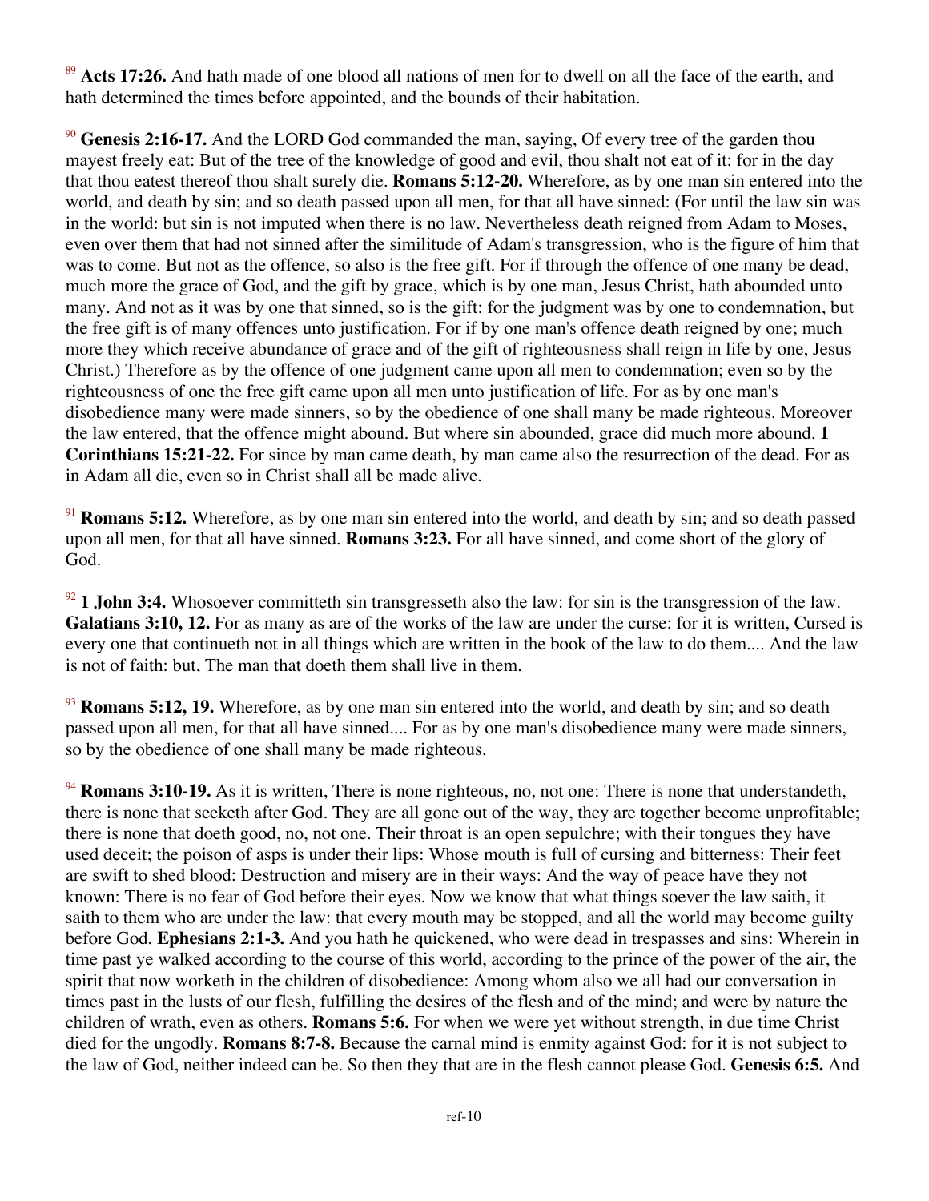[89] **Acts 17:26.** And hath made of one blood all nations of men for to dwell on all the face of the earth, and hath determined the times before appointed, and the bounds of their habitation.

[90] **Genesis 2:16-17.** And the LORD God commanded the man, saying, Of every tree of the garden thou mayest freely eat: But of the tree of the knowledge of good and evil, thou shalt not eat of it: for in the day that thou eatest thereof thou shalt surely die. **Romans 5:12-20.** Wherefore, as by one man sin entered into the world, and death by sin; and so death passed upon all men, for that all have sinned: (For until the law sin was in the world: but sin is not imputed when there is no law. Nevertheless death reigned from Adam to Moses, even over them that had not sinned after the similitude of Adam's transgression, who is the figure of him that was to come. But not as the offence, so also is the free gift. For if through the offence of one many be dead, much more the grace of God, and the gift by grace, which is by one man, Jesus Christ, hath abounded unto many. And not as it was by one that sinned, so is the gift: for the judgment was by one to condemnation, but the free gift is of many offences unto justification. For if by one man's offence death reigned by one; much more they which receive abundance of grace and of the gift of righteousness shall reign in life by one, Jesus Christ.) Therefore as by the offence of one judgment came upon all men to condemnation; even so by the righteousness of one the free gift came upon all men unto justification of life. For as by one man's disobedience many were made sinners, so by the obedience of one shall many be made righteous. Moreover the law entered, that the offence might abound. But where sin abounded, grace did much more abound. **1 Corinthians 15:21-22.** For since by man came death, by man came also the resurrection of the dead. For as in Adam all die, even so in Christ shall all be made alive.

[91] **Romans 5:12.** Wherefore, as by one man sin entered into the world, and death by sin; and so death passed upon all men, for that all have sinned. **Romans 3:23.** For all have sinned, and come short of the glory of God.

[92] **1 John 3:4.** Whosoever committeth sin transgresseth also the law: for sin is the transgression of the law. **Galatians 3:10, 12.** For as many as are of the works of the law are under the curse: for it is written, Cursed is every one that continueth not in all things which are written in the book of the law to do them.... And the law is not of faith: but, The man that doeth them shall live in them.

[93] **Romans 5:12, 19.** Wherefore, as by one man sin entered into the world, and death by sin; and so death passed upon all men, for that all have sinned.... For as by one man's disobedience many were made sinners, so by the obedience of one shall many be made righteous.

[94] **Romans 3:10-19.** As it is written, There is none righteous, no, not one: There is none that understandeth, there is none that seeketh after God. They are all gone out of the way, they are together become unprofitable; there is none that doeth good, no, not one. Their throat is an open sepulchre; with their tongues they have used deceit; the poison of asps is under their lips: Whose mouth is full of cursing and bitterness: Their feet are swift to shed blood: Destruction and misery are in their ways: And the way of peace have they not known: There is no fear of God before their eyes. Now we know that what things soever the law saith, it saith to them who are under the law: that every mouth may be stopped, and all the world may become guilty before God. **Ephesians 2:1-3.** And you hath he quickened, who were dead in trespasses and sins: Wherein in time past ye walked according to the course of this world, according to the prince of the power of the air, the spirit that now worketh in the children of disobedience: Among whom also we all had our conversation in times past in the lusts of our flesh, fulfilling the desires of the flesh and of the mind; and were by nature the children of wrath, even as others. **Romans 5:6.** For when we were yet without strength, in due time Christ died for the ungodly. **Romans 8:7-8.** Because the carnal mind is enmity against God: for it is not subject to the law of God, neither indeed can be. So then they that are in the flesh cannot please God. **Genesis 6:5.** And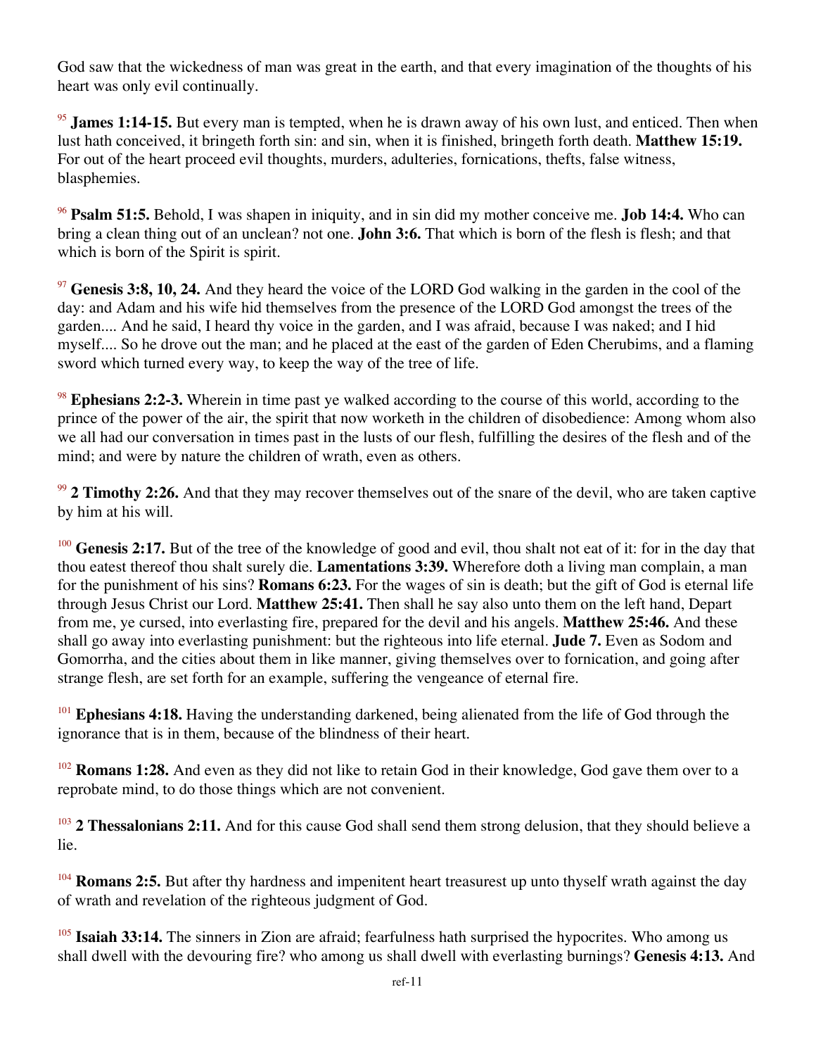God saw that the wickedness of man was great in the earth, and that every imagination of the thoughts of his heart was only evil continually.

[95] **James 1:14-15.** But every man is tempted, when he is drawn away of his own lust, and enticed. Then when lust hath conceived, it bringeth forth sin: and sin, when it is finished, bringeth forth death. **Matthew 15:19.** For out of the heart proceed evil thoughts, murders, adulteries, fornications, thefts, false witness, blasphemies.

[96] **Psalm 51:5.** Behold, I was shapen in iniquity, and in sin did my mother conceive me. **Job 14:4.** Who can bring a clean thing out of an unclean? not one. **John 3:6.** That which is born of the flesh is flesh; and that which is born of the Spirit is spirit.

[97] **Genesis 3:8, 10, 24.** And they heard the voice of the LORD God walking in the garden in the cool of the day: and Adam and his wife hid themselves from the presence of the LORD God amongst the trees of the garden.... And he said, I heard thy voice in the garden, and I was afraid, because I was naked; and I hid myself.... So he drove out the man; and he placed at the east of the garden of Eden Cherubims, and a flaming sword which turned every way, to keep the way of the tree of life.

[98] **Ephesians 2:2-3.** Wherein in time past ye walked according to the course of this world, according to the prince of the power of the air, the spirit that now worketh in the children of disobedience: Among whom also we all had our conversation in times past in the lusts of our flesh, fulfilling the desires of the flesh and of the mind; and were by nature the children of wrath, even as others.

[99] **2 Timothy 2:26.** And that they may recover themselves out of the snare of the devil, who are taken captive by him at his will.

[100] **Genesis 2:17.** But of the tree of the knowledge of good and evil, thou shalt not eat of it: for in the day that thou eatest thereof thou shalt surely die. **Lamentations 3:39.** Wherefore doth a living man complain, a man for the punishment of his sins? **Romans 6:23.** For the wages of sin is death; but the gift of God is eternal life through Jesus Christ our Lord. **Matthew 25:41.** Then shall he say also unto them on the left hand, Depart from me, ye cursed, into everlasting fire, prepared for the devil and his angels. **Matthew 25:46.** And these shall go away into everlasting punishment: but the righteous into life eternal. **Jude 7.** Even as Sodom and Gomorrha, and the cities about them in like manner, giving themselves over to fornication, and going after strange flesh, are set forth for an example, suffering the vengeance of eternal fire.

[101] **Ephesians 4:18.** Having the understanding darkened, being alienated from the life of God through the ignorance that is in them, because of the blindness of their heart.

[102] **Romans 1:28.** And even as they did not like to retain God in their knowledge, God gave them over to a reprobate mind, to do those things which are not convenient.

[103] **2 Thessalonians 2:11.** And for this cause God shall send them strong delusion, that they should believe a lie.

[104] **Romans 2:5.** But after thy hardness and impenitent heart treasurest up unto thyself wrath against the day of wrath and revelation of the righteous judgment of God.

[105] **Isaiah 33:14.** The sinners in Zion are afraid; fearfulness hath surprised the hypocrites. Who among us shall dwell with the devouring fire? who among us shall dwell with everlasting burnings? **Genesis 4:13.** And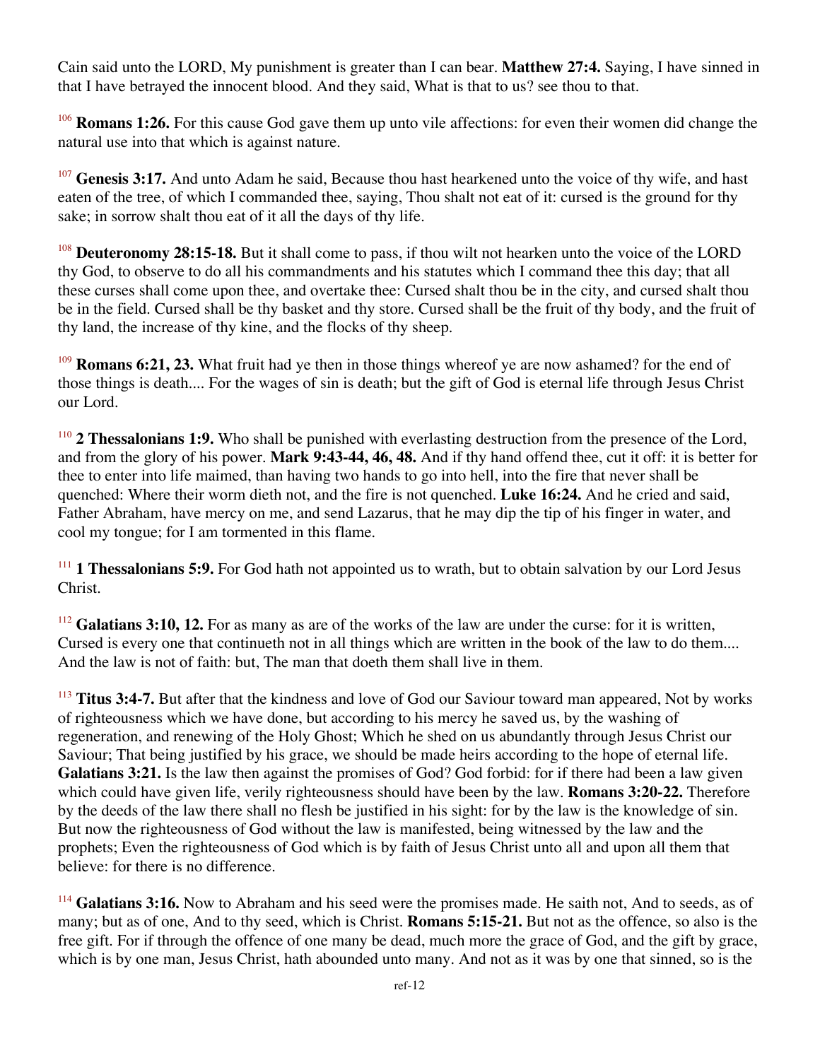Cain said unto the LORD, My punishment is greater than I can bear. **Matthew 27:4.** Saying, I have sinned in that I have betrayed the innocent blood. And they said, What is that to us? see thou to that.

[106] **Romans 1:26.** For this cause God gave them up unto vile affections: for even their women did change the natural use into that which is against nature.

[107] **Genesis 3:17.** And unto Adam he said, Because thou hast hearkened unto the voice of thy wife, and hast eaten of the tree, of which I commanded thee, saying, Thou shalt not eat of it: cursed is the ground for thy sake; in sorrow shalt thou eat of it all the days of thy life.

[108] **Deuteronomy 28:15-18.** But it shall come to pass, if thou wilt not hearken unto the voice of the LORD thy God, to observe to do all his commandments and his statutes which I command thee this day; that all these curses shall come upon thee, and overtake thee: Cursed shalt thou be in the city, and cursed shalt thou be in the field. Cursed shall be thy basket and thy store. Cursed shall be the fruit of thy body, and the fruit of thy land, the increase of thy kine, and the flocks of thy sheep.

[109] **Romans 6:21, 23.** What fruit had ye then in those things whereof ye are now ashamed? for the end of those things is death.... For the wages of sin is death; but the gift of God is eternal life through Jesus Christ our Lord.

[110] **2 Thessalonians 1:9.** Who shall be punished with everlasting destruction from the presence of the Lord, and from the glory of his power. **Mark 9:43-44, 46, 48.** And if thy hand offend thee, cut it off: it is better for thee to enter into life maimed, than having two hands to go into hell, into the fire that never shall be quenched: Where their worm dieth not, and the fire is not quenched. **Luke 16:24.** And he cried and said, Father Abraham, have mercy on me, and send Lazarus, that he may dip the tip of his finger in water, and cool my tongue; for I am tormented in this flame.

[111] **1 Thessalonians 5:9.** For God hath not appointed us to wrath, but to obtain salvation by our Lord Jesus Christ.

[112] **Galatians 3:10, 12.** For as many as are of the works of the law are under the curse: for it is written, Cursed is every one that continueth not in all things which are written in the book of the law to do them.... And the law is not of faith: but, The man that doeth them shall live in them.

[113] **Titus 3:4-7.** But after that the kindness and love of God our Saviour toward man appeared, Not by works of righteousness which we have done, but according to his mercy he saved us, by the washing of regeneration, and renewing of the Holy Ghost; Which he shed on us abundantly through Jesus Christ our Saviour; That being justified by his grace, we should be made heirs according to the hope of eternal life. **Galatians 3:21.** Is the law then against the promises of God? God forbid: for if there had been a law given which could have given life, verily righteousness should have been by the law. **Romans 3:20-22.** Therefore by the deeds of the law there shall no flesh be justified in his sight: for by the law is the knowledge of sin. But now the righteousness of God without the law is manifested, being witnessed by the law and the prophets; Even the righteousness of God which is by faith of Jesus Christ unto all and upon all them that believe: for there is no difference.

[114] **Galatians 3:16.** Now to Abraham and his seed were the promises made. He saith not, And to seeds, as of many; but as of one, And to thy seed, which is Christ. **Romans 5:15-21.** But not as the offence, so also is the free gift. For if through the offence of one many be dead, much more the grace of God, and the gift by grace, which is by one man, Jesus Christ, hath abounded unto many. And not as it was by one that sinned, so is the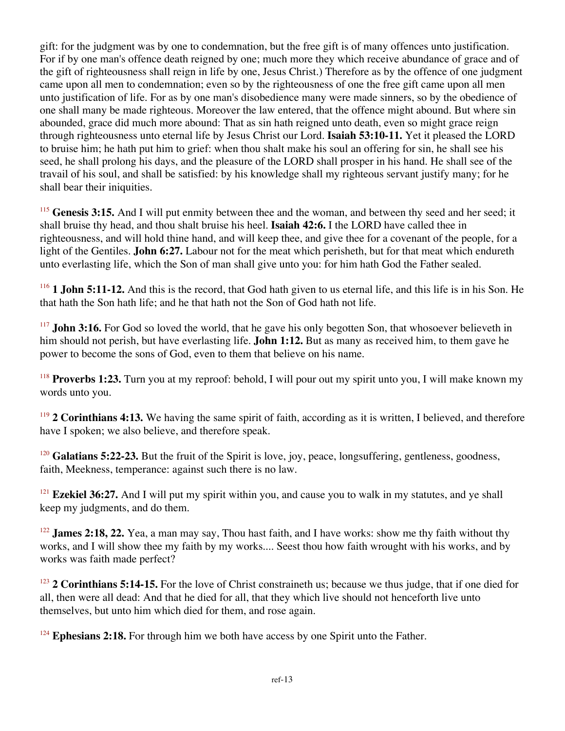gift: for the judgment was by one to condemnation, but the free gift is of many offences unto justification. For if by one man's offence death reigned by one; much more they which receive abundance of grace and of the gift of righteousness shall reign in life by one, Jesus Christ.) Therefore as by the offence of one judgment came upon all men to condemnation; even so by the righteousness of one the free gift came upon all men unto justification of life. For as by one man's disobedience many were made sinners, so by the obedience of one shall many be made righteous. Moreover the law entered, that the offence might abound. But where sin abounded, grace did much more abound: That as sin hath reigned unto death, even so might grace reign through righteousness unto eternal life by Jesus Christ our Lord. **Isaiah 53:10-11.** Yet it pleased the LORD to bruise him; he hath put him to grief: when thou shalt make his soul an offering for sin, he shall see his seed, he shall prolong his days, and the pleasure of the LORD shall prosper in his hand. He shall see of the travail of his soul, and shall be satisfied: by his knowledge shall my righteous servant justify many; for he shall bear their iniquities.

[115] **Genesis 3:15.** And I will put enmity between thee and the woman, and between thy seed and her seed; it shall bruise thy head, and thou shalt bruise his heel. **Isaiah 42:6.** I the LORD have called thee in righteousness, and will hold thine hand, and will keep thee, and give thee for a covenant of the people, for a light of the Gentiles. **John 6:27.** Labour not for the meat which perisheth, but for that meat which endureth unto everlasting life, which the Son of man shall give unto you: for him hath God the Father sealed.

[116] **1 John 5:11-12.** And this is the record, that God hath given to us eternal life, and this life is in his Son. He that hath the Son hath life; and he that hath not the Son of God hath not life.

[117] **John 3:16.** For God so loved the world, that he gave his only begotten Son, that whosoever believeth in him should not perish, but have everlasting life. **John 1:12.** But as many as received him, to them gave he power to become the sons of God, even to them that believe on his name.

[118] **Proverbs 1:23.** Turn you at my reproof: behold, I will pour out my spirit unto you, I will make known my words unto you.

[119] **2 Corinthians 4:13.** We having the same spirit of faith, according as it is written, I believed, and therefore have I spoken; we also believe, and therefore speak.

[120] **Galatians 5:22-23.** But the fruit of the Spirit is love, joy, peace, longsuffering, gentleness, goodness, faith, Meekness, temperance: against such there is no law.

[121] **Ezekiel 36:27.** And I will put my spirit within you, and cause you to walk in my statutes, and ye shall keep my judgments, and do them.

[122] **James 2:18, 22.** Yea, a man may say, Thou hast faith, and I have works: show me thy faith without thy works, and I will show thee my faith by my works.... Seest thou how faith wrought with his works, and by works was faith made perfect?

[123] **2 Corinthians 5:14-15.** For the love of Christ constraineth us; because we thus judge, that if one died for all, then were all dead: And that he died for all, that they which live should not henceforth live unto themselves, but unto him which died for them, and rose again.

[124] **Ephesians 2:18.** For through him we both have access by one Spirit unto the Father.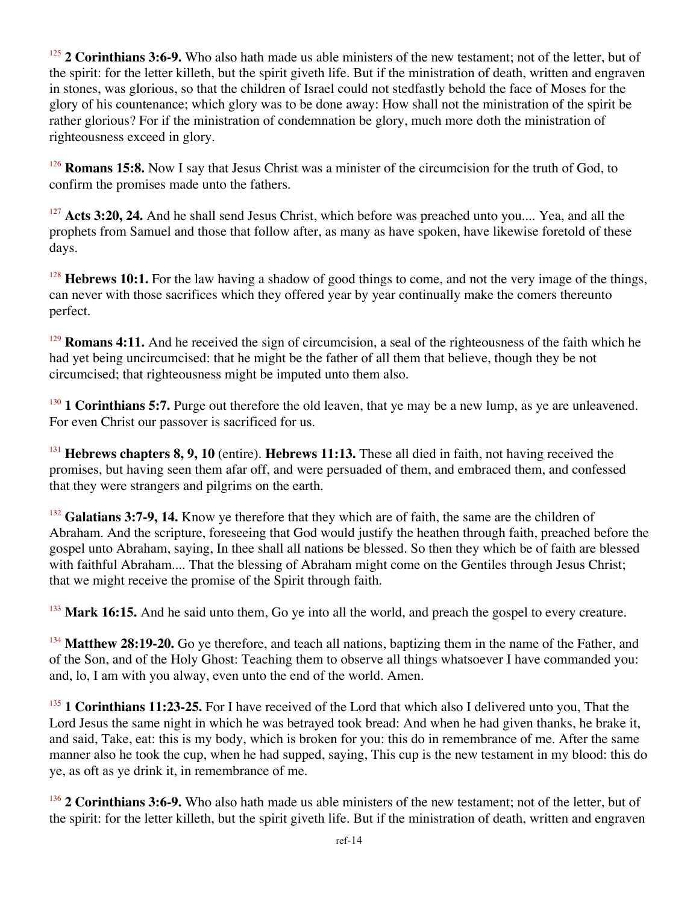[125] **2 Corinthians 3:6-9.** Who also hath made us able ministers of the new testament; not of the letter, but of the spirit: for the letter killeth, but the spirit giveth life. But if the ministration of death, written and engraven in stones, was glorious, so that the children of Israel could not stedfastly behold the face of Moses for the glory of his countenance; which glory was to be done away: How shall not the ministration of the spirit be rather glorious? For if the ministration of condemnation be glory, much more doth the ministration of righteousness exceed in glory.

[126] **Romans 15:8.** Now I say that Jesus Christ was a minister of the circumcision for the truth of God, to confirm the promises made unto the fathers.

[127] **Acts 3:20, 24.** And he shall send Jesus Christ, which before was preached unto you.... Yea, and all the prophets from Samuel and those that follow after, as many as have spoken, have likewise foretold of these days.

[128] **Hebrews 10:1.** For the law having a shadow of good things to come, and not the very image of the things, can never with those sacrifices which they offered year by year continually make the comers thereunto perfect.

[129] **Romans 4:11.** And he received the sign of circumcision, a seal of the righteousness of the faith which he had yet being uncircumcised: that he might be the father of all them that believe, though they be not circumcised; that righteousness might be imputed unto them also.

[130] **1 Corinthians 5:7.** Purge out therefore the old leaven, that ye may be a new lump, as ye are unleavened. For even Christ our passover is sacrificed for us.

[131] **Hebrews chapters 8, 9, 10** (entire). **Hebrews 11:13.** These all died in faith, not having received the promises, but having seen them afar off, and were persuaded of them, and embraced them, and confessed that they were strangers and pilgrims on the earth.

[132] **Galatians 3:7-9, 14.** Know ye therefore that they which are of faith, the same are the children of Abraham. And the scripture, foreseeing that God would justify the heathen through faith, preached before the gospel unto Abraham, saying, In thee shall all nations be blessed. So then they which be of faith are blessed with faithful Abraham.... That the blessing of Abraham might come on the Gentiles through Jesus Christ; that we might receive the promise of the Spirit through faith.

[133] **Mark 16:15.** And he said unto them, Go ye into all the world, and preach the gospel to every creature.

[134] **Matthew 28:19-20.** Go ye therefore, and teach all nations, baptizing them in the name of the Father, and of the Son, and of the Holy Ghost: Teaching them to observe all things whatsoever I have commanded you: and, lo, I am with you alway, even unto the end of the world. Amen.

[135] **1 Corinthians 11:23-25.** For I have received of the Lord that which also I delivered unto you, That the Lord Jesus the same night in which he was betrayed took bread: And when he had given thanks, he brake it, and said, Take, eat: this is my body, which is broken for you: this do in remembrance of me. After the same manner also he took the cup, when he had supped, saying, This cup is the new testament in my blood: this do ye, as oft as ye drink it, in remembrance of me.

[136] **2 Corinthians 3:6-9.** Who also hath made us able ministers of the new testament; not of the letter, but of the spirit: for the letter killeth, but the spirit giveth life. But if the ministration of death, written and engraven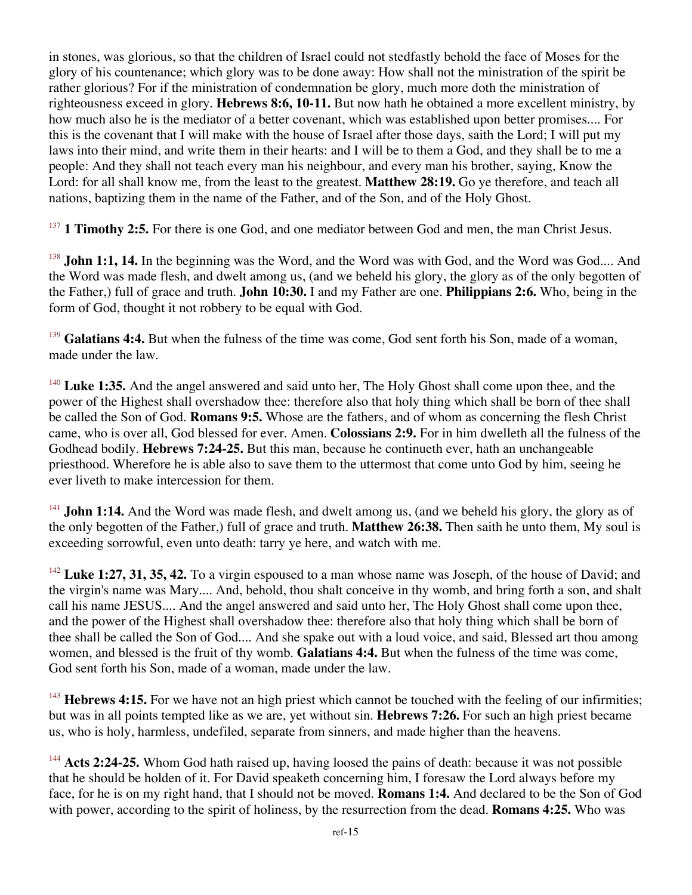in stones, was glorious, so that the children of Israel could not stedfastly behold the face of Moses for the glory of his countenance; which glory was to be done away: How shall not the ministration of the spirit be rather glorious? For if the ministration of condemnation be glory, much more doth the ministration of righteousness exceed in glory. **Hebrews 8:6, 10-11.** But now hath he obtained a more excellent ministry, by how much also he is the mediator of a better covenant, which was established upon better promises.... For this is the covenant that I will make with the house of Israel after those days, saith the Lord; I will put my laws into their mind, and write them in their hearts: and I will be to them a God, and they shall be to me a people: And they shall not teach every man his neighbour, and every man his brother, saying, Know the Lord: for all shall know me, from the least to the greatest. **Matthew 28:19.** Go ye therefore, and teach all nations, baptizing them in the name of the Father, and of the Son, and of the Holy Ghost.

[137] **1 Timothy 2:5.** For there is one God, and one mediator between God and men, the man Christ Jesus.

[138] **John 1:1, 14.** In the beginning was the Word, and the Word was with God, and the Word was God.... And the Word was made flesh, and dwelt among us, (and we beheld his glory, the glory as of the only begotten of the Father,) full of grace and truth. **John 10:30.** I and my Father are one. **Philippians 2:6.** Who, being in the form of God, thought it not robbery to be equal with God.

[139] **Galatians 4:4.** But when the fulness of the time was come, God sent forth his Son, made of a woman, made under the law.

[140] **Luke 1:35.** And the angel answered and said unto her, The Holy Ghost shall come upon thee, and the power of the Highest shall overshadow thee: therefore also that holy thing which shall be born of thee shall be called the Son of God. **Romans 9:5.** Whose are the fathers, and of whom as concerning the flesh Christ came, who is over all, God blessed for ever. Amen. **Colossians 2:9.** For in him dwelleth all the fulness of the Godhead bodily. **Hebrews 7:24-25.** But this man, because he continueth ever, hath an unchangeable priesthood. Wherefore he is able also to save them to the uttermost that come unto God by him, seeing he ever liveth to make intercession for them.

[141] **John 1:14.** And the Word was made flesh, and dwelt among us, (and we beheld his glory, the glory as of the only begotten of the Father,) full of grace and truth. **Matthew 26:38.** Then saith he unto them, My soul is exceeding sorrowful, even unto death: tarry ye here, and watch with me.

[142] **Luke 1:27, 31, 35, 42.** To a virgin espoused to a man whose name was Joseph, of the house of David; and the virgin's name was Mary.... And, behold, thou shalt conceive in thy womb, and bring forth a son, and shalt call his name JESUS.... And the angel answered and said unto her, The Holy Ghost shall come upon thee, and the power of the Highest shall overshadow thee: therefore also that holy thing which shall be born of thee shall be called the Son of God.... And she spake out with a loud voice, and said, Blessed art thou among women, and blessed is the fruit of thy womb. **Galatians 4:4.** But when the fulness of the time was come, God sent forth his Son, made of a woman, made under the law.

[143] **Hebrews 4:15.** For we have not an high priest which cannot be touched with the feeling of our infirmities; but was in all points tempted like as we are, yet without sin. **Hebrews 7:26.** For such an high priest became us, who is holy, harmless, undefiled, separate from sinners, and made higher than the heavens.

[144] **Acts 2:24-25.** Whom God hath raised up, having loosed the pains of death: because it was not possible that he should be holden of it. For David speaketh concerning him, I foresaw the Lord always before my face, for he is on my right hand, that I should not be moved. **Romans 1:4.** And declared to be the Son of God with power, according to the spirit of holiness, by the resurrection from the dead. **Romans 4:25.** Who was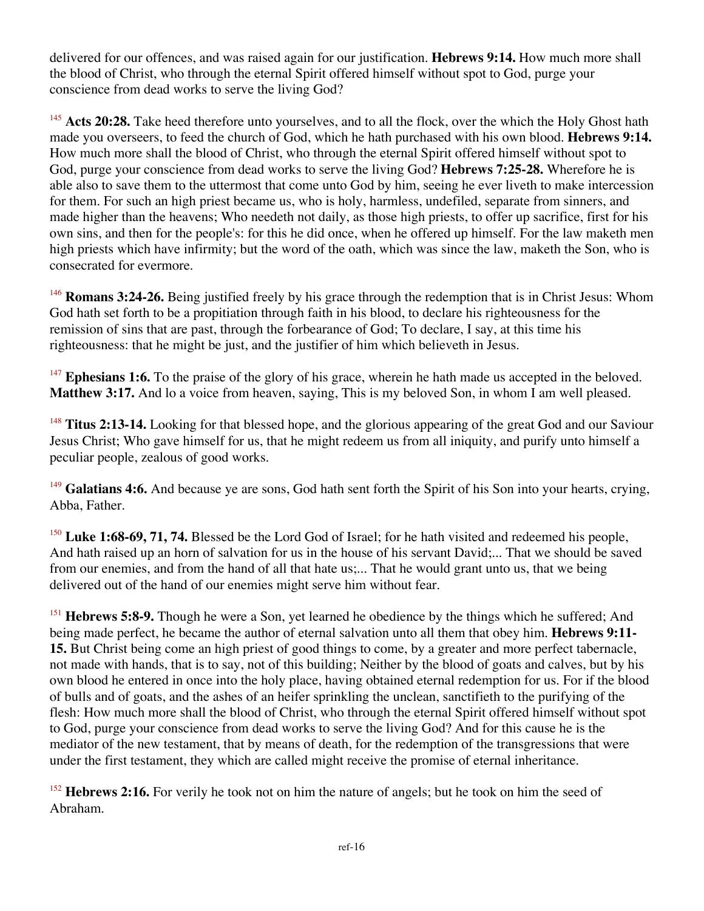delivered for our offences, and was raised again for our justification. **Hebrews 9:14.** How much more shall the blood of Christ, who through the eternal Spirit offered himself without spot to God, purge your conscience from dead works to serve the living God?

[145] **Acts 20:28.** Take heed therefore unto yourselves, and to all the flock, over the which the Holy Ghost hath made you overseers, to feed the church of God, which he hath purchased with his own blood. **Hebrews 9:14.** How much more shall the blood of Christ, who through the eternal Spirit offered himself without spot to God, purge your conscience from dead works to serve the living God? **Hebrews 7:25-28.** Wherefore he is able also to save them to the uttermost that come unto God by him, seeing he ever liveth to make intercession for them. For such an high priest became us, who is holy, harmless, undefiled, separate from sinners, and made higher than the heavens; Who needeth not daily, as those high priests, to offer up sacrifice, first for his own sins, and then for the people's: for this he did once, when he offered up himself. For the law maketh men high priests which have infirmity; but the word of the oath, which was since the law, maketh the Son, who is consecrated for evermore.

[146] **Romans 3:24-26.** Being justified freely by his grace through the redemption that is in Christ Jesus: Whom God hath set forth to be a propitiation through faith in his blood, to declare his righteousness for the remission of sins that are past, through the forbearance of God; To declare, I say, at this time his righteousness: that he might be just, and the justifier of him which believeth in Jesus.

[147] **Ephesians 1:6.** To the praise of the glory of his grace, wherein he hath made us accepted in the beloved. **Matthew 3:17.** And lo a voice from heaven, saying, This is my beloved Son, in whom I am well pleased.

[148] **Titus 2:13-14.** Looking for that blessed hope, and the glorious appearing of the great God and our Saviour Jesus Christ; Who gave himself for us, that he might redeem us from all iniquity, and purify unto himself a peculiar people, zealous of good works.

[149] **Galatians 4:6.** And because ye are sons, God hath sent forth the Spirit of his Son into your hearts, crying, Abba, Father.

[150] **Luke 1:68-69, 71, 74.** Blessed be the Lord God of Israel; for he hath visited and redeemed his people, And hath raised up an horn of salvation for us in the house of his servant David;... That we should be saved from our enemies, and from the hand of all that hate us;... That he would grant unto us, that we being delivered out of the hand of our enemies might serve him without fear.

[151] **Hebrews 5:8-9.** Though he were a Son, yet learned he obedience by the things which he suffered; And being made perfect, he became the author of eternal salvation unto all them that obey him. **Hebrews 9:11-15.** But Christ being come an high priest of good things to come, by a greater and more perfect tabernacle, not made with hands, that is to say, not of this building; Neither by the blood of goats and calves, but by his own blood he entered in once into the holy place, having obtained eternal redemption for us. For if the blood of bulls and of goats, and the ashes of an heifer sprinkling the unclean, sanctifieth to the purifying of the flesh: How much more shall the blood of Christ, who through the eternal Spirit offered himself without spot to God, purge your conscience from dead works to serve the living God? And for this cause he is the mediator of the new testament, that by means of death, for the redemption of the transgressions that were under the first testament, they which are called might receive the promise of eternal inheritance.

[152] **Hebrews 2:16.** For verily he took not on him the nature of angels; but he took on him the seed of Abraham.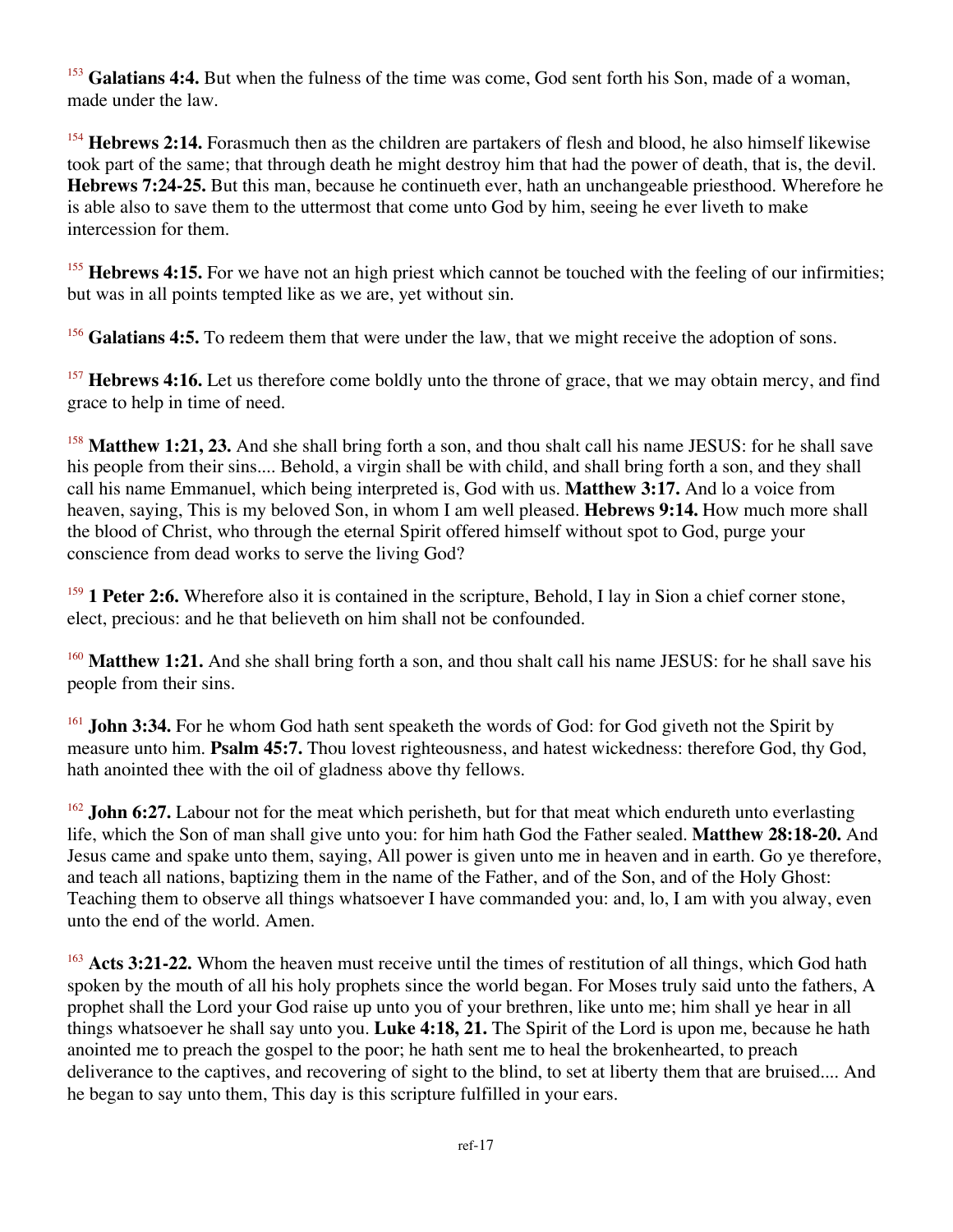[153] **Galatians 4:4.** But when the fulness of the time was come, God sent forth his Son, made of a woman, made under the law.

[154] **Hebrews 2:14.** Forasmuch then as the children are partakers of flesh and blood, he also himself likewise took part of the same; that through death he might destroy him that had the power of death, that is, the devil. **Hebrews 7:24-25.** But this man, because he continueth ever, hath an unchangeable priesthood. Wherefore he is able also to save them to the uttermost that come unto God by him, seeing he ever liveth to make intercession for them.

[155] **Hebrews 4:15.** For we have not an high priest which cannot be touched with the feeling of our infirmities; but was in all points tempted like as we are, yet without sin.

[156] **Galatians 4:5.** To redeem them that were under the law, that we might receive the adoption of sons.

[157] **Hebrews 4:16.** Let us therefore come boldly unto the throne of grace, that we may obtain mercy, and find grace to help in time of need.

[158] **Matthew 1:21, 23.** And she shall bring forth a son, and thou shalt call his name JESUS: for he shall save his people from their sins.... Behold, a virgin shall be with child, and shall bring forth a son, and they shall call his name Emmanuel, which being interpreted is, God with us. **Matthew 3:17.** And lo a voice from heaven, saying, This is my beloved Son, in whom I am well pleased. **Hebrews 9:14.** How much more shall the blood of Christ, who through the eternal Spirit offered himself without spot to God, purge your conscience from dead works to serve the living God?

[159] **1 Peter 2:6.** Wherefore also it is contained in the scripture, Behold, I lay in Sion a chief corner stone, elect, precious: and he that believeth on him shall not be confounded.

[160] **Matthew 1:21.** And she shall bring forth a son, and thou shalt call his name JESUS: for he shall save his people from their sins.

[161] **John 3:34.** For he whom God hath sent speaketh the words of God: for God giveth not the Spirit by measure unto him. **Psalm 45:7.** Thou lovest righteousness, and hatest wickedness: therefore God, thy God, hath anointed thee with the oil of gladness above thy fellows.

[162] **John 6:27.** Labour not for the meat which perisheth, but for that meat which endureth unto everlasting life, which the Son of man shall give unto you: for him hath God the Father sealed. **Matthew 28:18-20.** And Jesus came and spake unto them, saying, All power is given unto me in heaven and in earth. Go ye therefore, and teach all nations, baptizing them in the name of the Father, and of the Son, and of the Holy Ghost: Teaching them to observe all things whatsoever I have commanded you: and, lo, I am with you alway, even unto the end of the world. Amen.

[163] **Acts 3:21-22.** Whom the heaven must receive until the times of restitution of all things, which God hath spoken by the mouth of all his holy prophets since the world began. For Moses truly said unto the fathers, A prophet shall the Lord your God raise up unto you of your brethren, like unto me; him shall ye hear in all things whatsoever he shall say unto you. **Luke 4:18, 21.** The Spirit of the Lord is upon me, because he hath anointed me to preach the gospel to the poor; he hath sent me to heal the brokenhearted, to preach deliverance to the captives, and recovering of sight to the blind, to set at liberty them that are bruised.... And he began to say unto them, This day is this scripture fulfilled in your ears.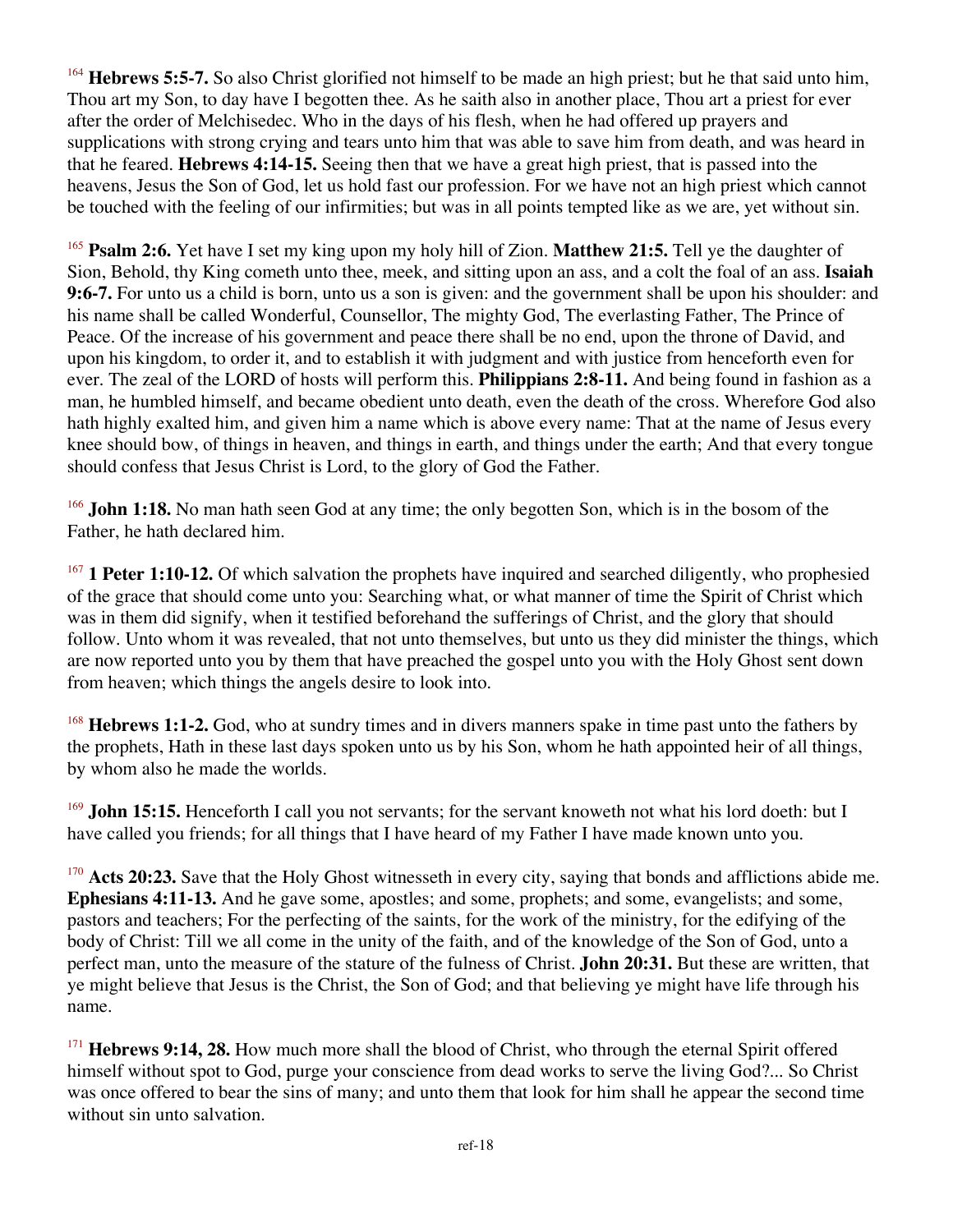[164] **Hebrews 5:5-7.** So also Christ glorified not himself to be made an high priest; but he that said unto him, Thou art my Son, to day have I begotten thee. As he saith also in another place, Thou art a priest for ever after the order of Melchisedec. Who in the days of his flesh, when he had offered up prayers and supplications with strong crying and tears unto him that was able to save him from death, and was heard in that he feared. **Hebrews 4:14-15.** Seeing then that we have a great high priest, that is passed into the heavens, Jesus the Son of God, let us hold fast our profession. For we have not an high priest which cannot be touched with the feeling of our infirmities; but was in all points tempted like as we are, yet without sin.

[165] **Psalm 2:6.** Yet have I set my king upon my holy hill of Zion. **Matthew 21:5.** Tell ye the daughter of Sion, Behold, thy King cometh unto thee, meek, and sitting upon an ass, and a colt the foal of an ass. **Isaiah 9:6-7.** For unto us a child is born, unto us a son is given: and the government shall be upon his shoulder: and his name shall be called Wonderful, Counsellor, The mighty God, The everlasting Father, The Prince of Peace. Of the increase of his government and peace there shall be no end, upon the throne of David, and upon his kingdom, to order it, and to establish it with judgment and with justice from henceforth even for ever. The zeal of the LORD of hosts will perform this. **Philippians 2:8-11.** And being found in fashion as a man, he humbled himself, and became obedient unto death, even the death of the cross. Wherefore God also hath highly exalted him, and given him a name which is above every name: That at the name of Jesus every knee should bow, of things in heaven, and things in earth, and things under the earth; And that every tongue should confess that Jesus Christ is Lord, to the glory of God the Father.

[166] **John 1:18.** No man hath seen God at any time; the only begotten Son, which is in the bosom of the Father, he hath declared him.

[167] **1 Peter 1:10-12.** Of which salvation the prophets have inquired and searched diligently, who prophesied of the grace that should come unto you: Searching what, or what manner of time the Spirit of Christ which was in them did signify, when it testified beforehand the sufferings of Christ, and the glory that should follow. Unto whom it was revealed, that not unto themselves, but unto us they did minister the things, which are now reported unto you by them that have preached the gospel unto you with the Holy Ghost sent down from heaven; which things the angels desire to look into.

[168] **Hebrews 1:1-2.** God, who at sundry times and in divers manners spake in time past unto the fathers by the prophets, Hath in these last days spoken unto us by his Son, whom he hath appointed heir of all things, by whom also he made the worlds.

[169] **John 15:15.** Henceforth I call you not servants; for the servant knoweth not what his lord doeth: but I have called you friends; for all things that I have heard of my Father I have made known unto you.

[170] **Acts 20:23.** Save that the Holy Ghost witnesseth in every city, saying that bonds and afflictions abide me. **Ephesians 4:11-13.** And he gave some, apostles; and some, prophets; and some, evangelists; and some, pastors and teachers; For the perfecting of the saints, for the work of the ministry, for the edifying of the body of Christ: Till we all come in the unity of the faith, and of the knowledge of the Son of God, unto a perfect man, unto the measure of the stature of the fulness of Christ. **John 20:31.** But these are written, that ye might believe that Jesus is the Christ, the Son of God; and that believing ye might have life through his name.

[171] **Hebrews 9:14, 28.** How much more shall the blood of Christ, who through the eternal Spirit offered himself without spot to God, purge your conscience from dead works to serve the living God?... So Christ was once offered to bear the sins of many; and unto them that look for him shall he appear the second time without sin unto salvation.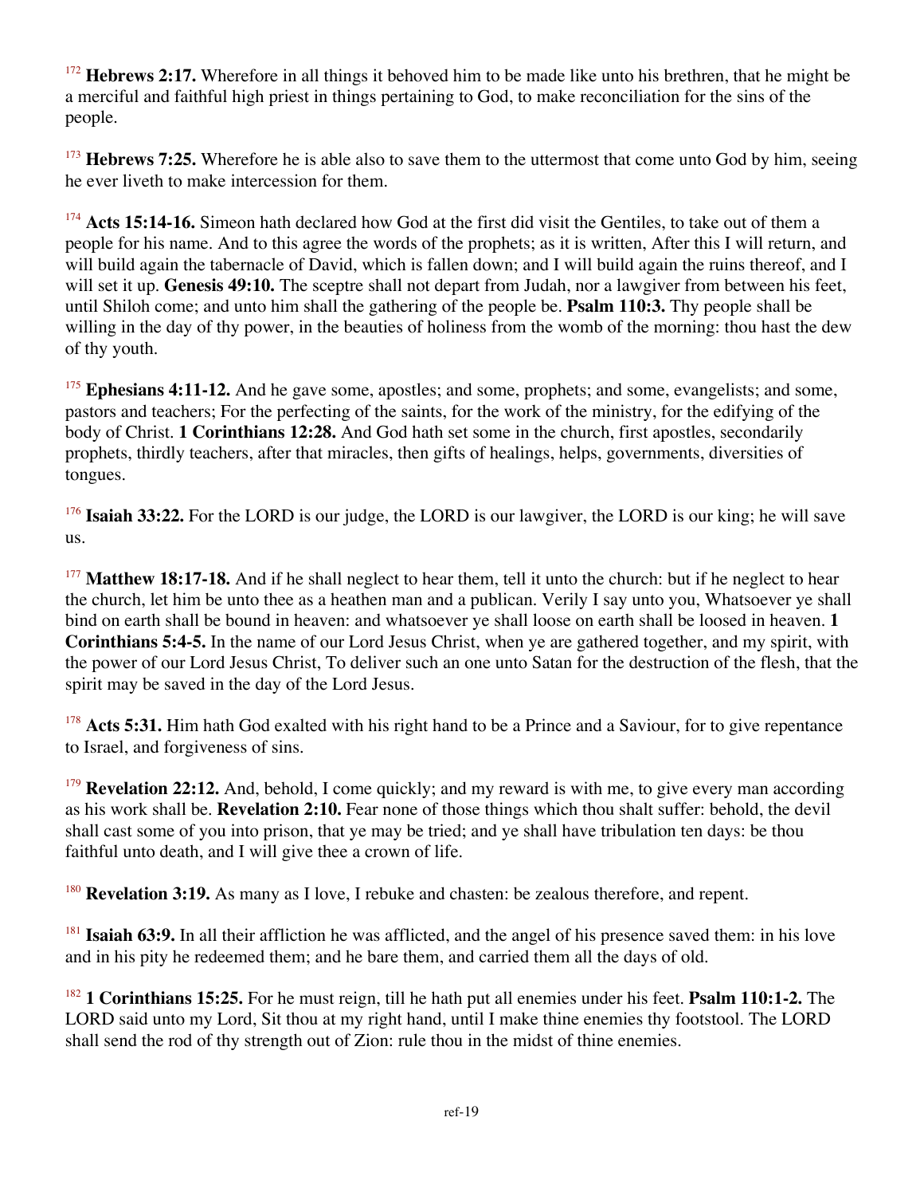[172] **Hebrews 2:17.** Wherefore in all things it behoved him to be made like unto his brethren, that he might be a merciful and faithful high priest in things pertaining to God, to make reconciliation for the sins of the people.

[173] **Hebrews 7:25.** Wherefore he is able also to save them to the uttermost that come unto God by him, seeing he ever liveth to make intercession for them.

[174] **Acts 15:14-16.** Simeon hath declared how God at the first did visit the Gentiles, to take out of them a people for his name. And to this agree the words of the prophets; as it is written, After this I will return, and will build again the tabernacle of David, which is fallen down; and I will build again the ruins thereof, and I will set it up. **Genesis 49:10.** The sceptre shall not depart from Judah, nor a lawgiver from between his feet, until Shiloh come; and unto him shall the gathering of the people be. **Psalm 110:3.** Thy people shall be willing in the day of thy power, in the beauties of holiness from the womb of the morning: thou hast the dew of thy youth.

[175] **Ephesians 4:11-12.** And he gave some, apostles; and some, prophets; and some, evangelists; and some, pastors and teachers; For the perfecting of the saints, for the work of the ministry, for the edifying of the body of Christ. **1 Corinthians 12:28.** And God hath set some in the church, first apostles, secondarily prophets, thirdly teachers, after that miracles, then gifts of healings, helps, governments, diversities of tongues.

[176] **Isaiah 33:22.** For the LORD is our judge, the LORD is our lawgiver, the LORD is our king; he will save us.

[177] **Matthew 18:17-18.** And if he shall neglect to hear them, tell it unto the church: but if he neglect to hear the church, let him be unto thee as a heathen man and a publican. Verily I say unto you, Whatsoever ye shall bind on earth shall be bound in heaven: and whatsoever ye shall loose on earth shall be loosed in heaven. **1 Corinthians 5:4-5.** In the name of our Lord Jesus Christ, when ye are gathered together, and my spirit, with the power of our Lord Jesus Christ, To deliver such an one unto Satan for the destruction of the flesh, that the spirit may be saved in the day of the Lord Jesus.

[178] **Acts 5:31.** Him hath God exalted with his right hand to be a Prince and a Saviour, for to give repentance to Israel, and forgiveness of sins.

[179] **Revelation 22:12.** And, behold, I come quickly; and my reward is with me, to give every man according as his work shall be. **Revelation 2:10.** Fear none of those things which thou shalt suffer: behold, the devil shall cast some of you into prison, that ye may be tried; and ye shall have tribulation ten days: be thou faithful unto death, and I will give thee a crown of life.

[180] **Revelation 3:19.** As many as I love, I rebuke and chasten: be zealous therefore, and repent.

[181] **Isaiah 63:9.** In all their affliction he was afflicted, and the angel of his presence saved them: in his love and in his pity he redeemed them; and he bare them, and carried them all the days of old.

[182] **1 Corinthians 15:25.** For he must reign, till he hath put all enemies under his feet. **Psalm 110:1-2.** The LORD said unto my Lord, Sit thou at my right hand, until I make thine enemies thy footstool. The LORD shall send the rod of thy strength out of Zion: rule thou in the midst of thine enemies.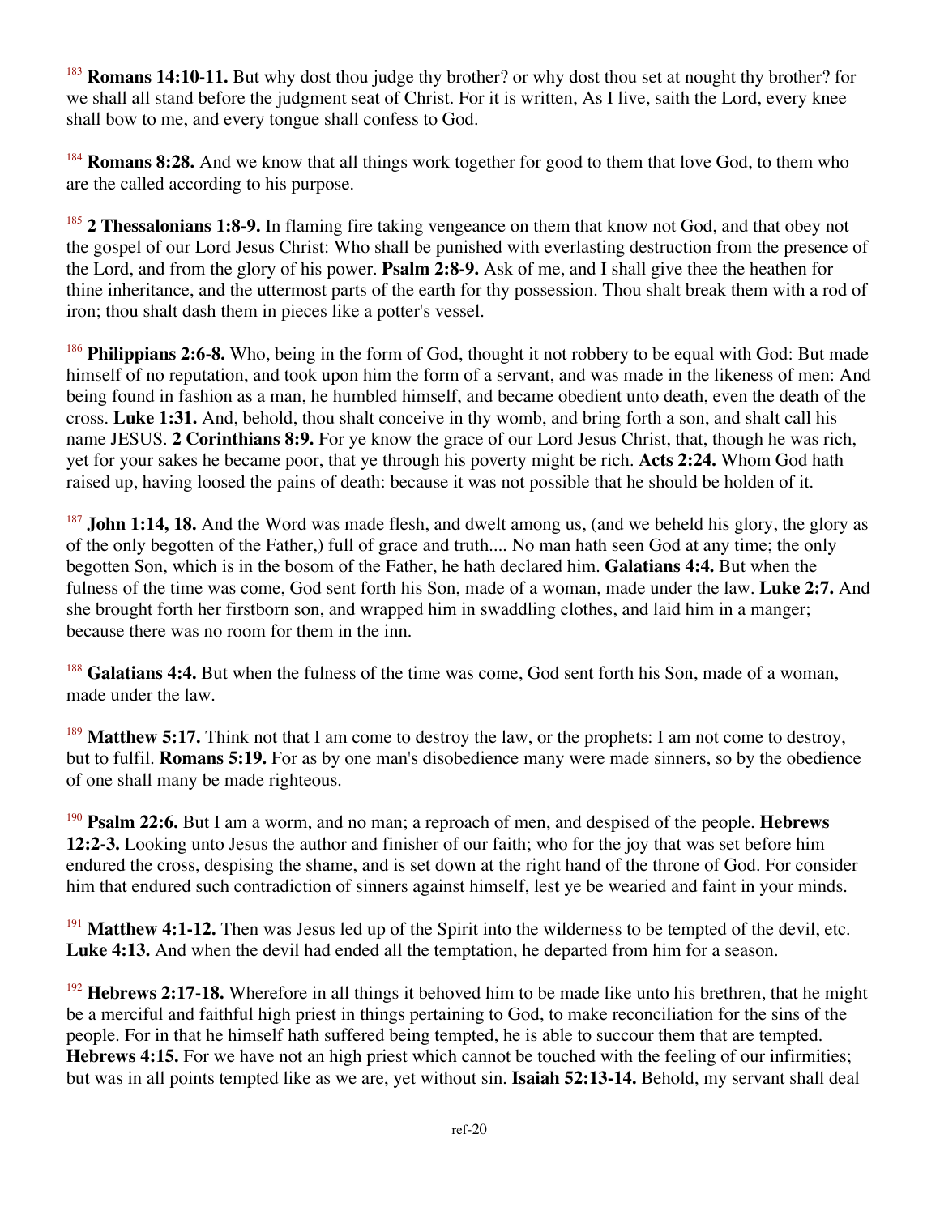[183] **Romans 14:10-11.** But why dost thou judge thy brother? or why dost thou set at nought thy brother? for we shall all stand before the judgment seat of Christ. For it is written, As I live, saith the Lord, every knee shall bow to me, and every tongue shall confess to God.

[184] **Romans 8:28.** And we know that all things work together for good to them that love God, to them who are the called according to his purpose.

[185] **2 Thessalonians 1:8-9.** In flaming fire taking vengeance on them that know not God, and that obey not the gospel of our Lord Jesus Christ: Who shall be punished with everlasting destruction from the presence of the Lord, and from the glory of his power. **Psalm 2:8-9.** Ask of me, and I shall give thee the heathen for thine inheritance, and the uttermost parts of the earth for thy possession. Thou shalt break them with a rod of iron; thou shalt dash them in pieces like a potter's vessel.

[186] **Philippians 2:6-8.** Who, being in the form of God, thought it not robbery to be equal with God: But made himself of no reputation, and took upon him the form of a servant, and was made in the likeness of men: And being found in fashion as a man, he humbled himself, and became obedient unto death, even the death of the cross. **Luke 1:31.** And, behold, thou shalt conceive in thy womb, and bring forth a son, and shalt call his name JESUS. **2 Corinthians 8:9.** For ye know the grace of our Lord Jesus Christ, that, though he was rich, yet for your sakes he became poor, that ye through his poverty might be rich. **Acts 2:24.** Whom God hath raised up, having loosed the pains of death: because it was not possible that he should be holden of it.

[187] **John 1:14, 18.** And the Word was made flesh, and dwelt among us, (and we beheld his glory, the glory as of the only begotten of the Father,) full of grace and truth.... No man hath seen God at any time; the only begotten Son, which is in the bosom of the Father, he hath declared him. **Galatians 4:4.** But when the fulness of the time was come, God sent forth his Son, made of a woman, made under the law. **Luke 2:7.** And she brought forth her firstborn son, and wrapped him in swaddling clothes, and laid him in a manger; because there was no room for them in the inn.

[188] **Galatians 4:4.** But when the fulness of the time was come, God sent forth his Son, made of a woman, made under the law.

[189] **Matthew 5:17.** Think not that I am come to destroy the law, or the prophets: I am not come to destroy, but to fulfil. **Romans 5:19.** For as by one man's disobedience many were made sinners, so by the obedience of one shall many be made righteous.

[190] **Psalm 22:6.** But I am a worm, and no man; a reproach of men, and despised of the people. **Hebrews 12:2-3.** Looking unto Jesus the author and finisher of our faith; who for the joy that was set before him endured the cross, despising the shame, and is set down at the right hand of the throne of God. For consider him that endured such contradiction of sinners against himself, lest ye be wearied and faint in your minds.

[191] **Matthew 4:1-12.** Then was Jesus led up of the Spirit into the wilderness to be tempted of the devil, etc. **Luke 4:13.** And when the devil had ended all the temptation, he departed from him for a season.

[192] **Hebrews 2:17-18.** Wherefore in all things it behoved him to be made like unto his brethren, that he might be a merciful and faithful high priest in things pertaining to God, to make reconciliation for the sins of the people. For in that he himself hath suffered being tempted, he is able to succour them that are tempted. **Hebrews 4:15.** For we have not an high priest which cannot be touched with the feeling of our infirmities; but was in all points tempted like as we are, yet without sin. **Isaiah 52:13-14.** Behold, my servant shall deal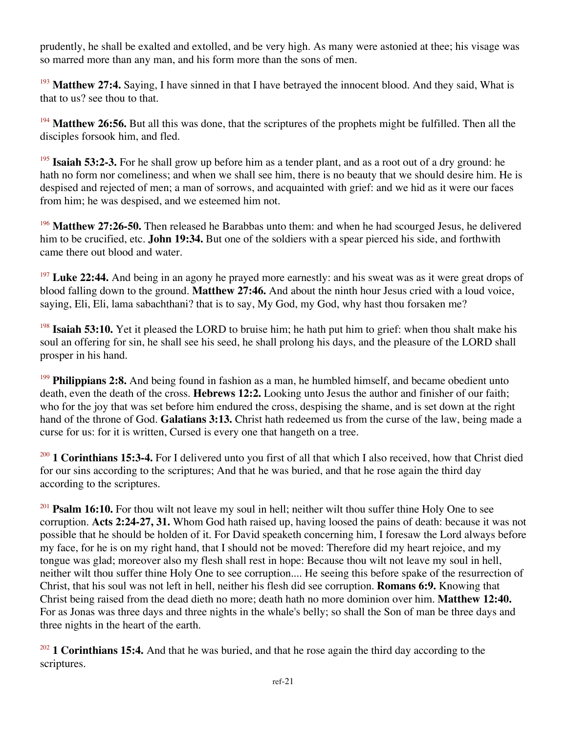prudently, he shall be exalted and extolled, and be very high. As many were astonied at thee; his visage was so marred more than any man, and his form more than the sons of men.

[193] **Matthew 27:4.** Saying, I have sinned in that I have betrayed the innocent blood. And they said, What is that to us? see thou to that.

[194] **Matthew 26:56.** But all this was done, that the scriptures of the prophets might be fulfilled. Then all the disciples forsook him, and fled.

[195] **Isaiah 53:2-3.** For he shall grow up before him as a tender plant, and as a root out of a dry ground: he hath no form nor comeliness; and when we shall see him, there is no beauty that we should desire him. He is despised and rejected of men; a man of sorrows, and acquainted with grief: and we hid as it were our faces from him; he was despised, and we esteemed him not.

[196] **Matthew 27:26-50.** Then released he Barabbas unto them: and when he had scourged Jesus, he delivered him to be crucified, etc. **John 19:34.** But one of the soldiers with a spear pierced his side, and forthwith came there out blood and water.

[197] **Luke 22:44.** And being in an agony he prayed more earnestly: and his sweat was as it were great drops of blood falling down to the ground. **Matthew 27:46.** And about the ninth hour Jesus cried with a loud voice, saying, Eli, Eli, lama sabachthani? that is to say, My God, my God, why hast thou forsaken me?

[198] **Isaiah 53:10.** Yet it pleased the LORD to bruise him; he hath put him to grief: when thou shalt make his soul an offering for sin, he shall see his seed, he shall prolong his days, and the pleasure of the LORD shall prosper in his hand.

[199] **Philippians 2:8.** And being found in fashion as a man, he humbled himself, and became obedient unto death, even the death of the cross. **Hebrews 12:2.** Looking unto Jesus the author and finisher of our faith; who for the joy that was set before him endured the cross, despising the shame, and is set down at the right hand of the throne of God. **Galatians 3:13.** Christ hath redeemed us from the curse of the law, being made a curse for us: for it is written, Cursed is every one that hangeth on a tree.

[200] **1 Corinthians 15:3-4.** For I delivered unto you first of all that which I also received, how that Christ died for our sins according to the scriptures; And that he was buried, and that he rose again the third day according to the scriptures.

[201] **Psalm 16:10.** For thou wilt not leave my soul in hell; neither wilt thou suffer thine Holy One to see corruption. **Acts 2:24-27, 31.** Whom God hath raised up, having loosed the pains of death: because it was not possible that he should be holden of it. For David speaketh concerning him, I foresaw the Lord always before my face, for he is on my right hand, that I should not be moved: Therefore did my heart rejoice, and my tongue was glad; moreover also my flesh shall rest in hope: Because thou wilt not leave my soul in hell, neither wilt thou suffer thine Holy One to see corruption.... He seeing this before spake of the resurrection of Christ, that his soul was not left in hell, neither his flesh did see corruption. **Romans 6:9.** Knowing that Christ being raised from the dead dieth no more; death hath no more dominion over him. **Matthew 12:40.** For as Jonas was three days and three nights in the whale's belly; so shall the Son of man be three days and three nights in the heart of the earth.

[202] **1 Corinthians 15:4.** And that he was buried, and that he rose again the third day according to the scriptures.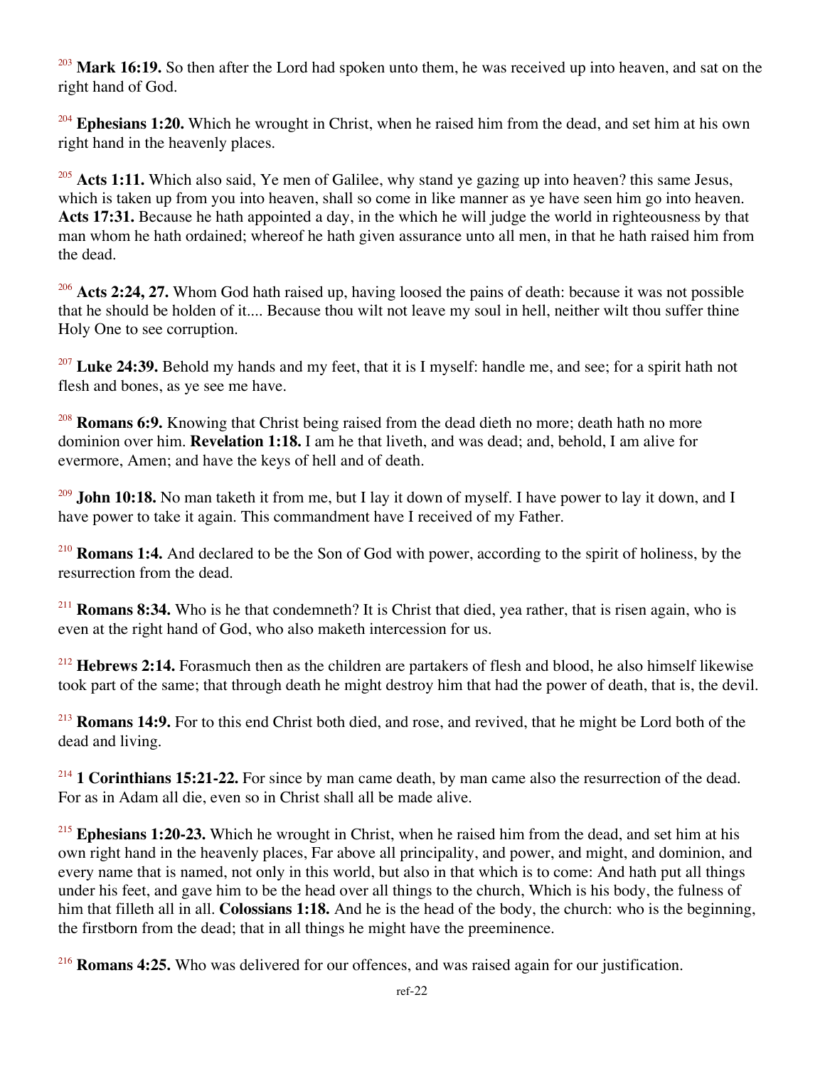[203] **Mark 16:19.** So then after the Lord had spoken unto them, he was received up into heaven, and sat on the right hand of God.

[204] **Ephesians 1:20.** Which he wrought in Christ, when he raised him from the dead, and set him at his own right hand in the heavenly places.

[205] **Acts 1:11.** Which also said, Ye men of Galilee, why stand ye gazing up into heaven? this same Jesus, which is taken up from you into heaven, shall so come in like manner as ye have seen him go into heaven. **Acts 17:31.** Because he hath appointed a day, in the which he will judge the world in righteousness by that man whom he hath ordained; whereof he hath given assurance unto all men, in that he hath raised him from the dead.

[206] **Acts 2:24, 27.** Whom God hath raised up, having loosed the pains of death: because it was not possible that he should be holden of it.... Because thou wilt not leave my soul in hell, neither wilt thou suffer thine Holy One to see corruption.

[207] **Luke 24:39.** Behold my hands and my feet, that it is I myself: handle me, and see; for a spirit hath not flesh and bones, as ye see me have.

[208] **Romans 6:9.** Knowing that Christ being raised from the dead dieth no more; death hath no more dominion over him. **Revelation 1:18.** I am he that liveth, and was dead; and, behold, I am alive for evermore, Amen; and have the keys of hell and of death.

[209] **John 10:18.** No man taketh it from me, but I lay it down of myself. I have power to lay it down, and I have power to take it again. This commandment have I received of my Father.

[210] **Romans 1:4.** And declared to be the Son of God with power, according to the spirit of holiness, by the resurrection from the dead.

[211] **Romans 8:34.** Who is he that condemneth? It is Christ that died, yea rather, that is risen again, who is even at the right hand of God, who also maketh intercession for us.

[212] **Hebrews 2:14.** Forasmuch then as the children are partakers of flesh and blood, he also himself likewise took part of the same; that through death he might destroy him that had the power of death, that is, the devil.

[213] **Romans 14:9.** For to this end Christ both died, and rose, and revived, that he might be Lord both of the dead and living.

[214] **1 Corinthians 15:21-22.** For since by man came death, by man came also the resurrection of the dead. For as in Adam all die, even so in Christ shall all be made alive.

[215] **Ephesians 1:20-23.** Which he wrought in Christ, when he raised him from the dead, and set him at his own right hand in the heavenly places, Far above all principality, and power, and might, and dominion, and every name that is named, not only in this world, but also in that which is to come: And hath put all things under his feet, and gave him to be the head over all things to the church, Which is his body, the fulness of him that filleth all in all. **Colossians 1:18.** And he is the head of the body, the church: who is the beginning, the firstborn from the dead; that in all things he might have the preeminence.

[216] **Romans 4:25.** Who was delivered for our offences, and was raised again for our justification.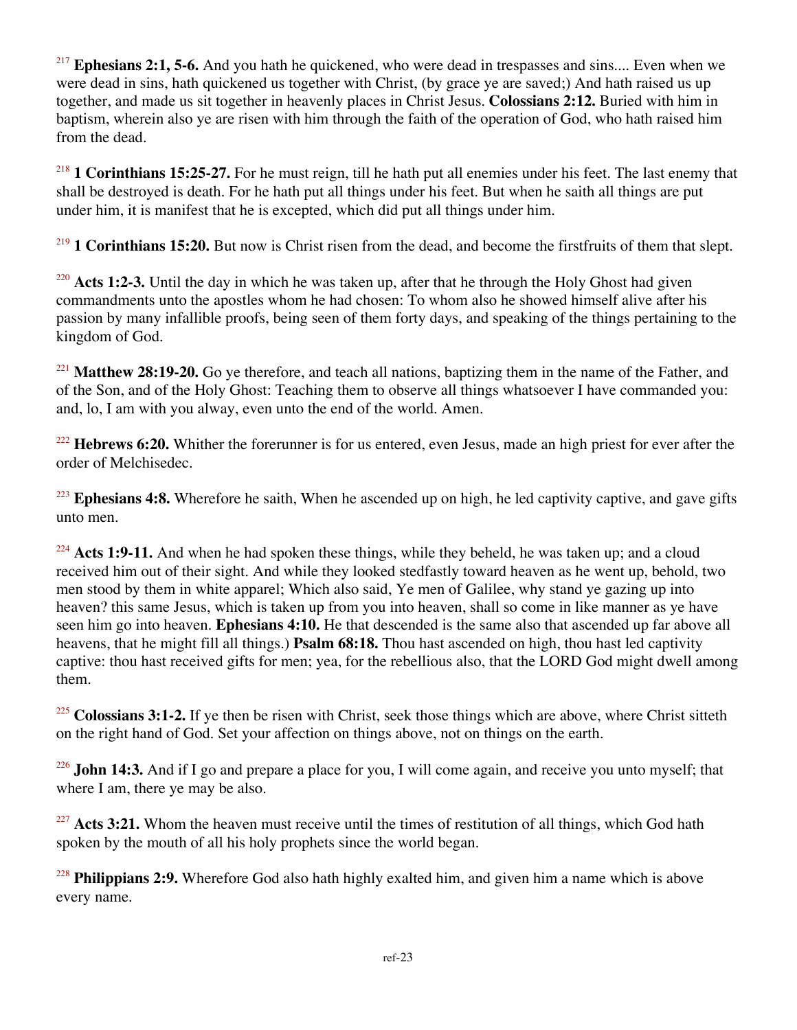[217] **Ephesians 2:1, 5-6.** And you hath he quickened, who were dead in trespasses and sins.... Even when we were dead in sins, hath quickened us together with Christ, (by grace ye are saved;) And hath raised us up together, and made us sit together in heavenly places in Christ Jesus. **Colossians 2:12.** Buried with him in baptism, wherein also ye are risen with him through the faith of the operation of God, who hath raised him from the dead.

[218] **1 Corinthians 15:25-27.** For he must reign, till he hath put all enemies under his feet. The last enemy that shall be destroyed is death. For he hath put all things under his feet. But when he saith all things are put under him, it is manifest that he is excepted, which did put all things under him.

[219] **1 Corinthians 15:20.** But now is Christ risen from the dead, and become the firstfruits of them that slept.

[220] **Acts 1:2-3.** Until the day in which he was taken up, after that he through the Holy Ghost had given commandments unto the apostles whom he had chosen: To whom also he showed himself alive after his passion by many infallible proofs, being seen of them forty days, and speaking of the things pertaining to the kingdom of God.

[221] **Matthew 28:19-20.** Go ye therefore, and teach all nations, baptizing them in the name of the Father, and of the Son, and of the Holy Ghost: Teaching them to observe all things whatsoever I have commanded you: and, lo, I am with you alway, even unto the end of the world. Amen.

[222] **Hebrews 6:20.** Whither the forerunner is for us entered, even Jesus, made an high priest for ever after the order of Melchisedec.

[223] **Ephesians 4:8.** Wherefore he saith, When he ascended up on high, he led captivity captive, and gave gifts unto men.

[224] **Acts 1:9-11.** And when he had spoken these things, while they beheld, he was taken up; and a cloud received him out of their sight. And while they looked stedfastly toward heaven as he went up, behold, two men stood by them in white apparel; Which also said, Ye men of Galilee, why stand ye gazing up into heaven? this same Jesus, which is taken up from you into heaven, shall so come in like manner as ye have seen him go into heaven. **Ephesians 4:10.** He that descended is the same also that ascended up far above all heavens, that he might fill all things.) **Psalm 68:18.** Thou hast ascended on high, thou hast led captivity captive: thou hast received gifts for men; yea, for the rebellious also, that the LORD God might dwell among them.

[225] **Colossians 3:1-2.** If ye then be risen with Christ, seek those things which are above, where Christ sitteth on the right hand of God. Set your affection on things above, not on things on the earth.

[226] **John 14:3.** And if I go and prepare a place for you, I will come again, and receive you unto myself; that where I am, there ye may be also.

[227] **Acts 3:21.** Whom the heaven must receive until the times of restitution of all things, which God hath spoken by the mouth of all his holy prophets since the world began.

[228] **Philippians 2:9.** Wherefore God also hath highly exalted him, and given him a name which is above every name.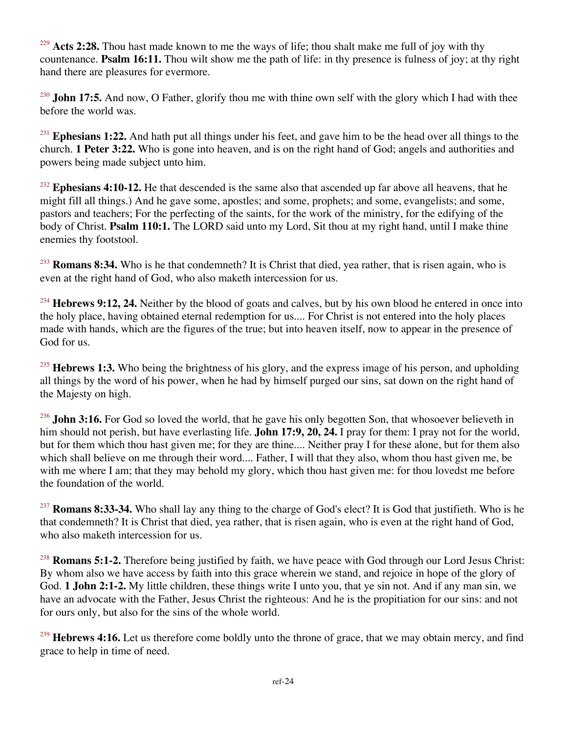[229] **Acts 2:28.** Thou hast made known to me the ways of life; thou shalt make me full of joy with thy countenance. **Psalm 16:11.** Thou wilt show me the path of life: in thy presence is fulness of joy; at thy right hand there are pleasures for evermore.

[230] **John 17:5.** And now, O Father, glorify thou me with thine own self with the glory which I had with thee before the world was.

[231] **Ephesians 1:22.** And hath put all things under his feet, and gave him to be the head over all things to the church. **1 Peter 3:22.** Who is gone into heaven, and is on the right hand of God; angels and authorities and powers being made subject unto him.

[232] **Ephesians 4:10-12.** He that descended is the same also that ascended up far above all heavens, that he might fill all things.) And he gave some, apostles; and some, prophets; and some, evangelists; and some, pastors and teachers; For the perfecting of the saints, for the work of the ministry, for the edifying of the body of Christ. **Psalm 110:1.** The LORD said unto my Lord, Sit thou at my right hand, until I make thine enemies thy footstool.

[233] **Romans 8:34.** Who is he that condemneth? It is Christ that died, yea rather, that is risen again, who is even at the right hand of God, who also maketh intercession for us.

[234] **Hebrews 9:12, 24.** Neither by the blood of goats and calves, but by his own blood he entered in once into the holy place, having obtained eternal redemption for us.... For Christ is not entered into the holy places made with hands, which are the figures of the true; but into heaven itself, now to appear in the presence of God for us.

[235] **Hebrews 1:3.** Who being the brightness of his glory, and the express image of his person, and upholding all things by the word of his power, when he had by himself purged our sins, sat down on the right hand of the Majesty on high.

[236] **John 3:16.** For God so loved the world, that he gave his only begotten Son, that whosoever believeth in him should not perish, but have everlasting life. **John 17:9, 20, 24.** I pray for them: I pray not for the world, but for them which thou hast given me; for they are thine.... Neither pray I for these alone, but for them also which shall believe on me through their word.... Father, I will that they also, whom thou hast given me, be with me where I am; that they may behold my glory, which thou hast given me: for thou lovedst me before the foundation of the world.

[237] **Romans 8:33-34.** Who shall lay any thing to the charge of God's elect? It is God that justifieth. Who is he that condemneth? It is Christ that died, yea rather, that is risen again, who is even at the right hand of God, who also maketh intercession for us.

[238] **Romans 5:1-2.** Therefore being justified by faith, we have peace with God through our Lord Jesus Christ: By whom also we have access by faith into this grace wherein we stand, and rejoice in hope of the glory of God. **1 John 2:1-2.** My little children, these things write I unto you, that ye sin not. And if any man sin, we have an advocate with the Father, Jesus Christ the righteous: And he is the propitiation for our sins: and not for ours only, but also for the sins of the whole world.

[239] **Hebrews 4:16.** Let us therefore come boldly unto the throne of grace, that we may obtain mercy, and find grace to help in time of need.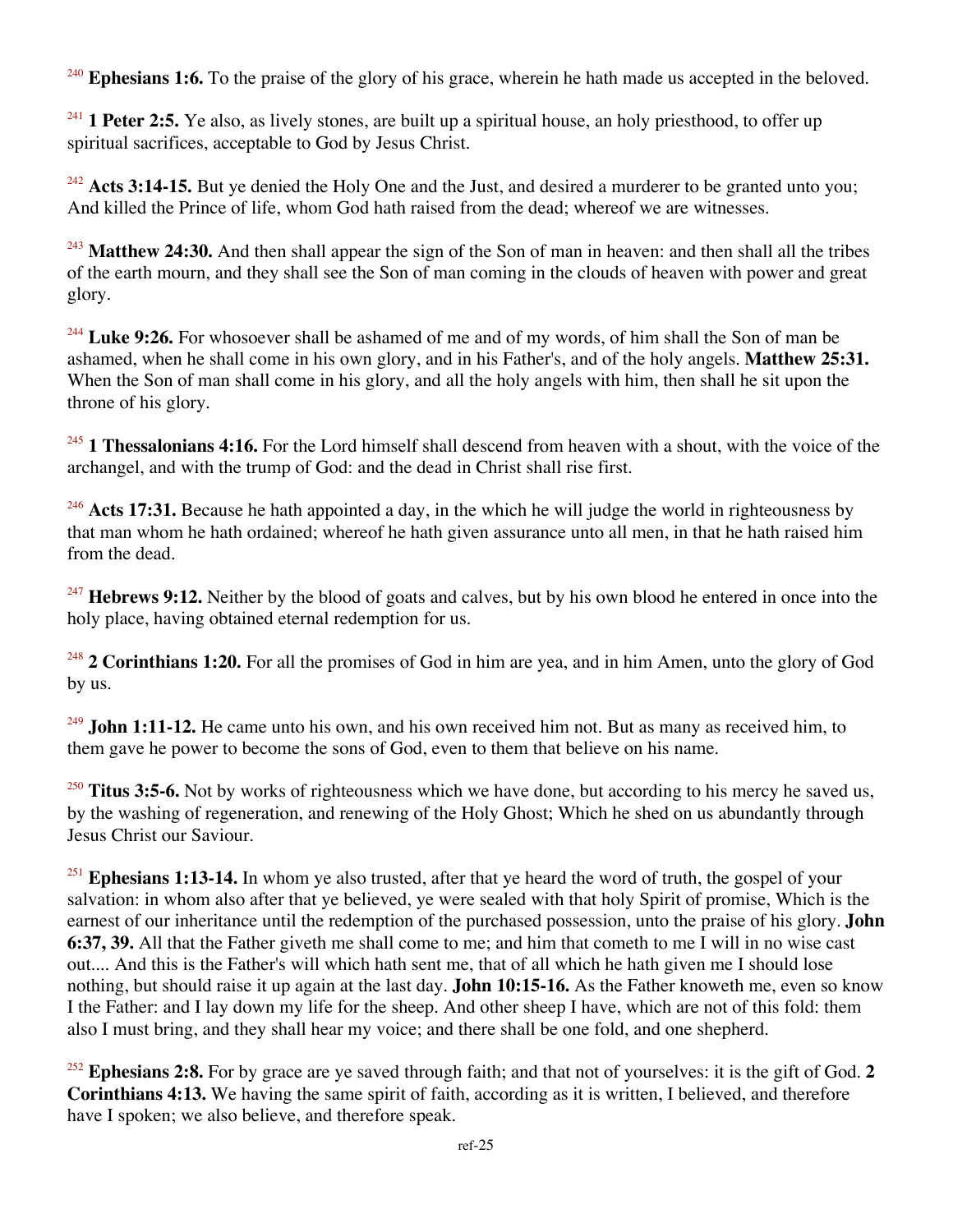[240] **Ephesians 1:6.** To the praise of the glory of his grace, wherein he hath made us accepted in the beloved.

[241] **1 Peter 2:5.** Ye also, as lively stones, are built up a spiritual house, an holy priesthood, to offer up spiritual sacrifices, acceptable to God by Jesus Christ.

[242] **Acts 3:14-15.** But ye denied the Holy One and the Just, and desired a murderer to be granted unto you; And killed the Prince of life, whom God hath raised from the dead; whereof we are witnesses.

[243] **Matthew 24:30.** And then shall appear the sign of the Son of man in heaven: and then shall all the tribes of the earth mourn, and they shall see the Son of man coming in the clouds of heaven with power and great glory.

[244] **Luke 9:26.** For whosoever shall be ashamed of me and of my words, of him shall the Son of man be ashamed, when he shall come in his own glory, and in his Father's, and of the holy angels. **Matthew 25:31.** When the Son of man shall come in his glory, and all the holy angels with him, then shall he sit upon the throne of his glory.

[245] **1 Thessalonians 4:16.** For the Lord himself shall descend from heaven with a shout, with the voice of the archangel, and with the trump of God: and the dead in Christ shall rise first.

[246] **Acts 17:31.** Because he hath appointed a day, in the which he will judge the world in righteousness by that man whom he hath ordained; whereof he hath given assurance unto all men, in that he hath raised him from the dead.

[247] **Hebrews 9:12.** Neither by the blood of goats and calves, but by his own blood he entered in once into the holy place, having obtained eternal redemption for us.

[248] **2 Corinthians 1:20.** For all the promises of God in him are yea, and in him Amen, unto the glory of God by us.

[249] **John 1:11-12.** He came unto his own, and his own received him not. But as many as received him, to them gave he power to become the sons of God, even to them that believe on his name.

[250] **Titus 3:5-6.** Not by works of righteousness which we have done, but according to his mercy he saved us, by the washing of regeneration, and renewing of the Holy Ghost; Which he shed on us abundantly through Jesus Christ our Saviour.

[251] **Ephesians 1:13-14.** In whom ye also trusted, after that ye heard the word of truth, the gospel of your salvation: in whom also after that ye believed, ye were sealed with that holy Spirit of promise, Which is the earnest of our inheritance until the redemption of the purchased possession, unto the praise of his glory. **John 6:37, 39.** All that the Father giveth me shall come to me; and him that cometh to me I will in no wise cast out.... And this is the Father's will which hath sent me, that of all which he hath given me I should lose nothing, but should raise it up again at the last day. **John 10:15-16.** As the Father knoweth me, even so know I the Father: and I lay down my life for the sheep. And other sheep I have, which are not of this fold: them also I must bring, and they shall hear my voice; and there shall be one fold, and one shepherd.

[252] **Ephesians 2:8.** For by grace are ye saved through faith; and that not of yourselves: it is the gift of God. **2 Corinthians 4:13.** We having the same spirit of faith, according as it is written, I believed, and therefore have I spoken; we also believe, and therefore speak.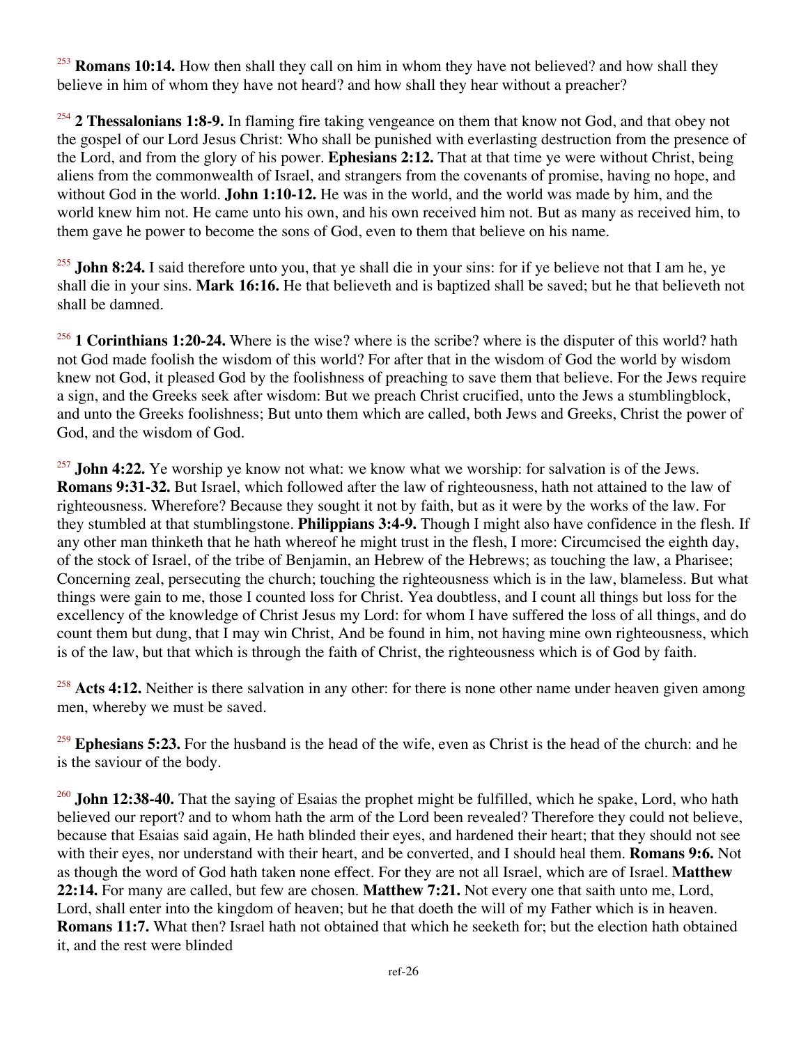[253] **Romans 10:14.** How then shall they call on him in whom they have not believed? and how shall they believe in him of whom they have not heard? and how shall they hear without a preacher?

[254] **2 Thessalonians 1:8-9.** In flaming fire taking vengeance on them that know not God, and that obey not the gospel of our Lord Jesus Christ: Who shall be punished with everlasting destruction from the presence of the Lord, and from the glory of his power. **Ephesians 2:12.** That at that time ye were without Christ, being aliens from the commonwealth of Israel, and strangers from the covenants of promise, having no hope, and without God in the world. **John 1:10-12.** He was in the world, and the world was made by him, and the world knew him not. He came unto his own, and his own received him not. But as many as received him, to them gave he power to become the sons of God, even to them that believe on his name.

[255] **John 8:24.** I said therefore unto you, that ye shall die in your sins: for if ye believe not that I am he, ye shall die in your sins. **Mark 16:16.** He that believeth and is baptized shall be saved; but he that believeth not shall be damned.

[256] **1 Corinthians 1:20-24.** Where is the wise? where is the scribe? where is the disputer of this world? hath not God made foolish the wisdom of this world? For after that in the wisdom of God the world by wisdom knew not God, it pleased God by the foolishness of preaching to save them that believe. For the Jews require a sign, and the Greeks seek after wisdom: But we preach Christ crucified, unto the Jews a stumblingblock, and unto the Greeks foolishness; But unto them which are called, both Jews and Greeks, Christ the power of God, and the wisdom of God.

[257] **John 4:22.** Ye worship ye know not what: we know what we worship: for salvation is of the Jews. **Romans 9:31-32.** But Israel, which followed after the law of righteousness, hath not attained to the law of righteousness. Wherefore? Because they sought it not by faith, but as it were by the works of the law. For they stumbled at that stumblingstone. **Philippians 3:4-9.** Though I might also have confidence in the flesh. If any other man thinketh that he hath whereof he might trust in the flesh, I more: Circumcised the eighth day, of the stock of Israel, of the tribe of Benjamin, an Hebrew of the Hebrews; as touching the law, a Pharisee; Concerning zeal, persecuting the church; touching the righteousness which is in the law, blameless. But what things were gain to me, those I counted loss for Christ. Yea doubtless, and I count all things but loss for the excellency of the knowledge of Christ Jesus my Lord: for whom I have suffered the loss of all things, and do count them but dung, that I may win Christ, And be found in him, not having mine own righteousness, which is of the law, but that which is through the faith of Christ, the righteousness which is of God by faith.

[258] **Acts 4:12.** Neither is there salvation in any other: for there is none other name under heaven given among men, whereby we must be saved.

[259] **Ephesians 5:23.** For the husband is the head of the wife, even as Christ is the head of the church: and he is the saviour of the body.

[260] **John 12:38-40.** That the saying of Esaias the prophet might be fulfilled, which he spake, Lord, who hath believed our report? and to whom hath the arm of the Lord been revealed? Therefore they could not believe, because that Esaias said again, He hath blinded their eyes, and hardened their heart; that they should not see with their eyes, nor understand with their heart, and be converted, and I should heal them. **Romans 9:6.** Not as though the word of God hath taken none effect. For they are not all Israel, which are of Israel. **Matthew 22:14.** For many are called, but few are chosen. **Matthew 7:21.** Not every one that saith unto me, Lord, Lord, shall enter into the kingdom of heaven; but he that doeth the will of my Father which is in heaven. **Romans 11:7.** What then? Israel hath not obtained that which he seeketh for; but the election hath obtained it, and the rest were blinded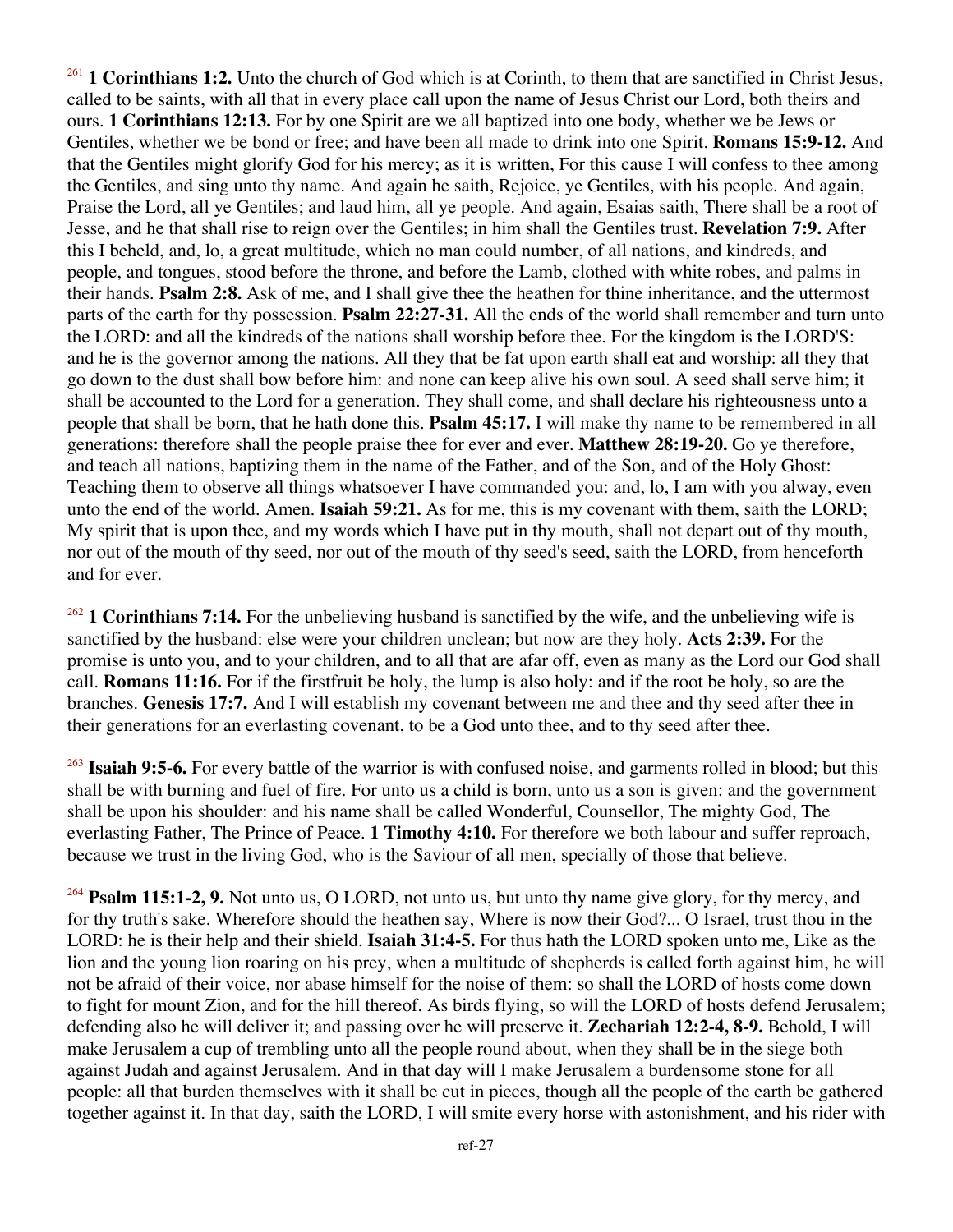[261] **1 Corinthians 1:2.** Unto the church of God which is at Corinth, to them that are sanctified in Christ Jesus, called to be saints, with all that in every place call upon the name of Jesus Christ our Lord, both theirs and ours. **1 Corinthians 12:13.** For by one Spirit are we all baptized into one body, whether we be Jews or Gentiles, whether we be bond or free; and have been all made to drink into one Spirit. **Romans 15:9-12.** And that the Gentiles might glorify God for his mercy; as it is written, For this cause I will confess to thee among the Gentiles, and sing unto thy name. And again he saith, Rejoice, ye Gentiles, with his people. And again, Praise the Lord, all ye Gentiles; and laud him, all ye people. And again, Esaias saith, There shall be a root of Jesse, and he that shall rise to reign over the Gentiles; in him shall the Gentiles trust. **Revelation 7:9.** After this I beheld, and, lo, a great multitude, which no man could number, of all nations, and kindreds, and people, and tongues, stood before the throne, and before the Lamb, clothed with white robes, and palms in their hands. **Psalm 2:8.** Ask of me, and I shall give thee the heathen for thine inheritance, and the uttermost parts of the earth for thy possession. **Psalm 22:27-31.** All the ends of the world shall remember and turn unto the LORD: and all the kindreds of the nations shall worship before thee. For the kingdom is the LORD'S: and he is the governor among the nations. All they that be fat upon earth shall eat and worship: all they that go down to the dust shall bow before him: and none can keep alive his own soul. A seed shall serve him; it shall be accounted to the Lord for a generation. They shall come, and shall declare his righteousness unto a people that shall be born, that he hath done this. **Psalm 45:17.** I will make thy name to be remembered in all generations: therefore shall the people praise thee for ever and ever. **Matthew 28:19-20.** Go ye therefore, and teach all nations, baptizing them in the name of the Father, and of the Son, and of the Holy Ghost: Teaching them to observe all things whatsoever I have commanded you: and, lo, I am with you alway, even unto the end of the world. Amen. **Isaiah 59:21.** As for me, this is my covenant with them, saith the LORD; My spirit that is upon thee, and my words which I have put in thy mouth, shall not depart out of thy mouth, nor out of the mouth of thy seed, nor out of the mouth of thy seed's seed, saith the LORD, from henceforth and for ever.

[262] **1 Corinthians 7:14.** For the unbelieving husband is sanctified by the wife, and the unbelieving wife is sanctified by the husband: else were your children unclean; but now are they holy. **Acts 2:39.** For the promise is unto you, and to your children, and to all that are afar off, even as many as the Lord our God shall call. **Romans 11:16.** For if the firstfruit be holy, the lump is also holy: and if the root be holy, so are the branches. **Genesis 17:7.** And I will establish my covenant between me and thee and thy seed after thee in their generations for an everlasting covenant, to be a God unto thee, and to thy seed after thee.

[263] **Isaiah 9:5-6.** For every battle of the warrior is with confused noise, and garments rolled in blood; but this shall be with burning and fuel of fire. For unto us a child is born, unto us a son is given: and the government shall be upon his shoulder: and his name shall be called Wonderful, Counsellor, The mighty God, The everlasting Father, The Prince of Peace. **1 Timothy 4:10.** For therefore we both labour and suffer reproach, because we trust in the living God, who is the Saviour of all men, specially of those that believe.

[264] **Psalm 115:1-2, 9.** Not unto us, O LORD, not unto us, but unto thy name give glory, for thy mercy, and for thy truth's sake. Wherefore should the heathen say, Where is now their God?... O Israel, trust thou in the LORD: he is their help and their shield. **Isaiah 31:4-5.** For thus hath the LORD spoken unto me, Like as the lion and the young lion roaring on his prey, when a multitude of shepherds is called forth against him, he will not be afraid of their voice, nor abase himself for the noise of them: so shall the LORD of hosts come down to fight for mount Zion, and for the hill thereof. As birds flying, so will the LORD of hosts defend Jerusalem; defending also he will deliver it; and passing over he will preserve it. **Zechariah 12:2-4, 8-9.** Behold, I will make Jerusalem a cup of trembling unto all the people round about, when they shall be in the siege both against Judah and against Jerusalem. And in that day will I make Jerusalem a burdensome stone for all people: all that burden themselves with it shall be cut in pieces, though all the people of the earth be gathered together against it. In that day, saith the LORD, I will smite every horse with astonishment, and his rider with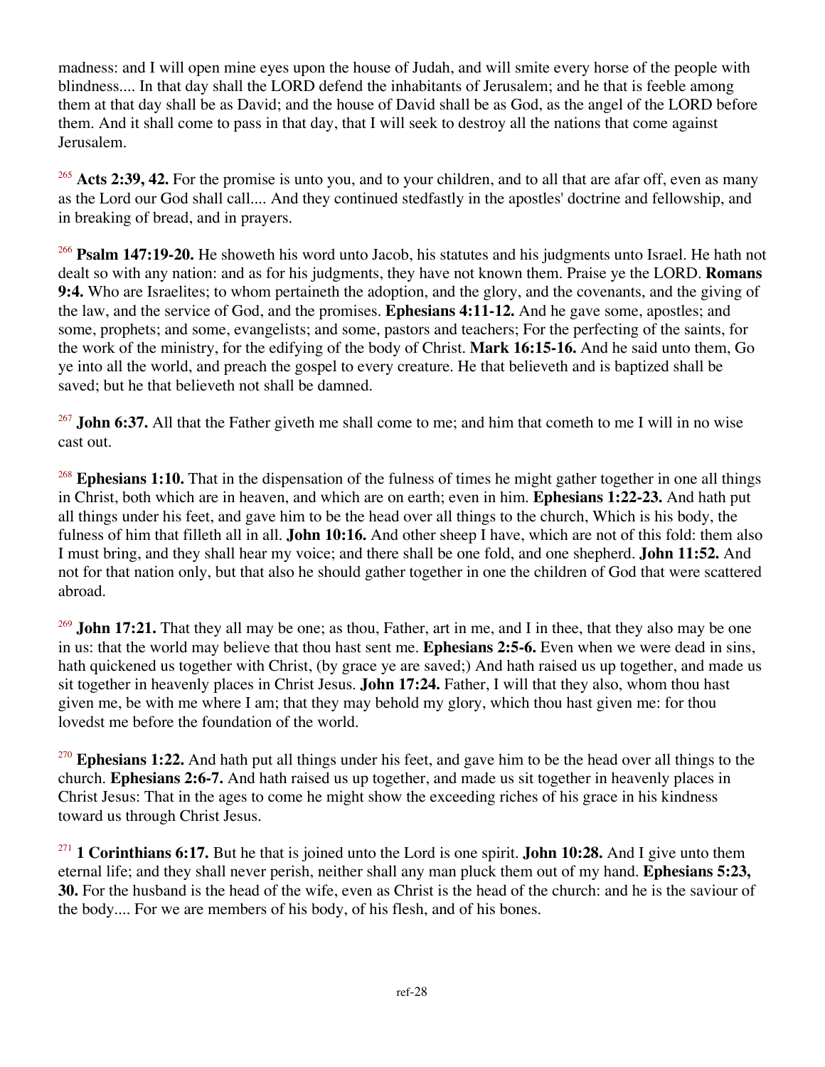madness: and I will open mine eyes upon the house of Judah, and will smite every horse of the people with blindness.... In that day shall the LORD defend the inhabitants of Jerusalem; and he that is feeble among them at that day shall be as David; and the house of David shall be as God, as the angel of the LORD before them. And it shall come to pass in that day, that I will seek to destroy all the nations that come against Jerusalem.

[265] **Acts 2:39, 42.** For the promise is unto you, and to your children, and to all that are afar off, even as many as the Lord our God shall call.... And they continued stedfastly in the apostles' doctrine and fellowship, and in breaking of bread, and in prayers.

[266] **Psalm 147:19-20.** He showeth his word unto Jacob, his statutes and his judgments unto Israel. He hath not dealt so with any nation: and as for his judgments, they have not known them. Praise ye the LORD. **Romans 9:4.** Who are Israelites; to whom pertaineth the adoption, and the glory, and the covenants, and the giving of the law, and the service of God, and the promises. **Ephesians 4:11-12.** And he gave some, apostles; and some, prophets; and some, evangelists; and some, pastors and teachers; For the perfecting of the saints, for the work of the ministry, for the edifying of the body of Christ. **Mark 16:15-16.** And he said unto them, Go ye into all the world, and preach the gospel to every creature. He that believeth and is baptized shall be saved; but he that believeth not shall be damned.

[267] **John 6:37.** All that the Father giveth me shall come to me; and him that cometh to me I will in no wise cast out.

[268] **Ephesians 1:10.** That in the dispensation of the fulness of times he might gather together in one all things in Christ, both which are in heaven, and which are on earth; even in him. **Ephesians 1:22-23.** And hath put all things under his feet, and gave him to be the head over all things to the church, Which is his body, the fulness of him that filleth all in all. **John 10:16.** And other sheep I have, which are not of this fold: them also I must bring, and they shall hear my voice; and there shall be one fold, and one shepherd. **John 11:52.** And not for that nation only, but that also he should gather together in one the children of God that were scattered abroad.

[269] **John 17:21.** That they all may be one; as thou, Father, art in me, and I in thee, that they also may be one in us: that the world may believe that thou hast sent me. **Ephesians 2:5-6.** Even when we were dead in sins, hath quickened us together with Christ, (by grace ye are saved;) And hath raised us up together, and made us sit together in heavenly places in Christ Jesus. **John 17:24.** Father, I will that they also, whom thou hast given me, be with me where I am; that they may behold my glory, which thou hast given me: for thou lovedst me before the foundation of the world.

[270] **Ephesians 1:22.** And hath put all things under his feet, and gave him to be the head over all things to the church. **Ephesians 2:6-7.** And hath raised us up together, and made us sit together in heavenly places in Christ Jesus: That in the ages to come he might show the exceeding riches of his grace in his kindness toward us through Christ Jesus.

[271] **1 Corinthians 6:17.** But he that is joined unto the Lord is one spirit. **John 10:28.** And I give unto them eternal life; and they shall never perish, neither shall any man pluck them out of my hand. **Ephesians 5:23, 30.** For the husband is the head of the wife, even as Christ is the head of the church: and he is the saviour of the body.... For we are members of his body, of his flesh, and of his bones.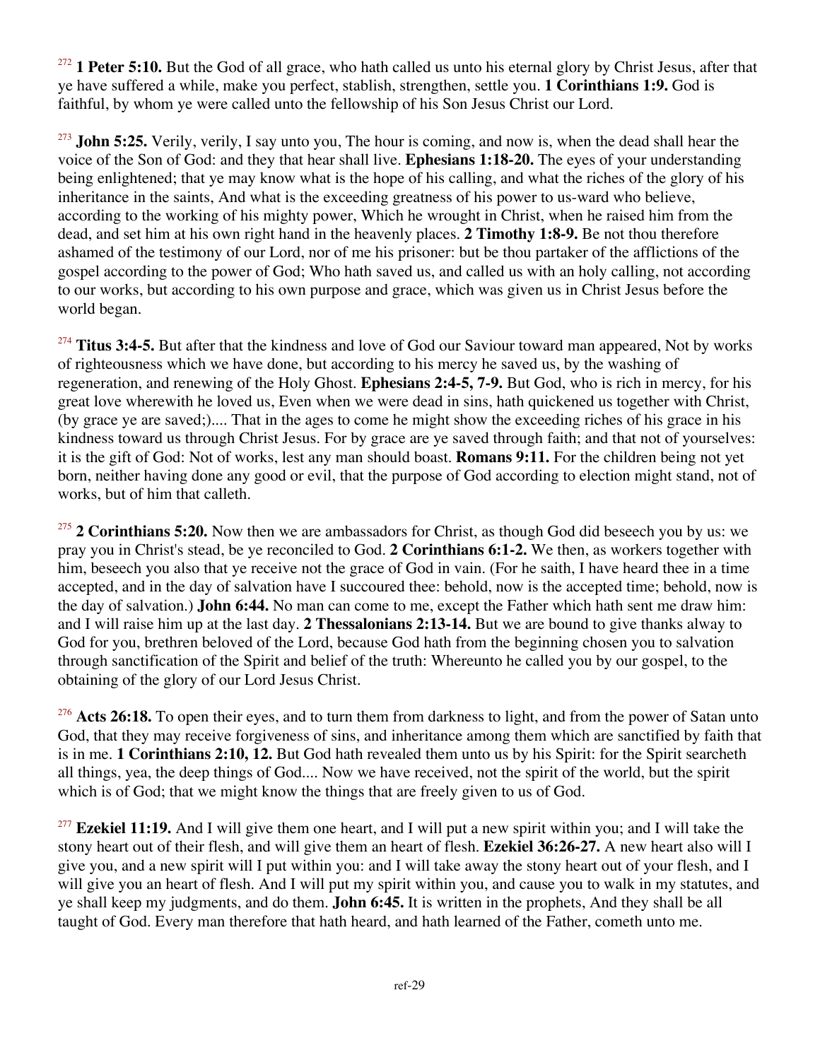[272] **1 Peter 5:10.** But the God of all grace, who hath called us unto his eternal glory by Christ Jesus, after that ye have suffered a while, make you perfect, stablish, strengthen, settle you. **1 Corinthians 1:9.** God is faithful, by whom ye were called unto the fellowship of his Son Jesus Christ our Lord.

[273] **John 5:25.** Verily, verily, I say unto you, The hour is coming, and now is, when the dead shall hear the voice of the Son of God: and they that hear shall live. **Ephesians 1:18-20.** The eyes of your understanding being enlightened; that ye may know what is the hope of his calling, and what the riches of the glory of his inheritance in the saints, And what is the exceeding greatness of his power to us-ward who believe, according to the working of his mighty power, Which he wrought in Christ, when he raised him from the dead, and set him at his own right hand in the heavenly places. **2 Timothy 1:8-9.** Be not thou therefore ashamed of the testimony of our Lord, nor of me his prisoner: but be thou partaker of the afflictions of the gospel according to the power of God; Who hath saved us, and called us with an holy calling, not according to our works, but according to his own purpose and grace, which was given us in Christ Jesus before the world began.

[274] **Titus 3:4-5.** But after that the kindness and love of God our Saviour toward man appeared, Not by works of righteousness which we have done, but according to his mercy he saved us, by the washing of regeneration, and renewing of the Holy Ghost. **Ephesians 2:4-5, 7-9.** But God, who is rich in mercy, for his great love wherewith he loved us, Even when we were dead in sins, hath quickened us together with Christ, (by grace ye are saved;).... That in the ages to come he might show the exceeding riches of his grace in his kindness toward us through Christ Jesus. For by grace are ye saved through faith; and that not of yourselves: it is the gift of God: Not of works, lest any man should boast. **Romans 9:11.** For the children being not yet born, neither having done any good or evil, that the purpose of God according to election might stand, not of works, but of him that calleth.

[275] **2 Corinthians 5:20.** Now then we are ambassadors for Christ, as though God did beseech you by us: we pray you in Christ's stead, be ye reconciled to God. **2 Corinthians 6:1-2.** We then, as workers together with him, beseech you also that ye receive not the grace of God in vain. (For he saith, I have heard thee in a time accepted, and in the day of salvation have I succoured thee: behold, now is the accepted time; behold, now is the day of salvation.) **John 6:44.** No man can come to me, except the Father which hath sent me draw him: and I will raise him up at the last day. **2 Thessalonians 2:13-14.** But we are bound to give thanks alway to God for you, brethren beloved of the Lord, because God hath from the beginning chosen you to salvation through sanctification of the Spirit and belief of the truth: Whereunto he called you by our gospel, to the obtaining of the glory of our Lord Jesus Christ.

[276] **Acts 26:18.** To open their eyes, and to turn them from darkness to light, and from the power of Satan unto God, that they may receive forgiveness of sins, and inheritance among them which are sanctified by faith that is in me. **1 Corinthians 2:10, 12.** But God hath revealed them unto us by his Spirit: for the Spirit searcheth all things, yea, the deep things of God.... Now we have received, not the spirit of the world, but the spirit which is of God; that we might know the things that are freely given to us of God.

[277] **Ezekiel 11:19.** And I will give them one heart, and I will put a new spirit within you; and I will take the stony heart out of their flesh, and will give them an heart of flesh. **Ezekiel 36:26-27.** A new heart also will I give you, and a new spirit will I put within you: and I will take away the stony heart out of your flesh, and I will give you an heart of flesh. And I will put my spirit within you, and cause you to walk in my statutes, and ye shall keep my judgments, and do them. **John 6:45.** It is written in the prophets, And they shall be all taught of God. Every man therefore that hath heard, and hath learned of the Father, cometh unto me.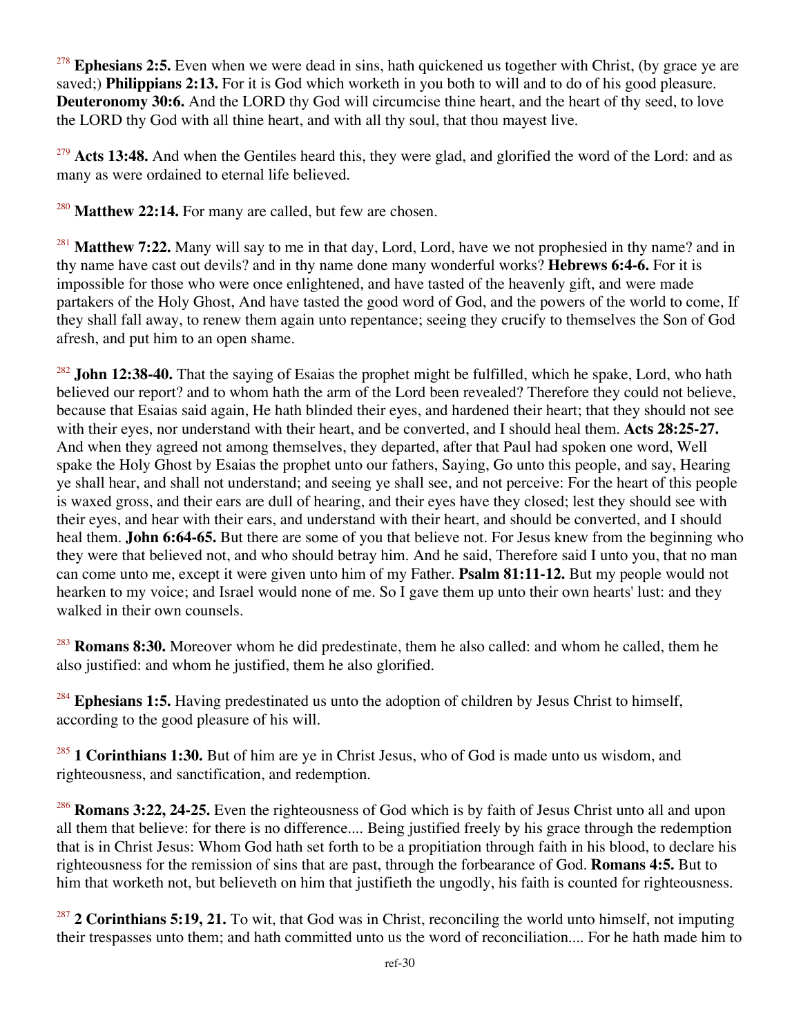[278] **Ephesians 2:5.** Even when we were dead in sins, hath quickened us together with Christ, (by grace ye are saved;) **Philippians 2:13.** For it is God which worketh in you both to will and to do of his good pleasure. **Deuteronomy 30:6.** And the LORD thy God will circumcise thine heart, and the heart of thy seed, to love the LORD thy God with all thine heart, and with all thy soul, that thou mayest live.

[279] **Acts 13:48.** And when the Gentiles heard this, they were glad, and glorified the word of the Lord: and as many as were ordained to eternal life believed.

[280] **Matthew 22:14.** For many are called, but few are chosen.

[281] **Matthew 7:22.** Many will say to me in that day, Lord, Lord, have we not prophesied in thy name? and in thy name have cast out devils? and in thy name done many wonderful works? **Hebrews 6:4-6.** For it is impossible for those who were once enlightened, and have tasted of the heavenly gift, and were made partakers of the Holy Ghost, And have tasted the good word of God, and the powers of the world to come, If they shall fall away, to renew them again unto repentance; seeing they crucify to themselves the Son of God afresh, and put him to an open shame.

[282] **John 12:38-40.** That the saying of Esaias the prophet might be fulfilled, which he spake, Lord, who hath believed our report? and to whom hath the arm of the Lord been revealed? Therefore they could not believe, because that Esaias said again, He hath blinded their eyes, and hardened their heart; that they should not see with their eyes, nor understand with their heart, and be converted, and I should heal them. **Acts 28:25-27.** And when they agreed not among themselves, they departed, after that Paul had spoken one word, Well spake the Holy Ghost by Esaias the prophet unto our fathers, Saying, Go unto this people, and say, Hearing ye shall hear, and shall not understand; and seeing ye shall see, and not perceive: For the heart of this people is waxed gross, and their ears are dull of hearing, and their eyes have they closed; lest they should see with their eyes, and hear with their ears, and understand with their heart, and should be converted, and I should heal them. **John 6:64-65.** But there are some of you that believe not. For Jesus knew from the beginning who they were that believed not, and who should betray him. And he said, Therefore said I unto you, that no man can come unto me, except it were given unto him of my Father. **Psalm 81:11-12.** But my people would not hearken to my voice; and Israel would none of me. So I gave them up unto their own hearts' lust: and they walked in their own counsels.

[283] **Romans 8:30.** Moreover whom he did predestinate, them he also called: and whom he called, them he also justified: and whom he justified, them he also glorified.

[284] **Ephesians 1:5.** Having predestinated us unto the adoption of children by Jesus Christ to himself, according to the good pleasure of his will.

[285] **1 Corinthians 1:30.** But of him are ye in Christ Jesus, who of God is made unto us wisdom, and righteousness, and sanctification, and redemption.

[286] **Romans 3:22, 24-25.** Even the righteousness of God which is by faith of Jesus Christ unto all and upon all them that believe: for there is no difference.... Being justified freely by his grace through the redemption that is in Christ Jesus: Whom God hath set forth to be a propitiation through faith in his blood, to declare his righteousness for the remission of sins that are past, through the forbearance of God. **Romans 4:5.** But to him that worketh not, but believeth on him that justifieth the ungodly, his faith is counted for righteousness.

[287] **2 Corinthians 5:19, 21.** To wit, that God was in Christ, reconciling the world unto himself, not imputing their trespasses unto them; and hath committed unto us the word of reconciliation.... For he hath made him to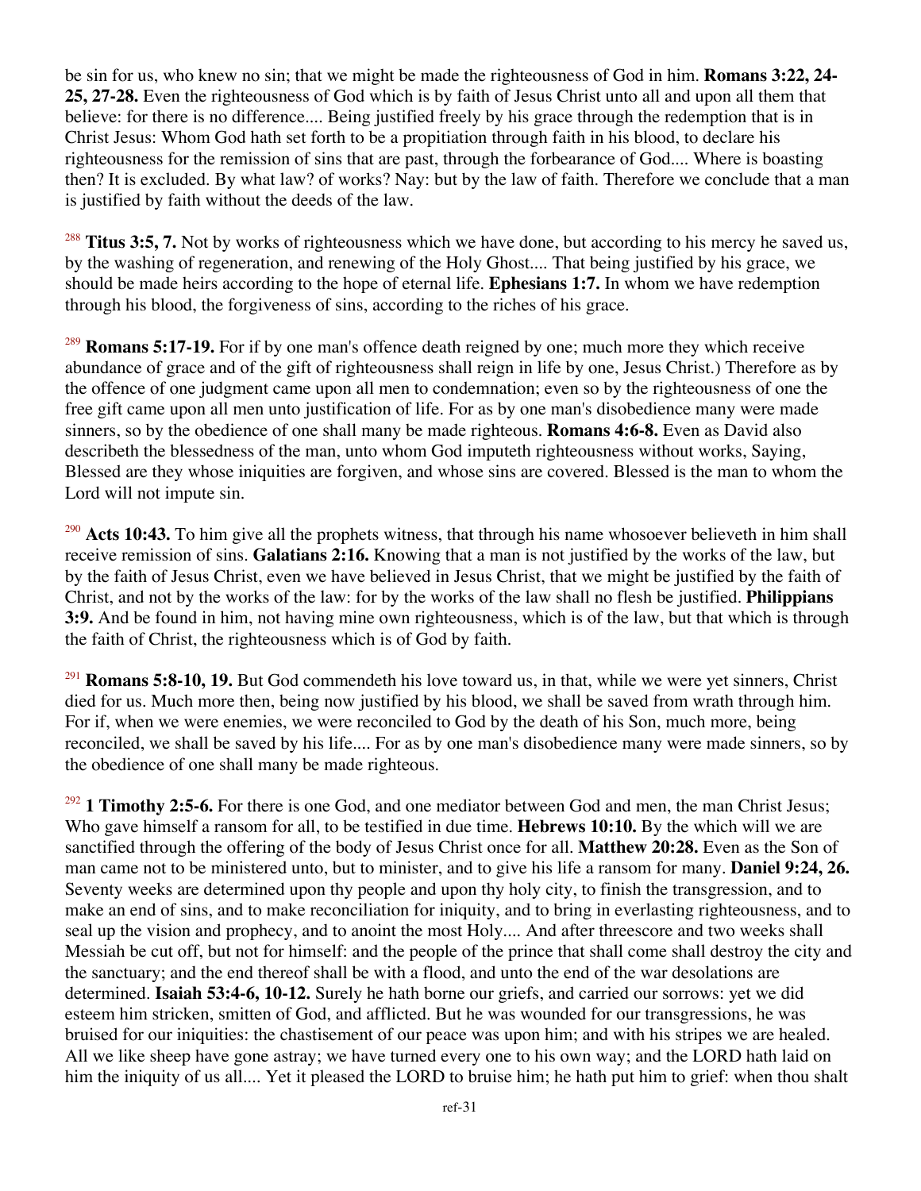be sin for us, who knew no sin; that we might be made the righteousness of God in him. **Romans 3:22, 24-25, 27-28.** Even the righteousness of God which is by faith of Jesus Christ unto all and upon all them that believe: for there is no difference.... Being justified freely by his grace through the redemption that is in Christ Jesus: Whom God hath set forth to be a propitiation through faith in his blood, to declare his righteousness for the remission of sins that are past, through the forbearance of God.... Where is boasting then? It is excluded. By what law? of works? Nay: but by the law of faith. Therefore we conclude that a man is justified by faith without the deeds of the law.

[288] **Titus 3:5, 7.** Not by works of righteousness which we have done, but according to his mercy he saved us, by the washing of regeneration, and renewing of the Holy Ghost.... That being justified by his grace, we should be made heirs according to the hope of eternal life. **Ephesians 1:7.** In whom we have redemption through his blood, the forgiveness of sins, according to the riches of his grace.

[289] **Romans 5:17-19.** For if by one man's offence death reigned by one; much more they which receive abundance of grace and of the gift of righteousness shall reign in life by one, Jesus Christ.) Therefore as by the offence of one judgment came upon all men to condemnation; even so by the righteousness of one the free gift came upon all men unto justification of life. For as by one man's disobedience many were made sinners, so by the obedience of one shall many be made righteous. **Romans 4:6-8.** Even as David also describeth the blessedness of the man, unto whom God imputeth righteousness without works, Saying, Blessed are they whose iniquities are forgiven, and whose sins are covered. Blessed is the man to whom the Lord will not impute sin.

[290] **Acts 10:43.** To him give all the prophets witness, that through his name whosoever believeth in him shall receive remission of sins. **Galatians 2:16.** Knowing that a man is not justified by the works of the law, but by the faith of Jesus Christ, even we have believed in Jesus Christ, that we might be justified by the faith of Christ, and not by the works of the law: for by the works of the law shall no flesh be justified. **Philippians 3:9.** And be found in him, not having mine own righteousness, which is of the law, but that which is through the faith of Christ, the righteousness which is of God by faith.

[291] **Romans 5:8-10, 19.** But God commendeth his love toward us, in that, while we were yet sinners, Christ died for us. Much more then, being now justified by his blood, we shall be saved from wrath through him. For if, when we were enemies, we were reconciled to God by the death of his Son, much more, being reconciled, we shall be saved by his life.... For as by one man's disobedience many were made sinners, so by the obedience of one shall many be made righteous.

[292] **1 Timothy 2:5-6.** For there is one God, and one mediator between God and men, the man Christ Jesus; Who gave himself a ransom for all, to be testified in due time. **Hebrews 10:10.** By the which will we are sanctified through the offering of the body of Jesus Christ once for all. **Matthew 20:28.** Even as the Son of man came not to be ministered unto, but to minister, and to give his life a ransom for many. **Daniel 9:24, 26.** Seventy weeks are determined upon thy people and upon thy holy city, to finish the transgression, and to make an end of sins, and to make reconciliation for iniquity, and to bring in everlasting righteousness, and to seal up the vision and prophecy, and to anoint the most Holy.... And after threescore and two weeks shall Messiah be cut off, but not for himself: and the people of the prince that shall come shall destroy the city and the sanctuary; and the end thereof shall be with a flood, and unto the end of the war desolations are determined. **Isaiah 53:4-6, 10-12.** Surely he hath borne our griefs, and carried our sorrows: yet we did esteem him stricken, smitten of God, and afflicted. But he was wounded for our transgressions, he was bruised for our iniquities: the chastisement of our peace was upon him; and with his stripes we are healed. All we like sheep have gone astray; we have turned every one to his own way; and the LORD hath laid on him the iniquity of us all.... Yet it pleased the LORD to bruise him; he hath put him to grief: when thou shalt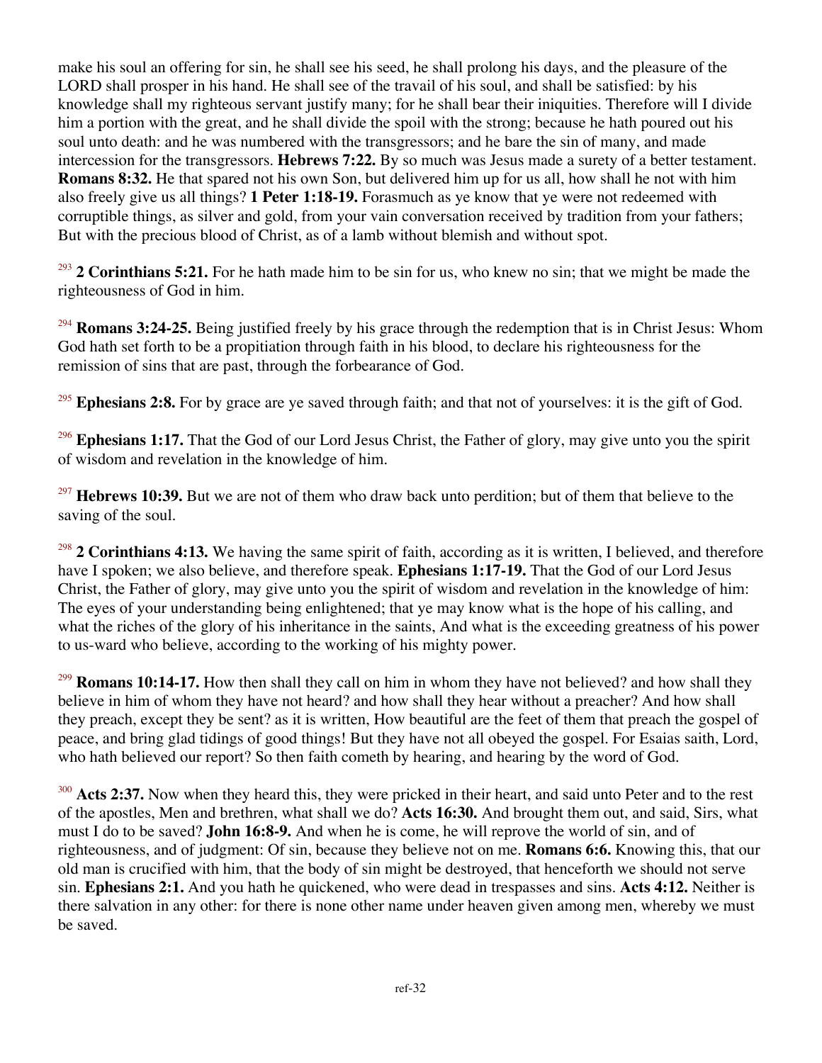make his soul an offering for sin, he shall see his seed, he shall prolong his days, and the pleasure of the LORD shall prosper in his hand. He shall see of the travail of his soul, and shall be satisfied: by his knowledge shall my righteous servant justify many; for he shall bear their iniquities. Therefore will I divide him a portion with the great, and he shall divide the spoil with the strong; because he hath poured out his soul unto death: and he was numbered with the transgressors; and he bare the sin of many, and made intercession for the transgressors. **Hebrews 7:22.** By so much was Jesus made a surety of a better testament. **Romans 8:32.** He that spared not his own Son, but delivered him up for us all, how shall he not with him also freely give us all things? **1 Peter 1:18-19.** Forasmuch as ye know that ye were not redeemed with corruptible things, as silver and gold, from your vain conversation received by tradition from your fathers; But with the precious blood of Christ, as of a lamb without blemish and without spot.

[293] **2 Corinthians 5:21.** For he hath made him to be sin for us, who knew no sin; that we might be made the righteousness of God in him.

[294] **Romans 3:24-25.** Being justified freely by his grace through the redemption that is in Christ Jesus: Whom God hath set forth to be a propitiation through faith in his blood, to declare his righteousness for the remission of sins that are past, through the forbearance of God.

[295] **Ephesians 2:8.** For by grace are ye saved through faith; and that not of yourselves: it is the gift of God.

[296] **Ephesians 1:17.** That the God of our Lord Jesus Christ, the Father of glory, may give unto you the spirit of wisdom and revelation in the knowledge of him.

[297] **Hebrews 10:39.** But we are not of them who draw back unto perdition; but of them that believe to the saving of the soul.

[298] **2 Corinthians 4:13.** We having the same spirit of faith, according as it is written, I believed, and therefore have I spoken; we also believe, and therefore speak. **Ephesians 1:17-19.** That the God of our Lord Jesus Christ, the Father of glory, may give unto you the spirit of wisdom and revelation in the knowledge of him: The eyes of your understanding being enlightened; that ye may know what is the hope of his calling, and what the riches of the glory of his inheritance in the saints, And what is the exceeding greatness of his power to us-ward who believe, according to the working of his mighty power.

[299] **Romans 10:14-17.** How then shall they call on him in whom they have not believed? and how shall they believe in him of whom they have not heard? and how shall they hear without a preacher? And how shall they preach, except they be sent? as it is written, How beautiful are the feet of them that preach the gospel of peace, and bring glad tidings of good things! But they have not all obeyed the gospel. For Esaias saith, Lord, who hath believed our report? So then faith cometh by hearing, and hearing by the word of God.

[300] **Acts 2:37.** Now when they heard this, they were pricked in their heart, and said unto Peter and to the rest of the apostles, Men and brethren, what shall we do? **Acts 16:30.** And brought them out, and said, Sirs, what must I do to be saved? **John 16:8-9.** And when he is come, he will reprove the world of sin, and of righteousness, and of judgment: Of sin, because they believe not on me. **Romans 6:6.** Knowing this, that our old man is crucified with him, that the body of sin might be destroyed, that henceforth we should not serve sin. **Ephesians 2:1.** And you hath he quickened, who were dead in trespasses and sins. **Acts 4:12.** Neither is there salvation in any other: for there is none other name under heaven given among men, whereby we must be saved.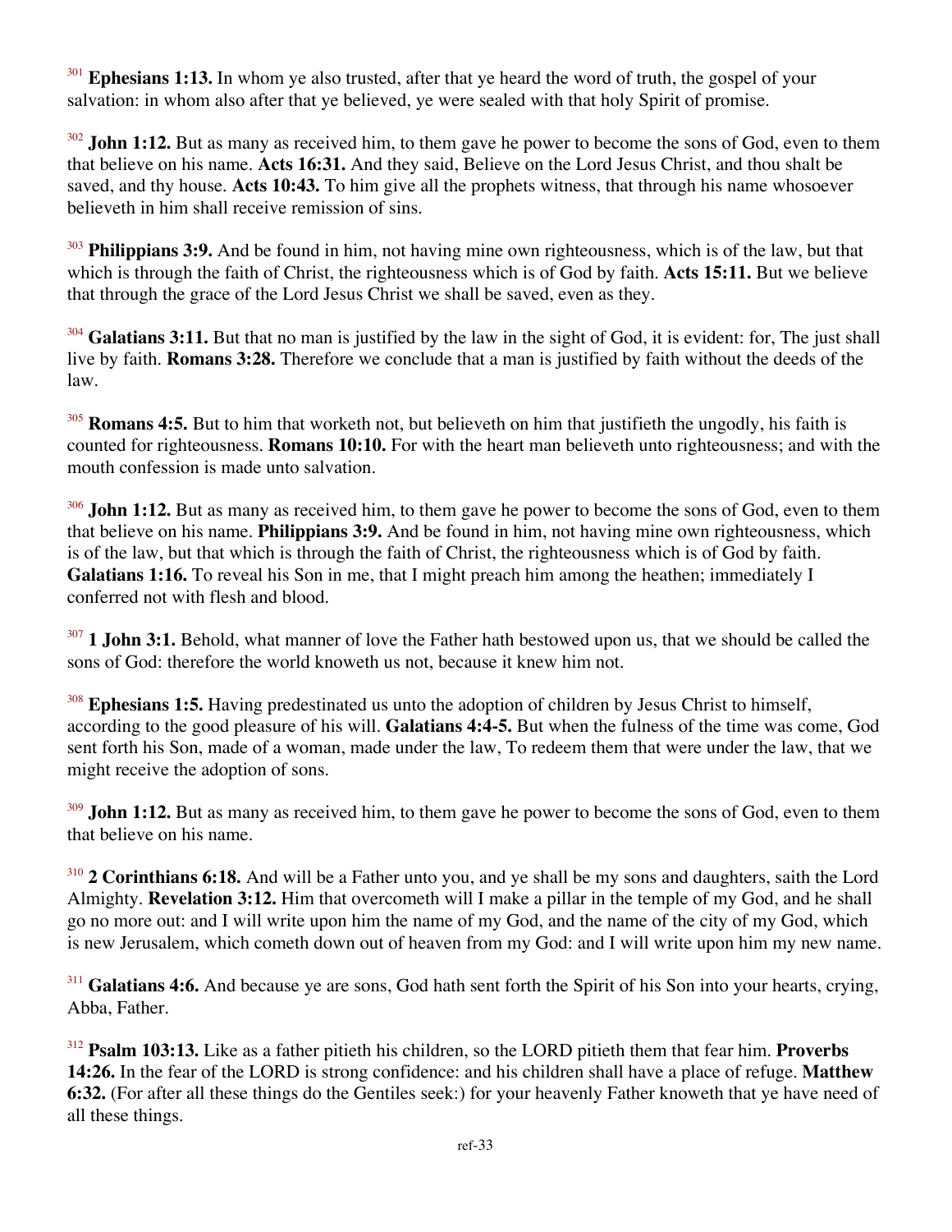[301] **Ephesians 1:13.** In whom ye also trusted, after that ye heard the word of truth, the gospel of your salvation: in whom also after that ye believed, ye were sealed with that holy Spirit of promise.

[302] **John 1:12.** But as many as received him, to them gave he power to become the sons of God, even to them that believe on his name. **Acts 16:31.** And they said, Believe on the Lord Jesus Christ, and thou shalt be saved, and thy house. **Acts 10:43.** To him give all the prophets witness, that through his name whosoever believeth in him shall receive remission of sins.

[303] **Philippians 3:9.** And be found in him, not having mine own righteousness, which is of the law, but that which is through the faith of Christ, the righteousness which is of God by faith. **Acts 15:11.** But we believe that through the grace of the Lord Jesus Christ we shall be saved, even as they.

[304] **Galatians 3:11.** But that no man is justified by the law in the sight of God, it is evident: for, The just shall live by faith. **Romans 3:28.** Therefore we conclude that a man is justified by faith without the deeds of the law.

[305] **Romans 4:5.** But to him that worketh not, but believeth on him that justifieth the ungodly, his faith is counted for righteousness. **Romans 10:10.** For with the heart man believeth unto righteousness; and with the mouth confession is made unto salvation.

[306] **John 1:12.** But as many as received him, to them gave he power to become the sons of God, even to them that believe on his name. **Philippians 3:9.** And be found in him, not having mine own righteousness, which is of the law, but that which is through the faith of Christ, the righteousness which is of God by faith. **Galatians 1:16.** To reveal his Son in me, that I might preach him among the heathen; immediately I conferred not with flesh and blood.

[307] **1 John 3:1.** Behold, what manner of love the Father hath bestowed upon us, that we should be called the sons of God: therefore the world knoweth us not, because it knew him not.

[308] **Ephesians 1:5.** Having predestinated us unto the adoption of children by Jesus Christ to himself, according to the good pleasure of his will. **Galatians 4:4-5.** But when the fulness of the time was come, God sent forth his Son, made of a woman, made under the law, To redeem them that were under the law, that we might receive the adoption of sons.

[309] **John 1:12.** But as many as received him, to them gave he power to become the sons of God, even to them that believe on his name.

[310] **2 Corinthians 6:18.** And will be a Father unto you, and ye shall be my sons and daughters, saith the Lord Almighty. **Revelation 3:12.** Him that overcometh will I make a pillar in the temple of my God, and he shall go no more out: and I will write upon him the name of my God, and the name of the city of my God, which is new Jerusalem, which cometh down out of heaven from my God: and I will write upon him my new name.

[311] **Galatians 4:6.** And because ye are sons, God hath sent forth the Spirit of his Son into your hearts, crying, Abba, Father.

[312] **Psalm 103:13.** Like as a father pitieth his children, so the LORD pitieth them that fear him. **Proverbs 14:26.** In the fear of the LORD is strong confidence: and his children shall have a place of refuge. **Matthew 6:32.** (For after all these things do the Gentiles seek:) for your heavenly Father knoweth that ye have need of all these things.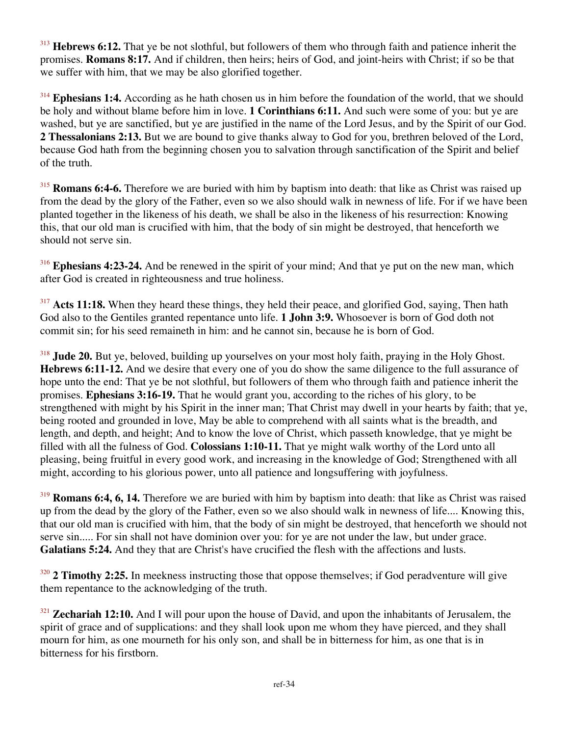[313] **Hebrews 6:12.** That ye be not slothful, but followers of them who through faith and patience inherit the promises. **Romans 8:17.** And if children, then heirs; heirs of God, and joint-heirs with Christ; if so be that we suffer with him, that we may be also glorified together.

[314] **Ephesians 1:4.** According as he hath chosen us in him before the foundation of the world, that we should be holy and without blame before him in love. **1 Corinthians 6:11.** And such were some of you: but ye are washed, but ye are sanctified, but ye are justified in the name of the Lord Jesus, and by the Spirit of our God. **2 Thessalonians 2:13.** But we are bound to give thanks alway to God for you, brethren beloved of the Lord, because God hath from the beginning chosen you to salvation through sanctification of the Spirit and belief of the truth.

[315] **Romans 6:4-6.** Therefore we are buried with him by baptism into death: that like as Christ was raised up from the dead by the glory of the Father, even so we also should walk in newness of life. For if we have been planted together in the likeness of his death, we shall be also in the likeness of his resurrection: Knowing this, that our old man is crucified with him, that the body of sin might be destroyed, that henceforth we should not serve sin.

[316] **Ephesians 4:23-24.** And be renewed in the spirit of your mind; And that ye put on the new man, which after God is created in righteousness and true holiness.

[317] **Acts 11:18.** When they heard these things, they held their peace, and glorified God, saying, Then hath God also to the Gentiles granted repentance unto life. **1 John 3:9.** Whosoever is born of God doth not commit sin; for his seed remaineth in him: and he cannot sin, because he is born of God.

[318] **Jude 20.** But ye, beloved, building up yourselves on your most holy faith, praying in the Holy Ghost. **Hebrews 6:11-12.** And we desire that every one of you do show the same diligence to the full assurance of hope unto the end: That ye be not slothful, but followers of them who through faith and patience inherit the promises. **Ephesians 3:16-19.** That he would grant you, according to the riches of his glory, to be strengthened with might by his Spirit in the inner man; That Christ may dwell in your hearts by faith; that ye, being rooted and grounded in love, May be able to comprehend with all saints what is the breadth, and length, and depth, and height; And to know the love of Christ, which passeth knowledge, that ye might be filled with all the fulness of God. **Colossians 1:10-11.** That ye might walk worthy of the Lord unto all pleasing, being fruitful in every good work, and increasing in the knowledge of God; Strengthened with all might, according to his glorious power, unto all patience and longsuffering with joyfulness.

[319] **Romans 6:4, 6, 14.** Therefore we are buried with him by baptism into death: that like as Christ was raised up from the dead by the glory of the Father, even so we also should walk in newness of life.... Knowing this, that our old man is crucified with him, that the body of sin might be destroyed, that henceforth we should not serve sin..... For sin shall not have dominion over you: for ye are not under the law, but under grace. **Galatians 5:24.** And they that are Christ's have crucified the flesh with the affections and lusts.

[320] **2 Timothy 2:25.** In meekness instructing those that oppose themselves; if God peradventure will give them repentance to the acknowledging of the truth.

[321] **Zechariah 12:10.** And I will pour upon the house of David, and upon the inhabitants of Jerusalem, the spirit of grace and of supplications: and they shall look upon me whom they have pierced, and they shall mourn for him, as one mourneth for his only son, and shall be in bitterness for him, as one that is in bitterness for his firstborn.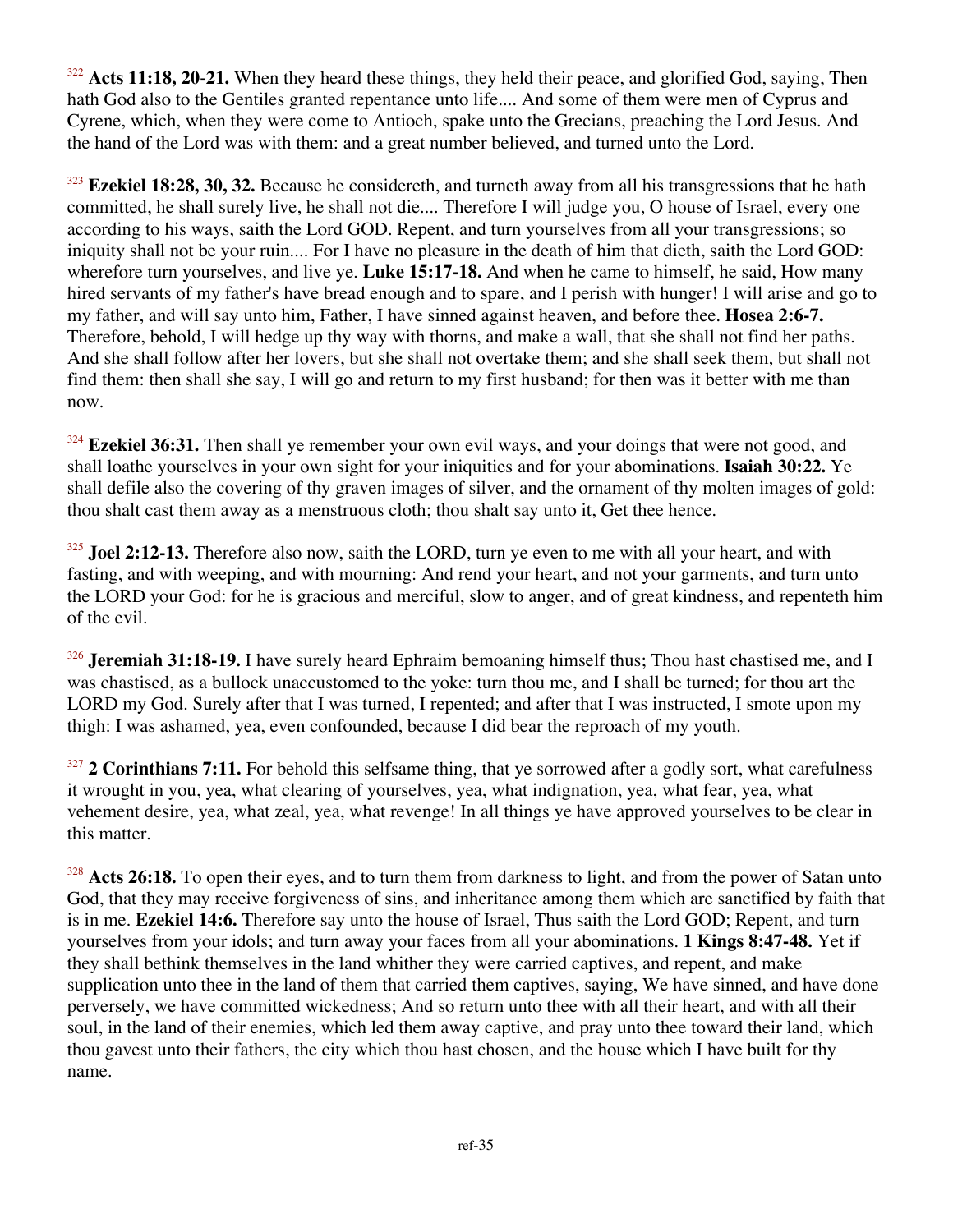[322] **Acts 11:18, 20-21.** When they heard these things, they held their peace, and glorified God, saying, Then hath God also to the Gentiles granted repentance unto life.... And some of them were men of Cyprus and Cyrene, which, when they were come to Antioch, spake unto the Grecians, preaching the Lord Jesus. And the hand of the Lord was with them: and a great number believed, and turned unto the Lord.

[323] **Ezekiel 18:28, 30, 32.** Because he considereth, and turneth away from all his transgressions that he hath committed, he shall surely live, he shall not die.... Therefore I will judge you, O house of Israel, every one according to his ways, saith the Lord GOD. Repent, and turn yourselves from all your transgressions; so iniquity shall not be your ruin.... For I have no pleasure in the death of him that dieth, saith the Lord GOD: wherefore turn yourselves, and live ye. **Luke 15:17-18.** And when he came to himself, he said, How many hired servants of my father's have bread enough and to spare, and I perish with hunger! I will arise and go to my father, and will say unto him, Father, I have sinned against heaven, and before thee. **Hosea 2:6-7.** Therefore, behold, I will hedge up thy way with thorns, and make a wall, that she shall not find her paths. And she shall follow after her lovers, but she shall not overtake them; and she shall seek them, but shall not find them: then shall she say, I will go and return to my first husband; for then was it better with me than now.

[324] **Ezekiel 36:31.** Then shall ye remember your own evil ways, and your doings that were not good, and shall loathe yourselves in your own sight for your iniquities and for your abominations. **Isaiah 30:22.** Ye shall defile also the covering of thy graven images of silver, and the ornament of thy molten images of gold: thou shalt cast them away as a menstruous cloth; thou shalt say unto it, Get thee hence.

[325] **Joel 2:12-13.** Therefore also now, saith the LORD, turn ye even to me with all your heart, and with fasting, and with weeping, and with mourning: And rend your heart, and not your garments, and turn unto the LORD your God: for he is gracious and merciful, slow to anger, and of great kindness, and repenteth him of the evil.

[326] **Jeremiah 31:18-19.** I have surely heard Ephraim bemoaning himself thus; Thou hast chastised me, and I was chastised, as a bullock unaccustomed to the yoke: turn thou me, and I shall be turned; for thou art the LORD my God. Surely after that I was turned, I repented; and after that I was instructed, I smote upon my thigh: I was ashamed, yea, even confounded, because I did bear the reproach of my youth.

[327] **2 Corinthians 7:11.** For behold this selfsame thing, that ye sorrowed after a godly sort, what carefulness it wrought in you, yea, what clearing of yourselves, yea, what indignation, yea, what fear, yea, what vehement desire, yea, what zeal, yea, what revenge! In all things ye have approved yourselves to be clear in this matter.

[328] **Acts 26:18.** To open their eyes, and to turn them from darkness to light, and from the power of Satan unto God, that they may receive forgiveness of sins, and inheritance among them which are sanctified by faith that is in me. **Ezekiel 14:6.** Therefore say unto the house of Israel, Thus saith the Lord GOD; Repent, and turn yourselves from your idols; and turn away your faces from all your abominations. **1 Kings 8:47-48.** Yet if they shall bethink themselves in the land whither they were carried captives, and repent, and make supplication unto thee in the land of them that carried them captives, saying, We have sinned, and have done perversely, we have committed wickedness; And so return unto thee with all their heart, and with all their soul, in the land of their enemies, which led them away captive, and pray unto thee toward their land, which thou gavest unto their fathers, the city which thou hast chosen, and the house which I have built for thy name.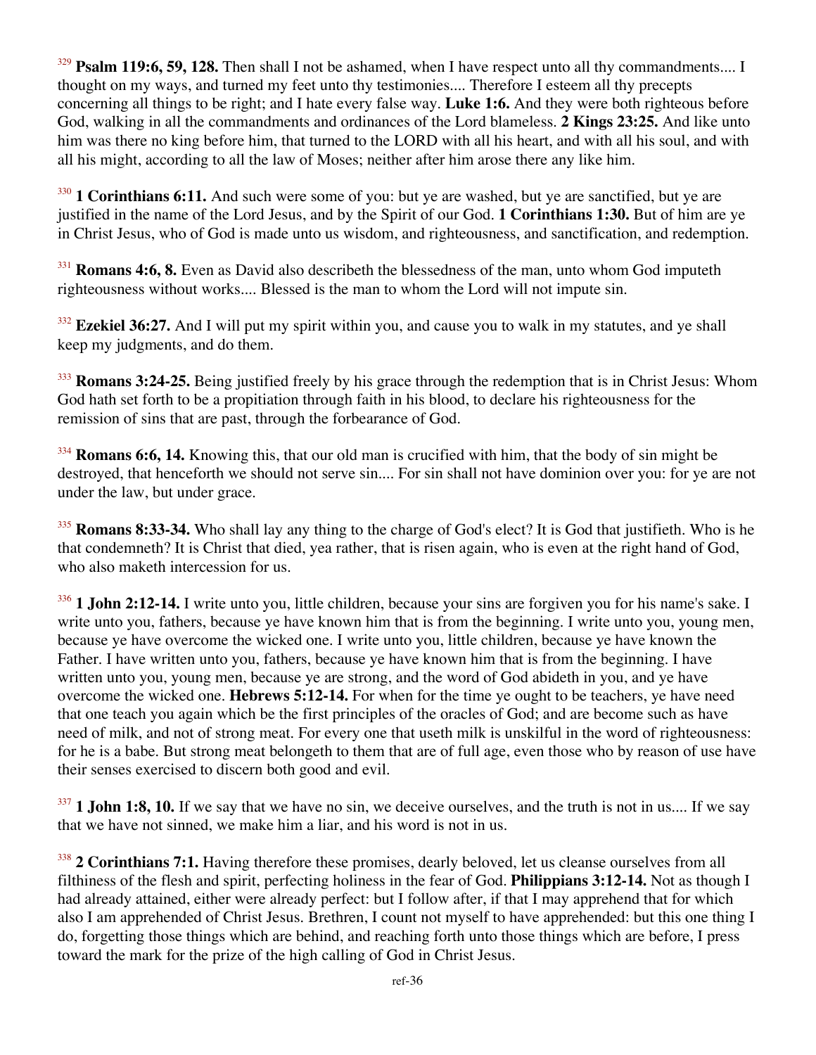[329] **Psalm 119:6, 59, 128.** Then shall I not be ashamed, when I have respect unto all thy commandments.... I thought on my ways, and turned my feet unto thy testimonies.... Therefore I esteem all thy precepts concerning all things to be right; and I hate every false way. **Luke 1:6.** And they were both righteous before God, walking in all the commandments and ordinances of the Lord blameless. **2 Kings 23:25.** And like unto him was there no king before him, that turned to the LORD with all his heart, and with all his soul, and with all his might, according to all the law of Moses; neither after him arose there any like him.

[330] **1 Corinthians 6:11.** And such were some of you: but ye are washed, but ye are sanctified, but ye are justified in the name of the Lord Jesus, and by the Spirit of our God. **1 Corinthians 1:30.** But of him are ye in Christ Jesus, who of God is made unto us wisdom, and righteousness, and sanctification, and redemption.

[331] **Romans 4:6, 8.** Even as David also describeth the blessedness of the man, unto whom God imputeth righteousness without works.... Blessed is the man to whom the Lord will not impute sin.

[332] **Ezekiel 36:27.** And I will put my spirit within you, and cause you to walk in my statutes, and ye shall keep my judgments, and do them.

[333] **Romans 3:24-25.** Being justified freely by his grace through the redemption that is in Christ Jesus: Whom God hath set forth to be a propitiation through faith in his blood, to declare his righteousness for the remission of sins that are past, through the forbearance of God.

[334] **Romans 6:6, 14.** Knowing this, that our old man is crucified with him, that the body of sin might be destroyed, that henceforth we should not serve sin.... For sin shall not have dominion over you: for ye are not under the law, but under grace.

[335] **Romans 8:33-34.** Who shall lay any thing to the charge of God's elect? It is God that justifieth. Who is he that condemneth? It is Christ that died, yea rather, that is risen again, who is even at the right hand of God, who also maketh intercession for us.

[336] **1 John 2:12-14.** I write unto you, little children, because your sins are forgiven you for his name's sake. I write unto you, fathers, because ye have known him that is from the beginning. I write unto you, young men, because ye have overcome the wicked one. I write unto you, little children, because ye have known the Father. I have written unto you, fathers, because ye have known him that is from the beginning. I have written unto you, young men, because ye are strong, and the word of God abideth in you, and ye have overcome the wicked one. **Hebrews 5:12-14.** For when for the time ye ought to be teachers, ye have need that one teach you again which be the first principles of the oracles of God; and are become such as have need of milk, and not of strong meat. For every one that useth milk is unskilful in the word of righteousness: for he is a babe. But strong meat belongeth to them that are of full age, even those who by reason of use have their senses exercised to discern both good and evil.

[337] **1 John 1:8, 10.** If we say that we have no sin, we deceive ourselves, and the truth is not in us.... If we say that we have not sinned, we make him a liar, and his word is not in us.

[338] **2 Corinthians 7:1.** Having therefore these promises, dearly beloved, let us cleanse ourselves from all filthiness of the flesh and spirit, perfecting holiness in the fear of God. **Philippians 3:12-14.** Not as though I had already attained, either were already perfect: but I follow after, if that I may apprehend that for which also I am apprehended of Christ Jesus. Brethren, I count not myself to have apprehended: but this one thing I do, forgetting those things which are behind, and reaching forth unto those things which are before, I press toward the mark for the prize of the high calling of God in Christ Jesus.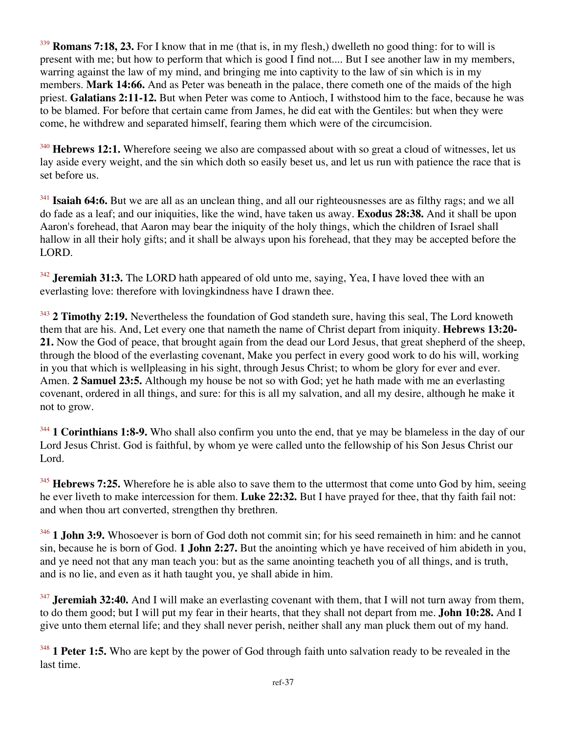[339] **Romans 7:18, 23.** For I know that in me (that is, in my flesh,) dwelleth no good thing: for to will is present with me; but how to perform that which is good I find not.... But I see another law in my members, warring against the law of my mind, and bringing me into captivity to the law of sin which is in my members. **Mark 14:66.** And as Peter was beneath in the palace, there cometh one of the maids of the high priest. **Galatians 2:11-12.** But when Peter was come to Antioch, I withstood him to the face, because he was to be blamed. For before that certain came from James, he did eat with the Gentiles: but when they were come, he withdrew and separated himself, fearing them which were of the circumcision.

[340] **Hebrews 12:1.** Wherefore seeing we also are compassed about with so great a cloud of witnesses, let us lay aside every weight, and the sin which doth so easily beset us, and let us run with patience the race that is set before us.

[341] **Isaiah 64:6.** But we are all as an unclean thing, and all our righteousnesses are as filthy rags; and we all do fade as a leaf; and our iniquities, like the wind, have taken us away. **Exodus 28:38.** And it shall be upon Aaron's forehead, that Aaron may bear the iniquity of the holy things, which the children of Israel shall hallow in all their holy gifts; and it shall be always upon his forehead, that they may be accepted before the LORD.

[342] **Jeremiah 31:3.** The LORD hath appeared of old unto me, saying, Yea, I have loved thee with an everlasting love: therefore with lovingkindness have I drawn thee.

[343] **2 Timothy 2:19.** Nevertheless the foundation of God standeth sure, having this seal, The Lord knoweth them that are his. And, Let every one that nameth the name of Christ depart from iniquity. **Hebrews 13:20-21.** Now the God of peace, that brought again from the dead our Lord Jesus, that great shepherd of the sheep, through the blood of the everlasting covenant, Make you perfect in every good work to do his will, working in you that which is wellpleasing in his sight, through Jesus Christ; to whom be glory for ever and ever. Amen. **2 Samuel 23:5.** Although my house be not so with God; yet he hath made with me an everlasting covenant, ordered in all things, and sure: for this is all my salvation, and all my desire, although he make it not to grow.

[344] **1 Corinthians 1:8-9.** Who shall also confirm you unto the end, that ye may be blameless in the day of our Lord Jesus Christ. God is faithful, by whom ye were called unto the fellowship of his Son Jesus Christ our Lord.

[345] **Hebrews 7:25.** Wherefore he is able also to save them to the uttermost that come unto God by him, seeing he ever liveth to make intercession for them. **Luke 22:32.** But I have prayed for thee, that thy faith fail not: and when thou art converted, strengthen thy brethren.

[346] **1 John 3:9.** Whosoever is born of God doth not commit sin; for his seed remaineth in him: and he cannot sin, because he is born of God. **1 John 2:27.** But the anointing which ye have received of him abideth in you, and ye need not that any man teach you: but as the same anointing teacheth you of all things, and is truth, and is no lie, and even as it hath taught you, ye shall abide in him.

[347] **Jeremiah 32:40.** And I will make an everlasting covenant with them, that I will not turn away from them, to do them good; but I will put my fear in their hearts, that they shall not depart from me. **John 10:28.** And I give unto them eternal life; and they shall never perish, neither shall any man pluck them out of my hand.

[348] **1 Peter 1:5.** Who are kept by the power of God through faith unto salvation ready to be revealed in the last time.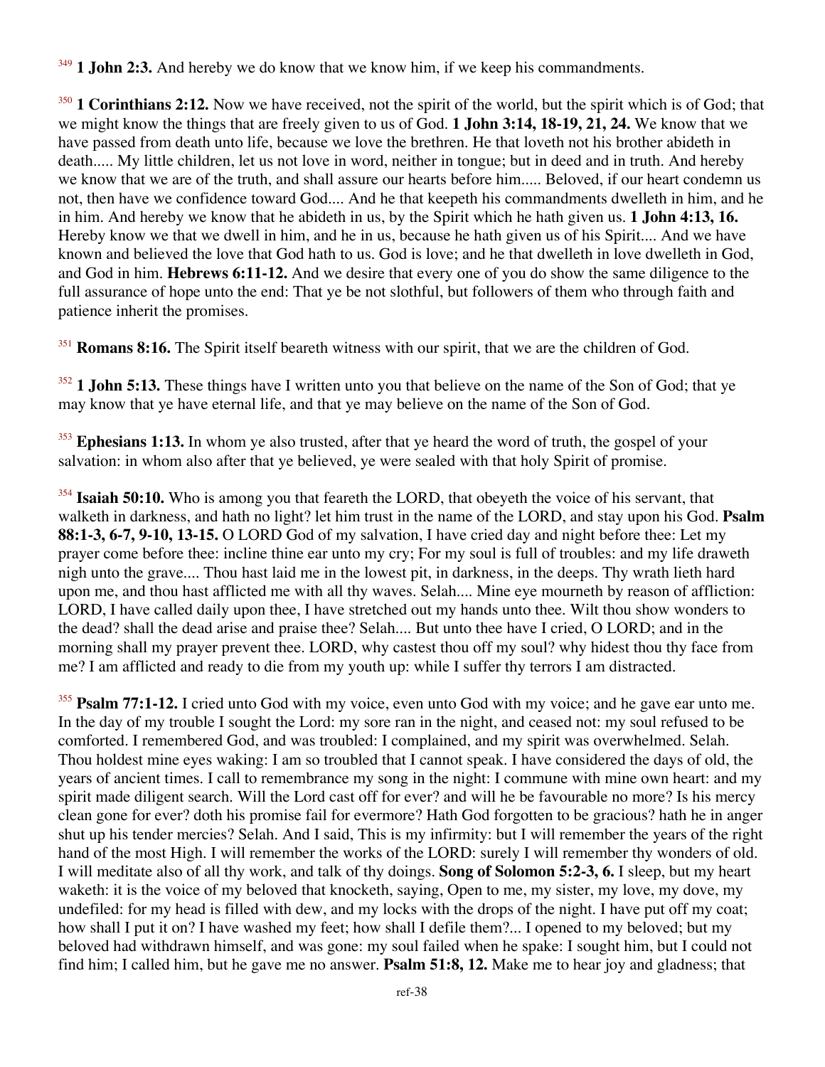[349] **1 John 2:3.** And hereby we do know that we know him, if we keep his commandments.

[350] **1 Corinthians 2:12.** Now we have received, not the spirit of the world, but the spirit which is of God; that we might know the things that are freely given to us of God. **1 John 3:14, 18-19, 21, 24.** We know that we have passed from death unto life, because we love the brethren. He that loveth not his brother abideth in death..... My little children, let us not love in word, neither in tongue; but in deed and in truth. And hereby we know that we are of the truth, and shall assure our hearts before him..... Beloved, if our heart condemn us not, then have we confidence toward God.... And he that keepeth his commandments dwelleth in him, and he in him. And hereby we know that he abideth in us, by the Spirit which he hath given us. **1 John 4:13, 16.** Hereby know we that we dwell in him, and he in us, because he hath given us of his Spirit.... And we have known and believed the love that God hath to us. God is love; and he that dwelleth in love dwelleth in God, and God in him. **Hebrews 6:11-12.** And we desire that every one of you do show the same diligence to the full assurance of hope unto the end: That ye be not slothful, but followers of them who through faith and patience inherit the promises.

[351] **Romans 8:16.** The Spirit itself beareth witness with our spirit, that we are the children of God.

[352] **1 John 5:13.** These things have I written unto you that believe on the name of the Son of God; that ye may know that ye have eternal life, and that ye may believe on the name of the Son of God.

[353] **Ephesians 1:13.** In whom ye also trusted, after that ye heard the word of truth, the gospel of your salvation: in whom also after that ye believed, ye were sealed with that holy Spirit of promise.

[354] **Isaiah 50:10.** Who is among you that feareth the LORD, that obeyeth the voice of his servant, that walketh in darkness, and hath no light? let him trust in the name of the LORD, and stay upon his God. **Psalm 88:1-3, 6-7, 9-10, 13-15.** O LORD God of my salvation, I have cried day and night before thee: Let my prayer come before thee: incline thine ear unto my cry; For my soul is full of troubles: and my life draweth nigh unto the grave.... Thou hast laid me in the lowest pit, in darkness, in the deeps. Thy wrath lieth hard upon me, and thou hast afflicted me with all thy waves. Selah.... Mine eye mourneth by reason of affliction: LORD, I have called daily upon thee, I have stretched out my hands unto thee. Wilt thou show wonders to the dead? shall the dead arise and praise thee? Selah.... But unto thee have I cried, O LORD; and in the morning shall my prayer prevent thee. LORD, why castest thou off my soul? why hidest thou thy face from me? I am afflicted and ready to die from my youth up: while I suffer thy terrors I am distracted.

[355] **Psalm 77:1-12.** I cried unto God with my voice, even unto God with my voice; and he gave ear unto me. In the day of my trouble I sought the Lord: my sore ran in the night, and ceased not: my soul refused to be comforted. I remembered God, and was troubled: I complained, and my spirit was overwhelmed. Selah. Thou holdest mine eyes waking: I am so troubled that I cannot speak. I have considered the days of old, the years of ancient times. I call to remembrance my song in the night: I commune with mine own heart: and my spirit made diligent search. Will the Lord cast off for ever? and will he be favourable no more? Is his mercy clean gone for ever? doth his promise fail for evermore? Hath God forgotten to be gracious? hath he in anger shut up his tender mercies? Selah. And I said, This is my infirmity: but I will remember the years of the right hand of the most High. I will remember the works of the LORD: surely I will remember thy wonders of old. I will meditate also of all thy work, and talk of thy doings. **Song of Solomon 5:2-3, 6.** I sleep, but my heart waketh: it is the voice of my beloved that knocketh, saying, Open to me, my sister, my love, my dove, my undefiled: for my head is filled with dew, and my locks with the drops of the night. I have put off my coat; how shall I put it on? I have washed my feet; how shall I defile them?... I opened to my beloved; but my beloved had withdrawn himself, and was gone: my soul failed when he spake: I sought him, but I could not find him; I called him, but he gave me no answer. **Psalm 51:8, 12.** Make me to hear joy and gladness; that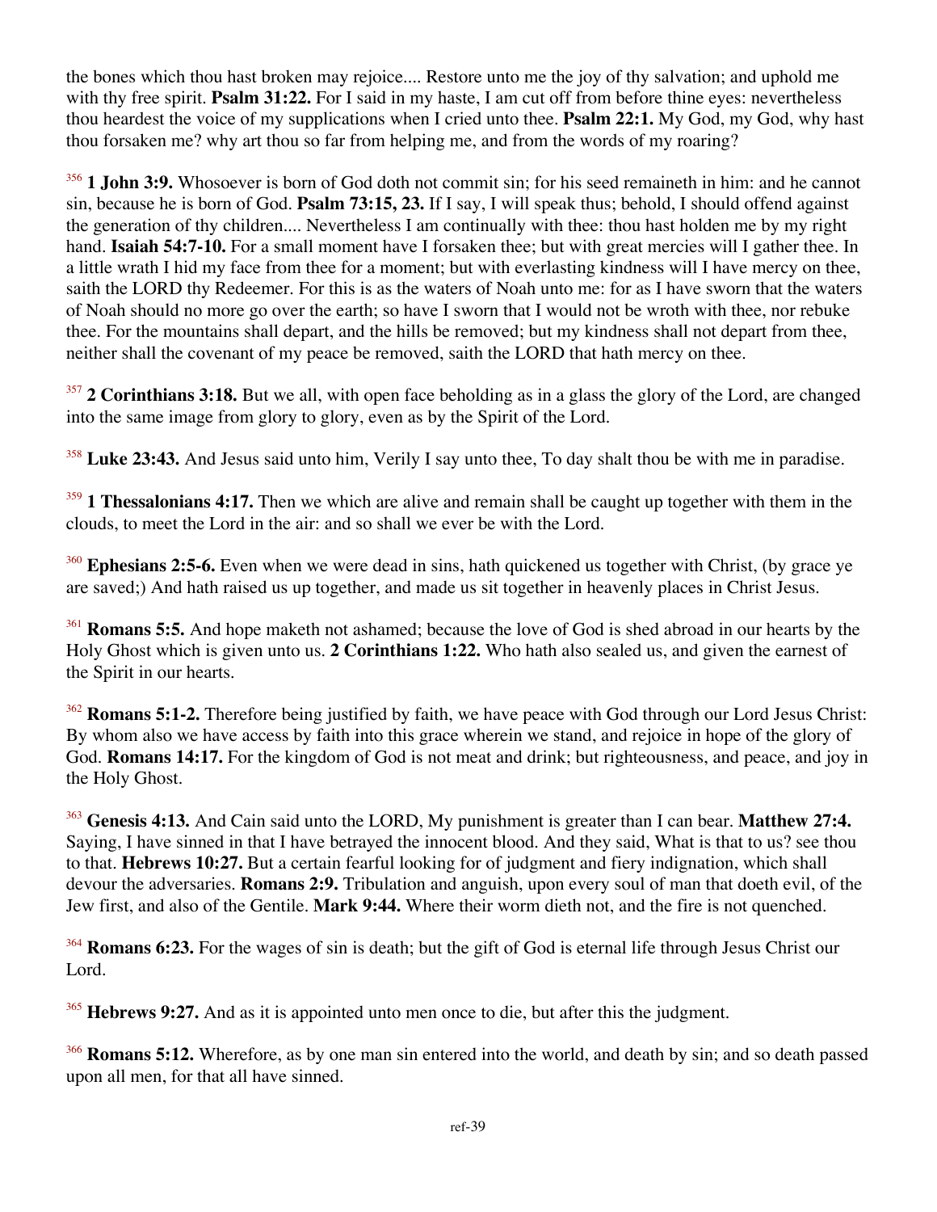the bones which thou hast broken may rejoice.... Restore unto me the joy of thy salvation; and uphold me with thy free spirit. **Psalm 31:22.** For I said in my haste, I am cut off from before thine eyes: nevertheless thou heardest the voice of my supplications when I cried unto thee. **Psalm 22:1.** My God, my God, why hast thou forsaken me? why art thou so far from helping me, and from the words of my roaring?

[356] **1 John 3:9.** Whosoever is born of God doth not commit sin; for his seed remaineth in him: and he cannot sin, because he is born of God. **Psalm 73:15, 23.** If I say, I will speak thus; behold, I should offend against the generation of thy children.... Nevertheless I am continually with thee: thou hast holden me by my right hand. **Isaiah 54:7-10.** For a small moment have I forsaken thee; but with great mercies will I gather thee. In a little wrath I hid my face from thee for a moment; but with everlasting kindness will I have mercy on thee, saith the LORD thy Redeemer. For this is as the waters of Noah unto me: for as I have sworn that the waters of Noah should no more go over the earth; so have I sworn that I would not be wroth with thee, nor rebuke thee. For the mountains shall depart, and the hills be removed; but my kindness shall not depart from thee, neither shall the covenant of my peace be removed, saith the LORD that hath mercy on thee.

[357] **2 Corinthians 3:18.** But we all, with open face beholding as in a glass the glory of the Lord, are changed into the same image from glory to glory, even as by the Spirit of the Lord.

[358] **Luke 23:43.** And Jesus said unto him, Verily I say unto thee, To day shalt thou be with me in paradise.

[359] **1 Thessalonians 4:17.** Then we which are alive and remain shall be caught up together with them in the clouds, to meet the Lord in the air: and so shall we ever be with the Lord.

[360] **Ephesians 2:5-6.** Even when we were dead in sins, hath quickened us together with Christ, (by grace ye are saved;) And hath raised us up together, and made us sit together in heavenly places in Christ Jesus.

[361] **Romans 5:5.** And hope maketh not ashamed; because the love of God is shed abroad in our hearts by the Holy Ghost which is given unto us. **2 Corinthians 1:22.** Who hath also sealed us, and given the earnest of the Spirit in our hearts.

[362] **Romans 5:1-2.** Therefore being justified by faith, we have peace with God through our Lord Jesus Christ: By whom also we have access by faith into this grace wherein we stand, and rejoice in hope of the glory of God. **Romans 14:17.** For the kingdom of God is not meat and drink; but righteousness, and peace, and joy in the Holy Ghost.

[363] **Genesis 4:13.** And Cain said unto the LORD, My punishment is greater than I can bear. **Matthew 27:4.** Saying, I have sinned in that I have betrayed the innocent blood. And they said, What is that to us? see thou to that. **Hebrews 10:27.** But a certain fearful looking for of judgment and fiery indignation, which shall devour the adversaries. **Romans 2:9.** Tribulation and anguish, upon every soul of man that doeth evil, of the Jew first, and also of the Gentile. **Mark 9:44.** Where their worm dieth not, and the fire is not quenched.

[364] **Romans 6:23.** For the wages of sin is death; but the gift of God is eternal life through Jesus Christ our Lord.

[365] **Hebrews 9:27.** And as it is appointed unto men once to die, but after this the judgment.

[366] **Romans 5:12.** Wherefore, as by one man sin entered into the world, and death by sin; and so death passed upon all men, for that all have sinned.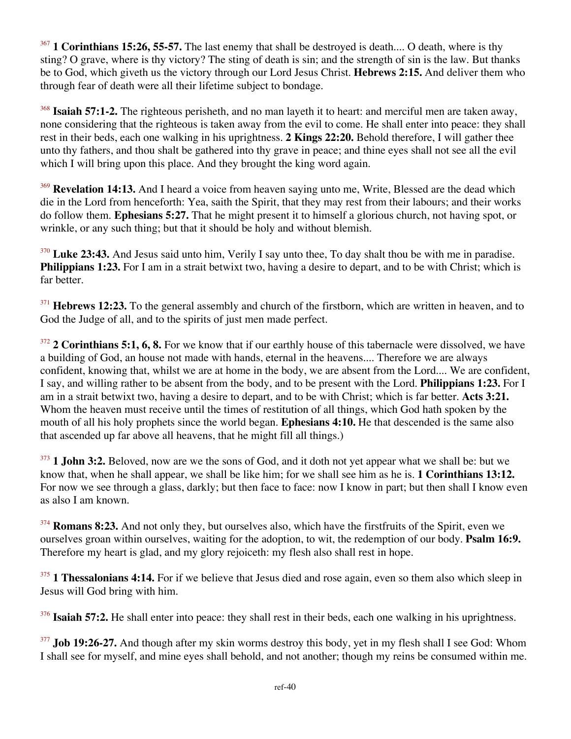[367] **1 Corinthians 15:26, 55-57.** The last enemy that shall be destroyed is death.... O death, where is thy sting? O grave, where is thy victory? The sting of death is sin; and the strength of sin is the law. But thanks be to God, which giveth us the victory through our Lord Jesus Christ. **Hebrews 2:15.** And deliver them who through fear of death were all their lifetime subject to bondage.

[368] **Isaiah 57:1-2.** The righteous perisheth, and no man layeth it to heart: and merciful men are taken away, none considering that the righteous is taken away from the evil to come. He shall enter into peace: they shall rest in their beds, each one walking in his uprightness. **2 Kings 22:20.** Behold therefore, I will gather thee unto thy fathers, and thou shalt be gathered into thy grave in peace; and thine eyes shall not see all the evil which I will bring upon this place. And they brought the king word again.

[369] **Revelation 14:13.** And I heard a voice from heaven saying unto me, Write, Blessed are the dead which die in the Lord from henceforth: Yea, saith the Spirit, that they may rest from their labours; and their works do follow them. **Ephesians 5:27.** That he might present it to himself a glorious church, not having spot, or wrinkle, or any such thing; but that it should be holy and without blemish.

[370] **Luke 23:43.** And Jesus said unto him, Verily I say unto thee, To day shalt thou be with me in paradise. **Philippians 1:23.** For I am in a strait betwixt two, having a desire to depart, and to be with Christ; which is far better.

[371] **Hebrews 12:23.** To the general assembly and church of the firstborn, which are written in heaven, and to God the Judge of all, and to the spirits of just men made perfect.

[372] **2 Corinthians 5:1, 6, 8.** For we know that if our earthly house of this tabernacle were dissolved, we have a building of God, an house not made with hands, eternal in the heavens.... Therefore we are always confident, knowing that, whilst we are at home in the body, we are absent from the Lord.... We are confident, I say, and willing rather to be absent from the body, and to be present with the Lord. **Philippians 1:23.** For I am in a strait betwixt two, having a desire to depart, and to be with Christ; which is far better. **Acts 3:21.** Whom the heaven must receive until the times of restitution of all things, which God hath spoken by the mouth of all his holy prophets since the world began. **Ephesians 4:10.** He that descended is the same also that ascended up far above all heavens, that he might fill all things.)

[373] **1 John 3:2.** Beloved, now are we the sons of God, and it doth not yet appear what we shall be: but we know that, when he shall appear, we shall be like him; for we shall see him as he is. **1 Corinthians 13:12.** For now we see through a glass, darkly; but then face to face: now I know in part; but then shall I know even as also I am known.

[374] **Romans 8:23.** And not only they, but ourselves also, which have the firstfruits of the Spirit, even we ourselves groan within ourselves, waiting for the adoption, to wit, the redemption of our body. **Psalm 16:9.** Therefore my heart is glad, and my glory rejoiceth: my flesh also shall rest in hope.

[375] **1 Thessalonians 4:14.** For if we believe that Jesus died and rose again, even so them also which sleep in Jesus will God bring with him.

[376] **Isaiah 57:2.** He shall enter into peace: they shall rest in their beds, each one walking in his uprightness.

[377] **Job 19:26-27.** And though after my skin worms destroy this body, yet in my flesh shall I see God: Whom I shall see for myself, and mine eyes shall behold, and not another; though my reins be consumed within me.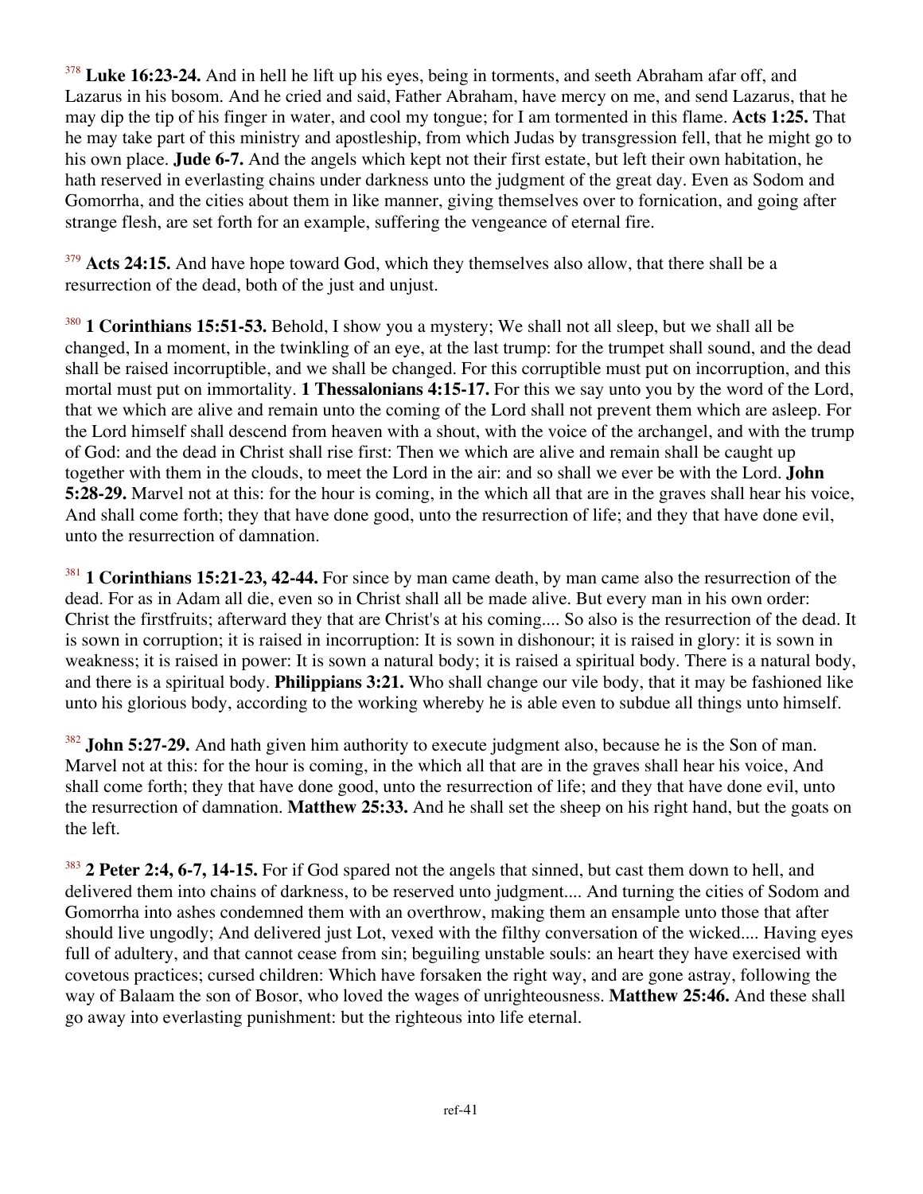[378] **Luke 16:23-24.** And in hell he lift up his eyes, being in torments, and seeth Abraham afar off, and Lazarus in his bosom. And he cried and said, Father Abraham, have mercy on me, and send Lazarus, that he may dip the tip of his finger in water, and cool my tongue; for I am tormented in this flame. **Acts 1:25.** That he may take part of this ministry and apostleship, from which Judas by transgression fell, that he might go to his own place. **Jude 6-7.** And the angels which kept not their first estate, but left their own habitation, he hath reserved in everlasting chains under darkness unto the judgment of the great day. Even as Sodom and Gomorrha, and the cities about them in like manner, giving themselves over to fornication, and going after strange flesh, are set forth for an example, suffering the vengeance of eternal fire.

[379] **Acts 24:15.** And have hope toward God, which they themselves also allow, that there shall be a resurrection of the dead, both of the just and unjust.

[380] **1 Corinthians 15:51-53.** Behold, I show you a mystery; We shall not all sleep, but we shall all be changed, In a moment, in the twinkling of an eye, at the last trump: for the trumpet shall sound, and the dead shall be raised incorruptible, and we shall be changed. For this corruptible must put on incorruption, and this mortal must put on immortality. **1 Thessalonians 4:15-17.** For this we say unto you by the word of the Lord, that we which are alive and remain unto the coming of the Lord shall not prevent them which are asleep. For the Lord himself shall descend from heaven with a shout, with the voice of the archangel, and with the trump of God: and the dead in Christ shall rise first: Then we which are alive and remain shall be caught up together with them in the clouds, to meet the Lord in the air: and so shall we ever be with the Lord. **John 5:28-29.** Marvel not at this: for the hour is coming, in the which all that are in the graves shall hear his voice, And shall come forth; they that have done good, unto the resurrection of life; and they that have done evil, unto the resurrection of damnation.

[381] **1 Corinthians 15:21-23, 42-44.** For since by man came death, by man came also the resurrection of the dead. For as in Adam all die, even so in Christ shall all be made alive. But every man in his own order: Christ the firstfruits; afterward they that are Christ's at his coming.... So also is the resurrection of the dead. It is sown in corruption; it is raised in incorruption: It is sown in dishonour; it is raised in glory: it is sown in weakness; it is raised in power: It is sown a natural body; it is raised a spiritual body. There is a natural body, and there is a spiritual body. **Philippians 3:21.** Who shall change our vile body, that it may be fashioned like unto his glorious body, according to the working whereby he is able even to subdue all things unto himself.

[382] **John 5:27-29.** And hath given him authority to execute judgment also, because he is the Son of man. Marvel not at this: for the hour is coming, in the which all that are in the graves shall hear his voice, And shall come forth; they that have done good, unto the resurrection of life; and they that have done evil, unto the resurrection of damnation. **Matthew 25:33.** And he shall set the sheep on his right hand, but the goats on the left.

[383] **2 Peter 2:4, 6-7, 14-15.** For if God spared not the angels that sinned, but cast them down to hell, and delivered them into chains of darkness, to be reserved unto judgment.... And turning the cities of Sodom and Gomorrha into ashes condemned them with an overthrow, making them an ensample unto those that after should live ungodly; And delivered just Lot, vexed with the filthy conversation of the wicked.... Having eyes full of adultery, and that cannot cease from sin; beguiling unstable souls: an heart they have exercised with covetous practices; cursed children: Which have forsaken the right way, and are gone astray, following the way of Balaam the son of Bosor, who loved the wages of unrighteousness. **Matthew 25:46.** And these shall go away into everlasting punishment: but the righteous into life eternal.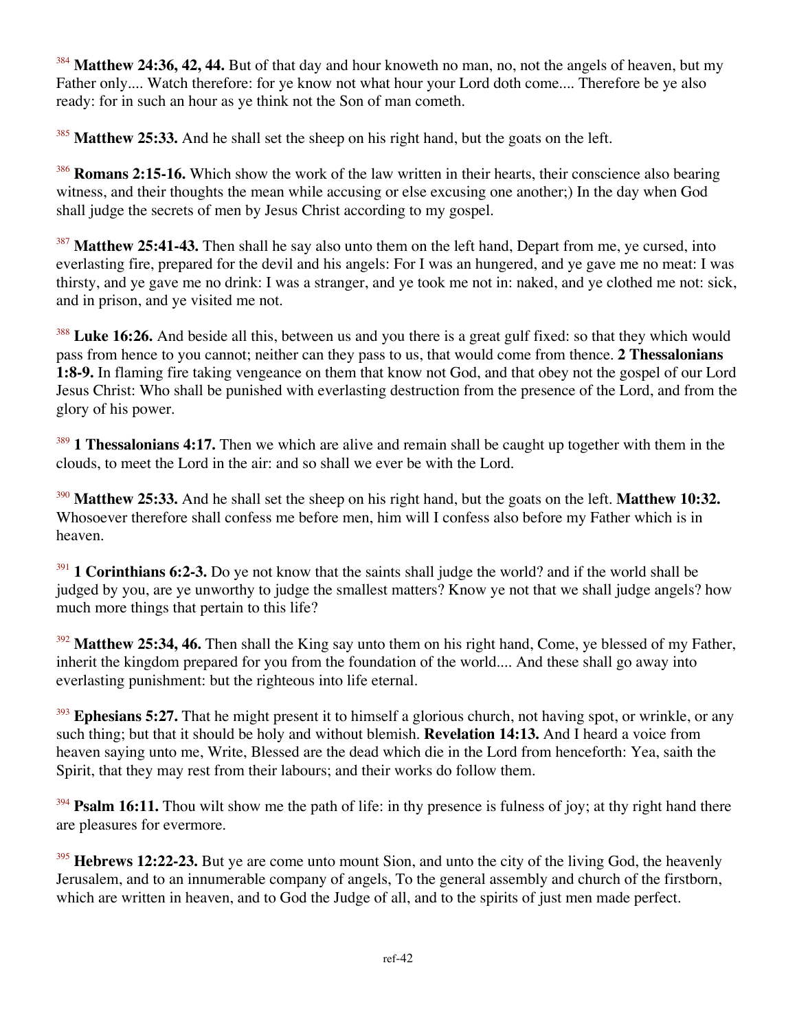[384] **Matthew 24:36, 42, 44.** But of that day and hour knoweth no man, no, not the angels of heaven, but my Father only.... Watch therefore: for ye know not what hour your Lord doth come.... Therefore be ye also ready: for in such an hour as ye think not the Son of man cometh.

[385] **Matthew 25:33.** And he shall set the sheep on his right hand, but the goats on the left.

[386] **Romans 2:15-16.** Which show the work of the law written in their hearts, their conscience also bearing witness, and their thoughts the mean while accusing or else excusing one another;) In the day when God shall judge the secrets of men by Jesus Christ according to my gospel.

[387] **Matthew 25:41-43.** Then shall he say also unto them on the left hand, Depart from me, ye cursed, into everlasting fire, prepared for the devil and his angels: For I was an hungered, and ye gave me no meat: I was thirsty, and ye gave me no drink: I was a stranger, and ye took me not in: naked, and ye clothed me not: sick, and in prison, and ye visited me not.

[388] **Luke 16:26.** And beside all this, between us and you there is a great gulf fixed: so that they which would pass from hence to you cannot; neither can they pass to us, that would come from thence. **2 Thessalonians 1:8-9.** In flaming fire taking vengeance on them that know not God, and that obey not the gospel of our Lord Jesus Christ: Who shall be punished with everlasting destruction from the presence of the Lord, and from the glory of his power.

[389] **1 Thessalonians 4:17.** Then we which are alive and remain shall be caught up together with them in the clouds, to meet the Lord in the air: and so shall we ever be with the Lord.

[390] **Matthew 25:33.** And he shall set the sheep on his right hand, but the goats on the left. **Matthew 10:32.** Whosoever therefore shall confess me before men, him will I confess also before my Father which is in heaven.

[391] **1 Corinthians 6:2-3.** Do ye not know that the saints shall judge the world? and if the world shall be judged by you, are ye unworthy to judge the smallest matters? Know ye not that we shall judge angels? how much more things that pertain to this life?

[392] **Matthew 25:34, 46.** Then shall the King say unto them on his right hand, Come, ye blessed of my Father, inherit the kingdom prepared for you from the foundation of the world.... And these shall go away into everlasting punishment: but the righteous into life eternal.

[393] **Ephesians 5:27.** That he might present it to himself a glorious church, not having spot, or wrinkle, or any such thing; but that it should be holy and without blemish. **Revelation 14:13.** And I heard a voice from heaven saying unto me, Write, Blessed are the dead which die in the Lord from henceforth: Yea, saith the Spirit, that they may rest from their labours; and their works do follow them.

[394] **Psalm 16:11.** Thou wilt show me the path of life: in thy presence is fulness of joy; at thy right hand there are pleasures for evermore.

[395] **Hebrews 12:22-23.** But ye are come unto mount Sion, and unto the city of the living God, the heavenly Jerusalem, and to an innumerable company of angels, To the general assembly and church of the firstborn, which are written in heaven, and to God the Judge of all, and to the spirits of just men made perfect.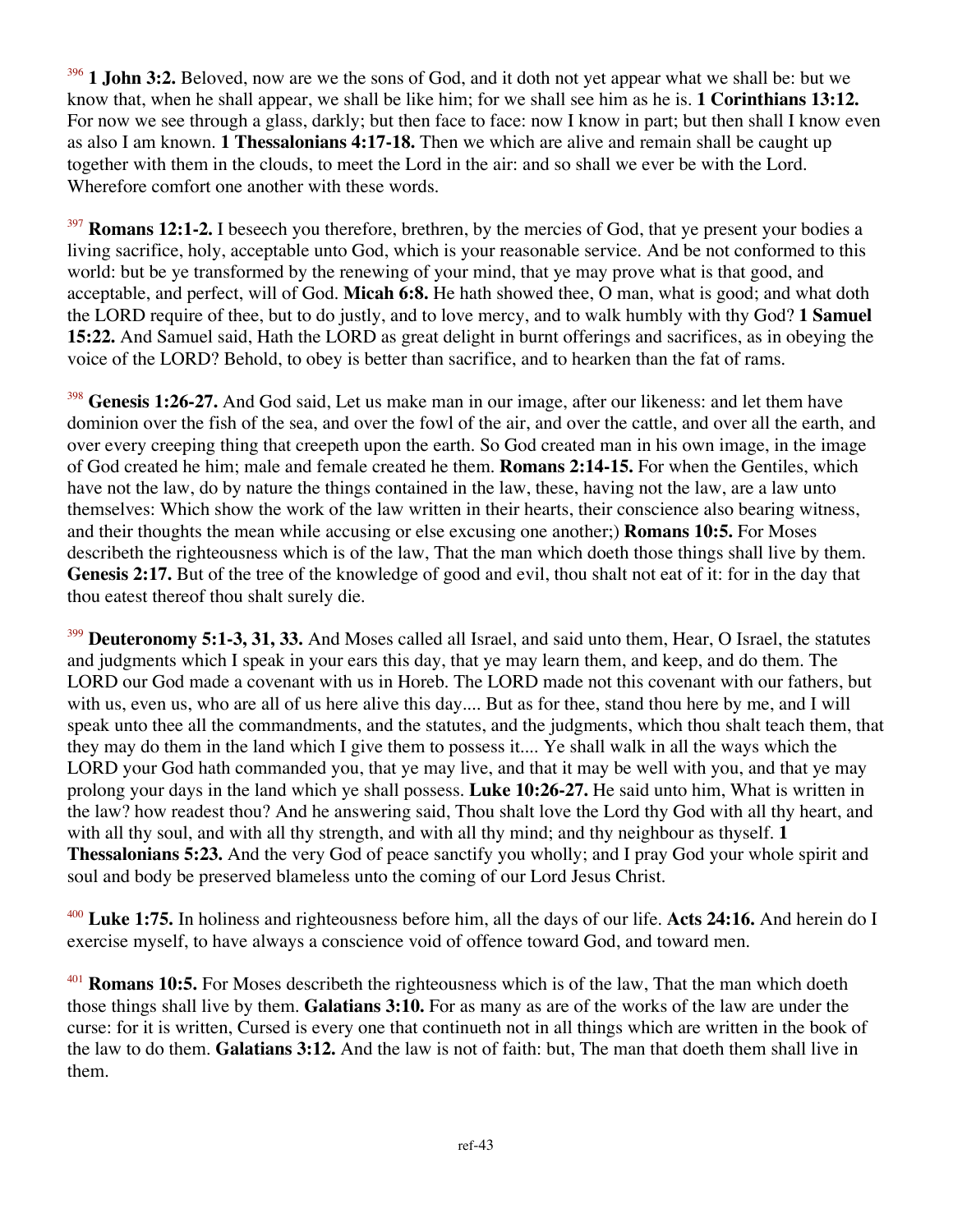[396] **1 John 3:2.** Beloved, now are we the sons of God, and it doth not yet appear what we shall be: but we know that, when he shall appear, we shall be like him; for we shall see him as he is. **1 Corinthians 13:12.** For now we see through a glass, darkly; but then face to face: now I know in part; but then shall I know even as also I am known. **1 Thessalonians 4:17-18.** Then we which are alive and remain shall be caught up together with them in the clouds, to meet the Lord in the air: and so shall we ever be with the Lord. Wherefore comfort one another with these words.

[397] **Romans 12:1-2.** I beseech you therefore, brethren, by the mercies of God, that ye present your bodies a living sacrifice, holy, acceptable unto God, which is your reasonable service. And be not conformed to this world: but be ye transformed by the renewing of your mind, that ye may prove what is that good, and acceptable, and perfect, will of God. **Micah 6:8.** He hath showed thee, O man, what is good; and what doth the LORD require of thee, but to do justly, and to love mercy, and to walk humbly with thy God? **1 Samuel 15:22.** And Samuel said, Hath the LORD as great delight in burnt offerings and sacrifices, as in obeying the voice of the LORD? Behold, to obey is better than sacrifice, and to hearken than the fat of rams.

[398] **Genesis 1:26-27.** And God said, Let us make man in our image, after our likeness: and let them have dominion over the fish of the sea, and over the fowl of the air, and over the cattle, and over all the earth, and over every creeping thing that creepeth upon the earth. So God created man in his own image, in the image of God created he him; male and female created he them. **Romans 2:14-15.** For when the Gentiles, which have not the law, do by nature the things contained in the law, these, having not the law, are a law unto themselves: Which show the work of the law written in their hearts, their conscience also bearing witness, and their thoughts the mean while accusing or else excusing one another;) **Romans 10:5.** For Moses describeth the righteousness which is of the law, That the man which doeth those things shall live by them. **Genesis 2:17.** But of the tree of the knowledge of good and evil, thou shalt not eat of it: for in the day that thou eatest thereof thou shalt surely die.

[399] **Deuteronomy 5:1-3, 31, 33.** And Moses called all Israel, and said unto them, Hear, O Israel, the statutes and judgments which I speak in your ears this day, that ye may learn them, and keep, and do them. The LORD our God made a covenant with us in Horeb. The LORD made not this covenant with our fathers, but with us, even us, who are all of us here alive this day.... But as for thee, stand thou here by me, and I will speak unto thee all the commandments, and the statutes, and the judgments, which thou shalt teach them, that they may do them in the land which I give them to possess it.... Ye shall walk in all the ways which the LORD your God hath commanded you, that ye may live, and that it may be well with you, and that ye may prolong your days in the land which ye shall possess. **Luke 10:26-27.** He said unto him, What is written in the law? how readest thou? And he answering said, Thou shalt love the Lord thy God with all thy heart, and with all thy soul, and with all thy strength, and with all thy mind; and thy neighbour as thyself. **1 Thessalonians 5:23.** And the very God of peace sanctify you wholly; and I pray God your whole spirit and soul and body be preserved blameless unto the coming of our Lord Jesus Christ.

[400] **Luke 1:75.** In holiness and righteousness before him, all the days of our life. **Acts 24:16.** And herein do I exercise myself, to have always a conscience void of offence toward God, and toward men.

[401] **Romans 10:5.** For Moses describeth the righteousness which is of the law, That the man which doeth those things shall live by them. **Galatians 3:10.** For as many as are of the works of the law are under the curse: for it is written, Cursed is every one that continueth not in all things which are written in the book of the law to do them. **Galatians 3:12.** And the law is not of faith: but, The man that doeth them shall live in them.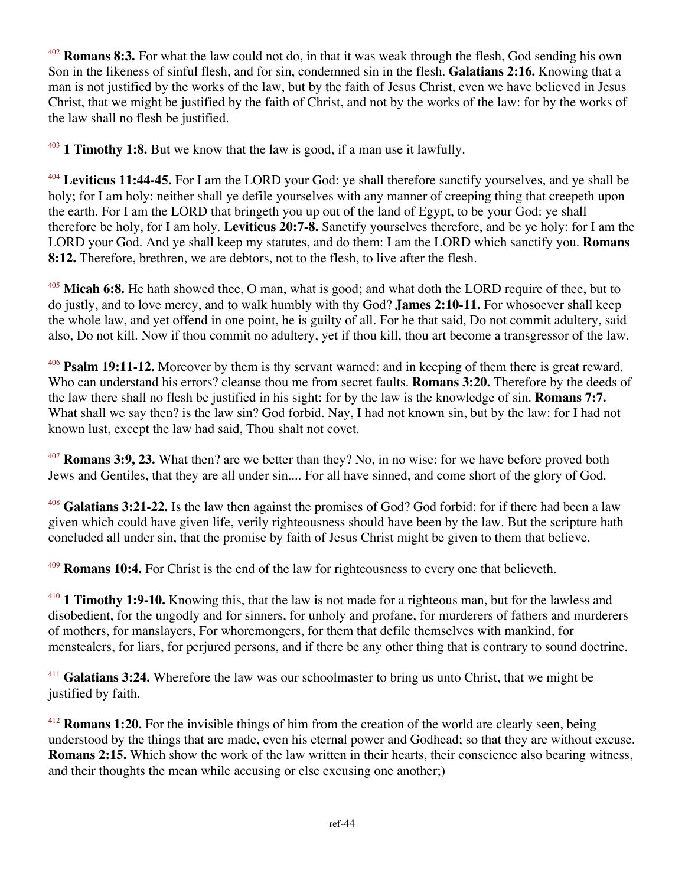[402] **Romans 8:3.** For what the law could not do, in that it was weak through the flesh, God sending his own Son in the likeness of sinful flesh, and for sin, condemned sin in the flesh. **Galatians 2:16.** Knowing that a man is not justified by the works of the law, but by the faith of Jesus Christ, even we have believed in Jesus Christ, that we might be justified by the faith of Christ, and not by the works of the law: for by the works of the law shall no flesh be justified.

[403] **1 Timothy 1:8.** But we know that the law is good, if a man use it lawfully.

[404] **Leviticus 11:44-45.** For I am the LORD your God: ye shall therefore sanctify yourselves, and ye shall be holy; for I am holy: neither shall ye defile yourselves with any manner of creeping thing that creepeth upon the earth. For I am the LORD that bringeth you up out of the land of Egypt, to be your God: ye shall therefore be holy, for I am holy. **Leviticus 20:7-8.** Sanctify yourselves therefore, and be ye holy: for I am the LORD your God. And ye shall keep my statutes, and do them: I am the LORD which sanctify you. **Romans 8:12.** Therefore, brethren, we are debtors, not to the flesh, to live after the flesh.

[405] **Micah 6:8.** He hath showed thee, O man, what is good; and what doth the LORD require of thee, but to do justly, and to love mercy, and to walk humbly with thy God? **James 2:10-11.** For whosoever shall keep the whole law, and yet offend in one point, he is guilty of all. For he that said, Do not commit adultery, said also, Do not kill. Now if thou commit no adultery, yet if thou kill, thou art become a transgressor of the law.

[406] **Psalm 19:11-12.** Moreover by them is thy servant warned: and in keeping of them there is great reward. Who can understand his errors? cleanse thou me from secret faults. **Romans 3:20.** Therefore by the deeds of the law there shall no flesh be justified in his sight: for by the law is the knowledge of sin. **Romans 7:7.** What shall we say then? is the law sin? God forbid. Nay, I had not known sin, but by the law: for I had not known lust, except the law had said, Thou shalt not covet.

[407] **Romans 3:9, 23.** What then? are we better than they? No, in no wise: for we have before proved both Jews and Gentiles, that they are all under sin.... For all have sinned, and come short of the glory of God.

[408] **Galatians 3:21-22.** Is the law then against the promises of God? God forbid: for if there had been a law given which could have given life, verily righteousness should have been by the law. But the scripture hath concluded all under sin, that the promise by faith of Jesus Christ might be given to them that believe.

[409] **Romans 10:4.** For Christ is the end of the law for righteousness to every one that believeth.

[410] **1 Timothy 1:9-10.** Knowing this, that the law is not made for a righteous man, but for the lawless and disobedient, for the ungodly and for sinners, for unholy and profane, for murderers of fathers and murderers of mothers, for manslayers, For whoremongers, for them that defile themselves with mankind, for menstealers, for liars, for perjured persons, and if there be any other thing that is contrary to sound doctrine.

[411] **Galatians 3:24.** Wherefore the law was our schoolmaster to bring us unto Christ, that we might be justified by faith.

[412] **Romans 1:20.** For the invisible things of him from the creation of the world are clearly seen, being understood by the things that are made, even his eternal power and Godhead; so that they are without excuse. **Romans 2:15.** Which show the work of the law written in their hearts, their conscience also bearing witness, and their thoughts the mean while accusing or else excusing one another;)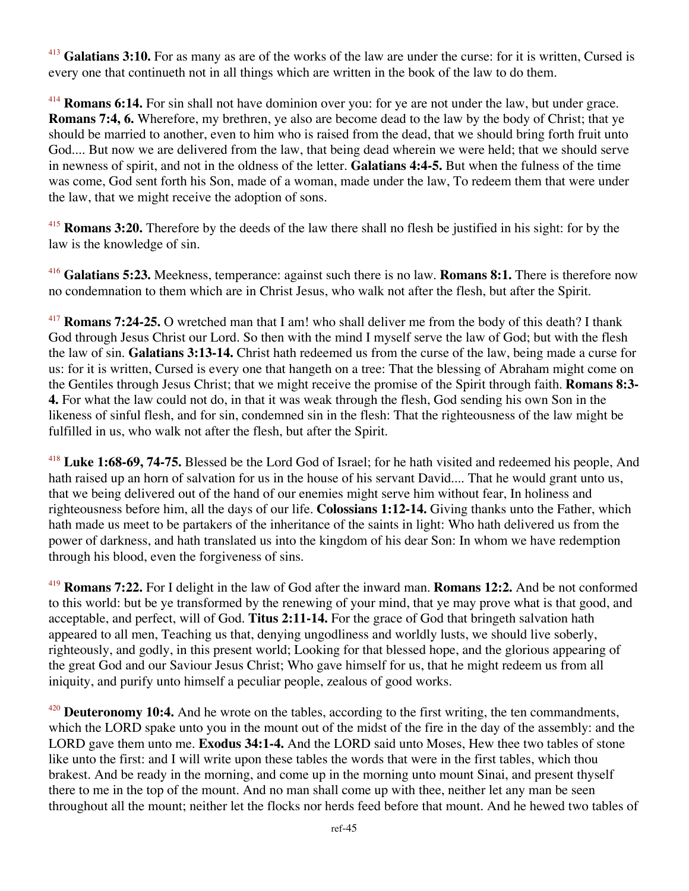[413] **Galatians 3:10.** For as many as are of the works of the law are under the curse: for it is written, Cursed is every one that continueth not in all things which are written in the book of the law to do them.

[414] **Romans 6:14.** For sin shall not have dominion over you: for ye are not under the law, but under grace. **Romans 7:4, 6.** Wherefore, my brethren, ye also are become dead to the law by the body of Christ; that ye should be married to another, even to him who is raised from the dead, that we should bring forth fruit unto God.... But now we are delivered from the law, that being dead wherein we were held; that we should serve in newness of spirit, and not in the oldness of the letter. **Galatians 4:4-5.** But when the fulness of the time was come, God sent forth his Son, made of a woman, made under the law, To redeem them that were under the law, that we might receive the adoption of sons.

[415] **Romans 3:20.** Therefore by the deeds of the law there shall no flesh be justified in his sight: for by the law is the knowledge of sin.

[416] **Galatians 5:23.** Meekness, temperance: against such there is no law. **Romans 8:1.** There is therefore now no condemnation to them which are in Christ Jesus, who walk not after the flesh, but after the Spirit.

[417] **Romans 7:24-25.** O wretched man that I am! who shall deliver me from the body of this death? I thank God through Jesus Christ our Lord. So then with the mind I myself serve the law of God; but with the flesh the law of sin. **Galatians 3:13-14.** Christ hath redeemed us from the curse of the law, being made a curse for us: for it is written, Cursed is every one that hangeth on a tree: That the blessing of Abraham might come on the Gentiles through Jesus Christ; that we might receive the promise of the Spirit through faith. **Romans 8:3-4.** For what the law could not do, in that it was weak through the flesh, God sending his own Son in the likeness of sinful flesh, and for sin, condemned sin in the flesh: That the righteousness of the law might be fulfilled in us, who walk not after the flesh, but after the Spirit.

[418] **Luke 1:68-69, 74-75.** Blessed be the Lord God of Israel; for he hath visited and redeemed his people, And hath raised up an horn of salvation for us in the house of his servant David.... That he would grant unto us, that we being delivered out of the hand of our enemies might serve him without fear, In holiness and righteousness before him, all the days of our life. **Colossians 1:12-14.** Giving thanks unto the Father, which hath made us meet to be partakers of the inheritance of the saints in light: Who hath delivered us from the power of darkness, and hath translated us into the kingdom of his dear Son: In whom we have redemption through his blood, even the forgiveness of sins.

[419] **Romans 7:22.** For I delight in the law of God after the inward man. **Romans 12:2.** And be not conformed to this world: but be ye transformed by the renewing of your mind, that ye may prove what is that good, and acceptable, and perfect, will of God. **Titus 2:11-14.** For the grace of God that bringeth salvation hath appeared to all men, Teaching us that, denying ungodliness and worldly lusts, we should live soberly, righteously, and godly, in this present world; Looking for that blessed hope, and the glorious appearing of the great God and our Saviour Jesus Christ; Who gave himself for us, that he might redeem us from all iniquity, and purify unto himself a peculiar people, zealous of good works.

[420] **Deuteronomy 10:4.** And he wrote on the tables, according to the first writing, the ten commandments, which the LORD spake unto you in the mount out of the midst of the fire in the day of the assembly: and the LORD gave them unto me. **Exodus 34:1-4.** And the LORD said unto Moses, Hew thee two tables of stone like unto the first: and I will write upon these tables the words that were in the first tables, which thou brakest. And be ready in the morning, and come up in the morning unto mount Sinai, and present thyself there to me in the top of the mount. And no man shall come up with thee, neither let any man be seen throughout all the mount; neither let the flocks nor herds feed before that mount. And he hewed two tables of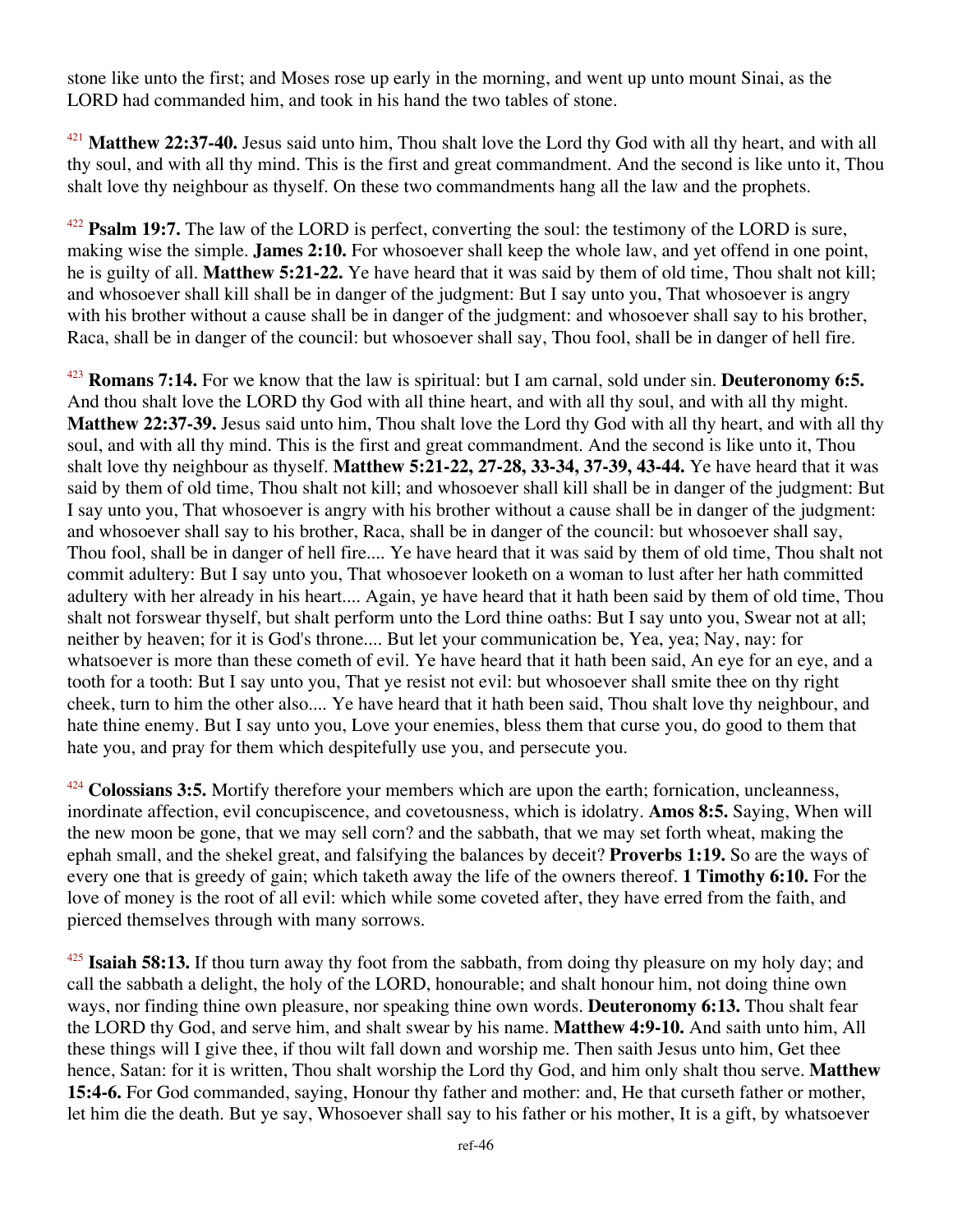stone like unto the first; and Moses rose up early in the morning, and went up unto mount Sinai, as the LORD had commanded him, and took in his hand the two tables of stone.

[421] **Matthew 22:37-40.** Jesus said unto him, Thou shalt love the Lord thy God with all thy heart, and with all thy soul, and with all thy mind. This is the first and great commandment. And the second is like unto it, Thou shalt love thy neighbour as thyself. On these two commandments hang all the law and the prophets.

[422] **Psalm 19:7.** The law of the LORD is perfect, converting the soul: the testimony of the LORD is sure, making wise the simple. **James 2:10.** For whosoever shall keep the whole law, and yet offend in one point, he is guilty of all. **Matthew 5:21-22.** Ye have heard that it was said by them of old time, Thou shalt not kill; and whosoever shall kill shall be in danger of the judgment: But I say unto you, That whosoever is angry with his brother without a cause shall be in danger of the judgment: and whosoever shall say to his brother, Raca, shall be in danger of the council: but whosoever shall say, Thou fool, shall be in danger of hell fire.

[423] **Romans 7:14.** For we know that the law is spiritual: but I am carnal, sold under sin. **Deuteronomy 6:5.** And thou shalt love the LORD thy God with all thine heart, and with all thy soul, and with all thy might. **Matthew 22:37-39.** Jesus said unto him, Thou shalt love the Lord thy God with all thy heart, and with all thy soul, and with all thy mind. This is the first and great commandment. And the second is like unto it, Thou shalt love thy neighbour as thyself. **Matthew 5:21-22, 27-28, 33-34, 37-39, 43-44.** Ye have heard that it was said by them of old time, Thou shalt not kill; and whosoever shall kill shall be in danger of the judgment: But I say unto you, That whosoever is angry with his brother without a cause shall be in danger of the judgment: and whosoever shall say to his brother, Raca, shall be in danger of the council: but whosoever shall say, Thou fool, shall be in danger of hell fire.... Ye have heard that it was said by them of old time, Thou shalt not commit adultery: But I say unto you, That whosoever looketh on a woman to lust after her hath committed adultery with her already in his heart.... Again, ye have heard that it hath been said by them of old time, Thou shalt not forswear thyself, but shalt perform unto the Lord thine oaths: But I say unto you, Swear not at all; neither by heaven; for it is God's throne.... But let your communication be, Yea, yea; Nay, nay: for whatsoever is more than these cometh of evil. Ye have heard that it hath been said, An eye for an eye, and a tooth for a tooth: But I say unto you, That ye resist not evil: but whosoever shall smite thee on thy right cheek, turn to him the other also.... Ye have heard that it hath been said, Thou shalt love thy neighbour, and hate thine enemy. But I say unto you, Love your enemies, bless them that curse you, do good to them that hate you, and pray for them which despitefully use you, and persecute you.

[424] **Colossians 3:5.** Mortify therefore your members which are upon the earth; fornication, uncleanness, inordinate affection, evil concupiscence, and covetousness, which is idolatry. **Amos 8:5.** Saying, When will the new moon be gone, that we may sell corn? and the sabbath, that we may set forth wheat, making the ephah small, and the shekel great, and falsifying the balances by deceit? **Proverbs 1:19.** So are the ways of every one that is greedy of gain; which taketh away the life of the owners thereof. **1 Timothy 6:10.** For the love of money is the root of all evil: which while some coveted after, they have erred from the faith, and pierced themselves through with many sorrows.

[425] **Isaiah 58:13.** If thou turn away thy foot from the sabbath, from doing thy pleasure on my holy day; and call the sabbath a delight, the holy of the LORD, honourable; and shalt honour him, not doing thine own ways, nor finding thine own pleasure, nor speaking thine own words. **Deuteronomy 6:13.** Thou shalt fear the LORD thy God, and serve him, and shalt swear by his name. **Matthew 4:9-10.** And saith unto him, All these things will I give thee, if thou wilt fall down and worship me. Then saith Jesus unto him, Get thee hence, Satan: for it is written, Thou shalt worship the Lord thy God, and him only shalt thou serve. **Matthew 15:4-6.** For God commanded, saying, Honour thy father and mother: and, He that curseth father or mother, let him die the death. But ye say, Whosoever shall say to his father or his mother, It is a gift, by whatsoever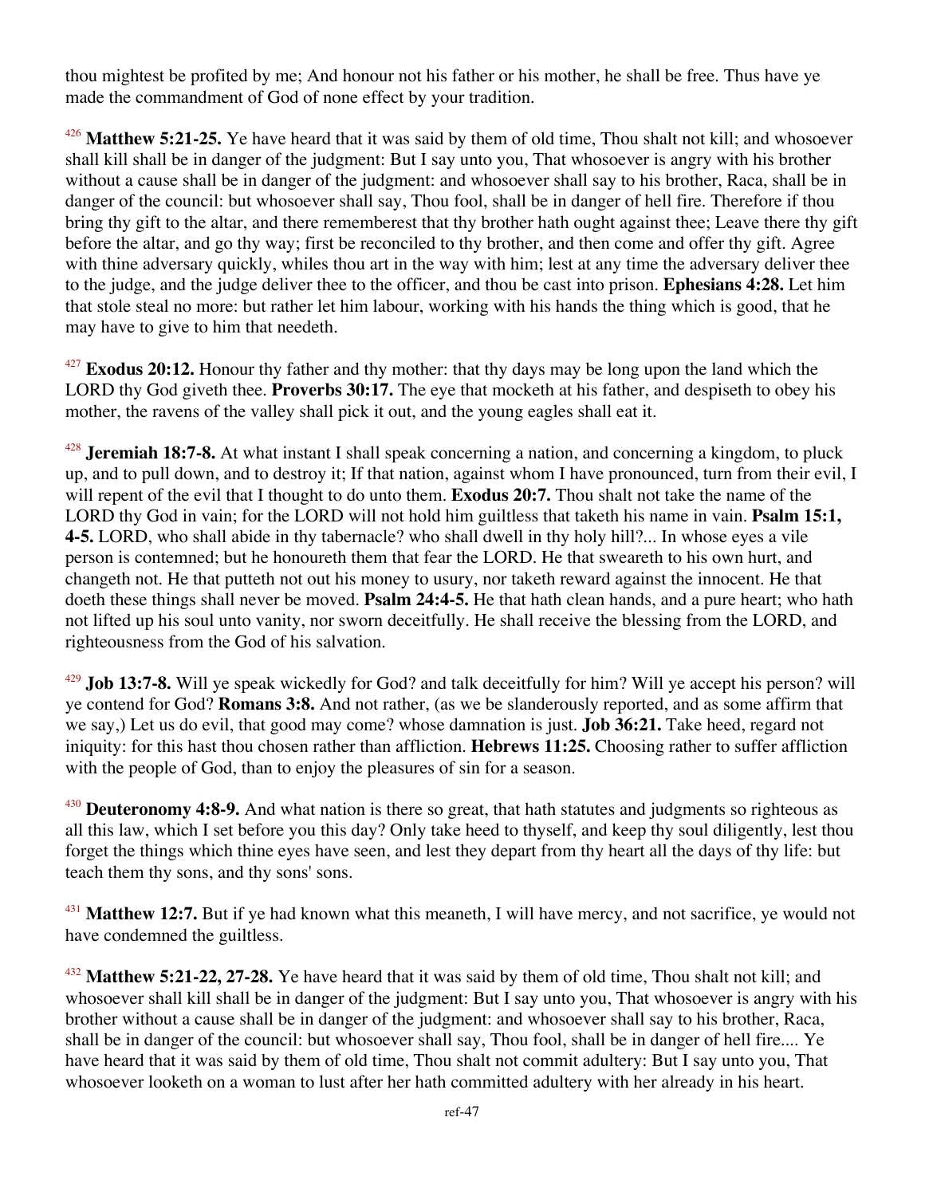thou mightest be profited by me; And honour not his father or his mother, he shall be free. Thus have ye made the commandment of God of none effect by your tradition.

[426] **Matthew 5:21-25.** Ye have heard that it was said by them of old time, Thou shalt not kill; and whosoever shall kill shall be in danger of the judgment: But I say unto you, That whosoever is angry with his brother without a cause shall be in danger of the judgment: and whosoever shall say to his brother, Raca, shall be in danger of the council: but whosoever shall say, Thou fool, shall be in danger of hell fire. Therefore if thou bring thy gift to the altar, and there rememberest that thy brother hath ought against thee; Leave there thy gift before the altar, and go thy way; first be reconciled to thy brother, and then come and offer thy gift. Agree with thine adversary quickly, whiles thou art in the way with him; lest at any time the adversary deliver thee to the judge, and the judge deliver thee to the officer, and thou be cast into prison. **Ephesians 4:28.** Let him that stole steal no more: but rather let him labour, working with his hands the thing which is good, that he may have to give to him that needeth.

[427] **Exodus 20:12.** Honour thy father and thy mother: that thy days may be long upon the land which the LORD thy God giveth thee. **Proverbs 30:17.** The eye that mocketh at his father, and despiseth to obey his mother, the ravens of the valley shall pick it out, and the young eagles shall eat it.

[428] **Jeremiah 18:7-8.** At what instant I shall speak concerning a nation, and concerning a kingdom, to pluck up, and to pull down, and to destroy it; If that nation, against whom I have pronounced, turn from their evil, I will repent of the evil that I thought to do unto them. **Exodus 20:7.** Thou shalt not take the name of the LORD thy God in vain; for the LORD will not hold him guiltless that taketh his name in vain. **Psalm 15:1, 4-5.** LORD, who shall abide in thy tabernacle? who shall dwell in thy holy hill?... In whose eyes a vile person is contemned; but he honoureth them that fear the LORD. He that sweareth to his own hurt, and changeth not. He that putteth not out his money to usury, nor taketh reward against the innocent. He that doeth these things shall never be moved. **Psalm 24:4-5.** He that hath clean hands, and a pure heart; who hath not lifted up his soul unto vanity, nor sworn deceitfully. He shall receive the blessing from the LORD, and righteousness from the God of his salvation.

[429] **Job 13:7-8.** Will ye speak wickedly for God? and talk deceitfully for him? Will ye accept his person? will ye contend for God? **Romans 3:8.** And not rather, (as we be slanderously reported, and as some affirm that we say,) Let us do evil, that good may come? whose damnation is just. **Job 36:21.** Take heed, regard not iniquity: for this hast thou chosen rather than affliction. **Hebrews 11:25.** Choosing rather to suffer affliction with the people of God, than to enjoy the pleasures of sin for a season.

[430] **Deuteronomy 4:8-9.** And what nation is there so great, that hath statutes and judgments so righteous as all this law, which I set before you this day? Only take heed to thyself, and keep thy soul diligently, lest thou forget the things which thine eyes have seen, and lest they depart from thy heart all the days of thy life: but teach them thy sons, and thy sons' sons.

[431] **Matthew 12:7.** But if ye had known what this meaneth, I will have mercy, and not sacrifice, ye would not have condemned the guiltless.

[432] **Matthew 5:21-22, 27-28.** Ye have heard that it was said by them of old time, Thou shalt not kill; and whosoever shall kill shall be in danger of the judgment: But I say unto you, That whosoever is angry with his brother without a cause shall be in danger of the judgment: and whosoever shall say to his brother, Raca, shall be in danger of the council: but whosoever shall say, Thou fool, shall be in danger of hell fire.... Ye have heard that it was said by them of old time, Thou shalt not commit adultery: But I say unto you, That whosoever looketh on a woman to lust after her hath committed adultery with her already in his heart.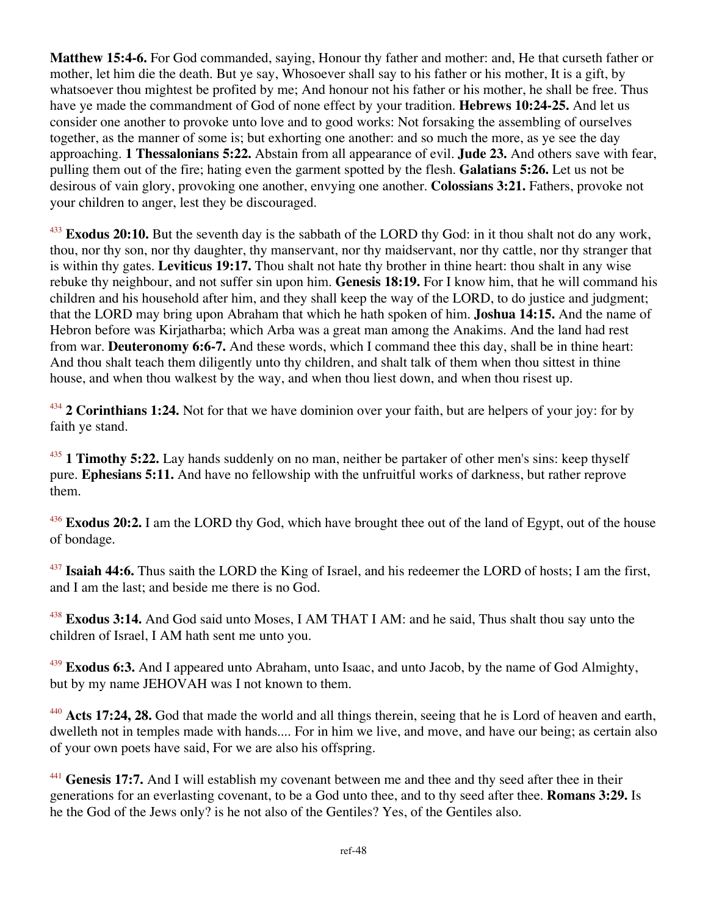**Matthew 15:4-6.** For God commanded, saying, Honour thy father and mother: and, He that curseth father or mother, let him die the death. But ye say, Whosoever shall say to his father or his mother, It is a gift, by whatsoever thou mightest be profited by me; And honour not his father or his mother, he shall be free. Thus have ye made the commandment of God of none effect by your tradition. **Hebrews 10:24-25.** And let us consider one another to provoke unto love and to good works: Not forsaking the assembling of ourselves together, as the manner of some is; but exhorting one another: and so much the more, as ye see the day approaching. **1 Thessalonians 5:22.** Abstain from all appearance of evil. **Jude 23.** And others save with fear, pulling them out of the fire; hating even the garment spotted by the flesh. **Galatians 5:26.** Let us not be desirous of vain glory, provoking one another, envying one another. **Colossians 3:21.** Fathers, provoke not your children to anger, lest they be discouraged.

[433] **Exodus 20:10.** But the seventh day is the sabbath of the LORD thy God: in it thou shalt not do any work, thou, nor thy son, nor thy daughter, thy manservant, nor thy maidservant, nor thy cattle, nor thy stranger that is within thy gates. **Leviticus 19:17.** Thou shalt not hate thy brother in thine heart: thou shalt in any wise rebuke thy neighbour, and not suffer sin upon him. **Genesis 18:19.** For I know him, that he will command his children and his household after him, and they shall keep the way of the LORD, to do justice and judgment; that the LORD may bring upon Abraham that which he hath spoken of him. **Joshua 14:15.** And the name of Hebron before was Kirjatharba; which Arba was a great man among the Anakims. And the land had rest from war. **Deuteronomy 6:6-7.** And these words, which I command thee this day, shall be in thine heart: And thou shalt teach them diligently unto thy children, and shalt talk of them when thou sittest in thine house, and when thou walkest by the way, and when thou liest down, and when thou risest up.

[434] **2 Corinthians 1:24.** Not for that we have dominion over your faith, but are helpers of your joy: for by faith ye stand.

[435] **1 Timothy 5:22.** Lay hands suddenly on no man, neither be partaker of other men's sins: keep thyself pure. **Ephesians 5:11.** And have no fellowship with the unfruitful works of darkness, but rather reprove them.

[436] **Exodus 20:2.** I am the LORD thy God, which have brought thee out of the land of Egypt, out of the house of bondage.

[437] **Isaiah 44:6.** Thus saith the LORD the King of Israel, and his redeemer the LORD of hosts; I am the first, and I am the last; and beside me there is no God.

[438] **Exodus 3:14.** And God said unto Moses, I AM THAT I AM: and he said, Thus shalt thou say unto the children of Israel, I AM hath sent me unto you.

[439] **Exodus 6:3.** And I appeared unto Abraham, unto Isaac, and unto Jacob, by the name of God Almighty, but by my name JEHOVAH was I not known to them.

[440] **Acts 17:24, 28.** God that made the world and all things therein, seeing that he is Lord of heaven and earth, dwelleth not in temples made with hands.... For in him we live, and move, and have our being; as certain also of your own poets have said, For we are also his offspring.

[441] **Genesis 17:7.** And I will establish my covenant between me and thee and thy seed after thee in their generations for an everlasting covenant, to be a God unto thee, and to thy seed after thee. **Romans 3:29.** Is he the God of the Jews only? is he not also of the Gentiles? Yes, of the Gentiles also.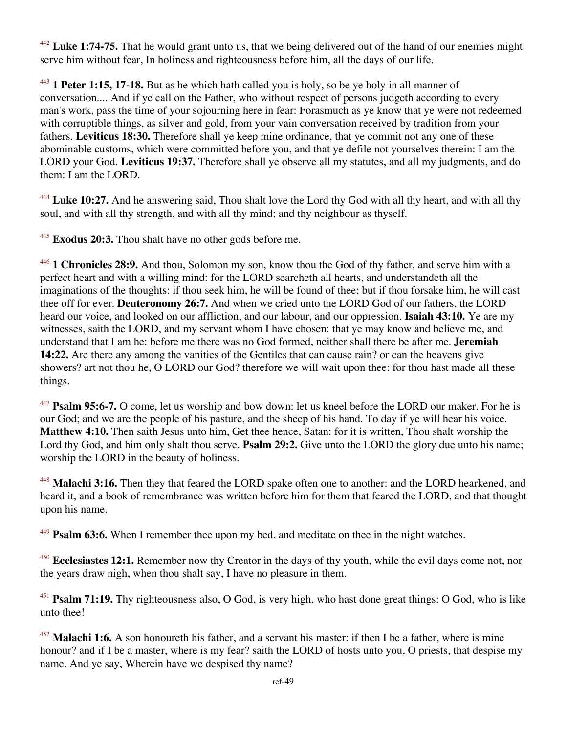[442] **Luke 1:74-75.** That he would grant unto us, that we being delivered out of the hand of our enemies might serve him without fear, In holiness and righteousness before him, all the days of our life.

[443] **1 Peter 1:15, 17-18.** But as he which hath called you is holy, so be ye holy in all manner of conversation.... And if ye call on the Father, who without respect of persons judgeth according to every man's work, pass the time of your sojourning here in fear: Forasmuch as ye know that ye were not redeemed with corruptible things, as silver and gold, from your vain conversation received by tradition from your fathers. **Leviticus 18:30.** Therefore shall ye keep mine ordinance, that ye commit not any one of these abominable customs, which were committed before you, and that ye defile not yourselves therein: I am the LORD your God. **Leviticus 19:37.** Therefore shall ye observe all my statutes, and all my judgments, and do them: I am the LORD.

[444] **Luke 10:27.** And he answering said, Thou shalt love the Lord thy God with all thy heart, and with all thy soul, and with all thy strength, and with all thy mind; and thy neighbour as thyself.

[445] **Exodus 20:3.** Thou shalt have no other gods before me.

[446] **1 Chronicles 28:9.** And thou, Solomon my son, know thou the God of thy father, and serve him with a perfect heart and with a willing mind: for the LORD searcheth all hearts, and understandeth all the imaginations of the thoughts: if thou seek him, he will be found of thee; but if thou forsake him, he will cast thee off for ever. **Deuteronomy 26:7.** And when we cried unto the LORD God of our fathers, the LORD heard our voice, and looked on our affliction, and our labour, and our oppression. **Isaiah 43:10.** Ye are my witnesses, saith the LORD, and my servant whom I have chosen: that ye may know and believe me, and understand that I am he: before me there was no God formed, neither shall there be after me. **Jeremiah 14:22.** Are there any among the vanities of the Gentiles that can cause rain? or can the heavens give showers? art not thou he, O LORD our God? therefore we will wait upon thee: for thou hast made all these things.

[447] **Psalm 95:6-7.** O come, let us worship and bow down: let us kneel before the LORD our maker. For he is our God; and we are the people of his pasture, and the sheep of his hand. To day if ye will hear his voice. **Matthew 4:10.** Then saith Jesus unto him, Get thee hence, Satan: for it is written, Thou shalt worship the Lord thy God, and him only shalt thou serve. **Psalm 29:2.** Give unto the LORD the glory due unto his name; worship the LORD in the beauty of holiness.

[448] **Malachi 3:16.** Then they that feared the LORD spake often one to another: and the LORD hearkened, and heard it, and a book of remembrance was written before him for them that feared the LORD, and that thought upon his name.

[449] **Psalm 63:6.** When I remember thee upon my bed, and meditate on thee in the night watches.

[450] **Ecclesiastes 12:1.** Remember now thy Creator in the days of thy youth, while the evil days come not, nor the years draw nigh, when thou shalt say, I have no pleasure in them.

[451] **Psalm 71:19.** Thy righteousness also, O God, is very high, who hast done great things: O God, who is like unto thee!

[452] **Malachi 1:6.** A son honoureth his father, and a servant his master: if then I be a father, where is mine honour? and if I be a master, where is my fear? saith the LORD of hosts unto you, O priests, that despise my name. And ye say, Wherein have we despised thy name?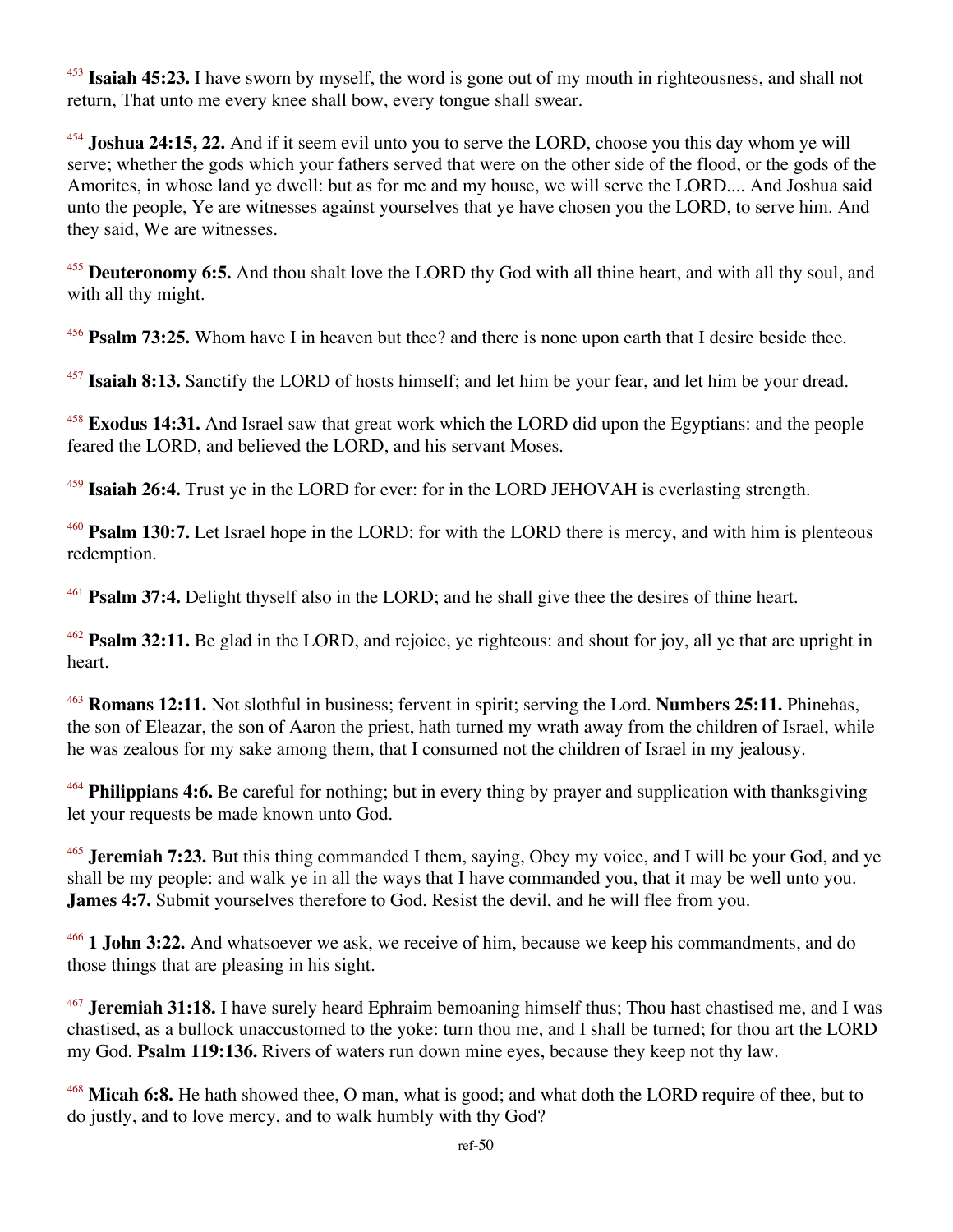[453] **Isaiah 45:23.** I have sworn by myself, the word is gone out of my mouth in righteousness, and shall not return, That unto me every knee shall bow, every tongue shall swear.

[454] **Joshua 24:15, 22.** And if it seem evil unto you to serve the LORD, choose you this day whom ye will serve; whether the gods which your fathers served that were on the other side of the flood, or the gods of the Amorites, in whose land ye dwell: but as for me and my house, we will serve the LORD.... And Joshua said unto the people, Ye are witnesses against yourselves that ye have chosen you the LORD, to serve him. And they said, We are witnesses.

[455] **Deuteronomy 6:5.** And thou shalt love the LORD thy God with all thine heart, and with all thy soul, and with all thy might.

[456] **Psalm 73:25.** Whom have I in heaven but thee? and there is none upon earth that I desire beside thee.

[457] **Isaiah 8:13.** Sanctify the LORD of hosts himself; and let him be your fear, and let him be your dread.

[458] **Exodus 14:31.** And Israel saw that great work which the LORD did upon the Egyptians: and the people feared the LORD, and believed the LORD, and his servant Moses.

[459] **Isaiah 26:4.** Trust ye in the LORD for ever: for in the LORD JEHOVAH is everlasting strength.

[460] **Psalm 130:7.** Let Israel hope in the LORD: for with the LORD there is mercy, and with him is plenteous redemption.

[461] **Psalm 37:4.** Delight thyself also in the LORD; and he shall give thee the desires of thine heart.

[462] **Psalm 32:11.** Be glad in the LORD, and rejoice, ye righteous: and shout for joy, all ye that are upright in heart.

[463] **Romans 12:11.** Not slothful in business; fervent in spirit; serving the Lord. **Numbers 25:11.** Phinehas, the son of Eleazar, the son of Aaron the priest, hath turned my wrath away from the children of Israel, while he was zealous for my sake among them, that I consumed not the children of Israel in my jealousy.

[464] **Philippians 4:6.** Be careful for nothing; but in every thing by prayer and supplication with thanksgiving let your requests be made known unto God.

[465] **Jeremiah 7:23.** But this thing commanded I them, saying, Obey my voice, and I will be your God, and ye shall be my people: and walk ye in all the ways that I have commanded you, that it may be well unto you. **James 4:7.** Submit yourselves therefore to God. Resist the devil, and he will flee from you.

[466] **1 John 3:22.** And whatsoever we ask, we receive of him, because we keep his commandments, and do those things that are pleasing in his sight.

[467] **Jeremiah 31:18.** I have surely heard Ephraim bemoaning himself thus; Thou hast chastised me, and I was chastised, as a bullock unaccustomed to the yoke: turn thou me, and I shall be turned; for thou art the LORD my God. **Psalm 119:136.** Rivers of waters run down mine eyes, because they keep not thy law.

[468] **Micah 6:8.** He hath showed thee, O man, what is good; and what doth the LORD require of thee, but to do justly, and to love mercy, and to walk humbly with thy God?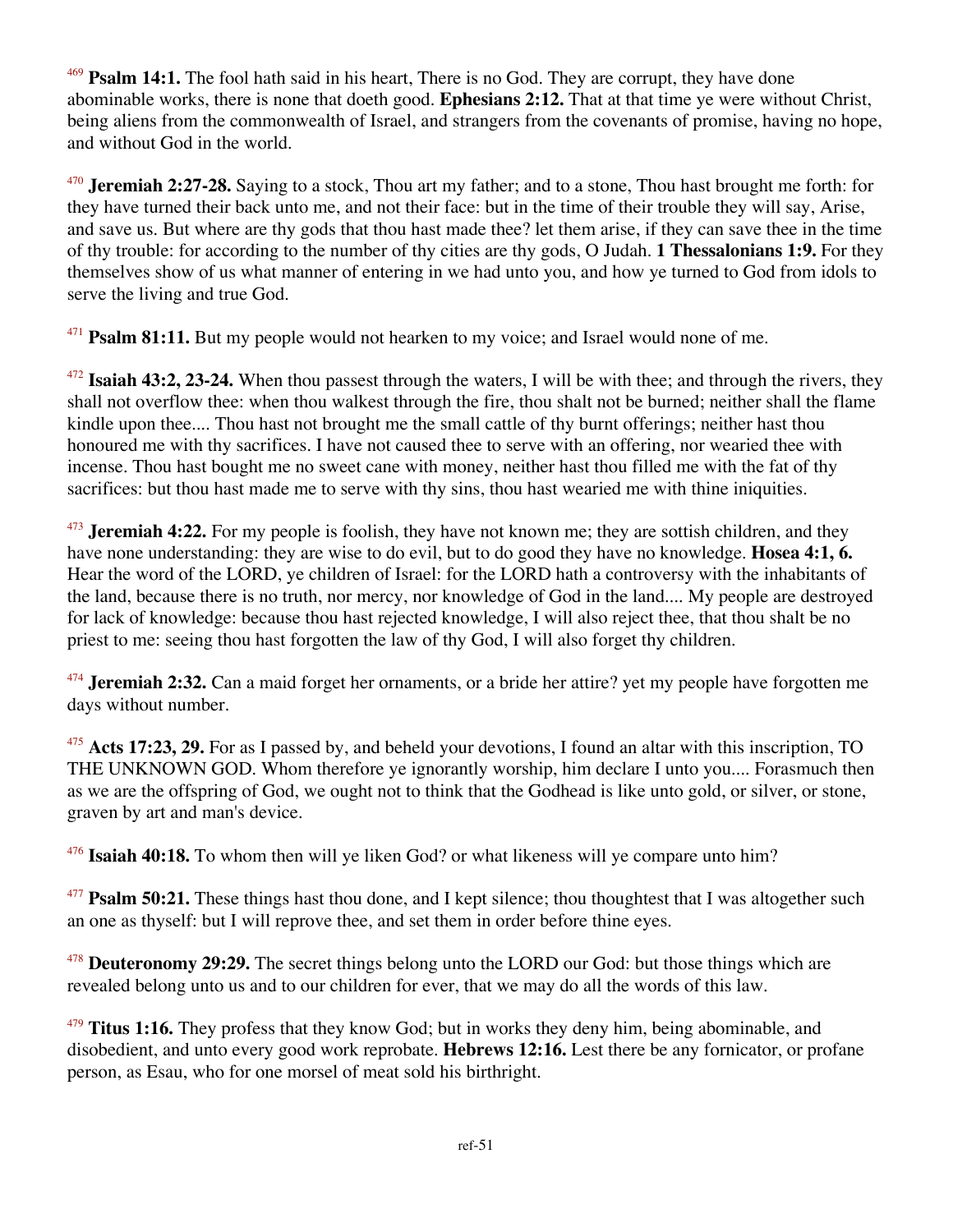[469] **Psalm 14:1.** The fool hath said in his heart, There is no God. They are corrupt, they have done abominable works, there is none that doeth good. **Ephesians 2:12.** That at that time ye were without Christ, being aliens from the commonwealth of Israel, and strangers from the covenants of promise, having no hope, and without God in the world.

[470] **Jeremiah 2:27-28.** Saying to a stock, Thou art my father; and to a stone, Thou hast brought me forth: for they have turned their back unto me, and not their face: but in the time of their trouble they will say, Arise, and save us. But where are thy gods that thou hast made thee? let them arise, if they can save thee in the time of thy trouble: for according to the number of thy cities are thy gods, O Judah. **1 Thessalonians 1:9.** For they themselves show of us what manner of entering in we had unto you, and how ye turned to God from idols to serve the living and true God.

[471] **Psalm 81:11.** But my people would not hearken to my voice; and Israel would none of me.

[472] **Isaiah 43:2, 23-24.** When thou passest through the waters, I will be with thee; and through the rivers, they shall not overflow thee: when thou walkest through the fire, thou shalt not be burned; neither shall the flame kindle upon thee.... Thou hast not brought me the small cattle of thy burnt offerings; neither hast thou honoured me with thy sacrifices. I have not caused thee to serve with an offering, nor wearied thee with incense. Thou hast bought me no sweet cane with money, neither hast thou filled me with the fat of thy sacrifices: but thou hast made me to serve with thy sins, thou hast wearied me with thine iniquities.

[473] **Jeremiah 4:22.** For my people is foolish, they have not known me; they are sottish children, and they have none understanding: they are wise to do evil, but to do good they have no knowledge. **Hosea 4:1, 6.** Hear the word of the LORD, ye children of Israel: for the LORD hath a controversy with the inhabitants of the land, because there is no truth, nor mercy, nor knowledge of God in the land.... My people are destroyed for lack of knowledge: because thou hast rejected knowledge, I will also reject thee, that thou shalt be no priest to me: seeing thou hast forgotten the law of thy God, I will also forget thy children.

[474] **Jeremiah 2:32.** Can a maid forget her ornaments, or a bride her attire? yet my people have forgotten me days without number.

[475] **Acts 17:23, 29.** For as I passed by, and beheld your devotions, I found an altar with this inscription, TO THE UNKNOWN GOD. Whom therefore ye ignorantly worship, him declare I unto you.... Forasmuch then as we are the offspring of God, we ought not to think that the Godhead is like unto gold, or silver, or stone, graven by art and man's device.

[476] **Isaiah 40:18.** To whom then will ye liken God? or what likeness will ye compare unto him?

[477] **Psalm 50:21.** These things hast thou done, and I kept silence; thou thoughtest that I was altogether such an one as thyself: but I will reprove thee, and set them in order before thine eyes.

[478] **Deuteronomy 29:29.** The secret things belong unto the LORD our God: but those things which are revealed belong unto us and to our children for ever, that we may do all the words of this law.

[479] **Titus 1:16.** They profess that they know God; but in works they deny him, being abominable, and disobedient, and unto every good work reprobate. **Hebrews 12:16.** Lest there be any fornicator, or profane person, as Esau, who for one morsel of meat sold his birthright.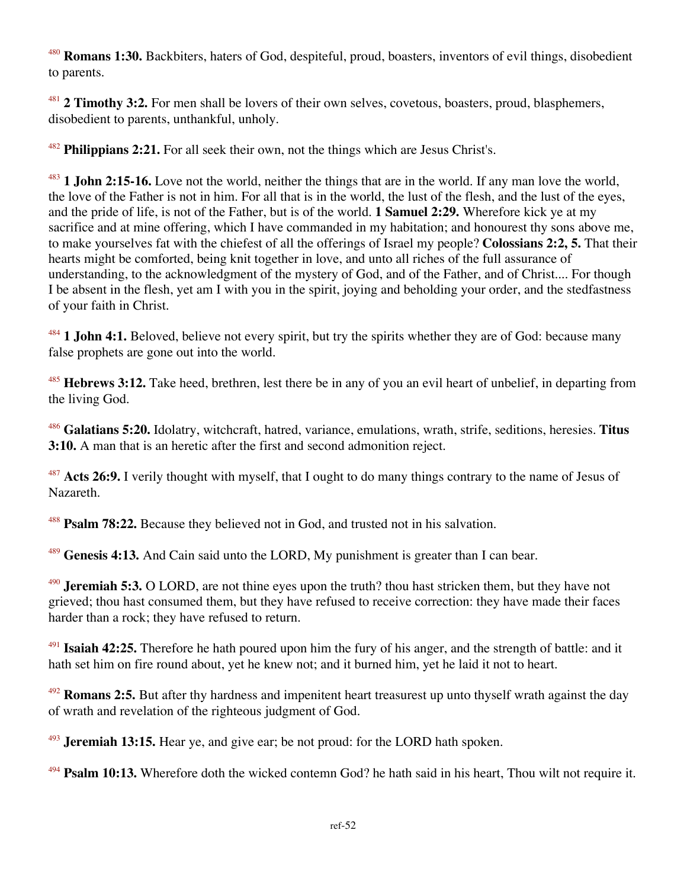[480] **Romans 1:30.** Backbiters, haters of God, despiteful, proud, boasters, inventors of evil things, disobedient to parents.

[481] **2 Timothy 3:2.** For men shall be lovers of their own selves, covetous, boasters, proud, blasphemers, disobedient to parents, unthankful, unholy.

[482] **Philippians 2:21.** For all seek their own, not the things which are Jesus Christ's.

[483] **1 John 2:15-16.** Love not the world, neither the things that are in the world. If any man love the world, the love of the Father is not in him. For all that is in the world, the lust of the flesh, and the lust of the eyes, and the pride of life, is not of the Father, but is of the world. **1 Samuel 2:29.** Wherefore kick ye at my sacrifice and at mine offering, which I have commanded in my habitation; and honourest thy sons above me, to make yourselves fat with the chiefest of all the offerings of Israel my people? **Colossians 2:2, 5.** That their hearts might be comforted, being knit together in love, and unto all riches of the full assurance of understanding, to the acknowledgment of the mystery of God, and of the Father, and of Christ.... For though I be absent in the flesh, yet am I with you in the spirit, joying and beholding your order, and the stedfastness of your faith in Christ.

[484] **1 John 4:1.** Beloved, believe not every spirit, but try the spirits whether they are of God: because many false prophets are gone out into the world.

[485] **Hebrews 3:12.** Take heed, brethren, lest there be in any of you an evil heart of unbelief, in departing from the living God.

[486] **Galatians 5:20.** Idolatry, witchcraft, hatred, variance, emulations, wrath, strife, seditions, heresies. **Titus 3:10.** A man that is an heretic after the first and second admonition reject.

[487] **Acts 26:9.** I verily thought with myself, that I ought to do many things contrary to the name of Jesus of Nazareth.

[488] **Psalm 78:22.** Because they believed not in God, and trusted not in his salvation.

[489] **Genesis 4:13.** And Cain said unto the LORD, My punishment is greater than I can bear.

[490] **Jeremiah 5:3.** O LORD, are not thine eyes upon the truth? thou hast stricken them, but they have not grieved; thou hast consumed them, but they have refused to receive correction: they have made their faces harder than a rock; they have refused to return.

[491] **Isaiah 42:25.** Therefore he hath poured upon him the fury of his anger, and the strength of battle: and it hath set him on fire round about, yet he knew not; and it burned him, yet he laid it not to heart.

[492] **Romans 2:5.** But after thy hardness and impenitent heart treasurest up unto thyself wrath against the day of wrath and revelation of the righteous judgment of God.

[493] **Jeremiah 13:15.** Hear ye, and give ear; be not proud: for the LORD hath spoken.

[494] **Psalm 10:13.** Wherefore doth the wicked contemn God? he hath said in his heart, Thou wilt not require it.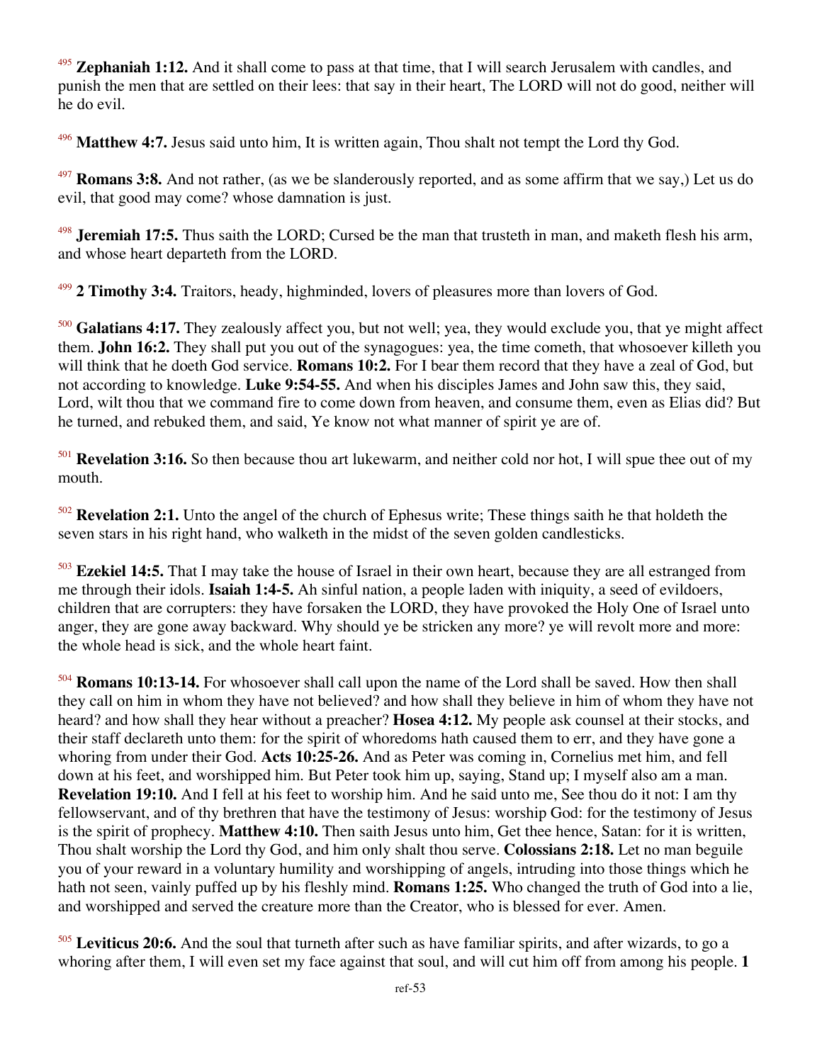[495] **Zephaniah 1:12.** And it shall come to pass at that time, that I will search Jerusalem with candles, and punish the men that are settled on their lees: that say in their heart, The LORD will not do good, neither will he do evil.

[496] **Matthew 4:7.** Jesus said unto him, It is written again, Thou shalt not tempt the Lord thy God.

[497] **Romans 3:8.** And not rather, (as we be slanderously reported, and as some affirm that we say,) Let us do evil, that good may come? whose damnation is just.

[498] **Jeremiah 17:5.** Thus saith the LORD; Cursed be the man that trusteth in man, and maketh flesh his arm, and whose heart departeth from the LORD.

[499] **2 Timothy 3:4.** Traitors, heady, highminded, lovers of pleasures more than lovers of God.

[500] **Galatians 4:17.** They zealously affect you, but not well; yea, they would exclude you, that ye might affect them. **John 16:2.** They shall put you out of the synagogues: yea, the time cometh, that whosoever killeth you will think that he doeth God service. **Romans 10:2.** For I bear them record that they have a zeal of God, but not according to knowledge. **Luke 9:54-55.** And when his disciples James and John saw this, they said, Lord, wilt thou that we command fire to come down from heaven, and consume them, even as Elias did? But he turned, and rebuked them, and said, Ye know not what manner of spirit ye are of.

[501] **Revelation 3:16.** So then because thou art lukewarm, and neither cold nor hot, I will spue thee out of my mouth.

[502] **Revelation 2:1.** Unto the angel of the church of Ephesus write; These things saith he that holdeth the seven stars in his right hand, who walketh in the midst of the seven golden candlesticks.

[503] **Ezekiel 14:5.** That I may take the house of Israel in their own heart, because they are all estranged from me through their idols. **Isaiah 1:4-5.** Ah sinful nation, a people laden with iniquity, a seed of evildoers, children that are corrupters: they have forsaken the LORD, they have provoked the Holy One of Israel unto anger, they are gone away backward. Why should ye be stricken any more? ye will revolt more and more: the whole head is sick, and the whole heart faint.

[504] **Romans 10:13-14.** For whosoever shall call upon the name of the Lord shall be saved. How then shall they call on him in whom they have not believed? and how shall they believe in him of whom they have not heard? and how shall they hear without a preacher? **Hosea 4:12.** My people ask counsel at their stocks, and their staff declareth unto them: for the spirit of whoredoms hath caused them to err, and they have gone a whoring from under their God. **Acts 10:25-26.** And as Peter was coming in, Cornelius met him, and fell down at his feet, and worshipped him. But Peter took him up, saying, Stand up; I myself also am a man. **Revelation 19:10.** And I fell at his feet to worship him. And he said unto me, See thou do it not: I am thy fellowservant, and of thy brethren that have the testimony of Jesus: worship God: for the testimony of Jesus is the spirit of prophecy. **Matthew 4:10.** Then saith Jesus unto him, Get thee hence, Satan: for it is written, Thou shalt worship the Lord thy God, and him only shalt thou serve. **Colossians 2:18.** Let no man beguile you of your reward in a voluntary humility and worshipping of angels, intruding into those things which he hath not seen, vainly puffed up by his fleshly mind. **Romans 1:25.** Who changed the truth of God into a lie, and worshipped and served the creature more than the Creator, who is blessed for ever. Amen.

[505] **Leviticus 20:6.** And the soul that turneth after such as have familiar spirits, and after wizards, to go a whoring after them, I will even set my face against that soul, and will cut him off from among his people. **1**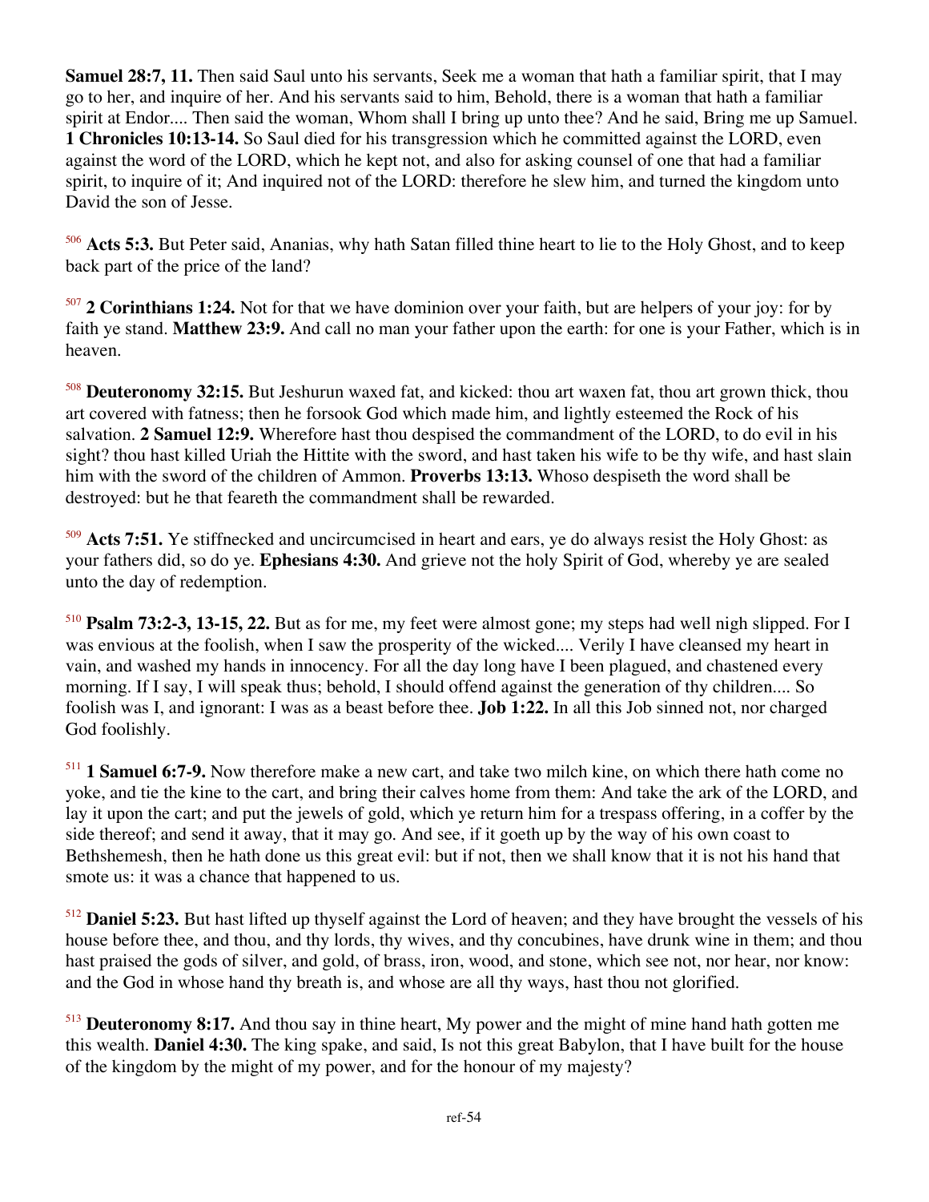**Samuel 28:7, 11.** Then said Saul unto his servants, Seek me a woman that hath a familiar spirit, that I may go to her, and inquire of her. And his servants said to him, Behold, there is a woman that hath a familiar spirit at Endor.... Then said the woman, Whom shall I bring up unto thee? And he said, Bring me up Samuel. **1 Chronicles 10:13-14.** So Saul died for his transgression which he committed against the LORD, even against the word of the LORD, which he kept not, and also for asking counsel of one that had a familiar spirit, to inquire of it; And inquired not of the LORD: therefore he slew him, and turned the kingdom unto David the son of Jesse.

[506] **Acts 5:3.** But Peter said, Ananias, why hath Satan filled thine heart to lie to the Holy Ghost, and to keep back part of the price of the land?

[507] **2 Corinthians 1:24.** Not for that we have dominion over your faith, but are helpers of your joy: for by faith ye stand. **Matthew 23:9.** And call no man your father upon the earth: for one is your Father, which is in heaven.

[508] **Deuteronomy 32:15.** But Jeshurun waxed fat, and kicked: thou art waxen fat, thou art grown thick, thou art covered with fatness; then he forsook God which made him, and lightly esteemed the Rock of his salvation. **2 Samuel 12:9.** Wherefore hast thou despised the commandment of the LORD, to do evil in his sight? thou hast killed Uriah the Hittite with the sword, and hast taken his wife to be thy wife, and hast slain him with the sword of the children of Ammon. **Proverbs 13:13.** Whoso despiseth the word shall be destroyed: but he that feareth the commandment shall be rewarded.

[509] **Acts 7:51.** Ye stiffnecked and uncircumcised in heart and ears, ye do always resist the Holy Ghost: as your fathers did, so do ye. **Ephesians 4:30.** And grieve not the holy Spirit of God, whereby ye are sealed unto the day of redemption.

[510] **Psalm 73:2-3, 13-15, 22.** But as for me, my feet were almost gone; my steps had well nigh slipped. For I was envious at the foolish, when I saw the prosperity of the wicked.... Verily I have cleansed my heart in vain, and washed my hands in innocency. For all the day long have I been plagued, and chastened every morning. If I say, I will speak thus; behold, I should offend against the generation of thy children.... So foolish was I, and ignorant: I was as a beast before thee. **Job 1:22.** In all this Job sinned not, nor charged God foolishly.

[511] **1 Samuel 6:7-9.** Now therefore make a new cart, and take two milch kine, on which there hath come no yoke, and tie the kine to the cart, and bring their calves home from them: And take the ark of the LORD, and lay it upon the cart; and put the jewels of gold, which ye return him for a trespass offering, in a coffer by the side thereof; and send it away, that it may go. And see, if it goeth up by the way of his own coast to Bethshemesh, then he hath done us this great evil: but if not, then we shall know that it is not his hand that smote us: it was a chance that happened to us.

[512] **Daniel 5:23.** But hast lifted up thyself against the Lord of heaven; and they have brought the vessels of his house before thee, and thou, and thy lords, thy wives, and thy concubines, have drunk wine in them; and thou hast praised the gods of silver, and gold, of brass, iron, wood, and stone, which see not, nor hear, nor know: and the God in whose hand thy breath is, and whose are all thy ways, hast thou not glorified.

[513] **Deuteronomy 8:17.** And thou say in thine heart, My power and the might of mine hand hath gotten me this wealth. **Daniel 4:30.** The king spake, and said, Is not this great Babylon, that I have built for the house of the kingdom by the might of my power, and for the honour of my majesty?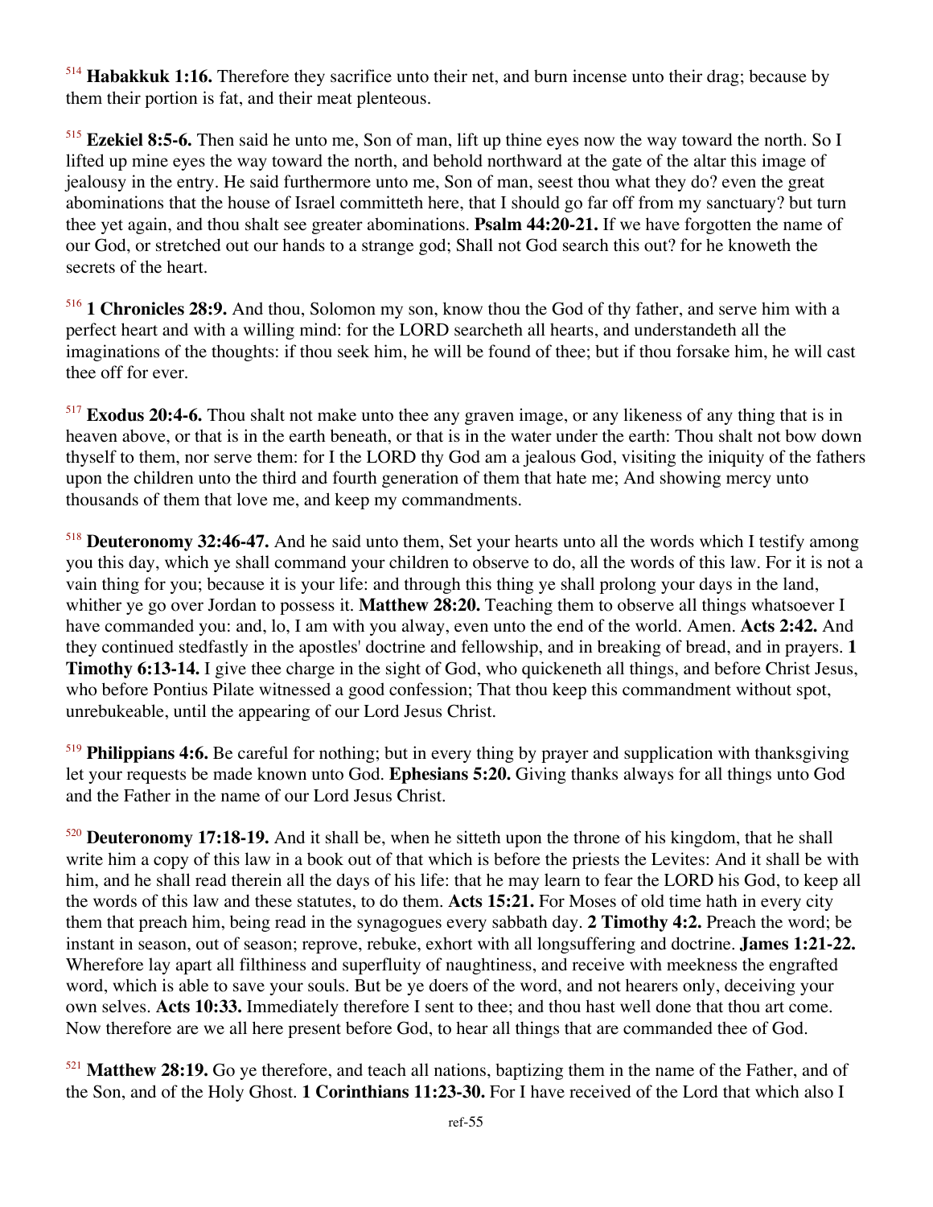[514] **Habakkuk 1:16.** Therefore they sacrifice unto their net, and burn incense unto their drag; because by them their portion is fat, and their meat plenteous.

[515] **Ezekiel 8:5-6.** Then said he unto me, Son of man, lift up thine eyes now the way toward the north. So I lifted up mine eyes the way toward the north, and behold northward at the gate of the altar this image of jealousy in the entry. He said furthermore unto me, Son of man, seest thou what they do? even the great abominations that the house of Israel committeth here, that I should go far off from my sanctuary? but turn thee yet again, and thou shalt see greater abominations. **Psalm 44:20-21.** If we have forgotten the name of our God, or stretched out our hands to a strange god; Shall not God search this out? for he knoweth the secrets of the heart.

[516] **1 Chronicles 28:9.** And thou, Solomon my son, know thou the God of thy father, and serve him with a perfect heart and with a willing mind: for the LORD searcheth all hearts, and understandeth all the imaginations of the thoughts: if thou seek him, he will be found of thee; but if thou forsake him, he will cast thee off for ever.

[517] **Exodus 20:4-6.** Thou shalt not make unto thee any graven image, or any likeness of any thing that is in heaven above, or that is in the earth beneath, or that is in the water under the earth: Thou shalt not bow down thyself to them, nor serve them: for I the LORD thy God am a jealous God, visiting the iniquity of the fathers upon the children unto the third and fourth generation of them that hate me; And showing mercy unto thousands of them that love me, and keep my commandments.

[518] **Deuteronomy 32:46-47.** And he said unto them, Set your hearts unto all the words which I testify among you this day, which ye shall command your children to observe to do, all the words of this law. For it is not a vain thing for you; because it is your life: and through this thing ye shall prolong your days in the land, whither ye go over Jordan to possess it. **Matthew 28:20.** Teaching them to observe all things whatsoever I have commanded you: and, lo, I am with you alway, even unto the end of the world. Amen. **Acts 2:42.** And they continued stedfastly in the apostles' doctrine and fellowship, and in breaking of bread, and in prayers. **1 Timothy 6:13-14.** I give thee charge in the sight of God, who quickeneth all things, and before Christ Jesus, who before Pontius Pilate witnessed a good confession; That thou keep this commandment without spot, unrebukeable, until the appearing of our Lord Jesus Christ.

[519] **Philippians 4:6.** Be careful for nothing; but in every thing by prayer and supplication with thanksgiving let your requests be made known unto God. **Ephesians 5:20.** Giving thanks always for all things unto God and the Father in the name of our Lord Jesus Christ.

[520] **Deuteronomy 17:18-19.** And it shall be, when he sitteth upon the throne of his kingdom, that he shall write him a copy of this law in a book out of that which is before the priests the Levites: And it shall be with him, and he shall read therein all the days of his life: that he may learn to fear the LORD his God, to keep all the words of this law and these statutes, to do them. **Acts 15:21.** For Moses of old time hath in every city them that preach him, being read in the synagogues every sabbath day. **2 Timothy 4:2.** Preach the word; be instant in season, out of season; reprove, rebuke, exhort with all longsuffering and doctrine. **James 1:21-22.** Wherefore lay apart all filthiness and superfluity of naughtiness, and receive with meekness the engrafted word, which is able to save your souls. But be ye doers of the word, and not hearers only, deceiving your own selves. **Acts 10:33.** Immediately therefore I sent to thee; and thou hast well done that thou art come. Now therefore are we all here present before God, to hear all things that are commanded thee of God.

[521] **Matthew 28:19.** Go ye therefore, and teach all nations, baptizing them in the name of the Father, and of the Son, and of the Holy Ghost. **1 Corinthians 11:23-30.** For I have received of the Lord that which also I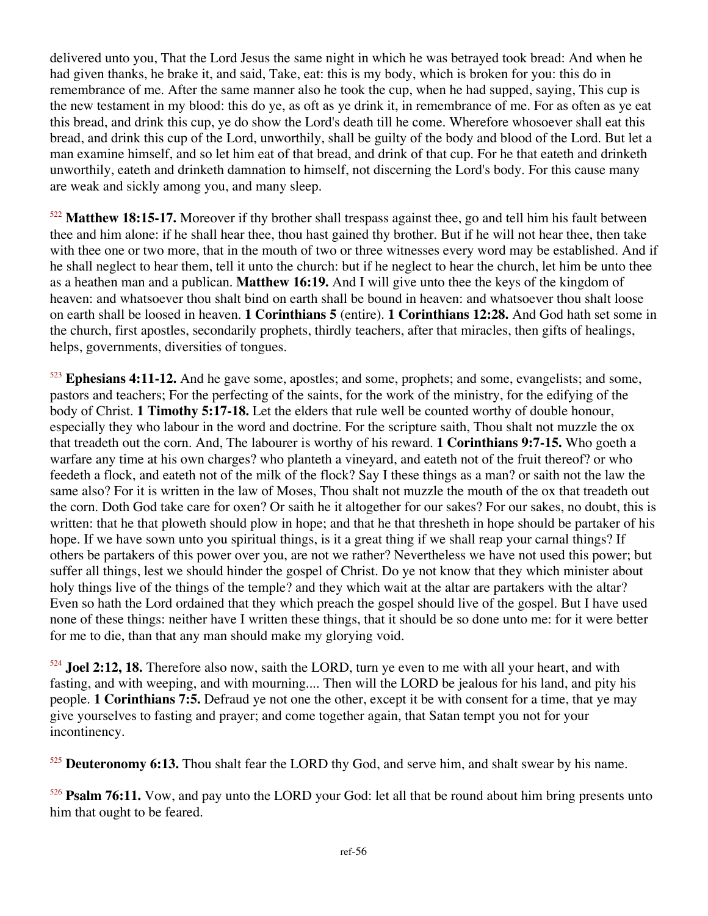delivered unto you, That the Lord Jesus the same night in which he was betrayed took bread: And when he had given thanks, he brake it, and said, Take, eat: this is my body, which is broken for you: this do in remembrance of me. After the same manner also he took the cup, when he had supped, saying, This cup is the new testament in my blood: this do ye, as oft as ye drink it, in remembrance of me. For as often as ye eat this bread, and drink this cup, ye do show the Lord's death till he come. Wherefore whosoever shall eat this bread, and drink this cup of the Lord, unworthily, shall be guilty of the body and blood of the Lord. But let a man examine himself, and so let him eat of that bread, and drink of that cup. For he that eateth and drinketh unworthily, eateth and drinketh damnation to himself, not discerning the Lord's body. For this cause many are weak and sickly among you, and many sleep.

[522] **Matthew 18:15-17.** Moreover if thy brother shall trespass against thee, go and tell him his fault between thee and him alone: if he shall hear thee, thou hast gained thy brother. But if he will not hear thee, then take with thee one or two more, that in the mouth of two or three witnesses every word may be established. And if he shall neglect to hear them, tell it unto the church: but if he neglect to hear the church, let him be unto thee as a heathen man and a publican. **Matthew 16:19.** And I will give unto thee the keys of the kingdom of heaven: and whatsoever thou shalt bind on earth shall be bound in heaven: and whatsoever thou shalt loose on earth shall be loosed in heaven. **1 Corinthians 5** (entire). **1 Corinthians 12:28.** And God hath set some in the church, first apostles, secondarily prophets, thirdly teachers, after that miracles, then gifts of healings, helps, governments, diversities of tongues.

[523] **Ephesians 4:11-12.** And he gave some, apostles; and some, prophets; and some, evangelists; and some, pastors and teachers; For the perfecting of the saints, for the work of the ministry, for the edifying of the body of Christ. **1 Timothy 5:17-18.** Let the elders that rule well be counted worthy of double honour, especially they who labour in the word and doctrine. For the scripture saith, Thou shalt not muzzle the ox that treadeth out the corn. And, The labourer is worthy of his reward. **1 Corinthians 9:7-15.** Who goeth a warfare any time at his own charges? who planteth a vineyard, and eateth not of the fruit thereof? or who feedeth a flock, and eateth not of the milk of the flock? Say I these things as a man? or saith not the law the same also? For it is written in the law of Moses, Thou shalt not muzzle the mouth of the ox that treadeth out the corn. Doth God take care for oxen? Or saith he it altogether for our sakes? For our sakes, no doubt, this is written: that he that ploweth should plow in hope; and that he that thresheth in hope should be partaker of his hope. If we have sown unto you spiritual things, is it a great thing if we shall reap your carnal things? If others be partakers of this power over you, are not we rather? Nevertheless we have not used this power; but suffer all things, lest we should hinder the gospel of Christ. Do ye not know that they which minister about holy things live of the things of the temple? and they which wait at the altar are partakers with the altar? Even so hath the Lord ordained that they which preach the gospel should live of the gospel. But I have used none of these things: neither have I written these things, that it should be so done unto me: for it were better for me to die, than that any man should make my glorying void.

[524] **Joel 2:12, 18.** Therefore also now, saith the LORD, turn ye even to me with all your heart, and with fasting, and with weeping, and with mourning.... Then will the LORD be jealous for his land, and pity his people. **1 Corinthians 7:5.** Defraud ye not one the other, except it be with consent for a time, that ye may give yourselves to fasting and prayer; and come together again, that Satan tempt you not for your incontinency.

[525] **Deuteronomy 6:13.** Thou shalt fear the LORD thy God, and serve him, and shalt swear by his name.

[526] **Psalm 76:11.** Vow, and pay unto the LORD your God: let all that be round about him bring presents unto him that ought to be feared.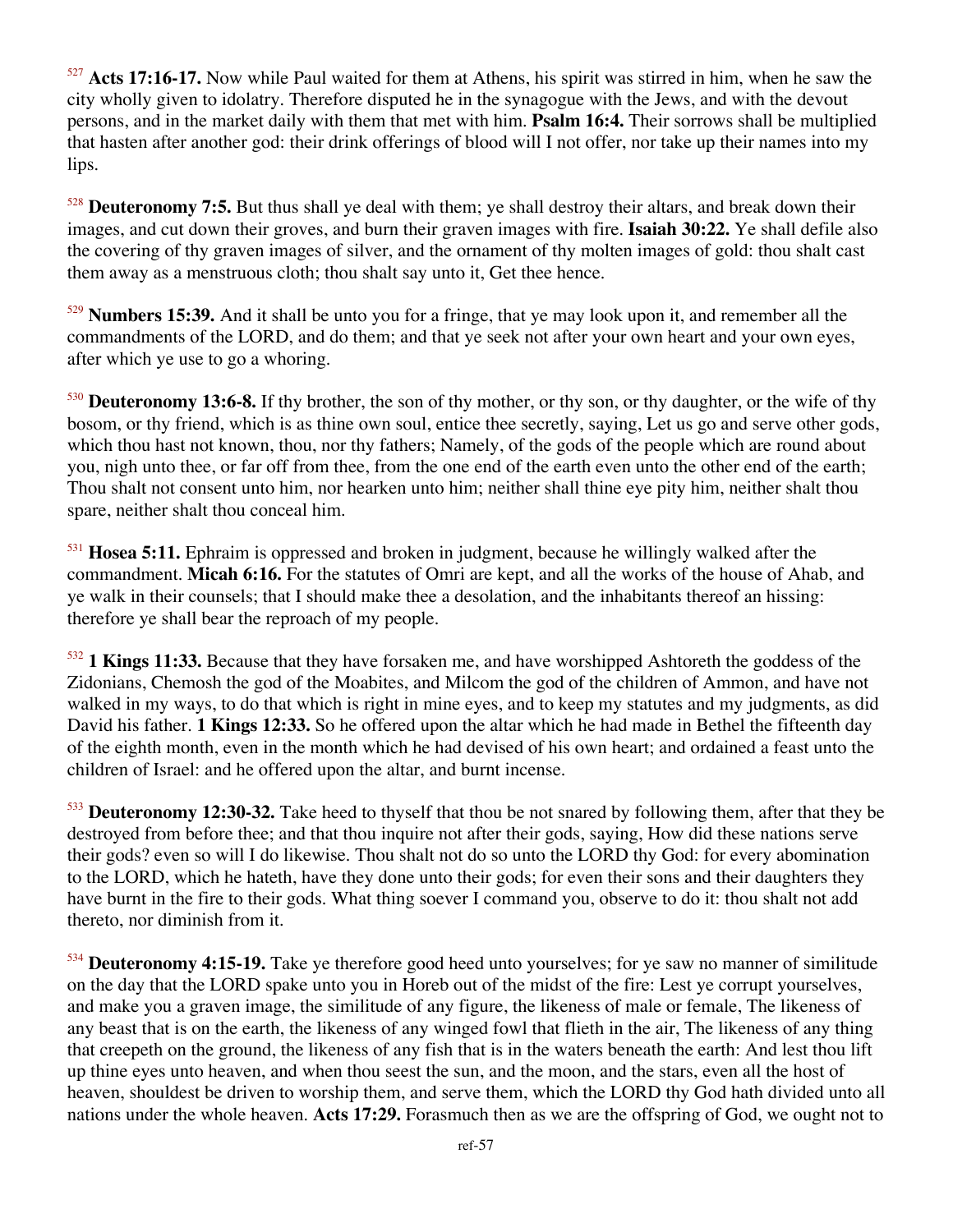[527] **Acts 17:16-17.** Now while Paul waited for them at Athens, his spirit was stirred in him, when he saw the city wholly given to idolatry. Therefore disputed he in the synagogue with the Jews, and with the devout persons, and in the market daily with them that met with him. **Psalm 16:4.** Their sorrows shall be multiplied that hasten after another god: their drink offerings of blood will I not offer, nor take up their names into my lips.

[528] **Deuteronomy 7:5.** But thus shall ye deal with them; ye shall destroy their altars, and break down their images, and cut down their groves, and burn their graven images with fire. **Isaiah 30:22.** Ye shall defile also the covering of thy graven images of silver, and the ornament of thy molten images of gold: thou shalt cast them away as a menstruous cloth; thou shalt say unto it, Get thee hence.

[529] **Numbers 15:39.** And it shall be unto you for a fringe, that ye may look upon it, and remember all the commandments of the LORD, and do them; and that ye seek not after your own heart and your own eyes, after which ye use to go a whoring.

[530] **Deuteronomy 13:6-8.** If thy brother, the son of thy mother, or thy son, or thy daughter, or the wife of thy bosom, or thy friend, which is as thine own soul, entice thee secretly, saying, Let us go and serve other gods, which thou hast not known, thou, nor thy fathers; Namely, of the gods of the people which are round about you, nigh unto thee, or far off from thee, from the one end of the earth even unto the other end of the earth; Thou shalt not consent unto him, nor hearken unto him; neither shall thine eye pity him, neither shalt thou spare, neither shalt thou conceal him.

[531] **Hosea 5:11.** Ephraim is oppressed and broken in judgment, because he willingly walked after the commandment. **Micah 6:16.** For the statutes of Omri are kept, and all the works of the house of Ahab, and ye walk in their counsels; that I should make thee a desolation, and the inhabitants thereof an hissing: therefore ye shall bear the reproach of my people.

[532] **1 Kings 11:33.** Because that they have forsaken me, and have worshipped Ashtoreth the goddess of the Zidonians, Chemosh the god of the Moabites, and Milcom the god of the children of Ammon, and have not walked in my ways, to do that which is right in mine eyes, and to keep my statutes and my judgments, as did David his father. **1 Kings 12:33.** So he offered upon the altar which he had made in Bethel the fifteenth day of the eighth month, even in the month which he had devised of his own heart; and ordained a feast unto the children of Israel: and he offered upon the altar, and burnt incense.

[533] **Deuteronomy 12:30-32.** Take heed to thyself that thou be not snared by following them, after that they be destroyed from before thee; and that thou inquire not after their gods, saying, How did these nations serve their gods? even so will I do likewise. Thou shalt not do so unto the LORD thy God: for every abomination to the LORD, which he hateth, have they done unto their gods; for even their sons and their daughters they have burnt in the fire to their gods. What thing soever I command you, observe to do it: thou shalt not add thereto, nor diminish from it.

[534] **Deuteronomy 4:15-19.** Take ye therefore good heed unto yourselves; for ye saw no manner of similitude on the day that the LORD spake unto you in Horeb out of the midst of the fire: Lest ye corrupt yourselves, and make you a graven image, the similitude of any figure, the likeness of male or female, The likeness of any beast that is on the earth, the likeness of any winged fowl that flieth in the air, The likeness of any thing that creepeth on the ground, the likeness of any fish that is in the waters beneath the earth: And lest thou lift up thine eyes unto heaven, and when thou seest the sun, and the moon, and the stars, even all the host of heaven, shouldest be driven to worship them, and serve them, which the LORD thy God hath divided unto all nations under the whole heaven. **Acts 17:29.** Forasmuch then as we are the offspring of God, we ought not to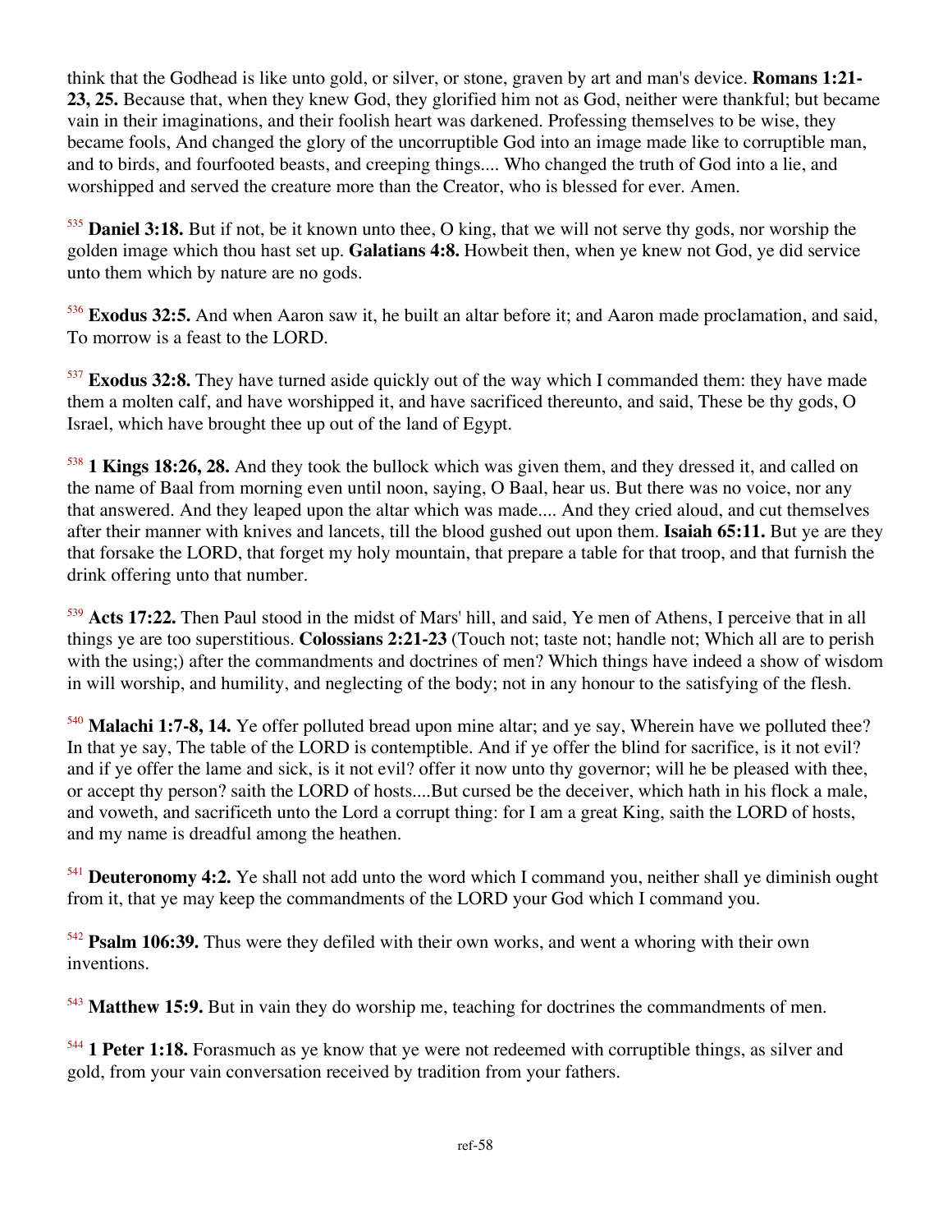think that the Godhead is like unto gold, or silver, or stone, graven by art and man's device. **Romans 1:21-23, 25.** Because that, when they knew God, they glorified him not as God, neither were thankful; but became vain in their imaginations, and their foolish heart was darkened. Professing themselves to be wise, they became fools, And changed the glory of the uncorruptible God into an image made like to corruptible man, and to birds, and fourfooted beasts, and creeping things.... Who changed the truth of God into a lie, and worshipped and served the creature more than the Creator, who is blessed for ever. Amen.

[535] **Daniel 3:18.** But if not, be it known unto thee, O king, that we will not serve thy gods, nor worship the golden image which thou hast set up. **Galatians 4:8.** Howbeit then, when ye knew not God, ye did service unto them which by nature are no gods.

[536] **Exodus 32:5.** And when Aaron saw it, he built an altar before it; and Aaron made proclamation, and said, To morrow is a feast to the LORD.

[537] **Exodus 32:8.** They have turned aside quickly out of the way which I commanded them: they have made them a molten calf, and have worshipped it, and have sacrificed thereunto, and said, These be thy gods, O Israel, which have brought thee up out of the land of Egypt.

[538] **1 Kings 18:26, 28.** And they took the bullock which was given them, and they dressed it, and called on the name of Baal from morning even until noon, saying, O Baal, hear us. But there was no voice, nor any that answered. And they leaped upon the altar which was made.... And they cried aloud, and cut themselves after their manner with knives and lancets, till the blood gushed out upon them. **Isaiah 65:11.** But ye are they that forsake the LORD, that forget my holy mountain, that prepare a table for that troop, and that furnish the drink offering unto that number.

[539] **Acts 17:22.** Then Paul stood in the midst of Mars' hill, and said, Ye men of Athens, I perceive that in all things ye are too superstitious. **Colossians 2:21-23** (Touch not; taste not; handle not; Which all are to perish with the using;) after the commandments and doctrines of men? Which things have indeed a show of wisdom in will worship, and humility, and neglecting of the body; not in any honour to the satisfying of the flesh.

[540] **Malachi 1:7-8, 14.** Ye offer polluted bread upon mine altar; and ye say, Wherein have we polluted thee? In that ye say, The table of the LORD is contemptible. And if ye offer the blind for sacrifice, is it not evil? and if ye offer the lame and sick, is it not evil? offer it now unto thy governor; will he be pleased with thee, or accept thy person? saith the LORD of hosts....But cursed be the deceiver, which hath in his flock a male, and voweth, and sacrificeth unto the Lord a corrupt thing: for I am a great King, saith the LORD of hosts, and my name is dreadful among the heathen.

[541] **Deuteronomy 4:2.** Ye shall not add unto the word which I command you, neither shall ye diminish ought from it, that ye may keep the commandments of the LORD your God which I command you.

[542] **Psalm 106:39.** Thus were they defiled with their own works, and went a whoring with their own inventions.

[543] **Matthew 15:9.** But in vain they do worship me, teaching for doctrines the commandments of men.

[544] **1 Peter 1:18.** Forasmuch as ye know that ye were not redeemed with corruptible things, as silver and gold, from your vain conversation received by tradition from your fathers.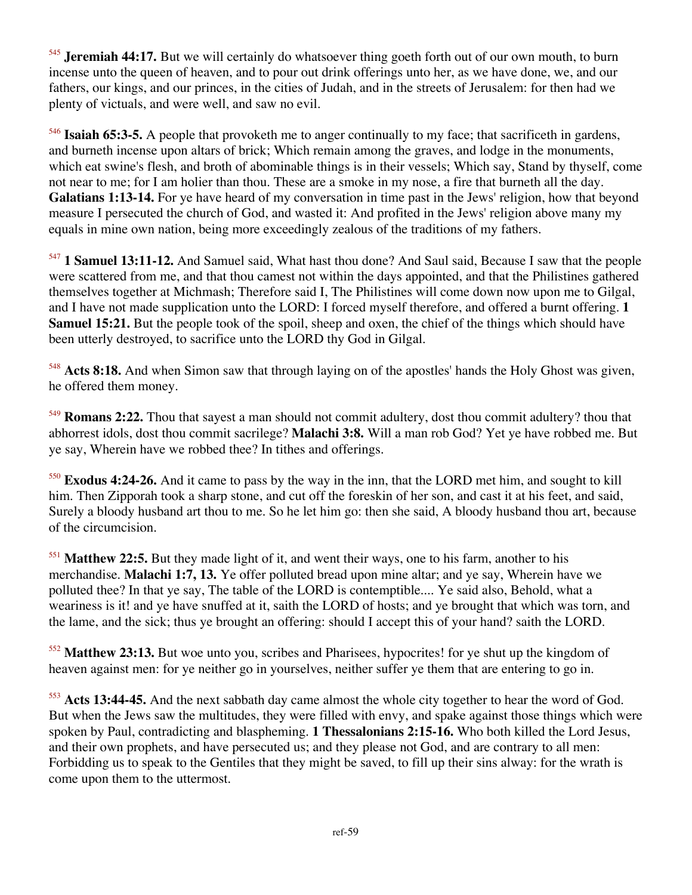[545] **Jeremiah 44:17.** But we will certainly do whatsoever thing goeth forth out of our own mouth, to burn incense unto the queen of heaven, and to pour out drink offerings unto her, as we have done, we, and our fathers, our kings, and our princes, in the cities of Judah, and in the streets of Jerusalem: for then had we plenty of victuals, and were well, and saw no evil.

[546] **Isaiah 65:3-5.** A people that provoketh me to anger continually to my face; that sacrificeth in gardens, and burneth incense upon altars of brick; Which remain among the graves, and lodge in the monuments, which eat swine's flesh, and broth of abominable things is in their vessels; Which say, Stand by thyself, come not near to me; for I am holier than thou. These are a smoke in my nose, a fire that burneth all the day. **Galatians 1:13-14.** For ye have heard of my conversation in time past in the Jews' religion, how that beyond measure I persecuted the church of God, and wasted it: And profited in the Jews' religion above many my equals in mine own nation, being more exceedingly zealous of the traditions of my fathers.

[547] **1 Samuel 13:11-12.** And Samuel said, What hast thou done? And Saul said, Because I saw that the people were scattered from me, and that thou camest not within the days appointed, and that the Philistines gathered themselves together at Michmash; Therefore said I, The Philistines will come down now upon me to Gilgal, and I have not made supplication unto the LORD: I forced myself therefore, and offered a burnt offering. **1 Samuel 15:21.** But the people took of the spoil, sheep and oxen, the chief of the things which should have been utterly destroyed, to sacrifice unto the LORD thy God in Gilgal.

[548] **Acts 8:18.** And when Simon saw that through laying on of the apostles' hands the Holy Ghost was given, he offered them money.

[549] **Romans 2:22.** Thou that sayest a man should not commit adultery, dost thou commit adultery? thou that abhorrest idols, dost thou commit sacrilege? **Malachi 3:8.** Will a man rob God? Yet ye have robbed me. But ye say, Wherein have we robbed thee? In tithes and offerings.

[550] **Exodus 4:24-26.** And it came to pass by the way in the inn, that the LORD met him, and sought to kill him. Then Zipporah took a sharp stone, and cut off the foreskin of her son, and cast it at his feet, and said, Surely a bloody husband art thou to me. So he let him go: then she said, A bloody husband thou art, because of the circumcision.

[551] **Matthew 22:5.** But they made light of it, and went their ways, one to his farm, another to his merchandise. **Malachi 1:7, 13.** Ye offer polluted bread upon mine altar; and ye say, Wherein have we polluted thee? In that ye say, The table of the LORD is contemptible.... Ye said also, Behold, what a weariness is it! and ye have snuffed at it, saith the LORD of hosts; and ye brought that which was torn, and the lame, and the sick; thus ye brought an offering: should I accept this of your hand? saith the LORD.

[552] **Matthew 23:13.** But woe unto you, scribes and Pharisees, hypocrites! for ye shut up the kingdom of heaven against men: for ye neither go in yourselves, neither suffer ye them that are entering to go in.

[553] **Acts 13:44-45.** And the next sabbath day came almost the whole city together to hear the word of God. But when the Jews saw the multitudes, they were filled with envy, and spake against those things which were spoken by Paul, contradicting and blaspheming. **1 Thessalonians 2:15-16.** Who both killed the Lord Jesus, and their own prophets, and have persecuted us; and they please not God, and are contrary to all men: Forbidding us to speak to the Gentiles that they might be saved, to fill up their sins alway: for the wrath is come upon them to the uttermost.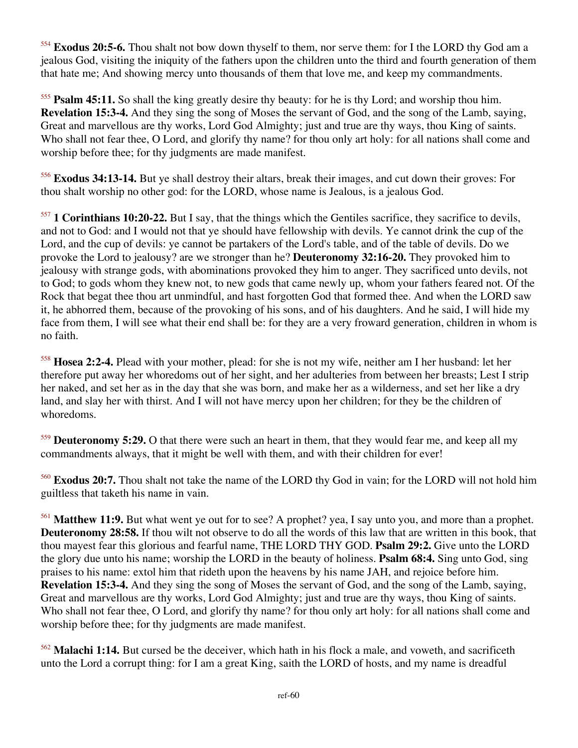[554] **Exodus 20:5-6.** Thou shalt not bow down thyself to them, nor serve them: for I the LORD thy God am a jealous God, visiting the iniquity of the fathers upon the children unto the third and fourth generation of them that hate me; And showing mercy unto thousands of them that love me, and keep my commandments.

[555] **Psalm 45:11.** So shall the king greatly desire thy beauty: for he is thy Lord; and worship thou him. **Revelation 15:3-4.** And they sing the song of Moses the servant of God, and the song of the Lamb, saying, Great and marvellous are thy works, Lord God Almighty; just and true are thy ways, thou King of saints. Who shall not fear thee, O Lord, and glorify thy name? for thou only art holy: for all nations shall come and worship before thee; for thy judgments are made manifest.

[556] **Exodus 34:13-14.** But ye shall destroy their altars, break their images, and cut down their groves: For thou shalt worship no other god: for the LORD, whose name is Jealous, is a jealous God.

[557] **1 Corinthians 10:20-22.** But I say, that the things which the Gentiles sacrifice, they sacrifice to devils, and not to God: and I would not that ye should have fellowship with devils. Ye cannot drink the cup of the Lord, and the cup of devils: ye cannot be partakers of the Lord's table, and of the table of devils. Do we provoke the Lord to jealousy? are we stronger than he? **Deuteronomy 32:16-20.** They provoked him to jealousy with strange gods, with abominations provoked they him to anger. They sacrificed unto devils, not to God; to gods whom they knew not, to new gods that came newly up, whom your fathers feared not. Of the Rock that begat thee thou art unmindful, and hast forgotten God that formed thee. And when the LORD saw it, he abhorred them, because of the provoking of his sons, and of his daughters. And he said, I will hide my face from them, I will see what their end shall be: for they are a very froward generation, children in whom is no faith.

[558] **Hosea 2:2-4.** Plead with your mother, plead: for she is not my wife, neither am I her husband: let her therefore put away her whoredoms out of her sight, and her adulteries from between her breasts; Lest I strip her naked, and set her as in the day that she was born, and make her as a wilderness, and set her like a dry land, and slay her with thirst. And I will not have mercy upon her children; for they be the children of whoredoms.

[559] **Deuteronomy 5:29.** O that there were such an heart in them, that they would fear me, and keep all my commandments always, that it might be well with them, and with their children for ever!

[560] **Exodus 20:7.** Thou shalt not take the name of the LORD thy God in vain; for the LORD will not hold him guiltless that taketh his name in vain.

[561] **Matthew 11:9.** But what went ye out for to see? A prophet? yea, I say unto you, and more than a prophet. **Deuteronomy 28:58.** If thou wilt not observe to do all the words of this law that are written in this book, that thou mayest fear this glorious and fearful name, THE LORD THY GOD. **Psalm 29:2.** Give unto the LORD the glory due unto his name; worship the LORD in the beauty of holiness. **Psalm 68:4.** Sing unto God, sing praises to his name: extol him that rideth upon the heavens by his name JAH, and rejoice before him. **Revelation 15:3-4.** And they sing the song of Moses the servant of God, and the song of the Lamb, saying, Great and marvellous are thy works, Lord God Almighty; just and true are thy ways, thou King of saints. Who shall not fear thee, O Lord, and glorify thy name? for thou only art holy: for all nations shall come and worship before thee; for thy judgments are made manifest.

[562] **Malachi 1:14.** But cursed be the deceiver, which hath in his flock a male, and voweth, and sacrificeth unto the Lord a corrupt thing: for I am a great King, saith the LORD of hosts, and my name is dreadful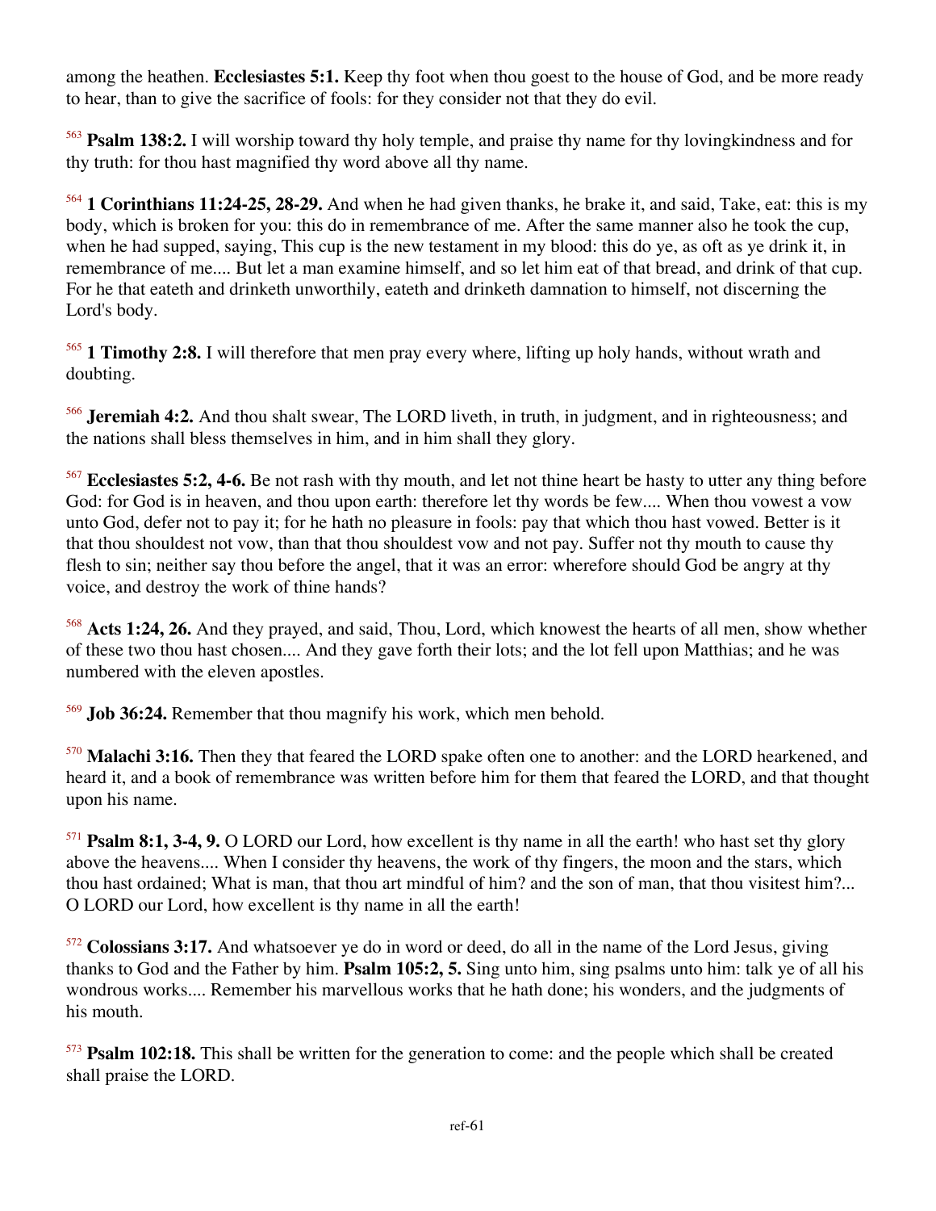among the heathen. **Ecclesiastes 5:1.** Keep thy foot when thou goest to the house of God, and be more ready to hear, than to give the sacrifice of fools: for they consider not that they do evil.

[563] **Psalm 138:2.** I will worship toward thy holy temple, and praise thy name for thy lovingkindness and for thy truth: for thou hast magnified thy word above all thy name.

[564] **1 Corinthians 11:24-25, 28-29.** And when he had given thanks, he brake it, and said, Take, eat: this is my body, which is broken for you: this do in remembrance of me. After the same manner also he took the cup, when he had supped, saying, This cup is the new testament in my blood: this do ye, as oft as ye drink it, in remembrance of me.... But let a man examine himself, and so let him eat of that bread, and drink of that cup. For he that eateth and drinketh unworthily, eateth and drinketh damnation to himself, not discerning the Lord's body.

[565] **1 Timothy 2:8.** I will therefore that men pray every where, lifting up holy hands, without wrath and doubting.

[566] **Jeremiah 4:2.** And thou shalt swear, The LORD liveth, in truth, in judgment, and in righteousness; and the nations shall bless themselves in him, and in him shall they glory.

[567] **Ecclesiastes 5:2, 4-6.** Be not rash with thy mouth, and let not thine heart be hasty to utter any thing before God: for God is in heaven, and thou upon earth: therefore let thy words be few.... When thou vowest a vow unto God, defer not to pay it; for he hath no pleasure in fools: pay that which thou hast vowed. Better is it that thou shouldest not vow, than that thou shouldest vow and not pay. Suffer not thy mouth to cause thy flesh to sin; neither say thou before the angel, that it was an error: wherefore should God be angry at thy voice, and destroy the work of thine hands?

[568] **Acts 1:24, 26.** And they prayed, and said, Thou, Lord, which knowest the hearts of all men, show whether of these two thou hast chosen.... And they gave forth their lots; and the lot fell upon Matthias; and he was numbered with the eleven apostles.

[569] **Job 36:24.** Remember that thou magnify his work, which men behold.

[570] **Malachi 3:16.** Then they that feared the LORD spake often one to another: and the LORD hearkened, and heard it, and a book of remembrance was written before him for them that feared the LORD, and that thought upon his name.

[571] **Psalm 8:1, 3-4, 9.** O LORD our Lord, how excellent is thy name in all the earth! who hast set thy glory above the heavens.... When I consider thy heavens, the work of thy fingers, the moon and the stars, which thou hast ordained; What is man, that thou art mindful of him? and the son of man, that thou visitest him?... O LORD our Lord, how excellent is thy name in all the earth!

[572] **Colossians 3:17.** And whatsoever ye do in word or deed, do all in the name of the Lord Jesus, giving thanks to God and the Father by him. **Psalm 105:2, 5.** Sing unto him, sing psalms unto him: talk ye of all his wondrous works.... Remember his marvellous works that he hath done; his wonders, and the judgments of his mouth.

[573] **Psalm 102:18.** This shall be written for the generation to come: and the people which shall be created shall praise the LORD.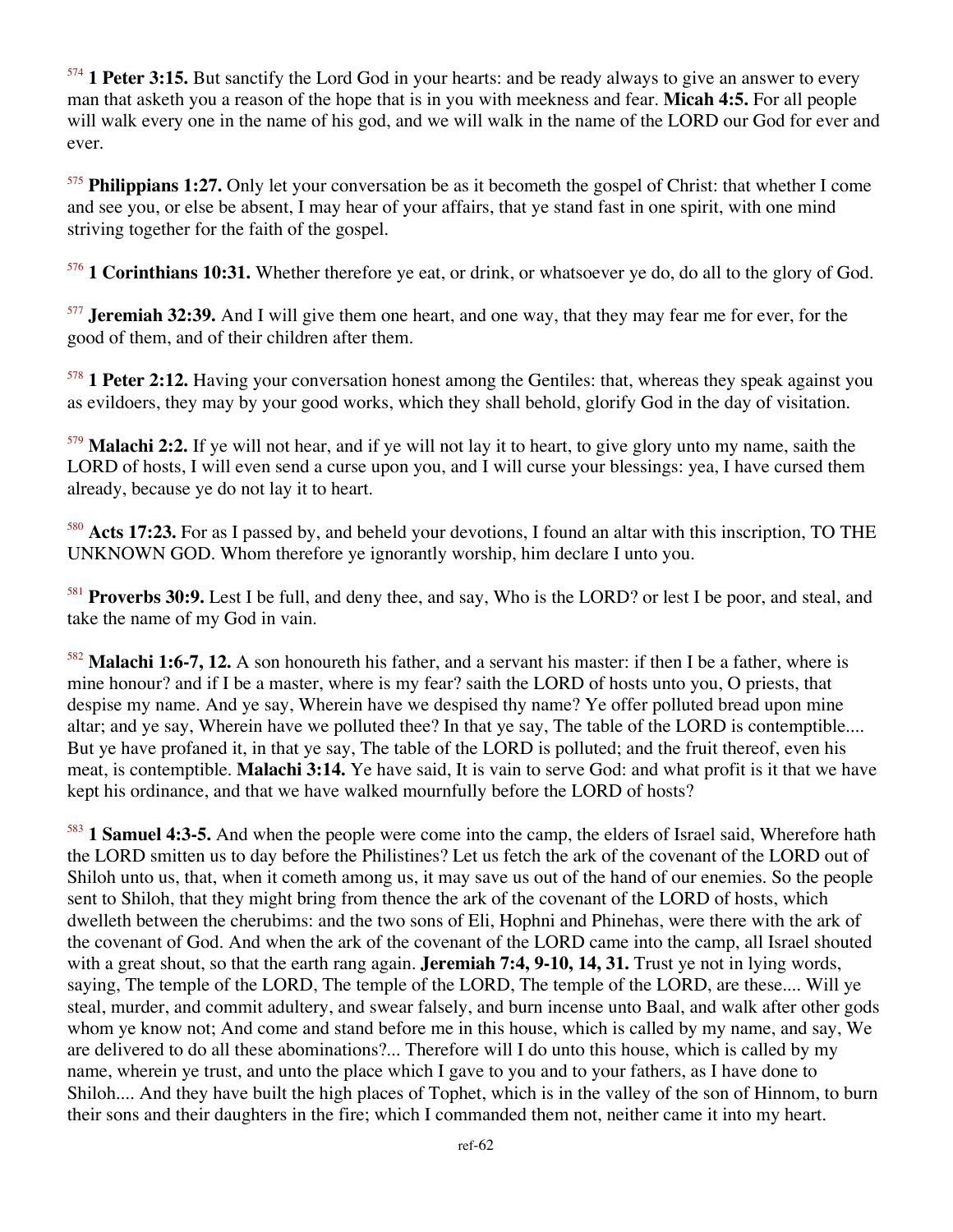[574] **1 Peter 3:15.** But sanctify the Lord God in your hearts: and be ready always to give an answer to every man that asketh you a reason of the hope that is in you with meekness and fear. **Micah 4:5.** For all people will walk every one in the name of his god, and we will walk in the name of the LORD our God for ever and ever.

[575] **Philippians 1:27.** Only let your conversation be as it becometh the gospel of Christ: that whether I come and see you, or else be absent, I may hear of your affairs, that ye stand fast in one spirit, with one mind striving together for the faith of the gospel.

[576] **1 Corinthians 10:31.** Whether therefore ye eat, or drink, or whatsoever ye do, do all to the glory of God.

[577] **Jeremiah 32:39.** And I will give them one heart, and one way, that they may fear me for ever, for the good of them, and of their children after them.

[578] **1 Peter 2:12.** Having your conversation honest among the Gentiles: that, whereas they speak against you as evildoers, they may by your good works, which they shall behold, glorify God in the day of visitation.

[579] **Malachi 2:2.** If ye will not hear, and if ye will not lay it to heart, to give glory unto my name, saith the LORD of hosts, I will even send a curse upon you, and I will curse your blessings: yea, I have cursed them already, because ye do not lay it to heart.

[580] **Acts 17:23.** For as I passed by, and beheld your devotions, I found an altar with this inscription, TO THE UNKNOWN GOD. Whom therefore ye ignorantly worship, him declare I unto you.

[581] **Proverbs 30:9.** Lest I be full, and deny thee, and say, Who is the LORD? or lest I be poor, and steal, and take the name of my God in vain.

[582] **Malachi 1:6-7, 12.** A son honoureth his father, and a servant his master: if then I be a father, where is mine honour? and if I be a master, where is my fear? saith the LORD of hosts unto you, O priests, that despise my name. And ye say, Wherein have we despised thy name? Ye offer polluted bread upon mine altar; and ye say, Wherein have we polluted thee? In that ye say, The table of the LORD is contemptible.... But ye have profaned it, in that ye say, The table of the LORD is polluted; and the fruit thereof, even his meat, is contemptible. **Malachi 3:14.** Ye have said, It is vain to serve God: and what profit is it that we have kept his ordinance, and that we have walked mournfully before the LORD of hosts?

[583] **1 Samuel 4:3-5.** And when the people were come into the camp, the elders of Israel said, Wherefore hath the LORD smitten us to day before the Philistines? Let us fetch the ark of the covenant of the LORD out of Shiloh unto us, that, when it cometh among us, it may save us out of the hand of our enemies. So the people sent to Shiloh, that they might bring from thence the ark of the covenant of the LORD of hosts, which dwelleth between the cherubims: and the two sons of Eli, Hophni and Phinehas, were there with the ark of the covenant of God. And when the ark of the covenant of the LORD came into the camp, all Israel shouted with a great shout, so that the earth rang again. **Jeremiah 7:4, 9-10, 14, 31.** Trust ye not in lying words, saying, The temple of the LORD, The temple of the LORD, The temple of the LORD, are these.... Will ye steal, murder, and commit adultery, and swear falsely, and burn incense unto Baal, and walk after other gods whom ye know not; And come and stand before me in this house, which is called by my name, and say, We are delivered to do all these abominations?... Therefore will I do unto this house, which is called by my name, wherein ye trust, and unto the place which I gave to you and to your fathers, as I have done to Shiloh.... And they have built the high places of Tophet, which is in the valley of the son of Hinnom, to burn their sons and their daughters in the fire; which I commanded them not, neither came it into my heart.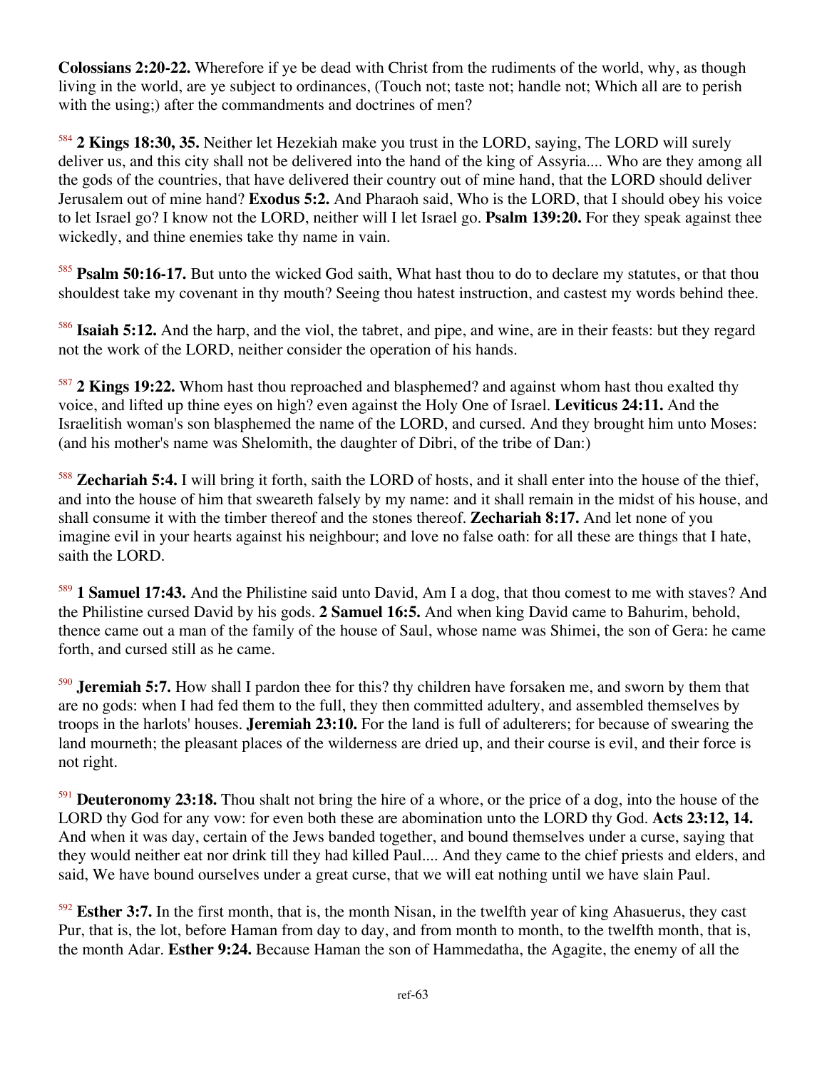**Colossians 2:20-22.** Wherefore if ye be dead with Christ from the rudiments of the world, why, as though living in the world, are ye subject to ordinances, (Touch not; taste not; handle not; Which all are to perish with the using;) after the commandments and doctrines of men?

[584] **2 Kings 18:30, 35.** Neither let Hezekiah make you trust in the LORD, saying, The LORD will surely deliver us, and this city shall not be delivered into the hand of the king of Assyria.... Who are they among all the gods of the countries, that have delivered their country out of mine hand, that the LORD should deliver Jerusalem out of mine hand? **Exodus 5:2.** And Pharaoh said, Who is the LORD, that I should obey his voice to let Israel go? I know not the LORD, neither will I let Israel go. **Psalm 139:20.** For they speak against thee wickedly, and thine enemies take thy name in vain.

[585] **Psalm 50:16-17.** But unto the wicked God saith, What hast thou to do to declare my statutes, or that thou shouldest take my covenant in thy mouth? Seeing thou hatest instruction, and castest my words behind thee.

[586] **Isaiah 5:12.** And the harp, and the viol, the tabret, and pipe, and wine, are in their feasts: but they regard not the work of the LORD, neither consider the operation of his hands.

[587] **2 Kings 19:22.** Whom hast thou reproached and blasphemed? and against whom hast thou exalted thy voice, and lifted up thine eyes on high? even against the Holy One of Israel. **Leviticus 24:11.** And the Israelitish woman's son blasphemed the name of the LORD, and cursed. And they brought him unto Moses: (and his mother's name was Shelomith, the daughter of Dibri, of the tribe of Dan:)

[588] **Zechariah 5:4.** I will bring it forth, saith the LORD of hosts, and it shall enter into the house of the thief, and into the house of him that sweareth falsely by my name: and it shall remain in the midst of his house, and shall consume it with the timber thereof and the stones thereof. **Zechariah 8:17.** And let none of you imagine evil in your hearts against his neighbour; and love no false oath: for all these are things that I hate, saith the LORD.

[589] **1 Samuel 17:43.** And the Philistine said unto David, Am I a dog, that thou comest to me with staves? And the Philistine cursed David by his gods. **2 Samuel 16:5.** And when king David came to Bahurim, behold, thence came out a man of the family of the house of Saul, whose name was Shimei, the son of Gera: he came forth, and cursed still as he came.

[590] **Jeremiah 5:7.** How shall I pardon thee for this? thy children have forsaken me, and sworn by them that are no gods: when I had fed them to the full, they then committed adultery, and assembled themselves by troops in the harlots' houses. **Jeremiah 23:10.** For the land is full of adulterers; for because of swearing the land mourneth; the pleasant places of the wilderness are dried up, and their course is evil, and their force is not right.

[591] **Deuteronomy 23:18.** Thou shalt not bring the hire of a whore, or the price of a dog, into the house of the LORD thy God for any vow: for even both these are abomination unto the LORD thy God. **Acts 23:12, 14.** And when it was day, certain of the Jews banded together, and bound themselves under a curse, saying that they would neither eat nor drink till they had killed Paul.... And they came to the chief priests and elders, and said, We have bound ourselves under a great curse, that we will eat nothing until we have slain Paul.

[592] **Esther 3:7.** In the first month, that is, the month Nisan, in the twelfth year of king Ahasuerus, they cast Pur, that is, the lot, before Haman from day to day, and from month to month, to the twelfth month, that is, the month Adar. **Esther 9:24.** Because Haman the son of Hammedatha, the Agagite, the enemy of all the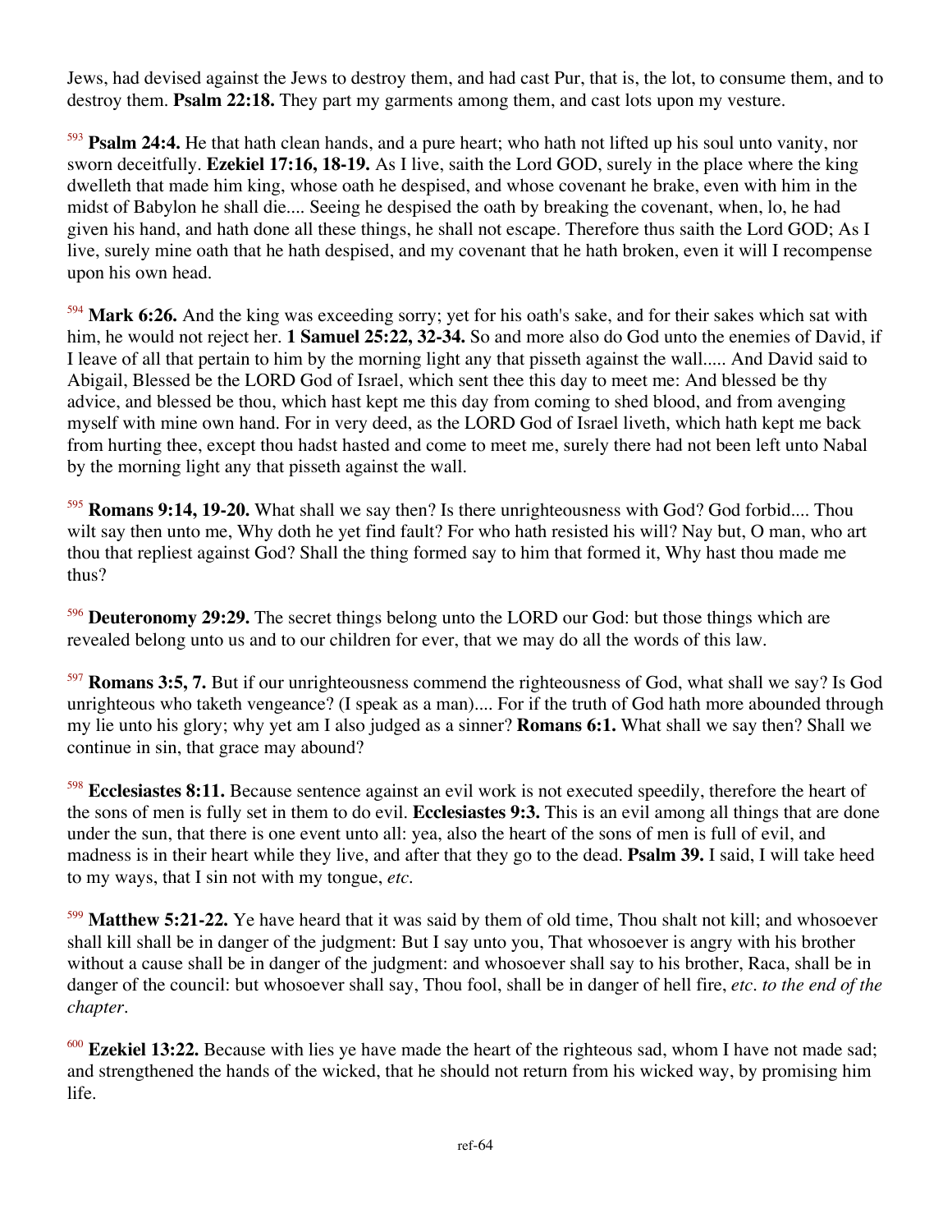Jews, had devised against the Jews to destroy them, and had cast Pur, that is, the lot, to consume them, and to destroy them. **Psalm 22:18.** They part my garments among them, and cast lots upon my vesture.

[593] **Psalm 24:4.** He that hath clean hands, and a pure heart; who hath not lifted up his soul unto vanity, nor sworn deceitfully. **Ezekiel 17:16, 18-19.** As I live, saith the Lord GOD, surely in the place where the king dwelleth that made him king, whose oath he despised, and whose covenant he brake, even with him in the midst of Babylon he shall die.... Seeing he despised the oath by breaking the covenant, when, lo, he had given his hand, and hath done all these things, he shall not escape. Therefore thus saith the Lord GOD; As I live, surely mine oath that he hath despised, and my covenant that he hath broken, even it will I recompense upon his own head.

[594] **Mark 6:26.** And the king was exceeding sorry; yet for his oath's sake, and for their sakes which sat with him, he would not reject her. **1 Samuel 25:22, 32-34.** So and more also do God unto the enemies of David, if I leave of all that pertain to him by the morning light any that pisseth against the wall..... And David said to Abigail, Blessed be the LORD God of Israel, which sent thee this day to meet me: And blessed be thy advice, and blessed be thou, which hast kept me this day from coming to shed blood, and from avenging myself with mine own hand. For in very deed, as the LORD God of Israel liveth, which hath kept me back from hurting thee, except thou hadst hasted and come to meet me, surely there had not been left unto Nabal by the morning light any that pisseth against the wall.

[595] **Romans 9:14, 19-20.** What shall we say then? Is there unrighteousness with God? God forbid.... Thou wilt say then unto me, Why doth he yet find fault? For who hath resisted his will? Nay but, O man, who art thou that repliest against God? Shall the thing formed say to him that formed it, Why hast thou made me thus?

[596] **Deuteronomy 29:29.** The secret things belong unto the LORD our God: but those things which are revealed belong unto us and to our children for ever, that we may do all the words of this law.

[597] **Romans 3:5, 7.** But if our unrighteousness commend the righteousness of God, what shall we say? Is God unrighteous who taketh vengeance? (I speak as a man).... For if the truth of God hath more abounded through my lie unto his glory; why yet am I also judged as a sinner? **Romans 6:1.** What shall we say then? Shall we continue in sin, that grace may abound?

[598] **Ecclesiastes 8:11.** Because sentence against an evil work is not executed speedily, therefore the heart of the sons of men is fully set in them to do evil. **Ecclesiastes 9:3.** This is an evil among all things that are done under the sun, that there is one event unto all: yea, also the heart of the sons of men is full of evil, and madness is in their heart while they live, and after that they go to the dead. **Psalm 39.** I said, I will take heed to my ways, that I sin not with my tongue, *etc.*

[599] **Matthew 5:21-22.** Ye have heard that it was said by them of old time, Thou shalt not kill; and whosoever shall kill shall be in danger of the judgment: But I say unto you, That whosoever is angry with his brother without a cause shall be in danger of the judgment: and whosoever shall say to his brother, Raca, shall be in danger of the council: but whosoever shall say, Thou fool, shall be in danger of hell fire, *etc. to the end of the chapter*.

[600] **Ezekiel 13:22.** Because with lies ye have made the heart of the righteous sad, whom I have not made sad; and strengthened the hands of the wicked, that he should not return from his wicked way, by promising him life.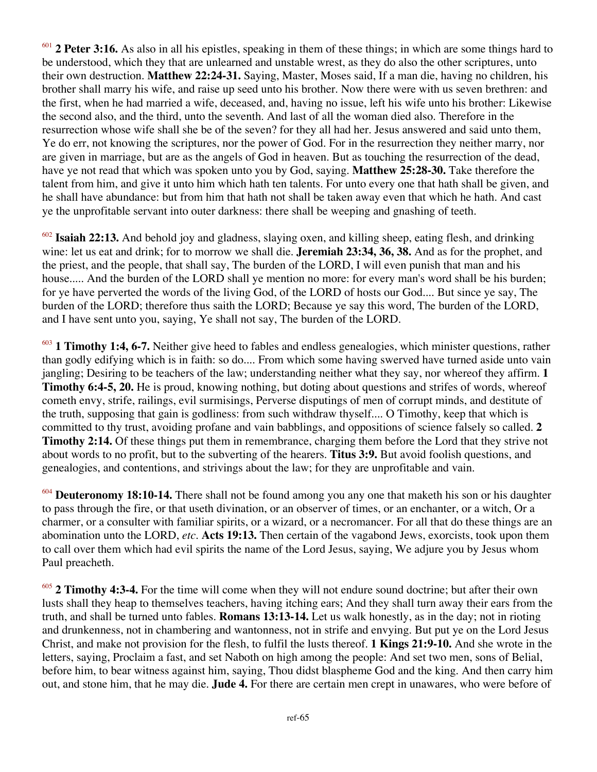[601] **2 Peter 3:16.** As also in all his epistles, speaking in them of these things; in which are some things hard to be understood, which they that are unlearned and unstable wrest, as they do also the other scriptures, unto their own destruction. **Matthew 22:24-31.** Saying, Master, Moses said, If a man die, having no children, his brother shall marry his wife, and raise up seed unto his brother. Now there were with us seven brethren: and the first, when he had married a wife, deceased, and, having no issue, left his wife unto his brother: Likewise the second also, and the third, unto the seventh. And last of all the woman died also. Therefore in the resurrection whose wife shall she be of the seven? for they all had her. Jesus answered and said unto them, Ye do err, not knowing the scriptures, nor the power of God. For in the resurrection they neither marry, nor are given in marriage, but are as the angels of God in heaven. But as touching the resurrection of the dead, have ye not read that which was spoken unto you by God, saying. **Matthew 25:28-30.** Take therefore the talent from him, and give it unto him which hath ten talents. For unto every one that hath shall be given, and he shall have abundance: but from him that hath not shall be taken away even that which he hath. And cast ye the unprofitable servant into outer darkness: there shall be weeping and gnashing of teeth.

[602] **Isaiah 22:13.** And behold joy and gladness, slaying oxen, and killing sheep, eating flesh, and drinking wine: let us eat and drink; for to morrow we shall die. **Jeremiah 23:34, 36, 38.** And as for the prophet, and the priest, and the people, that shall say, The burden of the LORD, I will even punish that man and his house..... And the burden of the LORD shall ye mention no more: for every man's word shall be his burden; for ye have perverted the words of the living God, of the LORD of hosts our God.... But since ye say, The burden of the LORD; therefore thus saith the LORD; Because ye say this word, The burden of the LORD, and I have sent unto you, saying, Ye shall not say, The burden of the LORD.

[603] **1 Timothy 1:4, 6-7.** Neither give heed to fables and endless genealogies, which minister questions, rather than godly edifying which is in faith: so do.... From which some having swerved have turned aside unto vain jangling; Desiring to be teachers of the law; understanding neither what they say, nor whereof they affirm. **1 Timothy 6:4-5, 20.** He is proud, knowing nothing, but doting about questions and strifes of words, whereof cometh envy, strife, railings, evil surmisings, Perverse disputings of men of corrupt minds, and destitute of the truth, supposing that gain is godliness: from such withdraw thyself.... O Timothy, keep that which is committed to thy trust, avoiding profane and vain babblings, and oppositions of science falsely so called. **2 Timothy 2:14.** Of these things put them in remembrance, charging them before the Lord that they strive not about words to no profit, but to the subverting of the hearers. **Titus 3:9.** But avoid foolish questions, and genealogies, and contentions, and strivings about the law; for they are unprofitable and vain.

[604] **Deuteronomy 18:10-14.** There shall not be found among you any one that maketh his son or his daughter to pass through the fire, or that useth divination, or an observer of times, or an enchanter, or a witch, Or a charmer, or a consulter with familiar spirits, or a wizard, or a necromancer. For all that do these things are an abomination unto the LORD, *etc*. **Acts 19:13.** Then certain of the vagabond Jews, exorcists, took upon them to call over them which had evil spirits the name of the Lord Jesus, saying, We adjure you by Jesus whom Paul preacheth.

[605] **2 Timothy 4:3-4.** For the time will come when they will not endure sound doctrine; but after their own lusts shall they heap to themselves teachers, having itching ears; And they shall turn away their ears from the truth, and shall be turned unto fables. **Romans 13:13-14.** Let us walk honestly, as in the day; not in rioting and drunkenness, not in chambering and wantonness, not in strife and envying. But put ye on the Lord Jesus Christ, and make not provision for the flesh, to fulfil the lusts thereof. **1 Kings 21:9-10.** And she wrote in the letters, saying, Proclaim a fast, and set Naboth on high among the people: And set two men, sons of Belial, before him, to bear witness against him, saying, Thou didst blaspheme God and the king. And then carry him out, and stone him, that he may die. **Jude 4.** For there are certain men crept in unawares, who were before of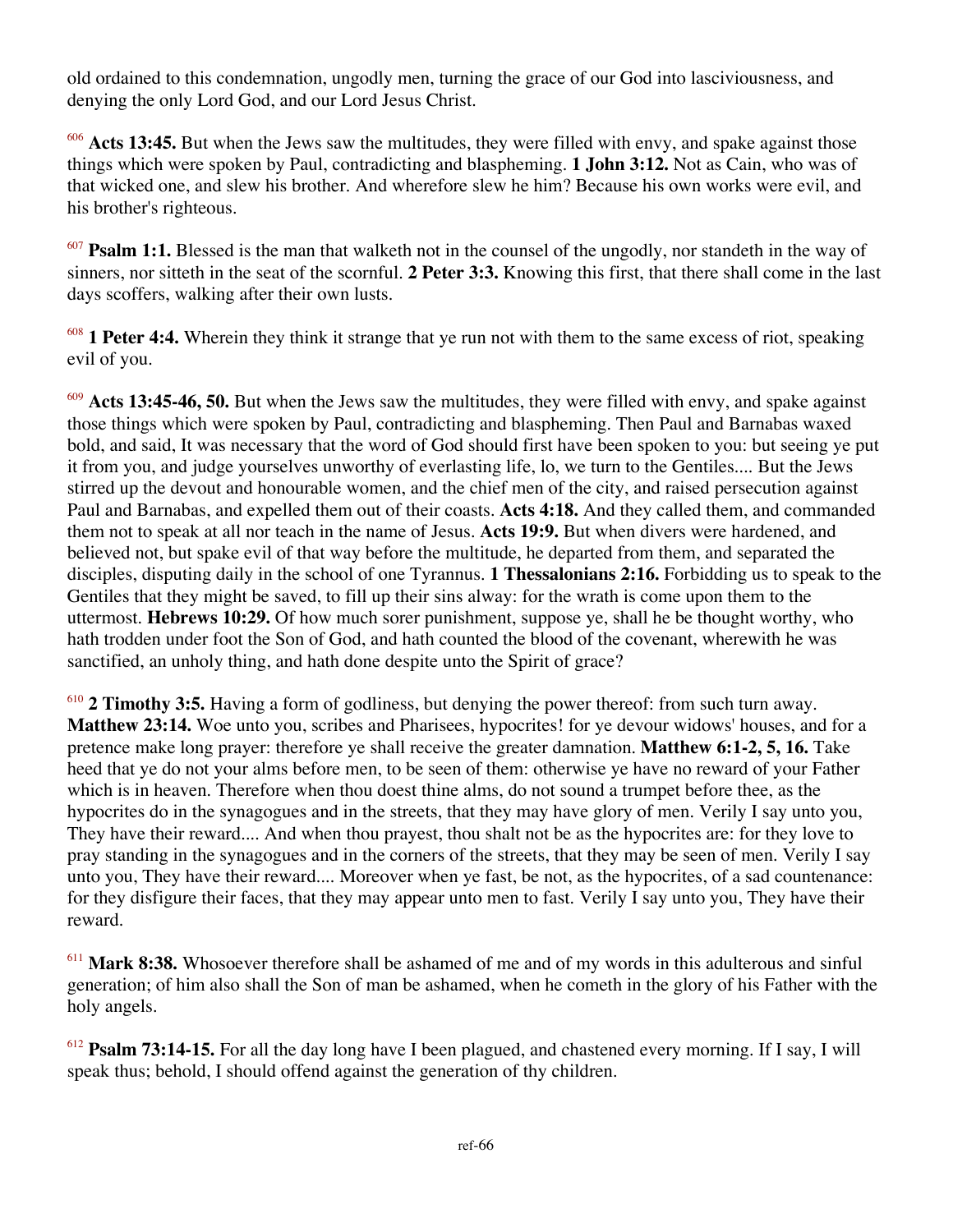old ordained to this condemnation, ungodly men, turning the grace of our God into lasciviousness, and denying the only Lord God, and our Lord Jesus Christ.

[606] **Acts 13:45.** But when the Jews saw the multitudes, they were filled with envy, and spake against those things which were spoken by Paul, contradicting and blaspheming. **1 John 3:12.** Not as Cain, who was of that wicked one, and slew his brother. And wherefore slew he him? Because his own works were evil, and his brother's righteous.

[607] **Psalm 1:1.** Blessed is the man that walketh not in the counsel of the ungodly, nor standeth in the way of sinners, nor sitteth in the seat of the scornful. **2 Peter 3:3.** Knowing this first, that there shall come in the last days scoffers, walking after their own lusts.

[608] **1 Peter 4:4.** Wherein they think it strange that ye run not with them to the same excess of riot, speaking evil of you.

[609] **Acts 13:45-46, 50.** But when the Jews saw the multitudes, they were filled with envy, and spake against those things which were spoken by Paul, contradicting and blaspheming. Then Paul and Barnabas waxed bold, and said, It was necessary that the word of God should first have been spoken to you: but seeing ye put it from you, and judge yourselves unworthy of everlasting life, lo, we turn to the Gentiles.... But the Jews stirred up the devout and honourable women, and the chief men of the city, and raised persecution against Paul and Barnabas, and expelled them out of their coasts. **Acts 4:18.** And they called them, and commanded them not to speak at all nor teach in the name of Jesus. **Acts 19:9.** But when divers were hardened, and believed not, but spake evil of that way before the multitude, he departed from them, and separated the disciples, disputing daily in the school of one Tyrannus. **1 Thessalonians 2:16.** Forbidding us to speak to the Gentiles that they might be saved, to fill up their sins alway: for the wrath is come upon them to the uttermost. **Hebrews 10:29.** Of how much sorer punishment, suppose ye, shall he be thought worthy, who hath trodden under foot the Son of God, and hath counted the blood of the covenant, wherewith he was sanctified, an unholy thing, and hath done despite unto the Spirit of grace?

[610] **2 Timothy 3:5.** Having a form of godliness, but denying the power thereof: from such turn away. **Matthew 23:14.** Woe unto you, scribes and Pharisees, hypocrites! for ye devour widows' houses, and for a pretence make long prayer: therefore ye shall receive the greater damnation. **Matthew 6:1-2, 5, 16.** Take heed that ye do not your alms before men, to be seen of them: otherwise ye have no reward of your Father which is in heaven. Therefore when thou doest thine alms, do not sound a trumpet before thee, as the hypocrites do in the synagogues and in the streets, that they may have glory of men. Verily I say unto you, They have their reward.... And when thou prayest, thou shalt not be as the hypocrites are: for they love to pray standing in the synagogues and in the corners of the streets, that they may be seen of men. Verily I say unto you, They have their reward.... Moreover when ye fast, be not, as the hypocrites, of a sad countenance: for they disfigure their faces, that they may appear unto men to fast. Verily I say unto you, They have their reward.

[611] **Mark 8:38.** Whosoever therefore shall be ashamed of me and of my words in this adulterous and sinful generation; of him also shall the Son of man be ashamed, when he cometh in the glory of his Father with the holy angels.

[612] **Psalm 73:14-15.** For all the day long have I been plagued, and chastened every morning. If I say, I will speak thus; behold, I should offend against the generation of thy children.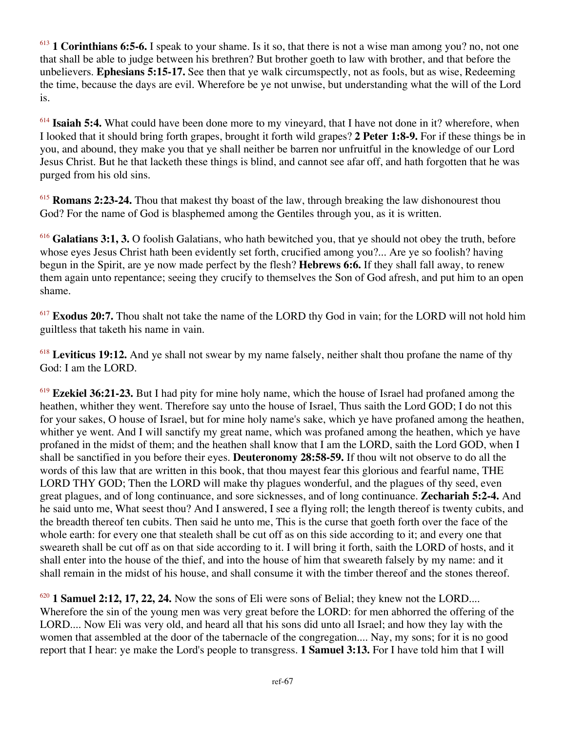[613] **1 Corinthians 6:5-6.** I speak to your shame. Is it so, that there is not a wise man among you? no, not one that shall be able to judge between his brethren? But brother goeth to law with brother, and that before the unbelievers. **Ephesians 5:15-17.** See then that ye walk circumspectly, not as fools, but as wise, Redeeming the time, because the days are evil. Wherefore be ye not unwise, but understanding what the will of the Lord is.

[614] **Isaiah 5:4.** What could have been done more to my vineyard, that I have not done in it? wherefore, when I looked that it should bring forth grapes, brought it forth wild grapes? **2 Peter 1:8-9.** For if these things be in you, and abound, they make you that ye shall neither be barren nor unfruitful in the knowledge of our Lord Jesus Christ. But he that lacketh these things is blind, and cannot see afar off, and hath forgotten that he was purged from his old sins.

[615] **Romans 2:23-24.** Thou that makest thy boast of the law, through breaking the law dishonourest thou God? For the name of God is blasphemed among the Gentiles through you, as it is written.

[616] **Galatians 3:1, 3.** O foolish Galatians, who hath bewitched you, that ye should not obey the truth, before whose eyes Jesus Christ hath been evidently set forth, crucified among you?... Are ye so foolish? having begun in the Spirit, are ye now made perfect by the flesh? **Hebrews 6:6.** If they shall fall away, to renew them again unto repentance; seeing they crucify to themselves the Son of God afresh, and put him to an open shame.

[617] **Exodus 20:7.** Thou shalt not take the name of the LORD thy God in vain; for the LORD will not hold him guiltless that taketh his name in vain.

[618] **Leviticus 19:12.** And ye shall not swear by my name falsely, neither shalt thou profane the name of thy God: I am the LORD.

[619] **Ezekiel 36:21-23.** But I had pity for mine holy name, which the house of Israel had profaned among the heathen, whither they went. Therefore say unto the house of Israel, Thus saith the Lord GOD; I do not this for your sakes, O house of Israel, but for mine holy name's sake, which ye have profaned among the heathen, whither ye went. And I will sanctify my great name, which was profaned among the heathen, which ye have profaned in the midst of them; and the heathen shall know that I am the LORD, saith the Lord GOD, when I shall be sanctified in you before their eyes. **Deuteronomy 28:58-59.** If thou wilt not observe to do all the words of this law that are written in this book, that thou mayest fear this glorious and fearful name, THE LORD THY GOD; Then the LORD will make thy plagues wonderful, and the plagues of thy seed, even great plagues, and of long continuance, and sore sicknesses, and of long continuance. **Zechariah 5:2-4.** And he said unto me, What seest thou? And I answered, I see a flying roll; the length thereof is twenty cubits, and the breadth thereof ten cubits. Then said he unto me, This is the curse that goeth forth over the face of the whole earth: for every one that stealeth shall be cut off as on this side according to it; and every one that sweareth shall be cut off as on that side according to it. I will bring it forth, saith the LORD of hosts, and it shall enter into the house of the thief, and into the house of him that sweareth falsely by my name: and it shall remain in the midst of his house, and shall consume it with the timber thereof and the stones thereof.

[620] **1 Samuel 2:12, 17, 22, 24.** Now the sons of Eli were sons of Belial; they knew not the LORD.... Wherefore the sin of the young men was very great before the LORD: for men abhorred the offering of the LORD.... Now Eli was very old, and heard all that his sons did unto all Israel; and how they lay with the women that assembled at the door of the tabernacle of the congregation.... Nay, my sons; for it is no good report that I hear: ye make the Lord's people to transgress. **1 Samuel 3:13.** For I have told him that I will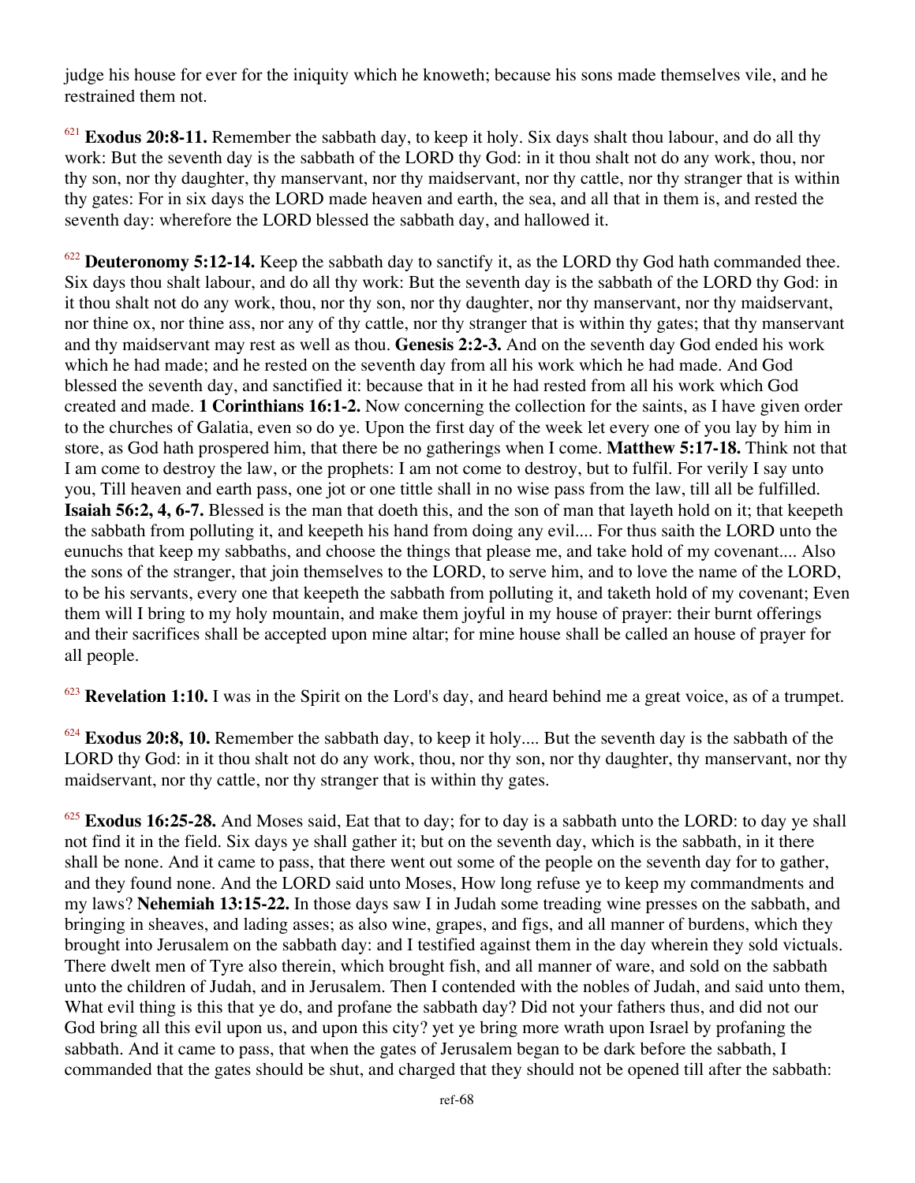judge his house for ever for the iniquity which he knoweth; because his sons made themselves vile, and he restrained them not.

[621] **Exodus 20:8-11.** Remember the sabbath day, to keep it holy. Six days shalt thou labour, and do all thy work: But the seventh day is the sabbath of the LORD thy God: in it thou shalt not do any work, thou, nor thy son, nor thy daughter, thy manservant, nor thy maidservant, nor thy cattle, nor thy stranger that is within thy gates: For in six days the LORD made heaven and earth, the sea, and all that in them is, and rested the seventh day: wherefore the LORD blessed the sabbath day, and hallowed it.

[622] **Deuteronomy 5:12-14.** Keep the sabbath day to sanctify it, as the LORD thy God hath commanded thee. Six days thou shalt labour, and do all thy work: But the seventh day is the sabbath of the LORD thy God: in it thou shalt not do any work, thou, nor thy son, nor thy daughter, nor thy manservant, nor thy maidservant, nor thine ox, nor thine ass, nor any of thy cattle, nor thy stranger that is within thy gates; that thy manservant and thy maidservant may rest as well as thou. **Genesis 2:2-3.** And on the seventh day God ended his work which he had made; and he rested on the seventh day from all his work which he had made. And God blessed the seventh day, and sanctified it: because that in it he had rested from all his work which God created and made. **1 Corinthians 16:1-2.** Now concerning the collection for the saints, as I have given order to the churches of Galatia, even so do ye. Upon the first day of the week let every one of you lay by him in store, as God hath prospered him, that there be no gatherings when I come. **Matthew 5:17-18.** Think not that I am come to destroy the law, or the prophets: I am not come to destroy, but to fulfil. For verily I say unto you, Till heaven and earth pass, one jot or one tittle shall in no wise pass from the law, till all be fulfilled. **Isaiah 56:2, 4, 6-7.** Blessed is the man that doeth this, and the son of man that layeth hold on it; that keepeth the sabbath from polluting it, and keepeth his hand from doing any evil.... For thus saith the LORD unto the eunuchs that keep my sabbaths, and choose the things that please me, and take hold of my covenant.... Also the sons of the stranger, that join themselves to the LORD, to serve him, and to love the name of the LORD, to be his servants, every one that keepeth the sabbath from polluting it, and taketh hold of my covenant; Even them will I bring to my holy mountain, and make them joyful in my house of prayer: their burnt offerings and their sacrifices shall be accepted upon mine altar; for mine house shall be called an house of prayer for all people.

[623] **Revelation 1:10.** I was in the Spirit on the Lord's day, and heard behind me a great voice, as of a trumpet.

[624] **Exodus 20:8, 10.** Remember the sabbath day, to keep it holy.... But the seventh day is the sabbath of the LORD thy God: in it thou shalt not do any work, thou, nor thy son, nor thy daughter, thy manservant, nor thy maidservant, nor thy cattle, nor thy stranger that is within thy gates.

[625] **Exodus 16:25-28.** And Moses said, Eat that to day; for to day is a sabbath unto the LORD: to day ye shall not find it in the field. Six days ye shall gather it; but on the seventh day, which is the sabbath, in it there shall be none. And it came to pass, that there went out some of the people on the seventh day for to gather, and they found none. And the LORD said unto Moses, How long refuse ye to keep my commandments and my laws? **Nehemiah 13:15-22.** In those days saw I in Judah some treading wine presses on the sabbath, and bringing in sheaves, and lading asses; as also wine, grapes, and figs, and all manner of burdens, which they brought into Jerusalem on the sabbath day: and I testified against them in the day wherein they sold victuals. There dwelt men of Tyre also therein, which brought fish, and all manner of ware, and sold on the sabbath unto the children of Judah, and in Jerusalem. Then I contended with the nobles of Judah, and said unto them, What evil thing is this that ye do, and profane the sabbath day? Did not your fathers thus, and did not our God bring all this evil upon us, and upon this city? yet ye bring more wrath upon Israel by profaning the sabbath. And it came to pass, that when the gates of Jerusalem began to be dark before the sabbath, I commanded that the gates should be shut, and charged that they should not be opened till after the sabbath: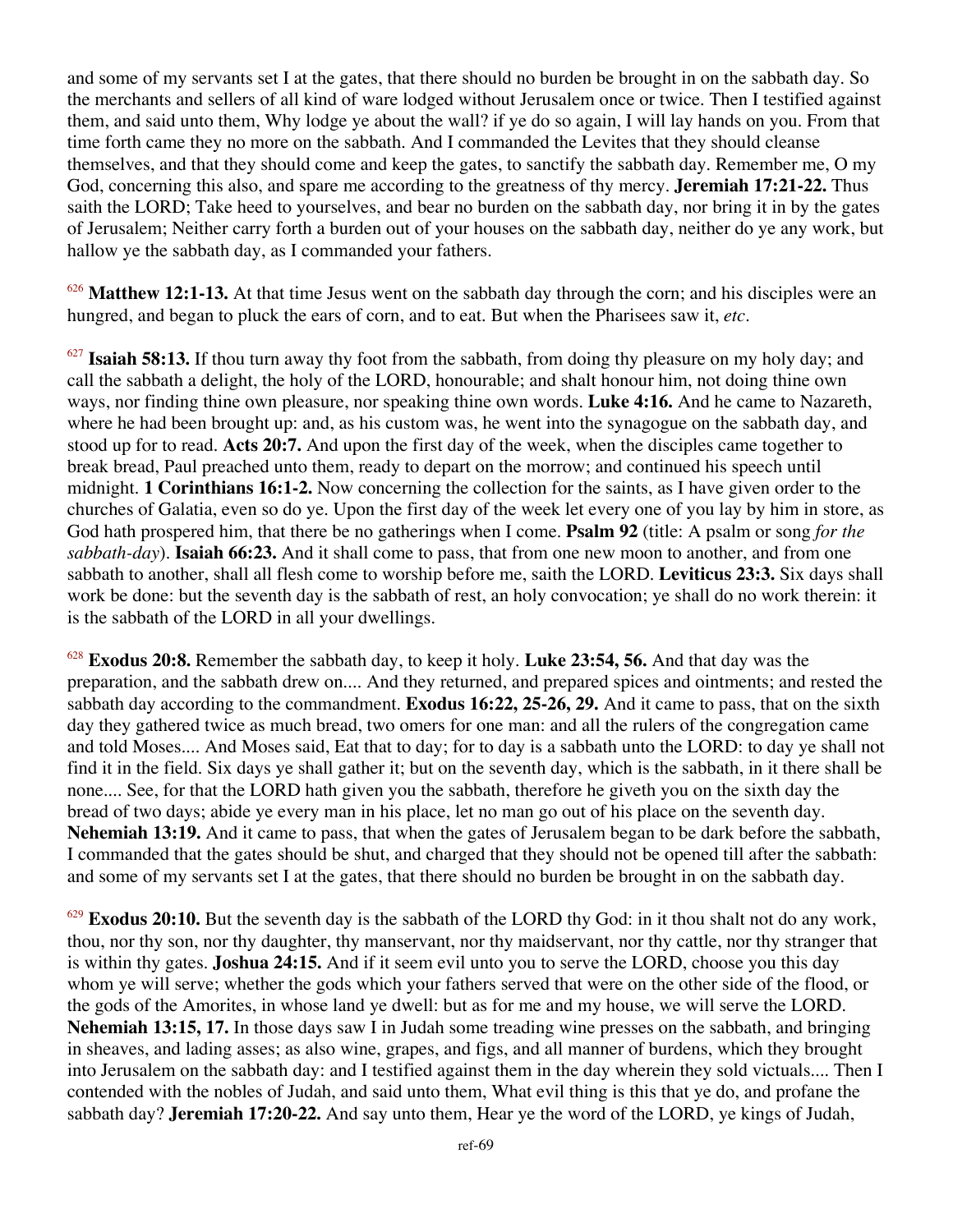and some of my servants set I at the gates, that there should no burden be brought in on the sabbath day. So the merchants and sellers of all kind of ware lodged without Jerusalem once or twice. Then I testified against them, and said unto them, Why lodge ye about the wall? if ye do so again, I will lay hands on you. From that time forth came they no more on the sabbath. And I commanded the Levites that they should cleanse themselves, and that they should come and keep the gates, to sanctify the sabbath day. Remember me, O my God, concerning this also, and spare me according to the greatness of thy mercy. **Jeremiah 17:21-22.** Thus saith the LORD; Take heed to yourselves, and bear no burden on the sabbath day, nor bring it in by the gates of Jerusalem; Neither carry forth a burden out of your houses on the sabbath day, neither do ye any work, but hallow ye the sabbath day, as I commanded your fathers.

[626] **Matthew 12:1-13.** At that time Jesus went on the sabbath day through the corn; and his disciples were an hungred, and began to pluck the ears of corn, and to eat. But when the Pharisees saw it, *etc*.

[627] **Isaiah 58:13.** If thou turn away thy foot from the sabbath, from doing thy pleasure on my holy day; and call the sabbath a delight, the holy of the LORD, honourable; and shalt honour him, not doing thine own ways, nor finding thine own pleasure, nor speaking thine own words. **Luke 4:16.** And he came to Nazareth, where he had been brought up: and, as his custom was, he went into the synagogue on the sabbath day, and stood up for to read. **Acts 20:7.** And upon the first day of the week, when the disciples came together to break bread, Paul preached unto them, ready to depart on the morrow; and continued his speech until midnight. **1 Corinthians 16:1-2.** Now concerning the collection for the saints, as I have given order to the churches of Galatia, even so do ye. Upon the first day of the week let every one of you lay by him in store, as God hath prospered him, that there be no gatherings when I come. **Psalm 92** (title: A psalm or song *for the sabbath-day*). **Isaiah 66:23.** And it shall come to pass, that from one new moon to another, and from one sabbath to another, shall all flesh come to worship before me, saith the LORD. **Leviticus 23:3.** Six days shall work be done: but the seventh day is the sabbath of rest, an holy convocation; ye shall do no work therein: it is the sabbath of the LORD in all your dwellings.

[628] **Exodus 20:8.** Remember the sabbath day, to keep it holy. **Luke 23:54, 56.** And that day was the preparation, and the sabbath drew on.... And they returned, and prepared spices and ointments; and rested the sabbath day according to the commandment. **Exodus 16:22, 25-26, 29.** And it came to pass, that on the sixth day they gathered twice as much bread, two omers for one man: and all the rulers of the congregation came and told Moses.... And Moses said, Eat that to day; for to day is a sabbath unto the LORD: to day ye shall not find it in the field. Six days ye shall gather it; but on the seventh day, which is the sabbath, in it there shall be none.... See, for that the LORD hath given you the sabbath, therefore he giveth you on the sixth day the bread of two days; abide ye every man in his place, let no man go out of his place on the seventh day. **Nehemiah 13:19.** And it came to pass, that when the gates of Jerusalem began to be dark before the sabbath, I commanded that the gates should be shut, and charged that they should not be opened till after the sabbath: and some of my servants set I at the gates, that there should no burden be brought in on the sabbath day.

[629] **Exodus 20:10.** But the seventh day is the sabbath of the LORD thy God: in it thou shalt not do any work, thou, nor thy son, nor thy daughter, thy manservant, nor thy maidservant, nor thy cattle, nor thy stranger that is within thy gates. **Joshua 24:15.** And if it seem evil unto you to serve the LORD, choose you this day whom ye will serve; whether the gods which your fathers served that were on the other side of the flood, or the gods of the Amorites, in whose land ye dwell: but as for me and my house, we will serve the LORD. **Nehemiah 13:15, 17.** In those days saw I in Judah some treading wine presses on the sabbath, and bringing in sheaves, and lading asses; as also wine, grapes, and figs, and all manner of burdens, which they brought into Jerusalem on the sabbath day: and I testified against them in the day wherein they sold victuals.... Then I contended with the nobles of Judah, and said unto them, What evil thing is this that ye do, and profane the sabbath day? **Jeremiah 17:20-22.** And say unto them, Hear ye the word of the LORD, ye kings of Judah,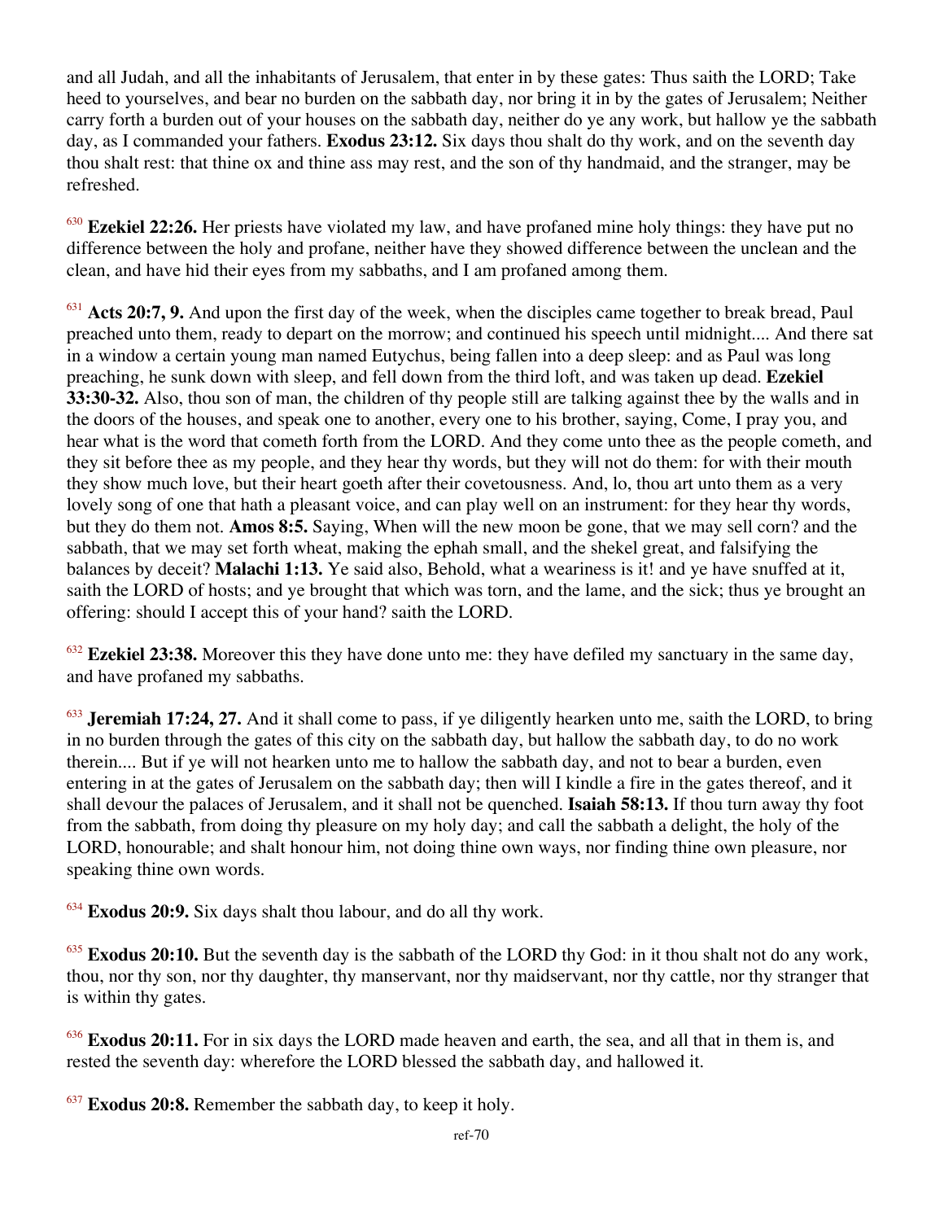and all Judah, and all the inhabitants of Jerusalem, that enter in by these gates: Thus saith the LORD; Take heed to yourselves, and bear no burden on the sabbath day, nor bring it in by the gates of Jerusalem; Neither carry forth a burden out of your houses on the sabbath day, neither do ye any work, but hallow ye the sabbath day, as I commanded your fathers. **Exodus 23:12.** Six days thou shalt do thy work, and on the seventh day thou shalt rest: that thine ox and thine ass may rest, and the son of thy handmaid, and the stranger, may be refreshed.

[630] **Ezekiel 22:26.** Her priests have violated my law, and have profaned mine holy things: they have put no difference between the holy and profane, neither have they showed difference between the unclean and the clean, and have hid their eyes from my sabbaths, and I am profaned among them.

[631] **Acts 20:7, 9.** And upon the first day of the week, when the disciples came together to break bread, Paul preached unto them, ready to depart on the morrow; and continued his speech until midnight.... And there sat in a window a certain young man named Eutychus, being fallen into a deep sleep: and as Paul was long preaching, he sunk down with sleep, and fell down from the third loft, and was taken up dead. **Ezekiel 33:30-32.** Also, thou son of man, the children of thy people still are talking against thee by the walls and in the doors of the houses, and speak one to another, every one to his brother, saying, Come, I pray you, and hear what is the word that cometh forth from the LORD. And they come unto thee as the people cometh, and they sit before thee as my people, and they hear thy words, but they will not do them: for with their mouth they show much love, but their heart goeth after their covetousness. And, lo, thou art unto them as a very lovely song of one that hath a pleasant voice, and can play well on an instrument: for they hear thy words, but they do them not. **Amos 8:5.** Saying, When will the new moon be gone, that we may sell corn? and the sabbath, that we may set forth wheat, making the ephah small, and the shekel great, and falsifying the balances by deceit? **Malachi 1:13.** Ye said also, Behold, what a weariness is it! and ye have snuffed at it, saith the LORD of hosts; and ye brought that which was torn, and the lame, and the sick; thus ye brought an offering: should I accept this of your hand? saith the LORD.

[632] **Ezekiel 23:38.** Moreover this they have done unto me: they have defiled my sanctuary in the same day, and have profaned my sabbaths.

[633] **Jeremiah 17:24, 27.** And it shall come to pass, if ye diligently hearken unto me, saith the LORD, to bring in no burden through the gates of this city on the sabbath day, but hallow the sabbath day, to do no work therein.... But if ye will not hearken unto me to hallow the sabbath day, and not to bear a burden, even entering in at the gates of Jerusalem on the sabbath day; then will I kindle a fire in the gates thereof, and it shall devour the palaces of Jerusalem, and it shall not be quenched. **Isaiah 58:13.** If thou turn away thy foot from the sabbath, from doing thy pleasure on my holy day; and call the sabbath a delight, the holy of the LORD, honourable; and shalt honour him, not doing thine own ways, nor finding thine own pleasure, nor speaking thine own words.

[634] **Exodus 20:9.** Six days shalt thou labour, and do all thy work.

[635] **Exodus 20:10.** But the seventh day is the sabbath of the LORD thy God: in it thou shalt not do any work, thou, nor thy son, nor thy daughter, thy manservant, nor thy maidservant, nor thy cattle, nor thy stranger that is within thy gates.

[636] **Exodus 20:11.** For in six days the LORD made heaven and earth, the sea, and all that in them is, and rested the seventh day: wherefore the LORD blessed the sabbath day, and hallowed it.

[637] **Exodus 20:8.** Remember the sabbath day, to keep it holy.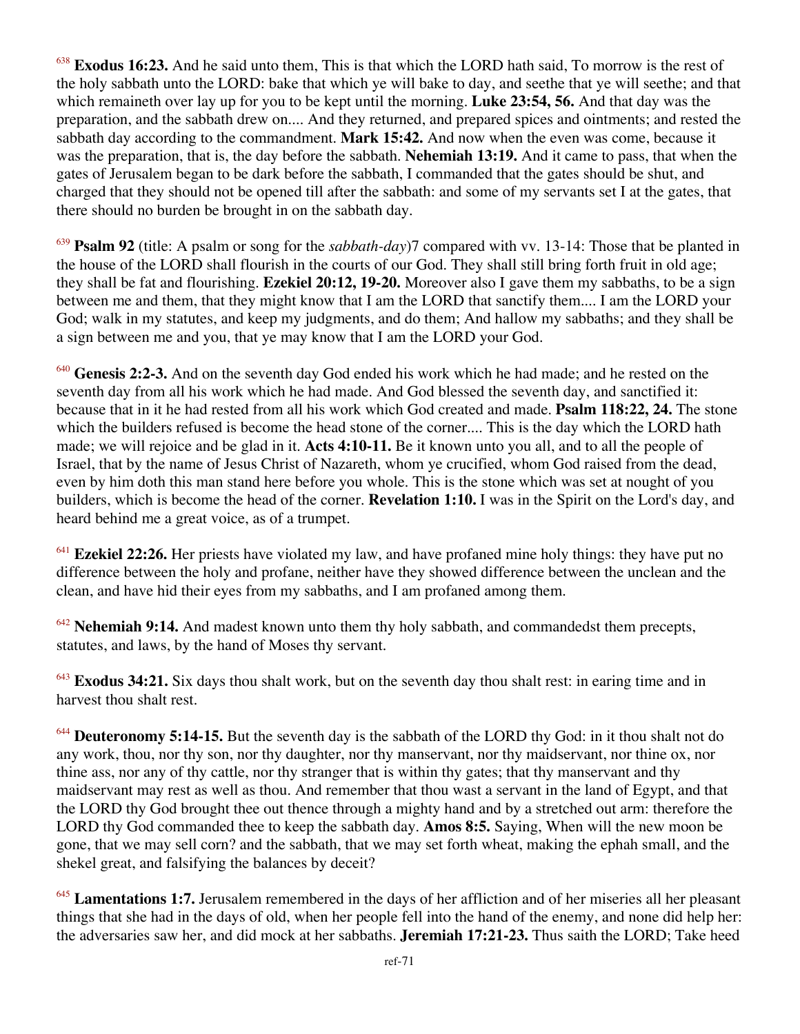[638] **Exodus 16:23.** And he said unto them, This is that which the LORD hath said, To morrow is the rest of the holy sabbath unto the LORD: bake that which ye will bake to day, and seethe that ye will seethe; and that which remaineth over lay up for you to be kept until the morning. **Luke 23:54, 56.** And that day was the preparation, and the sabbath drew on.... And they returned, and prepared spices and ointments; and rested the sabbath day according to the commandment. **Mark 15:42.** And now when the even was come, because it was the preparation, that is, the day before the sabbath. **Nehemiah 13:19.** And it came to pass, that when the gates of Jerusalem began to be dark before the sabbath, I commanded that the gates should be shut, and charged that they should not be opened till after the sabbath: and some of my servants set I at the gates, that there should no burden be brought in on the sabbath day.

[639] **Psalm 92** (title: A psalm or song for the *sabbath-day*)7 compared with vv. 13-14: Those that be planted in the house of the LORD shall flourish in the courts of our God. They shall still bring forth fruit in old age; they shall be fat and flourishing. **Ezekiel 20:12, 19-20.** Moreover also I gave them my sabbaths, to be a sign between me and them, that they might know that I am the LORD that sanctify them.... I am the LORD your God; walk in my statutes, and keep my judgments, and do them; And hallow my sabbaths; and they shall be a sign between me and you, that ye may know that I am the LORD your God.

[640] **Genesis 2:2-3.** And on the seventh day God ended his work which he had made; and he rested on the seventh day from all his work which he had made. And God blessed the seventh day, and sanctified it: because that in it he had rested from all his work which God created and made. **Psalm 118:22, 24.** The stone which the builders refused is become the head stone of the corner.... This is the day which the LORD hath made; we will rejoice and be glad in it. **Acts 4:10-11.** Be it known unto you all, and to all the people of Israel, that by the name of Jesus Christ of Nazareth, whom ye crucified, whom God raised from the dead, even by him doth this man stand here before you whole. This is the stone which was set at nought of you builders, which is become the head of the corner. **Revelation 1:10.** I was in the Spirit on the Lord's day, and heard behind me a great voice, as of a trumpet.

[641] **Ezekiel 22:26.** Her priests have violated my law, and have profaned mine holy things: they have put no difference between the holy and profane, neither have they showed difference between the unclean and the clean, and have hid their eyes from my sabbaths, and I am profaned among them.

[642] **Nehemiah 9:14.** And madest known unto them thy holy sabbath, and commandedst them precepts, statutes, and laws, by the hand of Moses thy servant.

[643] **Exodus 34:21.** Six days thou shalt work, but on the seventh day thou shalt rest: in earing time and in harvest thou shalt rest.

[644] **Deuteronomy 5:14-15.** But the seventh day is the sabbath of the LORD thy God: in it thou shalt not do any work, thou, nor thy son, nor thy daughter, nor thy manservant, nor thy maidservant, nor thine ox, nor thine ass, nor any of thy cattle, nor thy stranger that is within thy gates; that thy manservant and thy maidservant may rest as well as thou. And remember that thou wast a servant in the land of Egypt, and that the LORD thy God brought thee out thence through a mighty hand and by a stretched out arm: therefore the LORD thy God commanded thee to keep the sabbath day. **Amos 8:5.** Saying, When will the new moon be gone, that we may sell corn? and the sabbath, that we may set forth wheat, making the ephah small, and the shekel great, and falsifying the balances by deceit?

[645] **Lamentations 1:7.** Jerusalem remembered in the days of her affliction and of her miseries all her pleasant things that she had in the days of old, when her people fell into the hand of the enemy, and none did help her: the adversaries saw her, and did mock at her sabbaths. **Jeremiah 17:21-23.** Thus saith the LORD; Take heed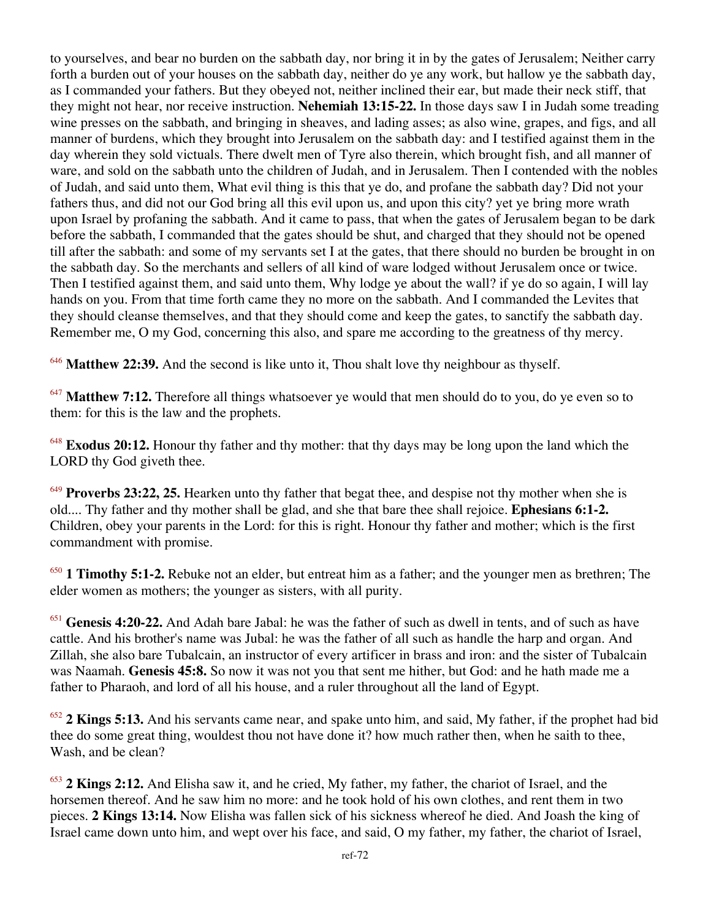to yourselves, and bear no burden on the sabbath day, nor bring it in by the gates of Jerusalem; Neither carry forth a burden out of your houses on the sabbath day, neither do ye any work, but hallow ye the sabbath day, as I commanded your fathers. But they obeyed not, neither inclined their ear, but made their neck stiff, that they might not hear, nor receive instruction. **Nehemiah 13:15-22.** In those days saw I in Judah some treading wine presses on the sabbath, and bringing in sheaves, and lading asses; as also wine, grapes, and figs, and all manner of burdens, which they brought into Jerusalem on the sabbath day: and I testified against them in the day wherein they sold victuals. There dwelt men of Tyre also therein, which brought fish, and all manner of ware, and sold on the sabbath unto the children of Judah, and in Jerusalem. Then I contended with the nobles of Judah, and said unto them, What evil thing is this that ye do, and profane the sabbath day? Did not your fathers thus, and did not our God bring all this evil upon us, and upon this city? yet ye bring more wrath upon Israel by profaning the sabbath. And it came to pass, that when the gates of Jerusalem began to be dark before the sabbath, I commanded that the gates should be shut, and charged that they should not be opened till after the sabbath: and some of my servants set I at the gates, that there should no burden be brought in on the sabbath day. So the merchants and sellers of all kind of ware lodged without Jerusalem once or twice. Then I testified against them, and said unto them, Why lodge ye about the wall? if ye do so again, I will lay hands on you. From that time forth came they no more on the sabbath. And I commanded the Levites that they should cleanse themselves, and that they should come and keep the gates, to sanctify the sabbath day. Remember me, O my God, concerning this also, and spare me according to the greatness of thy mercy.

[646] **Matthew 22:39.** And the second is like unto it, Thou shalt love thy neighbour as thyself.

[647] **Matthew 7:12.** Therefore all things whatsoever ye would that men should do to you, do ye even so to them: for this is the law and the prophets.

[648] **Exodus 20:12.** Honour thy father and thy mother: that thy days may be long upon the land which the LORD thy God giveth thee.

[649] **Proverbs 23:22, 25.** Hearken unto thy father that begat thee, and despise not thy mother when she is old.... Thy father and thy mother shall be glad, and she that bare thee shall rejoice. **Ephesians 6:1-2.** Children, obey your parents in the Lord: for this is right. Honour thy father and mother; which is the first commandment with promise.

[650] **1 Timothy 5:1-2.** Rebuke not an elder, but entreat him as a father; and the younger men as brethren; The elder women as mothers; the younger as sisters, with all purity.

[651] **Genesis 4:20-22.** And Adah bare Jabal: he was the father of such as dwell in tents, and of such as have cattle. And his brother's name was Jubal: he was the father of all such as handle the harp and organ. And Zillah, she also bare Tubalcain, an instructor of every artificer in brass and iron: and the sister of Tubalcain was Naamah. **Genesis 45:8.** So now it was not you that sent me hither, but God: and he hath made me a father to Pharaoh, and lord of all his house, and a ruler throughout all the land of Egypt.

[652] **2 Kings 5:13.** And his servants came near, and spake unto him, and said, My father, if the prophet had bid thee do some great thing, wouldest thou not have done it? how much rather then, when he saith to thee, Wash, and be clean?

[653] **2 Kings 2:12.** And Elisha saw it, and he cried, My father, my father, the chariot of Israel, and the horsemen thereof. And he saw him no more: and he took hold of his own clothes, and rent them in two pieces. **2 Kings 13:14.** Now Elisha was fallen sick of his sickness whereof he died. And Joash the king of Israel came down unto him, and wept over his face, and said, O my father, my father, the chariot of Israel,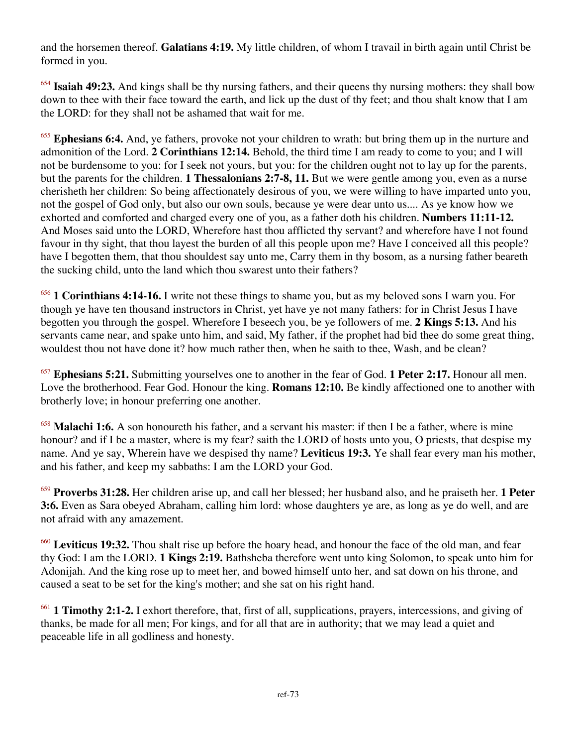and the horsemen thereof. **Galatians 4:19.** My little children, of whom I travail in birth again until Christ be formed in you.

[654] **Isaiah 49:23.** And kings shall be thy nursing fathers, and their queens thy nursing mothers: they shall bow down to thee with their face toward the earth, and lick up the dust of thy feet; and thou shalt know that I am the LORD: for they shall not be ashamed that wait for me.

[655] **Ephesians 6:4.** And, ye fathers, provoke not your children to wrath: but bring them up in the nurture and admonition of the Lord. **2 Corinthians 12:14.** Behold, the third time I am ready to come to you; and I will not be burdensome to you: for I seek not yours, but you: for the children ought not to lay up for the parents, but the parents for the children. **1 Thessalonians 2:7-8, 11.** But we were gentle among you, even as a nurse cherisheth her children: So being affectionately desirous of you, we were willing to have imparted unto you, not the gospel of God only, but also our own souls, because ye were dear unto us.... As ye know how we exhorted and comforted and charged every one of you, as a father doth his children. **Numbers 11:11-12.** And Moses said unto the LORD, Wherefore hast thou afflicted thy servant? and wherefore have I not found favour in thy sight, that thou layest the burden of all this people upon me? Have I conceived all this people? have I begotten them, that thou shouldest say unto me, Carry them in thy bosom, as a nursing father beareth the sucking child, unto the land which thou swarest unto their fathers?

[656] **1 Corinthians 4:14-16.** I write not these things to shame you, but as my beloved sons I warn you. For though ye have ten thousand instructors in Christ, yet have ye not many fathers: for in Christ Jesus I have begotten you through the gospel. Wherefore I beseech you, be ye followers of me. **2 Kings 5:13.** And his servants came near, and spake unto him, and said, My father, if the prophet had bid thee do some great thing, wouldest thou not have done it? how much rather then, when he saith to thee, Wash, and be clean?

[657] **Ephesians 5:21.** Submitting yourselves one to another in the fear of God. **1 Peter 2:17.** Honour all men. Love the brotherhood. Fear God. Honour the king. **Romans 12:10.** Be kindly affectioned one to another with brotherly love; in honour preferring one another.

[658] **Malachi 1:6.** A son honoureth his father, and a servant his master: if then I be a father, where is mine honour? and if I be a master, where is my fear? saith the LORD of hosts unto you, O priests, that despise my name. And ye say, Wherein have we despised thy name? **Leviticus 19:3.** Ye shall fear every man his mother, and his father, and keep my sabbaths: I am the LORD your God.

[659] **Proverbs 31:28.** Her children arise up, and call her blessed; her husband also, and he praiseth her. **1 Peter 3:6.** Even as Sara obeyed Abraham, calling him lord: whose daughters ye are, as long as ye do well, and are not afraid with any amazement.

[660] **Leviticus 19:32.** Thou shalt rise up before the hoary head, and honour the face of the old man, and fear thy God: I am the LORD. **1 Kings 2:19.** Bathsheba therefore went unto king Solomon, to speak unto him for Adonijah. And the king rose up to meet her, and bowed himself unto her, and sat down on his throne, and caused a seat to be set for the king's mother; and she sat on his right hand.

[661] **1 Timothy 2:1-2.** I exhort therefore, that, first of all, supplications, prayers, intercessions, and giving of thanks, be made for all men; For kings, and for all that are in authority; that we may lead a quiet and peaceable life in all godliness and honesty.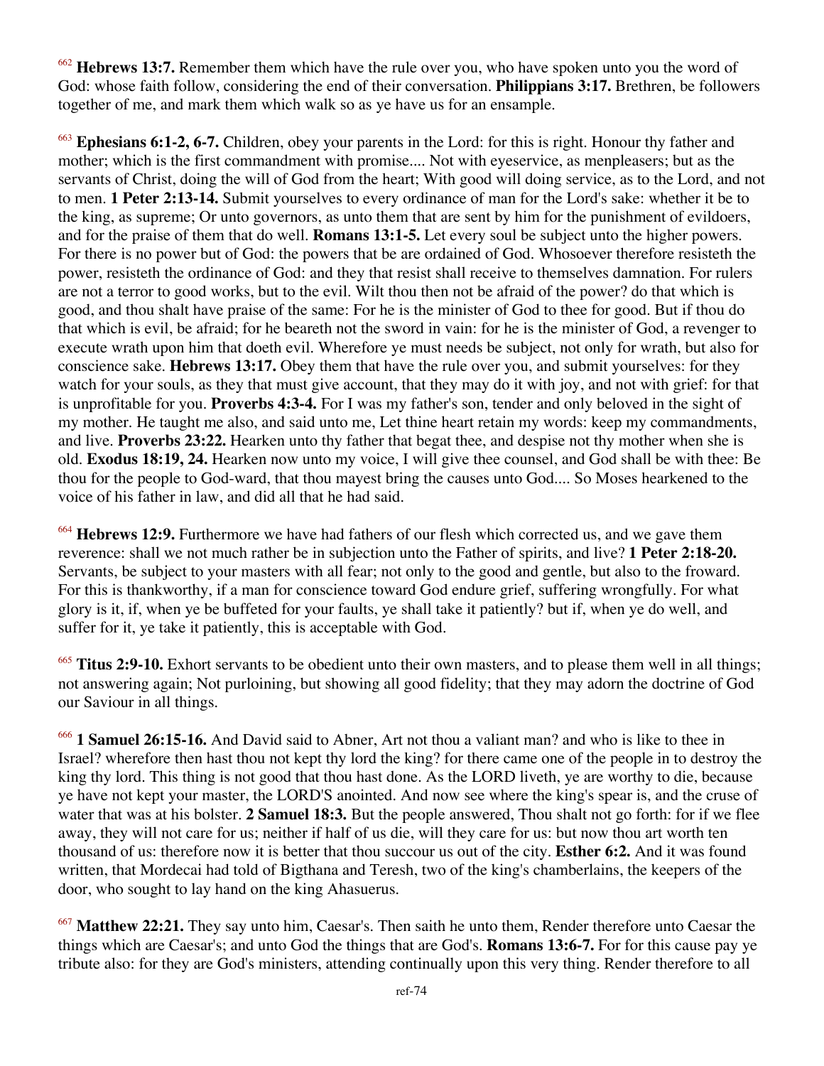[662] **Hebrews 13:7.** Remember them which have the rule over you, who have spoken unto you the word of God: whose faith follow, considering the end of their conversation. **Philippians 3:17.** Brethren, be followers together of me, and mark them which walk so as ye have us for an ensample.

[663] **Ephesians 6:1-2, 6-7.** Children, obey your parents in the Lord: for this is right. Honour thy father and mother; which is the first commandment with promise.... Not with eyeservice, as menpleasers; but as the servants of Christ, doing the will of God from the heart; With good will doing service, as to the Lord, and not to men. **1 Peter 2:13-14.** Submit yourselves to every ordinance of man for the Lord's sake: whether it be to the king, as supreme; Or unto governors, as unto them that are sent by him for the punishment of evildoers, and for the praise of them that do well. **Romans 13:1-5.** Let every soul be subject unto the higher powers. For there is no power but of God: the powers that be are ordained of God. Whosoever therefore resisteth the power, resisteth the ordinance of God: and they that resist shall receive to themselves damnation. For rulers are not a terror to good works, but to the evil. Wilt thou then not be afraid of the power? do that which is good, and thou shalt have praise of the same: For he is the minister of God to thee for good. But if thou do that which is evil, be afraid; for he beareth not the sword in vain: for he is the minister of God, a revenger to execute wrath upon him that doeth evil. Wherefore ye must needs be subject, not only for wrath, but also for conscience sake. **Hebrews 13:17.** Obey them that have the rule over you, and submit yourselves: for they watch for your souls, as they that must give account, that they may do it with joy, and not with grief: for that is unprofitable for you. **Proverbs 4:3-4.** For I was my father's son, tender and only beloved in the sight of my mother. He taught me also, and said unto me, Let thine heart retain my words: keep my commandments, and live. **Proverbs 23:22.** Hearken unto thy father that begat thee, and despise not thy mother when she is old. **Exodus 18:19, 24.** Hearken now unto my voice, I will give thee counsel, and God shall be with thee: Be thou for the people to God-ward, that thou mayest bring the causes unto God.... So Moses hearkened to the voice of his father in law, and did all that he had said.

[664] **Hebrews 12:9.** Furthermore we have had fathers of our flesh which corrected us, and we gave them reverence: shall we not much rather be in subjection unto the Father of spirits, and live? **1 Peter 2:18-20.** Servants, be subject to your masters with all fear; not only to the good and gentle, but also to the froward. For this is thankworthy, if a man for conscience toward God endure grief, suffering wrongfully. For what glory is it, if, when ye be buffeted for your faults, ye shall take it patiently? but if, when ye do well, and suffer for it, ye take it patiently, this is acceptable with God.

[665] **Titus 2:9-10.** Exhort servants to be obedient unto their own masters, and to please them well in all things; not answering again; Not purloining, but showing all good fidelity; that they may adorn the doctrine of God our Saviour in all things.

[666] **1 Samuel 26:15-16.** And David said to Abner, Art not thou a valiant man? and who is like to thee in Israel? wherefore then hast thou not kept thy lord the king? for there came one of the people in to destroy the king thy lord. This thing is not good that thou hast done. As the LORD liveth, ye are worthy to die, because ye have not kept your master, the LORD'S anointed. And now see where the king's spear is, and the cruse of water that was at his bolster. **2 Samuel 18:3.** But the people answered, Thou shalt not go forth: for if we flee away, they will not care for us; neither if half of us die, will they care for us: but now thou art worth ten thousand of us: therefore now it is better that thou succour us out of the city. **Esther 6:2.** And it was found written, that Mordecai had told of Bigthana and Teresh, two of the king's chamberlains, the keepers of the door, who sought to lay hand on the king Ahasuerus.

[667] **Matthew 22:21.** They say unto him, Caesar's. Then saith he unto them, Render therefore unto Caesar the things which are Caesar's; and unto God the things that are God's. **Romans 13:6-7.** For for this cause pay ye tribute also: for they are God's ministers, attending continually upon this very thing. Render therefore to all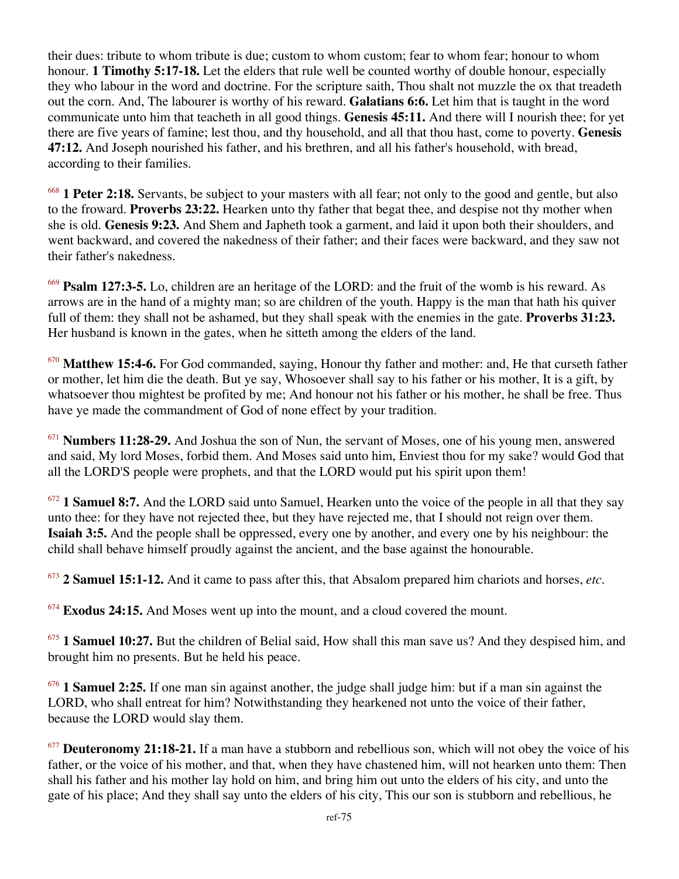their dues: tribute to whom tribute is due; custom to whom custom; fear to whom fear; honour to whom honour. **1 Timothy 5:17-18.** Let the elders that rule well be counted worthy of double honour, especially they who labour in the word and doctrine. For the scripture saith, Thou shalt not muzzle the ox that treadeth out the corn. And, The labourer is worthy of his reward. **Galatians 6:6.** Let him that is taught in the word communicate unto him that teacheth in all good things. **Genesis 45:11.** And there will I nourish thee; for yet there are five years of famine; lest thou, and thy household, and all that thou hast, come to poverty. **Genesis 47:12.** And Joseph nourished his father, and his brethren, and all his father's household, with bread, according to their families.

[668] **1 Peter 2:18.** Servants, be subject to your masters with all fear; not only to the good and gentle, but also to the froward. **Proverbs 23:22.** Hearken unto thy father that begat thee, and despise not thy mother when she is old. **Genesis 9:23.** And Shem and Japheth took a garment, and laid it upon both their shoulders, and went backward, and covered the nakedness of their father; and their faces were backward, and they saw not their father's nakedness.

[669] **Psalm 127:3-5.** Lo, children are an heritage of the LORD: and the fruit of the womb is his reward. As arrows are in the hand of a mighty man; so are children of the youth. Happy is the man that hath his quiver full of them: they shall not be ashamed, but they shall speak with the enemies in the gate. **Proverbs 31:23.** Her husband is known in the gates, when he sitteth among the elders of the land.

[670] **Matthew 15:4-6.** For God commanded, saying, Honour thy father and mother: and, He that curseth father or mother, let him die the death. But ye say, Whosoever shall say to his father or his mother, It is a gift, by whatsoever thou mightest be profited by me; And honour not his father or his mother, he shall be free. Thus have ye made the commandment of God of none effect by your tradition.

[671] **Numbers 11:28-29.** And Joshua the son of Nun, the servant of Moses, one of his young men, answered and said, My lord Moses, forbid them. And Moses said unto him, Enviest thou for my sake? would God that all the LORD'S people were prophets, and that the LORD would put his spirit upon them!

[672] **1 Samuel 8:7.** And the LORD said unto Samuel, Hearken unto the voice of the people in all that they say unto thee: for they have not rejected thee, but they have rejected me, that I should not reign over them. **Isaiah 3:5.** And the people shall be oppressed, every one by another, and every one by his neighbour: the child shall behave himself proudly against the ancient, and the base against the honourable.

[673] **2 Samuel 15:1-12.** And it came to pass after this, that Absalom prepared him chariots and horses, *etc*.

[674] **Exodus 24:15.** And Moses went up into the mount, and a cloud covered the mount.

[675] **1 Samuel 10:27.** But the children of Belial said, How shall this man save us? And they despised him, and brought him no presents. But he held his peace.

[676] **1 Samuel 2:25.** If one man sin against another, the judge shall judge him: but if a man sin against the LORD, who shall entreat for him? Notwithstanding they hearkened not unto the voice of their father, because the LORD would slay them.

[677] **Deuteronomy 21:18-21.** If a man have a stubborn and rebellious son, which will not obey the voice of his father, or the voice of his mother, and that, when they have chastened him, will not hearken unto them: Then shall his father and his mother lay hold on him, and bring him out unto the elders of his city, and unto the gate of his place; And they shall say unto the elders of his city, This our son is stubborn and rebellious, he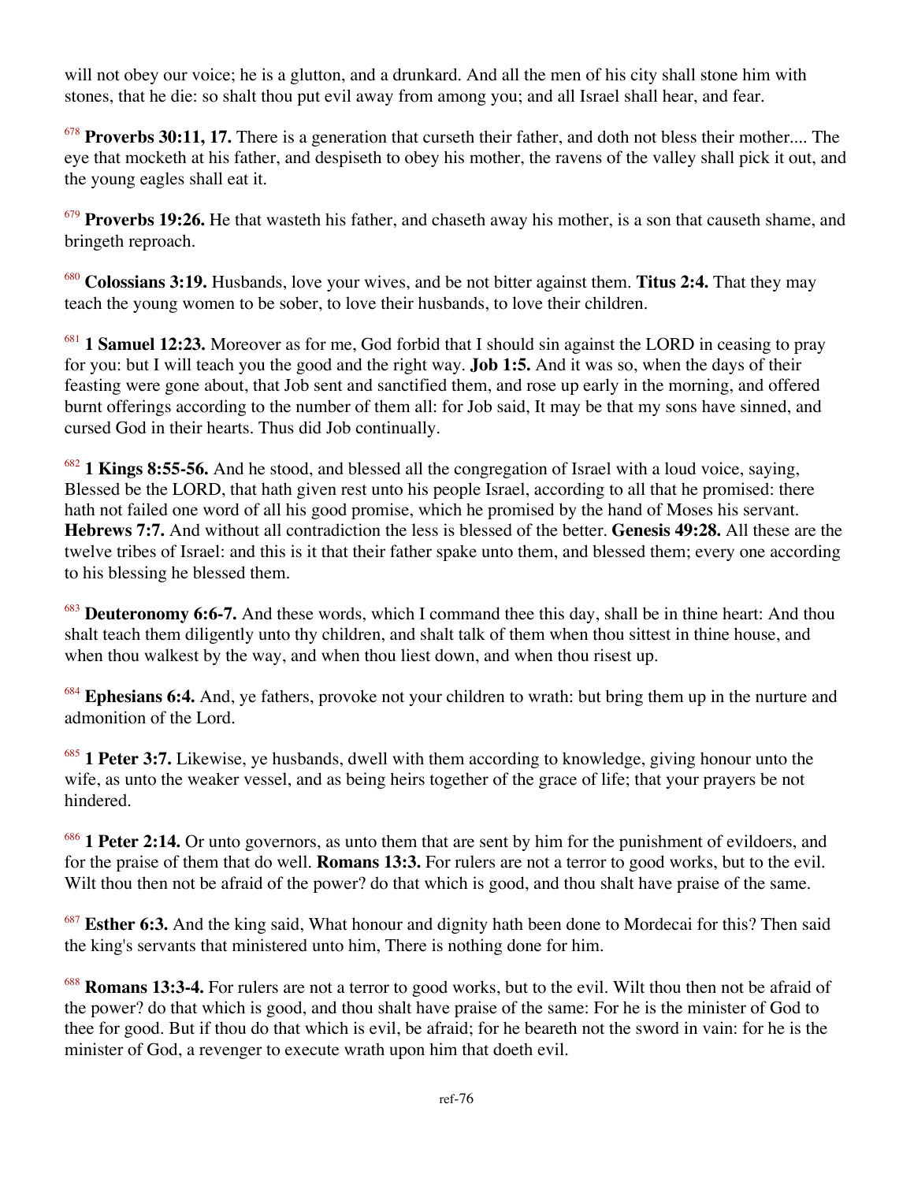will not obey our voice; he is a glutton, and a drunkard. And all the men of his city shall stone him with stones, that he die: so shalt thou put evil away from among you; and all Israel shall hear, and fear.

[678] **Proverbs 30:11, 17.** There is a generation that curseth their father, and doth not bless their mother.... The eye that mocketh at his father, and despiseth to obey his mother, the ravens of the valley shall pick it out, and the young eagles shall eat it.

[679] **Proverbs 19:26.** He that wasteth his father, and chaseth away his mother, is a son that causeth shame, and bringeth reproach.

[680] **Colossians 3:19.** Husbands, love your wives, and be not bitter against them. **Titus 2:4.** That they may teach the young women to be sober, to love their husbands, to love their children.

[681] **1 Samuel 12:23.** Moreover as for me, God forbid that I should sin against the LORD in ceasing to pray for you: but I will teach you the good and the right way. **Job 1:5.** And it was so, when the days of their feasting were gone about, that Job sent and sanctified them, and rose up early in the morning, and offered burnt offerings according to the number of them all: for Job said, It may be that my sons have sinned, and cursed God in their hearts. Thus did Job continually.

[682] **1 Kings 8:55-56.** And he stood, and blessed all the congregation of Israel with a loud voice, saying, Blessed be the LORD, that hath given rest unto his people Israel, according to all that he promised: there hath not failed one word of all his good promise, which he promised by the hand of Moses his servant. **Hebrews 7:7.** And without all contradiction the less is blessed of the better. **Genesis 49:28.** All these are the twelve tribes of Israel: and this is it that their father spake unto them, and blessed them; every one according to his blessing he blessed them.

[683] **Deuteronomy 6:6-7.** And these words, which I command thee this day, shall be in thine heart: And thou shalt teach them diligently unto thy children, and shalt talk of them when thou sittest in thine house, and when thou walkest by the way, and when thou liest down, and when thou risest up.

[684] **Ephesians 6:4.** And, ye fathers, provoke not your children to wrath: but bring them up in the nurture and admonition of the Lord.

[685] **1 Peter 3:7.** Likewise, ye husbands, dwell with them according to knowledge, giving honour unto the wife, as unto the weaker vessel, and as being heirs together of the grace of life; that your prayers be not hindered.

[686] **1 Peter 2:14.** Or unto governors, as unto them that are sent by him for the punishment of evildoers, and for the praise of them that do well. **Romans 13:3.** For rulers are not a terror to good works, but to the evil. Wilt thou then not be afraid of the power? do that which is good, and thou shalt have praise of the same.

[687] **Esther 6:3.** And the king said, What honour and dignity hath been done to Mordecai for this? Then said the king's servants that ministered unto him, There is nothing done for him.

[688] **Romans 13:3-4.** For rulers are not a terror to good works, but to the evil. Wilt thou then not be afraid of the power? do that which is good, and thou shalt have praise of the same: For he is the minister of God to thee for good. But if thou do that which is evil, be afraid; for he beareth not the sword in vain: for he is the minister of God, a revenger to execute wrath upon him that doeth evil.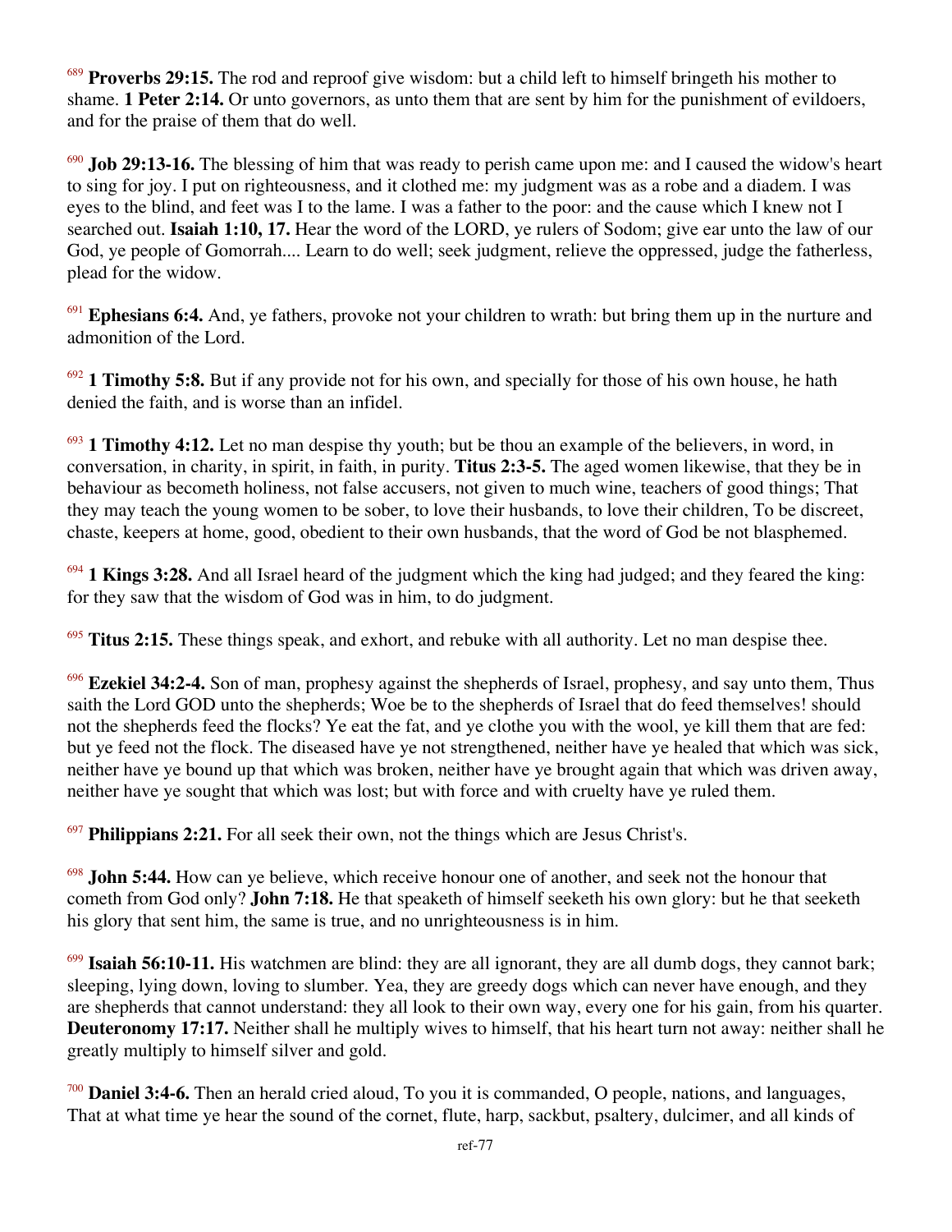[689] **Proverbs 29:15.** The rod and reproof give wisdom: but a child left to himself bringeth his mother to shame. **1 Peter 2:14.** Or unto governors, as unto them that are sent by him for the punishment of evildoers, and for the praise of them that do well.

[690] **Job 29:13-16.** The blessing of him that was ready to perish came upon me: and I caused the widow's heart to sing for joy. I put on righteousness, and it clothed me: my judgment was as a robe and a diadem. I was eyes to the blind, and feet was I to the lame. I was a father to the poor: and the cause which I knew not I searched out. **Isaiah 1:10, 17.** Hear the word of the LORD, ye rulers of Sodom; give ear unto the law of our God, ye people of Gomorrah.... Learn to do well; seek judgment, relieve the oppressed, judge the fatherless, plead for the widow.

[691] **Ephesians 6:4.** And, ye fathers, provoke not your children to wrath: but bring them up in the nurture and admonition of the Lord.

[692] **1 Timothy 5:8.** But if any provide not for his own, and specially for those of his own house, he hath denied the faith, and is worse than an infidel.

[693] **1 Timothy 4:12.** Let no man despise thy youth; but be thou an example of the believers, in word, in conversation, in charity, in spirit, in faith, in purity. **Titus 2:3-5.** The aged women likewise, that they be in behaviour as becometh holiness, not false accusers, not given to much wine, teachers of good things; That they may teach the young women to be sober, to love their husbands, to love their children, To be discreet, chaste, keepers at home, good, obedient to their own husbands, that the word of God be not blasphemed.

[694] **1 Kings 3:28.** And all Israel heard of the judgment which the king had judged; and they feared the king: for they saw that the wisdom of God was in him, to do judgment.

[695] **Titus 2:15.** These things speak, and exhort, and rebuke with all authority. Let no man despise thee.

[696] **Ezekiel 34:2-4.** Son of man, prophesy against the shepherds of Israel, prophesy, and say unto them, Thus saith the Lord GOD unto the shepherds; Woe be to the shepherds of Israel that do feed themselves! should not the shepherds feed the flocks? Ye eat the fat, and ye clothe you with the wool, ye kill them that are fed: but ye feed not the flock. The diseased have ye not strengthened, neither have ye healed that which was sick, neither have ye bound up that which was broken, neither have ye brought again that which was driven away, neither have ye sought that which was lost; but with force and with cruelty have ye ruled them.

[697] **Philippians 2:21.** For all seek their own, not the things which are Jesus Christ's.

[698] **John 5:44.** How can ye believe, which receive honour one of another, and seek not the honour that cometh from God only? **John 7:18.** He that speaketh of himself seeketh his own glory: but he that seeketh his glory that sent him, the same is true, and no unrighteousness is in him.

[699] **Isaiah 56:10-11.** His watchmen are blind: they are all ignorant, they are all dumb dogs, they cannot bark; sleeping, lying down, loving to slumber. Yea, they are greedy dogs which can never have enough, and they are shepherds that cannot understand: they all look to their own way, every one for his gain, from his quarter. **Deuteronomy 17:17.** Neither shall he multiply wives to himself, that his heart turn not away: neither shall he greatly multiply to himself silver and gold.

[700] **Daniel 3:4-6.** Then an herald cried aloud, To you it is commanded, O people, nations, and languages, That at what time ye hear the sound of the cornet, flute, harp, sackbut, psaltery, dulcimer, and all kinds of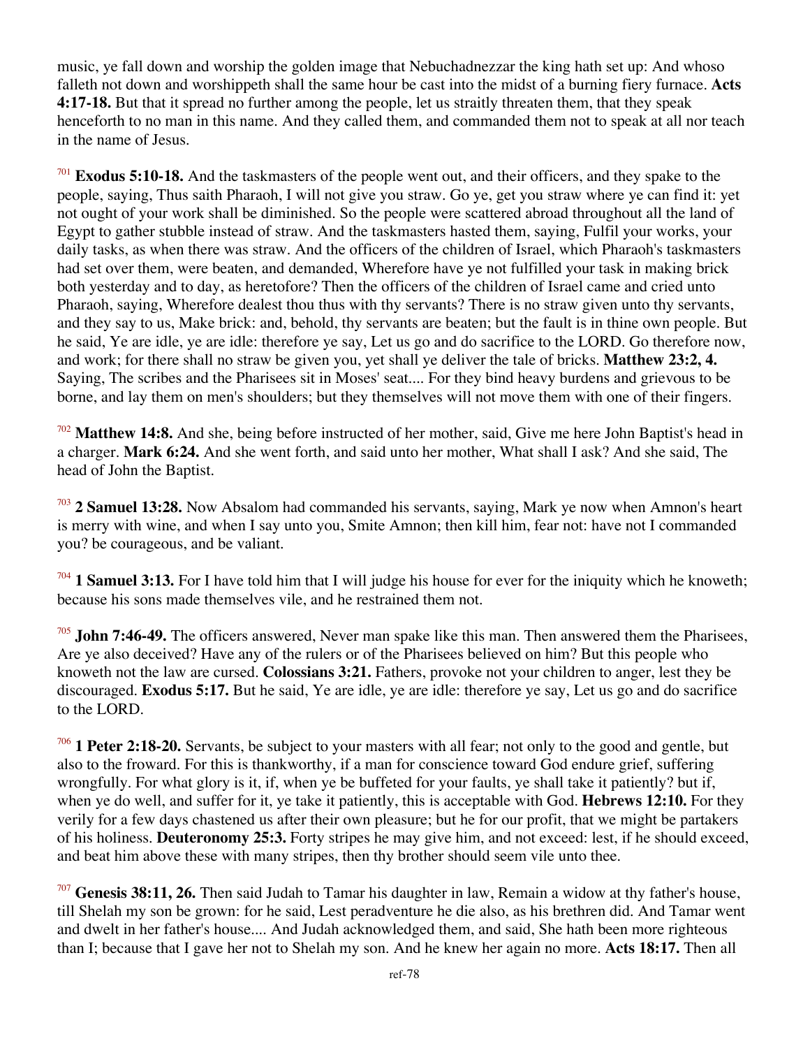music, ye fall down and worship the golden image that Nebuchadnezzar the king hath set up: And whoso falleth not down and worshippeth shall the same hour be cast into the midst of a burning fiery furnace. **Acts 4:17-18.** But that it spread no further among the people, let us straitly threaten them, that they speak henceforth to no man in this name. And they called them, and commanded them not to speak at all nor teach in the name of Jesus.

[701] **Exodus 5:10-18.** And the taskmasters of the people went out, and their officers, and they spake to the people, saying, Thus saith Pharaoh, I will not give you straw. Go ye, get you straw where ye can find it: yet not ought of your work shall be diminished. So the people were scattered abroad throughout all the land of Egypt to gather stubble instead of straw. And the taskmasters hasted them, saying, Fulfil your works, your daily tasks, as when there was straw. And the officers of the children of Israel, which Pharaoh's taskmasters had set over them, were beaten, and demanded, Wherefore have ye not fulfilled your task in making brick both yesterday and to day, as heretofore? Then the officers of the children of Israel came and cried unto Pharaoh, saying, Wherefore dealest thou thus with thy servants? There is no straw given unto thy servants, and they say to us, Make brick: and, behold, thy servants are beaten; but the fault is in thine own people. But he said, Ye are idle, ye are idle: therefore ye say, Let us go and do sacrifice to the LORD. Go therefore now, and work; for there shall no straw be given you, yet shall ye deliver the tale of bricks. **Matthew 23:2, 4.** Saying, The scribes and the Pharisees sit in Moses' seat.... For they bind heavy burdens and grievous to be borne, and lay them on men's shoulders; but they themselves will not move them with one of their fingers.

[702] **Matthew 14:8.** And she, being before instructed of her mother, said, Give me here John Baptist's head in a charger. **Mark 6:24.** And she went forth, and said unto her mother, What shall I ask? And she said, The head of John the Baptist.

[703] **2 Samuel 13:28.** Now Absalom had commanded his servants, saying, Mark ye now when Amnon's heart is merry with wine, and when I say unto you, Smite Amnon; then kill him, fear not: have not I commanded you? be courageous, and be valiant.

[704] **1 Samuel 3:13.** For I have told him that I will judge his house for ever for the iniquity which he knoweth; because his sons made themselves vile, and he restrained them not.

[705] **John 7:46-49.** The officers answered, Never man spake like this man. Then answered them the Pharisees, Are ye also deceived? Have any of the rulers or of the Pharisees believed on him? But this people who knoweth not the law are cursed. **Colossians 3:21.** Fathers, provoke not your children to anger, lest they be discouraged. **Exodus 5:17.** But he said, Ye are idle, ye are idle: therefore ye say, Let us go and do sacrifice to the LORD.

[706] **1 Peter 2:18-20.** Servants, be subject to your masters with all fear; not only to the good and gentle, but also to the froward. For this is thankworthy, if a man for conscience toward God endure grief, suffering wrongfully. For what glory is it, if, when ye be buffeted for your faults, ye shall take it patiently? but if, when ye do well, and suffer for it, ye take it patiently, this is acceptable with God. **Hebrews 12:10.** For they verily for a few days chastened us after their own pleasure; but he for our profit, that we might be partakers of his holiness. **Deuteronomy 25:3.** Forty stripes he may give him, and not exceed: lest, if he should exceed, and beat him above these with many stripes, then thy brother should seem vile unto thee.

[707] **Genesis 38:11, 26.** Then said Judah to Tamar his daughter in law, Remain a widow at thy father's house, till Shelah my son be grown: for he said, Lest peradventure he die also, as his brethren did. And Tamar went and dwelt in her father's house.... And Judah acknowledged them, and said, She hath been more righteous than I; because that I gave her not to Shelah my son. And he knew her again no more. **Acts 18:17.** Then all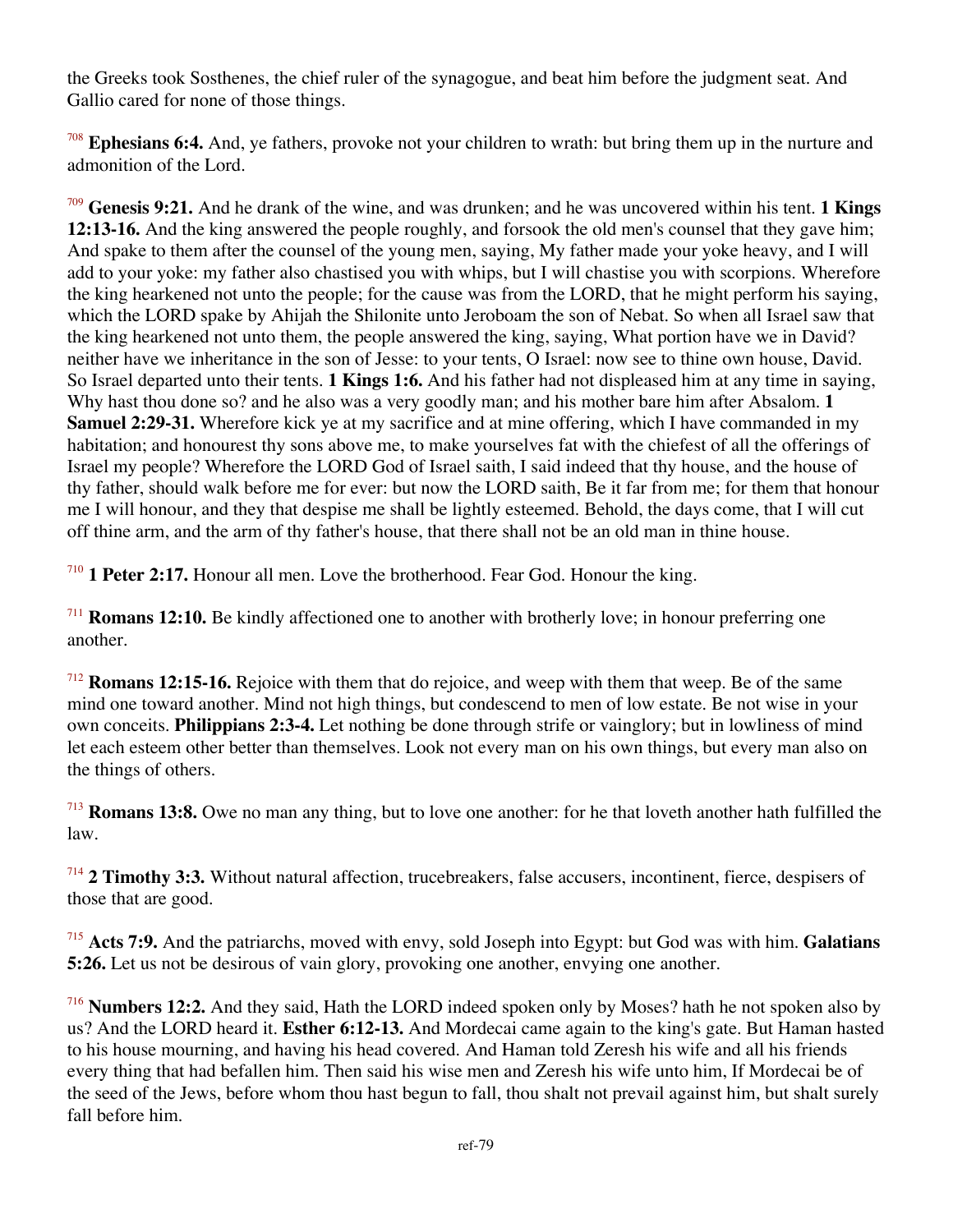the Greeks took Sosthenes, the chief ruler of the synagogue, and beat him before the judgment seat. And Gallio cared for none of those things.

[708] **Ephesians 6:4.** And, ye fathers, provoke not your children to wrath: but bring them up in the nurture and admonition of the Lord.

[709] **Genesis 9:21.** And he drank of the wine, and was drunken; and he was uncovered within his tent. **1 Kings 12:13-16.** And the king answered the people roughly, and forsook the old men's counsel that they gave him; And spake to them after the counsel of the young men, saying, My father made your yoke heavy, and I will add to your yoke: my father also chastised you with whips, but I will chastise you with scorpions. Wherefore the king hearkened not unto the people; for the cause was from the LORD, that he might perform his saying, which the LORD spake by Ahijah the Shilonite unto Jeroboam the son of Nebat. So when all Israel saw that the king hearkened not unto them, the people answered the king, saying, What portion have we in David? neither have we inheritance in the son of Jesse: to your tents, O Israel: now see to thine own house, David. So Israel departed unto their tents. **1 Kings 1:6.** And his father had not displeased him at any time in saying, Why hast thou done so? and he also was a very goodly man; and his mother bare him after Absalom. **1 Samuel 2:29-31.** Wherefore kick ye at my sacrifice and at mine offering, which I have commanded in my habitation; and honourest thy sons above me, to make yourselves fat with the chiefest of all the offerings of Israel my people? Wherefore the LORD God of Israel saith, I said indeed that thy house, and the house of thy father, should walk before me for ever: but now the LORD saith, Be it far from me; for them that honour me I will honour, and they that despise me shall be lightly esteemed. Behold, the days come, that I will cut off thine arm, and the arm of thy father's house, that there shall not be an old man in thine house.

[710] **1 Peter 2:17.** Honour all men. Love the brotherhood. Fear God. Honour the king.

[711] **Romans 12:10.** Be kindly affectioned one to another with brotherly love; in honour preferring one another.

[712] **Romans 12:15-16.** Rejoice with them that do rejoice, and weep with them that weep. Be of the same mind one toward another. Mind not high things, but condescend to men of low estate. Be not wise in your own conceits. **Philippians 2:3-4.** Let nothing be done through strife or vainglory; but in lowliness of mind let each esteem other better than themselves. Look not every man on his own things, but every man also on the things of others.

[713] **Romans 13:8.** Owe no man any thing, but to love one another: for he that loveth another hath fulfilled the law.

[714] **2 Timothy 3:3.** Without natural affection, trucebreakers, false accusers, incontinent, fierce, despisers of those that are good.

[715] **Acts 7:9.** And the patriarchs, moved with envy, sold Joseph into Egypt: but God was with him. **Galatians 5:26.** Let us not be desirous of vain glory, provoking one another, envying one another.

[716] **Numbers 12:2.** And they said, Hath the LORD indeed spoken only by Moses? hath he not spoken also by us? And the LORD heard it. **Esther 6:12-13.** And Mordecai came again to the king's gate. But Haman hasted to his house mourning, and having his head covered. And Haman told Zeresh his wife and all his friends every thing that had befallen him. Then said his wise men and Zeresh his wife unto him, If Mordecai be of the seed of the Jews, before whom thou hast begun to fall, thou shalt not prevail against him, but shalt surely fall before him.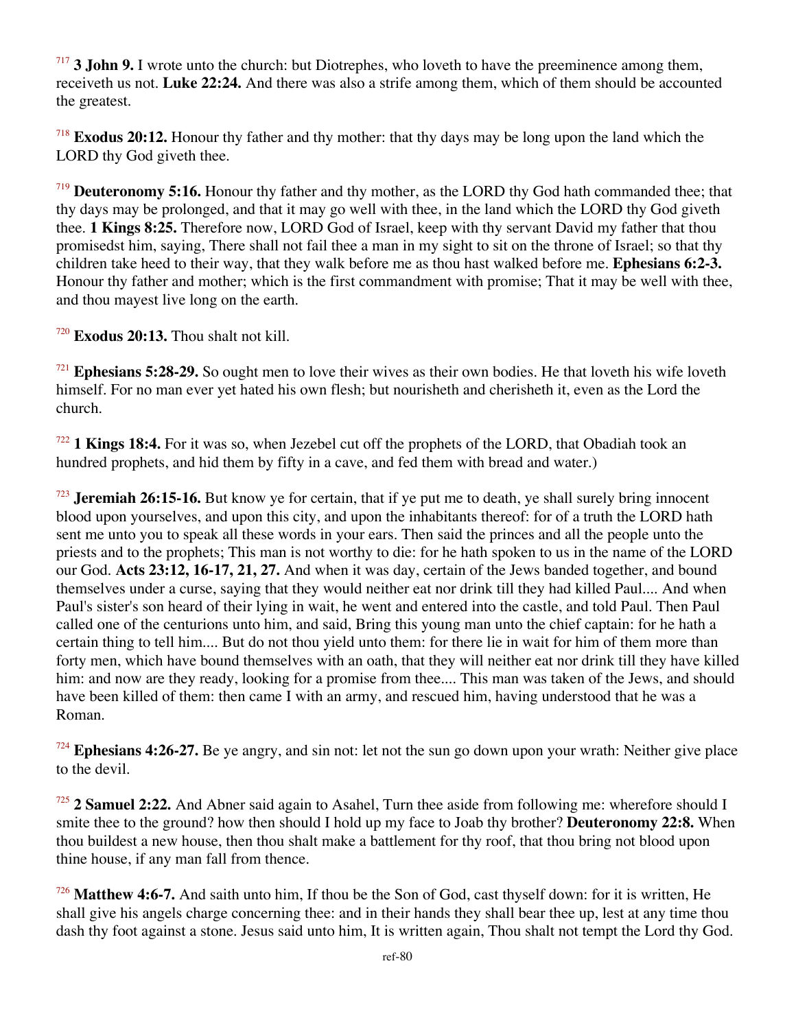[717] **3 John 9.** I wrote unto the church: but Diotrephes, who loveth to have the preeminence among them, receiveth us not. **Luke 22:24.** And there was also a strife among them, which of them should be accounted the greatest.

[718] **Exodus 20:12.** Honour thy father and thy mother: that thy days may be long upon the land which the LORD thy God giveth thee.

[719] **Deuteronomy 5:16.** Honour thy father and thy mother, as the LORD thy God hath commanded thee; that thy days may be prolonged, and that it may go well with thee, in the land which the LORD thy God giveth thee. **1 Kings 8:25.** Therefore now, LORD God of Israel, keep with thy servant David my father that thou promisedst him, saying, There shall not fail thee a man in my sight to sit on the throne of Israel; so that thy children take heed to their way, that they walk before me as thou hast walked before me. **Ephesians 6:2-3.** Honour thy father and mother; which is the first commandment with promise; That it may be well with thee, and thou mayest live long on the earth.

[720] **Exodus 20:13.** Thou shalt not kill.

[721] **Ephesians 5:28-29.** So ought men to love their wives as their own bodies. He that loveth his wife loveth himself. For no man ever yet hated his own flesh; but nourisheth and cherisheth it, even as the Lord the church.

[722] **1 Kings 18:4.** For it was so, when Jezebel cut off the prophets of the LORD, that Obadiah took an hundred prophets, and hid them by fifty in a cave, and fed them with bread and water.)

[723] **Jeremiah 26:15-16.** But know ye for certain, that if ye put me to death, ye shall surely bring innocent blood upon yourselves, and upon this city, and upon the inhabitants thereof: for of a truth the LORD hath sent me unto you to speak all these words in your ears. Then said the princes and all the people unto the priests and to the prophets; This man is not worthy to die: for he hath spoken to us in the name of the LORD our God. **Acts 23:12, 16-17, 21, 27.** And when it was day, certain of the Jews banded together, and bound themselves under a curse, saying that they would neither eat nor drink till they had killed Paul.... And when Paul's sister's son heard of their lying in wait, he went and entered into the castle, and told Paul. Then Paul called one of the centurions unto him, and said, Bring this young man unto the chief captain: for he hath a certain thing to tell him.... But do not thou yield unto them: for there lie in wait for him of them more than forty men, which have bound themselves with an oath, that they will neither eat nor drink till they have killed him: and now are they ready, looking for a promise from thee.... This man was taken of the Jews, and should have been killed of them: then came I with an army, and rescued him, having understood that he was a Roman.

[724] **Ephesians 4:26-27.** Be ye angry, and sin not: let not the sun go down upon your wrath: Neither give place to the devil.

[725] **2 Samuel 2:22.** And Abner said again to Asahel, Turn thee aside from following me: wherefore should I smite thee to the ground? how then should I hold up my face to Joab thy brother? **Deuteronomy 22:8.** When thou buildest a new house, then thou shalt make a battlement for thy roof, that thou bring not blood upon thine house, if any man fall from thence.

[726] **Matthew 4:6-7.** And saith unto him, If thou be the Son of God, cast thyself down: for it is written, He shall give his angels charge concerning thee: and in their hands they shall bear thee up, lest at any time thou dash thy foot against a stone. Jesus said unto him, It is written again, Thou shalt not tempt the Lord thy God.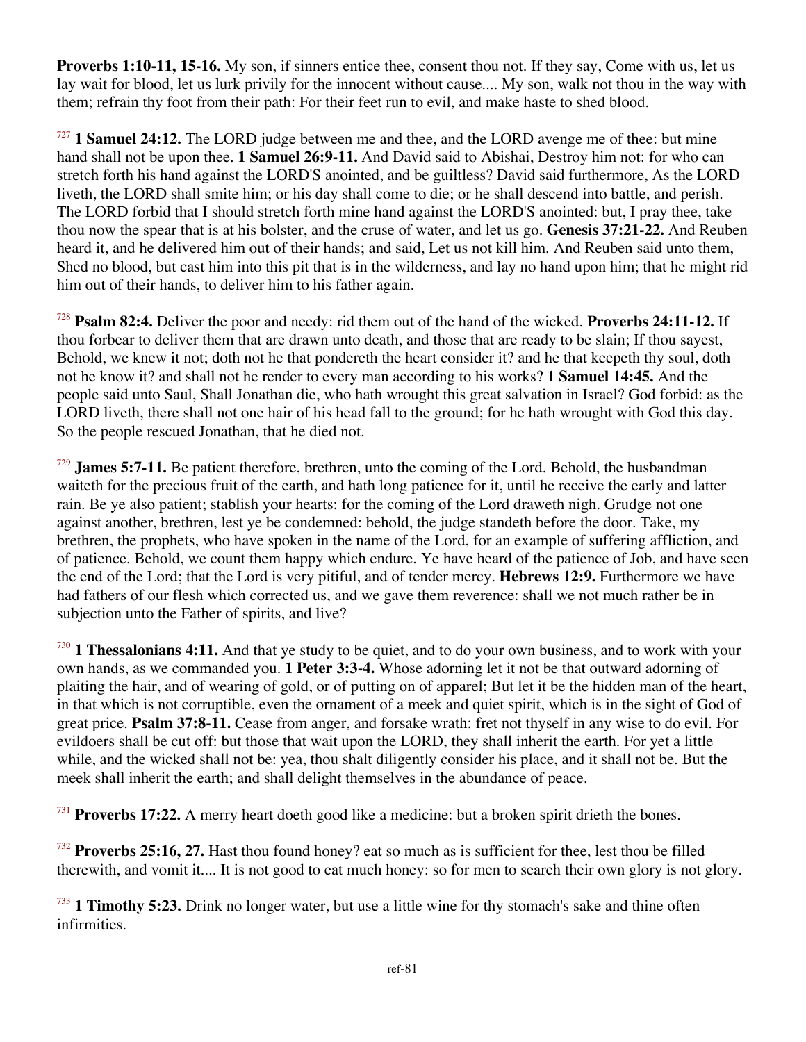**Proverbs 1:10-11, 15-16.** My son, if sinners entice thee, consent thou not. If they say, Come with us, let us lay wait for blood, let us lurk privily for the innocent without cause.... My son, walk not thou in the way with them; refrain thy foot from their path: For their feet run to evil, and make haste to shed blood.

[727] **1 Samuel 24:12.** The LORD judge between me and thee, and the LORD avenge me of thee: but mine hand shall not be upon thee. **1 Samuel 26:9-11.** And David said to Abishai, Destroy him not: for who can stretch forth his hand against the LORD'S anointed, and be guiltless? David said furthermore, As the LORD liveth, the LORD shall smite him; or his day shall come to die; or he shall descend into battle, and perish. The LORD forbid that I should stretch forth mine hand against the LORD'S anointed: but, I pray thee, take thou now the spear that is at his bolster, and the cruse of water, and let us go. **Genesis 37:21-22.** And Reuben heard it, and he delivered him out of their hands; and said, Let us not kill him. And Reuben said unto them, Shed no blood, but cast him into this pit that is in the wilderness, and lay no hand upon him; that he might rid him out of their hands, to deliver him to his father again.

[728] **Psalm 82:4.** Deliver the poor and needy: rid them out of the hand of the wicked. **Proverbs 24:11-12.** If thou forbear to deliver them that are drawn unto death, and those that are ready to be slain; If thou sayest, Behold, we knew it not; doth not he that pondereth the heart consider it? and he that keepeth thy soul, doth not he know it? and shall not he render to every man according to his works? **1 Samuel 14:45.** And the people said unto Saul, Shall Jonathan die, who hath wrought this great salvation in Israel? God forbid: as the LORD liveth, there shall not one hair of his head fall to the ground; for he hath wrought with God this day. So the people rescued Jonathan, that he died not.

[729] **James 5:7-11.** Be patient therefore, brethren, unto the coming of the Lord. Behold, the husbandman waiteth for the precious fruit of the earth, and hath long patience for it, until he receive the early and latter rain. Be ye also patient; stablish your hearts: for the coming of the Lord draweth nigh. Grudge not one against another, brethren, lest ye be condemned: behold, the judge standeth before the door. Take, my brethren, the prophets, who have spoken in the name of the Lord, for an example of suffering affliction, and of patience. Behold, we count them happy which endure. Ye have heard of the patience of Job, and have seen the end of the Lord; that the Lord is very pitiful, and of tender mercy. **Hebrews 12:9.** Furthermore we have had fathers of our flesh which corrected us, and we gave them reverence: shall we not much rather be in subjection unto the Father of spirits, and live?

[730] **1 Thessalonians 4:11.** And that ye study to be quiet, and to do your own business, and to work with your own hands, as we commanded you. **1 Peter 3:3-4.** Whose adorning let it not be that outward adorning of plaiting the hair, and of wearing of gold, or of putting on of apparel; But let it be the hidden man of the heart, in that which is not corruptible, even the ornament of a meek and quiet spirit, which is in the sight of God of great price. **Psalm 37:8-11.** Cease from anger, and forsake wrath: fret not thyself in any wise to do evil. For evildoers shall be cut off: but those that wait upon the LORD, they shall inherit the earth. For yet a little while, and the wicked shall not be: yea, thou shalt diligently consider his place, and it shall not be. But the meek shall inherit the earth; and shall delight themselves in the abundance of peace.

[731] **Proverbs 17:22.** A merry heart doeth good like a medicine: but a broken spirit drieth the bones.

[732] **Proverbs 25:16, 27.** Hast thou found honey? eat so much as is sufficient for thee, lest thou be filled therewith, and vomit it.... It is not good to eat much honey: so for men to search their own glory is not glory.

[733] **1 Timothy 5:23.** Drink no longer water, but use a little wine for thy stomach's sake and thine often infirmities.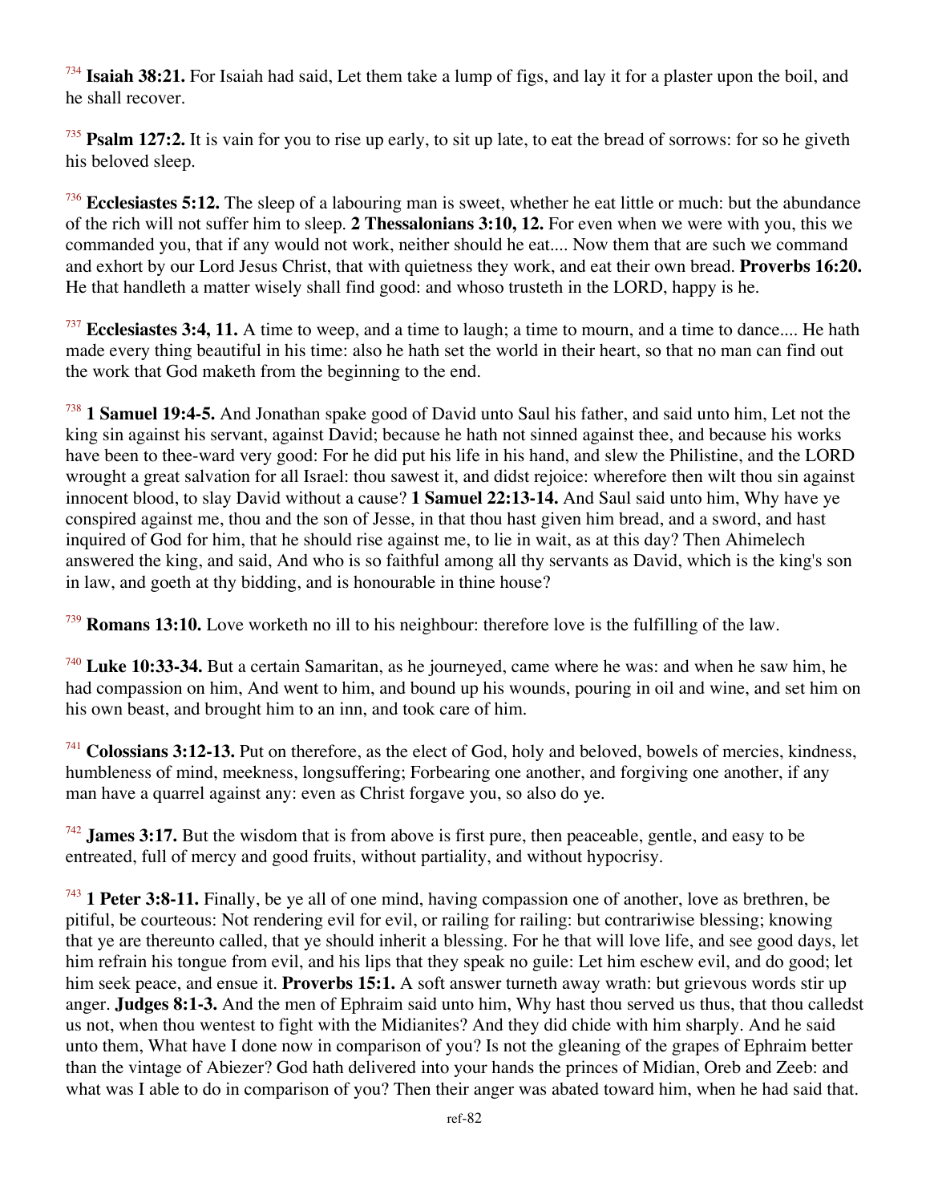[734] **Isaiah 38:21.** For Isaiah had said, Let them take a lump of figs, and lay it for a plaster upon the boil, and he shall recover.

[735] **Psalm 127:2.** It is vain for you to rise up early, to sit up late, to eat the bread of sorrows: for so he giveth his beloved sleep.

[736] **Ecclesiastes 5:12.** The sleep of a labouring man is sweet, whether he eat little or much: but the abundance of the rich will not suffer him to sleep. **2 Thessalonians 3:10, 12.** For even when we were with you, this we commanded you, that if any would not work, neither should he eat.... Now them that are such we command and exhort by our Lord Jesus Christ, that with quietness they work, and eat their own bread. **Proverbs 16:20.** He that handleth a matter wisely shall find good: and whoso trusteth in the LORD, happy is he.

[737] **Ecclesiastes 3:4, 11.** A time to weep, and a time to laugh; a time to mourn, and a time to dance.... He hath made every thing beautiful in his time: also he hath set the world in their heart, so that no man can find out the work that God maketh from the beginning to the end.

[738] **1 Samuel 19:4-5.** And Jonathan spake good of David unto Saul his father, and said unto him, Let not the king sin against his servant, against David; because he hath not sinned against thee, and because his works have been to thee-ward very good: For he did put his life in his hand, and slew the Philistine, and the LORD wrought a great salvation for all Israel: thou sawest it, and didst rejoice: wherefore then wilt thou sin against innocent blood, to slay David without a cause? **1 Samuel 22:13-14.** And Saul said unto him, Why have ye conspired against me, thou and the son of Jesse, in that thou hast given him bread, and a sword, and hast inquired of God for him, that he should rise against me, to lie in wait, as at this day? Then Ahimelech answered the king, and said, And who is so faithful among all thy servants as David, which is the king's son in law, and goeth at thy bidding, and is honourable in thine house?

[739] **Romans 13:10.** Love worketh no ill to his neighbour: therefore love is the fulfilling of the law.

[740] **Luke 10:33-34.** But a certain Samaritan, as he journeyed, came where he was: and when he saw him, he had compassion on him, And went to him, and bound up his wounds, pouring in oil and wine, and set him on his own beast, and brought him to an inn, and took care of him.

[741] **Colossians 3:12-13.** Put on therefore, as the elect of God, holy and beloved, bowels of mercies, kindness, humbleness of mind, meekness, longsuffering; Forbearing one another, and forgiving one another, if any man have a quarrel against any: even as Christ forgave you, so also do ye.

[742] **James 3:17.** But the wisdom that is from above is first pure, then peaceable, gentle, and easy to be entreated, full of mercy and good fruits, without partiality, and without hypocrisy.

[743] **1 Peter 3:8-11.** Finally, be ye all of one mind, having compassion one of another, love as brethren, be pitiful, be courteous: Not rendering evil for evil, or railing for railing: but contrariwise blessing; knowing that ye are thereunto called, that ye should inherit a blessing. For he that will love life, and see good days, let him refrain his tongue from evil, and his lips that they speak no guile: Let him eschew evil, and do good; let him seek peace, and ensue it. **Proverbs 15:1.** A soft answer turneth away wrath: but grievous words stir up anger. **Judges 8:1-3.** And the men of Ephraim said unto him, Why hast thou served us thus, that thou calledst us not, when thou wentest to fight with the Midianites? And they did chide with him sharply. And he said unto them, What have I done now in comparison of you? Is not the gleaning of the grapes of Ephraim better than the vintage of Abiezer? God hath delivered into your hands the princes of Midian, Oreb and Zeeb: and what was I able to do in comparison of you? Then their anger was abated toward him, when he had said that.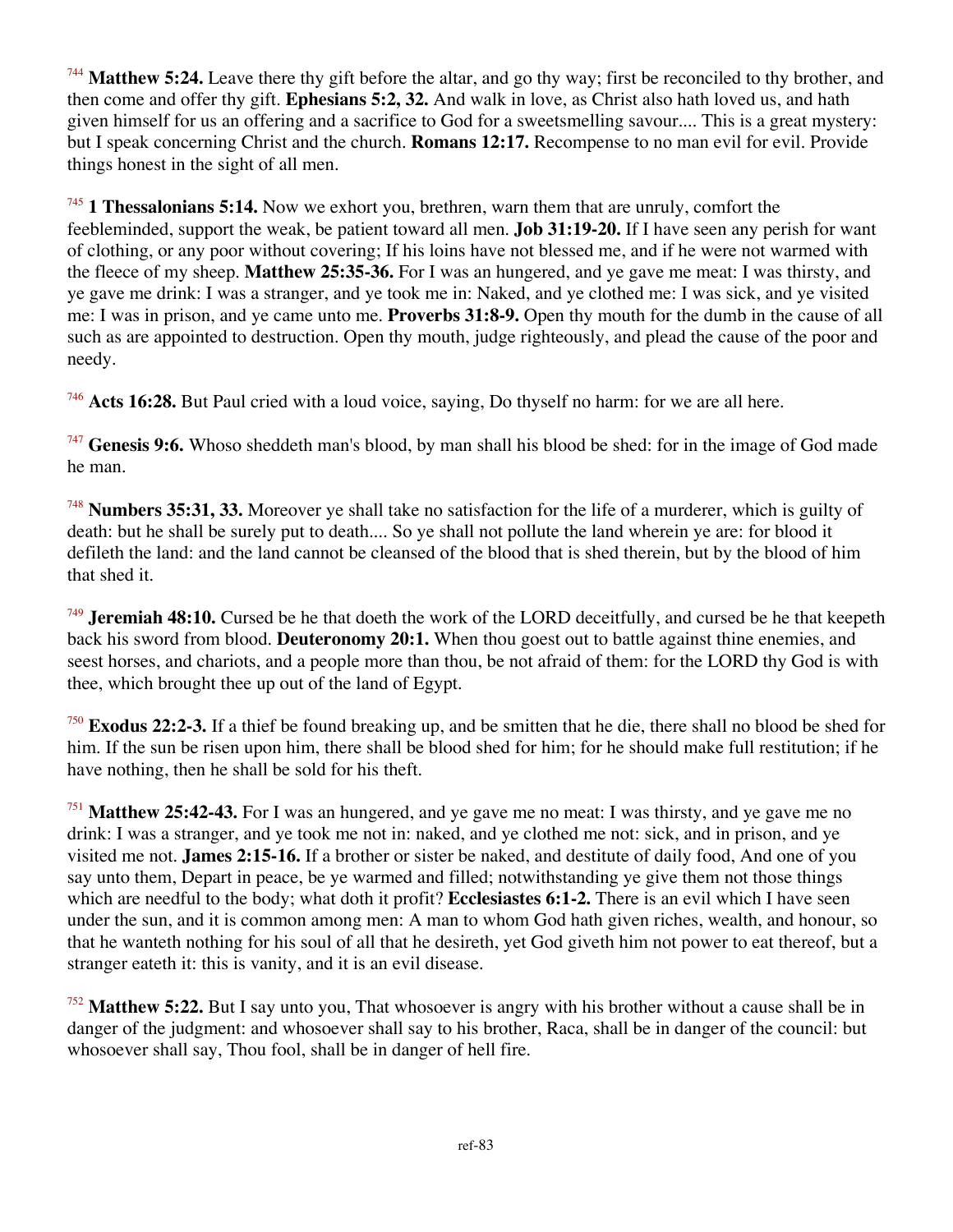[744] **Matthew 5:24.** Leave there thy gift before the altar, and go thy way; first be reconciled to thy brother, and then come and offer thy gift. **Ephesians 5:2, 32.** And walk in love, as Christ also hath loved us, and hath given himself for us an offering and a sacrifice to God for a sweetsmelling savour.... This is a great mystery: but I speak concerning Christ and the church. **Romans 12:17.** Recompense to no man evil for evil. Provide things honest in the sight of all men.

[745] **1 Thessalonians 5:14.** Now we exhort you, brethren, warn them that are unruly, comfort the feebleminded, support the weak, be patient toward all men. **Job 31:19-20.** If I have seen any perish for want of clothing, or any poor without covering; If his loins have not blessed me, and if he were not warmed with the fleece of my sheep. **Matthew 25:35-36.** For I was an hungered, and ye gave me meat: I was thirsty, and ye gave me drink: I was a stranger, and ye took me in: Naked, and ye clothed me: I was sick, and ye visited me: I was in prison, and ye came unto me. **Proverbs 31:8-9.** Open thy mouth for the dumb in the cause of all such as are appointed to destruction. Open thy mouth, judge righteously, and plead the cause of the poor and needy.

[746] **Acts 16:28.** But Paul cried with a loud voice, saying, Do thyself no harm: for we are all here.

[747] **Genesis 9:6.** Whoso sheddeth man's blood, by man shall his blood be shed: for in the image of God made he man.

[748] **Numbers 35:31, 33.** Moreover ye shall take no satisfaction for the life of a murderer, which is guilty of death: but he shall be surely put to death.... So ye shall not pollute the land wherein ye are: for blood it defileth the land: and the land cannot be cleansed of the blood that is shed therein, but by the blood of him that shed it.

[749] **Jeremiah 48:10.** Cursed be he that doeth the work of the LORD deceitfully, and cursed be he that keepeth back his sword from blood. **Deuteronomy 20:1.** When thou goest out to battle against thine enemies, and seest horses, and chariots, and a people more than thou, be not afraid of them: for the LORD thy God is with thee, which brought thee up out of the land of Egypt.

[750] **Exodus 22:2-3.** If a thief be found breaking up, and be smitten that he die, there shall no blood be shed for him. If the sun be risen upon him, there shall be blood shed for him; for he should make full restitution; if he have nothing, then he shall be sold for his theft.

[751] **Matthew 25:42-43.** For I was an hungered, and ye gave me no meat: I was thirsty, and ye gave me no drink: I was a stranger, and ye took me not in: naked, and ye clothed me not: sick, and in prison, and ye visited me not. **James 2:15-16.** If a brother or sister be naked, and destitute of daily food, And one of you say unto them, Depart in peace, be ye warmed and filled; notwithstanding ye give them not those things which are needful to the body; what doth it profit? **Ecclesiastes 6:1-2.** There is an evil which I have seen under the sun, and it is common among men: A man to whom God hath given riches, wealth, and honour, so that he wanteth nothing for his soul of all that he desireth, yet God giveth him not power to eat thereof, but a stranger eateth it: this is vanity, and it is an evil disease.

[752] **Matthew 5:22.** But I say unto you, That whosoever is angry with his brother without a cause shall be in danger of the judgment: and whosoever shall say to his brother, Raca, shall be in danger of the council: but whosoever shall say, Thou fool, shall be in danger of hell fire.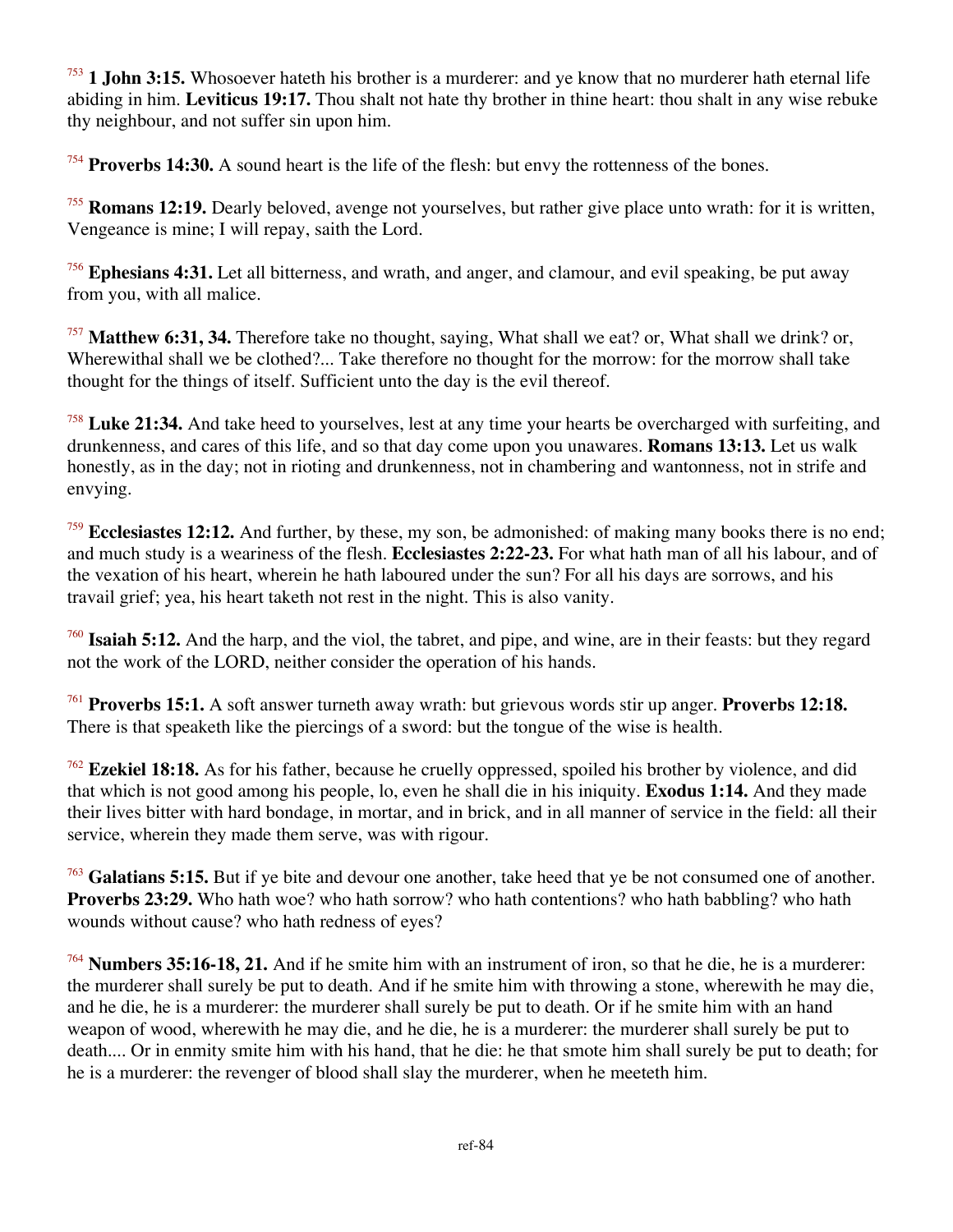[753] **1 John 3:15.** Whosoever hateth his brother is a murderer: and ye know that no murderer hath eternal life abiding in him. **Leviticus 19:17.** Thou shalt not hate thy brother in thine heart: thou shalt in any wise rebuke thy neighbour, and not suffer sin upon him.

[754] **Proverbs 14:30.** A sound heart is the life of the flesh: but envy the rottenness of the bones.

[755] **Romans 12:19.** Dearly beloved, avenge not yourselves, but rather give place unto wrath: for it is written, Vengeance is mine; I will repay, saith the Lord.

[756] **Ephesians 4:31.** Let all bitterness, and wrath, and anger, and clamour, and evil speaking, be put away from you, with all malice.

[757] **Matthew 6:31, 34.** Therefore take no thought, saying, What shall we eat? or, What shall we drink? or, Wherewithal shall we be clothed?... Take therefore no thought for the morrow: for the morrow shall take thought for the things of itself. Sufficient unto the day is the evil thereof.

[758] **Luke 21:34.** And take heed to yourselves, lest at any time your hearts be overcharged with surfeiting, and drunkenness, and cares of this life, and so that day come upon you unawares. **Romans 13:13.** Let us walk honestly, as in the day; not in rioting and drunkenness, not in chambering and wantonness, not in strife and envying.

[759] **Ecclesiastes 12:12.** And further, by these, my son, be admonished: of making many books there is no end; and much study is a weariness of the flesh. **Ecclesiastes 2:22-23.** For what hath man of all his labour, and of the vexation of his heart, wherein he hath laboured under the sun? For all his days are sorrows, and his travail grief; yea, his heart taketh not rest in the night. This is also vanity.

[760] **Isaiah 5:12.** And the harp, and the viol, the tabret, and pipe, and wine, are in their feasts: but they regard not the work of the LORD, neither consider the operation of his hands.

[761] **Proverbs 15:1.** A soft answer turneth away wrath: but grievous words stir up anger. **Proverbs 12:18.** There is that speaketh like the piercings of a sword: but the tongue of the wise is health.

[762] **Ezekiel 18:18.** As for his father, because he cruelly oppressed, spoiled his brother by violence, and did that which is not good among his people, lo, even he shall die in his iniquity. **Exodus 1:14.** And they made their lives bitter with hard bondage, in mortar, and in brick, and in all manner of service in the field: all their service, wherein they made them serve, was with rigour.

[763] **Galatians 5:15.** But if ye bite and devour one another, take heed that ye be not consumed one of another. **Proverbs 23:29.** Who hath woe? who hath sorrow? who hath contentions? who hath babbling? who hath wounds without cause? who hath redness of eyes?

[764] **Numbers 35:16-18, 21.** And if he smite him with an instrument of iron, so that he die, he is a murderer: the murderer shall surely be put to death. And if he smite him with throwing a stone, wherewith he may die, and he die, he is a murderer: the murderer shall surely be put to death. Or if he smite him with an hand weapon of wood, wherewith he may die, and he die, he is a murderer: the murderer shall surely be put to death.... Or in enmity smite him with his hand, that he die: he that smote him shall surely be put to death; for he is a murderer: the revenger of blood shall slay the murderer, when he meeteth him.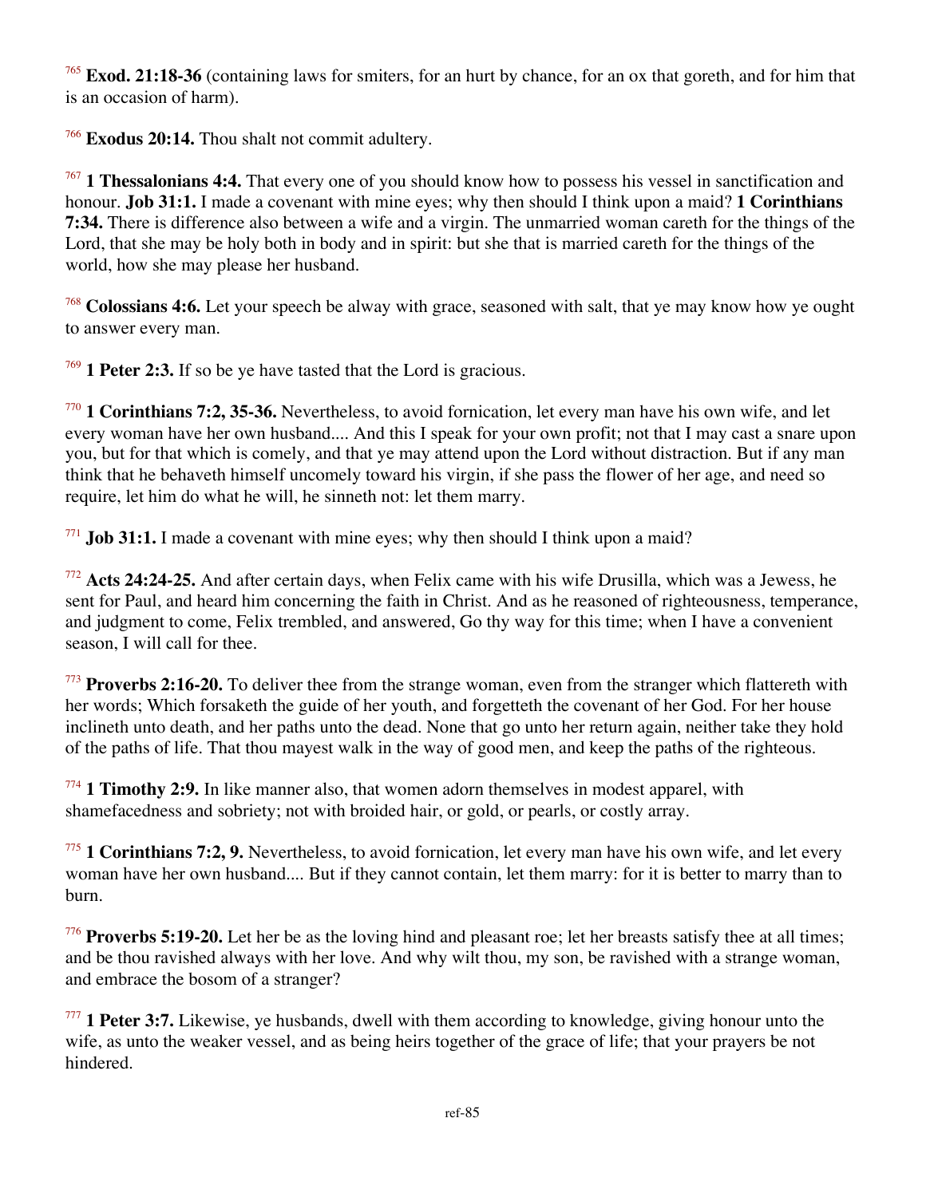[765] **Exod. 21:18-36** (containing laws for smiters, for an hurt by chance, for an ox that goreth, and for him that is an occasion of harm).

[766] **Exodus 20:14.** Thou shalt not commit adultery.

[767] **1 Thessalonians 4:4.** That every one of you should know how to possess his vessel in sanctification and honour. **Job 31:1.** I made a covenant with mine eyes; why then should I think upon a maid? **1 Corinthians 7:34.** There is difference also between a wife and a virgin. The unmarried woman careth for the things of the Lord, that she may be holy both in body and in spirit: but she that is married careth for the things of the world, how she may please her husband.

[768] **Colossians 4:6.** Let your speech be alway with grace, seasoned with salt, that ye may know how ye ought to answer every man.

[769] **1 Peter 2:3.** If so be ye have tasted that the Lord is gracious.

[770] **1 Corinthians 7:2, 35-36.** Nevertheless, to avoid fornication, let every man have his own wife, and let every woman have her own husband.... And this I speak for your own profit; not that I may cast a snare upon you, but for that which is comely, and that ye may attend upon the Lord without distraction. But if any man think that he behaveth himself uncomely toward his virgin, if she pass the flower of her age, and need so require, let him do what he will, he sinneth not: let them marry.

[771] **Job 31:1.** I made a covenant with mine eyes; why then should I think upon a maid?

[772] **Acts 24:24-25.** And after certain days, when Felix came with his wife Drusilla, which was a Jewess, he sent for Paul, and heard him concerning the faith in Christ. And as he reasoned of righteousness, temperance, and judgment to come, Felix trembled, and answered, Go thy way for this time; when I have a convenient season, I will call for thee.

[773] **Proverbs 2:16-20.** To deliver thee from the strange woman, even from the stranger which flattereth with her words; Which forsaketh the guide of her youth, and forgetteth the covenant of her God. For her house inclineth unto death, and her paths unto the dead. None that go unto her return again, neither take they hold of the paths of life. That thou mayest walk in the way of good men, and keep the paths of the righteous.

[774] **1 Timothy 2:9.** In like manner also, that women adorn themselves in modest apparel, with shamefacedness and sobriety; not with broided hair, or gold, or pearls, or costly array.

[775] **1 Corinthians 7:2, 9.** Nevertheless, to avoid fornication, let every man have his own wife, and let every woman have her own husband.... But if they cannot contain, let them marry: for it is better to marry than to burn.

[776] **Proverbs 5:19-20.** Let her be as the loving hind and pleasant roe; let her breasts satisfy thee at all times; and be thou ravished always with her love. And why wilt thou, my son, be ravished with a strange woman, and embrace the bosom of a stranger?

[777] **1 Peter 3:7.** Likewise, ye husbands, dwell with them according to knowledge, giving honour unto the wife, as unto the weaker vessel, and as being heirs together of the grace of life; that your prayers be not hindered.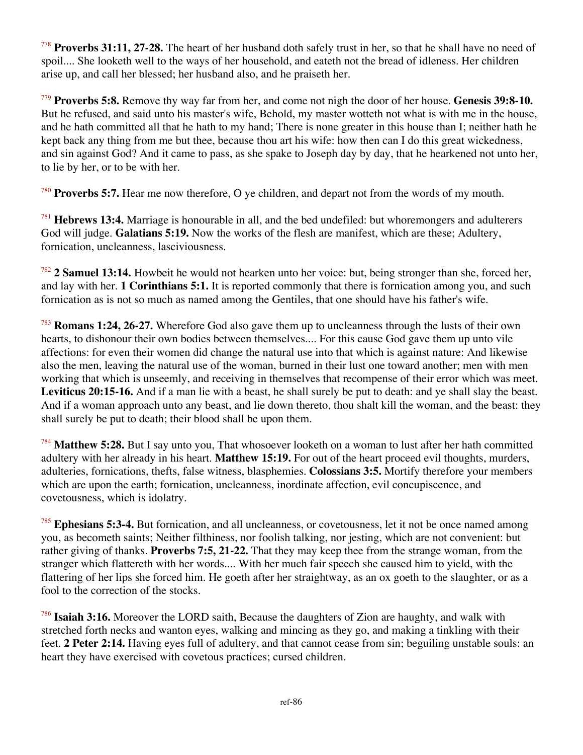[778] **Proverbs 31:11, 27-28.** The heart of her husband doth safely trust in her, so that he shall have no need of spoil.... She looketh well to the ways of her household, and eateth not the bread of idleness. Her children arise up, and call her blessed; her husband also, and he praiseth her.

[779] **Proverbs 5:8.** Remove thy way far from her, and come not nigh the door of her house. **Genesis 39:8-10.** But he refused, and said unto his master's wife, Behold, my master wotteth not what is with me in the house, and he hath committed all that he hath to my hand; There is none greater in this house than I; neither hath he kept back any thing from me but thee, because thou art his wife: how then can I do this great wickedness, and sin against God? And it came to pass, as she spake to Joseph day by day, that he hearkened not unto her, to lie by her, or to be with her.

[780] **Proverbs 5:7.** Hear me now therefore, O ye children, and depart not from the words of my mouth.

[781] **Hebrews 13:4.** Marriage is honourable in all, and the bed undefiled: but whoremongers and adulterers God will judge. **Galatians 5:19.** Now the works of the flesh are manifest, which are these; Adultery, fornication, uncleanness, lasciviousness.

[782] **2 Samuel 13:14.** Howbeit he would not hearken unto her voice: but, being stronger than she, forced her, and lay with her. **1 Corinthians 5:1.** It is reported commonly that there is fornication among you, and such fornication as is not so much as named among the Gentiles, that one should have his father's wife.

[783] **Romans 1:24, 26-27.** Wherefore God also gave them up to uncleanness through the lusts of their own hearts, to dishonour their own bodies between themselves.... For this cause God gave them up unto vile affections: for even their women did change the natural use into that which is against nature: And likewise also the men, leaving the natural use of the woman, burned in their lust one toward another; men with men working that which is unseemly, and receiving in themselves that recompense of their error which was meet. **Leviticus 20:15-16.** And if a man lie with a beast, he shall surely be put to death: and ye shall slay the beast. And if a woman approach unto any beast, and lie down thereto, thou shalt kill the woman, and the beast: they shall surely be put to death; their blood shall be upon them.

[784] **Matthew 5:28.** But I say unto you, That whosoever looketh on a woman to lust after her hath committed adultery with her already in his heart. **Matthew 15:19.** For out of the heart proceed evil thoughts, murders, adulteries, fornications, thefts, false witness, blasphemies. **Colossians 3:5.** Mortify therefore your members which are upon the earth; fornication, uncleanness, inordinate affection, evil concupiscence, and covetousness, which is idolatry.

[785] **Ephesians 5:3-4.** But fornication, and all uncleanness, or covetousness, let it not be once named among you, as becometh saints; Neither filthiness, nor foolish talking, nor jesting, which are not convenient: but rather giving of thanks. **Proverbs 7:5, 21-22.** That they may keep thee from the strange woman, from the stranger which flattereth with her words.... With her much fair speech she caused him to yield, with the flattering of her lips she forced him. He goeth after her straightway, as an ox goeth to the slaughter, or as a fool to the correction of the stocks.

[786] **Isaiah 3:16.** Moreover the LORD saith, Because the daughters of Zion are haughty, and walk with stretched forth necks and wanton eyes, walking and mincing as they go, and making a tinkling with their feet. **2 Peter 2:14.** Having eyes full of adultery, and that cannot cease from sin; beguiling unstable souls: an heart they have exercised with covetous practices; cursed children.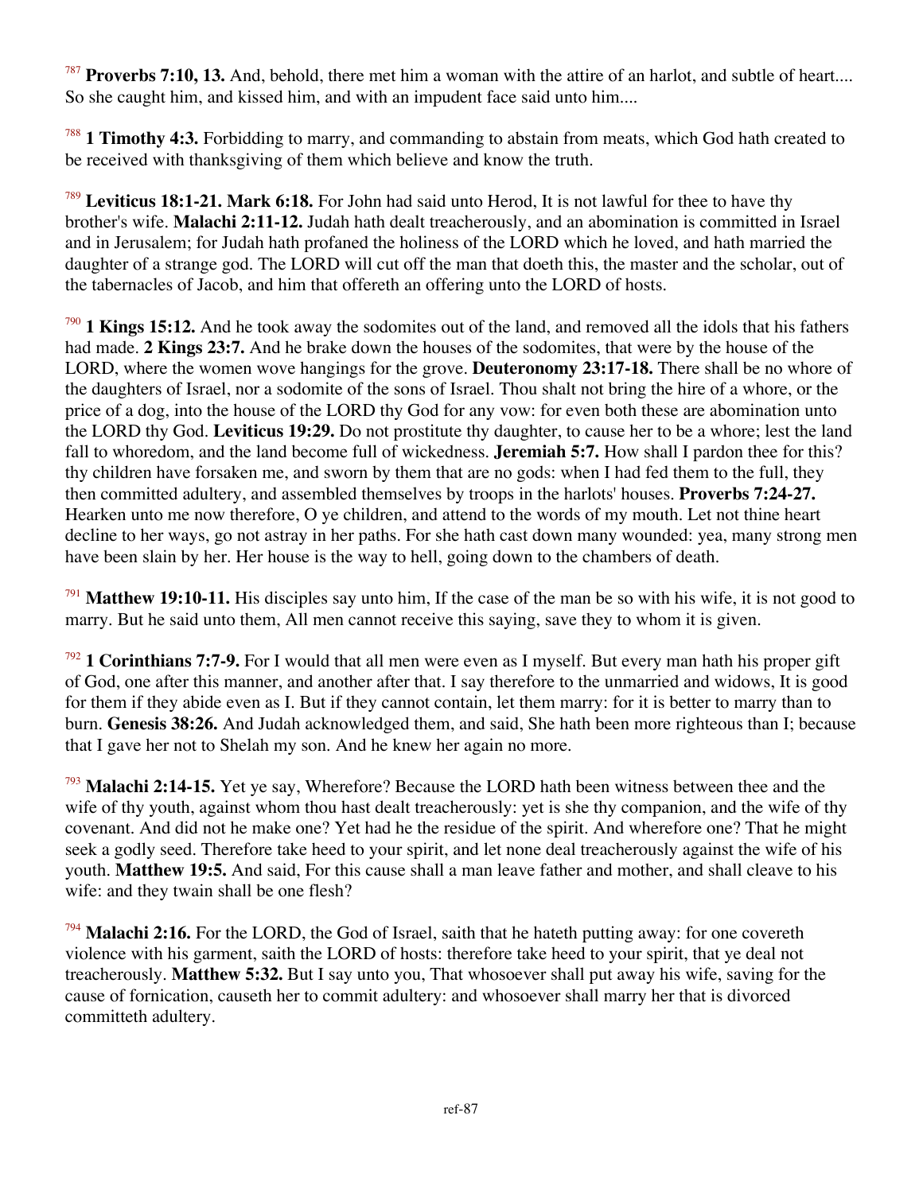[787] **Proverbs 7:10, 13.** And, behold, there met him a woman with the attire of an harlot, and subtle of heart.... So she caught him, and kissed him, and with an impudent face said unto him....

[788] **1 Timothy 4:3.** Forbidding to marry, and commanding to abstain from meats, which God hath created to be received with thanksgiving of them which believe and know the truth.

[789] **Leviticus 18:1-21. Mark 6:18.** For John had said unto Herod, It is not lawful for thee to have thy brother's wife. **Malachi 2:11-12.** Judah hath dealt treacherously, and an abomination is committed in Israel and in Jerusalem; for Judah hath profaned the holiness of the LORD which he loved, and hath married the daughter of a strange god. The LORD will cut off the man that doeth this, the master and the scholar, out of the tabernacles of Jacob, and him that offereth an offering unto the LORD of hosts.

[790] **1 Kings 15:12.** And he took away the sodomites out of the land, and removed all the idols that his fathers had made. **2 Kings 23:7.** And he brake down the houses of the sodomites, that were by the house of the LORD, where the women wove hangings for the grove. **Deuteronomy 23:17-18.** There shall be no whore of the daughters of Israel, nor a sodomite of the sons of Israel. Thou shalt not bring the hire of a whore, or the price of a dog, into the house of the LORD thy God for any vow: for even both these are abomination unto the LORD thy God. **Leviticus 19:29.** Do not prostitute thy daughter, to cause her to be a whore; lest the land fall to whoredom, and the land become full of wickedness. **Jeremiah 5:7.** How shall I pardon thee for this? thy children have forsaken me, and sworn by them that are no gods: when I had fed them to the full, they then committed adultery, and assembled themselves by troops in the harlots' houses. **Proverbs 7:24-27.** Hearken unto me now therefore, O ye children, and attend to the words of my mouth. Let not thine heart decline to her ways, go not astray in her paths. For she hath cast down many wounded: yea, many strong men have been slain by her. Her house is the way to hell, going down to the chambers of death.

[791] **Matthew 19:10-11.** His disciples say unto him, If the case of the man be so with his wife, it is not good to marry. But he said unto them, All men cannot receive this saying, save they to whom it is given.

[792] **1 Corinthians 7:7-9.** For I would that all men were even as I myself. But every man hath his proper gift of God, one after this manner, and another after that. I say therefore to the unmarried and widows, It is good for them if they abide even as I. But if they cannot contain, let them marry: for it is better to marry than to burn. **Genesis 38:26.** And Judah acknowledged them, and said, She hath been more righteous than I; because that I gave her not to Shelah my son. And he knew her again no more.

[793] **Malachi 2:14-15.** Yet ye say, Wherefore? Because the LORD hath been witness between thee and the wife of thy youth, against whom thou hast dealt treacherously: yet is she thy companion, and the wife of thy covenant. And did not he make one? Yet had he the residue of the spirit. And wherefore one? That he might seek a godly seed. Therefore take heed to your spirit, and let none deal treacherously against the wife of his youth. **Matthew 19:5.** And said, For this cause shall a man leave father and mother, and shall cleave to his wife: and they twain shall be one flesh?

[794] **Malachi 2:16.** For the LORD, the God of Israel, saith that he hateth putting away: for one covereth violence with his garment, saith the LORD of hosts: therefore take heed to your spirit, that ye deal not treacherously. **Matthew 5:32.** But I say unto you, That whosoever shall put away his wife, saving for the cause of fornication, causeth her to commit adultery: and whosoever shall marry her that is divorced committeth adultery.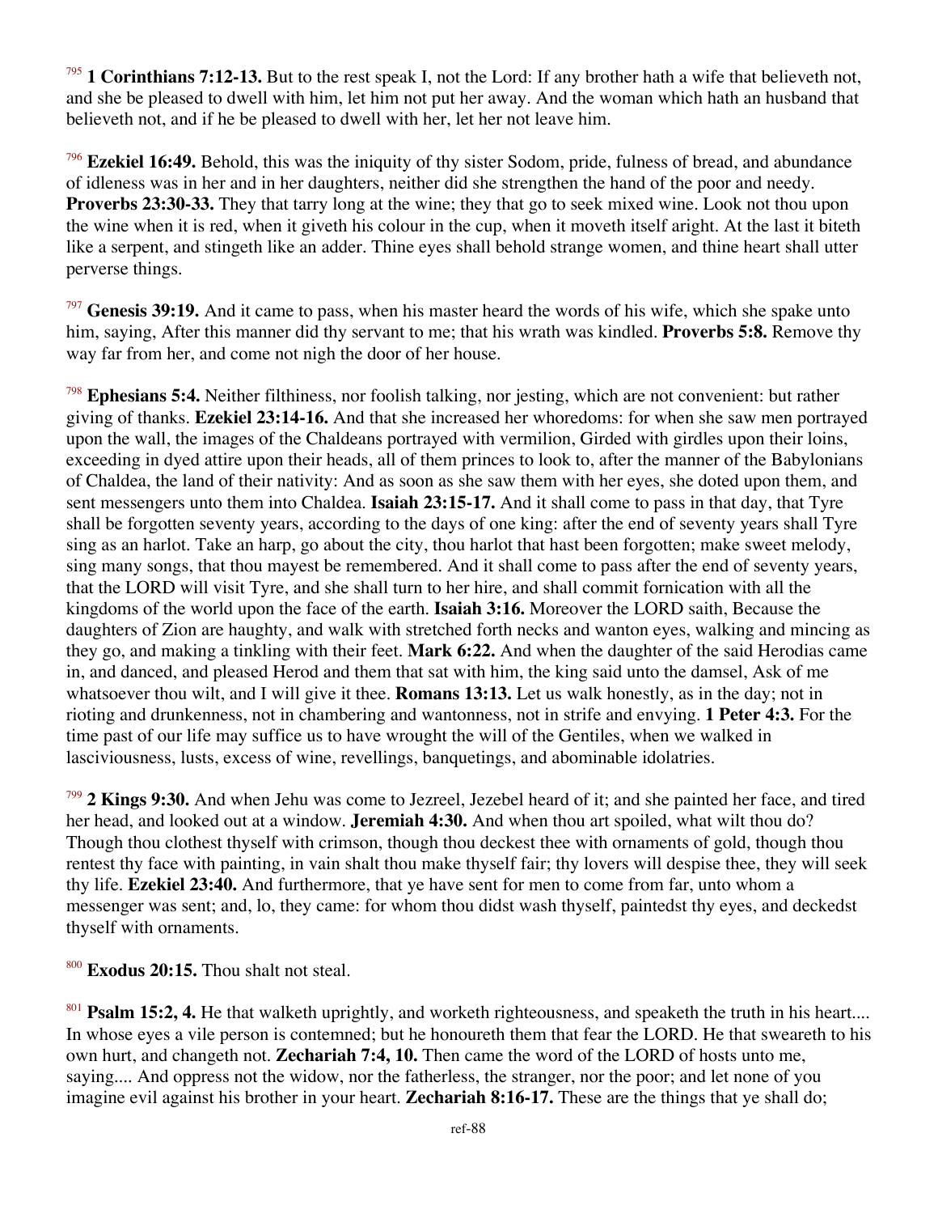[795] **1 Corinthians 7:12-13.** But to the rest speak I, not the Lord: If any brother hath a wife that believeth not, and she be pleased to dwell with him, let him not put her away. And the woman which hath an husband that believeth not, and if he be pleased to dwell with her, let her not leave him.

[796] **Ezekiel 16:49.** Behold, this was the iniquity of thy sister Sodom, pride, fulness of bread, and abundance of idleness was in her and in her daughters, neither did she strengthen the hand of the poor and needy. **Proverbs 23:30-33.** They that tarry long at the wine; they that go to seek mixed wine. Look not thou upon the wine when it is red, when it giveth his colour in the cup, when it moveth itself aright. At the last it biteth like a serpent, and stingeth like an adder. Thine eyes shall behold strange women, and thine heart shall utter perverse things.

[797] **Genesis 39:19.** And it came to pass, when his master heard the words of his wife, which she spake unto him, saying, After this manner did thy servant to me; that his wrath was kindled. **Proverbs 5:8.** Remove thy way far from her, and come not nigh the door of her house.

[798] **Ephesians 5:4.** Neither filthiness, nor foolish talking, nor jesting, which are not convenient: but rather giving of thanks. **Ezekiel 23:14-16.** And that she increased her whoredoms: for when she saw men portrayed upon the wall, the images of the Chaldeans portrayed with vermilion, Girded with girdles upon their loins, exceeding in dyed attire upon their heads, all of them princes to look to, after the manner of the Babylonians of Chaldea, the land of their nativity: And as soon as she saw them with her eyes, she doted upon them, and sent messengers unto them into Chaldea. **Isaiah 23:15-17.** And it shall come to pass in that day, that Tyre shall be forgotten seventy years, according to the days of one king: after the end of seventy years shall Tyre sing as an harlot. Take an harp, go about the city, thou harlot that hast been forgotten; make sweet melody, sing many songs, that thou mayest be remembered. And it shall come to pass after the end of seventy years, that the LORD will visit Tyre, and she shall turn to her hire, and shall commit fornication with all the kingdoms of the world upon the face of the earth. **Isaiah 3:16.** Moreover the LORD saith, Because the daughters of Zion are haughty, and walk with stretched forth necks and wanton eyes, walking and mincing as they go, and making a tinkling with their feet. **Mark 6:22.** And when the daughter of the said Herodias came in, and danced, and pleased Herod and them that sat with him, the king said unto the damsel, Ask of me whatsoever thou wilt, and I will give it thee. **Romans 13:13.** Let us walk honestly, as in the day; not in rioting and drunkenness, not in chambering and wantonness, not in strife and envying. **1 Peter 4:3.** For the time past of our life may suffice us to have wrought the will of the Gentiles, when we walked in lasciviousness, lusts, excess of wine, revellings, banquetings, and abominable idolatries.

[799] **2 Kings 9:30.** And when Jehu was come to Jezreel, Jezebel heard of it; and she painted her face, and tired her head, and looked out at a window. **Jeremiah 4:30.** And when thou art spoiled, what wilt thou do? Though thou clothest thyself with crimson, though thou deckest thee with ornaments of gold, though thou rentest thy face with painting, in vain shalt thou make thyself fair; thy lovers will despise thee, they will seek thy life. **Ezekiel 23:40.** And furthermore, that ye have sent for men to come from far, unto whom a messenger was sent; and, lo, they came: for whom thou didst wash thyself, paintedst thy eyes, and deckedst thyself with ornaments.

[800] **Exodus 20:15.** Thou shalt not steal.

[801] **Psalm 15:2, 4.** He that walketh uprightly, and worketh righteousness, and speaketh the truth in his heart.... In whose eyes a vile person is contemned; but he honoureth them that fear the LORD. He that sweareth to his own hurt, and changeth not. **Zechariah 7:4, 10.** Then came the word of the LORD of hosts unto me, saying.... And oppress not the widow, nor the fatherless, the stranger, nor the poor; and let none of you imagine evil against his brother in your heart. **Zechariah 8:16-17.** These are the things that ye shall do;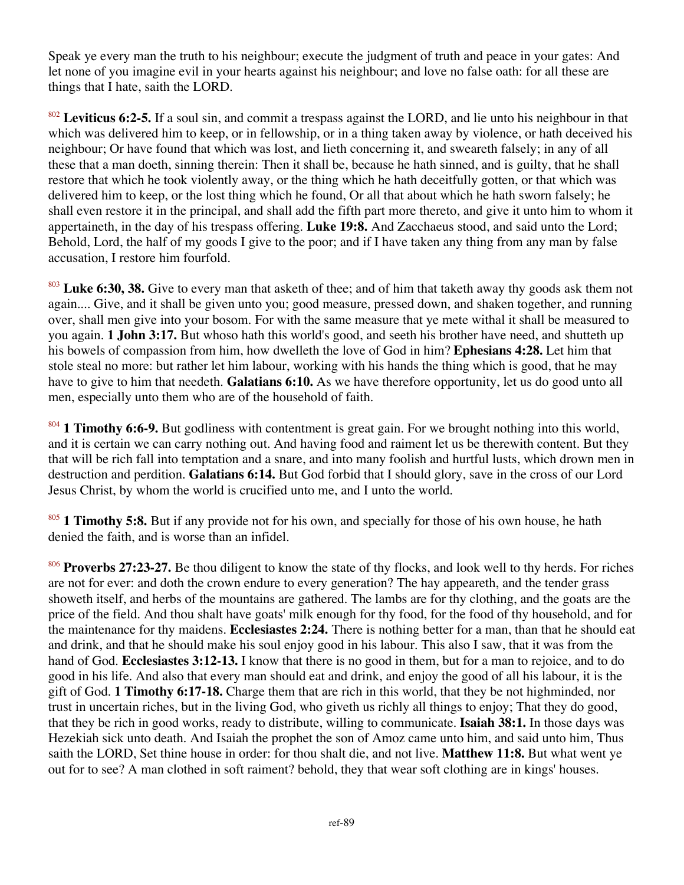Speak ye every man the truth to his neighbour; execute the judgment of truth and peace in your gates: And let none of you imagine evil in your hearts against his neighbour; and love no false oath: for all these are things that I hate, saith the LORD.

[802] **Leviticus 6:2-5.** If a soul sin, and commit a trespass against the LORD, and lie unto his neighbour in that which was delivered him to keep, or in fellowship, or in a thing taken away by violence, or hath deceived his neighbour; Or have found that which was lost, and lieth concerning it, and sweareth falsely; in any of all these that a man doeth, sinning therein: Then it shall be, because he hath sinned, and is guilty, that he shall restore that which he took violently away, or the thing which he hath deceitfully gotten, or that which was delivered him to keep, or the lost thing which he found, Or all that about which he hath sworn falsely; he shall even restore it in the principal, and shall add the fifth part more thereto, and give it unto him to whom it appertaineth, in the day of his trespass offering. **Luke 19:8.** And Zacchaeus stood, and said unto the Lord; Behold, Lord, the half of my goods I give to the poor; and if I have taken any thing from any man by false accusation, I restore him fourfold.

[803] **Luke 6:30, 38.** Give to every man that asketh of thee; and of him that taketh away thy goods ask them not again.... Give, and it shall be given unto you; good measure, pressed down, and shaken together, and running over, shall men give into your bosom. For with the same measure that ye mete withal it shall be measured to you again. **1 John 3:17.** But whoso hath this world's good, and seeth his brother have need, and shutteth up his bowels of compassion from him, how dwelleth the love of God in him? **Ephesians 4:28.** Let him that stole steal no more: but rather let him labour, working with his hands the thing which is good, that he may have to give to him that needeth. **Galatians 6:10.** As we have therefore opportunity, let us do good unto all men, especially unto them who are of the household of faith.

[804] **1 Timothy 6:6-9.** But godliness with contentment is great gain. For we brought nothing into this world, and it is certain we can carry nothing out. And having food and raiment let us be therewith content. But they that will be rich fall into temptation and a snare, and into many foolish and hurtful lusts, which drown men in destruction and perdition. **Galatians 6:14.** But God forbid that I should glory, save in the cross of our Lord Jesus Christ, by whom the world is crucified unto me, and I unto the world.

[805] **1 Timothy 5:8.** But if any provide not for his own, and specially for those of his own house, he hath denied the faith, and is worse than an infidel.

[806] **Proverbs 27:23-27.** Be thou diligent to know the state of thy flocks, and look well to thy herds. For riches are not for ever: and doth the crown endure to every generation? The hay appeareth, and the tender grass showeth itself, and herbs of the mountains are gathered. The lambs are for thy clothing, and the goats are the price of the field. And thou shalt have goats' milk enough for thy food, for the food of thy household, and for the maintenance for thy maidens. **Ecclesiastes 2:24.** There is nothing better for a man, than that he should eat and drink, and that he should make his soul enjoy good in his labour. This also I saw, that it was from the hand of God. **Ecclesiastes 3:12-13.** I know that there is no good in them, but for a man to rejoice, and to do good in his life. And also that every man should eat and drink, and enjoy the good of all his labour, it is the gift of God. **1 Timothy 6:17-18.** Charge them that are rich in this world, that they be not highminded, nor trust in uncertain riches, but in the living God, who giveth us richly all things to enjoy; That they do good, that they be rich in good works, ready to distribute, willing to communicate. **Isaiah 38:1.** In those days was Hezekiah sick unto death. And Isaiah the prophet the son of Amoz came unto him, and said unto him, Thus saith the LORD, Set thine house in order: for thou shalt die, and not live. **Matthew 11:8.** But what went ye out for to see? A man clothed in soft raiment? behold, they that wear soft clothing are in kings' houses.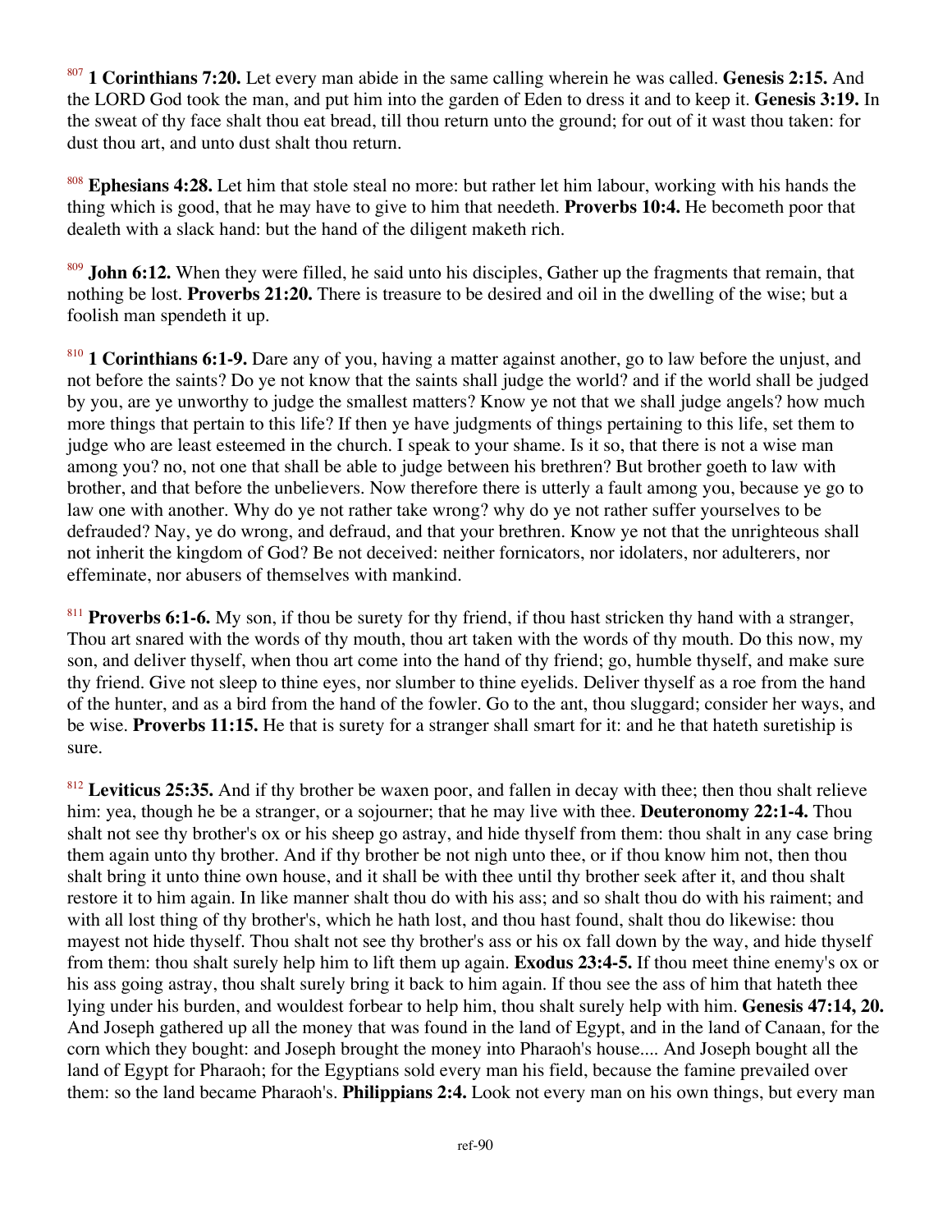[807] **1 Corinthians 7:20.** Let every man abide in the same calling wherein he was called. **Genesis 2:15.** And the LORD God took the man, and put him into the garden of Eden to dress it and to keep it. **Genesis 3:19.** In the sweat of thy face shalt thou eat bread, till thou return unto the ground; for out of it wast thou taken: for dust thou art, and unto dust shalt thou return.

[808] **Ephesians 4:28.** Let him that stole steal no more: but rather let him labour, working with his hands the thing which is good, that he may have to give to him that needeth. **Proverbs 10:4.** He becometh poor that dealeth with a slack hand: but the hand of the diligent maketh rich.

[809] **John 6:12.** When they were filled, he said unto his disciples, Gather up the fragments that remain, that nothing be lost. **Proverbs 21:20.** There is treasure to be desired and oil in the dwelling of the wise; but a foolish man spendeth it up.

[810] **1 Corinthians 6:1-9.** Dare any of you, having a matter against another, go to law before the unjust, and not before the saints? Do ye not know that the saints shall judge the world? and if the world shall be judged by you, are ye unworthy to judge the smallest matters? Know ye not that we shall judge angels? how much more things that pertain to this life? If then ye have judgments of things pertaining to this life, set them to judge who are least esteemed in the church. I speak to your shame. Is it so, that there is not a wise man among you? no, not one that shall be able to judge between his brethren? But brother goeth to law with brother, and that before the unbelievers. Now therefore there is utterly a fault among you, because ye go to law one with another. Why do ye not rather take wrong? why do ye not rather suffer yourselves to be defrauded? Nay, ye do wrong, and defraud, and that your brethren. Know ye not that the unrighteous shall not inherit the kingdom of God? Be not deceived: neither fornicators, nor idolaters, nor adulterers, nor effeminate, nor abusers of themselves with mankind.

[811] **Proverbs 6:1-6.** My son, if thou be surety for thy friend, if thou hast stricken thy hand with a stranger, Thou art snared with the words of thy mouth, thou art taken with the words of thy mouth. Do this now, my son, and deliver thyself, when thou art come into the hand of thy friend; go, humble thyself, and make sure thy friend. Give not sleep to thine eyes, nor slumber to thine eyelids. Deliver thyself as a roe from the hand of the hunter, and as a bird from the hand of the fowler. Go to the ant, thou sluggard; consider her ways, and be wise. **Proverbs 11:15.** He that is surety for a stranger shall smart for it: and he that hateth suretiship is sure.

[812] **Leviticus 25:35.** And if thy brother be waxen poor, and fallen in decay with thee; then thou shalt relieve him: yea, though he be a stranger, or a sojourner; that he may live with thee. **Deuteronomy 22:1-4.** Thou shalt not see thy brother's ox or his sheep go astray, and hide thyself from them: thou shalt in any case bring them again unto thy brother. And if thy brother be not nigh unto thee, or if thou know him not, then thou shalt bring it unto thine own house, and it shall be with thee until thy brother seek after it, and thou shalt restore it to him again. In like manner shalt thou do with his ass; and so shalt thou do with his raiment; and with all lost thing of thy brother's, which he hath lost, and thou hast found, shalt thou do likewise: thou mayest not hide thyself. Thou shalt not see thy brother's ass or his ox fall down by the way, and hide thyself from them: thou shalt surely help him to lift them up again. **Exodus 23:4-5.** If thou meet thine enemy's ox or his ass going astray, thou shalt surely bring it back to him again. If thou see the ass of him that hateth thee lying under his burden, and wouldest forbear to help him, thou shalt surely help with him. **Genesis 47:14, 20.** And Joseph gathered up all the money that was found in the land of Egypt, and in the land of Canaan, for the corn which they bought: and Joseph brought the money into Pharaoh's house.... And Joseph bought all the land of Egypt for Pharaoh; for the Egyptians sold every man his field, because the famine prevailed over them: so the land became Pharaoh's. **Philippians 2:4.** Look not every man on his own things, but every man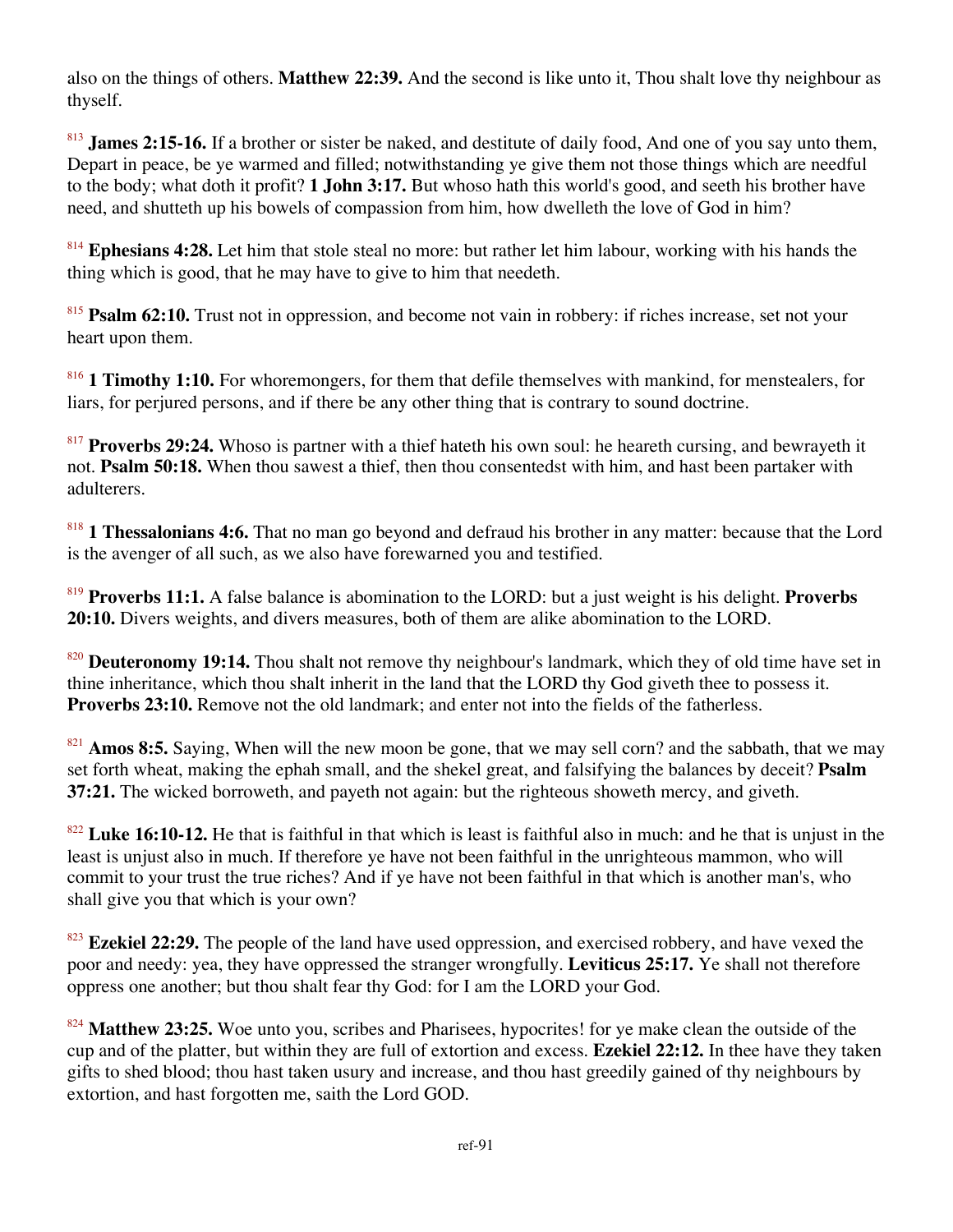also on the things of others. **Matthew 22:39.** And the second is like unto it, Thou shalt love thy neighbour as thyself.

[813] **James 2:15-16.** If a brother or sister be naked, and destitute of daily food, And one of you say unto them, Depart in peace, be ye warmed and filled; notwithstanding ye give them not those things which are needful to the body; what doth it profit? **1 John 3:17.** But whoso hath this world's good, and seeth his brother have need, and shutteth up his bowels of compassion from him, how dwelleth the love of God in him?

[814] **Ephesians 4:28.** Let him that stole steal no more: but rather let him labour, working with his hands the thing which is good, that he may have to give to him that needeth.

[815] **Psalm 62:10.** Trust not in oppression, and become not vain in robbery: if riches increase, set not your heart upon them.

[816] **1 Timothy 1:10.** For whoremongers, for them that defile themselves with mankind, for menstealers, for liars, for perjured persons, and if there be any other thing that is contrary to sound doctrine.

[817] **Proverbs 29:24.** Whoso is partner with a thief hateth his own soul: he heareth cursing, and bewrayeth it not. **Psalm 50:18.** When thou sawest a thief, then thou consentedst with him, and hast been partaker with adulterers.

[818] **1 Thessalonians 4:6.** That no man go beyond and defraud his brother in any matter: because that the Lord is the avenger of all such, as we also have forewarned you and testified.

[819] **Proverbs 11:1.** A false balance is abomination to the LORD: but a just weight is his delight. **Proverbs 20:10.** Divers weights, and divers measures, both of them are alike abomination to the LORD.

[820] **Deuteronomy 19:14.** Thou shalt not remove thy neighbour's landmark, which they of old time have set in thine inheritance, which thou shalt inherit in the land that the LORD thy God giveth thee to possess it. **Proverbs 23:10.** Remove not the old landmark; and enter not into the fields of the fatherless.

[821] **Amos 8:5.** Saying, When will the new moon be gone, that we may sell corn? and the sabbath, that we may set forth wheat, making the ephah small, and the shekel great, and falsifying the balances by deceit? **Psalm 37:21.** The wicked borroweth, and payeth not again: but the righteous showeth mercy, and giveth.

[822] **Luke 16:10-12.** He that is faithful in that which is least is faithful also in much: and he that is unjust in the least is unjust also in much. If therefore ye have not been faithful in the unrighteous mammon, who will commit to your trust the true riches? And if ye have not been faithful in that which is another man's, who shall give you that which is your own?

[823] **Ezekiel 22:29.** The people of the land have used oppression, and exercised robbery, and have vexed the poor and needy: yea, they have oppressed the stranger wrongfully. **Leviticus 25:17.** Ye shall not therefore oppress one another; but thou shalt fear thy God: for I am the LORD your God.

[824] **Matthew 23:25.** Woe unto you, scribes and Pharisees, hypocrites! for ye make clean the outside of the cup and of the platter, but within they are full of extortion and excess. **Ezekiel 22:12.** In thee have they taken gifts to shed blood; thou hast taken usury and increase, and thou hast greedily gained of thy neighbours by extortion, and hast forgotten me, saith the Lord GOD.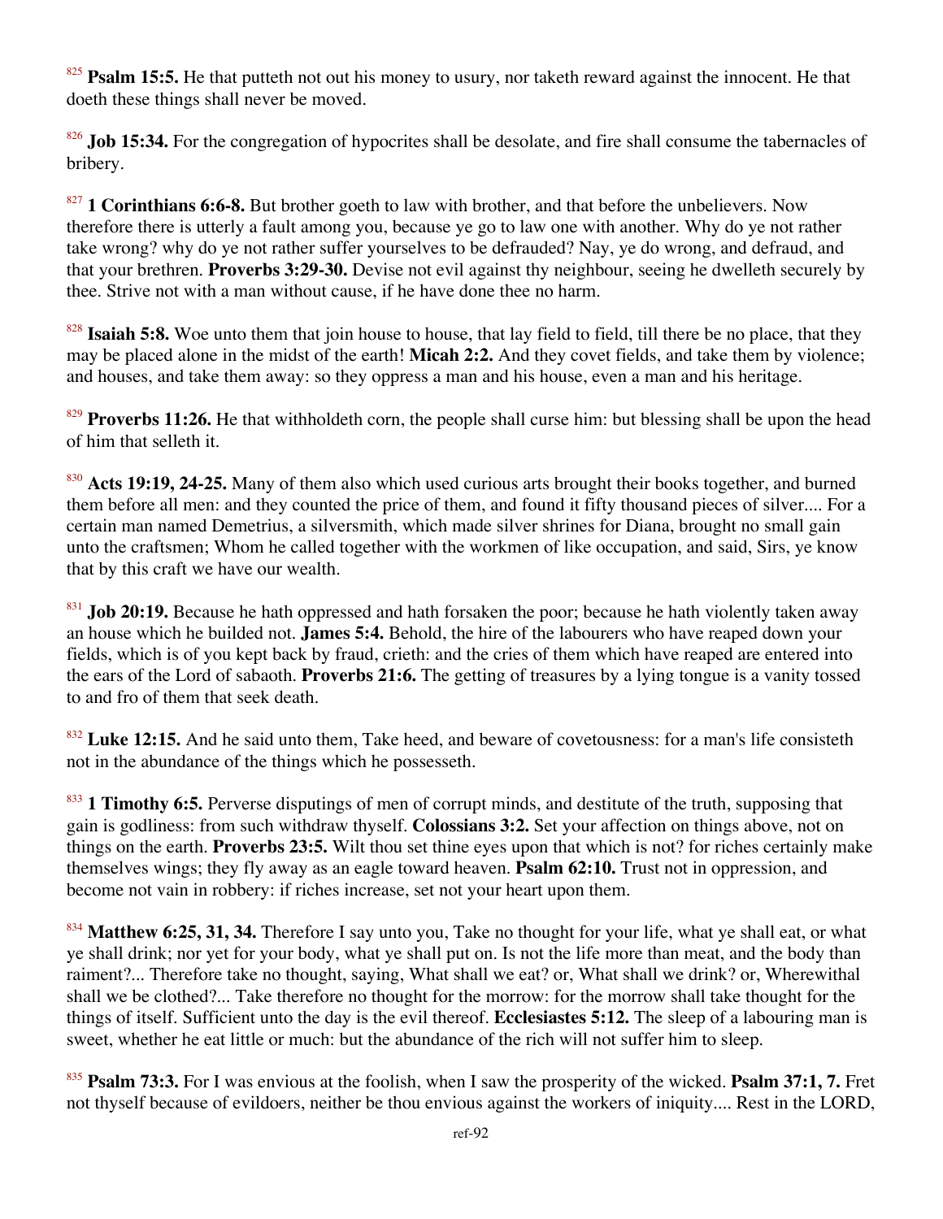[825] **Psalm 15:5.** He that putteth not out his money to usury, nor taketh reward against the innocent. He that doeth these things shall never be moved.

[826] **Job 15:34.** For the congregation of hypocrites shall be desolate, and fire shall consume the tabernacles of bribery.

[827] **1 Corinthians 6:6-8.** But brother goeth to law with brother, and that before the unbelievers. Now therefore there is utterly a fault among you, because ye go to law one with another. Why do ye not rather take wrong? why do ye not rather suffer yourselves to be defrauded? Nay, ye do wrong, and defraud, and that your brethren. **Proverbs 3:29-30.** Devise not evil against thy neighbour, seeing he dwelleth securely by thee. Strive not with a man without cause, if he have done thee no harm.

[828] **Isaiah 5:8.** Woe unto them that join house to house, that lay field to field, till there be no place, that they may be placed alone in the midst of the earth! **Micah 2:2.** And they covet fields, and take them by violence; and houses, and take them away: so they oppress a man and his house, even a man and his heritage.

[829] **Proverbs 11:26.** He that withholdeth corn, the people shall curse him: but blessing shall be upon the head of him that selleth it.

[830] **Acts 19:19, 24-25.** Many of them also which used curious arts brought their books together, and burned them before all men: and they counted the price of them, and found it fifty thousand pieces of silver.... For a certain man named Demetrius, a silversmith, which made silver shrines for Diana, brought no small gain unto the craftsmen; Whom he called together with the workmen of like occupation, and said, Sirs, ye know that by this craft we have our wealth.

[831] **Job 20:19.** Because he hath oppressed and hath forsaken the poor; because he hath violently taken away an house which he builded not. **James 5:4.** Behold, the hire of the labourers who have reaped down your fields, which is of you kept back by fraud, crieth: and the cries of them which have reaped are entered into the ears of the Lord of sabaoth. **Proverbs 21:6.** The getting of treasures by a lying tongue is a vanity tossed to and fro of them that seek death.

[832] **Luke 12:15.** And he said unto them, Take heed, and beware of covetousness: for a man's life consisteth not in the abundance of the things which he possesseth.

[833] **1 Timothy 6:5.** Perverse disputings of men of corrupt minds, and destitute of the truth, supposing that gain is godliness: from such withdraw thyself. **Colossians 3:2.** Set your affection on things above, not on things on the earth. **Proverbs 23:5.** Wilt thou set thine eyes upon that which is not? for riches certainly make themselves wings; they fly away as an eagle toward heaven. **Psalm 62:10.** Trust not in oppression, and become not vain in robbery: if riches increase, set not your heart upon them.

[834] **Matthew 6:25, 31, 34.** Therefore I say unto you, Take no thought for your life, what ye shall eat, or what ye shall drink; nor yet for your body, what ye shall put on. Is not the life more than meat, and the body than raiment?... Therefore take no thought, saying, What shall we eat? or, What shall we drink? or, Wherewithal shall we be clothed?... Take therefore no thought for the morrow: for the morrow shall take thought for the things of itself. Sufficient unto the day is the evil thereof. **Ecclesiastes 5:12.** The sleep of a labouring man is sweet, whether he eat little or much: but the abundance of the rich will not suffer him to sleep.

[835] **Psalm 73:3.** For I was envious at the foolish, when I saw the prosperity of the wicked. **Psalm 37:1, 7.** Fret not thyself because of evildoers, neither be thou envious against the workers of iniquity.... Rest in the LORD,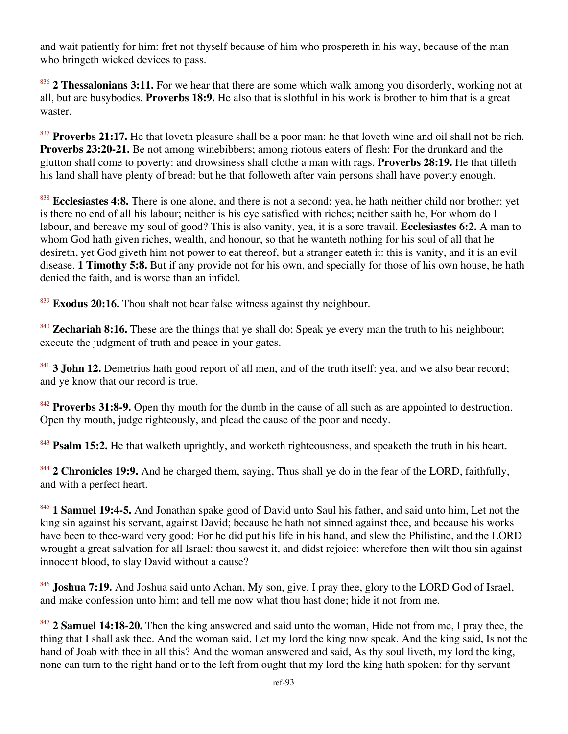and wait patiently for him: fret not thyself because of him who prospereth in his way, because of the man who bringeth wicked devices to pass.

[836] **2 Thessalonians 3:11.** For we hear that there are some which walk among you disorderly, working not at all, but are busybodies. **Proverbs 18:9.** He also that is slothful in his work is brother to him that is a great waster.

[837] **Proverbs 21:17.** He that loveth pleasure shall be a poor man: he that loveth wine and oil shall not be rich. **Proverbs 23:20-21.** Be not among winebibbers; among riotous eaters of flesh: For the drunkard and the glutton shall come to poverty: and drowsiness shall clothe a man with rags. **Proverbs 28:19.** He that tilleth his land shall have plenty of bread: but he that followeth after vain persons shall have poverty enough.

[838] **Ecclesiastes 4:8.** There is one alone, and there is not a second; yea, he hath neither child nor brother: yet is there no end of all his labour; neither is his eye satisfied with riches; neither saith he, For whom do I labour, and bereave my soul of good? This is also vanity, yea, it is a sore travail. **Ecclesiastes 6:2.** A man to whom God hath given riches, wealth, and honour, so that he wanteth nothing for his soul of all that he desireth, yet God giveth him not power to eat thereof, but a stranger eateth it: this is vanity, and it is an evil disease. **1 Timothy 5:8.** But if any provide not for his own, and specially for those of his own house, he hath denied the faith, and is worse than an infidel.

[839] **Exodus 20:16.** Thou shalt not bear false witness against thy neighbour.

[840] **Zechariah 8:16.** These are the things that ye shall do; Speak ye every man the truth to his neighbour; execute the judgment of truth and peace in your gates.

[841] **3 John 12.** Demetrius hath good report of all men, and of the truth itself: yea, and we also bear record; and ye know that our record is true.

[842] **Proverbs 31:8-9.** Open thy mouth for the dumb in the cause of all such as are appointed to destruction. Open thy mouth, judge righteously, and plead the cause of the poor and needy.

[843] **Psalm 15:2.** He that walketh uprightly, and worketh righteousness, and speaketh the truth in his heart.

[844] **2 Chronicles 19:9.** And he charged them, saying, Thus shall ye do in the fear of the LORD, faithfully, and with a perfect heart.

[845] **1 Samuel 19:4-5.** And Jonathan spake good of David unto Saul his father, and said unto him, Let not the king sin against his servant, against David; because he hath not sinned against thee, and because his works have been to thee-ward very good: For he did put his life in his hand, and slew the Philistine, and the LORD wrought a great salvation for all Israel: thou sawest it, and didst rejoice: wherefore then wilt thou sin against innocent blood, to slay David without a cause?

[846] **Joshua 7:19.** And Joshua said unto Achan, My son, give, I pray thee, glory to the LORD God of Israel, and make confession unto him; and tell me now what thou hast done; hide it not from me.

[847] **2 Samuel 14:18-20.** Then the king answered and said unto the woman, Hide not from me, I pray thee, the thing that I shall ask thee. And the woman said, Let my lord the king now speak. And the king said, Is not the hand of Joab with thee in all this? And the woman answered and said, As thy soul liveth, my lord the king, none can turn to the right hand or to the left from ought that my lord the king hath spoken: for thy servant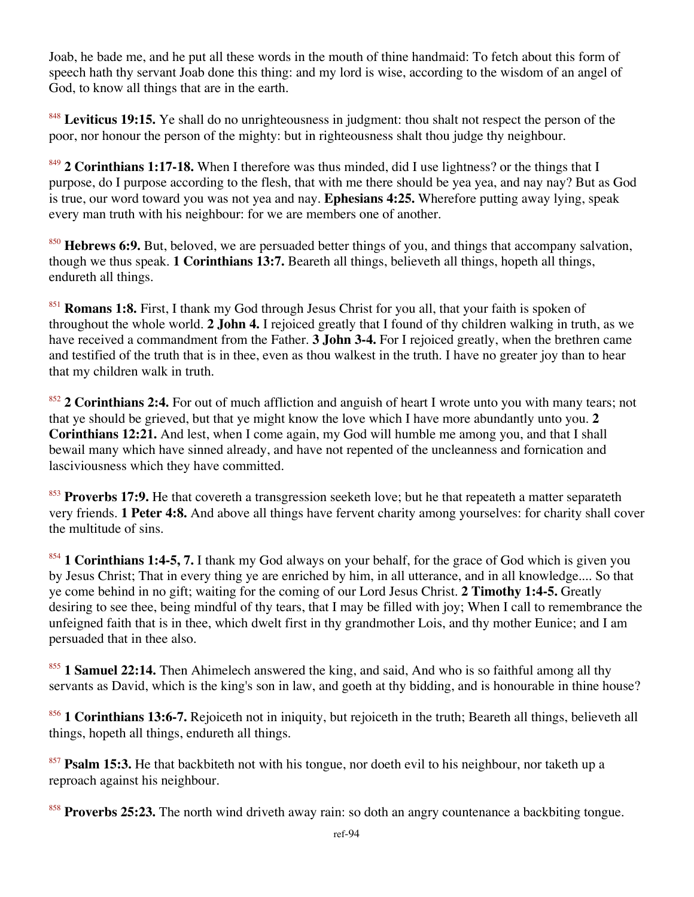Joab, he bade me, and he put all these words in the mouth of thine handmaid: To fetch about this form of speech hath thy servant Joab done this thing: and my lord is wise, according to the wisdom of an angel of God, to know all things that are in the earth.

[848] **Leviticus 19:15.** Ye shall do no unrighteousness in judgment: thou shalt not respect the person of the poor, nor honour the person of the mighty: but in righteousness shalt thou judge thy neighbour.

[849] **2 Corinthians 1:17-18.** When I therefore was thus minded, did I use lightness? or the things that I purpose, do I purpose according to the flesh, that with me there should be yea yea, and nay nay? But as God is true, our word toward you was not yea and nay. **Ephesians 4:25.** Wherefore putting away lying, speak every man truth with his neighbour: for we are members one of another.

[850] **Hebrews 6:9.** But, beloved, we are persuaded better things of you, and things that accompany salvation, though we thus speak. **1 Corinthians 13:7.** Beareth all things, believeth all things, hopeth all things, endureth all things.

[851] **Romans 1:8.** First, I thank my God through Jesus Christ for you all, that your faith is spoken of throughout the whole world. **2 John 4.** I rejoiced greatly that I found of thy children walking in truth, as we have received a commandment from the Father. **3 John 3-4.** For I rejoiced greatly, when the brethren came and testified of the truth that is in thee, even as thou walkest in the truth. I have no greater joy than to hear that my children walk in truth.

[852] **2 Corinthians 2:4.** For out of much affliction and anguish of heart I wrote unto you with many tears; not that ye should be grieved, but that ye might know the love which I have more abundantly unto you. **2 Corinthians 12:21.** And lest, when I come again, my God will humble me among you, and that I shall bewail many which have sinned already, and have not repented of the uncleanness and fornication and lasciviousness which they have committed.

[853] **Proverbs 17:9.** He that covereth a transgression seeketh love; but he that repeateth a matter separateth very friends. **1 Peter 4:8.** And above all things have fervent charity among yourselves: for charity shall cover the multitude of sins.

[854] **1 Corinthians 1:4-5, 7.** I thank my God always on your behalf, for the grace of God which is given you by Jesus Christ; That in every thing ye are enriched by him, in all utterance, and in all knowledge.... So that ye come behind in no gift; waiting for the coming of our Lord Jesus Christ. **2 Timothy 1:4-5.** Greatly desiring to see thee, being mindful of thy tears, that I may be filled with joy; When I call to remembrance the unfeigned faith that is in thee, which dwelt first in thy grandmother Lois, and thy mother Eunice; and I am persuaded that in thee also.

[855] **1 Samuel 22:14.** Then Ahimelech answered the king, and said, And who is so faithful among all thy servants as David, which is the king's son in law, and goeth at thy bidding, and is honourable in thine house?

[856] **1 Corinthians 13:6-7.** Rejoiceth not in iniquity, but rejoiceth in the truth; Beareth all things, believeth all things, hopeth all things, endureth all things.

[857] **Psalm 15:3.** He that backbiteth not with his tongue, nor doeth evil to his neighbour, nor taketh up a reproach against his neighbour.

[858] **Proverbs 25:23.** The north wind driveth away rain: so doth an angry countenance a backbiting tongue.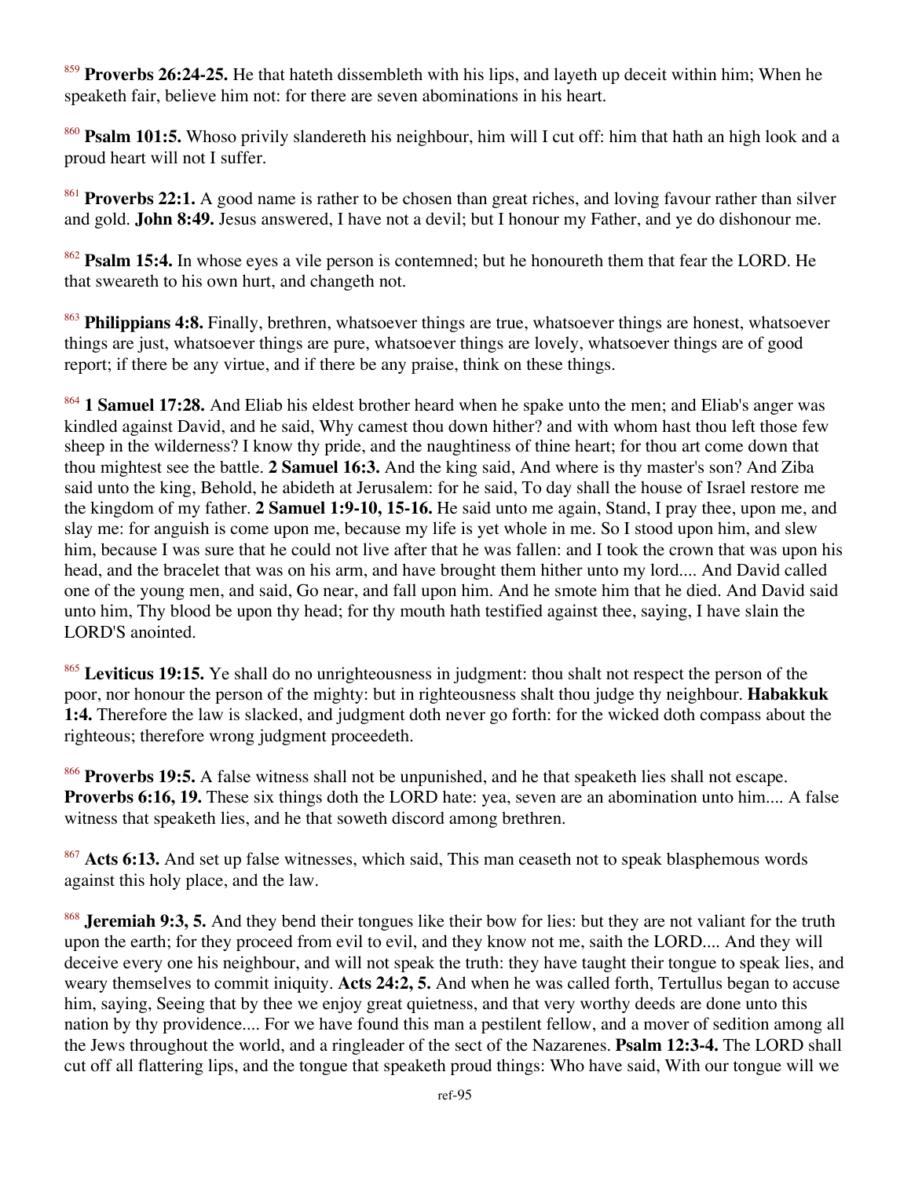[859] **Proverbs 26:24-25.** He that hateth dissembleth with his lips, and layeth up deceit within him; When he speaketh fair, believe him not: for there are seven abominations in his heart.

[860] **Psalm 101:5.** Whoso privily slandereth his neighbour, him will I cut off: him that hath an high look and a proud heart will not I suffer.

[861] **Proverbs 22:1.** A good name is rather to be chosen than great riches, and loving favour rather than silver and gold. **John 8:49.** Jesus answered, I have not a devil; but I honour my Father, and ye do dishonour me.

[862] **Psalm 15:4.** In whose eyes a vile person is contemned; but he honoureth them that fear the LORD. He that sweareth to his own hurt, and changeth not.

[863] **Philippians 4:8.** Finally, brethren, whatsoever things are true, whatsoever things are honest, whatsoever things are just, whatsoever things are pure, whatsoever things are lovely, whatsoever things are of good report; if there be any virtue, and if there be any praise, think on these things.

[864] **1 Samuel 17:28.** And Eliab his eldest brother heard when he spake unto the men; and Eliab's anger was kindled against David, and he said, Why camest thou down hither? and with whom hast thou left those few sheep in the wilderness? I know thy pride, and the naughtiness of thine heart; for thou art come down that thou mightest see the battle. **2 Samuel 16:3.** And the king said, And where is thy master's son? And Ziba said unto the king, Behold, he abideth at Jerusalem: for he said, To day shall the house of Israel restore me the kingdom of my father. **2 Samuel 1:9-10, 15-16.** He said unto me again, Stand, I pray thee, upon me, and slay me: for anguish is come upon me, because my life is yet whole in me. So I stood upon him, and slew him, because I was sure that he could not live after that he was fallen: and I took the crown that was upon his head, and the bracelet that was on his arm, and have brought them hither unto my lord.... And David called one of the young men, and said, Go near, and fall upon him. And he smote him that he died. And David said unto him, Thy blood be upon thy head; for thy mouth hath testified against thee, saying, I have slain the LORD'S anointed.

[865] **Leviticus 19:15.** Ye shall do no unrighteousness in judgment: thou shalt not respect the person of the poor, nor honour the person of the mighty: but in righteousness shalt thou judge thy neighbour. **Habakkuk 1:4.** Therefore the law is slacked, and judgment doth never go forth: for the wicked doth compass about the righteous; therefore wrong judgment proceedeth.

[866] **Proverbs 19:5.** A false witness shall not be unpunished, and he that speaketh lies shall not escape. **Proverbs 6:16, 19.** These six things doth the LORD hate: yea, seven are an abomination unto him.... A false witness that speaketh lies, and he that soweth discord among brethren.

[867] **Acts 6:13.** And set up false witnesses, which said, This man ceaseth not to speak blasphemous words against this holy place, and the law.

[868] **Jeremiah 9:3, 5.** And they bend their tongues like their bow for lies: but they are not valiant for the truth upon the earth; for they proceed from evil to evil, and they know not me, saith the LORD.... And they will deceive every one his neighbour, and will not speak the truth: they have taught their tongue to speak lies, and weary themselves to commit iniquity. **Acts 24:2, 5.** And when he was called forth, Tertullus began to accuse him, saying, Seeing that by thee we enjoy great quietness, and that very worthy deeds are done unto this nation by thy providence.... For we have found this man a pestilent fellow, and a mover of sedition among all the Jews throughout the world, and a ringleader of the sect of the Nazarenes. **Psalm 12:3-4.** The LORD shall cut off all flattering lips, and the tongue that speaketh proud things: Who have said, With our tongue will we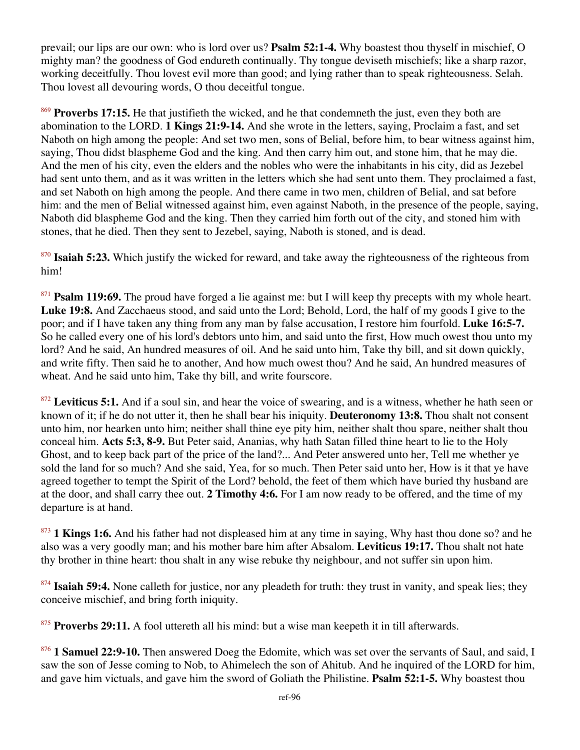prevail; our lips are our own: who is lord over us? **Psalm 52:1-4.** Why boastest thou thyself in mischief, O mighty man? the goodness of God endureth continually. Thy tongue deviseth mischiefs; like a sharp razor, working deceitfully. Thou lovest evil more than good; and lying rather than to speak righteousness. Selah. Thou lovest all devouring words, O thou deceitful tongue.

[869] **Proverbs 17:15.** He that justifieth the wicked, and he that condemneth the just, even they both are abomination to the LORD. **1 Kings 21:9-14.** And she wrote in the letters, saying, Proclaim a fast, and set Naboth on high among the people: And set two men, sons of Belial, before him, to bear witness against him, saying, Thou didst blaspheme God and the king. And then carry him out, and stone him, that he may die. And the men of his city, even the elders and the nobles who were the inhabitants in his city, did as Jezebel had sent unto them, and as it was written in the letters which she had sent unto them. They proclaimed a fast, and set Naboth on high among the people. And there came in two men, children of Belial, and sat before him: and the men of Belial witnessed against him, even against Naboth, in the presence of the people, saying, Naboth did blaspheme God and the king. Then they carried him forth out of the city, and stoned him with stones, that he died. Then they sent to Jezebel, saying, Naboth is stoned, and is dead.

[870] **Isaiah 5:23.** Which justify the wicked for reward, and take away the righteousness of the righteous from him!

[871] **Psalm 119:69.** The proud have forged a lie against me: but I will keep thy precepts with my whole heart. **Luke 19:8.** And Zacchaeus stood, and said unto the Lord; Behold, Lord, the half of my goods I give to the poor; and if I have taken any thing from any man by false accusation, I restore him fourfold. **Luke 16:5-7.** So he called every one of his lord's debtors unto him, and said unto the first, How much owest thou unto my lord? And he said, An hundred measures of oil. And he said unto him, Take thy bill, and sit down quickly, and write fifty. Then said he to another, And how much owest thou? And he said, An hundred measures of wheat. And he said unto him, Take thy bill, and write fourscore.

[872] **Leviticus 5:1.** And if a soul sin, and hear the voice of swearing, and is a witness, whether he hath seen or known of it; if he do not utter it, then he shall bear his iniquity. **Deuteronomy 13:8.** Thou shalt not consent unto him, nor hearken unto him; neither shall thine eye pity him, neither shalt thou spare, neither shalt thou conceal him. **Acts 5:3, 8-9.** But Peter said, Ananias, why hath Satan filled thine heart to lie to the Holy Ghost, and to keep back part of the price of the land?... And Peter answered unto her, Tell me whether ye sold the land for so much? And she said, Yea, for so much. Then Peter said unto her, How is it that ye have agreed together to tempt the Spirit of the Lord? behold, the feet of them which have buried thy husband are at the door, and shall carry thee out. **2 Timothy 4:6.** For I am now ready to be offered, and the time of my departure is at hand.

[873] **1 Kings 1:6.** And his father had not displeased him at any time in saying, Why hast thou done so? and he also was a very goodly man; and his mother bare him after Absalom. **Leviticus 19:17.** Thou shalt not hate thy brother in thine heart: thou shalt in any wise rebuke thy neighbour, and not suffer sin upon him.

[874] **Isaiah 59:4.** None calleth for justice, nor any pleadeth for truth: they trust in vanity, and speak lies; they conceive mischief, and bring forth iniquity.

[875] **Proverbs 29:11.** A fool uttereth all his mind: but a wise man keepeth it in till afterwards.

[876] **1 Samuel 22:9-10.** Then answered Doeg the Edomite, which was set over the servants of Saul, and said, I saw the son of Jesse coming to Nob, to Ahimelech the son of Ahitub. And he inquired of the LORD for him, and gave him victuals, and gave him the sword of Goliath the Philistine. **Psalm 52:1-5.** Why boastest thou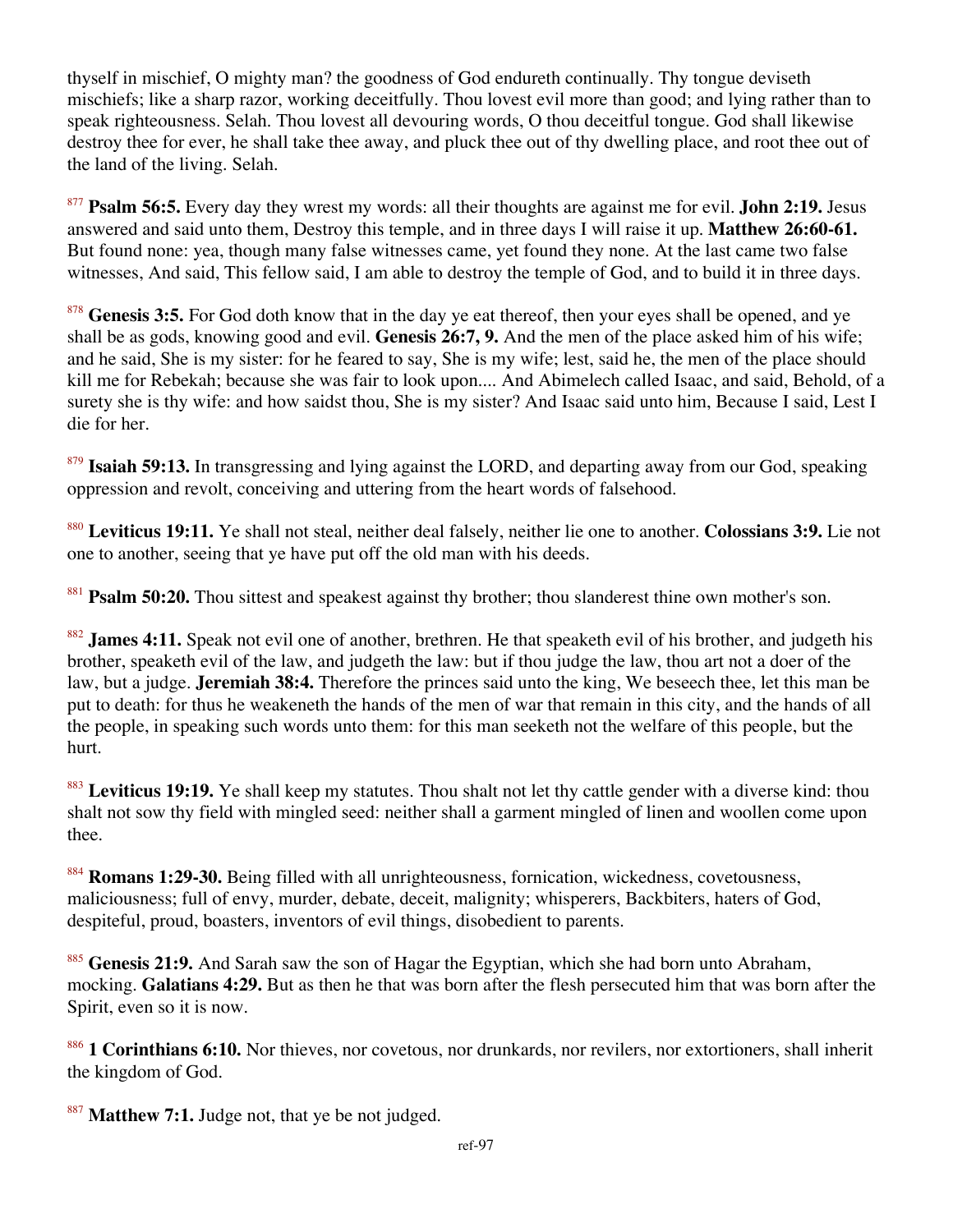thyself in mischief, O mighty man? the goodness of God endureth continually. Thy tongue deviseth mischiefs; like a sharp razor, working deceitfully. Thou lovest evil more than good; and lying rather than to speak righteousness. Selah. Thou lovest all devouring words, O thou deceitful tongue. God shall likewise destroy thee for ever, he shall take thee away, and pluck thee out of thy dwelling place, and root thee out of the land of the living. Selah.

[877] **Psalm 56:5.** Every day they wrest my words: all their thoughts are against me for evil. **John 2:19.** Jesus answered and said unto them, Destroy this temple, and in three days I will raise it up. **Matthew 26:60-61.** But found none: yea, though many false witnesses came, yet found they none. At the last came two false witnesses, And said, This fellow said, I am able to destroy the temple of God, and to build it in three days.

[878] **Genesis 3:5.** For God doth know that in the day ye eat thereof, then your eyes shall be opened, and ye shall be as gods, knowing good and evil. **Genesis 26:7, 9.** And the men of the place asked him of his wife; and he said, She is my sister: for he feared to say, She is my wife; lest, said he, the men of the place should kill me for Rebekah; because she was fair to look upon.... And Abimelech called Isaac, and said, Behold, of a surety she is thy wife: and how saidst thou, She is my sister? And Isaac said unto him, Because I said, Lest I die for her.

[879] **Isaiah 59:13.** In transgressing and lying against the LORD, and departing away from our God, speaking oppression and revolt, conceiving and uttering from the heart words of falsehood.

[880] **Leviticus 19:11.** Ye shall not steal, neither deal falsely, neither lie one to another. **Colossians 3:9.** Lie not one to another, seeing that ye have put off the old man with his deeds.

[881] **Psalm 50:20.** Thou sittest and speakest against thy brother; thou slanderest thine own mother's son.

[882] **James 4:11.** Speak not evil one of another, brethren. He that speaketh evil of his brother, and judgeth his brother, speaketh evil of the law, and judgeth the law: but if thou judge the law, thou art not a doer of the law, but a judge. **Jeremiah 38:4.** Therefore the princes said unto the king, We beseech thee, let this man be put to death: for thus he weakeneth the hands of the men of war that remain in this city, and the hands of all the people, in speaking such words unto them: for this man seeketh not the welfare of this people, but the hurt.

[883] **Leviticus 19:19.** Ye shall keep my statutes. Thou shalt not let thy cattle gender with a diverse kind: thou shalt not sow thy field with mingled seed: neither shall a garment mingled of linen and woollen come upon thee.

[884] **Romans 1:29-30.** Being filled with all unrighteousness, fornication, wickedness, covetousness, maliciousness; full of envy, murder, debate, deceit, malignity; whisperers, Backbiters, haters of God, despiteful, proud, boasters, inventors of evil things, disobedient to parents.

[885] **Genesis 21:9.** And Sarah saw the son of Hagar the Egyptian, which she had born unto Abraham, mocking. **Galatians 4:29.** But as then he that was born after the flesh persecuted him that was born after the Spirit, even so it is now.

[886] **1 Corinthians 6:10.** Nor thieves, nor covetous, nor drunkards, nor revilers, nor extortioners, shall inherit the kingdom of God.

[887] **Matthew 7:1.** Judge not, that ye be not judged.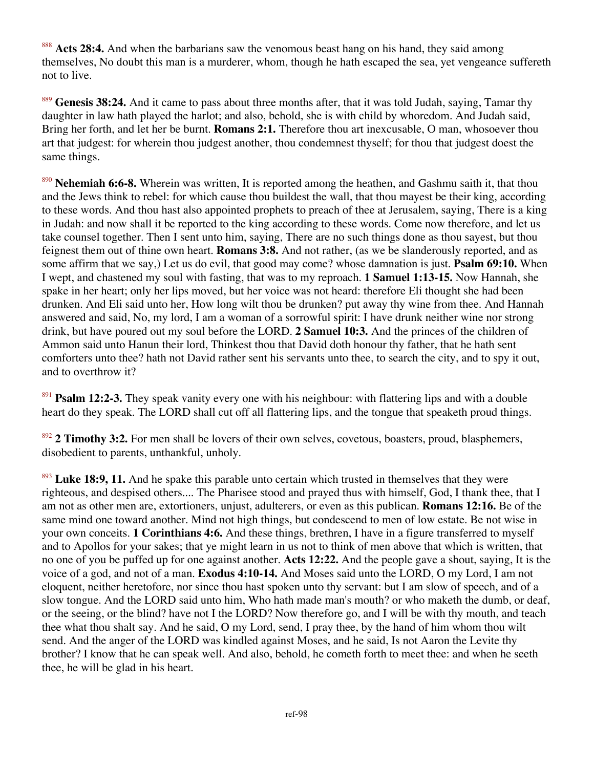[888] **Acts 28:4.** And when the barbarians saw the venomous beast hang on his hand, they said among themselves, No doubt this man is a murderer, whom, though he hath escaped the sea, yet vengeance suffereth not to live.

[889] **Genesis 38:24.** And it came to pass about three months after, that it was told Judah, saying, Tamar thy daughter in law hath played the harlot; and also, behold, she is with child by whoredom. And Judah said, Bring her forth, and let her be burnt. **Romans 2:1.** Therefore thou art inexcusable, O man, whosoever thou art that judgest: for wherein thou judgest another, thou condemnest thyself; for thou that judgest doest the same things.

[890] **Nehemiah 6:6-8.** Wherein was written, It is reported among the heathen, and Gashmu saith it, that thou and the Jews think to rebel: for which cause thou buildest the wall, that thou mayest be their king, according to these words. And thou hast also appointed prophets to preach of thee at Jerusalem, saying, There is a king in Judah: and now shall it be reported to the king according to these words. Come now therefore, and let us take counsel together. Then I sent unto him, saying, There are no such things done as thou sayest, but thou feignest them out of thine own heart. **Romans 3:8.** And not rather, (as we be slanderously reported, and as some affirm that we say,) Let us do evil, that good may come? whose damnation is just. **Psalm 69:10.** When I wept, and chastened my soul with fasting, that was to my reproach. **1 Samuel 1:13-15.** Now Hannah, she spake in her heart; only her lips moved, but her voice was not heard: therefore Eli thought she had been drunken. And Eli said unto her, How long wilt thou be drunken? put away thy wine from thee. And Hannah answered and said, No, my lord, I am a woman of a sorrowful spirit: I have drunk neither wine nor strong drink, but have poured out my soul before the LORD. **2 Samuel 10:3.** And the princes of the children of Ammon said unto Hanun their lord, Thinkest thou that David doth honour thy father, that he hath sent comforters unto thee? hath not David rather sent his servants unto thee, to search the city, and to spy it out, and to overthrow it?

[891] **Psalm 12:2-3.** They speak vanity every one with his neighbour: with flattering lips and with a double heart do they speak. The LORD shall cut off all flattering lips, and the tongue that speaketh proud things.

[892] **2 Timothy 3:2.** For men shall be lovers of their own selves, covetous, boasters, proud, blasphemers, disobedient to parents, unthankful, unholy.

[893] **Luke 18:9, 11.** And he spake this parable unto certain which trusted in themselves that they were righteous, and despised others.... The Pharisee stood and prayed thus with himself, God, I thank thee, that I am not as other men are, extortioners, unjust, adulterers, or even as this publican. **Romans 12:16.** Be of the same mind one toward another. Mind not high things, but condescend to men of low estate. Be not wise in your own conceits. **1 Corinthians 4:6.** And these things, brethren, I have in a figure transferred to myself and to Apollos for your sakes; that ye might learn in us not to think of men above that which is written, that no one of you be puffed up for one against another. **Acts 12:22.** And the people gave a shout, saying, It is the voice of a god, and not of a man. **Exodus 4:10-14.** And Moses said unto the LORD, O my Lord, I am not eloquent, neither heretofore, nor since thou hast spoken unto thy servant: but I am slow of speech, and of a slow tongue. And the LORD said unto him, Who hath made man's mouth? or who maketh the dumb, or deaf, or the seeing, or the blind? have not I the LORD? Now therefore go, and I will be with thy mouth, and teach thee what thou shalt say. And he said, O my Lord, send, I pray thee, by the hand of him whom thou wilt send. And the anger of the LORD was kindled against Moses, and he said, Is not Aaron the Levite thy brother? I know that he can speak well. And also, behold, he cometh forth to meet thee: and when he seeth thee, he will be glad in his heart.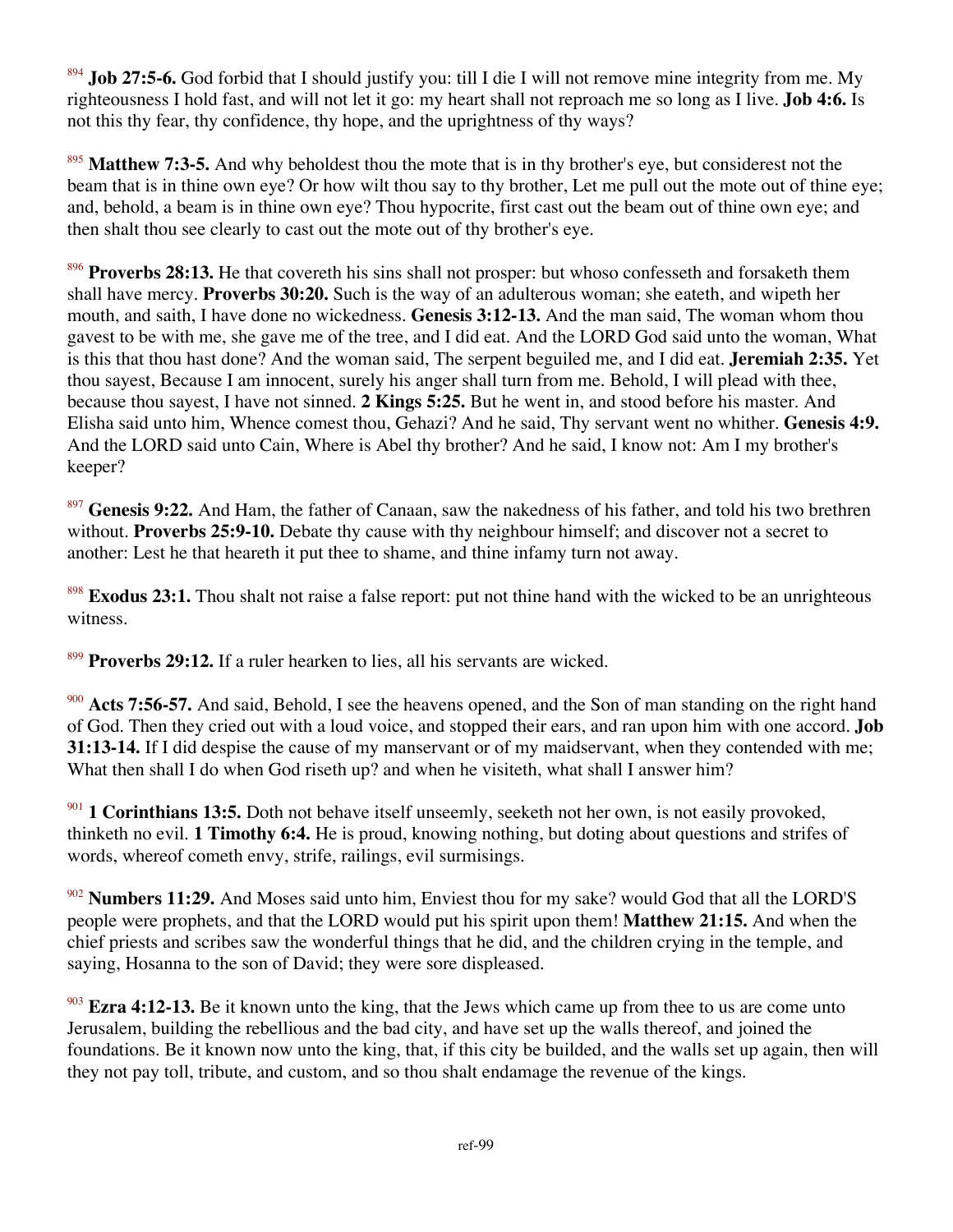[894] **Job 27:5-6.** God forbid that I should justify you: till I die I will not remove mine integrity from me. My righteousness I hold fast, and will not let it go: my heart shall not reproach me so long as I live. **Job 4:6.** Is not this thy fear, thy confidence, thy hope, and the uprightness of thy ways?

[895] **Matthew 7:3-5.** And why beholdest thou the mote that is in thy brother's eye, but considerest not the beam that is in thine own eye? Or how wilt thou say to thy brother, Let me pull out the mote out of thine eye; and, behold, a beam is in thine own eye? Thou hypocrite, first cast out the beam out of thine own eye; and then shalt thou see clearly to cast out the mote out of thy brother's eye.

[896] **Proverbs 28:13.** He that covereth his sins shall not prosper: but whoso confesseth and forsaketh them shall have mercy. **Proverbs 30:20.** Such is the way of an adulterous woman; she eateth, and wipeth her mouth, and saith, I have done no wickedness. **Genesis 3:12-13.** And the man said, The woman whom thou gavest to be with me, she gave me of the tree, and I did eat. And the LORD God said unto the woman, What is this that thou hast done? And the woman said, The serpent beguiled me, and I did eat. **Jeremiah 2:35.** Yet thou sayest, Because I am innocent, surely his anger shall turn from me. Behold, I will plead with thee, because thou sayest, I have not sinned. **2 Kings 5:25.** But he went in, and stood before his master. And Elisha said unto him, Whence comest thou, Gehazi? And he said, Thy servant went no whither. **Genesis 4:9.** And the LORD said unto Cain, Where is Abel thy brother? And he said, I know not: Am I my brother's keeper?

[897] **Genesis 9:22.** And Ham, the father of Canaan, saw the nakedness of his father, and told his two brethren without. **Proverbs 25:9-10.** Debate thy cause with thy neighbour himself; and discover not a secret to another: Lest he that heareth it put thee to shame, and thine infamy turn not away.

[898] **Exodus 23:1.** Thou shalt not raise a false report: put not thine hand with the wicked to be an unrighteous witness.

[899] **Proverbs 29:12.** If a ruler hearken to lies, all his servants are wicked.

[900] **Acts 7:56-57.** And said, Behold, I see the heavens opened, and the Son of man standing on the right hand of God. Then they cried out with a loud voice, and stopped their ears, and ran upon him with one accord. **Job 31:13-14.** If I did despise the cause of my manservant or of my maidservant, when they contended with me; What then shall I do when God riseth up? and when he visiteth, what shall I answer him?

[901] **1 Corinthians 13:5.** Doth not behave itself unseemly, seeketh not her own, is not easily provoked, thinketh no evil. **1 Timothy 6:4.** He is proud, knowing nothing, but doting about questions and strifes of words, whereof cometh envy, strife, railings, evil surmisings.

[902] **Numbers 11:29.** And Moses said unto him, Enviest thou for my sake? would God that all the LORD'S people were prophets, and that the LORD would put his spirit upon them! **Matthew 21:15.** And when the chief priests and scribes saw the wonderful things that he did, and the children crying in the temple, and saying, Hosanna to the son of David; they were sore displeased.

[903] **Ezra 4:12-13.** Be it known unto the king, that the Jews which came up from thee to us are come unto Jerusalem, building the rebellious and the bad city, and have set up the walls thereof, and joined the foundations. Be it known now unto the king, that, if this city be builded, and the walls set up again, then will they not pay toll, tribute, and custom, and so thou shalt endamage the revenue of the kings.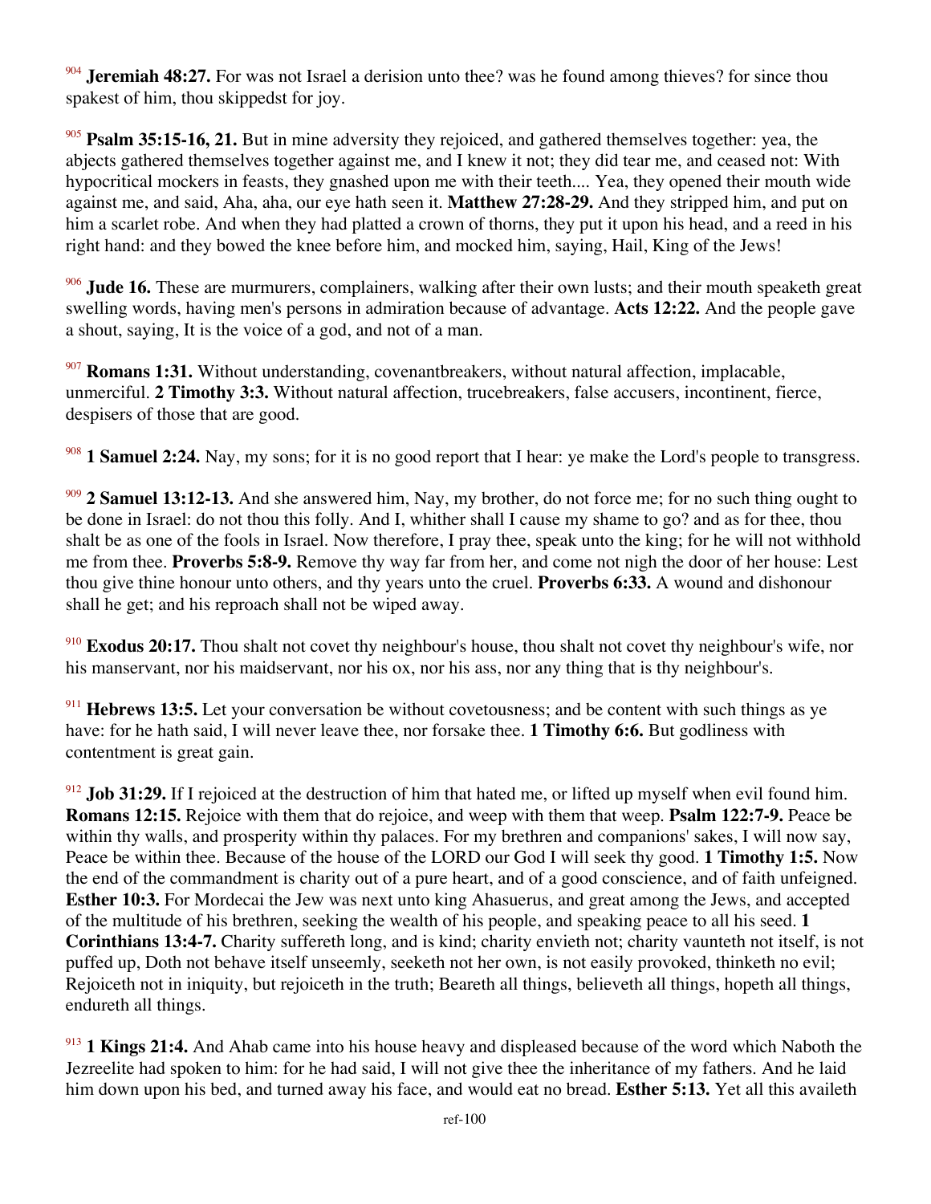[904] **Jeremiah 48:27.** For was not Israel a derision unto thee? was he found among thieves? for since thou spakest of him, thou skippedst for joy.

[905] **Psalm 35:15-16, 21.** But in mine adversity they rejoiced, and gathered themselves together: yea, the abjects gathered themselves together against me, and I knew it not; they did tear me, and ceased not: With hypocritical mockers in feasts, they gnashed upon me with their teeth.... Yea, they opened their mouth wide against me, and said, Aha, aha, our eye hath seen it. **Matthew 27:28-29.** And they stripped him, and put on him a scarlet robe. And when they had platted a crown of thorns, they put it upon his head, and a reed in his right hand: and they bowed the knee before him, and mocked him, saying, Hail, King of the Jews!

[906] **Jude 16.** These are murmurers, complainers, walking after their own lusts; and their mouth speaketh great swelling words, having men's persons in admiration because of advantage. **Acts 12:22.** And the people gave a shout, saying, It is the voice of a god, and not of a man.

[907] **Romans 1:31.** Without understanding, covenantbreakers, without natural affection, implacable, unmerciful. **2 Timothy 3:3.** Without natural affection, trucebreakers, false accusers, incontinent, fierce, despisers of those that are good.

[908] **1 Samuel 2:24.** Nay, my sons; for it is no good report that I hear: ye make the Lord's people to transgress.

[909] **2 Samuel 13:12-13.** And she answered him, Nay, my brother, do not force me; for no such thing ought to be done in Israel: do not thou this folly. And I, whither shall I cause my shame to go? and as for thee, thou shalt be as one of the fools in Israel. Now therefore, I pray thee, speak unto the king; for he will not withhold me from thee. **Proverbs 5:8-9.** Remove thy way far from her, and come not nigh the door of her house: Lest thou give thine honour unto others, and thy years unto the cruel. **Proverbs 6:33.** A wound and dishonour shall he get; and his reproach shall not be wiped away.

[910] **Exodus 20:17.** Thou shalt not covet thy neighbour's house, thou shalt not covet thy neighbour's wife, nor his manservant, nor his maidservant, nor his ox, nor his ass, nor any thing that is thy neighbour's.

[911] **Hebrews 13:5.** Let your conversation be without covetousness; and be content with such things as ye have: for he hath said, I will never leave thee, nor forsake thee. **1 Timothy 6:6.** But godliness with contentment is great gain.

[912] **Job 31:29.** If I rejoiced at the destruction of him that hated me, or lifted up myself when evil found him. **Romans 12:15.** Rejoice with them that do rejoice, and weep with them that weep. **Psalm 122:7-9.** Peace be within thy walls, and prosperity within thy palaces. For my brethren and companions' sakes, I will now say, Peace be within thee. Because of the house of the LORD our God I will seek thy good. **1 Timothy 1:5.** Now the end of the commandment is charity out of a pure heart, and of a good conscience, and of faith unfeigned. **Esther 10:3.** For Mordecai the Jew was next unto king Ahasuerus, and great among the Jews, and accepted of the multitude of his brethren, seeking the wealth of his people, and speaking peace to all his seed. **1 Corinthians 13:4-7.** Charity suffereth long, and is kind; charity envieth not; charity vaunteth not itself, is not puffed up, Doth not behave itself unseemly, seeketh not her own, is not easily provoked, thinketh no evil; Rejoiceth not in iniquity, but rejoiceth in the truth; Beareth all things, believeth all things, hopeth all things, endureth all things.

[913] **1 Kings 21:4.** And Ahab came into his house heavy and displeased because of the word which Naboth the Jezreelite had spoken to him: for he had said, I will not give thee the inheritance of my fathers. And he laid him down upon his bed, and turned away his face, and would eat no bread. **Esther 5:13.** Yet all this availeth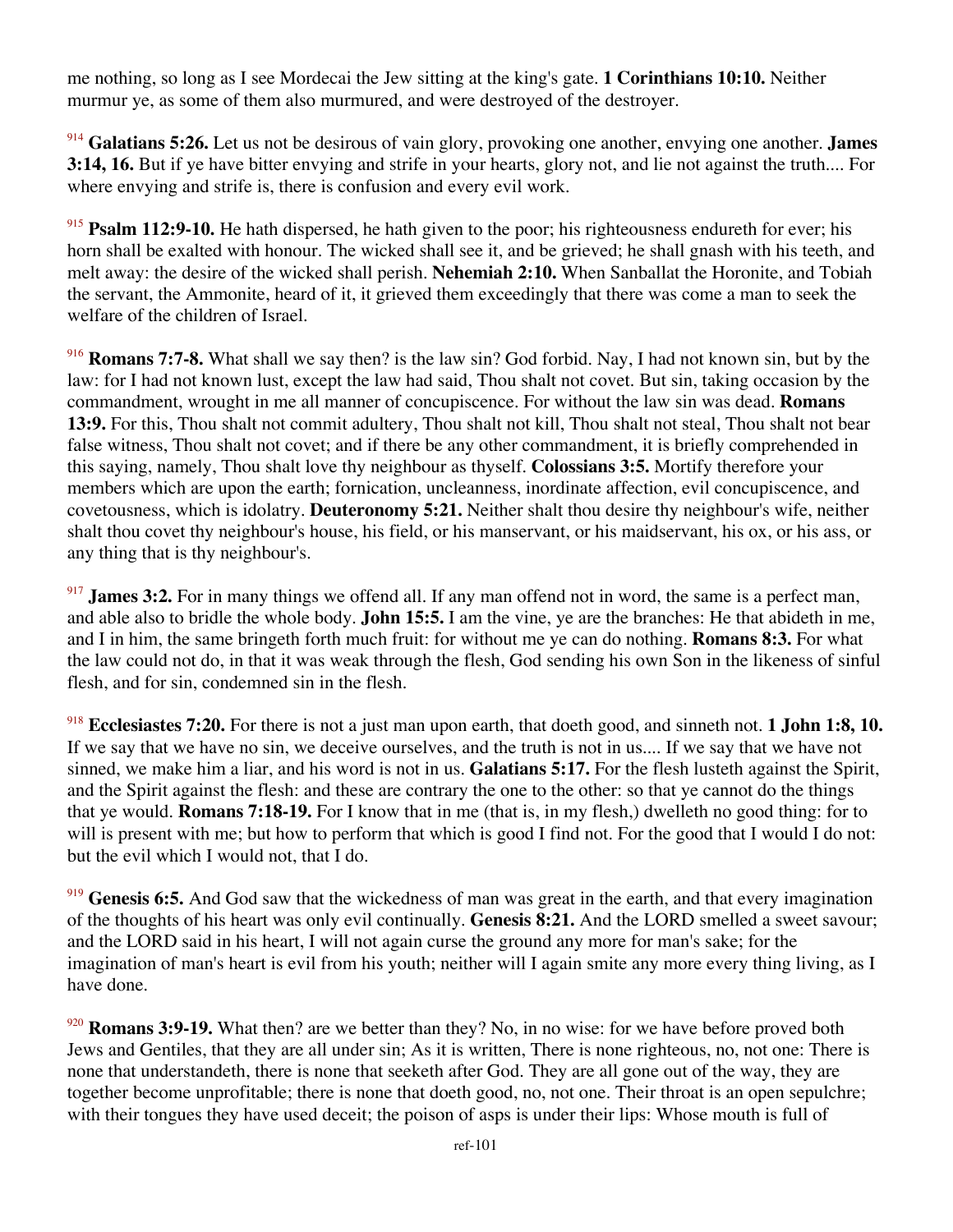me nothing, so long as I see Mordecai the Jew sitting at the king's gate. **1 Corinthians 10:10.** Neither murmur ye, as some of them also murmured, and were destroyed of the destroyer.

[914] **Galatians 5:26.** Let us not be desirous of vain glory, provoking one another, envying one another. **James 3:14, 16.** But if ye have bitter envying and strife in your hearts, glory not, and lie not against the truth.... For where envying and strife is, there is confusion and every evil work.

[915] **Psalm 112:9-10.** He hath dispersed, he hath given to the poor; his righteousness endureth for ever; his horn shall be exalted with honour. The wicked shall see it, and be grieved; he shall gnash with his teeth, and melt away: the desire of the wicked shall perish. **Nehemiah 2:10.** When Sanballat the Horonite, and Tobiah the servant, the Ammonite, heard of it, it grieved them exceedingly that there was come a man to seek the welfare of the children of Israel.

[916] **Romans 7:7-8.** What shall we say then? is the law sin? God forbid. Nay, I had not known sin, but by the law: for I had not known lust, except the law had said, Thou shalt not covet. But sin, taking occasion by the commandment, wrought in me all manner of concupiscence. For without the law sin was dead. **Romans 13:9.** For this, Thou shalt not commit adultery, Thou shalt not kill, Thou shalt not steal, Thou shalt not bear false witness, Thou shalt not covet; and if there be any other commandment, it is briefly comprehended in this saying, namely, Thou shalt love thy neighbour as thyself. **Colossians 3:5.** Mortify therefore your members which are upon the earth; fornication, uncleanness, inordinate affection, evil concupiscence, and covetousness, which is idolatry. **Deuteronomy 5:21.** Neither shalt thou desire thy neighbour's wife, neither shalt thou covet thy neighbour's house, his field, or his manservant, or his maidservant, his ox, or his ass, or any thing that is thy neighbour's.

[917] **James 3:2.** For in many things we offend all. If any man offend not in word, the same is a perfect man, and able also to bridle the whole body. **John 15:5.** I am the vine, ye are the branches: He that abideth in me, and I in him, the same bringeth forth much fruit: for without me ye can do nothing. **Romans 8:3.** For what the law could not do, in that it was weak through the flesh, God sending his own Son in the likeness of sinful flesh, and for sin, condemned sin in the flesh.

[918] **Ecclesiastes 7:20.** For there is not a just man upon earth, that doeth good, and sinneth not. **1 John 1:8, 10.** If we say that we have no sin, we deceive ourselves, and the truth is not in us.... If we say that we have not sinned, we make him a liar, and his word is not in us. **Galatians 5:17.** For the flesh lusteth against the Spirit, and the Spirit against the flesh: and these are contrary the one to the other: so that ye cannot do the things that ye would. **Romans 7:18-19.** For I know that in me (that is, in my flesh,) dwelleth no good thing: for to will is present with me; but how to perform that which is good I find not. For the good that I would I do not: but the evil which I would not, that I do.

[919] **Genesis 6:5.** And God saw that the wickedness of man was great in the earth, and that every imagination of the thoughts of his heart was only evil continually. **Genesis 8:21.** And the LORD smelled a sweet savour; and the LORD said in his heart, I will not again curse the ground any more for man's sake; for the imagination of man's heart is evil from his youth; neither will I again smite any more every thing living, as I have done.

[920] **Romans 3:9-19.** What then? are we better than they? No, in no wise: for we have before proved both Jews and Gentiles, that they are all under sin; As it is written, There is none righteous, no, not one: There is none that understandeth, there is none that seeketh after God. They are all gone out of the way, they are together become unprofitable; there is none that doeth good, no, not one. Their throat is an open sepulchre; with their tongues they have used deceit; the poison of asps is under their lips: Whose mouth is full of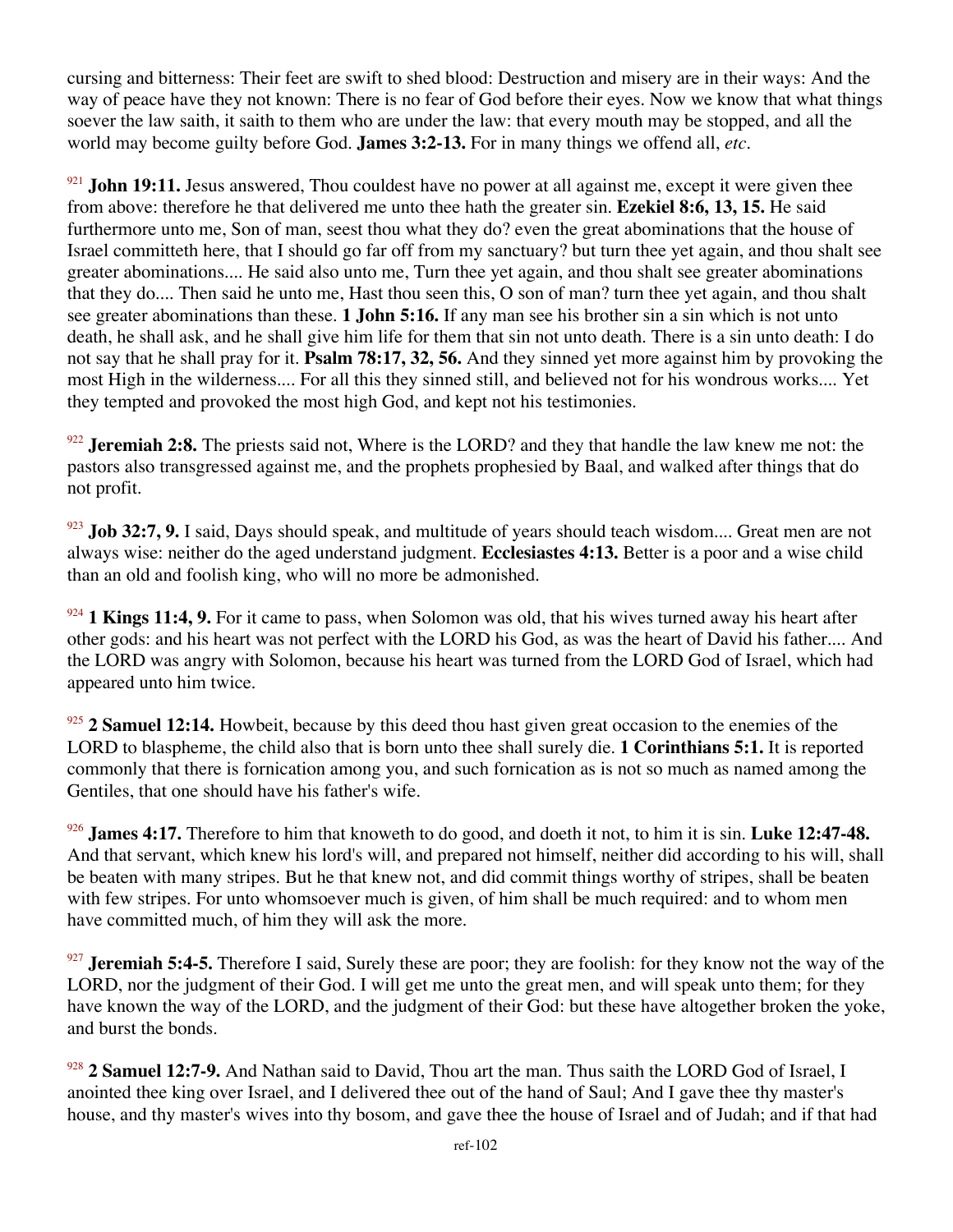cursing and bitterness: Their feet are swift to shed blood: Destruction and misery are in their ways: And the way of peace have they not known: There is no fear of God before their eyes. Now we know that what things soever the law saith, it saith to them who are under the law: that every mouth may be stopped, and all the world may become guilty before God. **James 3:2-13.** For in many things we offend all, *etc*.

[921] **John 19:11.** Jesus answered, Thou couldest have no power at all against me, except it were given thee from above: therefore he that delivered me unto thee hath the greater sin. **Ezekiel 8:6, 13, 15.** He said furthermore unto me, Son of man, seest thou what they do? even the great abominations that the house of Israel committeth here, that I should go far off from my sanctuary? but turn thee yet again, and thou shalt see greater abominations.... He said also unto me, Turn thee yet again, and thou shalt see greater abominations that they do.... Then said he unto me, Hast thou seen this, O son of man? turn thee yet again, and thou shalt see greater abominations than these. **1 John 5:16.** If any man see his brother sin a sin which is not unto death, he shall ask, and he shall give him life for them that sin not unto death. There is a sin unto death: I do not say that he shall pray for it. **Psalm 78:17, 32, 56.** And they sinned yet more against him by provoking the most High in the wilderness.... For all this they sinned still, and believed not for his wondrous works.... Yet they tempted and provoked the most high God, and kept not his testimonies.

[922] **Jeremiah 2:8.** The priests said not, Where is the LORD? and they that handle the law knew me not: the pastors also transgressed against me, and the prophets prophesied by Baal, and walked after things that do not profit.

[923] **Job 32:7, 9.** I said, Days should speak, and multitude of years should teach wisdom.... Great men are not always wise: neither do the aged understand judgment. **Ecclesiastes 4:13.** Better is a poor and a wise child than an old and foolish king, who will no more be admonished.

[924] **1 Kings 11:4, 9.** For it came to pass, when Solomon was old, that his wives turned away his heart after other gods: and his heart was not perfect with the LORD his God, as was the heart of David his father.... And the LORD was angry with Solomon, because his heart was turned from the LORD God of Israel, which had appeared unto him twice.

[925] **2 Samuel 12:14.** Howbeit, because by this deed thou hast given great occasion to the enemies of the LORD to blaspheme, the child also that is born unto thee shall surely die. **1 Corinthians 5:1.** It is reported commonly that there is fornication among you, and such fornication as is not so much as named among the Gentiles, that one should have his father's wife.

[926] **James 4:17.** Therefore to him that knoweth to do good, and doeth it not, to him it is sin. **Luke 12:47-48.** And that servant, which knew his lord's will, and prepared not himself, neither did according to his will, shall be beaten with many stripes. But he that knew not, and did commit things worthy of stripes, shall be beaten with few stripes. For unto whomsoever much is given, of him shall be much required: and to whom men have committed much, of him they will ask the more.

[927] **Jeremiah 5:4-5.** Therefore I said, Surely these are poor; they are foolish: for they know not the way of the LORD, nor the judgment of their God. I will get me unto the great men, and will speak unto them; for they have known the way of the LORD, and the judgment of their God: but these have altogether broken the yoke, and burst the bonds.

[928] **2 Samuel 12:7-9.** And Nathan said to David, Thou art the man. Thus saith the LORD God of Israel, I anointed thee king over Israel, and I delivered thee out of the hand of Saul; And I gave thee thy master's house, and thy master's wives into thy bosom, and gave thee the house of Israel and of Judah; and if that had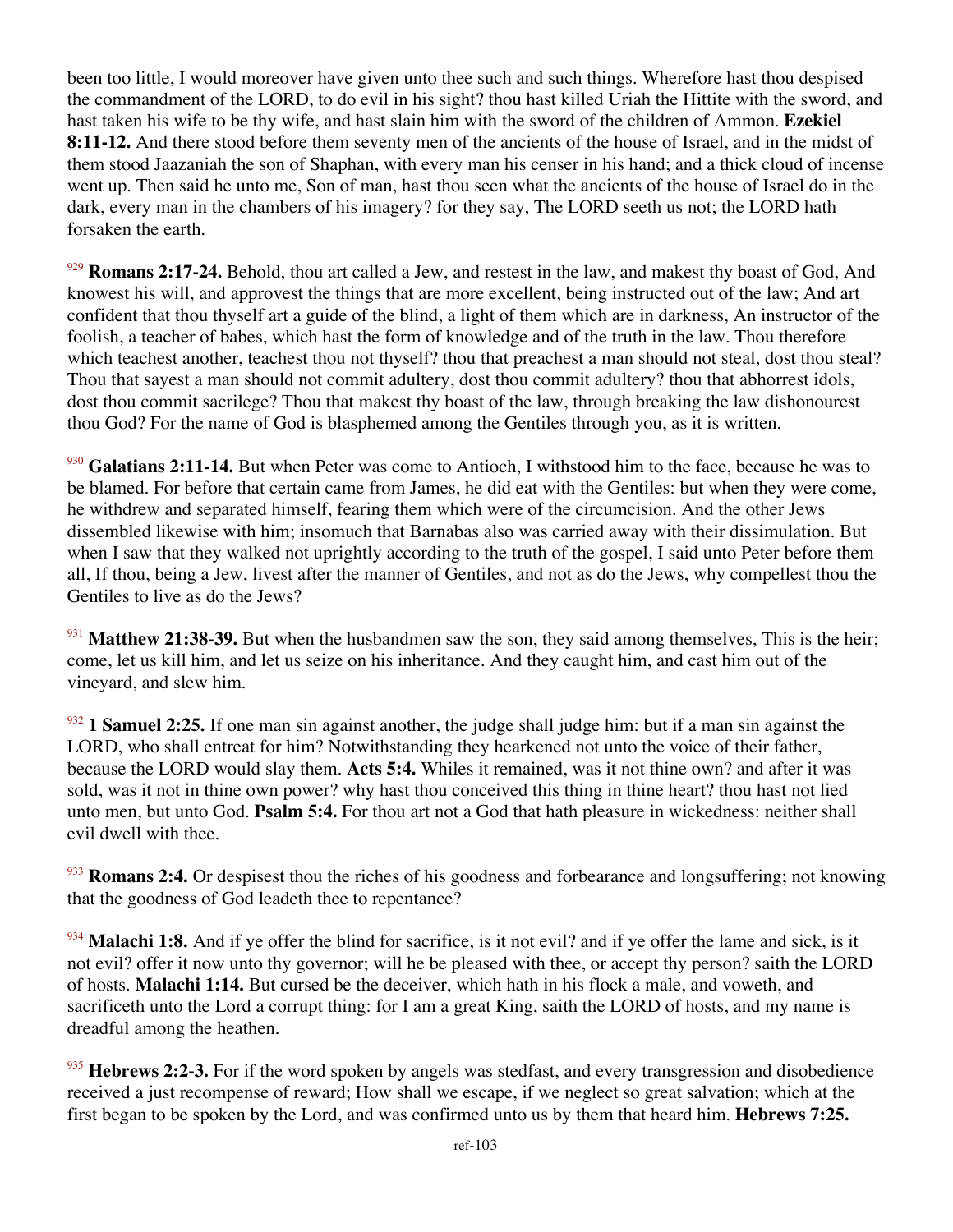been too little, I would moreover have given unto thee such and such things. Wherefore hast thou despised the commandment of the LORD, to do evil in his sight? thou hast killed Uriah the Hittite with the sword, and hast taken his wife to be thy wife, and hast slain him with the sword of the children of Ammon. **Ezekiel 8:11-12.** And there stood before them seventy men of the ancients of the house of Israel, and in the midst of them stood Jaazaniah the son of Shaphan, with every man his censer in his hand; and a thick cloud of incense went up. Then said he unto me, Son of man, hast thou seen what the ancients of the house of Israel do in the dark, every man in the chambers of his imagery? for they say, The LORD seeth us not; the LORD hath forsaken the earth.

[929] **Romans 2:17-24.** Behold, thou art called a Jew, and restest in the law, and makest thy boast of God, And knowest his will, and approvest the things that are more excellent, being instructed out of the law; And art confident that thou thyself art a guide of the blind, a light of them which are in darkness, An instructor of the foolish, a teacher of babes, which hast the form of knowledge and of the truth in the law. Thou therefore which teachest another, teachest thou not thyself? thou that preachest a man should not steal, dost thou steal? Thou that sayest a man should not commit adultery, dost thou commit adultery? thou that abhorrest idols, dost thou commit sacrilege? Thou that makest thy boast of the law, through breaking the law dishonourest thou God? For the name of God is blasphemed among the Gentiles through you, as it is written.

[930] **Galatians 2:11-14.** But when Peter was come to Antioch, I withstood him to the face, because he was to be blamed. For before that certain came from James, he did eat with the Gentiles: but when they were come, he withdrew and separated himself, fearing them which were of the circumcision. And the other Jews dissembled likewise with him; insomuch that Barnabas also was carried away with their dissimulation. But when I saw that they walked not uprightly according to the truth of the gospel, I said unto Peter before them all, If thou, being a Jew, livest after the manner of Gentiles, and not as do the Jews, why compellest thou the Gentiles to live as do the Jews?

[931] **Matthew 21:38-39.** But when the husbandmen saw the son, they said among themselves, This is the heir; come, let us kill him, and let us seize on his inheritance. And they caught him, and cast him out of the vineyard, and slew him.

[932] **1 Samuel 2:25.** If one man sin against another, the judge shall judge him: but if a man sin against the LORD, who shall entreat for him? Notwithstanding they hearkened not unto the voice of their father, because the LORD would slay them. **Acts 5:4.** Whiles it remained, was it not thine own? and after it was sold, was it not in thine own power? why hast thou conceived this thing in thine heart? thou hast not lied unto men, but unto God. **Psalm 5:4.** For thou art not a God that hath pleasure in wickedness: neither shall evil dwell with thee.

[933] **Romans 2:4.** Or despisest thou the riches of his goodness and forbearance and longsuffering; not knowing that the goodness of God leadeth thee to repentance?

[934] **Malachi 1:8.** And if ye offer the blind for sacrifice, is it not evil? and if ye offer the lame and sick, is it not evil? offer it now unto thy governor; will he be pleased with thee, or accept thy person? saith the LORD of hosts. **Malachi 1:14.** But cursed be the deceiver, which hath in his flock a male, and voweth, and sacrificeth unto the Lord a corrupt thing: for I am a great King, saith the LORD of hosts, and my name is dreadful among the heathen.

[935] **Hebrews 2:2-3.** For if the word spoken by angels was stedfast, and every transgression and disobedience received a just recompense of reward; How shall we escape, if we neglect so great salvation; which at the first began to be spoken by the Lord, and was confirmed unto us by them that heard him. **Hebrews 7:25.**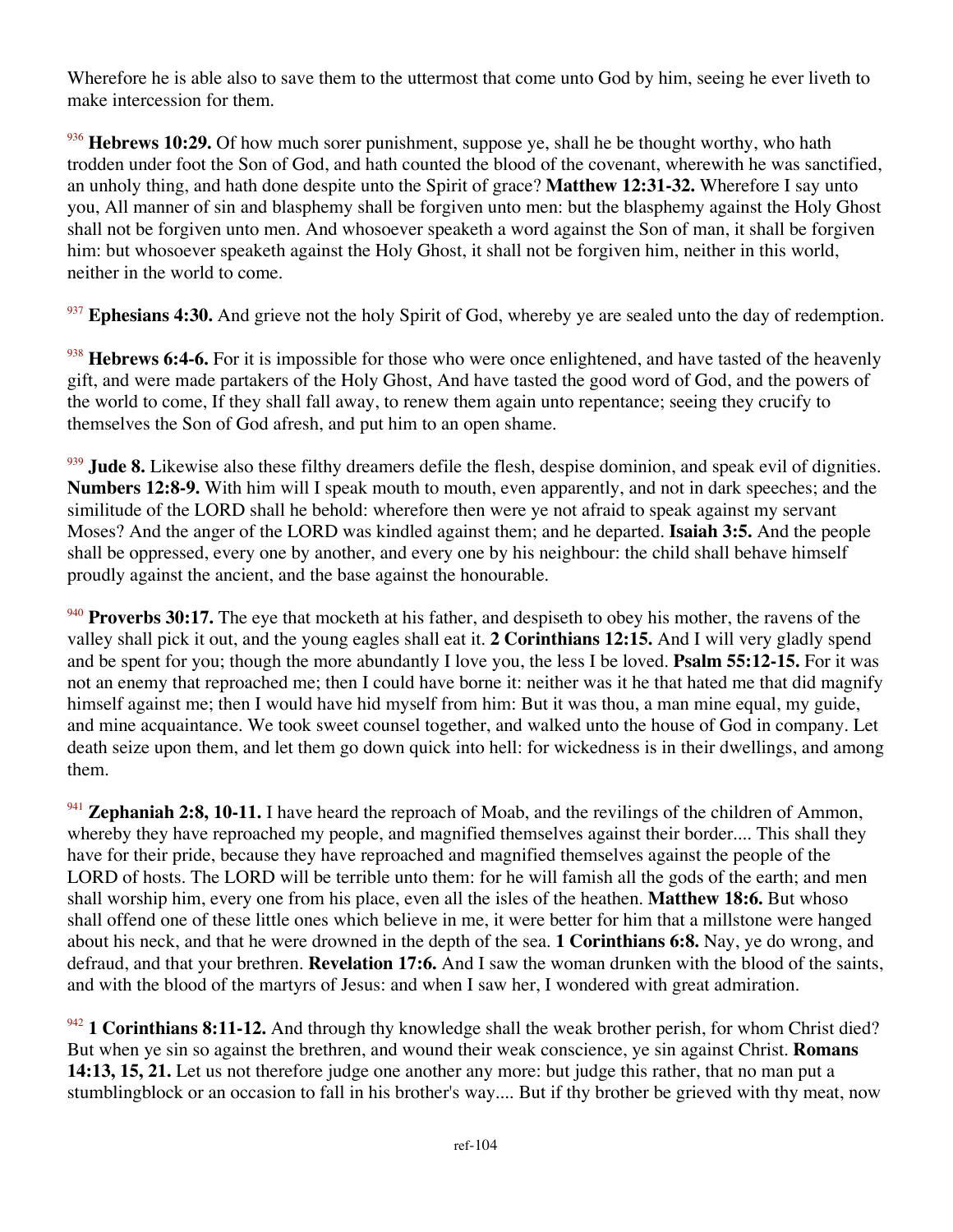Wherefore he is able also to save them to the uttermost that come unto God by him, seeing he ever liveth to make intercession for them.

[936] **Hebrews 10:29.** Of how much sorer punishment, suppose ye, shall he be thought worthy, who hath trodden under foot the Son of God, and hath counted the blood of the covenant, wherewith he was sanctified, an unholy thing, and hath done despite unto the Spirit of grace? **Matthew 12:31-32.** Wherefore I say unto you, All manner of sin and blasphemy shall be forgiven unto men: but the blasphemy against the Holy Ghost shall not be forgiven unto men. And whosoever speaketh a word against the Son of man, it shall be forgiven him: but whosoever speaketh against the Holy Ghost, it shall not be forgiven him, neither in this world, neither in the world to come.

[937] **Ephesians 4:30.** And grieve not the holy Spirit of God, whereby ye are sealed unto the day of redemption.

[938] **Hebrews 6:4-6.** For it is impossible for those who were once enlightened, and have tasted of the heavenly gift, and were made partakers of the Holy Ghost, And have tasted the good word of God, and the powers of the world to come, If they shall fall away, to renew them again unto repentance; seeing they crucify to themselves the Son of God afresh, and put him to an open shame.

[939] **Jude 8.** Likewise also these filthy dreamers defile the flesh, despise dominion, and speak evil of dignities. **Numbers 12:8-9.** With him will I speak mouth to mouth, even apparently, and not in dark speeches; and the similitude of the LORD shall he behold: wherefore then were ye not afraid to speak against my servant Moses? And the anger of the LORD was kindled against them; and he departed. **Isaiah 3:5.** And the people shall be oppressed, every one by another, and every one by his neighbour: the child shall behave himself proudly against the ancient, and the base against the honourable.

[940] **Proverbs 30:17.** The eye that mocketh at his father, and despiseth to obey his mother, the ravens of the valley shall pick it out, and the young eagles shall eat it. **2 Corinthians 12:15.** And I will very gladly spend and be spent for you; though the more abundantly I love you, the less I be loved. **Psalm 55:12-15.** For it was not an enemy that reproached me; then I could have borne it: neither was it he that hated me that did magnify himself against me; then I would have hid myself from him: But it was thou, a man mine equal, my guide, and mine acquaintance. We took sweet counsel together, and walked unto the house of God in company. Let death seize upon them, and let them go down quick into hell: for wickedness is in their dwellings, and among them.

[941] **Zephaniah 2:8, 10-11.** I have heard the reproach of Moab, and the revilings of the children of Ammon, whereby they have reproached my people, and magnified themselves against their border.... This shall they have for their pride, because they have reproached and magnified themselves against the people of the LORD of hosts. The LORD will be terrible unto them: for he will famish all the gods of the earth; and men shall worship him, every one from his place, even all the isles of the heathen. **Matthew 18:6.** But whoso shall offend one of these little ones which believe in me, it were better for him that a millstone were hanged about his neck, and that he were drowned in the depth of the sea. **1 Corinthians 6:8.** Nay, ye do wrong, and defraud, and that your brethren. **Revelation 17:6.** And I saw the woman drunken with the blood of the saints, and with the blood of the martyrs of Jesus: and when I saw her, I wondered with great admiration.

[942] **1 Corinthians 8:11-12.** And through thy knowledge shall the weak brother perish, for whom Christ died? But when ye sin so against the brethren, and wound their weak conscience, ye sin against Christ. **Romans 14:13, 15, 21.** Let us not therefore judge one another any more: but judge this rather, that no man put a stumblingblock or an occasion to fall in his brother's way.... But if thy brother be grieved with thy meat, now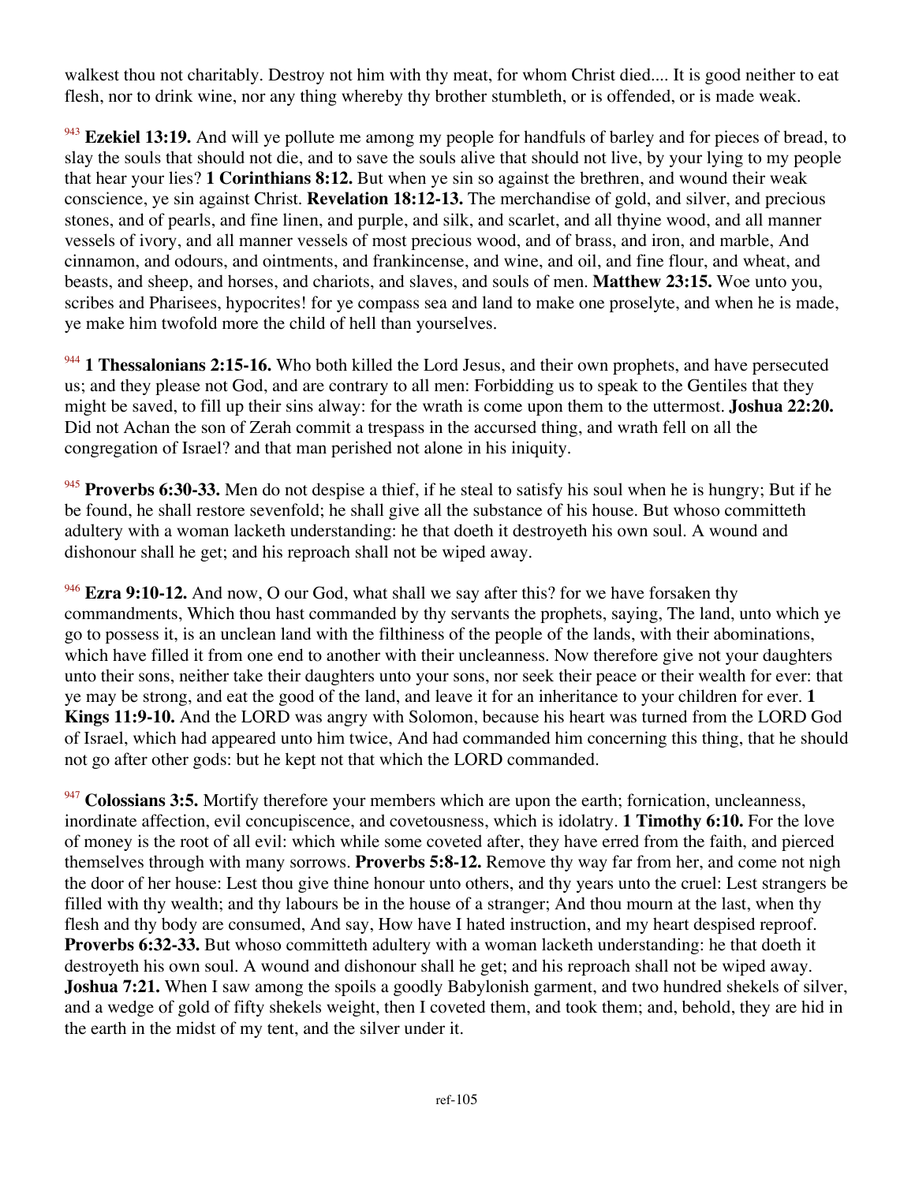walkest thou not charitably. Destroy not him with thy meat, for whom Christ died.... It is good neither to eat flesh, nor to drink wine, nor any thing whereby thy brother stumbleth, or is offended, or is made weak.

[943] **Ezekiel 13:19.** And will ye pollute me among my people for handfuls of barley and for pieces of bread, to slay the souls that should not die, and to save the souls alive that should not live, by your lying to my people that hear your lies? **1 Corinthians 8:12.** But when ye sin so against the brethren, and wound their weak conscience, ye sin against Christ. **Revelation 18:12-13.** The merchandise of gold, and silver, and precious stones, and of pearls, and fine linen, and purple, and silk, and scarlet, and all thyine wood, and all manner vessels of ivory, and all manner vessels of most precious wood, and of brass, and iron, and marble, And cinnamon, and odours, and ointments, and frankincense, and wine, and oil, and fine flour, and wheat, and beasts, and sheep, and horses, and chariots, and slaves, and souls of men. **Matthew 23:15.** Woe unto you, scribes and Pharisees, hypocrites! for ye compass sea and land to make one proselyte, and when he is made, ye make him twofold more the child of hell than yourselves.

[944] **1 Thessalonians 2:15-16.** Who both killed the Lord Jesus, and their own prophets, and have persecuted us; and they please not God, and are contrary to all men: Forbidding us to speak to the Gentiles that they might be saved, to fill up their sins alway: for the wrath is come upon them to the uttermost. **Joshua 22:20.** Did not Achan the son of Zerah commit a trespass in the accursed thing, and wrath fell on all the congregation of Israel? and that man perished not alone in his iniquity.

[945] **Proverbs 6:30-33.** Men do not despise a thief, if he steal to satisfy his soul when he is hungry; But if he be found, he shall restore sevenfold; he shall give all the substance of his house. But whoso committeth adultery with a woman lacketh understanding: he that doeth it destroyeth his own soul. A wound and dishonour shall he get; and his reproach shall not be wiped away.

[946] **Ezra 9:10-12.** And now, O our God, what shall we say after this? for we have forsaken thy commandments, Which thou hast commanded by thy servants the prophets, saying, The land, unto which ye go to possess it, is an unclean land with the filthiness of the people of the lands, with their abominations, which have filled it from one end to another with their uncleanness. Now therefore give not your daughters unto their sons, neither take their daughters unto your sons, nor seek their peace or their wealth for ever: that ye may be strong, and eat the good of the land, and leave it for an inheritance to your children for ever. **1 Kings 11:9-10.** And the LORD was angry with Solomon, because his heart was turned from the LORD God of Israel, which had appeared unto him twice, And had commanded him concerning this thing, that he should not go after other gods: but he kept not that which the LORD commanded.

[947] **Colossians 3:5.** Mortify therefore your members which are upon the earth; fornication, uncleanness, inordinate affection, evil concupiscence, and covetousness, which is idolatry. **1 Timothy 6:10.** For the love of money is the root of all evil: which while some coveted after, they have erred from the faith, and pierced themselves through with many sorrows. **Proverbs 5:8-12.** Remove thy way far from her, and come not nigh the door of her house: Lest thou give thine honour unto others, and thy years unto the cruel: Lest strangers be filled with thy wealth; and thy labours be in the house of a stranger; And thou mourn at the last, when thy flesh and thy body are consumed, And say, How have I hated instruction, and my heart despised reproof. **Proverbs 6:32-33.** But whoso committeth adultery with a woman lacketh understanding: he that doeth it destroyeth his own soul. A wound and dishonour shall he get; and his reproach shall not be wiped away. **Joshua 7:21.** When I saw among the spoils a goodly Babylonish garment, and two hundred shekels of silver, and a wedge of gold of fifty shekels weight, then I coveted them, and took them; and, behold, they are hid in the earth in the midst of my tent, and the silver under it.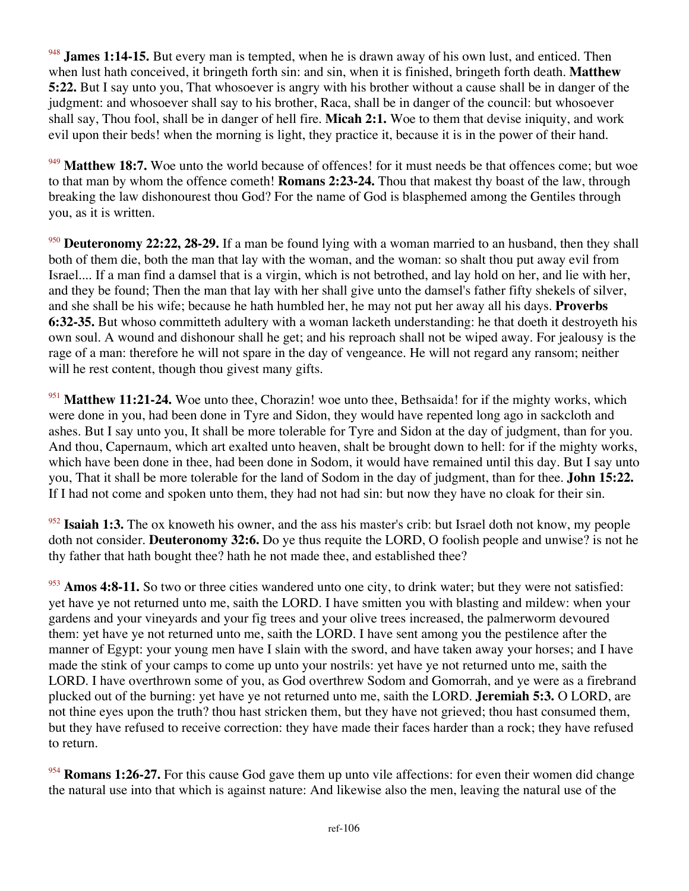[948] **James 1:14-15.** But every man is tempted, when he is drawn away of his own lust, and enticed. Then when lust hath conceived, it bringeth forth sin: and sin, when it is finished, bringeth forth death. **Matthew 5:22.** But I say unto you, That whosoever is angry with his brother without a cause shall be in danger of the judgment: and whosoever shall say to his brother, Raca, shall be in danger of the council: but whosoever shall say, Thou fool, shall be in danger of hell fire. **Micah 2:1.** Woe to them that devise iniquity, and work evil upon their beds! when the morning is light, they practice it, because it is in the power of their hand.

[949] **Matthew 18:7.** Woe unto the world because of offences! for it must needs be that offences come; but woe to that man by whom the offence cometh! **Romans 2:23-24.** Thou that makest thy boast of the law, through breaking the law dishonourest thou God? For the name of God is blasphemed among the Gentiles through you, as it is written.

[950] **Deuteronomy 22:22, 28-29.** If a man be found lying with a woman married to an husband, then they shall both of them die, both the man that lay with the woman, and the woman: so shalt thou put away evil from Israel.... If a man find a damsel that is a virgin, which is not betrothed, and lay hold on her, and lie with her, and they be found; Then the man that lay with her shall give unto the damsel's father fifty shekels of silver, and she shall be his wife; because he hath humbled her, he may not put her away all his days. **Proverbs 6:32-35.** But whoso committeth adultery with a woman lacketh understanding: he that doeth it destroyeth his own soul. A wound and dishonour shall he get; and his reproach shall not be wiped away. For jealousy is the rage of a man: therefore he will not spare in the day of vengeance. He will not regard any ransom; neither will he rest content, though thou givest many gifts.

[951] **Matthew 11:21-24.** Woe unto thee, Chorazin! woe unto thee, Bethsaida! for if the mighty works, which were done in you, had been done in Tyre and Sidon, they would have repented long ago in sackcloth and ashes. But I say unto you, It shall be more tolerable for Tyre and Sidon at the day of judgment, than for you. And thou, Capernaum, which art exalted unto heaven, shalt be brought down to hell: for if the mighty works, which have been done in thee, had been done in Sodom, it would have remained until this day. But I say unto you, That it shall be more tolerable for the land of Sodom in the day of judgment, than for thee. **John 15:22.** If I had not come and spoken unto them, they had not had sin: but now they have no cloak for their sin.

[952] **Isaiah 1:3.** The ox knoweth his owner, and the ass his master's crib: but Israel doth not know, my people doth not consider. **Deuteronomy 32:6.** Do ye thus requite the LORD, O foolish people and unwise? is not he thy father that hath bought thee? hath he not made thee, and established thee?

[953] **Amos 4:8-11.** So two or three cities wandered unto one city, to drink water; but they were not satisfied: yet have ye not returned unto me, saith the LORD. I have smitten you with blasting and mildew: when your gardens and your vineyards and your fig trees and your olive trees increased, the palmerworm devoured them: yet have ye not returned unto me, saith the LORD. I have sent among you the pestilence after the manner of Egypt: your young men have I slain with the sword, and have taken away your horses; and I have made the stink of your camps to come up unto your nostrils: yet have ye not returned unto me, saith the LORD. I have overthrown some of you, as God overthrew Sodom and Gomorrah, and ye were as a firebrand plucked out of the burning: yet have ye not returned unto me, saith the LORD. **Jeremiah 5:3.** O LORD, are not thine eyes upon the truth? thou hast stricken them, but they have not grieved; thou hast consumed them, but they have refused to receive correction: they have made their faces harder than a rock; they have refused to return.

[954] **Romans 1:26-27.** For this cause God gave them up unto vile affections: for even their women did change the natural use into that which is against nature: And likewise also the men, leaving the natural use of the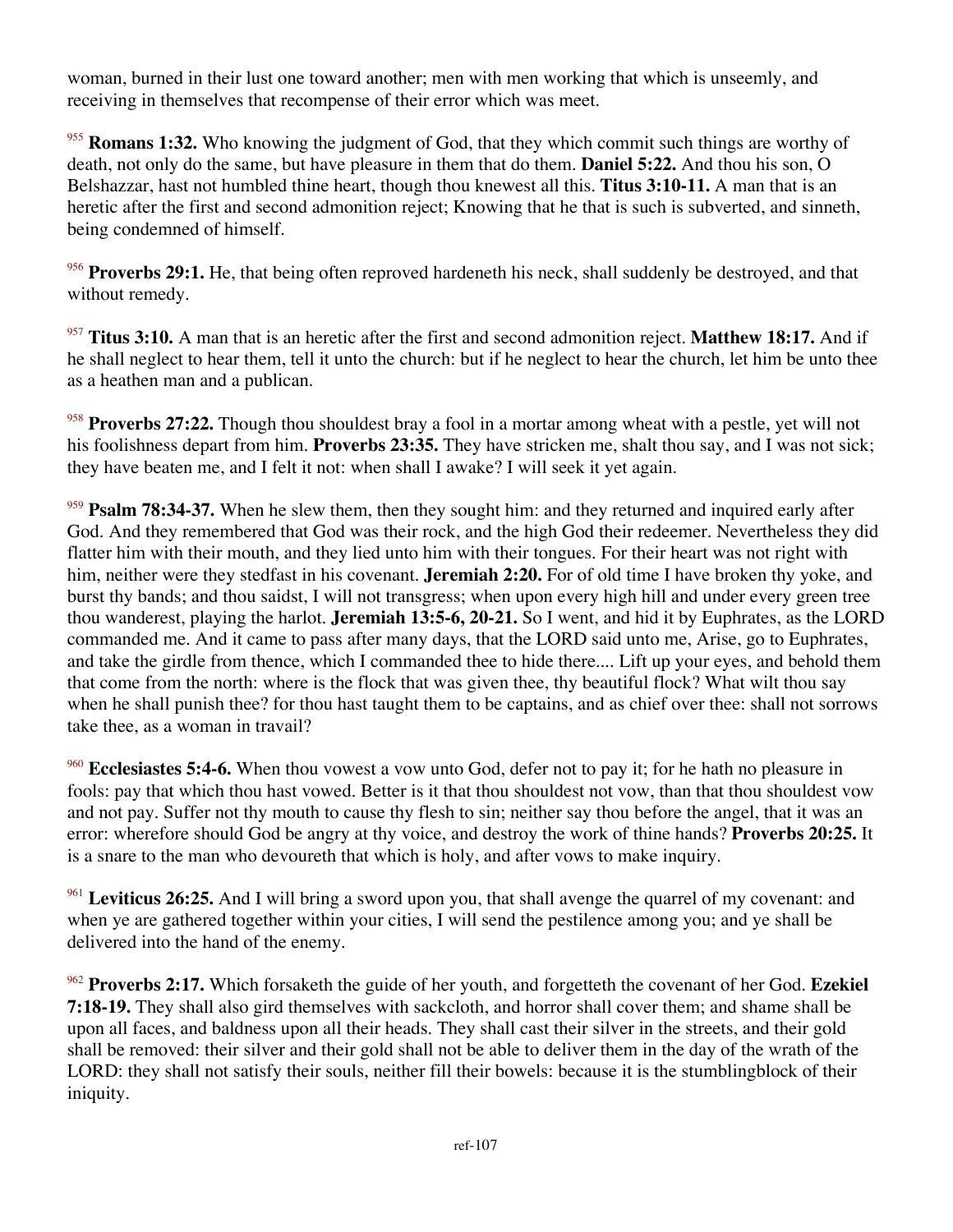woman, burned in their lust one toward another; men with men working that which is unseemly, and receiving in themselves that recompense of their error which was meet.

[955] **Romans 1:32.** Who knowing the judgment of God, that they which commit such things are worthy of death, not only do the same, but have pleasure in them that do them. **Daniel 5:22.** And thou his son, O Belshazzar, hast not humbled thine heart, though thou knewest all this. **Titus 3:10-11.** A man that is an heretic after the first and second admonition reject; Knowing that he that is such is subverted, and sinneth, being condemned of himself.

[956] **Proverbs 29:1.** He, that being often reproved hardeneth his neck, shall suddenly be destroyed, and that without remedy.

[957] **Titus 3:10.** A man that is an heretic after the first and second admonition reject. **Matthew 18:17.** And if he shall neglect to hear them, tell it unto the church: but if he neglect to hear the church, let him be unto thee as a heathen man and a publican.

[958] **Proverbs 27:22.** Though thou shouldest bray a fool in a mortar among wheat with a pestle, yet will not his foolishness depart from him. **Proverbs 23:35.** They have stricken me, shalt thou say, and I was not sick; they have beaten me, and I felt it not: when shall I awake? I will seek it yet again.

[959] **Psalm 78:34-37.** When he slew them, then they sought him: and they returned and inquired early after God. And they remembered that God was their rock, and the high God their redeemer. Nevertheless they did flatter him with their mouth, and they lied unto him with their tongues. For their heart was not right with him, neither were they stedfast in his covenant. **Jeremiah 2:20.** For of old time I have broken thy yoke, and burst thy bands; and thou saidst, I will not transgress; when upon every high hill and under every green tree thou wanderest, playing the harlot. **Jeremiah 13:5-6, 20-21.** So I went, and hid it by Euphrates, as the LORD commanded me. And it came to pass after many days, that the LORD said unto me, Arise, go to Euphrates, and take the girdle from thence, which I commanded thee to hide there.... Lift up your eyes, and behold them that come from the north: where is the flock that was given thee, thy beautiful flock? What wilt thou say when he shall punish thee? for thou hast taught them to be captains, and as chief over thee: shall not sorrows take thee, as a woman in travail?

[960] **Ecclesiastes 5:4-6.** When thou vowest a vow unto God, defer not to pay it; for he hath no pleasure in fools: pay that which thou hast vowed. Better is it that thou shouldest not vow, than that thou shouldest vow and not pay. Suffer not thy mouth to cause thy flesh to sin; neither say thou before the angel, that it was an error: wherefore should God be angry at thy voice, and destroy the work of thine hands? **Proverbs 20:25.** It is a snare to the man who devoureth that which is holy, and after vows to make inquiry.

[961] **Leviticus 26:25.** And I will bring a sword upon you, that shall avenge the quarrel of my covenant: and when ye are gathered together within your cities, I will send the pestilence among you; and ye shall be delivered into the hand of the enemy.

[962] **Proverbs 2:17.** Which forsaketh the guide of her youth, and forgetteth the covenant of her God. **Ezekiel 7:18-19.** They shall also gird themselves with sackcloth, and horror shall cover them; and shame shall be upon all faces, and baldness upon all their heads. They shall cast their silver in the streets, and their gold shall be removed: their silver and their gold shall not be able to deliver them in the day of the wrath of the LORD: they shall not satisfy their souls, neither fill their bowels: because it is the stumblingblock of their iniquity.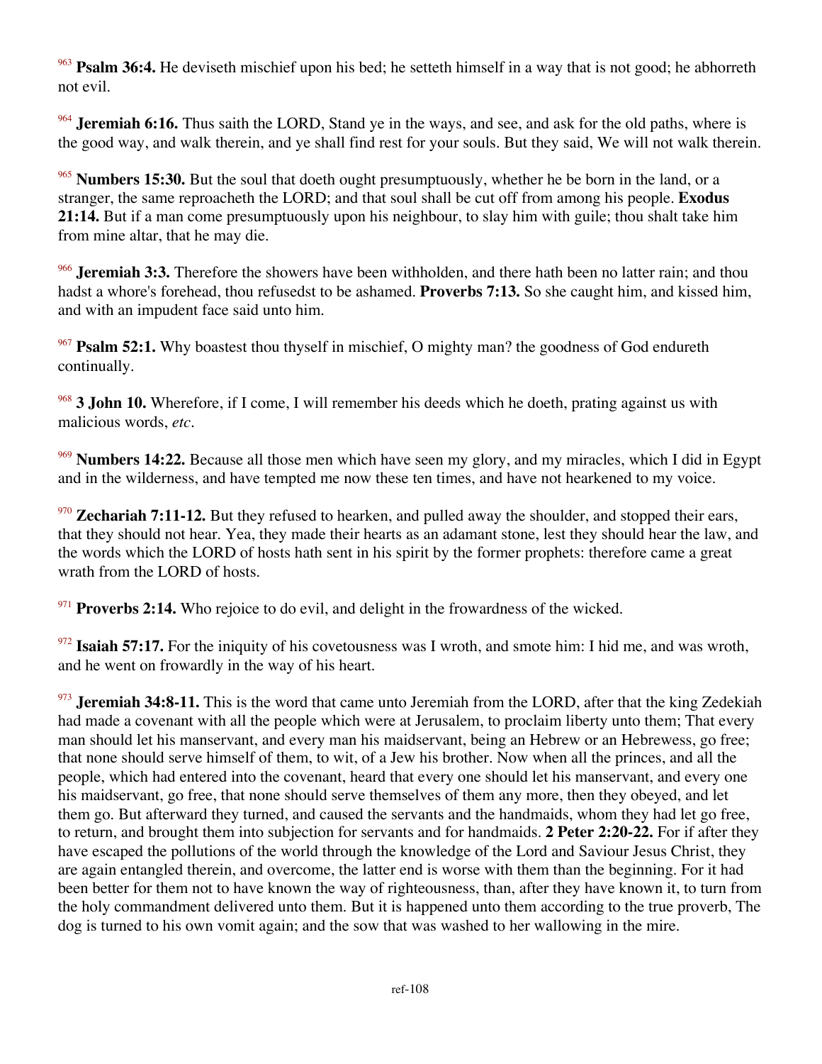[963] **Psalm 36:4.** He deviseth mischief upon his bed; he setteth himself in a way that is not good; he abhorreth not evil.

[964] **Jeremiah 6:16.** Thus saith the LORD, Stand ye in the ways, and see, and ask for the old paths, where is the good way, and walk therein, and ye shall find rest for your souls. But they said, We will not walk therein.

[965] **Numbers 15:30.** But the soul that doeth ought presumptuously, whether he be born in the land, or a stranger, the same reproacheth the LORD; and that soul shall be cut off from among his people. **Exodus 21:14.** But if a man come presumptuously upon his neighbour, to slay him with guile; thou shalt take him from mine altar, that he may die.

[966] **Jeremiah 3:3.** Therefore the showers have been withholden, and there hath been no latter rain; and thou hadst a whore's forehead, thou refusedst to be ashamed. **Proverbs 7:13.** So she caught him, and kissed him, and with an impudent face said unto him.

[967] **Psalm 52:1.** Why boastest thou thyself in mischief, O mighty man? the goodness of God endureth continually.

[968] **3 John 10.** Wherefore, if I come, I will remember his deeds which he doeth, prating against us with malicious words, *etc*.

[969] **Numbers 14:22.** Because all those men which have seen my glory, and my miracles, which I did in Egypt and in the wilderness, and have tempted me now these ten times, and have not hearkened to my voice.

[970] **Zechariah 7:11-12.** But they refused to hearken, and pulled away the shoulder, and stopped their ears, that they should not hear. Yea, they made their hearts as an adamant stone, lest they should hear the law, and the words which the LORD of hosts hath sent in his spirit by the former prophets: therefore came a great wrath from the LORD of hosts.

[971] **Proverbs 2:14.** Who rejoice to do evil, and delight in the frowardness of the wicked.

[972] **Isaiah 57:17.** For the iniquity of his covetousness was I wroth, and smote him: I hid me, and was wroth, and he went on frowardly in the way of his heart.

[973] **Jeremiah 34:8-11.** This is the word that came unto Jeremiah from the LORD, after that the king Zedekiah had made a covenant with all the people which were at Jerusalem, to proclaim liberty unto them; That every man should let his manservant, and every man his maidservant, being an Hebrew or an Hebrewess, go free; that none should serve himself of them, to wit, of a Jew his brother. Now when all the princes, and all the people, which had entered into the covenant, heard that every one should let his manservant, and every one his maidservant, go free, that none should serve themselves of them any more, then they obeyed, and let them go. But afterward they turned, and caused the servants and the handmaids, whom they had let go free, to return, and brought them into subjection for servants and for handmaids. **2 Peter 2:20-22.** For if after they have escaped the pollutions of the world through the knowledge of the Lord and Saviour Jesus Christ, they are again entangled therein, and overcome, the latter end is worse with them than the beginning. For it had been better for them not to have known the way of righteousness, than, after they have known it, to turn from the holy commandment delivered unto them. But it is happened unto them according to the true proverb, The dog is turned to his own vomit again; and the sow that was washed to her wallowing in the mire.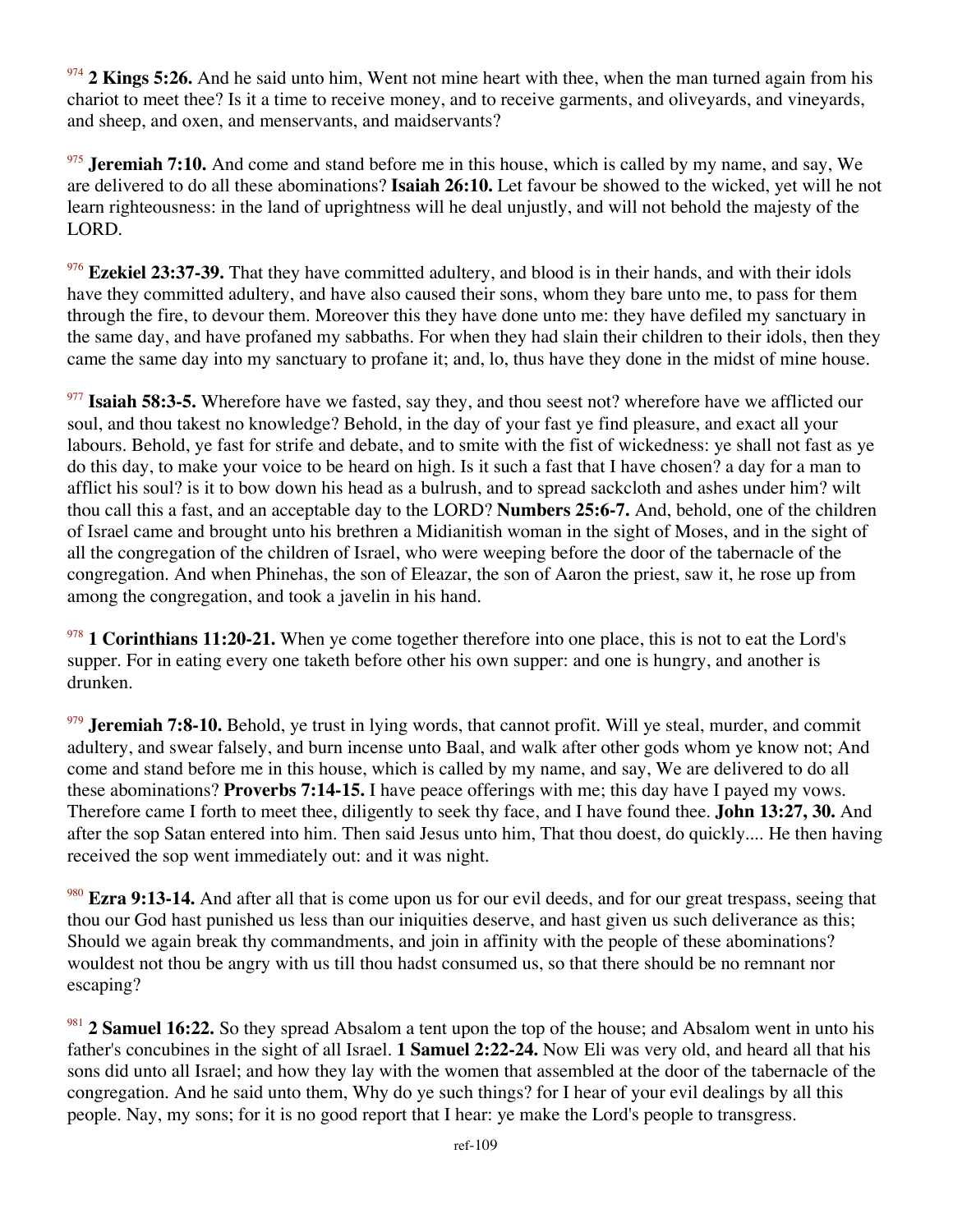[974] **2 Kings 5:26.** And he said unto him, Went not mine heart with thee, when the man turned again from his chariot to meet thee? Is it a time to receive money, and to receive garments, and oliveyards, and vineyards, and sheep, and oxen, and menservants, and maidservants?

[975] **Jeremiah 7:10.** And come and stand before me in this house, which is called by my name, and say, We are delivered to do all these abominations? **Isaiah 26:10.** Let favour be showed to the wicked, yet will he not learn righteousness: in the land of uprightness will he deal unjustly, and will not behold the majesty of the LORD.

[976] **Ezekiel 23:37-39.** That they have committed adultery, and blood is in their hands, and with their idols have they committed adultery, and have also caused their sons, whom they bare unto me, to pass for them through the fire, to devour them. Moreover this they have done unto me: they have defiled my sanctuary in the same day, and have profaned my sabbaths. For when they had slain their children to their idols, then they came the same day into my sanctuary to profane it; and, lo, thus have they done in the midst of mine house.

[977] **Isaiah 58:3-5.** Wherefore have we fasted, say they, and thou seest not? wherefore have we afflicted our soul, and thou takest no knowledge? Behold, in the day of your fast ye find pleasure, and exact all your labours. Behold, ye fast for strife and debate, and to smite with the fist of wickedness: ye shall not fast as ye do this day, to make your voice to be heard on high. Is it such a fast that I have chosen? a day for a man to afflict his soul? is it to bow down his head as a bulrush, and to spread sackcloth and ashes under him? wilt thou call this a fast, and an acceptable day to the LORD? **Numbers 25:6-7.** And, behold, one of the children of Israel came and brought unto his brethren a Midianitish woman in the sight of Moses, and in the sight of all the congregation of the children of Israel, who were weeping before the door of the tabernacle of the congregation. And when Phinehas, the son of Eleazar, the son of Aaron the priest, saw it, he rose up from among the congregation, and took a javelin in his hand.

[978] **1 Corinthians 11:20-21.** When ye come together therefore into one place, this is not to eat the Lord's supper. For in eating every one taketh before other his own supper: and one is hungry, and another is drunken.

[979] **Jeremiah 7:8-10.** Behold, ye trust in lying words, that cannot profit. Will ye steal, murder, and commit adultery, and swear falsely, and burn incense unto Baal, and walk after other gods whom ye know not; And come and stand before me in this house, which is called by my name, and say, We are delivered to do all these abominations? **Proverbs 7:14-15.** I have peace offerings with me; this day have I payed my vows. Therefore came I forth to meet thee, diligently to seek thy face, and I have found thee. **John 13:27, 30.** And after the sop Satan entered into him. Then said Jesus unto him, That thou doest, do quickly.... He then having received the sop went immediately out: and it was night.

[980] **Ezra 9:13-14.** And after all that is come upon us for our evil deeds, and for our great trespass, seeing that thou our God hast punished us less than our iniquities deserve, and hast given us such deliverance as this; Should we again break thy commandments, and join in affinity with the people of these abominations? wouldest not thou be angry with us till thou hadst consumed us, so that there should be no remnant nor escaping?

[981] **2 Samuel 16:22.** So they spread Absalom a tent upon the top of the house; and Absalom went in unto his father's concubines in the sight of all Israel. **1 Samuel 2:22-24.** Now Eli was very old, and heard all that his sons did unto all Israel; and how they lay with the women that assembled at the door of the tabernacle of the congregation. And he said unto them, Why do ye such things? for I hear of your evil dealings by all this people. Nay, my sons; for it is no good report that I hear: ye make the Lord's people to transgress.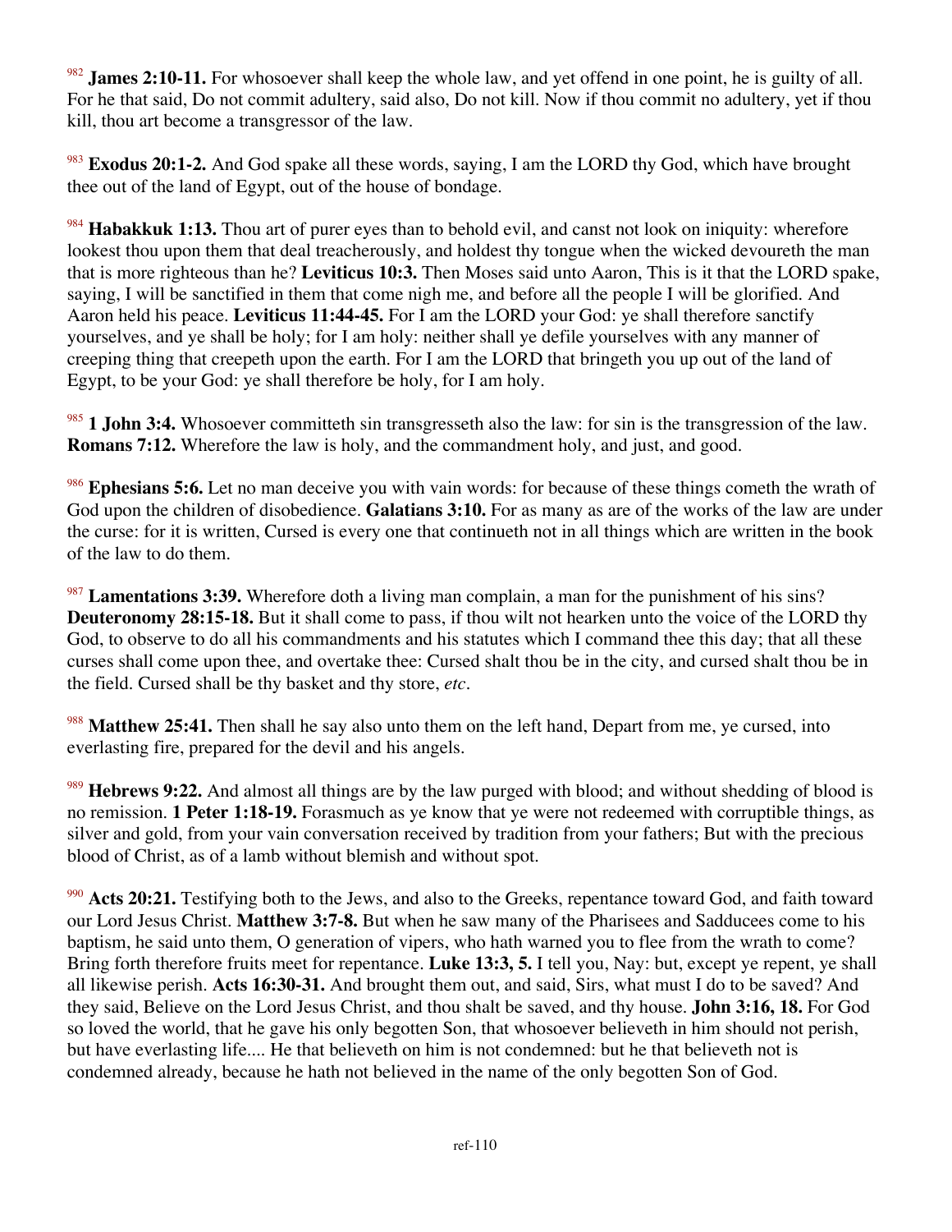[982] **James 2:10-11.** For whosoever shall keep the whole law, and yet offend in one point, he is guilty of all. For he that said, Do not commit adultery, said also, Do not kill. Now if thou commit no adultery, yet if thou kill, thou art become a transgressor of the law.

[983] **Exodus 20:1-2.** And God spake all these words, saying, I am the LORD thy God, which have brought thee out of the land of Egypt, out of the house of bondage.

[984] **Habakkuk 1:13.** Thou art of purer eyes than to behold evil, and canst not look on iniquity: wherefore lookest thou upon them that deal treacherously, and holdest thy tongue when the wicked devoureth the man that is more righteous than he? **Leviticus 10:3.** Then Moses said unto Aaron, This is it that the LORD spake, saying, I will be sanctified in them that come nigh me, and before all the people I will be glorified. And Aaron held his peace. **Leviticus 11:44-45.** For I am the LORD your God: ye shall therefore sanctify yourselves, and ye shall be holy; for I am holy: neither shall ye defile yourselves with any manner of creeping thing that creepeth upon the earth. For I am the LORD that bringeth you up out of the land of Egypt, to be your God: ye shall therefore be holy, for I am holy.

[985] **1 John 3:4.** Whosoever committeth sin transgresseth also the law: for sin is the transgression of the law. **Romans 7:12.** Wherefore the law is holy, and the commandment holy, and just, and good.

[986] **Ephesians 5:6.** Let no man deceive you with vain words: for because of these things cometh the wrath of God upon the children of disobedience. **Galatians 3:10.** For as many as are of the works of the law are under the curse: for it is written, Cursed is every one that continueth not in all things which are written in the book of the law to do them.

[987] **Lamentations 3:39.** Wherefore doth a living man complain, a man for the punishment of his sins? **Deuteronomy 28:15-18.** But it shall come to pass, if thou wilt not hearken unto the voice of the LORD thy God, to observe to do all his commandments and his statutes which I command thee this day; that all these curses shall come upon thee, and overtake thee: Cursed shalt thou be in the city, and cursed shalt thou be in the field. Cursed shall be thy basket and thy store, *etc*.

[988] **Matthew 25:41.** Then shall he say also unto them on the left hand, Depart from me, ye cursed, into everlasting fire, prepared for the devil and his angels.

[989] **Hebrews 9:22.** And almost all things are by the law purged with blood; and without shedding of blood is no remission. **1 Peter 1:18-19.** Forasmuch as ye know that ye were not redeemed with corruptible things, as silver and gold, from your vain conversation received by tradition from your fathers; But with the precious blood of Christ, as of a lamb without blemish and without spot.

[990] **Acts 20:21.** Testifying both to the Jews, and also to the Greeks, repentance toward God, and faith toward our Lord Jesus Christ. **Matthew 3:7-8.** But when he saw many of the Pharisees and Sadducees come to his baptism, he said unto them, O generation of vipers, who hath warned you to flee from the wrath to come? Bring forth therefore fruits meet for repentance. **Luke 13:3, 5.** I tell you, Nay: but, except ye repent, ye shall all likewise perish. **Acts 16:30-31.** And brought them out, and said, Sirs, what must I do to be saved? And they said, Believe on the Lord Jesus Christ, and thou shalt be saved, and thy house. **John 3:16, 18.** For God so loved the world, that he gave his only begotten Son, that whosoever believeth in him should not perish, but have everlasting life.... He that believeth on him is not condemned: but he that believeth not is condemned already, because he hath not believed in the name of the only begotten Son of God.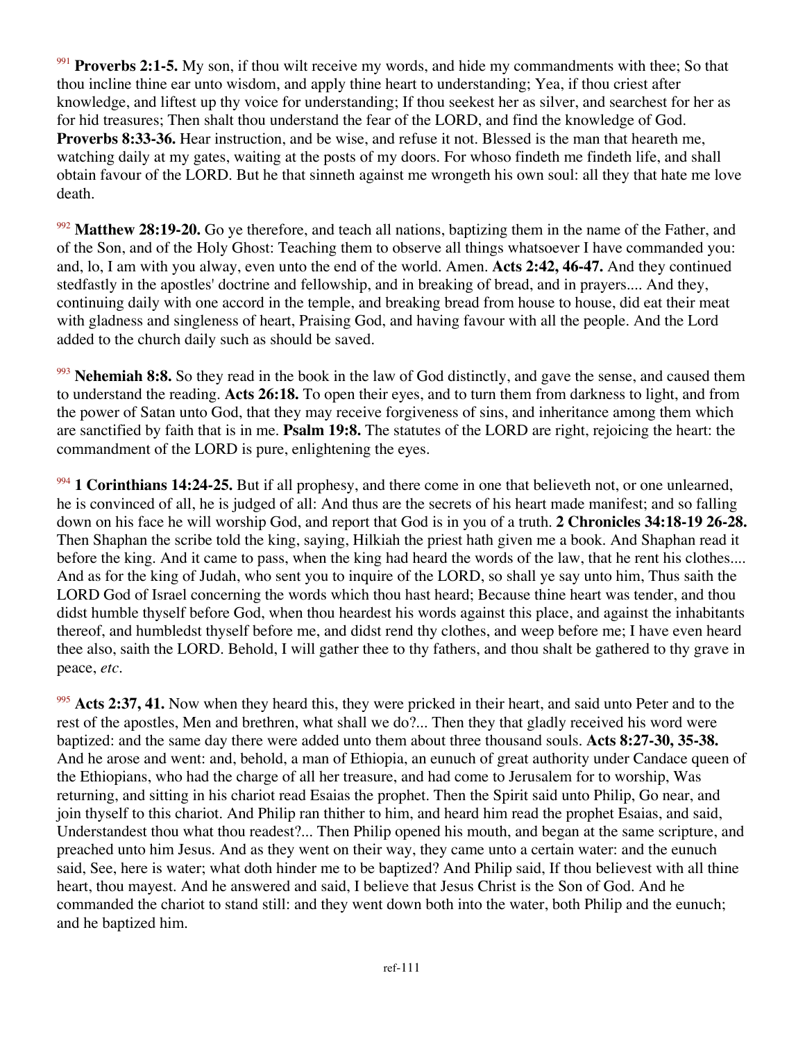[991] **Proverbs 2:1-5.** My son, if thou wilt receive my words, and hide my commandments with thee; So that thou incline thine ear unto wisdom, and apply thine heart to understanding; Yea, if thou criest after knowledge, and liftest up thy voice for understanding; If thou seekest her as silver, and searchest for her as for hid treasures; Then shalt thou understand the fear of the LORD, and find the knowledge of God. **Proverbs 8:33-36.** Hear instruction, and be wise, and refuse it not. Blessed is the man that heareth me, watching daily at my gates, waiting at the posts of my doors. For whoso findeth me findeth life, and shall obtain favour of the LORD. But he that sinneth against me wrongeth his own soul: all they that hate me love death.

[992] **Matthew 28:19-20.** Go ye therefore, and teach all nations, baptizing them in the name of the Father, and of the Son, and of the Holy Ghost: Teaching them to observe all things whatsoever I have commanded you: and, lo, I am with you alway, even unto the end of the world. Amen. **Acts 2:42, 46-47.** And they continued stedfastly in the apostles' doctrine and fellowship, and in breaking of bread, and in prayers.... And they, continuing daily with one accord in the temple, and breaking bread from house to house, did eat their meat with gladness and singleness of heart, Praising God, and having favour with all the people. And the Lord added to the church daily such as should be saved.

[993] **Nehemiah 8:8.** So they read in the book in the law of God distinctly, and gave the sense, and caused them to understand the reading. **Acts 26:18.** To open their eyes, and to turn them from darkness to light, and from the power of Satan unto God, that they may receive forgiveness of sins, and inheritance among them which are sanctified by faith that is in me. **Psalm 19:8.** The statutes of the LORD are right, rejoicing the heart: the commandment of the LORD is pure, enlightening the eyes.

[994] **1 Corinthians 14:24-25.** But if all prophesy, and there come in one that believeth not, or one unlearned, he is convinced of all, he is judged of all: And thus are the secrets of his heart made manifest; and so falling down on his face he will worship God, and report that God is in you of a truth. **2 Chronicles 34:18-19 26-28.** Then Shaphan the scribe told the king, saying, Hilkiah the priest hath given me a book. And Shaphan read it before the king. And it came to pass, when the king had heard the words of the law, that he rent his clothes.... And as for the king of Judah, who sent you to inquire of the LORD, so shall ye say unto him, Thus saith the LORD God of Israel concerning the words which thou hast heard; Because thine heart was tender, and thou didst humble thyself before God, when thou heardest his words against this place, and against the inhabitants thereof, and humbledst thyself before me, and didst rend thy clothes, and weep before me; I have even heard thee also, saith the LORD. Behold, I will gather thee to thy fathers, and thou shalt be gathered to thy grave in peace, *etc*.

[995] **Acts 2:37, 41.** Now when they heard this, they were pricked in their heart, and said unto Peter and to the rest of the apostles, Men and brethren, what shall we do?... Then they that gladly received his word were baptized: and the same day there were added unto them about three thousand souls. **Acts 8:27-30, 35-38.** And he arose and went: and, behold, a man of Ethiopia, an eunuch of great authority under Candace queen of the Ethiopians, who had the charge of all her treasure, and had come to Jerusalem for to worship, Was returning, and sitting in his chariot read Esaias the prophet. Then the Spirit said unto Philip, Go near, and join thyself to this chariot. And Philip ran thither to him, and heard him read the prophet Esaias, and said, Understandest thou what thou readest?... Then Philip opened his mouth, and began at the same scripture, and preached unto him Jesus. And as they went on their way, they came unto a certain water: and the eunuch said, See, here is water; what doth hinder me to be baptized? And Philip said, If thou believest with all thine heart, thou mayest. And he answered and said, I believe that Jesus Christ is the Son of God. And he commanded the chariot to stand still: and they went down both into the water, both Philip and the eunuch; and he baptized him.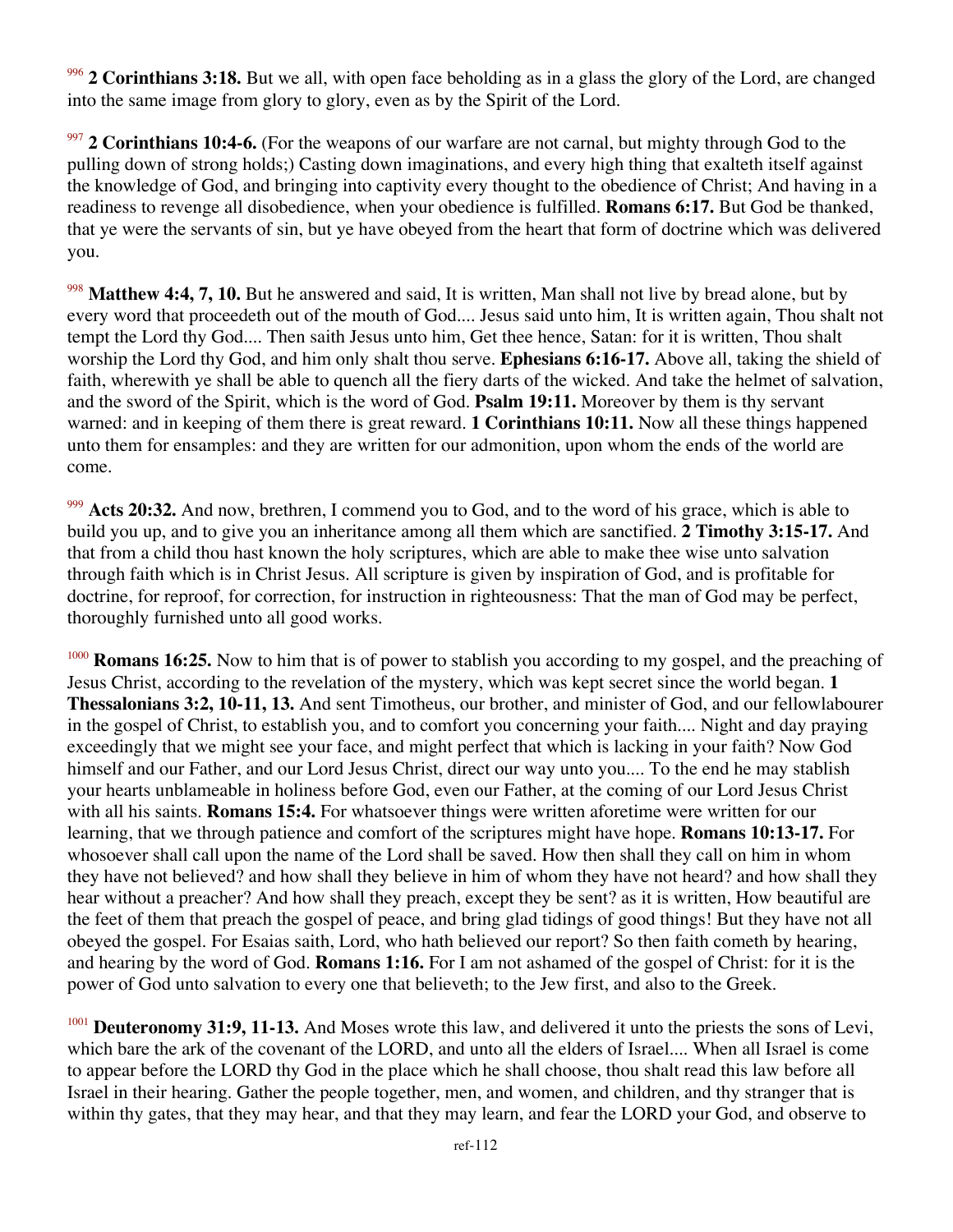[996] **2 Corinthians 3:18.** But we all, with open face beholding as in a glass the glory of the Lord, are changed into the same image from glory to glory, even as by the Spirit of the Lord.

[997] **2 Corinthians 10:4-6.** (For the weapons of our warfare are not carnal, but mighty through God to the pulling down of strong holds;) Casting down imaginations, and every high thing that exalteth itself against the knowledge of God, and bringing into captivity every thought to the obedience of Christ; And having in a readiness to revenge all disobedience, when your obedience is fulfilled. **Romans 6:17.** But God be thanked, that ye were the servants of sin, but ye have obeyed from the heart that form of doctrine which was delivered you.

[998] **Matthew 4:4, 7, 10.** But he answered and said, It is written, Man shall not live by bread alone, but by every word that proceedeth out of the mouth of God.... Jesus said unto him, It is written again, Thou shalt not tempt the Lord thy God.... Then saith Jesus unto him, Get thee hence, Satan: for it is written, Thou shalt worship the Lord thy God, and him only shalt thou serve. **Ephesians 6:16-17.** Above all, taking the shield of faith, wherewith ye shall be able to quench all the fiery darts of the wicked. And take the helmet of salvation, and the sword of the Spirit, which is the word of God. **Psalm 19:11.** Moreover by them is thy servant warned: and in keeping of them there is great reward. **1 Corinthians 10:11.** Now all these things happened unto them for ensamples: and they are written for our admonition, upon whom the ends of the world are come.

[999] **Acts 20:32.** And now, brethren, I commend you to God, and to the word of his grace, which is able to build you up, and to give you an inheritance among all them which are sanctified. **2 Timothy 3:15-17.** And that from a child thou hast known the holy scriptures, which are able to make thee wise unto salvation through faith which is in Christ Jesus. All scripture is given by inspiration of God, and is profitable for doctrine, for reproof, for correction, for instruction in righteousness: That the man of God may be perfect, thoroughly furnished unto all good works.

[1000] **Romans 16:25.** Now to him that is of power to stablish you according to my gospel, and the preaching of Jesus Christ, according to the revelation of the mystery, which was kept secret since the world began. **1 Thessalonians 3:2, 10-11, 13.** And sent Timotheus, our brother, and minister of God, and our fellowlabourer in the gospel of Christ, to establish you, and to comfort you concerning your faith.... Night and day praying exceedingly that we might see your face, and might perfect that which is lacking in your faith? Now God himself and our Father, and our Lord Jesus Christ, direct our way unto you.... To the end he may stablish your hearts unblameable in holiness before God, even our Father, at the coming of our Lord Jesus Christ with all his saints. **Romans 15:4.** For whatsoever things were written aforetime were written for our learning, that we through patience and comfort of the scriptures might have hope. **Romans 10:13-17.** For whosoever shall call upon the name of the Lord shall be saved. How then shall they call on him in whom they have not believed? and how shall they believe in him of whom they have not heard? and how shall they hear without a preacher? And how shall they preach, except they be sent? as it is written, How beautiful are the feet of them that preach the gospel of peace, and bring glad tidings of good things! But they have not all obeyed the gospel. For Esaias saith, Lord, who hath believed our report? So then faith cometh by hearing, and hearing by the word of God. **Romans 1:16.** For I am not ashamed of the gospel of Christ: for it is the power of God unto salvation to every one that believeth; to the Jew first, and also to the Greek.

[1001] **Deuteronomy 31:9, 11-13.** And Moses wrote this law, and delivered it unto the priests the sons of Levi, which bare the ark of the covenant of the LORD, and unto all the elders of Israel.... When all Israel is come to appear before the LORD thy God in the place which he shall choose, thou shalt read this law before all Israel in their hearing. Gather the people together, men, and women, and children, and thy stranger that is within thy gates, that they may hear, and that they may learn, and fear the LORD your God, and observe to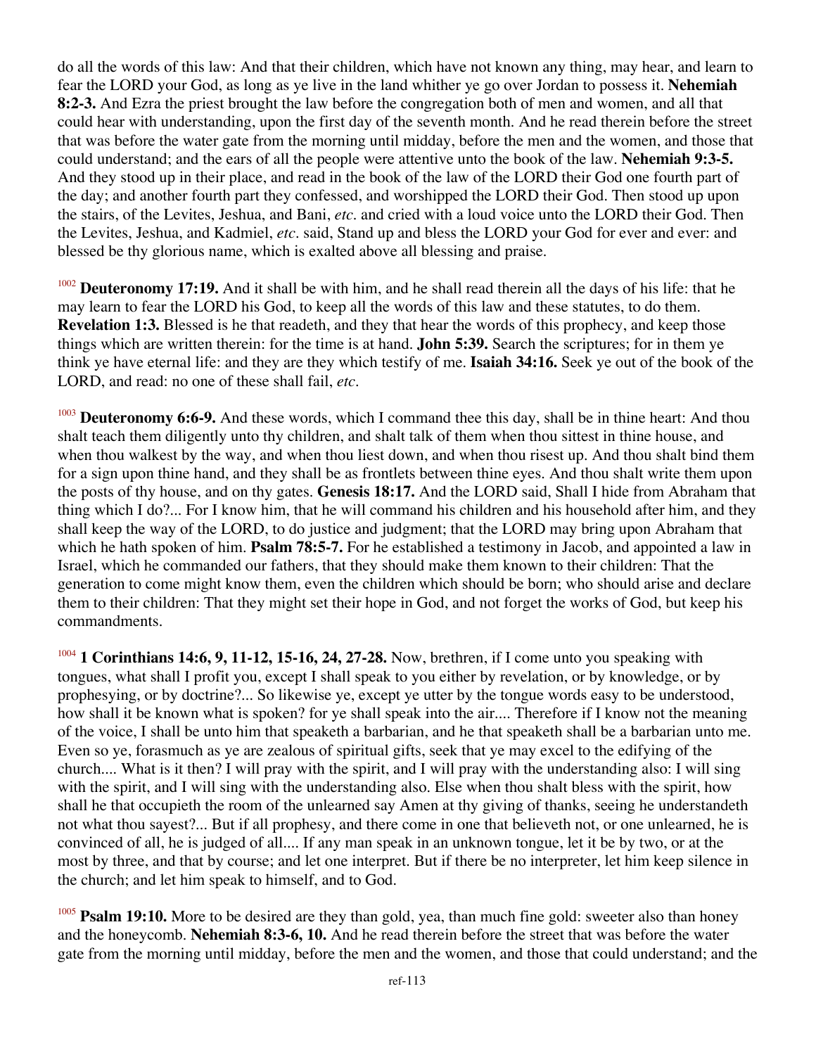do all the words of this law: And that their children, which have not known any thing, may hear, and learn to fear the LORD your God, as long as ye live in the land whither ye go over Jordan to possess it. **Nehemiah 8:2-3.** And Ezra the priest brought the law before the congregation both of men and women, and all that could hear with understanding, upon the first day of the seventh month. And he read therein before the street that was before the water gate from the morning until midday, before the men and the women, and those that could understand; and the ears of all the people were attentive unto the book of the law. **Nehemiah 9:3-5.** And they stood up in their place, and read in the book of the law of the LORD their God one fourth part of the day; and another fourth part they confessed, and worshipped the LORD their God. Then stood up upon the stairs, of the Levites, Jeshua, and Bani, *etc.* and cried with a loud voice unto the LORD their God. Then the Levites, Jeshua, and Kadmiel, *etc.* said, Stand up and bless the LORD your God for ever and ever: and blessed be thy glorious name, which is exalted above all blessing and praise.

[1002] **Deuteronomy 17:19.** And it shall be with him, and he shall read therein all the days of his life: that he may learn to fear the LORD his God, to keep all the words of this law and these statutes, to do them. **Revelation 1:3.** Blessed is he that readeth, and they that hear the words of this prophecy, and keep those things which are written therein: for the time is at hand. **John 5:39.** Search the scriptures; for in them ye think ye have eternal life: and they are they which testify of me. **Isaiah 34:16.** Seek ye out of the book of the LORD, and read: no one of these shall fail, *etc.*

[1003] **Deuteronomy 6:6-9.** And these words, which I command thee this day, shall be in thine heart: And thou shalt teach them diligently unto thy children, and shalt talk of them when thou sittest in thine house, and when thou walkest by the way, and when thou liest down, and when thou risest up. And thou shalt bind them for a sign upon thine hand, and they shall be as frontlets between thine eyes. And thou shalt write them upon the posts of thy house, and on thy gates. **Genesis 18:17.** And the LORD said, Shall I hide from Abraham that thing which I do?... For I know him, that he will command his children and his household after him, and they shall keep the way of the LORD, to do justice and judgment; that the LORD may bring upon Abraham that which he hath spoken of him. **Psalm 78:5-7.** For he established a testimony in Jacob, and appointed a law in Israel, which he commanded our fathers, that they should make them known to their children: That the generation to come might know them, even the children which should be born; who should arise and declare them to their children: That they might set their hope in God, and not forget the works of God, but keep his commandments.

[1004] **1 Corinthians 14:6, 9, 11-12, 15-16, 24, 27-28.** Now, brethren, if I come unto you speaking with tongues, what shall I profit you, except I shall speak to you either by revelation, or by knowledge, or by prophesying, or by doctrine?... So likewise ye, except ye utter by the tongue words easy to be understood, how shall it be known what is spoken? for ye shall speak into the air.... Therefore if I know not the meaning of the voice, I shall be unto him that speaketh a barbarian, and he that speaketh shall be a barbarian unto me. Even so ye, forasmuch as ye are zealous of spiritual gifts, seek that ye may excel to the edifying of the church.... What is it then? I will pray with the spirit, and I will pray with the understanding also: I will sing with the spirit, and I will sing with the understanding also. Else when thou shalt bless with the spirit, how shall he that occupieth the room of the unlearned say Amen at thy giving of thanks, seeing he understandeth not what thou sayest?... But if all prophesy, and there come in one that believeth not, or one unlearned, he is convinced of all, he is judged of all.... If any man speak in an unknown tongue, let it be by two, or at the most by three, and that by course; and let one interpret. But if there be no interpreter, let him keep silence in the church; and let him speak to himself, and to God.

[1005] **Psalm 19:10.** More to be desired are they than gold, yea, than much fine gold: sweeter also than honey and the honeycomb. **Nehemiah 8:3-6, 10.** And he read therein before the street that was before the water gate from the morning until midday, before the men and the women, and those that could understand; and the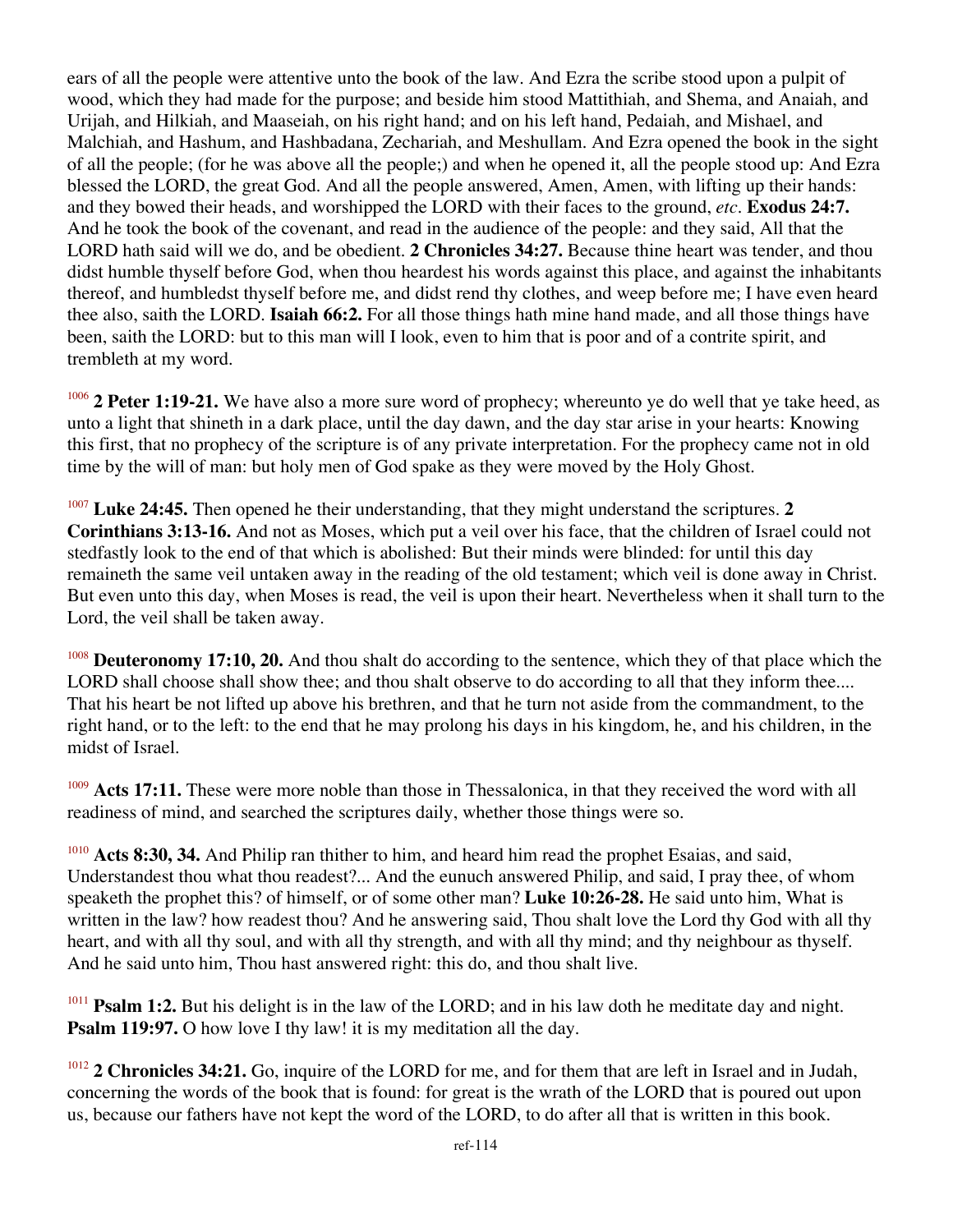ears of all the people were attentive unto the book of the law. And Ezra the scribe stood upon a pulpit of wood, which they had made for the purpose; and beside him stood Mattithiah, and Shema, and Anaiah, and Urijah, and Hilkiah, and Maaseiah, on his right hand; and on his left hand, Pedaiah, and Mishael, and Malchiah, and Hashum, and Hashbadana, Zechariah, and Meshullam. And Ezra opened the book in the sight of all the people; (for he was above all the people;) and when he opened it, all the people stood up: And Ezra blessed the LORD, the great God. And all the people answered, Amen, Amen, with lifting up their hands: and they bowed their heads, and worshipped the LORD with their faces to the ground, *etc*. **Exodus 24:7.** And he took the book of the covenant, and read in the audience of the people: and they said, All that the LORD hath said will we do, and be obedient. **2 Chronicles 34:27.** Because thine heart was tender, and thou didst humble thyself before God, when thou heardest his words against this place, and against the inhabitants thereof, and humbledst thyself before me, and didst rend thy clothes, and weep before me; I have even heard thee also, saith the LORD. **Isaiah 66:2.** For all those things hath mine hand made, and all those things have been, saith the LORD: but to this man will I look, even to him that is poor and of a contrite spirit, and trembleth at my word.

[1006] **2 Peter 1:19-21.** We have also a more sure word of prophecy; whereunto ye do well that ye take heed, as unto a light that shineth in a dark place, until the day dawn, and the day star arise in your hearts: Knowing this first, that no prophecy of the scripture is of any private interpretation. For the prophecy came not in old time by the will of man: but holy men of God spake as they were moved by the Holy Ghost.

[1007] **Luke 24:45.** Then opened he their understanding, that they might understand the scriptures. **2 Corinthians 3:13-16.** And not as Moses, which put a veil over his face, that the children of Israel could not stedfastly look to the end of that which is abolished: But their minds were blinded: for until this day remaineth the same veil untaken away in the reading of the old testament; which veil is done away in Christ. But even unto this day, when Moses is read, the veil is upon their heart. Nevertheless when it shall turn to the Lord, the veil shall be taken away.

[1008] **Deuteronomy 17:10, 20.** And thou shalt do according to the sentence, which they of that place which the LORD shall choose shall show thee; and thou shalt observe to do according to all that they inform thee.... That his heart be not lifted up above his brethren, and that he turn not aside from the commandment, to the right hand, or to the left: to the end that he may prolong his days in his kingdom, he, and his children, in the midst of Israel.

[1009] **Acts 17:11.** These were more noble than those in Thessalonica, in that they received the word with all readiness of mind, and searched the scriptures daily, whether those things were so.

[1010] **Acts 8:30, 34.** And Philip ran thither to him, and heard him read the prophet Esaias, and said, Understandest thou what thou readest?... And the eunuch answered Philip, and said, I pray thee, of whom speaketh the prophet this? of himself, or of some other man? **Luke 10:26-28.** He said unto him, What is written in the law? how readest thou? And he answering said, Thou shalt love the Lord thy God with all thy heart, and with all thy soul, and with all thy strength, and with all thy mind; and thy neighbour as thyself. And he said unto him, Thou hast answered right: this do, and thou shalt live.

[1011] **Psalm 1:2.** But his delight is in the law of the LORD; and in his law doth he meditate day and night. **Psalm 119:97.** O how love I thy law! it is my meditation all the day.

[1012] **2 Chronicles 34:21.** Go, inquire of the LORD for me, and for them that are left in Israel and in Judah, concerning the words of the book that is found: for great is the wrath of the LORD that is poured out upon us, because our fathers have not kept the word of the LORD, to do after all that is written in this book.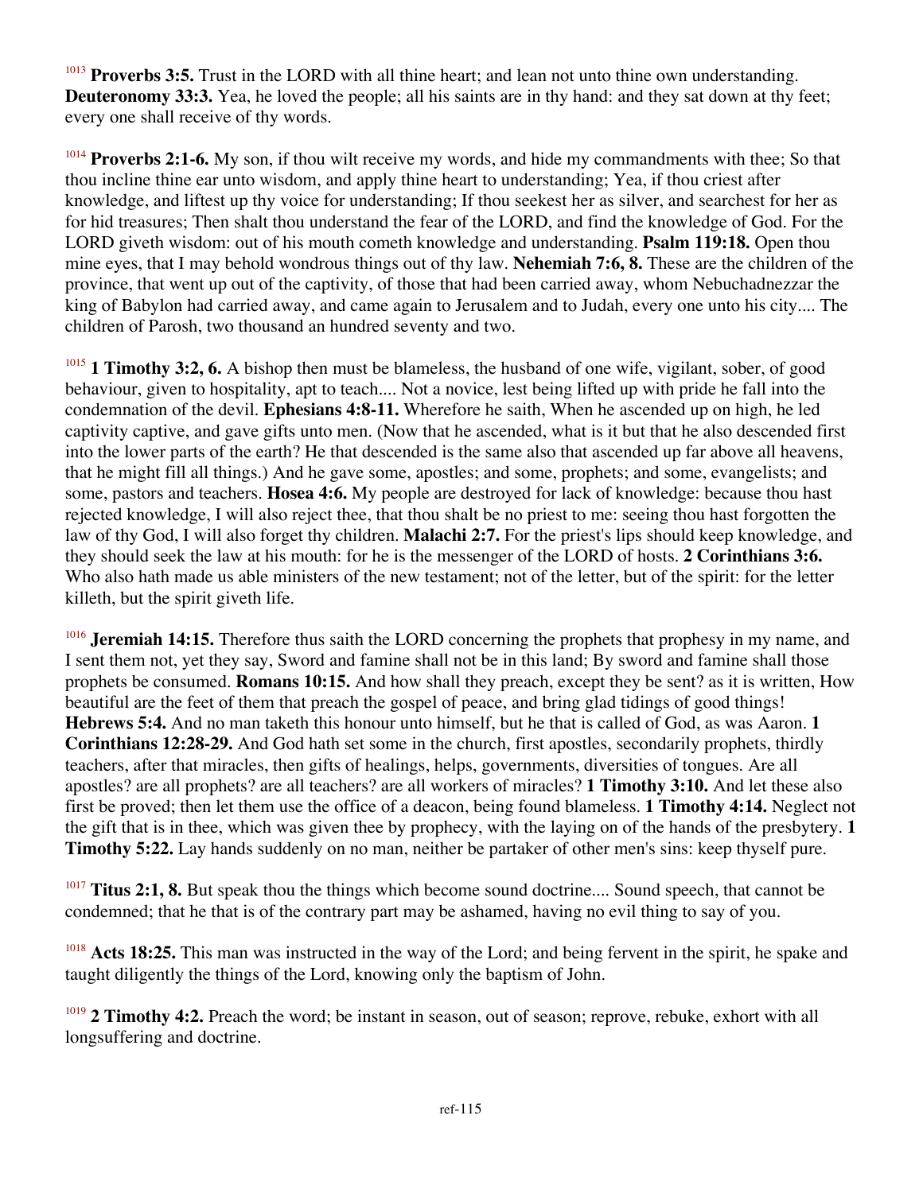[1013] **Proverbs 3:5.** Trust in the LORD with all thine heart; and lean not unto thine own understanding. **Deuteronomy 33:3.** Yea, he loved the people; all his saints are in thy hand: and they sat down at thy feet; every one shall receive of thy words.

[1014] **Proverbs 2:1-6.** My son, if thou wilt receive my words, and hide my commandments with thee; So that thou incline thine ear unto wisdom, and apply thine heart to understanding; Yea, if thou criest after knowledge, and liftest up thy voice for understanding; If thou seekest her as silver, and searchest for her as for hid treasures; Then shalt thou understand the fear of the LORD, and find the knowledge of God. For the LORD giveth wisdom: out of his mouth cometh knowledge and understanding. **Psalm 119:18.** Open thou mine eyes, that I may behold wondrous things out of thy law. **Nehemiah 7:6, 8.** These are the children of the province, that went up out of the captivity, of those that had been carried away, whom Nebuchadnezzar the king of Babylon had carried away, and came again to Jerusalem and to Judah, every one unto his city.... The children of Parosh, two thousand an hundred seventy and two.

[1015] **1 Timothy 3:2, 6.** A bishop then must be blameless, the husband of one wife, vigilant, sober, of good behaviour, given to hospitality, apt to teach.... Not a novice, lest being lifted up with pride he fall into the condemnation of the devil. **Ephesians 4:8-11.** Wherefore he saith, When he ascended up on high, he led captivity captive, and gave gifts unto men. (Now that he ascended, what is it but that he also descended first into the lower parts of the earth? He that descended is the same also that ascended up far above all heavens, that he might fill all things.) And he gave some, apostles; and some, prophets; and some, evangelists; and some, pastors and teachers. **Hosea 4:6.** My people are destroyed for lack of knowledge: because thou hast rejected knowledge, I will also reject thee, that thou shalt be no priest to me: seeing thou hast forgotten the law of thy God, I will also forget thy children. **Malachi 2:7.** For the priest's lips should keep knowledge, and they should seek the law at his mouth: for he is the messenger of the LORD of hosts. **2 Corinthians 3:6.** Who also hath made us able ministers of the new testament; not of the letter, but of the spirit: for the letter killeth, but the spirit giveth life.

[1016] **Jeremiah 14:15.** Therefore thus saith the LORD concerning the prophets that prophesy in my name, and I sent them not, yet they say, Sword and famine shall not be in this land; By sword and famine shall those prophets be consumed. **Romans 10:15.** And how shall they preach, except they be sent? as it is written, How beautiful are the feet of them that preach the gospel of peace, and bring glad tidings of good things! **Hebrews 5:4.** And no man taketh this honour unto himself, but he that is called of God, as was Aaron. **1 Corinthians 12:28-29.** And God hath set some in the church, first apostles, secondarily prophets, thirdly teachers, after that miracles, then gifts of healings, helps, governments, diversities of tongues. Are all apostles? are all prophets? are all teachers? are all workers of miracles? **1 Timothy 3:10.** And let these also first be proved; then let them use the office of a deacon, being found blameless. **1 Timothy 4:14.** Neglect not the gift that is in thee, which was given thee by prophecy, with the laying on of the hands of the presbytery. **1 Timothy 5:22.** Lay hands suddenly on no man, neither be partaker of other men's sins: keep thyself pure.

[1017] **Titus 2:1, 8.** But speak thou the things which become sound doctrine.... Sound speech, that cannot be condemned; that he that is of the contrary part may be ashamed, having no evil thing to say of you.

[1018] **Acts 18:25.** This man was instructed in the way of the Lord; and being fervent in the spirit, he spake and taught diligently the things of the Lord, knowing only the baptism of John.

[1019] **2 Timothy 4:2.** Preach the word; be instant in season, out of season; reprove, rebuke, exhort with all longsuffering and doctrine.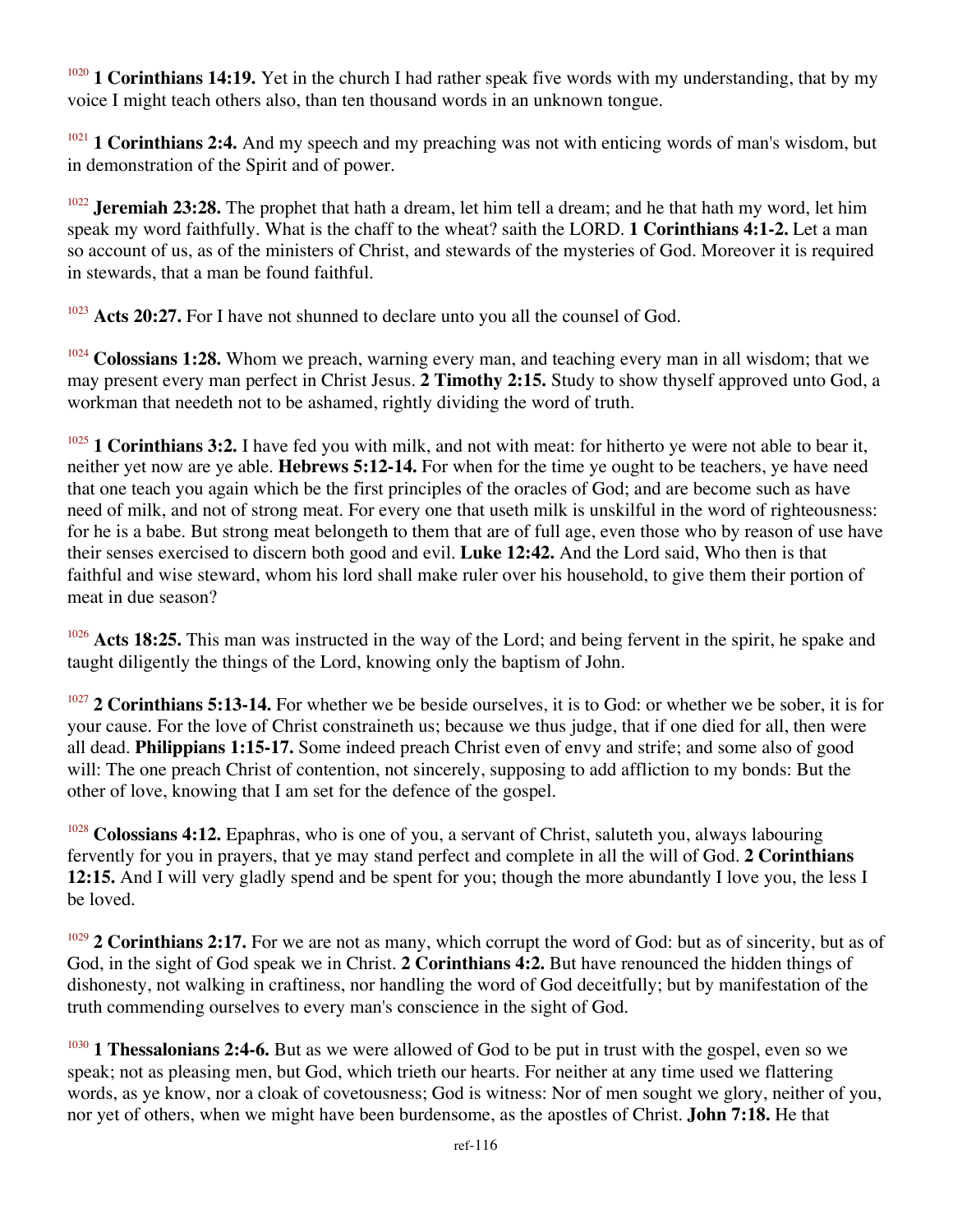[1020] **1 Corinthians 14:19.** Yet in the church I had rather speak five words with my understanding, that by my voice I might teach others also, than ten thousand words in an unknown tongue.

[1021] **1 Corinthians 2:4.** And my speech and my preaching was not with enticing words of man's wisdom, but in demonstration of the Spirit and of power.

[1022] **Jeremiah 23:28.** The prophet that hath a dream, let him tell a dream; and he that hath my word, let him speak my word faithfully. What is the chaff to the wheat? saith the LORD. **1 Corinthians 4:1-2.** Let a man so account of us, as of the ministers of Christ, and stewards of the mysteries of God. Moreover it is required in stewards, that a man be found faithful.

[1023] **Acts 20:27.** For I have not shunned to declare unto you all the counsel of God.

[1024] **Colossians 1:28.** Whom we preach, warning every man, and teaching every man in all wisdom; that we may present every man perfect in Christ Jesus. **2 Timothy 2:15.** Study to show thyself approved unto God, a workman that needeth not to be ashamed, rightly dividing the word of truth.

[1025] **1 Corinthians 3:2.** I have fed you with milk, and not with meat: for hitherto ye were not able to bear it, neither yet now are ye able. **Hebrews 5:12-14.** For when for the time ye ought to be teachers, ye have need that one teach you again which be the first principles of the oracles of God; and are become such as have need of milk, and not of strong meat. For every one that useth milk is unskilful in the word of righteousness: for he is a babe. But strong meat belongeth to them that are of full age, even those who by reason of use have their senses exercised to discern both good and evil. **Luke 12:42.** And the Lord said, Who then is that faithful and wise steward, whom his lord shall make ruler over his household, to give them their portion of meat in due season?

[1026] **Acts 18:25.** This man was instructed in the way of the Lord; and being fervent in the spirit, he spake and taught diligently the things of the Lord, knowing only the baptism of John.

[1027] **2 Corinthians 5:13-14.** For whether we be beside ourselves, it is to God: or whether we be sober, it is for your cause. For the love of Christ constraineth us; because we thus judge, that if one died for all, then were all dead. **Philippians 1:15-17.** Some indeed preach Christ even of envy and strife; and some also of good will: The one preach Christ of contention, not sincerely, supposing to add affliction to my bonds: But the other of love, knowing that I am set for the defence of the gospel.

[1028] **Colossians 4:12.** Epaphras, who is one of you, a servant of Christ, saluteth you, always labouring fervently for you in prayers, that ye may stand perfect and complete in all the will of God. **2 Corinthians 12:15.** And I will very gladly spend and be spent for you; though the more abundantly I love you, the less I be loved.

[1029] **2 Corinthians 2:17.** For we are not as many, which corrupt the word of God: but as of sincerity, but as of God, in the sight of God speak we in Christ. **2 Corinthians 4:2.** But have renounced the hidden things of dishonesty, not walking in craftiness, nor handling the word of God deceitfully; but by manifestation of the truth commending ourselves to every man's conscience in the sight of God.

[1030] **1 Thessalonians 2:4-6.** But as we were allowed of God to be put in trust with the gospel, even so we speak; not as pleasing men, but God, which trieth our hearts. For neither at any time used we flattering words, as ye know, nor a cloak of covetousness; God is witness: Nor of men sought we glory, neither of you, nor yet of others, when we might have been burdensome, as the apostles of Christ. **John 7:18.** He that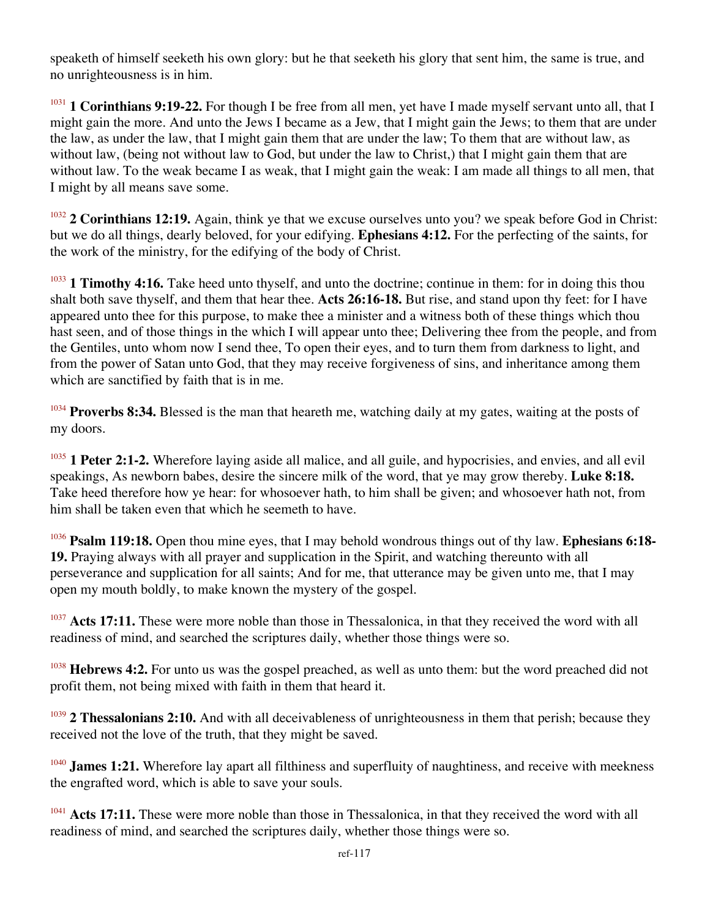speaketh of himself seeketh his own glory: but he that seeketh his glory that sent him, the same is true, and no unrighteousness is in him.

[1031] **1 Corinthians 9:19-22.** For though I be free from all men, yet have I made myself servant unto all, that I might gain the more. And unto the Jews I became as a Jew, that I might gain the Jews; to them that are under the law, as under the law, that I might gain them that are under the law; To them that are without law, as without law, (being not without law to God, but under the law to Christ,) that I might gain them that are without law. To the weak became I as weak, that I might gain the weak: I am made all things to all men, that I might by all means save some.

[1032] **2 Corinthians 12:19.** Again, think ye that we excuse ourselves unto you? we speak before God in Christ: but we do all things, dearly beloved, for your edifying. **Ephesians 4:12.** For the perfecting of the saints, for the work of the ministry, for the edifying of the body of Christ.

[1033] **1 Timothy 4:16.** Take heed unto thyself, and unto the doctrine; continue in them: for in doing this thou shalt both save thyself, and them that hear thee. **Acts 26:16-18.** But rise, and stand upon thy feet: for I have appeared unto thee for this purpose, to make thee a minister and a witness both of these things which thou hast seen, and of those things in the which I will appear unto thee; Delivering thee from the people, and from the Gentiles, unto whom now I send thee, To open their eyes, and to turn them from darkness to light, and from the power of Satan unto God, that they may receive forgiveness of sins, and inheritance among them which are sanctified by faith that is in me.

[1034] **Proverbs 8:34.** Blessed is the man that heareth me, watching daily at my gates, waiting at the posts of my doors.

[1035] **1 Peter 2:1-2.** Wherefore laying aside all malice, and all guile, and hypocrisies, and envies, and all evil speakings, As newborn babes, desire the sincere milk of the word, that ye may grow thereby. **Luke 8:18.** Take heed therefore how ye hear: for whosoever hath, to him shall be given; and whosoever hath not, from him shall be taken even that which he seemeth to have.

[1036] **Psalm 119:18.** Open thou mine eyes, that I may behold wondrous things out of thy law. **Ephesians 6:18-19.** Praying always with all prayer and supplication in the Spirit, and watching thereunto with all perseverance and supplication for all saints; And for me, that utterance may be given unto me, that I may open my mouth boldly, to make known the mystery of the gospel.

[1037] **Acts 17:11.** These were more noble than those in Thessalonica, in that they received the word with all readiness of mind, and searched the scriptures daily, whether those things were so.

[1038] **Hebrews 4:2.** For unto us was the gospel preached, as well as unto them: but the word preached did not profit them, not being mixed with faith in them that heard it.

[1039] **2 Thessalonians 2:10.** And with all deceivableness of unrighteousness in them that perish; because they received not the love of the truth, that they might be saved.

[1040] **James 1:21.** Wherefore lay apart all filthiness and superfluity of naughtiness, and receive with meekness the engrafted word, which is able to save your souls.

[1041] **Acts 17:11.** These were more noble than those in Thessalonica, in that they received the word with all readiness of mind, and searched the scriptures daily, whether those things were so.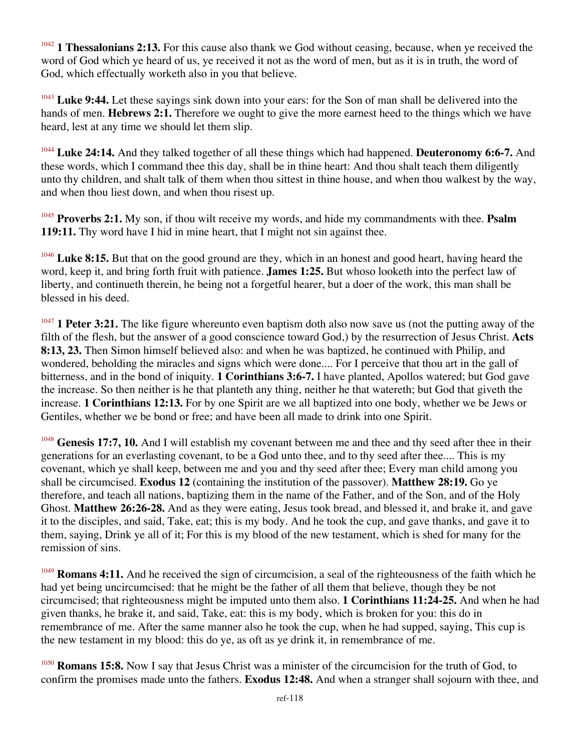[1042] **1 Thessalonians 2:13.** For this cause also thank we God without ceasing, because, when ye received the word of God which ye heard of us, ye received it not as the word of men, but as it is in truth, the word of God, which effectually worketh also in you that believe.

[1043] **Luke 9:44.** Let these sayings sink down into your ears: for the Son of man shall be delivered into the hands of men. **Hebrews 2:1.** Therefore we ought to give the more earnest heed to the things which we have heard, lest at any time we should let them slip.

[1044] **Luke 24:14.** And they talked together of all these things which had happened. **Deuteronomy 6:6-7.** And these words, which I command thee this day, shall be in thine heart: And thou shalt teach them diligently unto thy children, and shalt talk of them when thou sittest in thine house, and when thou walkest by the way, and when thou liest down, and when thou risest up.

[1045] **Proverbs 2:1.** My son, if thou wilt receive my words, and hide my commandments with thee. **Psalm 119:11.** Thy word have I hid in mine heart, that I might not sin against thee.

[1046] **Luke 8:15.** But that on the good ground are they, which in an honest and good heart, having heard the word, keep it, and bring forth fruit with patience. **James 1:25.** But whoso looketh into the perfect law of liberty, and continueth therein, he being not a forgetful hearer, but a doer of the work, this man shall be blessed in his deed.

[1047] **1 Peter 3:21.** The like figure whereunto even baptism doth also now save us (not the putting away of the filth of the flesh, but the answer of a good conscience toward God,) by the resurrection of Jesus Christ. **Acts 8:13, 23.** Then Simon himself believed also: and when he was baptized, he continued with Philip, and wondered, beholding the miracles and signs which were done.... For I perceive that thou art in the gall of bitterness, and in the bond of iniquity. **1 Corinthians 3:6-7.** I have planted, Apollos watered; but God gave the increase. So then neither is he that planteth any thing, neither he that watereth; but God that giveth the increase. **1 Corinthians 12:13.** For by one Spirit are we all baptized into one body, whether we be Jews or Gentiles, whether we be bond or free; and have been all made to drink into one Spirit.

[1048] **Genesis 17:7, 10.** And I will establish my covenant between me and thee and thy seed after thee in their generations for an everlasting covenant, to be a God unto thee, and to thy seed after thee.... This is my covenant, which ye shall keep, between me and you and thy seed after thee; Every man child among you shall be circumcised. **Exodus 12** (containing the institution of the passover). **Matthew 28:19.** Go ye therefore, and teach all nations, baptizing them in the name of the Father, and of the Son, and of the Holy Ghost. **Matthew 26:26-28.** And as they were eating, Jesus took bread, and blessed it, and brake it, and gave it to the disciples, and said, Take, eat; this is my body. And he took the cup, and gave thanks, and gave it to them, saying, Drink ye all of it; For this is my blood of the new testament, which is shed for many for the remission of sins.

[1049] **Romans 4:11.** And he received the sign of circumcision, a seal of the righteousness of the faith which he had yet being uncircumcised: that he might be the father of all them that believe, though they be not circumcised; that righteousness might be imputed unto them also. **1 Corinthians 11:24-25.** And when he had given thanks, he brake it, and said, Take, eat: this is my body, which is broken for you: this do in remembrance of me. After the same manner also he took the cup, when he had supped, saying, This cup is the new testament in my blood: this do ye, as oft as ye drink it, in remembrance of me.

[1050] **Romans 15:8.** Now I say that Jesus Christ was a minister of the circumcision for the truth of God, to confirm the promises made unto the fathers. **Exodus 12:48.** And when a stranger shall sojourn with thee, and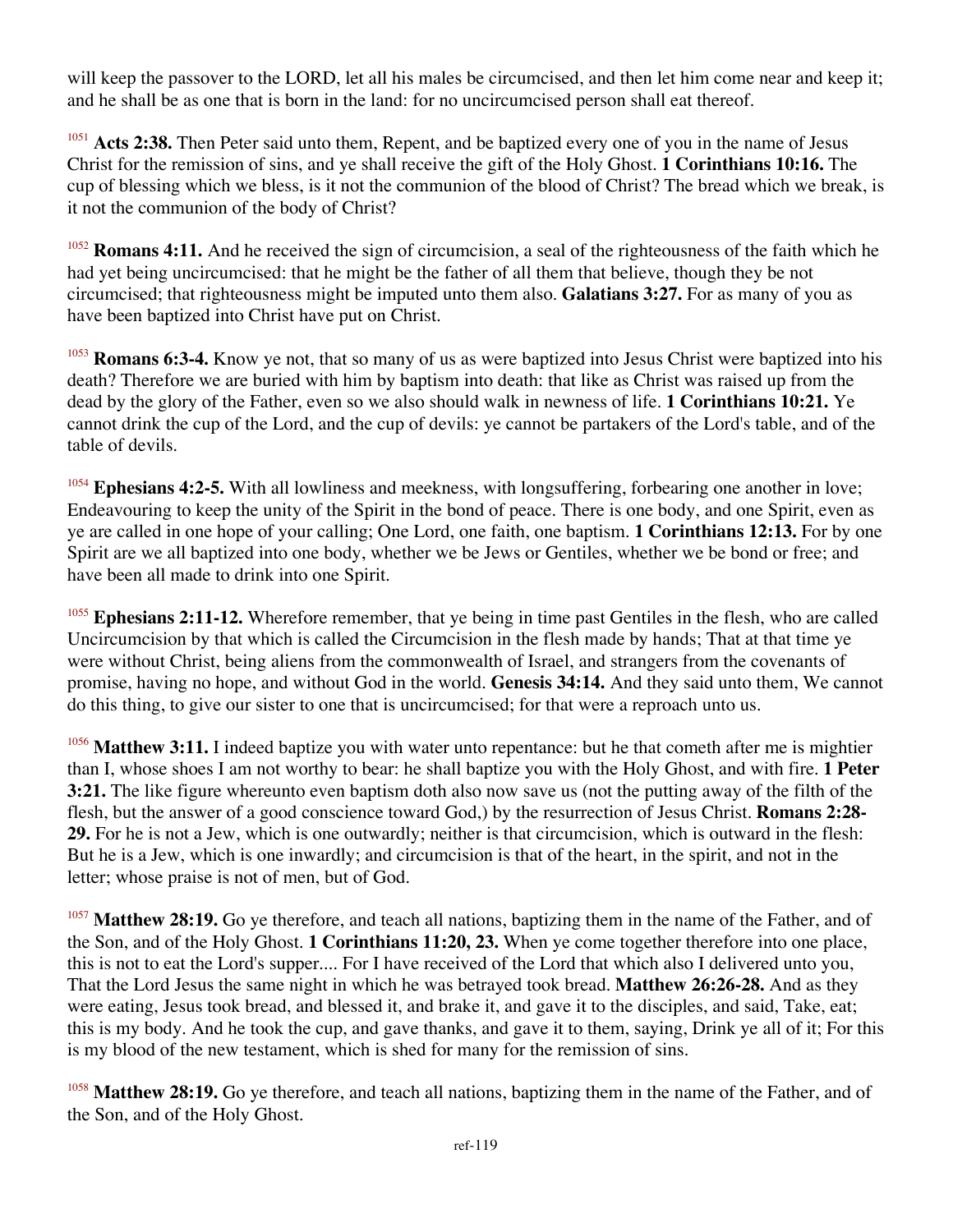will keep the passover to the LORD, let all his males be circumcised, and then let him come near and keep it; and he shall be as one that is born in the land: for no uncircumcised person shall eat thereof.

[1051] **Acts 2:38.** Then Peter said unto them, Repent, and be baptized every one of you in the name of Jesus Christ for the remission of sins, and ye shall receive the gift of the Holy Ghost. **1 Corinthians 10:16.** The cup of blessing which we bless, is it not the communion of the blood of Christ? The bread which we break, is it not the communion of the body of Christ?

[1052] **Romans 4:11.** And he received the sign of circumcision, a seal of the righteousness of the faith which he had yet being uncircumcised: that he might be the father of all them that believe, though they be not circumcised; that righteousness might be imputed unto them also. **Galatians 3:27.** For as many of you as have been baptized into Christ have put on Christ.

[1053] **Romans 6:3-4.** Know ye not, that so many of us as were baptized into Jesus Christ were baptized into his death? Therefore we are buried with him by baptism into death: that like as Christ was raised up from the dead by the glory of the Father, even so we also should walk in newness of life. **1 Corinthians 10:21.** Ye cannot drink the cup of the Lord, and the cup of devils: ye cannot be partakers of the Lord's table, and of the table of devils.

[1054] **Ephesians 4:2-5.** With all lowliness and meekness, with longsuffering, forbearing one another in love; Endeavouring to keep the unity of the Spirit in the bond of peace. There is one body, and one Spirit, even as ye are called in one hope of your calling; One Lord, one faith, one baptism. **1 Corinthians 12:13.** For by one Spirit are we all baptized into one body, whether we be Jews or Gentiles, whether we be bond or free; and have been all made to drink into one Spirit.

[1055] **Ephesians 2:11-12.** Wherefore remember, that ye being in time past Gentiles in the flesh, who are called Uncircumcision by that which is called the Circumcision in the flesh made by hands; That at that time ye were without Christ, being aliens from the commonwealth of Israel, and strangers from the covenants of promise, having no hope, and without God in the world. **Genesis 34:14.** And they said unto them, We cannot do this thing, to give our sister to one that is uncircumcised; for that were a reproach unto us.

[1056] **Matthew 3:11.** I indeed baptize you with water unto repentance: but he that cometh after me is mightier than I, whose shoes I am not worthy to bear: he shall baptize you with the Holy Ghost, and with fire. **1 Peter 3:21.** The like figure whereunto even baptism doth also now save us (not the putting away of the filth of the flesh, but the answer of a good conscience toward God,) by the resurrection of Jesus Christ. **Romans 2:28-29.** For he is not a Jew, which is one outwardly; neither is that circumcision, which is outward in the flesh: But he is a Jew, which is one inwardly; and circumcision is that of the heart, in the spirit, and not in the letter; whose praise is not of men, but of God.

[1057] **Matthew 28:19.** Go ye therefore, and teach all nations, baptizing them in the name of the Father, and of the Son, and of the Holy Ghost. **1 Corinthians 11:20, 23.** When ye come together therefore into one place, this is not to eat the Lord's supper.... For I have received of the Lord that which also I delivered unto you, That the Lord Jesus the same night in which he was betrayed took bread. **Matthew 26:26-28.** And as they were eating, Jesus took bread, and blessed it, and brake it, and gave it to the disciples, and said, Take, eat; this is my body. And he took the cup, and gave thanks, and gave it to them, saying, Drink ye all of it; For this is my blood of the new testament, which is shed for many for the remission of sins.

[1058] **Matthew 28:19.** Go ye therefore, and teach all nations, baptizing them in the name of the Father, and of the Son, and of the Holy Ghost.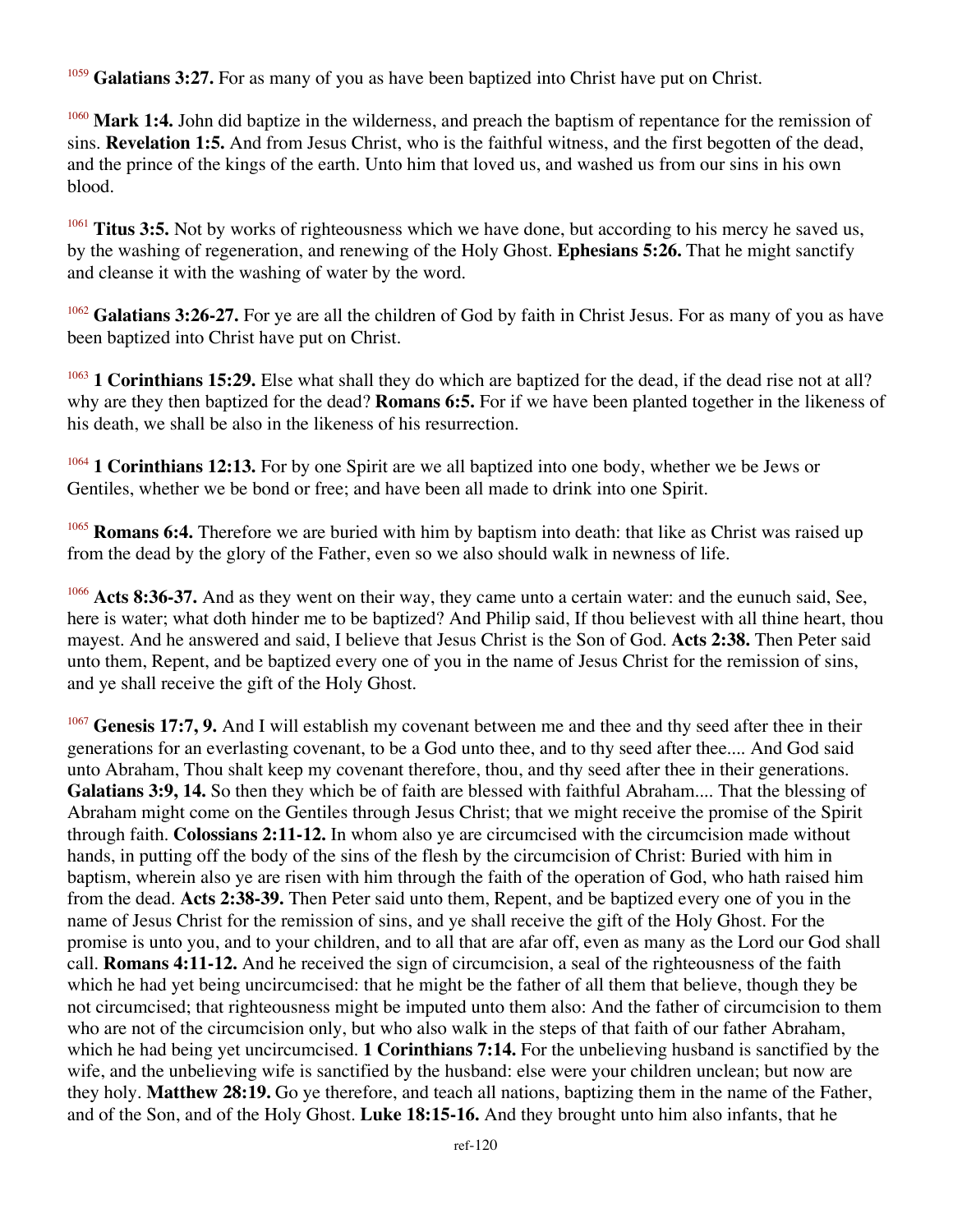[1059] **Galatians 3:27.** For as many of you as have been baptized into Christ have put on Christ.

[1060] **Mark 1:4.** John did baptize in the wilderness, and preach the baptism of repentance for the remission of sins. **Revelation 1:5.** And from Jesus Christ, who is the faithful witness, and the first begotten of the dead, and the prince of the kings of the earth. Unto him that loved us, and washed us from our sins in his own blood.

[1061] **Titus 3:5.** Not by works of righteousness which we have done, but according to his mercy he saved us, by the washing of regeneration, and renewing of the Holy Ghost. **Ephesians 5:26.** That he might sanctify and cleanse it with the washing of water by the word.

[1062] **Galatians 3:26-27.** For ye are all the children of God by faith in Christ Jesus. For as many of you as have been baptized into Christ have put on Christ.

[1063] **1 Corinthians 15:29.** Else what shall they do which are baptized for the dead, if the dead rise not at all? why are they then baptized for the dead? **Romans 6:5.** For if we have been planted together in the likeness of his death, we shall be also in the likeness of his resurrection.

[1064] **1 Corinthians 12:13.** For by one Spirit are we all baptized into one body, whether we be Jews or Gentiles, whether we be bond or free; and have been all made to drink into one Spirit.

[1065] **Romans 6:4.** Therefore we are buried with him by baptism into death: that like as Christ was raised up from the dead by the glory of the Father, even so we also should walk in newness of life.

[1066] **Acts 8:36-37.** And as they went on their way, they came unto a certain water: and the eunuch said, See, here is water; what doth hinder me to be baptized? And Philip said, If thou believest with all thine heart, thou mayest. And he answered and said, I believe that Jesus Christ is the Son of God. **Acts 2:38.** Then Peter said unto them, Repent, and be baptized every one of you in the name of Jesus Christ for the remission of sins, and ye shall receive the gift of the Holy Ghost.

[1067] **Genesis 17:7, 9.** And I will establish my covenant between me and thee and thy seed after thee in their generations for an everlasting covenant, to be a God unto thee, and to thy seed after thee.... And God said unto Abraham, Thou shalt keep my covenant therefore, thou, and thy seed after thee in their generations. **Galatians 3:9, 14.** So then they which be of faith are blessed with faithful Abraham.... That the blessing of Abraham might come on the Gentiles through Jesus Christ; that we might receive the promise of the Spirit through faith. **Colossians 2:11-12.** In whom also ye are circumcised with the circumcision made without hands, in putting off the body of the sins of the flesh by the circumcision of Christ: Buried with him in baptism, wherein also ye are risen with him through the faith of the operation of God, who hath raised him from the dead. **Acts 2:38-39.** Then Peter said unto them, Repent, and be baptized every one of you in the name of Jesus Christ for the remission of sins, and ye shall receive the gift of the Holy Ghost. For the promise is unto you, and to your children, and to all that are afar off, even as many as the Lord our God shall call. **Romans 4:11-12.** And he received the sign of circumcision, a seal of the righteousness of the faith which he had yet being uncircumcised: that he might be the father of all them that believe, though they be not circumcised; that righteousness might be imputed unto them also: And the father of circumcision to them who are not of the circumcision only, but who also walk in the steps of that faith of our father Abraham, which he had being yet uncircumcised. **1 Corinthians 7:14.** For the unbelieving husband is sanctified by the wife, and the unbelieving wife is sanctified by the husband: else were your children unclean; but now are they holy. **Matthew 28:19.** Go ye therefore, and teach all nations, baptizing them in the name of the Father, and of the Son, and of the Holy Ghost. **Luke 18:15-16.** And they brought unto him also infants, that he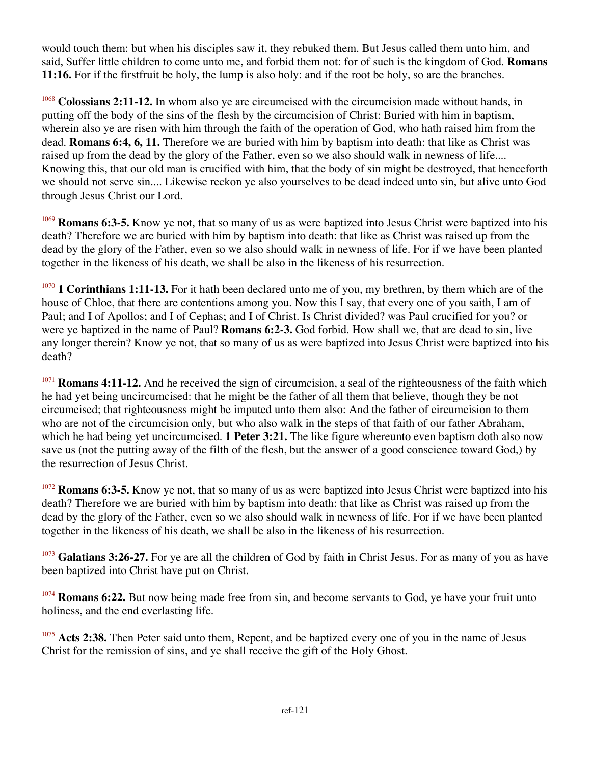would touch them: but when his disciples saw it, they rebuked them. But Jesus called them unto him, and said, Suffer little children to come unto me, and forbid them not: for of such is the kingdom of God. **Romans 11:16.** For if the firstfruit be holy, the lump is also holy: and if the root be holy, so are the branches.

[1068] **Colossians 2:11-12.** In whom also ye are circumcised with the circumcision made without hands, in putting off the body of the sins of the flesh by the circumcision of Christ: Buried with him in baptism, wherein also ye are risen with him through the faith of the operation of God, who hath raised him from the dead. **Romans 6:4, 6, 11.** Therefore we are buried with him by baptism into death: that like as Christ was raised up from the dead by the glory of the Father, even so we also should walk in newness of life.... Knowing this, that our old man is crucified with him, that the body of sin might be destroyed, that henceforth we should not serve sin.... Likewise reckon ye also yourselves to be dead indeed unto sin, but alive unto God through Jesus Christ our Lord.

[1069] **Romans 6:3-5.** Know ye not, that so many of us as were baptized into Jesus Christ were baptized into his death? Therefore we are buried with him by baptism into death: that like as Christ was raised up from the dead by the glory of the Father, even so we also should walk in newness of life. For if we have been planted together in the likeness of his death, we shall be also in the likeness of his resurrection.

[1070] **1 Corinthians 1:11-13.** For it hath been declared unto me of you, my brethren, by them which are of the house of Chloe, that there are contentions among you. Now this I say, that every one of you saith, I am of Paul; and I of Apollos; and I of Cephas; and I of Christ. Is Christ divided? was Paul crucified for you? or were ye baptized in the name of Paul? **Romans 6:2-3.** God forbid. How shall we, that are dead to sin, live any longer therein? Know ye not, that so many of us as were baptized into Jesus Christ were baptized into his death?

[1071] **Romans 4:11-12.** And he received the sign of circumcision, a seal of the righteousness of the faith which he had yet being uncircumcised: that he might be the father of all them that believe, though they be not circumcised; that righteousness might be imputed unto them also: And the father of circumcision to them who are not of the circumcision only, but who also walk in the steps of that faith of our father Abraham, which he had being yet uncircumcised. **1 Peter 3:21.** The like figure whereunto even baptism doth also now save us (not the putting away of the filth of the flesh, but the answer of a good conscience toward God,) by the resurrection of Jesus Christ.

[1072] **Romans 6:3-5.** Know ye not, that so many of us as were baptized into Jesus Christ were baptized into his death? Therefore we are buried with him by baptism into death: that like as Christ was raised up from the dead by the glory of the Father, even so we also should walk in newness of life. For if we have been planted together in the likeness of his death, we shall be also in the likeness of his resurrection.

[1073] **Galatians 3:26-27.** For ye are all the children of God by faith in Christ Jesus. For as many of you as have been baptized into Christ have put on Christ.

[1074] **Romans 6:22.** But now being made free from sin, and become servants to God, ye have your fruit unto holiness, and the end everlasting life.

[1075] **Acts 2:38.** Then Peter said unto them, Repent, and be baptized every one of you in the name of Jesus Christ for the remission of sins, and ye shall receive the gift of the Holy Ghost.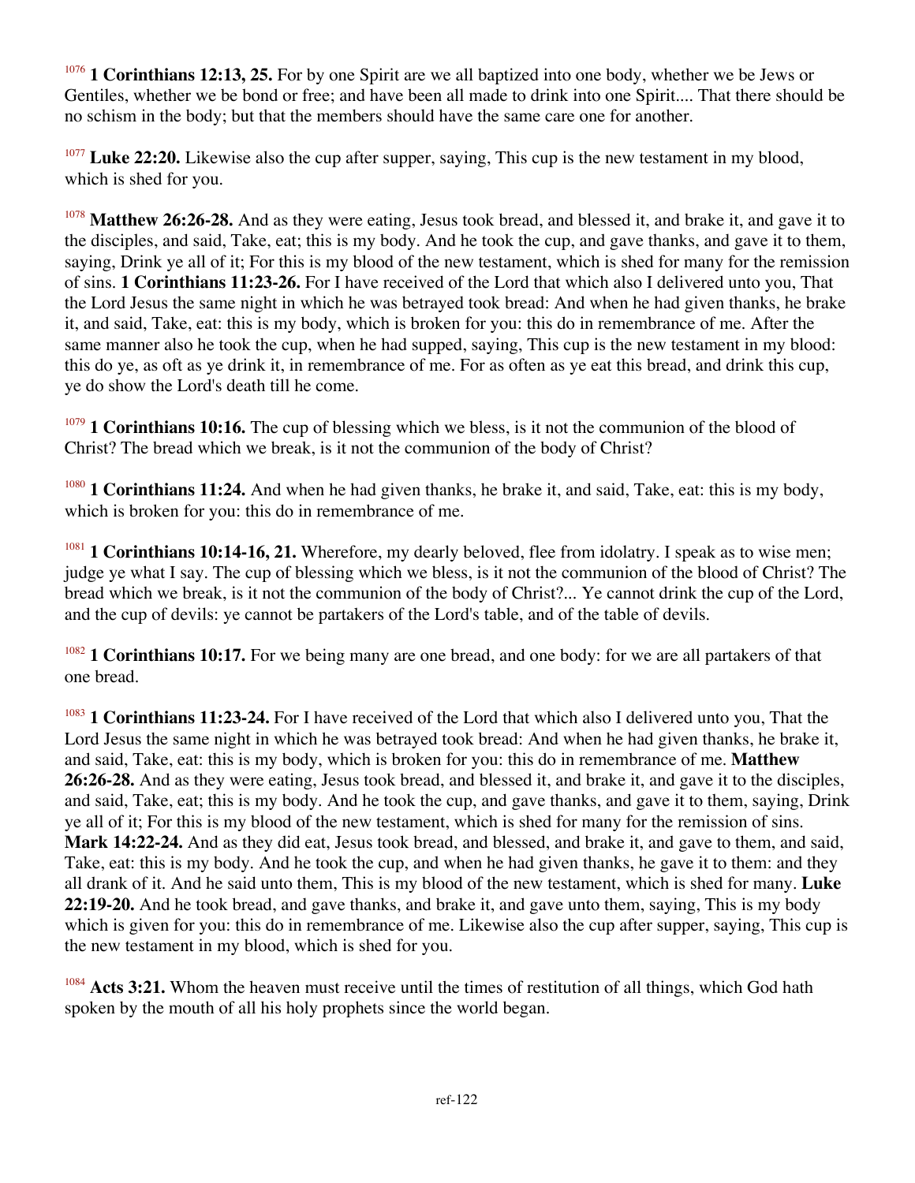[1076] **1 Corinthians 12:13, 25.** For by one Spirit are we all baptized into one body, whether we be Jews or Gentiles, whether we be bond or free; and have been all made to drink into one Spirit.... That there should be no schism in the body; but that the members should have the same care one for another.

[1077] **Luke 22:20.** Likewise also the cup after supper, saying, This cup is the new testament in my blood, which is shed for you.

[1078] **Matthew 26:26-28.** And as they were eating, Jesus took bread, and blessed it, and brake it, and gave it to the disciples, and said, Take, eat; this is my body. And he took the cup, and gave thanks, and gave it to them, saying, Drink ye all of it; For this is my blood of the new testament, which is shed for many for the remission of sins. **1 Corinthians 11:23-26.** For I have received of the Lord that which also I delivered unto you, That the Lord Jesus the same night in which he was betrayed took bread: And when he had given thanks, he brake it, and said, Take, eat: this is my body, which is broken for you: this do in remembrance of me. After the same manner also he took the cup, when he had supped, saying, This cup is the new testament in my blood: this do ye, as oft as ye drink it, in remembrance of me. For as often as ye eat this bread, and drink this cup, ye do show the Lord's death till he come.

[1079] **1 Corinthians 10:16.** The cup of blessing which we bless, is it not the communion of the blood of Christ? The bread which we break, is it not the communion of the body of Christ?

[1080] **1 Corinthians 11:24.** And when he had given thanks, he brake it, and said, Take, eat: this is my body, which is broken for you: this do in remembrance of me.

[1081] **1 Corinthians 10:14-16, 21.** Wherefore, my dearly beloved, flee from idolatry. I speak as to wise men; judge ye what I say. The cup of blessing which we bless, is it not the communion of the blood of Christ? The bread which we break, is it not the communion of the body of Christ?... Ye cannot drink the cup of the Lord, and the cup of devils: ye cannot be partakers of the Lord's table, and of the table of devils.

[1082] **1 Corinthians 10:17.** For we being many are one bread, and one body: for we are all partakers of that one bread.

[1083] **1 Corinthians 11:23-24.** For I have received of the Lord that which also I delivered unto you, That the Lord Jesus the same night in which he was betrayed took bread: And when he had given thanks, he brake it, and said, Take, eat: this is my body, which is broken for you: this do in remembrance of me. **Matthew 26:26-28.** And as they were eating, Jesus took bread, and blessed it, and brake it, and gave it to the disciples, and said, Take, eat; this is my body. And he took the cup, and gave thanks, and gave it to them, saying, Drink ye all of it; For this is my blood of the new testament, which is shed for many for the remission of sins. **Mark 14:22-24.** And as they did eat, Jesus took bread, and blessed, and brake it, and gave to them, and said, Take, eat: this is my body. And he took the cup, and when he had given thanks, he gave it to them: and they all drank of it. And he said unto them, This is my blood of the new testament, which is shed for many. **Luke 22:19-20.** And he took bread, and gave thanks, and brake it, and gave unto them, saying, This is my body which is given for you: this do in remembrance of me. Likewise also the cup after supper, saying, This cup is the new testament in my blood, which is shed for you.

[1084] **Acts 3:21.** Whom the heaven must receive until the times of restitution of all things, which God hath spoken by the mouth of all his holy prophets since the world began.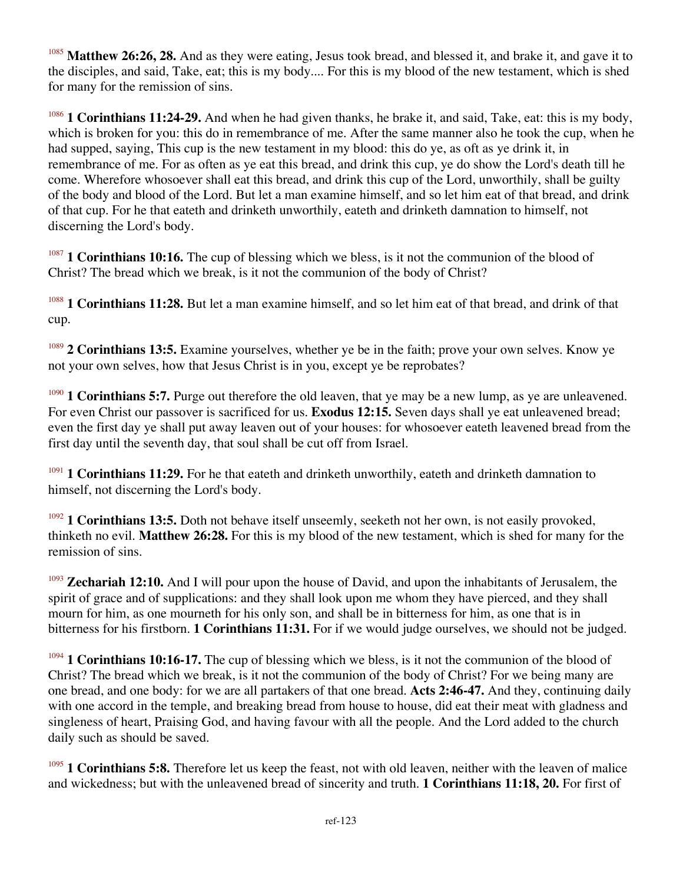[1085] **Matthew 26:26, 28.** And as they were eating, Jesus took bread, and blessed it, and brake it, and gave it to the disciples, and said, Take, eat; this is my body.... For this is my blood of the new testament, which is shed for many for the remission of sins.

[1086] **1 Corinthians 11:24-29.** And when he had given thanks, he brake it, and said, Take, eat: this is my body, which is broken for you: this do in remembrance of me. After the same manner also he took the cup, when he had supped, saying, This cup is the new testament in my blood: this do ye, as oft as ye drink it, in remembrance of me. For as often as ye eat this bread, and drink this cup, ye do show the Lord's death till he come. Wherefore whosoever shall eat this bread, and drink this cup of the Lord, unworthily, shall be guilty of the body and blood of the Lord. But let a man examine himself, and so let him eat of that bread, and drink of that cup. For he that eateth and drinketh unworthily, eateth and drinketh damnation to himself, not discerning the Lord's body.

[1087] **1 Corinthians 10:16.** The cup of blessing which we bless, is it not the communion of the blood of Christ? The bread which we break, is it not the communion of the body of Christ?

[1088] **1 Corinthians 11:28.** But let a man examine himself, and so let him eat of that bread, and drink of that cup.

[1089] **2 Corinthians 13:5.** Examine yourselves, whether ye be in the faith; prove your own selves. Know ye not your own selves, how that Jesus Christ is in you, except ye be reprobates?

[1090] **1 Corinthians 5:7.** Purge out therefore the old leaven, that ye may be a new lump, as ye are unleavened. For even Christ our passover is sacrificed for us. **Exodus 12:15.** Seven days shall ye eat unleavened bread; even the first day ye shall put away leaven out of your houses: for whosoever eateth leavened bread from the first day until the seventh day, that soul shall be cut off from Israel.

[1091] **1 Corinthians 11:29.** For he that eateth and drinketh unworthily, eateth and drinketh damnation to himself, not discerning the Lord's body.

[1092] **1 Corinthians 13:5.** Doth not behave itself unseemly, seeketh not her own, is not easily provoked, thinketh no evil. **Matthew 26:28.** For this is my blood of the new testament, which is shed for many for the remission of sins.

[1093] **Zechariah 12:10.** And I will pour upon the house of David, and upon the inhabitants of Jerusalem, the spirit of grace and of supplications: and they shall look upon me whom they have pierced, and they shall mourn for him, as one mourneth for his only son, and shall be in bitterness for him, as one that is in bitterness for his firstborn. **1 Corinthians 11:31.** For if we would judge ourselves, we should not be judged.

[1094] **1 Corinthians 10:16-17.** The cup of blessing which we bless, is it not the communion of the blood of Christ? The bread which we break, is it not the communion of the body of Christ? For we being many are one bread, and one body: for we are all partakers of that one bread. **Acts 2:46-47.** And they, continuing daily with one accord in the temple, and breaking bread from house to house, did eat their meat with gladness and singleness of heart, Praising God, and having favour with all the people. And the Lord added to the church daily such as should be saved.

[1095] **1 Corinthians 5:8.** Therefore let us keep the feast, not with old leaven, neither with the leaven of malice and wickedness; but with the unleavened bread of sincerity and truth. **1 Corinthians 11:18, 20.** For first of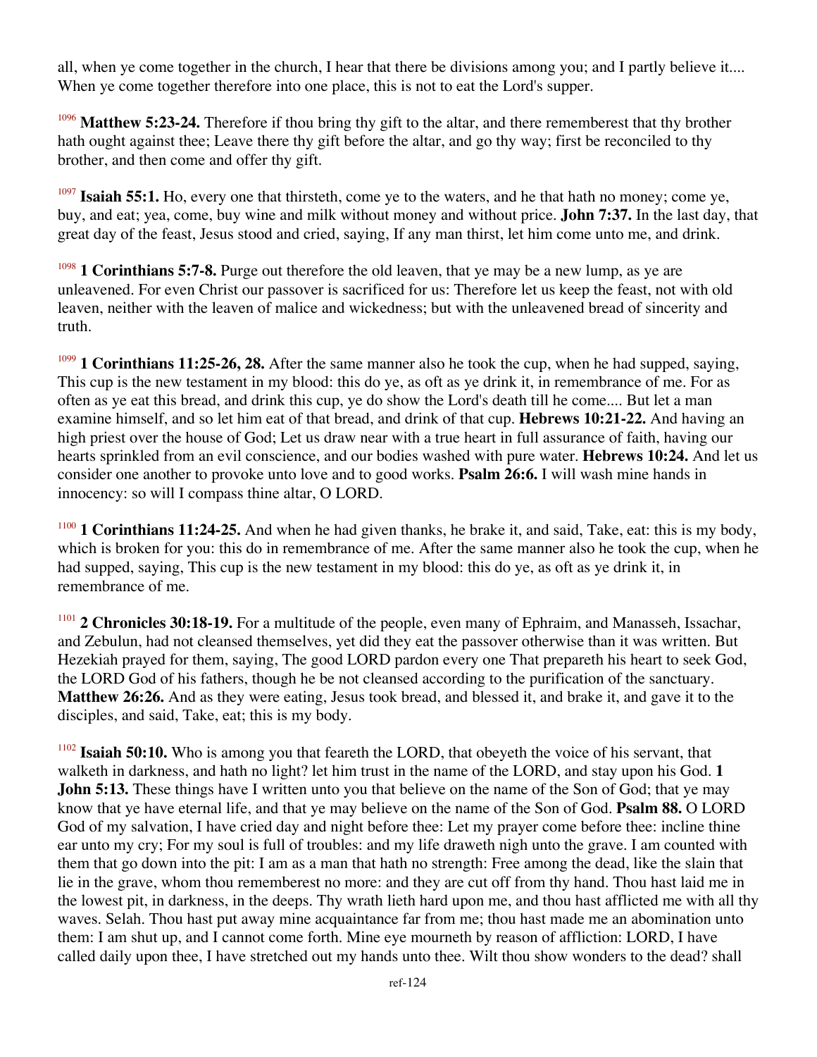all, when ye come together in the church, I hear that there be divisions among you; and I partly believe it.... When ye come together therefore into one place, this is not to eat the Lord's supper.

[1096] **Matthew 5:23-24.** Therefore if thou bring thy gift to the altar, and there rememberest that thy brother hath ought against thee; Leave there thy gift before the altar, and go thy way; first be reconciled to thy brother, and then come and offer thy gift.

[1097] **Isaiah 55:1.** Ho, every one that thirsteth, come ye to the waters, and he that hath no money; come ye, buy, and eat; yea, come, buy wine and milk without money and without price. **John 7:37.** In the last day, that great day of the feast, Jesus stood and cried, saying, If any man thirst, let him come unto me, and drink.

[1098] **1 Corinthians 5:7-8.** Purge out therefore the old leaven, that ye may be a new lump, as ye are unleavened. For even Christ our passover is sacrificed for us: Therefore let us keep the feast, not with old leaven, neither with the leaven of malice and wickedness; but with the unleavened bread of sincerity and truth.

[1099] **1 Corinthians 11:25-26, 28.** After the same manner also he took the cup, when he had supped, saying, This cup is the new testament in my blood: this do ye, as oft as ye drink it, in remembrance of me. For as often as ye eat this bread, and drink this cup, ye do show the Lord's death till he come.... But let a man examine himself, and so let him eat of that bread, and drink of that cup. **Hebrews 10:21-22.** And having an high priest over the house of God; Let us draw near with a true heart in full assurance of faith, having our hearts sprinkled from an evil conscience, and our bodies washed with pure water. **Hebrews 10:24.** And let us consider one another to provoke unto love and to good works. **Psalm 26:6.** I will wash mine hands in innocency: so will I compass thine altar, O LORD.

[1100] **1 Corinthians 11:24-25.** And when he had given thanks, he brake it, and said, Take, eat: this is my body, which is broken for you: this do in remembrance of me. After the same manner also he took the cup, when he had supped, saying, This cup is the new testament in my blood: this do ye, as oft as ye drink it, in remembrance of me.

[1101] **2 Chronicles 30:18-19.** For a multitude of the people, even many of Ephraim, and Manasseh, Issachar, and Zebulun, had not cleansed themselves, yet did they eat the passover otherwise than it was written. But Hezekiah prayed for them, saying, The good LORD pardon every one That prepareth his heart to seek God, the LORD God of his fathers, though he be not cleansed according to the purification of the sanctuary. **Matthew 26:26.** And as they were eating, Jesus took bread, and blessed it, and brake it, and gave it to the disciples, and said, Take, eat; this is my body.

[1102] **Isaiah 50:10.** Who is among you that feareth the LORD, that obeyeth the voice of his servant, that walketh in darkness, and hath no light? let him trust in the name of the LORD, and stay upon his God. **1 John 5:13.** These things have I written unto you that believe on the name of the Son of God; that ye may know that ye have eternal life, and that ye may believe on the name of the Son of God. **Psalm 88.** O LORD God of my salvation, I have cried day and night before thee: Let my prayer come before thee: incline thine ear unto my cry; For my soul is full of troubles: and my life draweth nigh unto the grave. I am counted with them that go down into the pit: I am as a man that hath no strength: Free among the dead, like the slain that lie in the grave, whom thou rememberest no more: and they are cut off from thy hand. Thou hast laid me in the lowest pit, in darkness, in the deeps. Thy wrath lieth hard upon me, and thou hast afflicted me with all thy waves. Selah. Thou hast put away mine acquaintance far from me; thou hast made me an abomination unto them: I am shut up, and I cannot come forth. Mine eye mourneth by reason of affliction: LORD, I have called daily upon thee, I have stretched out my hands unto thee. Wilt thou show wonders to the dead? shall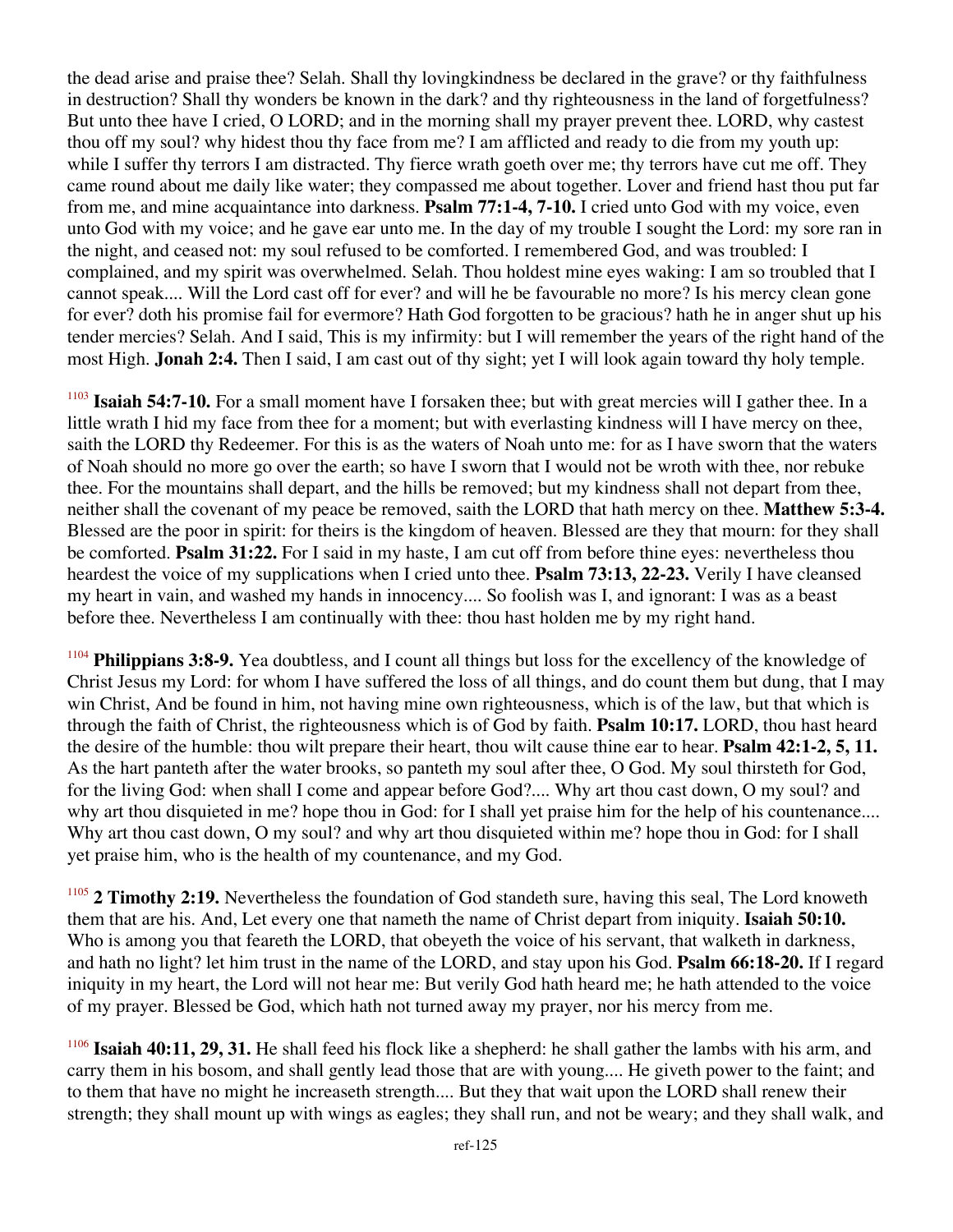the dead arise and praise thee? Selah. Shall thy lovingkindness be declared in the grave? or thy faithfulness in destruction? Shall thy wonders be known in the dark? and thy righteousness in the land of forgetfulness? But unto thee have I cried, O LORD; and in the morning shall my prayer prevent thee. LORD, why castest thou off my soul? why hidest thou thy face from me? I am afflicted and ready to die from my youth up: while I suffer thy terrors I am distracted. Thy fierce wrath goeth over me; thy terrors have cut me off. They came round about me daily like water; they compassed me about together. Lover and friend hast thou put far from me, and mine acquaintance into darkness. **Psalm 77:1-4, 7-10.** I cried unto God with my voice, even unto God with my voice; and he gave ear unto me. In the day of my trouble I sought the Lord: my sore ran in the night, and ceased not: my soul refused to be comforted. I remembered God, and was troubled: I complained, and my spirit was overwhelmed. Selah. Thou holdest mine eyes waking: I am so troubled that I cannot speak.... Will the Lord cast off for ever? and will he be favourable no more? Is his mercy clean gone for ever? doth his promise fail for evermore? Hath God forgotten to be gracious? hath he in anger shut up his tender mercies? Selah. And I said, This is my infirmity: but I will remember the years of the right hand of the most High. **Jonah 2:4.** Then I said, I am cast out of thy sight; yet I will look again toward thy holy temple.

[1103] **Isaiah 54:7-10.** For a small moment have I forsaken thee; but with great mercies will I gather thee. In a little wrath I hid my face from thee for a moment; but with everlasting kindness will I have mercy on thee, saith the LORD thy Redeemer. For this is as the waters of Noah unto me: for as I have sworn that the waters of Noah should no more go over the earth; so have I sworn that I would not be wroth with thee, nor rebuke thee. For the mountains shall depart, and the hills be removed; but my kindness shall not depart from thee, neither shall the covenant of my peace be removed, saith the LORD that hath mercy on thee. **Matthew 5:3-4.** Blessed are the poor in spirit: for theirs is the kingdom of heaven. Blessed are they that mourn: for they shall be comforted. **Psalm 31:22.** For I said in my haste, I am cut off from before thine eyes: nevertheless thou heardest the voice of my supplications when I cried unto thee. **Psalm 73:13, 22-23.** Verily I have cleansed my heart in vain, and washed my hands in innocency.... So foolish was I, and ignorant: I was as a beast before thee. Nevertheless I am continually with thee: thou hast holden me by my right hand.

[1104] **Philippians 3:8-9.** Yea doubtless, and I count all things but loss for the excellency of the knowledge of Christ Jesus my Lord: for whom I have suffered the loss of all things, and do count them but dung, that I may win Christ, And be found in him, not having mine own righteousness, which is of the law, but that which is through the faith of Christ, the righteousness which is of God by faith. **Psalm 10:17.** LORD, thou hast heard the desire of the humble: thou wilt prepare their heart, thou wilt cause thine ear to hear. **Psalm 42:1-2, 5, 11.** As the hart panteth after the water brooks, so panteth my soul after thee, O God. My soul thirsteth for God, for the living God: when shall I come and appear before God?.... Why art thou cast down, O my soul? and why art thou disquieted in me? hope thou in God: for I shall yet praise him for the help of his countenance.... Why art thou cast down, O my soul? and why art thou disquieted within me? hope thou in God: for I shall yet praise him, who is the health of my countenance, and my God.

[1105] **2 Timothy 2:19.** Nevertheless the foundation of God standeth sure, having this seal, The Lord knoweth them that are his. And, Let every one that nameth the name of Christ depart from iniquity. **Isaiah 50:10.** Who is among you that feareth the LORD, that obeyeth the voice of his servant, that walketh in darkness, and hath no light? let him trust in the name of the LORD, and stay upon his God. **Psalm 66:18-20.** If I regard iniquity in my heart, the Lord will not hear me: But verily God hath heard me; he hath attended to the voice of my prayer. Blessed be God, which hath not turned away my prayer, nor his mercy from me.

[1106] **Isaiah 40:11, 29, 31.** He shall feed his flock like a shepherd: he shall gather the lambs with his arm, and carry them in his bosom, and shall gently lead those that are with young.... He giveth power to the faint; and to them that have no might he increaseth strength.... But they that wait upon the LORD shall renew their strength; they shall mount up with wings as eagles; they shall run, and not be weary; and they shall walk, and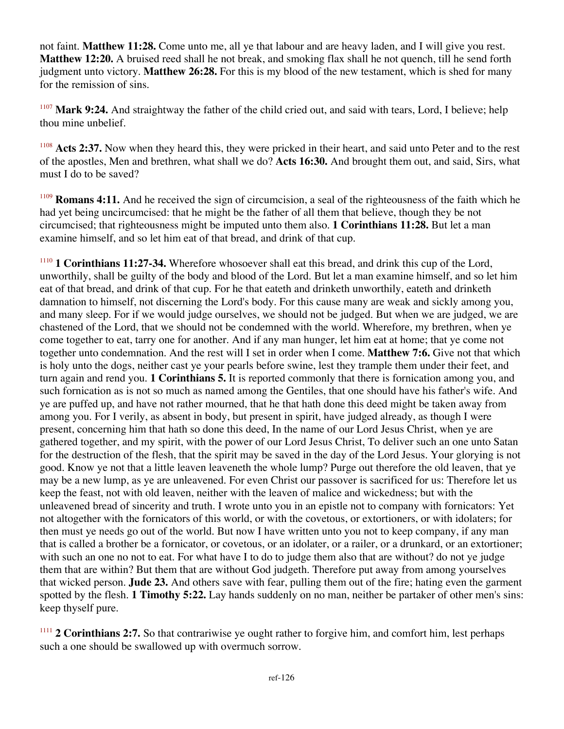not faint. **Matthew 11:28.** Come unto me, all ye that labour and are heavy laden, and I will give you rest. **Matthew 12:20.** A bruised reed shall he not break, and smoking flax shall he not quench, till he send forth judgment unto victory. **Matthew 26:28.** For this is my blood of the new testament, which is shed for many for the remission of sins.

[1107] **Mark 9:24.** And straightway the father of the child cried out, and said with tears, Lord, I believe; help thou mine unbelief.

[1108] **Acts 2:37.** Now when they heard this, they were pricked in their heart, and said unto Peter and to the rest of the apostles, Men and brethren, what shall we do? **Acts 16:30.** And brought them out, and said, Sirs, what must I do to be saved?

[1109] **Romans 4:11.** And he received the sign of circumcision, a seal of the righteousness of the faith which he had yet being uncircumcised: that he might be the father of all them that believe, though they be not circumcised; that righteousness might be imputed unto them also. **1 Corinthians 11:28.** But let a man examine himself, and so let him eat of that bread, and drink of that cup.

[1110] **1 Corinthians 11:27-34.** Wherefore whosoever shall eat this bread, and drink this cup of the Lord, unworthily, shall be guilty of the body and blood of the Lord. But let a man examine himself, and so let him eat of that bread, and drink of that cup. For he that eateth and drinketh unworthily, eateth and drinketh damnation to himself, not discerning the Lord's body. For this cause many are weak and sickly among you, and many sleep. For if we would judge ourselves, we should not be judged. But when we are judged, we are chastened of the Lord, that we should not be condemned with the world. Wherefore, my brethren, when ye come together to eat, tarry one for another. And if any man hunger, let him eat at home; that ye come not together unto condemnation. And the rest will I set in order when I come. **Matthew 7:6.** Give not that which is holy unto the dogs, neither cast ye your pearls before swine, lest they trample them under their feet, and turn again and rend you. **1 Corinthians 5.** It is reported commonly that there is fornication among you, and such fornication as is not so much as named among the Gentiles, that one should have his father's wife. And ye are puffed up, and have not rather mourned, that he that hath done this deed might be taken away from among you. For I verily, as absent in body, but present in spirit, have judged already, as though I were present, concerning him that hath so done this deed, In the name of our Lord Jesus Christ, when ye are gathered together, and my spirit, with the power of our Lord Jesus Christ, To deliver such an one unto Satan for the destruction of the flesh, that the spirit may be saved in the day of the Lord Jesus. Your glorying is not good. Know ye not that a little leaven leaveneth the whole lump? Purge out therefore the old leaven, that ye may be a new lump, as ye are unleavened. For even Christ our passover is sacrificed for us: Therefore let us keep the feast, not with old leaven, neither with the leaven of malice and wickedness; but with the unleavened bread of sincerity and truth. I wrote unto you in an epistle not to company with fornicators: Yet not altogether with the fornicators of this world, or with the covetous, or extortioners, or with idolaters; for then must ye needs go out of the world. But now I have written unto you not to keep company, if any man that is called a brother be a fornicator, or covetous, or an idolater, or a railer, or a drunkard, or an extortioner; with such an one no not to eat. For what have I to do to judge them also that are without? do not ye judge them that are within? But them that are without God judgeth. Therefore put away from among yourselves that wicked person. **Jude 23.** And others save with fear, pulling them out of the fire; hating even the garment spotted by the flesh. **1 Timothy 5:22.** Lay hands suddenly on no man, neither be partaker of other men's sins: keep thyself pure.

[1111] **2 Corinthians 2:7.** So that contrariwise ye ought rather to forgive him, and comfort him, lest perhaps such a one should be swallowed up with overmuch sorrow.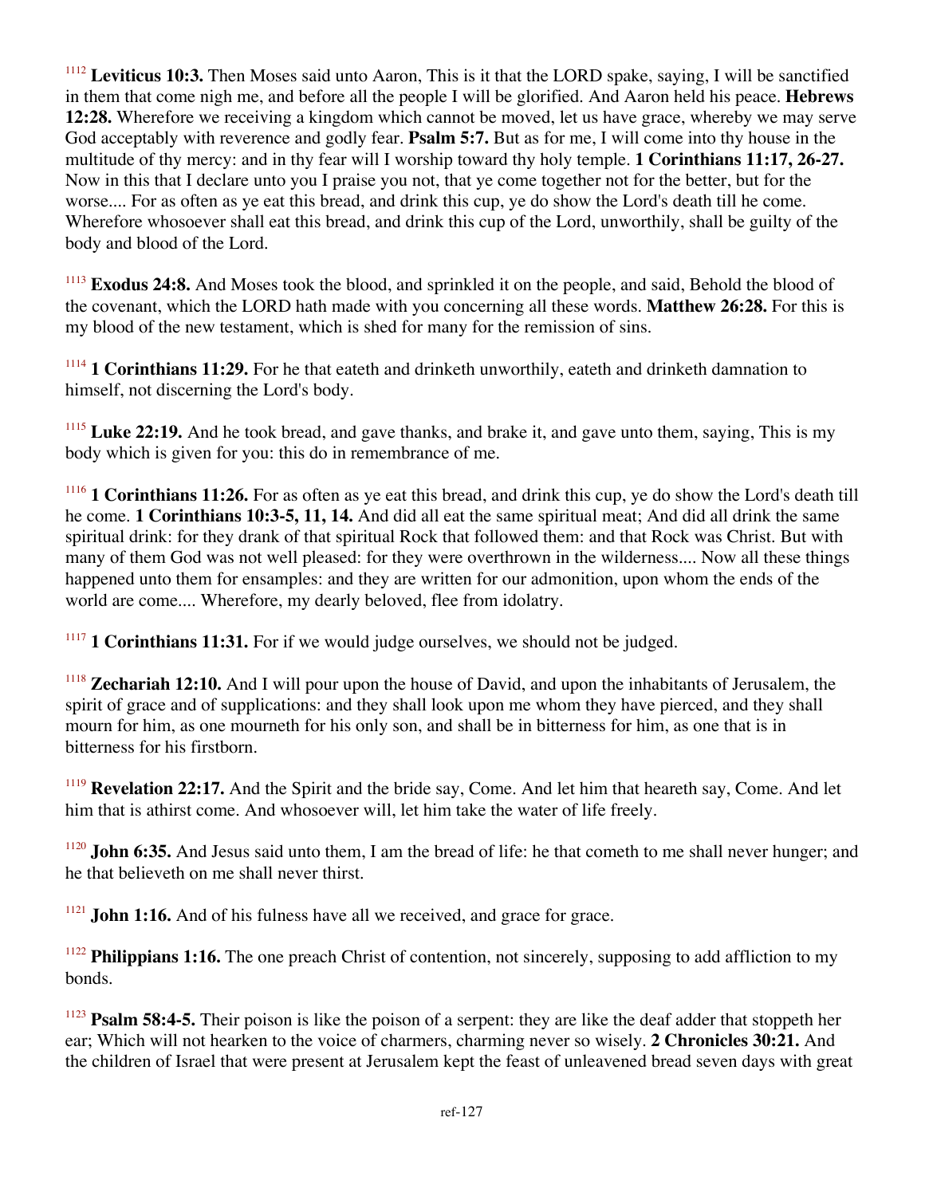[1112] **Leviticus 10:3.** Then Moses said unto Aaron, This is it that the LORD spake, saying, I will be sanctified in them that come nigh me, and before all the people I will be glorified. And Aaron held his peace. **Hebrews 12:28.** Wherefore we receiving a kingdom which cannot be moved, let us have grace, whereby we may serve God acceptably with reverence and godly fear. **Psalm 5:7.** But as for me, I will come into thy house in the multitude of thy mercy: and in thy fear will I worship toward thy holy temple. **1 Corinthians 11:17, 26-27.** Now in this that I declare unto you I praise you not, that ye come together not for the better, but for the worse.... For as often as ye eat this bread, and drink this cup, ye do show the Lord's death till he come. Wherefore whosoever shall eat this bread, and drink this cup of the Lord, unworthily, shall be guilty of the body and blood of the Lord.

[1113] **Exodus 24:8.** And Moses took the blood, and sprinkled it on the people, and said, Behold the blood of the covenant, which the LORD hath made with you concerning all these words. **Matthew 26:28.** For this is my blood of the new testament, which is shed for many for the remission of sins.

[1114] **1 Corinthians 11:29.** For he that eateth and drinketh unworthily, eateth and drinketh damnation to himself, not discerning the Lord's body.

[1115] **Luke 22:19.** And he took bread, and gave thanks, and brake it, and gave unto them, saying, This is my body which is given for you: this do in remembrance of me.

[1116] **1 Corinthians 11:26.** For as often as ye eat this bread, and drink this cup, ye do show the Lord's death till he come. **1 Corinthians 10:3-5, 11, 14.** And did all eat the same spiritual meat; And did all drink the same spiritual drink: for they drank of that spiritual Rock that followed them: and that Rock was Christ. But with many of them God was not well pleased: for they were overthrown in the wilderness.... Now all these things happened unto them for ensamples: and they are written for our admonition, upon whom the ends of the world are come.... Wherefore, my dearly beloved, flee from idolatry.

[1117] **1 Corinthians 11:31.** For if we would judge ourselves, we should not be judged.

[1118] **Zechariah 12:10.** And I will pour upon the house of David, and upon the inhabitants of Jerusalem, the spirit of grace and of supplications: and they shall look upon me whom they have pierced, and they shall mourn for him, as one mourneth for his only son, and shall be in bitterness for him, as one that is in bitterness for his firstborn.

[1119] **Revelation 22:17.** And the Spirit and the bride say, Come. And let him that heareth say, Come. And let him that is athirst come. And whosoever will, let him take the water of life freely.

[1120] **John 6:35.** And Jesus said unto them, I am the bread of life: he that cometh to me shall never hunger; and he that believeth on me shall never thirst.

[1121] **John 1:16.** And of his fulness have all we received, and grace for grace.

[1122] **Philippians 1:16.** The one preach Christ of contention, not sincerely, supposing to add affliction to my bonds.

[1123] **Psalm 58:4-5.** Their poison is like the poison of a serpent: they are like the deaf adder that stoppeth her ear; Which will not hearken to the voice of charmers, charming never so wisely. **2 Chronicles 30:21.** And the children of Israel that were present at Jerusalem kept the feast of unleavened bread seven days with great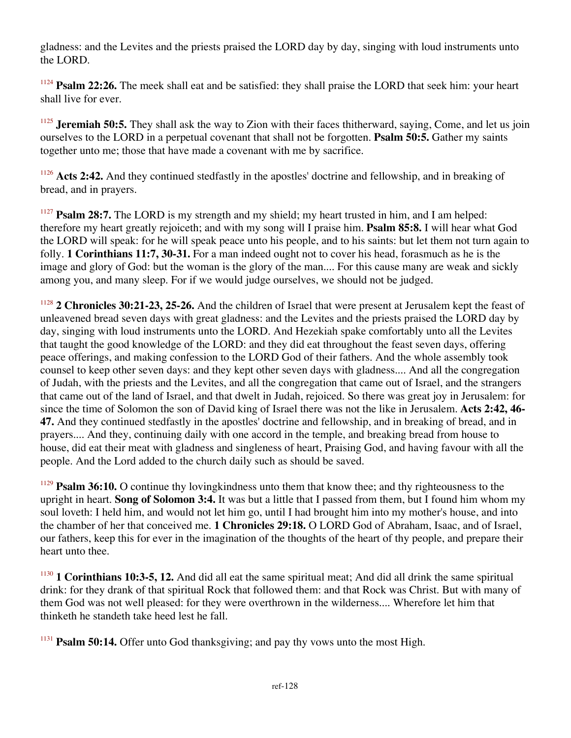gladness: and the Levites and the priests praised the LORD day by day, singing with loud instruments unto the LORD.

[1124] **Psalm 22:26.** The meek shall eat and be satisfied: they shall praise the LORD that seek him: your heart shall live for ever.

[1125] **Jeremiah 50:5.** They shall ask the way to Zion with their faces thitherward, saying, Come, and let us join ourselves to the LORD in a perpetual covenant that shall not be forgotten. **Psalm 50:5.** Gather my saints together unto me; those that have made a covenant with me by sacrifice.

[1126] **Acts 2:42.** And they continued stedfastly in the apostles' doctrine and fellowship, and in breaking of bread, and in prayers.

[1127] **Psalm 28:7.** The LORD is my strength and my shield; my heart trusted in him, and I am helped: therefore my heart greatly rejoiceth; and with my song will I praise him. **Psalm 85:8.** I will hear what God the LORD will speak: for he will speak peace unto his people, and to his saints: but let them not turn again to folly. **1 Corinthians 11:7, 30-31.** For a man indeed ought not to cover his head, forasmuch as he is the image and glory of God: but the woman is the glory of the man.... For this cause many are weak and sickly among you, and many sleep. For if we would judge ourselves, we should not be judged.

[1128] **2 Chronicles 30:21-23, 25-26.** And the children of Israel that were present at Jerusalem kept the feast of unleavened bread seven days with great gladness: and the Levites and the priests praised the LORD day by day, singing with loud instruments unto the LORD. And Hezekiah spake comfortably unto all the Levites that taught the good knowledge of the LORD: and they did eat throughout the feast seven days, offering peace offerings, and making confession to the LORD God of their fathers. And the whole assembly took counsel to keep other seven days: and they kept other seven days with gladness.... And all the congregation of Judah, with the priests and the Levites, and all the congregation that came out of Israel, and the strangers that came out of the land of Israel, and that dwelt in Judah, rejoiced. So there was great joy in Jerusalem: for since the time of Solomon the son of David king of Israel there was not the like in Jerusalem. **Acts 2:42, 46-47.** And they continued stedfastly in the apostles' doctrine and fellowship, and in breaking of bread, and in prayers.... And they, continuing daily with one accord in the temple, and breaking bread from house to house, did eat their meat with gladness and singleness of heart, Praising God, and having favour with all the people. And the Lord added to the church daily such as should be saved.

[1129] **Psalm 36:10.** O continue thy lovingkindness unto them that know thee; and thy righteousness to the upright in heart. **Song of Solomon 3:4.** It was but a little that I passed from them, but I found him whom my soul loveth: I held him, and would not let him go, until I had brought him into my mother's house, and into the chamber of her that conceived me. **1 Chronicles 29:18.** O LORD God of Abraham, Isaac, and of Israel, our fathers, keep this for ever in the imagination of the thoughts of the heart of thy people, and prepare their heart unto thee.

[1130] **1 Corinthians 10:3-5, 12.** And did all eat the same spiritual meat; And did all drink the same spiritual drink: for they drank of that spiritual Rock that followed them: and that Rock was Christ. But with many of them God was not well pleased: for they were overthrown in the wilderness.... Wherefore let him that thinketh he standeth take heed lest he fall.

[1131] **Psalm 50:14.** Offer unto God thanksgiving; and pay thy vows unto the most High.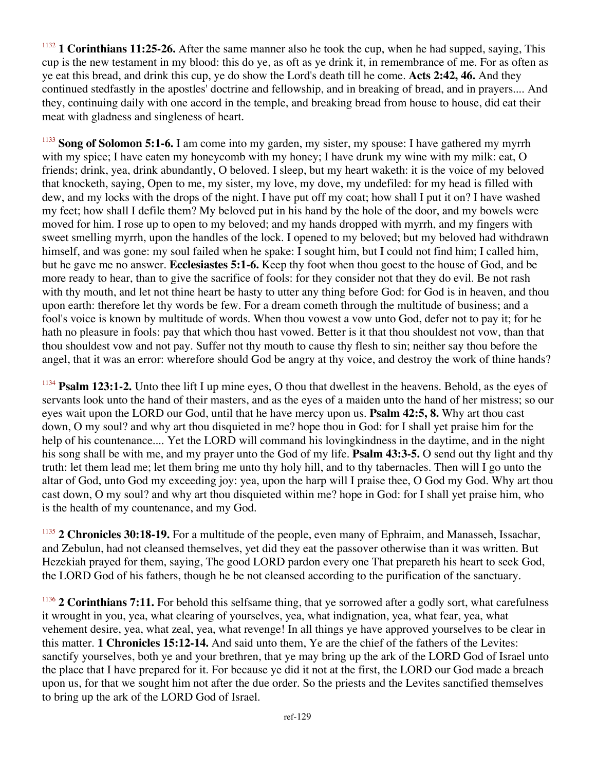[1132] **1 Corinthians 11:25-26.** After the same manner also he took the cup, when he had supped, saying, This cup is the new testament in my blood: this do ye, as oft as ye drink it, in remembrance of me. For as often as ye eat this bread, and drink this cup, ye do show the Lord's death till he come. **Acts 2:42, 46.** And they continued stedfastly in the apostles' doctrine and fellowship, and in breaking of bread, and in prayers.... And they, continuing daily with one accord in the temple, and breaking bread from house to house, did eat their meat with gladness and singleness of heart.

[1133] **Song of Solomon 5:1-6.** I am come into my garden, my sister, my spouse: I have gathered my myrrh with my spice; I have eaten my honeycomb with my honey; I have drunk my wine with my milk: eat, O friends; drink, yea, drink abundantly, O beloved. I sleep, but my heart waketh: it is the voice of my beloved that knocketh, saying, Open to me, my sister, my love, my dove, my undefiled: for my head is filled with dew, and my locks with the drops of the night. I have put off my coat; how shall I put it on? I have washed my feet; how shall I defile them? My beloved put in his hand by the hole of the door, and my bowels were moved for him. I rose up to open to my beloved; and my hands dropped with myrrh, and my fingers with sweet smelling myrrh, upon the handles of the lock. I opened to my beloved; but my beloved had withdrawn himself, and was gone: my soul failed when he spake: I sought him, but I could not find him; I called him, but he gave me no answer. **Ecclesiastes 5:1-6.** Keep thy foot when thou goest to the house of God, and be more ready to hear, than to give the sacrifice of fools: for they consider not that they do evil. Be not rash with thy mouth, and let not thine heart be hasty to utter any thing before God: for God is in heaven, and thou upon earth: therefore let thy words be few. For a dream cometh through the multitude of business; and a fool's voice is known by multitude of words. When thou vowest a vow unto God, defer not to pay it; for he hath no pleasure in fools: pay that which thou hast vowed. Better is it that thou shouldest not vow, than that thou shouldest vow and not pay. Suffer not thy mouth to cause thy flesh to sin; neither say thou before the angel, that it was an error: wherefore should God be angry at thy voice, and destroy the work of thine hands?

[1134] **Psalm 123:1-2.** Unto thee lift I up mine eyes, O thou that dwellest in the heavens. Behold, as the eyes of servants look unto the hand of their masters, and as the eyes of a maiden unto the hand of her mistress; so our eyes wait upon the LORD our God, until that he have mercy upon us. **Psalm 42:5, 8.** Why art thou cast down, O my soul? and why art thou disquieted in me? hope thou in God: for I shall yet praise him for the help of his countenance.... Yet the LORD will command his lovingkindness in the daytime, and in the night his song shall be with me, and my prayer unto the God of my life. **Psalm 43:3-5.** O send out thy light and thy truth: let them lead me; let them bring me unto thy holy hill, and to thy tabernacles. Then will I go unto the altar of God, unto God my exceeding joy: yea, upon the harp will I praise thee, O God my God. Why art thou cast down, O my soul? and why art thou disquieted within me? hope in God: for I shall yet praise him, who is the health of my countenance, and my God.

[1135] **2 Chronicles 30:18-19.** For a multitude of the people, even many of Ephraim, and Manasseh, Issachar, and Zebulun, had not cleansed themselves, yet did they eat the passover otherwise than it was written. But Hezekiah prayed for them, saying, The good LORD pardon every one That prepareth his heart to seek God, the LORD God of his fathers, though he be not cleansed according to the purification of the sanctuary.

[1136] **2 Corinthians 7:11.** For behold this selfsame thing, that ye sorrowed after a godly sort, what carefulness it wrought in you, yea, what clearing of yourselves, yea, what indignation, yea, what fear, yea, what vehement desire, yea, what zeal, yea, what revenge! In all things ye have approved yourselves to be clear in this matter. **1 Chronicles 15:12-14.** And said unto them, Ye are the chief of the fathers of the Levites: sanctify yourselves, both ye and your brethren, that ye may bring up the ark of the LORD God of Israel unto the place that I have prepared for it. For because ye did it not at the first, the LORD our God made a breach upon us, for that we sought him not after the due order. So the priests and the Levites sanctified themselves to bring up the ark of the LORD God of Israel.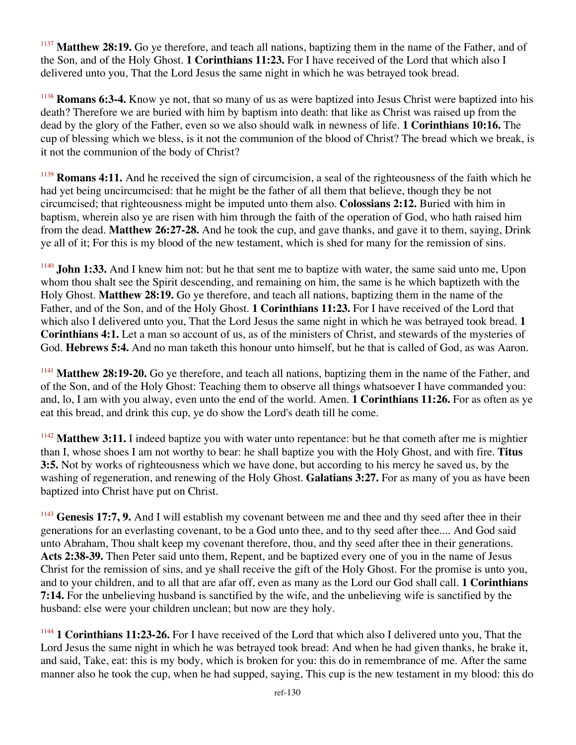[1137] **Matthew 28:19.** Go ye therefore, and teach all nations, baptizing them in the name of the Father, and of the Son, and of the Holy Ghost. **1 Corinthians 11:23.** For I have received of the Lord that which also I delivered unto you, That the Lord Jesus the same night in which he was betrayed took bread.

[1138] **Romans 6:3-4.** Know ye not, that so many of us as were baptized into Jesus Christ were baptized into his death? Therefore we are buried with him by baptism into death: that like as Christ was raised up from the dead by the glory of the Father, even so we also should walk in newness of life. **1 Corinthians 10:16.** The cup of blessing which we bless, is it not the communion of the blood of Christ? The bread which we break, is it not the communion of the body of Christ?

[1139] **Romans 4:11.** And he received the sign of circumcision, a seal of the righteousness of the faith which he had yet being uncircumcised: that he might be the father of all them that believe, though they be not circumcised; that righteousness might be imputed unto them also. **Colossians 2:12.** Buried with him in baptism, wherein also ye are risen with him through the faith of the operation of God, who hath raised him from the dead. **Matthew 26:27-28.** And he took the cup, and gave thanks, and gave it to them, saying, Drink ye all of it; For this is my blood of the new testament, which is shed for many for the remission of sins.

[1140] **John 1:33.** And I knew him not: but he that sent me to baptize with water, the same said unto me, Upon whom thou shalt see the Spirit descending, and remaining on him, the same is he which baptizeth with the Holy Ghost. **Matthew 28:19.** Go ye therefore, and teach all nations, baptizing them in the name of the Father, and of the Son, and of the Holy Ghost. **1 Corinthians 11:23.** For I have received of the Lord that which also I delivered unto you, That the Lord Jesus the same night in which he was betrayed took bread. **1 Corinthians 4:1.** Let a man so account of us, as of the ministers of Christ, and stewards of the mysteries of God. **Hebrews 5:4.** And no man taketh this honour unto himself, but he that is called of God, as was Aaron.

[1141] **Matthew 28:19-20.** Go ye therefore, and teach all nations, baptizing them in the name of the Father, and of the Son, and of the Holy Ghost: Teaching them to observe all things whatsoever I have commanded you: and, lo, I am with you alway, even unto the end of the world. Amen. **1 Corinthians 11:26.** For as often as ye eat this bread, and drink this cup, ye do show the Lord's death till he come.

[1142] **Matthew 3:11.** I indeed baptize you with water unto repentance: but he that cometh after me is mightier than I, whose shoes I am not worthy to bear: he shall baptize you with the Holy Ghost, and with fire. **Titus 3:5.** Not by works of righteousness which we have done, but according to his mercy he saved us, by the washing of regeneration, and renewing of the Holy Ghost. **Galatians 3:27.** For as many of you as have been baptized into Christ have put on Christ.

[1143] **Genesis 17:7, 9.** And I will establish my covenant between me and thee and thy seed after thee in their generations for an everlasting covenant, to be a God unto thee, and to thy seed after thee.... And God said unto Abraham, Thou shalt keep my covenant therefore, thou, and thy seed after thee in their generations. **Acts 2:38-39.** Then Peter said unto them, Repent, and be baptized every one of you in the name of Jesus Christ for the remission of sins, and ye shall receive the gift of the Holy Ghost. For the promise is unto you, and to your children, and to all that are afar off, even as many as the Lord our God shall call. **1 Corinthians 7:14.** For the unbelieving husband is sanctified by the wife, and the unbelieving wife is sanctified by the husband: else were your children unclean; but now are they holy.

[1144] **1 Corinthians 11:23-26.** For I have received of the Lord that which also I delivered unto you, That the Lord Jesus the same night in which he was betrayed took bread: And when he had given thanks, he brake it, and said, Take, eat: this is my body, which is broken for you: this do in remembrance of me. After the same manner also he took the cup, when he had supped, saying, This cup is the new testament in my blood: this do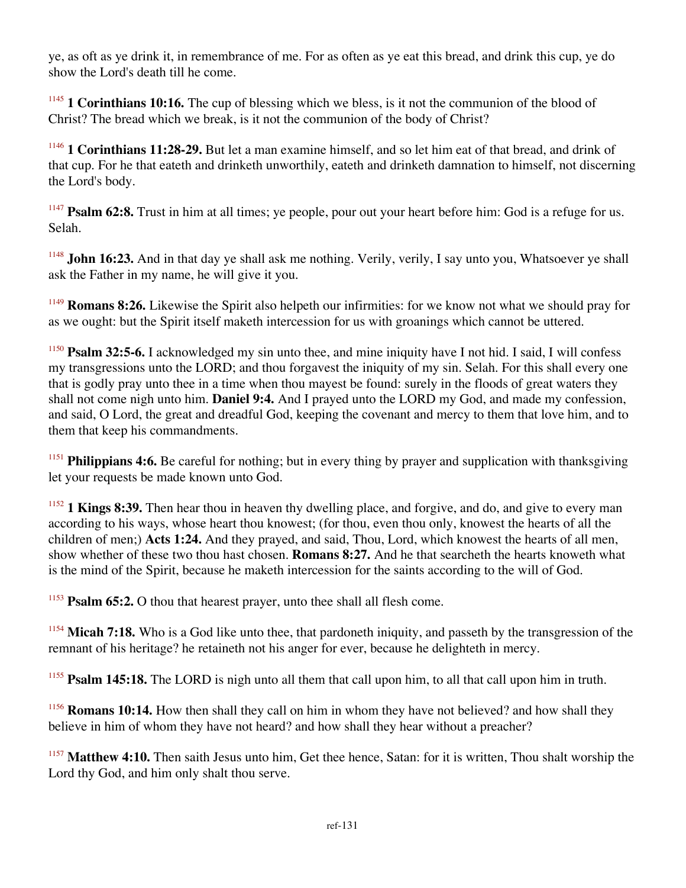ye, as oft as ye drink it, in remembrance of me. For as often as ye eat this bread, and drink this cup, ye do show the Lord's death till he come.

[1145] **1 Corinthians 10:16.** The cup of blessing which we bless, is it not the communion of the blood of Christ? The bread which we break, is it not the communion of the body of Christ?

[1146] **1 Corinthians 11:28-29.** But let a man examine himself, and so let him eat of that bread, and drink of that cup. For he that eateth and drinketh unworthily, eateth and drinketh damnation to himself, not discerning the Lord's body.

[1147] **Psalm 62:8.** Trust in him at all times; ye people, pour out your heart before him: God is a refuge for us. Selah.

[1148] **John 16:23.** And in that day ye shall ask me nothing. Verily, verily, I say unto you, Whatsoever ye shall ask the Father in my name, he will give it you.

[1149] **Romans 8:26.** Likewise the Spirit also helpeth our infirmities: for we know not what we should pray for as we ought: but the Spirit itself maketh intercession for us with groanings which cannot be uttered.

[1150] **Psalm 32:5-6.** I acknowledged my sin unto thee, and mine iniquity have I not hid. I said, I will confess my transgressions unto the LORD; and thou forgavest the iniquity of my sin. Selah. For this shall every one that is godly pray unto thee in a time when thou mayest be found: surely in the floods of great waters they shall not come nigh unto him. **Daniel 9:4.** And I prayed unto the LORD my God, and made my confession, and said, O Lord, the great and dreadful God, keeping the covenant and mercy to them that love him, and to them that keep his commandments.

[1151] **Philippians 4:6.** Be careful for nothing; but in every thing by prayer and supplication with thanksgiving let your requests be made known unto God.

[1152] **1 Kings 8:39.** Then hear thou in heaven thy dwelling place, and forgive, and do, and give to every man according to his ways, whose heart thou knowest; (for thou, even thou only, knowest the hearts of all the children of men;) **Acts 1:24.** And they prayed, and said, Thou, Lord, which knowest the hearts of all men, show whether of these two thou hast chosen. **Romans 8:27.** And he that searcheth the hearts knoweth what is the mind of the Spirit, because he maketh intercession for the saints according to the will of God.

[1153] **Psalm 65:2.** O thou that hearest prayer, unto thee shall all flesh come.

[1154] **Micah 7:18.** Who is a God like unto thee, that pardoneth iniquity, and passeth by the transgression of the remnant of his heritage? he retaineth not his anger for ever, because he delighteth in mercy.

[1155] **Psalm 145:18.** The LORD is nigh unto all them that call upon him, to all that call upon him in truth.

[1156] **Romans 10:14.** How then shall they call on him in whom they have not believed? and how shall they believe in him of whom they have not heard? and how shall they hear without a preacher?

[1157] **Matthew 4:10.** Then saith Jesus unto him, Get thee hence, Satan: for it is written, Thou shalt worship the Lord thy God, and him only shalt thou serve.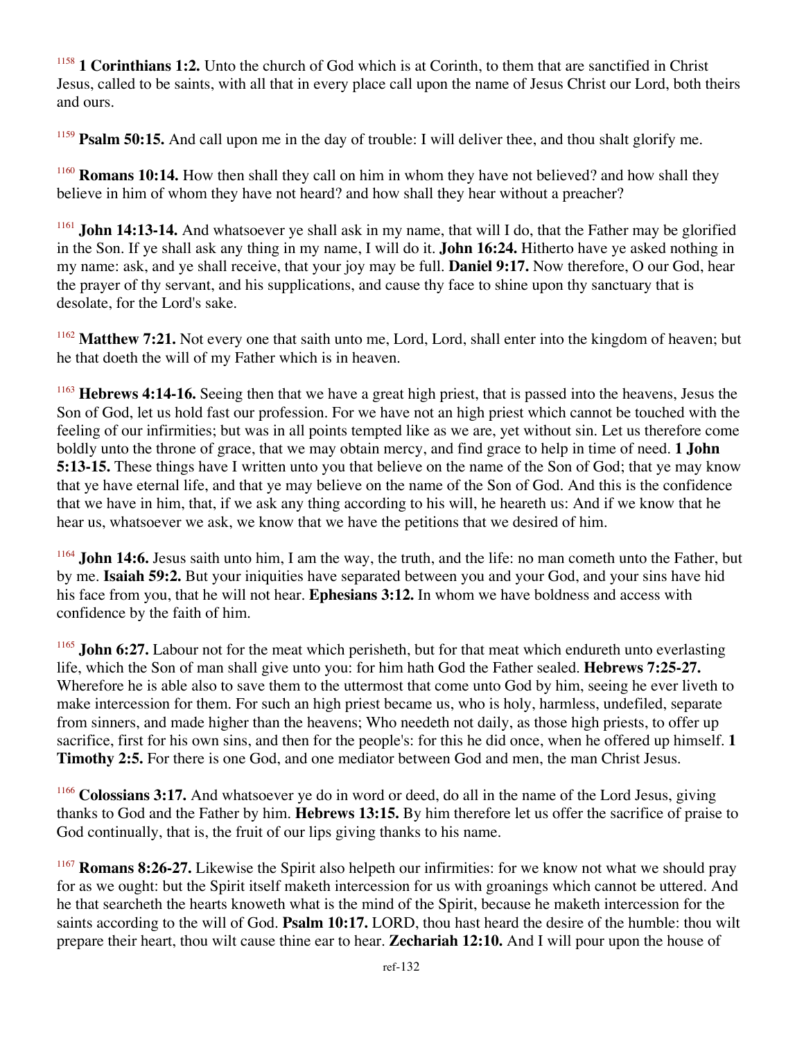[1158] **1 Corinthians 1:2.** Unto the church of God which is at Corinth, to them that are sanctified in Christ Jesus, called to be saints, with all that in every place call upon the name of Jesus Christ our Lord, both theirs and ours.

[1159] **Psalm 50:15.** And call upon me in the day of trouble: I will deliver thee, and thou shalt glorify me.

[1160] **Romans 10:14.** How then shall they call on him in whom they have not believed? and how shall they believe in him of whom they have not heard? and how shall they hear without a preacher?

[1161] **John 14:13-14.** And whatsoever ye shall ask in my name, that will I do, that the Father may be glorified in the Son. If ye shall ask any thing in my name, I will do it. **John 16:24.** Hitherto have ye asked nothing in my name: ask, and ye shall receive, that your joy may be full. **Daniel 9:17.** Now therefore, O our God, hear the prayer of thy servant, and his supplications, and cause thy face to shine upon thy sanctuary that is desolate, for the Lord's sake.

[1162] **Matthew 7:21.** Not every one that saith unto me, Lord, Lord, shall enter into the kingdom of heaven; but he that doeth the will of my Father which is in heaven.

[1163] **Hebrews 4:14-16.** Seeing then that we have a great high priest, that is passed into the heavens, Jesus the Son of God, let us hold fast our profession. For we have not an high priest which cannot be touched with the feeling of our infirmities; but was in all points tempted like as we are, yet without sin. Let us therefore come boldly unto the throne of grace, that we may obtain mercy, and find grace to help in time of need. **1 John 5:13-15.** These things have I written unto you that believe on the name of the Son of God; that ye may know that ye have eternal life, and that ye may believe on the name of the Son of God. And this is the confidence that we have in him, that, if we ask any thing according to his will, he heareth us: And if we know that he hear us, whatsoever we ask, we know that we have the petitions that we desired of him.

[1164] **John 14:6.** Jesus saith unto him, I am the way, the truth, and the life: no man cometh unto the Father, but by me. **Isaiah 59:2.** But your iniquities have separated between you and your God, and your sins have hid his face from you, that he will not hear. **Ephesians 3:12.** In whom we have boldness and access with confidence by the faith of him.

[1165] **John 6:27.** Labour not for the meat which perisheth, but for that meat which endureth unto everlasting life, which the Son of man shall give unto you: for him hath God the Father sealed. **Hebrews 7:25-27.** Wherefore he is able also to save them to the uttermost that come unto God by him, seeing he ever liveth to make intercession for them. For such an high priest became us, who is holy, harmless, undefiled, separate from sinners, and made higher than the heavens; Who needeth not daily, as those high priests, to offer up sacrifice, first for his own sins, and then for the people's: for this he did once, when he offered up himself. **1 Timothy 2:5.** For there is one God, and one mediator between God and men, the man Christ Jesus.

[1166] **Colossians 3:17.** And whatsoever ye do in word or deed, do all in the name of the Lord Jesus, giving thanks to God and the Father by him. **Hebrews 13:15.** By him therefore let us offer the sacrifice of praise to God continually, that is, the fruit of our lips giving thanks to his name.

[1167] **Romans 8:26-27.** Likewise the Spirit also helpeth our infirmities: for we know not what we should pray for as we ought: but the Spirit itself maketh intercession for us with groanings which cannot be uttered. And he that searcheth the hearts knoweth what is the mind of the Spirit, because he maketh intercession for the saints according to the will of God. **Psalm 10:17.** LORD, thou hast heard the desire of the humble: thou wilt prepare their heart, thou wilt cause thine ear to hear. **Zechariah 12:10.** And I will pour upon the house of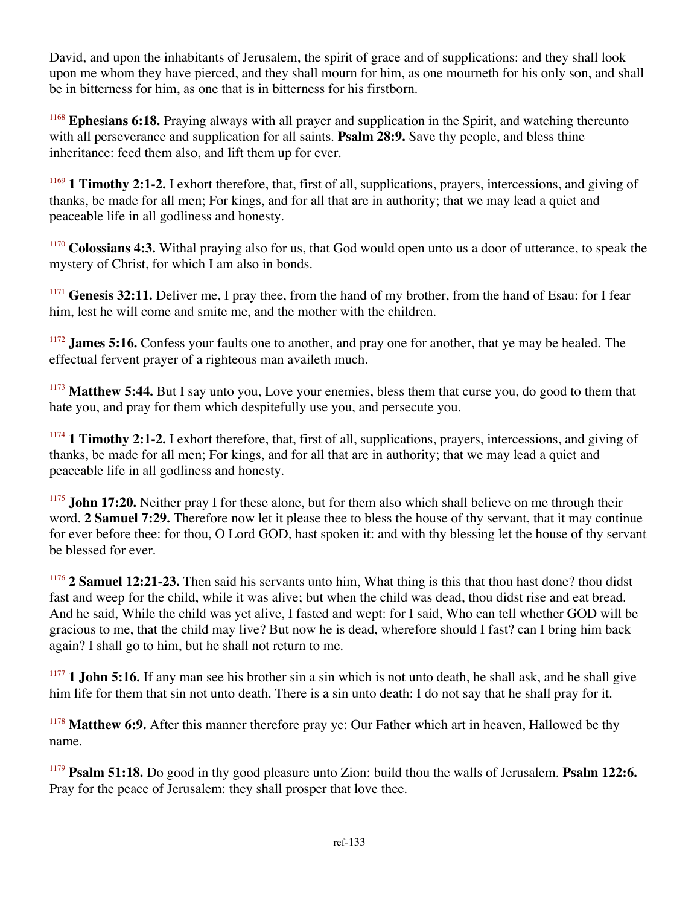David, and upon the inhabitants of Jerusalem, the spirit of grace and of supplications: and they shall look upon me whom they have pierced, and they shall mourn for him, as one mourneth for his only son, and shall be in bitterness for him, as one that is in bitterness for his firstborn.

[1168] **Ephesians 6:18.** Praying always with all prayer and supplication in the Spirit, and watching thereunto with all perseverance and supplication for all saints. **Psalm 28:9.** Save thy people, and bless thine inheritance: feed them also, and lift them up for ever.

[1169] **1 Timothy 2:1-2.** I exhort therefore, that, first of all, supplications, prayers, intercessions, and giving of thanks, be made for all men; For kings, and for all that are in authority; that we may lead a quiet and peaceable life in all godliness and honesty.

[1170] **Colossians 4:3.** Withal praying also for us, that God would open unto us a door of utterance, to speak the mystery of Christ, for which I am also in bonds.

[1171] **Genesis 32:11.** Deliver me, I pray thee, from the hand of my brother, from the hand of Esau: for I fear him, lest he will come and smite me, and the mother with the children.

[1172] **James 5:16.** Confess your faults one to another, and pray one for another, that ye may be healed. The effectual fervent prayer of a righteous man availeth much.

[1173] **Matthew 5:44.** But I say unto you, Love your enemies, bless them that curse you, do good to them that hate you, and pray for them which despitefully use you, and persecute you.

[1174] **1 Timothy 2:1-2.** I exhort therefore, that, first of all, supplications, prayers, intercessions, and giving of thanks, be made for all men; For kings, and for all that are in authority; that we may lead a quiet and peaceable life in all godliness and honesty.

[1175] **John 17:20.** Neither pray I for these alone, but for them also which shall believe on me through their word. **2 Samuel 7:29.** Therefore now let it please thee to bless the house of thy servant, that it may continue for ever before thee: for thou, O Lord GOD, hast spoken it: and with thy blessing let the house of thy servant be blessed for ever.

[1176] **2 Samuel 12:21-23.** Then said his servants unto him, What thing is this that thou hast done? thou didst fast and weep for the child, while it was alive; but when the child was dead, thou didst rise and eat bread. And he said, While the child was yet alive, I fasted and wept: for I said, Who can tell whether GOD will be gracious to me, that the child may live? But now he is dead, wherefore should I fast? can I bring him back again? I shall go to him, but he shall not return to me.

[1177] **1 John 5:16.** If any man see his brother sin a sin which is not unto death, he shall ask, and he shall give him life for them that sin not unto death. There is a sin unto death: I do not say that he shall pray for it.

[1178] **Matthew 6:9.** After this manner therefore pray ye: Our Father which art in heaven, Hallowed be thy name.

[1179] **Psalm 51:18.** Do good in thy good pleasure unto Zion: build thou the walls of Jerusalem. **Psalm 122:6.** Pray for the peace of Jerusalem: they shall prosper that love thee.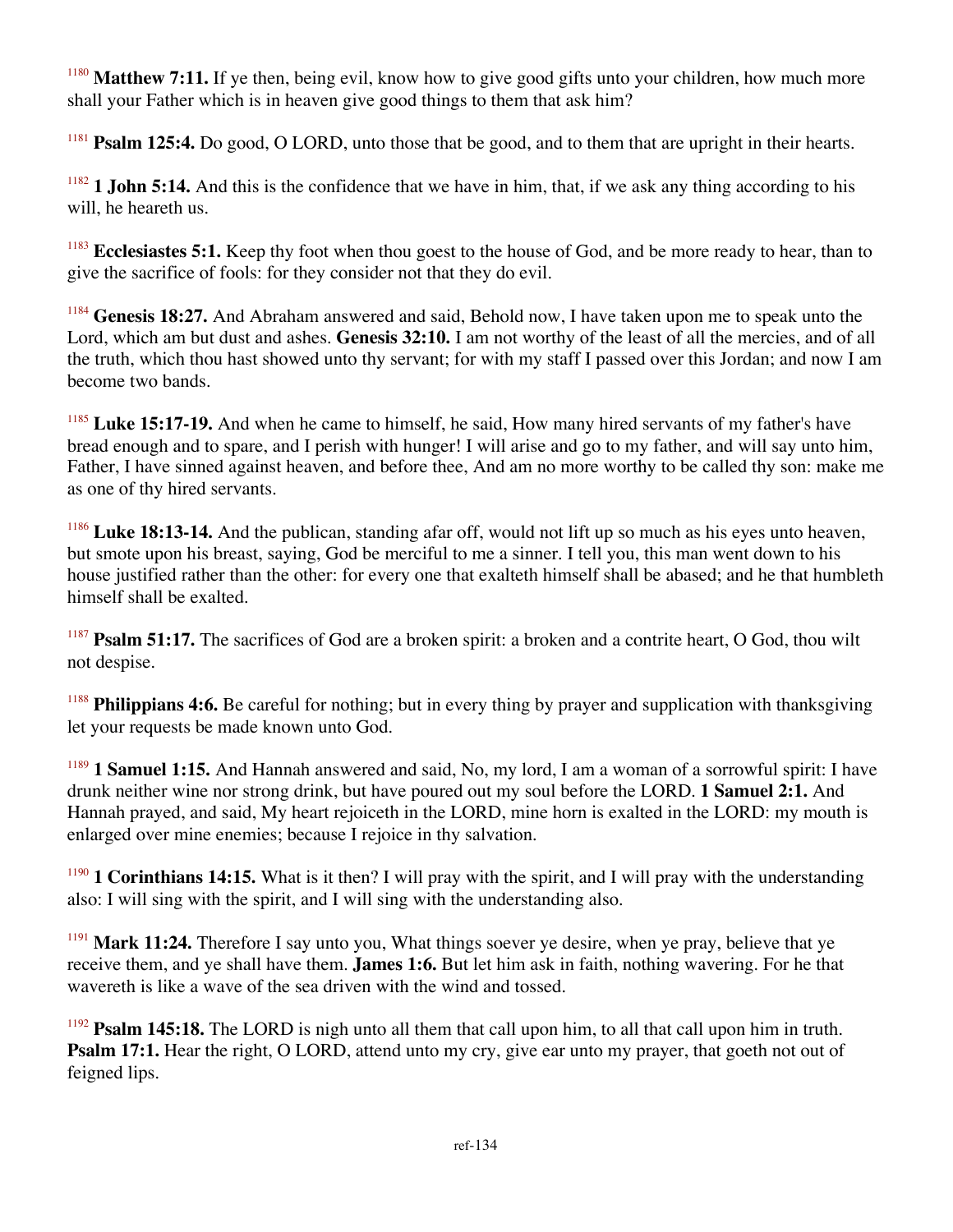[1180] **Matthew 7:11.** If ye then, being evil, know how to give good gifts unto your children, how much more shall your Father which is in heaven give good things to them that ask him?

[1181] **Psalm 125:4.** Do good, O LORD, unto those that be good, and to them that are upright in their hearts.

[1182] **1 John 5:14.** And this is the confidence that we have in him, that, if we ask any thing according to his will, he heareth us.

[1183] **Ecclesiastes 5:1.** Keep thy foot when thou goest to the house of God, and be more ready to hear, than to give the sacrifice of fools: for they consider not that they do evil.

[1184] **Genesis 18:27.** And Abraham answered and said, Behold now, I have taken upon me to speak unto the Lord, which am but dust and ashes. **Genesis 32:10.** I am not worthy of the least of all the mercies, and of all the truth, which thou hast showed unto thy servant; for with my staff I passed over this Jordan; and now I am become two bands.

[1185] **Luke 15:17-19.** And when he came to himself, he said, How many hired servants of my father's have bread enough and to spare, and I perish with hunger! I will arise and go to my father, and will say unto him, Father, I have sinned against heaven, and before thee, And am no more worthy to be called thy son: make me as one of thy hired servants.

[1186] **Luke 18:13-14.** And the publican, standing afar off, would not lift up so much as his eyes unto heaven, but smote upon his breast, saying, God be merciful to me a sinner. I tell you, this man went down to his house justified rather than the other: for every one that exalteth himself shall be abased; and he that humbleth himself shall be exalted.

[1187] **Psalm 51:17.** The sacrifices of God are a broken spirit: a broken and a contrite heart, O God, thou wilt not despise.

[1188] **Philippians 4:6.** Be careful for nothing; but in every thing by prayer and supplication with thanksgiving let your requests be made known unto God.

[1189] **1 Samuel 1:15.** And Hannah answered and said, No, my lord, I am a woman of a sorrowful spirit: I have drunk neither wine nor strong drink, but have poured out my soul before the LORD. **1 Samuel 2:1.** And Hannah prayed, and said, My heart rejoiceth in the LORD, mine horn is exalted in the LORD: my mouth is enlarged over mine enemies; because I rejoice in thy salvation.

[1190] **1 Corinthians 14:15.** What is it then? I will pray with the spirit, and I will pray with the understanding also: I will sing with the spirit, and I will sing with the understanding also.

[1191] **Mark 11:24.** Therefore I say unto you, What things soever ye desire, when ye pray, believe that ye receive them, and ye shall have them. **James 1:6.** But let him ask in faith, nothing wavering. For he that wavereth is like a wave of the sea driven with the wind and tossed.

[1192] **Psalm 145:18.** The LORD is nigh unto all them that call upon him, to all that call upon him in truth. **Psalm 17:1.** Hear the right, O LORD, attend unto my cry, give ear unto my prayer, that goeth not out of feigned lips.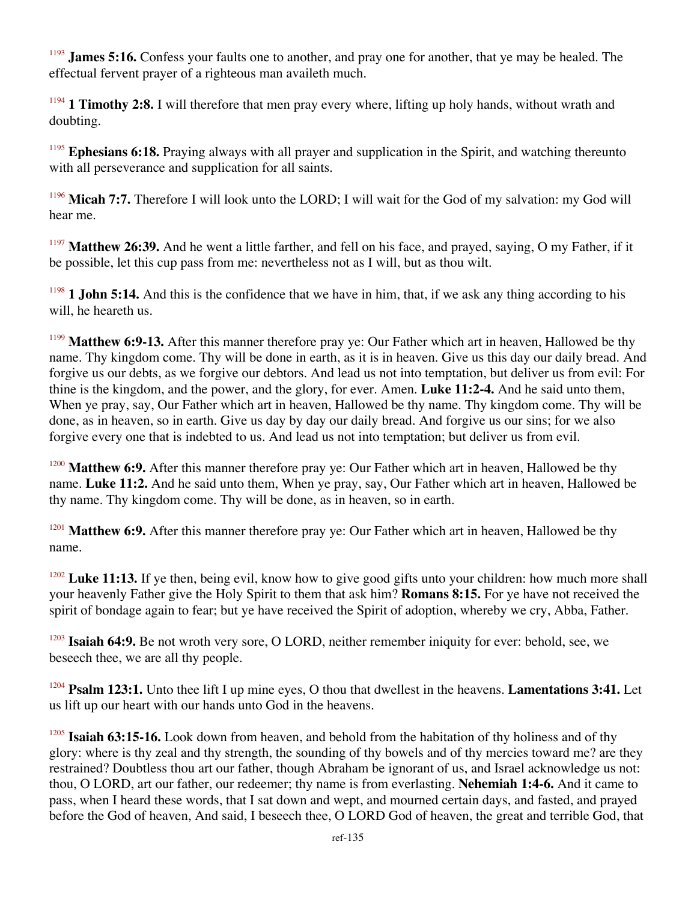[1193] **James 5:16.** Confess your faults one to another, and pray one for another, that ye may be healed. The effectual fervent prayer of a righteous man availeth much.

[1194] **1 Timothy 2:8.** I will therefore that men pray every where, lifting up holy hands, without wrath and doubting.

[1195] **Ephesians 6:18.** Praying always with all prayer and supplication in the Spirit, and watching thereunto with all perseverance and supplication for all saints.

[1196] **Micah 7:7.** Therefore I will look unto the LORD; I will wait for the God of my salvation: my God will hear me.

[1197] **Matthew 26:39.** And he went a little farther, and fell on his face, and prayed, saying, O my Father, if it be possible, let this cup pass from me: nevertheless not as I will, but as thou wilt.

[1198] **1 John 5:14.** And this is the confidence that we have in him, that, if we ask any thing according to his will, he heareth us.

[1199] **Matthew 6:9-13.** After this manner therefore pray ye: Our Father which art in heaven, Hallowed be thy name. Thy kingdom come. Thy will be done in earth, as it is in heaven. Give us this day our daily bread. And forgive us our debts, as we forgive our debtors. And lead us not into temptation, but deliver us from evil: For thine is the kingdom, and the power, and the glory, for ever. Amen. **Luke 11:2-4.** And he said unto them, When ye pray, say, Our Father which art in heaven, Hallowed be thy name. Thy kingdom come. Thy will be done, as in heaven, so in earth. Give us day by day our daily bread. And forgive us our sins; for we also forgive every one that is indebted to us. And lead us not into temptation; but deliver us from evil.

[1200] **Matthew 6:9.** After this manner therefore pray ye: Our Father which art in heaven, Hallowed be thy name. **Luke 11:2.** And he said unto them, When ye pray, say, Our Father which art in heaven, Hallowed be thy name. Thy kingdom come. Thy will be done, as in heaven, so in earth.

[1201] **Matthew 6:9.** After this manner therefore pray ye: Our Father which art in heaven, Hallowed be thy name.

[1202] **Luke 11:13.** If ye then, being evil, know how to give good gifts unto your children: how much more shall your heavenly Father give the Holy Spirit to them that ask him? **Romans 8:15.** For ye have not received the spirit of bondage again to fear; but ye have received the Spirit of adoption, whereby we cry, Abba, Father.

[1203] **Isaiah 64:9.** Be not wroth very sore, O LORD, neither remember iniquity for ever: behold, see, we beseech thee, we are all thy people.

[1204] **Psalm 123:1.** Unto thee lift I up mine eyes, O thou that dwellest in the heavens. **Lamentations 3:41.** Let us lift up our heart with our hands unto God in the heavens.

[1205] **Isaiah 63:15-16.** Look down from heaven, and behold from the habitation of thy holiness and of thy glory: where is thy zeal and thy strength, the sounding of thy bowels and of thy mercies toward me? are they restrained? Doubtless thou art our father, though Abraham be ignorant of us, and Israel acknowledge us not: thou, O LORD, art our father, our redeemer; thy name is from everlasting. **Nehemiah 1:4-6.** And it came to pass, when I heard these words, that I sat down and wept, and mourned certain days, and fasted, and prayed before the God of heaven, And said, I beseech thee, O LORD God of heaven, the great and terrible God, that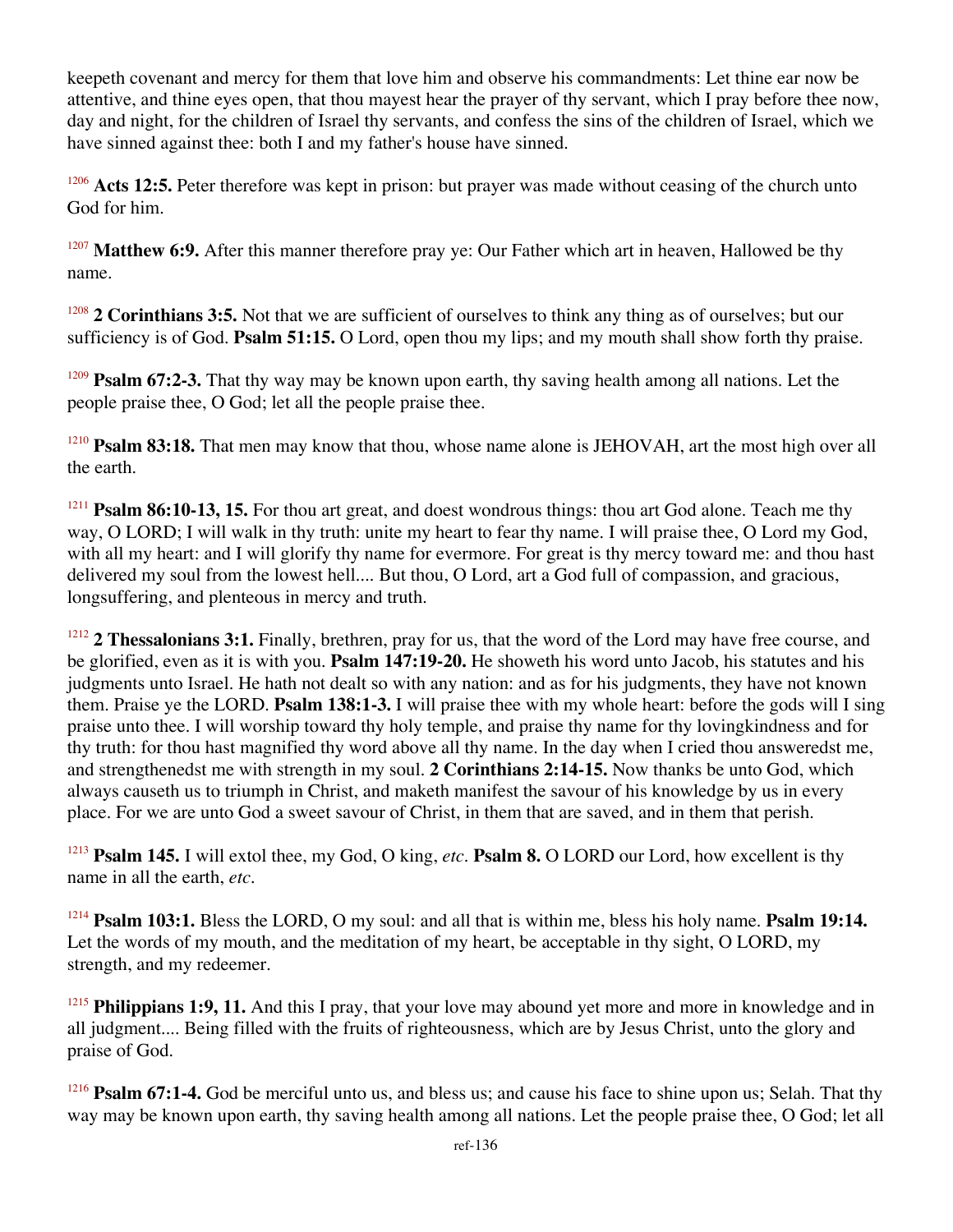keepeth covenant and mercy for them that love him and observe his commandments: Let thine ear now be attentive, and thine eyes open, that thou mayest hear the prayer of thy servant, which I pray before thee now, day and night, for the children of Israel thy servants, and confess the sins of the children of Israel, which we have sinned against thee: both I and my father's house have sinned.

[1206] **Acts 12:5.** Peter therefore was kept in prison: but prayer was made without ceasing of the church unto God for him.

[1207] **Matthew 6:9.** After this manner therefore pray ye: Our Father which art in heaven, Hallowed be thy name.

[1208] **2 Corinthians 3:5.** Not that we are sufficient of ourselves to think any thing as of ourselves; but our sufficiency is of God. **Psalm 51:15.** O Lord, open thou my lips; and my mouth shall show forth thy praise.

[1209] **Psalm 67:2-3.** That thy way may be known upon earth, thy saving health among all nations. Let the people praise thee, O God; let all the people praise thee.

[1210] **Psalm 83:18.** That men may know that thou, whose name alone is JEHOVAH, art the most high over all the earth.

[1211] **Psalm 86:10-13, 15.** For thou art great, and doest wondrous things: thou art God alone. Teach me thy way, O LORD; I will walk in thy truth: unite my heart to fear thy name. I will praise thee, O Lord my God, with all my heart: and I will glorify thy name for evermore. For great is thy mercy toward me: and thou hast delivered my soul from the lowest hell.... But thou, O Lord, art a God full of compassion, and gracious, longsuffering, and plenteous in mercy and truth.

[1212] **2 Thessalonians 3:1.** Finally, brethren, pray for us, that the word of the Lord may have free course, and be glorified, even as it is with you. **Psalm 147:19-20.** He showeth his word unto Jacob, his statutes and his judgments unto Israel. He hath not dealt so with any nation: and as for his judgments, they have not known them. Praise ye the LORD. **Psalm 138:1-3.** I will praise thee with my whole heart: before the gods will I sing praise unto thee. I will worship toward thy holy temple, and praise thy name for thy lovingkindness and for thy truth: for thou hast magnified thy word above all thy name. In the day when I cried thou answeredst me, and strengthenedst me with strength in my soul. **2 Corinthians 2:14-15.** Now thanks be unto God, which always causeth us to triumph in Christ, and maketh manifest the savour of his knowledge by us in every place. For we are unto God a sweet savour of Christ, in them that are saved, and in them that perish.

[1213] **Psalm 145.** I will extol thee, my God, O king, *etc*. **Psalm 8.** O LORD our Lord, how excellent is thy name in all the earth, *etc*.

[1214] **Psalm 103:1.** Bless the LORD, O my soul: and all that is within me, bless his holy name. **Psalm 19:14.** Let the words of my mouth, and the meditation of my heart, be acceptable in thy sight, O LORD, my strength, and my redeemer.

[1215] **Philippians 1:9, 11.** And this I pray, that your love may abound yet more and more in knowledge and in all judgment.... Being filled with the fruits of righteousness, which are by Jesus Christ, unto the glory and praise of God.

[1216] **Psalm 67:1-4.** God be merciful unto us, and bless us; and cause his face to shine upon us; Selah. That thy way may be known upon earth, thy saving health among all nations. Let the people praise thee, O God; let all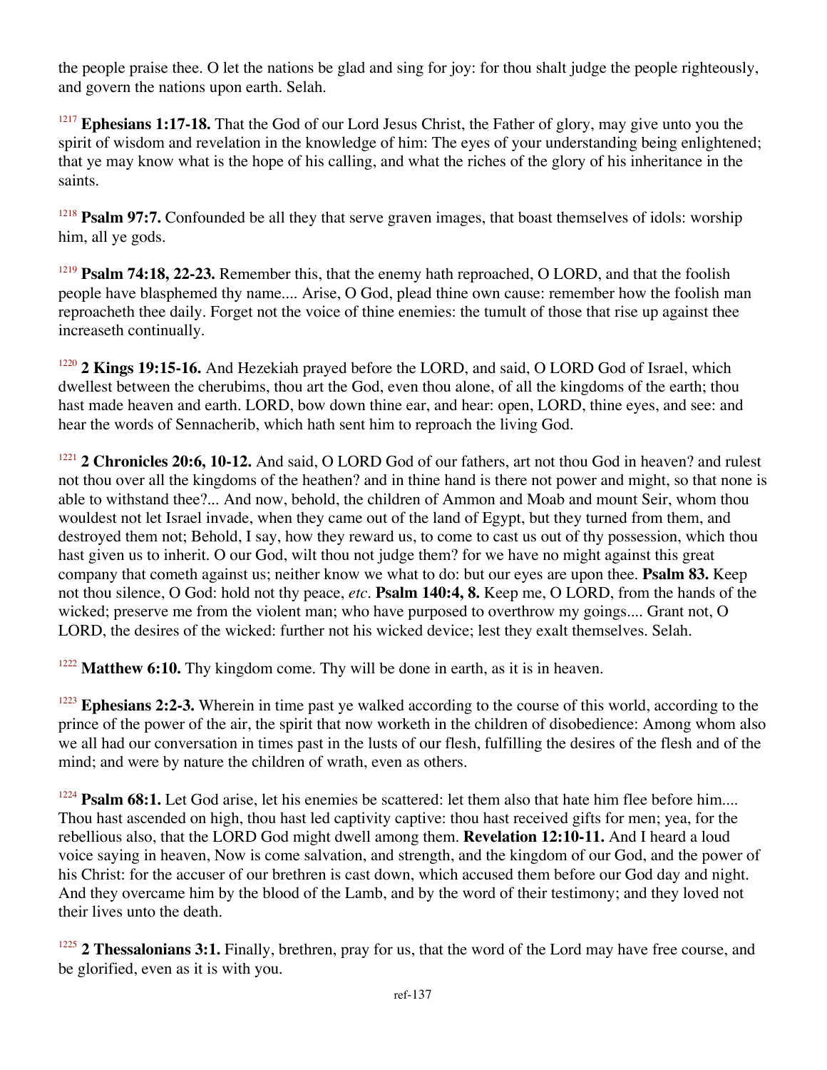the people praise thee. O let the nations be glad and sing for joy: for thou shalt judge the people righteously, and govern the nations upon earth. Selah.

[1217] **Ephesians 1:17-18.** That the God of our Lord Jesus Christ, the Father of glory, may give unto you the spirit of wisdom and revelation in the knowledge of him: The eyes of your understanding being enlightened; that ye may know what is the hope of his calling, and what the riches of the glory of his inheritance in the saints.

[1218] **Psalm 97:7.** Confounded be all they that serve graven images, that boast themselves of idols: worship him, all ye gods.

[1219] **Psalm 74:18, 22-23.** Remember this, that the enemy hath reproached, O LORD, and that the foolish people have blasphemed thy name.... Arise, O God, plead thine own cause: remember how the foolish man reproacheth thee daily. Forget not the voice of thine enemies: the tumult of those that rise up against thee increaseth continually.

[1220] **2 Kings 19:15-16.** And Hezekiah prayed before the LORD, and said, O LORD God of Israel, which dwellest between the cherubims, thou art the God, even thou alone, of all the kingdoms of the earth; thou hast made heaven and earth. LORD, bow down thine ear, and hear: open, LORD, thine eyes, and see: and hear the words of Sennacherib, which hath sent him to reproach the living God.

[1221] **2 Chronicles 20:6, 10-12.** And said, O LORD God of our fathers, art not thou God in heaven? and rulest not thou over all the kingdoms of the heathen? and in thine hand is there not power and might, so that none is able to withstand thee?... And now, behold, the children of Ammon and Moab and mount Seir, whom thou wouldest not let Israel invade, when they came out of the land of Egypt, but they turned from them, and destroyed them not; Behold, I say, how they reward us, to come to cast us out of thy possession, which thou hast given us to inherit. O our God, wilt thou not judge them? for we have no might against this great company that cometh against us; neither know we what to do: but our eyes are upon thee. **Psalm 83.** Keep not thou silence, O God: hold not thy peace, *etc*. **Psalm 140:4, 8.** Keep me, O LORD, from the hands of the wicked; preserve me from the violent man; who have purposed to overthrow my goings.... Grant not, O LORD, the desires of the wicked: further not his wicked device; lest they exalt themselves. Selah.

[1222] **Matthew 6:10.** Thy kingdom come. Thy will be done in earth, as it is in heaven.

[1223] **Ephesians 2:2-3.** Wherein in time past ye walked according to the course of this world, according to the prince of the power of the air, the spirit that now worketh in the children of disobedience: Among whom also we all had our conversation in times past in the lusts of our flesh, fulfilling the desires of the flesh and of the mind; and were by nature the children of wrath, even as others.

[1224] **Psalm 68:1.** Let God arise, let his enemies be scattered: let them also that hate him flee before him.... Thou hast ascended on high, thou hast led captivity captive: thou hast received gifts for men; yea, for the rebellious also, that the LORD God might dwell among them. **Revelation 12:10-11.** And I heard a loud voice saying in heaven, Now is come salvation, and strength, and the kingdom of our God, and the power of his Christ: for the accuser of our brethren is cast down, which accused them before our God day and night. And they overcame him by the blood of the Lamb, and by the word of their testimony; and they loved not their lives unto the death.

[1225] **2 Thessalonians 3:1.** Finally, brethren, pray for us, that the word of the Lord may have free course, and be glorified, even as it is with you.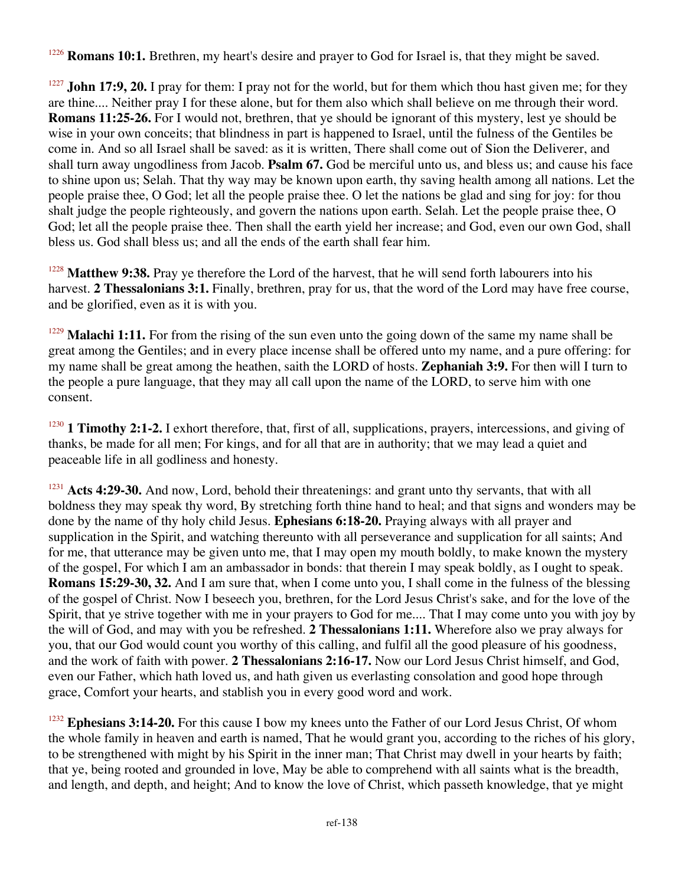[1226] **Romans 10:1.** Brethren, my heart's desire and prayer to God for Israel is, that they might be saved.

[1227] **John 17:9, 20.** I pray for them: I pray not for the world, but for them which thou hast given me; for they are thine.... Neither pray I for these alone, but for them also which shall believe on me through their word. **Romans 11:25-26.** For I would not, brethren, that ye should be ignorant of this mystery, lest ye should be wise in your own conceits; that blindness in part is happened to Israel, until the fulness of the Gentiles be come in. And so all Israel shall be saved: as it is written, There shall come out of Sion the Deliverer, and shall turn away ungodliness from Jacob. **Psalm 67.** God be merciful unto us, and bless us; and cause his face to shine upon us; Selah. That thy way may be known upon earth, thy saving health among all nations. Let the people praise thee, O God; let all the people praise thee. O let the nations be glad and sing for joy: for thou shalt judge the people righteously, and govern the nations upon earth. Selah. Let the people praise thee, O God; let all the people praise thee. Then shall the earth yield her increase; and God, even our own God, shall bless us. God shall bless us; and all the ends of the earth shall fear him.

[1228] **Matthew 9:38.** Pray ye therefore the Lord of the harvest, that he will send forth labourers into his harvest. **2 Thessalonians 3:1.** Finally, brethren, pray for us, that the word of the Lord may have free course, and be glorified, even as it is with you.

[1229] **Malachi 1:11.** For from the rising of the sun even unto the going down of the same my name shall be great among the Gentiles; and in every place incense shall be offered unto my name, and a pure offering: for my name shall be great among the heathen, saith the LORD of hosts. **Zephaniah 3:9.** For then will I turn to the people a pure language, that they may all call upon the name of the LORD, to serve him with one consent.

[1230] **1 Timothy 2:1-2.** I exhort therefore, that, first of all, supplications, prayers, intercessions, and giving of thanks, be made for all men; For kings, and for all that are in authority; that we may lead a quiet and peaceable life in all godliness and honesty.

[1231] **Acts 4:29-30.** And now, Lord, behold their threatenings: and grant unto thy servants, that with all boldness they may speak thy word, By stretching forth thine hand to heal; and that signs and wonders may be done by the name of thy holy child Jesus. **Ephesians 6:18-20.** Praying always with all prayer and supplication in the Spirit, and watching thereunto with all perseverance and supplication for all saints; And for me, that utterance may be given unto me, that I may open my mouth boldly, to make known the mystery of the gospel, For which I am an ambassador in bonds: that therein I may speak boldly, as I ought to speak. **Romans 15:29-30, 32.** And I am sure that, when I come unto you, I shall come in the fulness of the blessing of the gospel of Christ. Now I beseech you, brethren, for the Lord Jesus Christ's sake, and for the love of the Spirit, that ye strive together with me in your prayers to God for me.... That I may come unto you with joy by the will of God, and may with you be refreshed. **2 Thessalonians 1:11.** Wherefore also we pray always for you, that our God would count you worthy of this calling, and fulfil all the good pleasure of his goodness, and the work of faith with power. **2 Thessalonians 2:16-17.** Now our Lord Jesus Christ himself, and God, even our Father, which hath loved us, and hath given us everlasting consolation and good hope through grace, Comfort your hearts, and stablish you in every good word and work.

[1232] **Ephesians 3:14-20.** For this cause I bow my knees unto the Father of our Lord Jesus Christ, Of whom the whole family in heaven and earth is named, That he would grant you, according to the riches of his glory, to be strengthened with might by his Spirit in the inner man; That Christ may dwell in your hearts by faith; that ye, being rooted and grounded in love, May be able to comprehend with all saints what is the breadth, and length, and depth, and height; And to know the love of Christ, which passeth knowledge, that ye might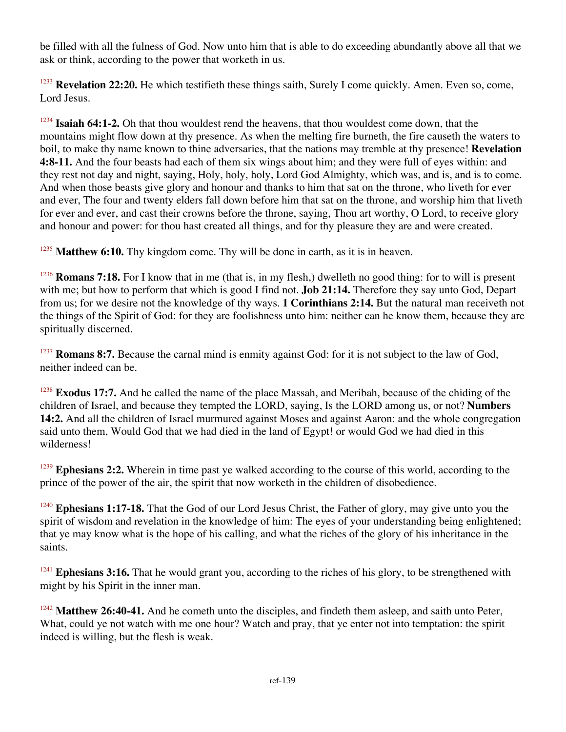be filled with all the fulness of God. Now unto him that is able to do exceeding abundantly above all that we ask or think, according to the power that worketh in us.

[1233] **Revelation 22:20.** He which testifieth these things saith, Surely I come quickly. Amen. Even so, come, Lord Jesus.

[1234] **Isaiah 64:1-2.** Oh that thou wouldest rend the heavens, that thou wouldest come down, that the mountains might flow down at thy presence. As when the melting fire burneth, the fire causeth the waters to boil, to make thy name known to thine adversaries, that the nations may tremble at thy presence! **Revelation 4:8-11.** And the four beasts had each of them six wings about him; and they were full of eyes within: and they rest not day and night, saying, Holy, holy, holy, Lord God Almighty, which was, and is, and is to come. And when those beasts give glory and honour and thanks to him that sat on the throne, who liveth for ever and ever, The four and twenty elders fall down before him that sat on the throne, and worship him that liveth for ever and ever, and cast their crowns before the throne, saying, Thou art worthy, O Lord, to receive glory and honour and power: for thou hast created all things, and for thy pleasure they are and were created.

[1235] **Matthew 6:10.** Thy kingdom come. Thy will be done in earth, as it is in heaven.

[1236] **Romans 7:18.** For I know that in me (that is, in my flesh,) dwelleth no good thing: for to will is present with me; but how to perform that which is good I find not. **Job 21:14.** Therefore they say unto God, Depart from us; for we desire not the knowledge of thy ways. **1 Corinthians 2:14.** But the natural man receiveth not the things of the Spirit of God: for they are foolishness unto him: neither can he know them, because they are spiritually discerned.

[1237] **Romans 8:7.** Because the carnal mind is enmity against God: for it is not subject to the law of God, neither indeed can be.

[1238] **Exodus 17:7.** And he called the name of the place Massah, and Meribah, because of the chiding of the children of Israel, and because they tempted the LORD, saying, Is the LORD among us, or not? **Numbers 14:2.** And all the children of Israel murmured against Moses and against Aaron: and the whole congregation said unto them, Would God that we had died in the land of Egypt! or would God we had died in this wilderness!

[1239] **Ephesians 2:2.** Wherein in time past ye walked according to the course of this world, according to the prince of the power of the air, the spirit that now worketh in the children of disobedience.

[1240] **Ephesians 1:17-18.** That the God of our Lord Jesus Christ, the Father of glory, may give unto you the spirit of wisdom and revelation in the knowledge of him: The eyes of your understanding being enlightened; that ye may know what is the hope of his calling, and what the riches of the glory of his inheritance in the saints.

[1241] **Ephesians 3:16.** That he would grant you, according to the riches of his glory, to be strengthened with might by his Spirit in the inner man.

[1242] **Matthew 26:40-41.** And he cometh unto the disciples, and findeth them asleep, and saith unto Peter, What, could ye not watch with me one hour? Watch and pray, that ye enter not into temptation: the spirit indeed is willing, but the flesh is weak.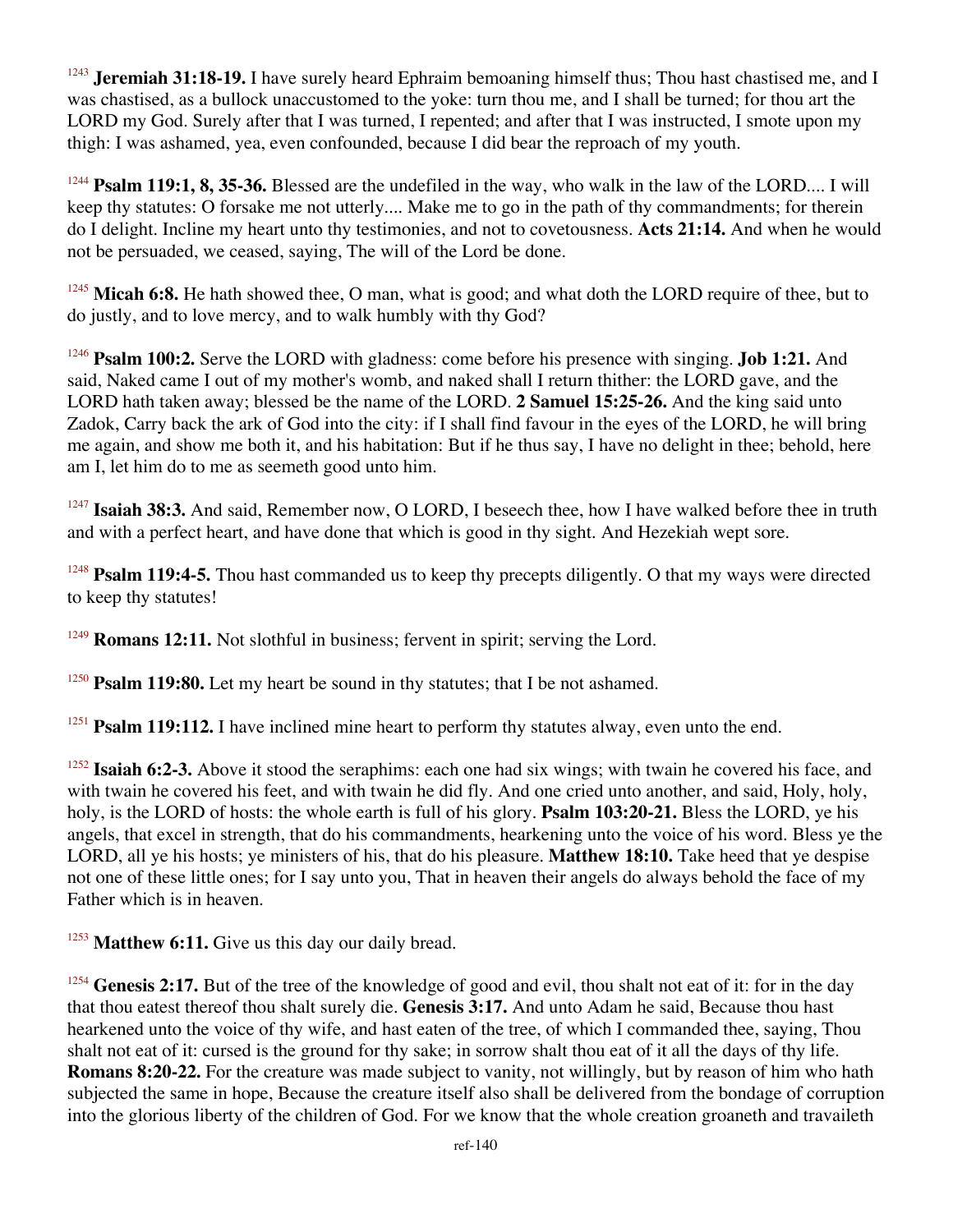[1243] **Jeremiah 31:18-19.** I have surely heard Ephraim bemoaning himself thus; Thou hast chastised me, and I was chastised, as a bullock unaccustomed to the yoke: turn thou me, and I shall be turned; for thou art the LORD my God. Surely after that I was turned, I repented; and after that I was instructed, I smote upon my thigh: I was ashamed, yea, even confounded, because I did bear the reproach of my youth.

[1244] **Psalm 119:1, 8, 35-36.** Blessed are the undefiled in the way, who walk in the law of the LORD.... I will keep thy statutes: O forsake me not utterly.... Make me to go in the path of thy commandments; for therein do I delight. Incline my heart unto thy testimonies, and not to covetousness. **Acts 21:14.** And when he would not be persuaded, we ceased, saying, The will of the Lord be done.

[1245] **Micah 6:8.** He hath showed thee, O man, what is good; and what doth the LORD require of thee, but to do justly, and to love mercy, and to walk humbly with thy God?

[1246] **Psalm 100:2.** Serve the LORD with gladness: come before his presence with singing. **Job 1:21.** And said, Naked came I out of my mother's womb, and naked shall I return thither: the LORD gave, and the LORD hath taken away; blessed be the name of the LORD. **2 Samuel 15:25-26.** And the king said unto Zadok, Carry back the ark of God into the city: if I shall find favour in the eyes of the LORD, he will bring me again, and show me both it, and his habitation: But if he thus say, I have no delight in thee; behold, here am I, let him do to me as seemeth good unto him.

[1247] **Isaiah 38:3.** And said, Remember now, O LORD, I beseech thee, how I have walked before thee in truth and with a perfect heart, and have done that which is good in thy sight. And Hezekiah wept sore.

[1248] **Psalm 119:4-5.** Thou hast commanded us to keep thy precepts diligently. O that my ways were directed to keep thy statutes!

[1249] **Romans 12:11.** Not slothful in business; fervent in spirit; serving the Lord.

[1250] **Psalm 119:80.** Let my heart be sound in thy statutes; that I be not ashamed.

[1251] **Psalm 119:112.** I have inclined mine heart to perform thy statutes alway, even unto the end.

[1252] **Isaiah 6:2-3.** Above it stood the seraphims: each one had six wings; with twain he covered his face, and with twain he covered his feet, and with twain he did fly. And one cried unto another, and said, Holy, holy, holy, is the LORD of hosts: the whole earth is full of his glory. **Psalm 103:20-21.** Bless the LORD, ye his angels, that excel in strength, that do his commandments, hearkening unto the voice of his word. Bless ye the LORD, all ye his hosts; ye ministers of his, that do his pleasure. **Matthew 18:10.** Take heed that ye despise not one of these little ones; for I say unto you, That in heaven their angels do always behold the face of my Father which is in heaven.

[1253] **Matthew 6:11.** Give us this day our daily bread.

[1254] **Genesis 2:17.** But of the tree of the knowledge of good and evil, thou shalt not eat of it: for in the day that thou eatest thereof thou shalt surely die. **Genesis 3:17.** And unto Adam he said, Because thou hast hearkened unto the voice of thy wife, and hast eaten of the tree, of which I commanded thee, saying, Thou shalt not eat of it: cursed is the ground for thy sake; in sorrow shalt thou eat of it all the days of thy life. **Romans 8:20-22.** For the creature was made subject to vanity, not willingly, but by reason of him who hath subjected the same in hope, Because the creature itself also shall be delivered from the bondage of corruption into the glorious liberty of the children of God. For we know that the whole creation groaneth and travaileth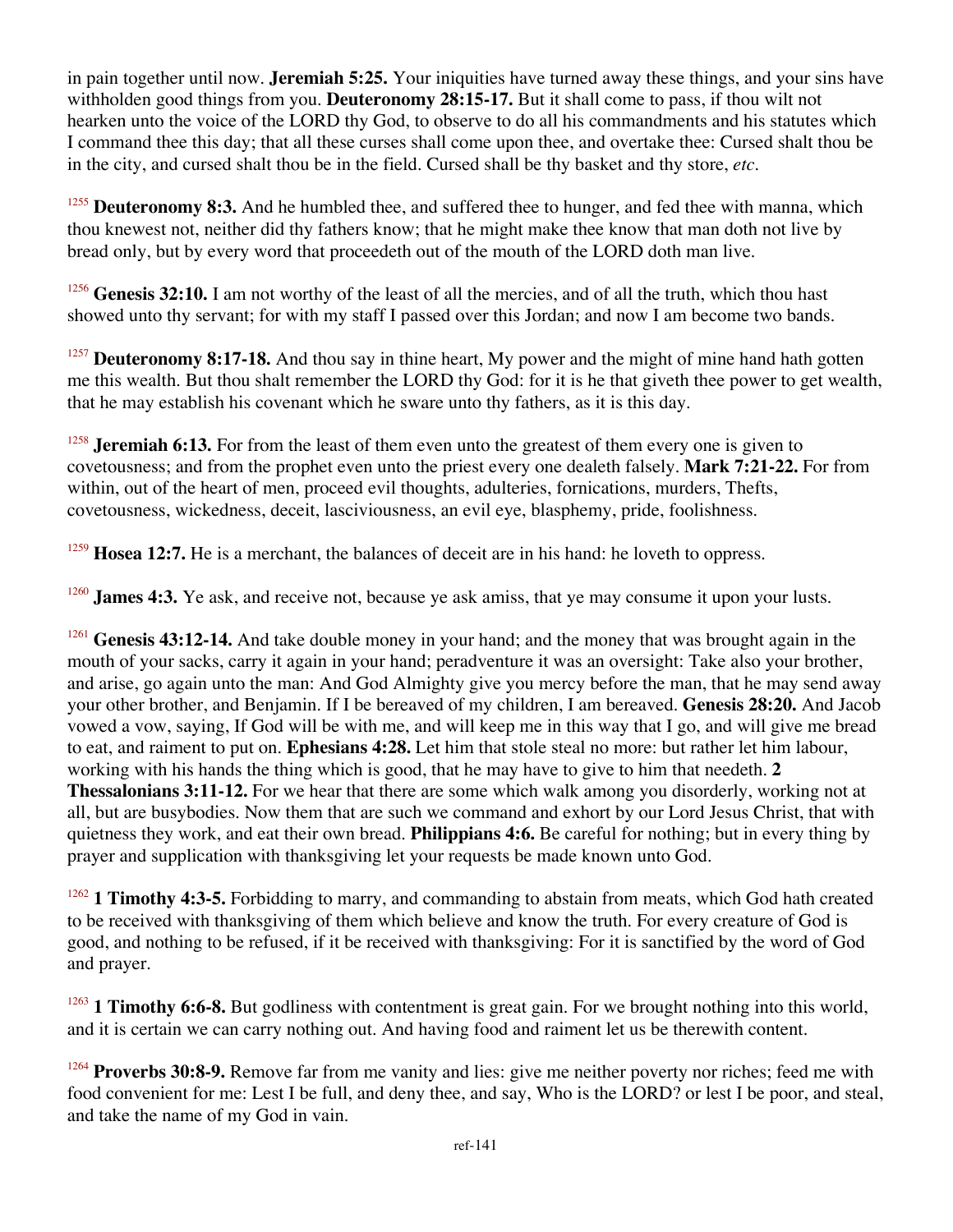in pain together until now. **Jeremiah 5:25.** Your iniquities have turned away these things, and your sins have withholden good things from you. **Deuteronomy 28:15-17.** But it shall come to pass, if thou wilt not hearken unto the voice of the LORD thy God, to observe to do all his commandments and his statutes which I command thee this day; that all these curses shall come upon thee, and overtake thee: Cursed shalt thou be in the city, and cursed shalt thou be in the field. Cursed shall be thy basket and thy store, *etc*.

[1255] **Deuteronomy 8:3.** And he humbled thee, and suffered thee to hunger, and fed thee with manna, which thou knewest not, neither did thy fathers know; that he might make thee know that man doth not live by bread only, but by every word that proceedeth out of the mouth of the LORD doth man live.

[1256] **Genesis 32:10.** I am not worthy of the least of all the mercies, and of all the truth, which thou hast showed unto thy servant; for with my staff I passed over this Jordan; and now I am become two bands.

[1257] **Deuteronomy 8:17-18.** And thou say in thine heart, My power and the might of mine hand hath gotten me this wealth. But thou shalt remember the LORD thy God: for it is he that giveth thee power to get wealth, that he may establish his covenant which he sware unto thy fathers, as it is this day.

[1258] **Jeremiah 6:13.** For from the least of them even unto the greatest of them every one is given to covetousness; and from the prophet even unto the priest every one dealeth falsely. **Mark 7:21-22.** For from within, out of the heart of men, proceed evil thoughts, adulteries, fornications, murders, Thefts, covetousness, wickedness, deceit, lasciviousness, an evil eye, blasphemy, pride, foolishness.

[1259] **Hosea 12:7.** He is a merchant, the balances of deceit are in his hand: he loveth to oppress.

[1260] **James 4:3.** Ye ask, and receive not, because ye ask amiss, that ye may consume it upon your lusts.

[1261] **Genesis 43:12-14.** And take double money in your hand; and the money that was brought again in the mouth of your sacks, carry it again in your hand; peradventure it was an oversight: Take also your brother, and arise, go again unto the man: And God Almighty give you mercy before the man, that he may send away your other brother, and Benjamin. If I be bereaved of my children, I am bereaved. **Genesis 28:20.** And Jacob vowed a vow, saying, If God will be with me, and will keep me in this way that I go, and will give me bread to eat, and raiment to put on. **Ephesians 4:28.** Let him that stole steal no more: but rather let him labour, working with his hands the thing which is good, that he may have to give to him that needeth. **2 Thessalonians 3:11-12.** For we hear that there are some which walk among you disorderly, working not at all, but are busybodies. Now them that are such we command and exhort by our Lord Jesus Christ, that with quietness they work, and eat their own bread. **Philippians 4:6.** Be careful for nothing; but in every thing by prayer and supplication with thanksgiving let your requests be made known unto God.

[1262] **1 Timothy 4:3-5.** Forbidding to marry, and commanding to abstain from meats, which God hath created to be received with thanksgiving of them which believe and know the truth. For every creature of God is good, and nothing to be refused, if it be received with thanksgiving: For it is sanctified by the word of God and prayer.

[1263] **1 Timothy 6:6-8.** But godliness with contentment is great gain. For we brought nothing into this world, and it is certain we can carry nothing out. And having food and raiment let us be therewith content.

[1264] **Proverbs 30:8-9.** Remove far from me vanity and lies: give me neither poverty nor riches; feed me with food convenient for me: Lest I be full, and deny thee, and say, Who is the LORD? or lest I be poor, and steal, and take the name of my God in vain.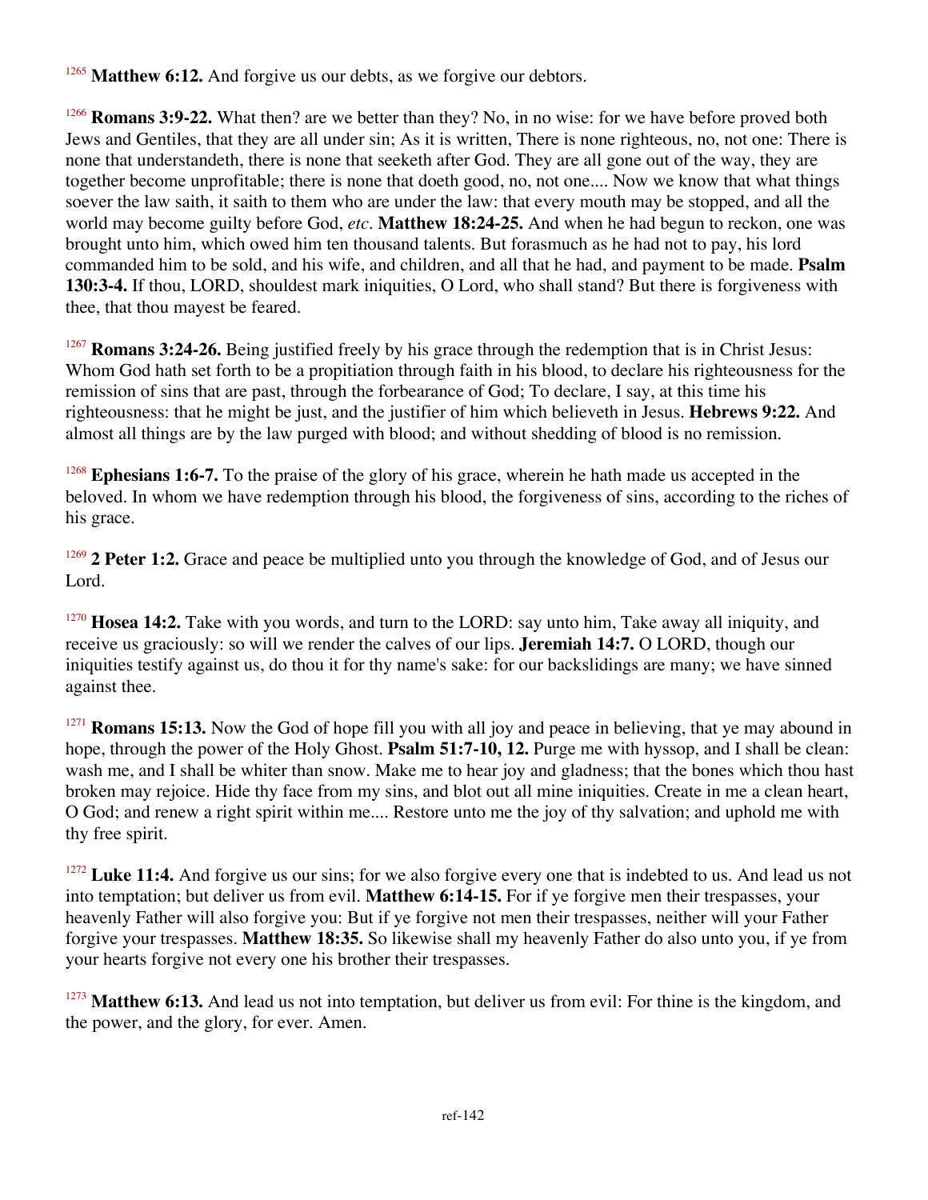[1265] **Matthew 6:12.** And forgive us our debts, as we forgive our debtors.

[1266] **Romans 3:9-22.** What then? are we better than they? No, in no wise: for we have before proved both Jews and Gentiles, that they are all under sin; As it is written, There is none righteous, no, not one: There is none that understandeth, there is none that seeketh after God. They are all gone out of the way, they are together become unprofitable; there is none that doeth good, no, not one.... Now we know that what things soever the law saith, it saith to them who are under the law: that every mouth may be stopped, and all the world may become guilty before God, *etc*. **Matthew 18:24-25.** And when he had begun to reckon, one was brought unto him, which owed him ten thousand talents. But forasmuch as he had not to pay, his lord commanded him to be sold, and his wife, and children, and all that he had, and payment to be made. **Psalm 130:3-4.** If thou, LORD, shouldest mark iniquities, O Lord, who shall stand? But there is forgiveness with thee, that thou mayest be feared.

[1267] **Romans 3:24-26.** Being justified freely by his grace through the redemption that is in Christ Jesus: Whom God hath set forth to be a propitiation through faith in his blood, to declare his righteousness for the remission of sins that are past, through the forbearance of God; To declare, I say, at this time his righteousness: that he might be just, and the justifier of him which believeth in Jesus. **Hebrews 9:22.** And almost all things are by the law purged with blood; and without shedding of blood is no remission.

[1268] **Ephesians 1:6-7.** To the praise of the glory of his grace, wherein he hath made us accepted in the beloved. In whom we have redemption through his blood, the forgiveness of sins, according to the riches of his grace.

[1269] **2 Peter 1:2.** Grace and peace be multiplied unto you through the knowledge of God, and of Jesus our Lord.

[1270] **Hosea 14:2.** Take with you words, and turn to the LORD: say unto him, Take away all iniquity, and receive us graciously: so will we render the calves of our lips. **Jeremiah 14:7.** O LORD, though our iniquities testify against us, do thou it for thy name's sake: for our backslidings are many; we have sinned against thee.

[1271] **Romans 15:13.** Now the God of hope fill you with all joy and peace in believing, that ye may abound in hope, through the power of the Holy Ghost. **Psalm 51:7-10, 12.** Purge me with hyssop, and I shall be clean: wash me, and I shall be whiter than snow. Make me to hear joy and gladness; that the bones which thou hast broken may rejoice. Hide thy face from my sins, and blot out all mine iniquities. Create in me a clean heart, O God; and renew a right spirit within me.... Restore unto me the joy of thy salvation; and uphold me with thy free spirit.

[1272] **Luke 11:4.** And forgive us our sins; for we also forgive every one that is indebted to us. And lead us not into temptation; but deliver us from evil. **Matthew 6:14-15.** For if ye forgive men their trespasses, your heavenly Father will also forgive you: But if ye forgive not men their trespasses, neither will your Father forgive your trespasses. **Matthew 18:35.** So likewise shall my heavenly Father do also unto you, if ye from your hearts forgive not every one his brother their trespasses.

[1273] **Matthew 6:13.** And lead us not into temptation, but deliver us from evil: For thine is the kingdom, and the power, and the glory, for ever. Amen.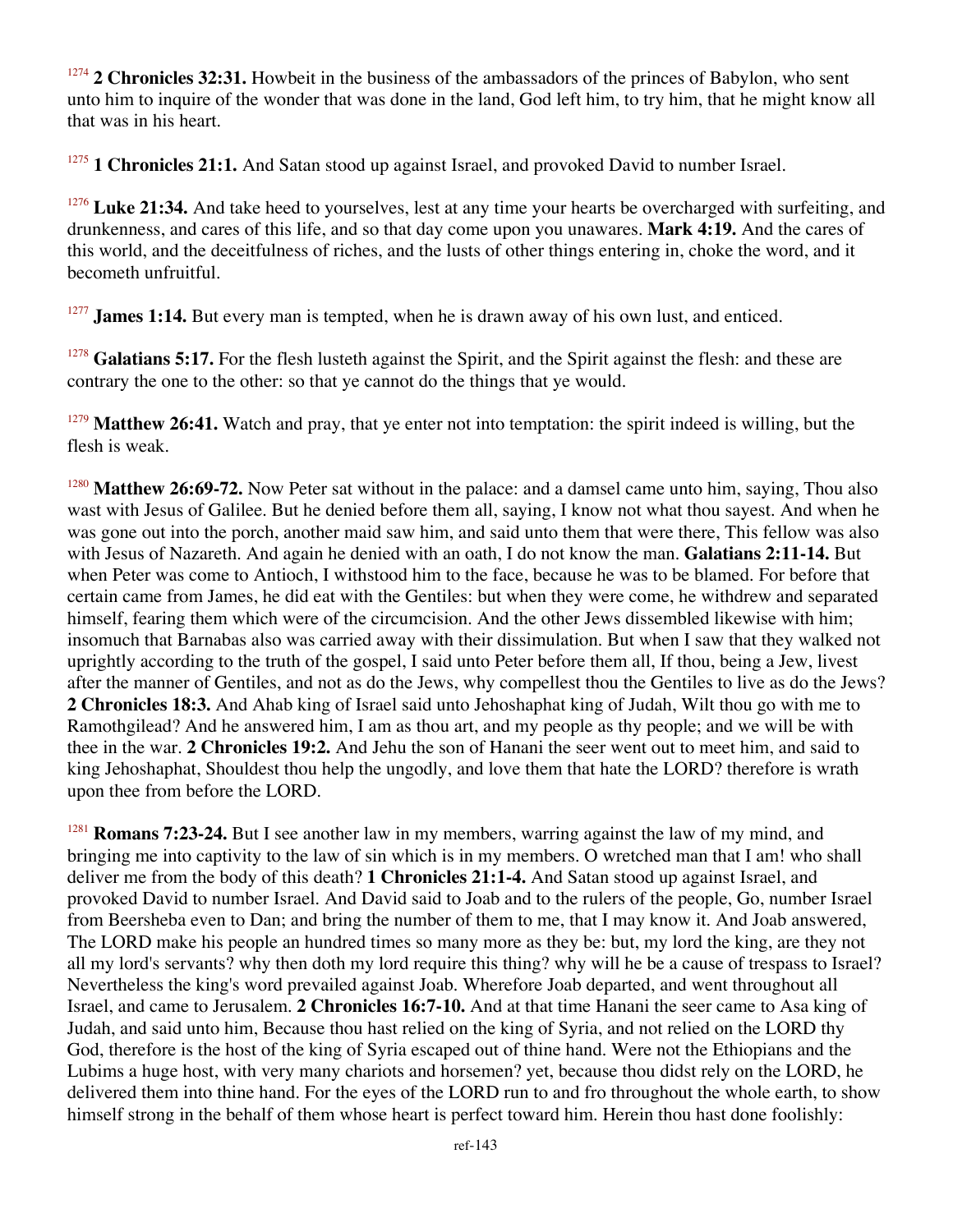[1274] **2 Chronicles 32:31.** Howbeit in the business of the ambassadors of the princes of Babylon, who sent unto him to inquire of the wonder that was done in the land, God left him, to try him, that he might know all that was in his heart.

[1275] **1 Chronicles 21:1.** And Satan stood up against Israel, and provoked David to number Israel.

[1276] **Luke 21:34.** And take heed to yourselves, lest at any time your hearts be overcharged with surfeiting, and drunkenness, and cares of this life, and so that day come upon you unawares. **Mark 4:19.** And the cares of this world, and the deceitfulness of riches, and the lusts of other things entering in, choke the word, and it becometh unfruitful.

[1277] **James 1:14.** But every man is tempted, when he is drawn away of his own lust, and enticed.

[1278] **Galatians 5:17.** For the flesh lusteth against the Spirit, and the Spirit against the flesh: and these are contrary the one to the other: so that ye cannot do the things that ye would.

[1279] **Matthew 26:41.** Watch and pray, that ye enter not into temptation: the spirit indeed is willing, but the flesh is weak.

[1280] **Matthew 26:69-72.** Now Peter sat without in the palace: and a damsel came unto him, saying, Thou also wast with Jesus of Galilee. But he denied before them all, saying, I know not what thou sayest. And when he was gone out into the porch, another maid saw him, and said unto them that were there, This fellow was also with Jesus of Nazareth. And again he denied with an oath, I do not know the man. **Galatians 2:11-14.** But when Peter was come to Antioch, I withstood him to the face, because he was to be blamed. For before that certain came from James, he did eat with the Gentiles: but when they were come, he withdrew and separated himself, fearing them which were of the circumcision. And the other Jews dissembled likewise with him; insomuch that Barnabas also was carried away with their dissimulation. But when I saw that they walked not uprightly according to the truth of the gospel, I said unto Peter before them all, If thou, being a Jew, livest after the manner of Gentiles, and not as do the Jews, why compellest thou the Gentiles to live as do the Jews? **2 Chronicles 18:3.** And Ahab king of Israel said unto Jehoshaphat king of Judah, Wilt thou go with me to Ramothgilead? And he answered him, I am as thou art, and my people as thy people; and we will be with thee in the war. **2 Chronicles 19:2.** And Jehu the son of Hanani the seer went out to meet him, and said to king Jehoshaphat, Shouldest thou help the ungodly, and love them that hate the LORD? therefore is wrath upon thee from before the LORD.

[1281] **Romans 7:23-24.** But I see another law in my members, warring against the law of my mind, and bringing me into captivity to the law of sin which is in my members. O wretched man that I am! who shall deliver me from the body of this death? **1 Chronicles 21:1-4.** And Satan stood up against Israel, and provoked David to number Israel. And David said to Joab and to the rulers of the people, Go, number Israel from Beersheba even to Dan; and bring the number of them to me, that I may know it. And Joab answered, The LORD make his people an hundred times so many more as they be: but, my lord the king, are they not all my lord's servants? why then doth my lord require this thing? why will he be a cause of trespass to Israel? Nevertheless the king's word prevailed against Joab. Wherefore Joab departed, and went throughout all Israel, and came to Jerusalem. **2 Chronicles 16:7-10.** And at that time Hanani the seer came to Asa king of Judah, and said unto him, Because thou hast relied on the king of Syria, and not relied on the LORD thy God, therefore is the host of the king of Syria escaped out of thine hand. Were not the Ethiopians and the Lubims a huge host, with very many chariots and horsemen? yet, because thou didst rely on the LORD, he delivered them into thine hand. For the eyes of the LORD run to and fro throughout the whole earth, to show himself strong in the behalf of them whose heart is perfect toward him. Herein thou hast done foolishly: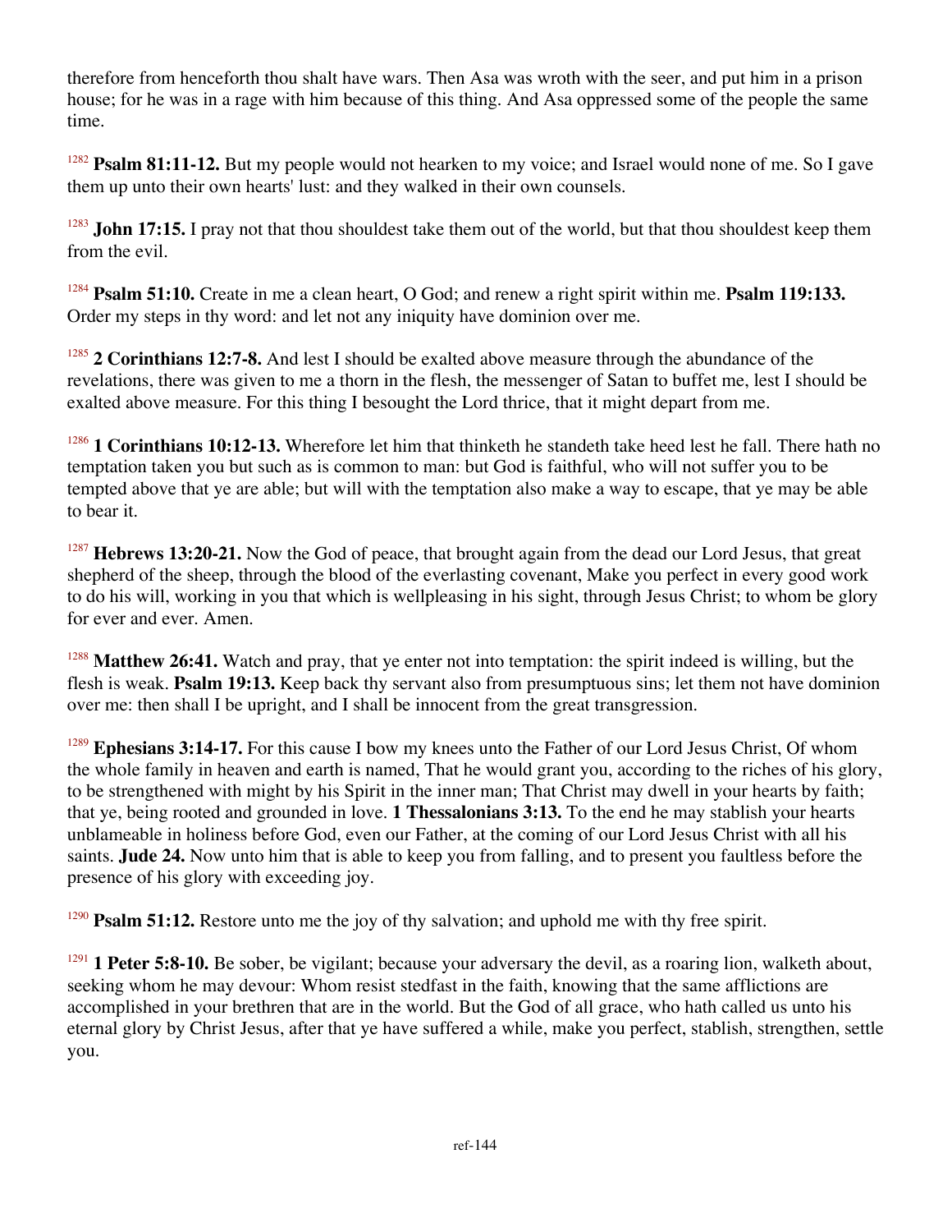therefore from henceforth thou shalt have wars. Then Asa was wroth with the seer, and put him in a prison house; for he was in a rage with him because of this thing. And Asa oppressed some of the people the same time.

[1282] **Psalm 81:11-12.** But my people would not hearken to my voice; and Israel would none of me. So I gave them up unto their own hearts' lust: and they walked in their own counsels.

[1283] **John 17:15.** I pray not that thou shouldest take them out of the world, but that thou shouldest keep them from the evil.

[1284] **Psalm 51:10.** Create in me a clean heart, O God; and renew a right spirit within me. **Psalm 119:133.** Order my steps in thy word: and let not any iniquity have dominion over me.

[1285] **2 Corinthians 12:7-8.** And lest I should be exalted above measure through the abundance of the revelations, there was given to me a thorn in the flesh, the messenger of Satan to buffet me, lest I should be exalted above measure. For this thing I besought the Lord thrice, that it might depart from me.

[1286] **1 Corinthians 10:12-13.** Wherefore let him that thinketh he standeth take heed lest he fall. There hath no temptation taken you but such as is common to man: but God is faithful, who will not suffer you to be tempted above that ye are able; but will with the temptation also make a way to escape, that ye may be able to bear it.

[1287] **Hebrews 13:20-21.** Now the God of peace, that brought again from the dead our Lord Jesus, that great shepherd of the sheep, through the blood of the everlasting covenant, Make you perfect in every good work to do his will, working in you that which is wellpleasing in his sight, through Jesus Christ; to whom be glory for ever and ever. Amen.

[1288] **Matthew 26:41.** Watch and pray, that ye enter not into temptation: the spirit indeed is willing, but the flesh is weak. **Psalm 19:13.** Keep back thy servant also from presumptuous sins; let them not have dominion over me: then shall I be upright, and I shall be innocent from the great transgression.

[1289] **Ephesians 3:14-17.** For this cause I bow my knees unto the Father of our Lord Jesus Christ, Of whom the whole family in heaven and earth is named, That he would grant you, according to the riches of his glory, to be strengthened with might by his Spirit in the inner man; That Christ may dwell in your hearts by faith; that ye, being rooted and grounded in love. **1 Thessalonians 3:13.** To the end he may stablish your hearts unblameable in holiness before God, even our Father, at the coming of our Lord Jesus Christ with all his saints. **Jude 24.** Now unto him that is able to keep you from falling, and to present you faultless before the presence of his glory with exceeding joy.

[1290] **Psalm 51:12.** Restore unto me the joy of thy salvation; and uphold me with thy free spirit.

[1291] **1 Peter 5:8-10.** Be sober, be vigilant; because your adversary the devil, as a roaring lion, walketh about, seeking whom he may devour: Whom resist stedfast in the faith, knowing that the same afflictions are accomplished in your brethren that are in the world. But the God of all grace, who hath called us unto his eternal glory by Christ Jesus, after that ye have suffered a while, make you perfect, stablish, strengthen, settle you.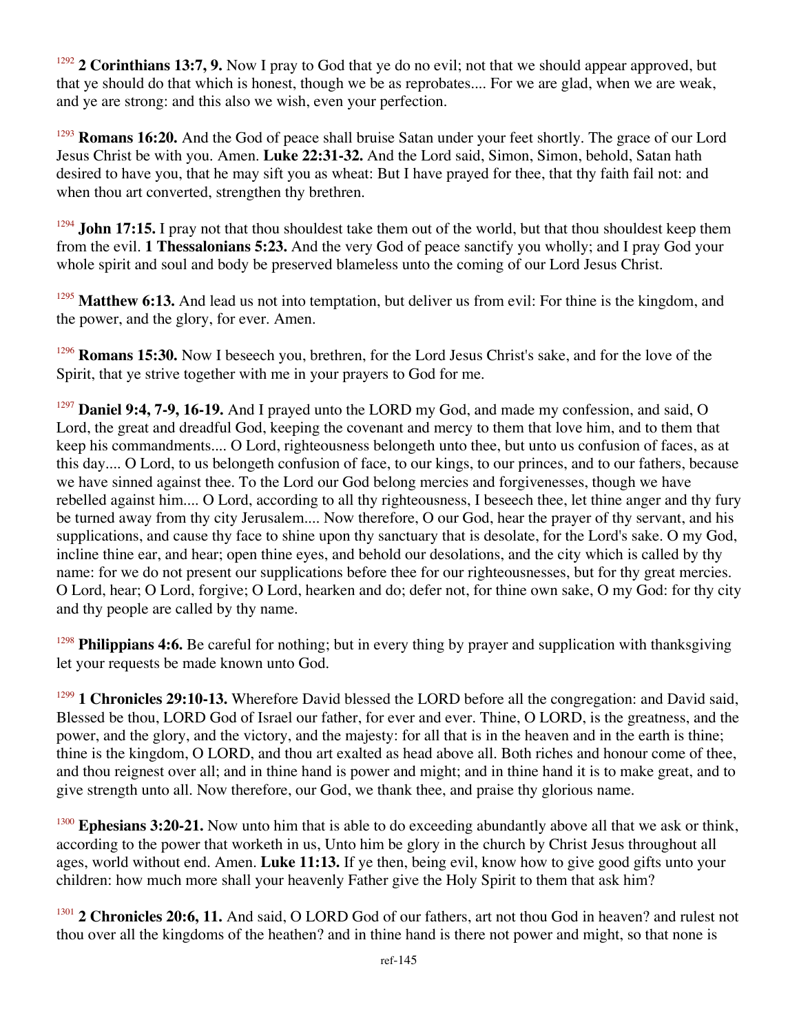[1292] **2 Corinthians 13:7, 9.** Now I pray to God that ye do no evil; not that we should appear approved, but that ye should do that which is honest, though we be as reprobates.... For we are glad, when we are weak, and ye are strong: and this also we wish, even your perfection.

[1293] **Romans 16:20.** And the God of peace shall bruise Satan under your feet shortly. The grace of our Lord Jesus Christ be with you. Amen. **Luke 22:31-32.** And the Lord said, Simon, Simon, behold, Satan hath desired to have you, that he may sift you as wheat: But I have prayed for thee, that thy faith fail not: and when thou art converted, strengthen thy brethren.

[1294] **John 17:15.** I pray not that thou shouldest take them out of the world, but that thou shouldest keep them from the evil. **1 Thessalonians 5:23.** And the very God of peace sanctify you wholly; and I pray God your whole spirit and soul and body be preserved blameless unto the coming of our Lord Jesus Christ.

[1295] **Matthew 6:13.** And lead us not into temptation, but deliver us from evil: For thine is the kingdom, and the power, and the glory, for ever. Amen.

[1296] **Romans 15:30.** Now I beseech you, brethren, for the Lord Jesus Christ's sake, and for the love of the Spirit, that ye strive together with me in your prayers to God for me.

[1297] **Daniel 9:4, 7-9, 16-19.** And I prayed unto the LORD my God, and made my confession, and said, O Lord, the great and dreadful God, keeping the covenant and mercy to them that love him, and to them that keep his commandments.... O Lord, righteousness belongeth unto thee, but unto us confusion of faces, as at this day.... O Lord, to us belongeth confusion of face, to our kings, to our princes, and to our fathers, because we have sinned against thee. To the Lord our God belong mercies and forgivenesses, though we have rebelled against him.... O Lord, according to all thy righteousness, I beseech thee, let thine anger and thy fury be turned away from thy city Jerusalem.... Now therefore, O our God, hear the prayer of thy servant, and his supplications, and cause thy face to shine upon thy sanctuary that is desolate, for the Lord's sake. O my God, incline thine ear, and hear; open thine eyes, and behold our desolations, and the city which is called by thy name: for we do not present our supplications before thee for our righteousnesses, but for thy great mercies. O Lord, hear; O Lord, forgive; O Lord, hearken and do; defer not, for thine own sake, O my God: for thy city and thy people are called by thy name.

[1298] **Philippians 4:6.** Be careful for nothing; but in every thing by prayer and supplication with thanksgiving let your requests be made known unto God.

[1299] **1 Chronicles 29:10-13.** Wherefore David blessed the LORD before all the congregation: and David said, Blessed be thou, LORD God of Israel our father, for ever and ever. Thine, O LORD, is the greatness, and the power, and the glory, and the victory, and the majesty: for all that is in the heaven and in the earth is thine; thine is the kingdom, O LORD, and thou art exalted as head above all. Both riches and honour come of thee, and thou reignest over all; and in thine hand is power and might; and in thine hand it is to make great, and to give strength unto all. Now therefore, our God, we thank thee, and praise thy glorious name.

[1300] **Ephesians 3:20-21.** Now unto him that is able to do exceeding abundantly above all that we ask or think, according to the power that worketh in us, Unto him be glory in the church by Christ Jesus throughout all ages, world without end. Amen. **Luke 11:13.** If ye then, being evil, know how to give good gifts unto your children: how much more shall your heavenly Father give the Holy Spirit to them that ask him?

[1301] **2 Chronicles 20:6, 11.** And said, O LORD God of our fathers, art not thou God in heaven? and rulest not thou over all the kingdoms of the heathen? and in thine hand is there not power and might, so that none is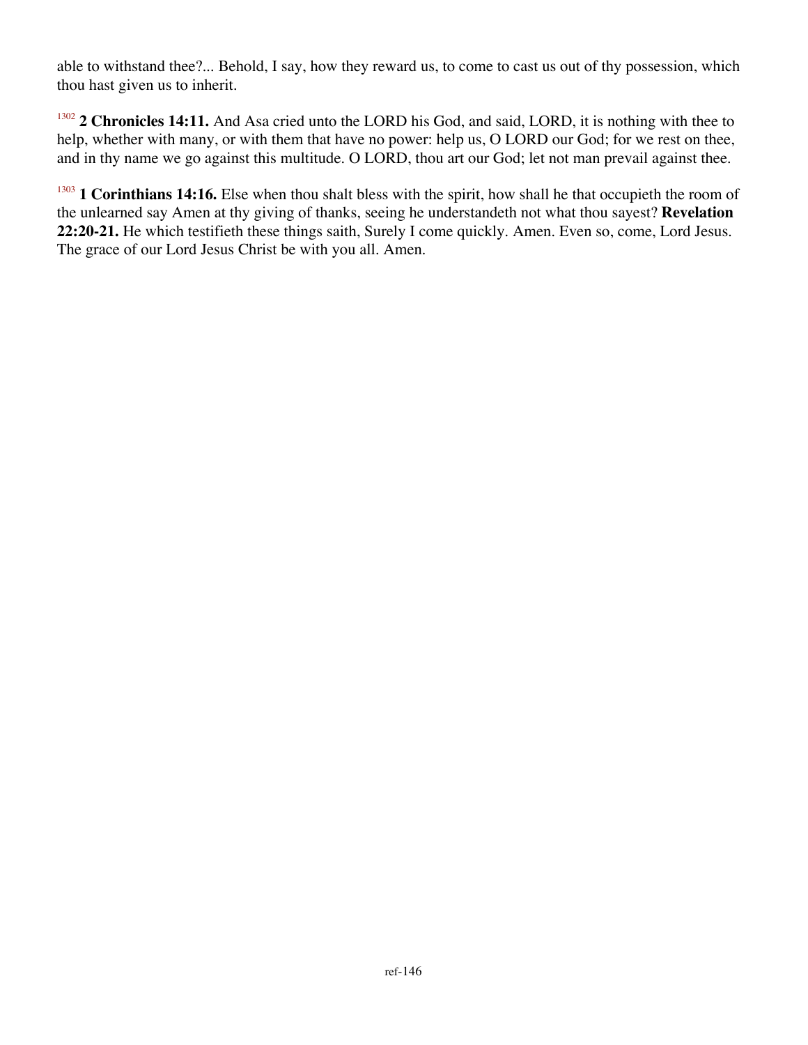able to withstand thee?... Behold, I say, how they reward us, to come to cast us out of thy possession, which thou hast given us to inherit.

[1302] **2 Chronicles 14:11.** And Asa cried unto the LORD his God, and said, LORD, it is nothing with thee to help, whether with many, or with them that have no power: help us, O LORD our God; for we rest on thee, and in thy name we go against this multitude. O LORD, thou art our God; let not man prevail against thee.

[1303] **1 Corinthians 14:16.** Else when thou shalt bless with the spirit, how shall he that occupieth the room of the unlearned say Amen at thy giving of thanks, seeing he understandeth not what thou sayest? **Revelation 22:20-21.** He which testifieth these things saith, Surely I come quickly. Amen. Even so, come, Lord Jesus. The grace of our Lord Jesus Christ be with you all. Amen.